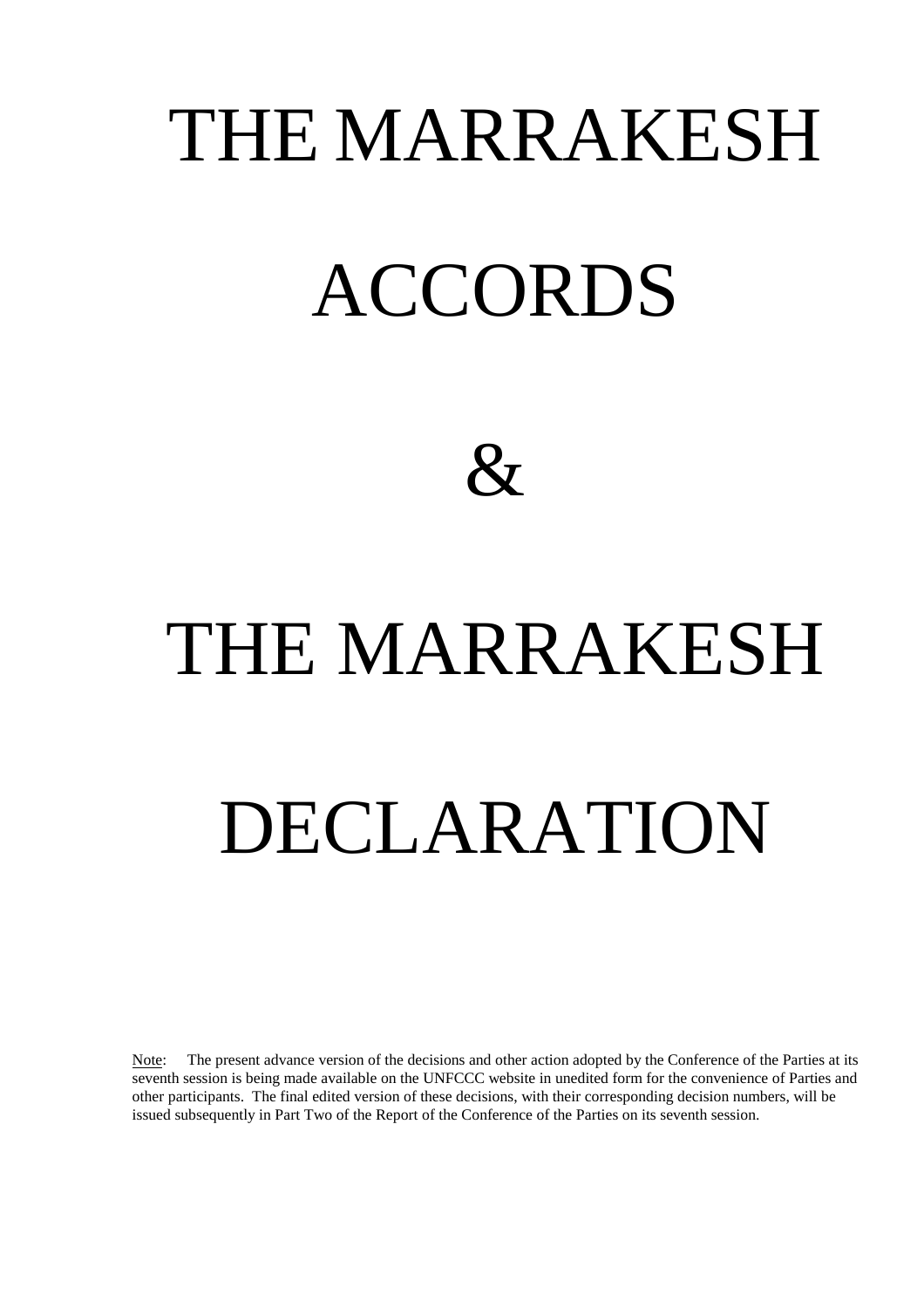# THE MARRAKESH ACCORDS

# &

# THE MARRAKESH DECLARATION

Note: The present advance version of the decisions and other action adopted by the Conference of the Parties at its seventh session is being made available on the UNFCCC website in unedited form for the convenience of Parties and other participants. The final edited version of these decisions, with their corresponding decision numbers, will be issued subsequently in Part Two of the Report of the Conference of the Parties on its seventh session.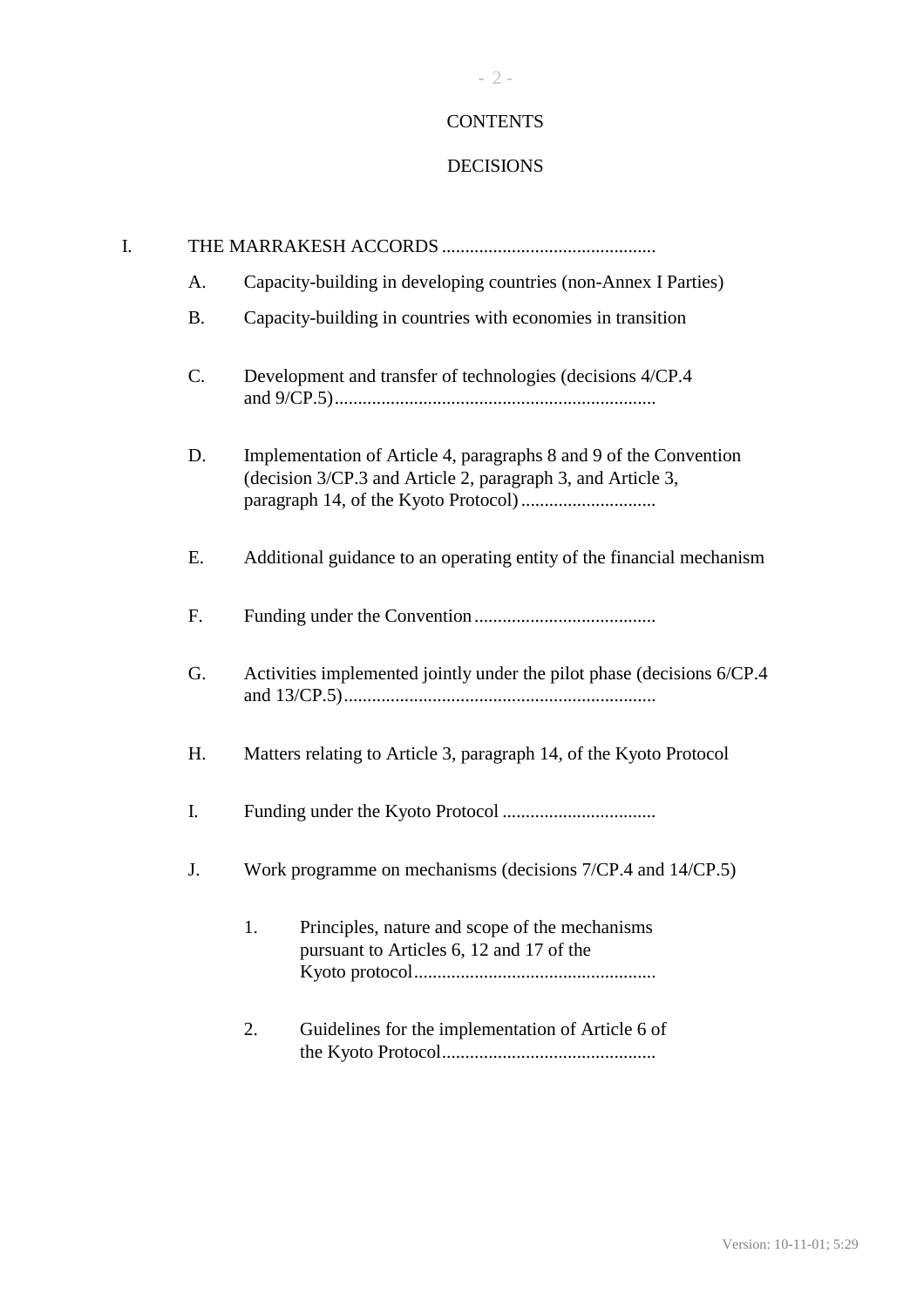# CONTENTS

## DECISIONS

I. THE MARRAKESH ACCORDS .............................................

- A. Capacity-building in developing countries (non-Annex I Parties)
- B. Capacity-building in countries with economies in transition
- C. Development and transfer of technologies (decisions 4/CP.4 and 9/CP.5).....................................................................
- D. Implementation of Article 4, paragraphs 8 and 9 of the Convention (decision 3/CP.3 and Article 2, paragraph 3, and Article 3, paragraph 14, of the Kyoto Protocol) .............................
- E. Additional guidance to an operating entity of the financial mechanism
- F. Funding under the Convention .......................................
- G. Activities implemented jointly under the pilot phase (decisions 6/CP.4 and 13/CP.5)...................................................................
- H. Matters relating to Article 3, paragraph 14, of the Kyoto Protocol
- I. Funding under the Kyoto Protocol .................................
- J. Work programme on mechanisms (decisions 7/CP.4 and 14/CP.5)
  1. Principles, nature and scope of the mechanisms pursuant to Articles 6, 12 and 17 of the Kyoto protocol....................................................
  2. Guidelines for the implementation of Article 6 of the Kyoto Protocol.............................................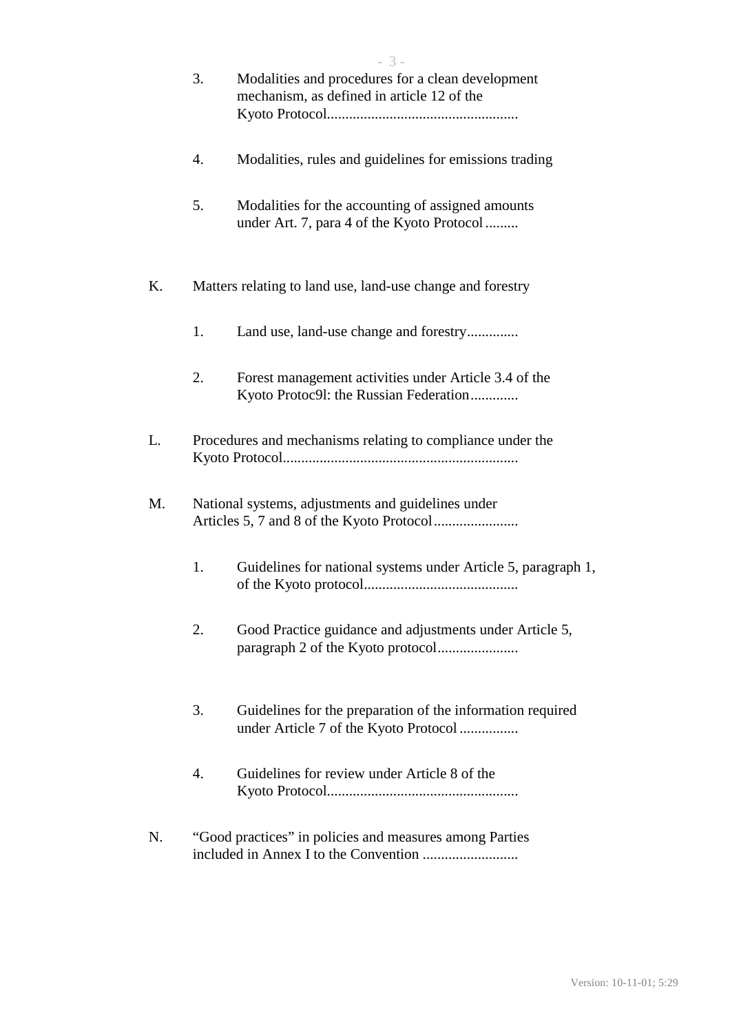3. Modalities and procedures for a clean development mechanism, as defined in article 12 of the Kyoto Protocol....................................................

4. Modalities, rules and guidelines for emissions trading

5. Modalities for the accounting of assigned amounts under Art. 7, para 4 of the Kyoto Protocol.........

K. Matters relating to land use, land-use change and forestry

1. Land use, land-use change and forestry..............

2. Forest management activities under Article 3.4 of the Kyoto Protoc9l: the Russian Federation.............

L. Procedures and mechanisms relating to compliance under the Kyoto Protocol................................................................

M. National systems, adjustments and guidelines under Articles 5, 7 and 8 of the Kyoto Protocol.......................

1. Guidelines for national systems under Article 5, paragraph 1, of the Kyoto protocol..........................................

2. Good Practice guidance and adjustments under Article 5, paragraph 2 of the Kyoto protocol......................

3. Guidelines for the preparation of the information required under Article 7 of the Kyoto Protocol ................

4. Guidelines for review under Article 8 of the Kyoto Protocol....................................................

N. "Good practices" in policies and measures among Parties included in Annex I to the Convention ..........................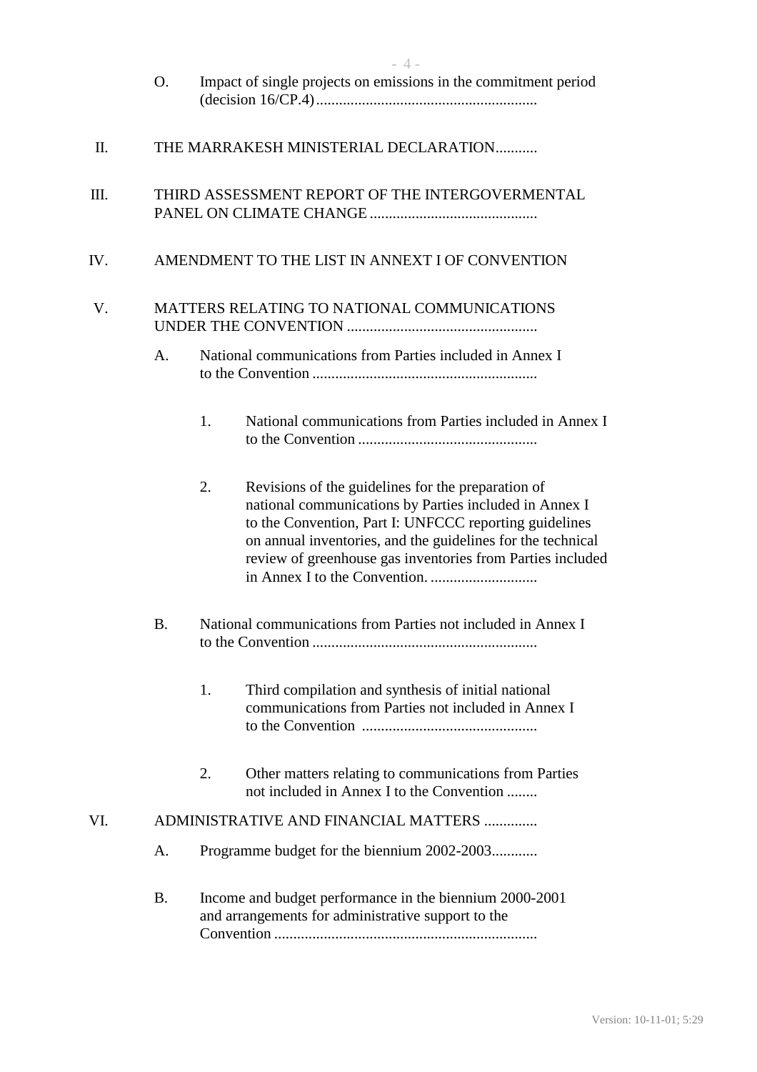O. Impact of single projects on emissions in the commitment period (decision 16/CP.4) ..........................................................

II. THE MARRAKESH MINISTERIAL DECLARATION...........

III. THIRD ASSESSMENT REPORT OF THE INTERGOVERMENTAL PANEL ON CLIMATE CHANGE ...........................................

IV. AMENDMENT TO THE LIST IN ANNEXT I OF CONVENTION

V. MATTERS RELATING TO NATIONAL COMMUNICATIONS UNDER THE CONVENTION .................................................

A. National communications from Parties included in Annex I to the Convention ..........................................................

1. National communications from Parties included in Annex I to the Convention ...............................................

2. Revisions of the guidelines for the preparation of national communications by Parties included in Annex I to the Convention, Part I: UNFCCC reporting guidelines on annual inventories, and the guidelines for the technical review of greenhouse gas inventories from Parties included in Annex I to the Convention. ............................

B. National communications from Parties not included in Annex I to the Convention ..........................................................

1. Third compilation and synthesis of initial national communications from Parties not included in Annex I to the Convention .............................................

2. Other matters relating to communications from Parties not included in Annex I to the Convention ........

VI. ADMINISTRATIVE AND FINANCIAL MATTERS .............

A. Programme budget for the biennium 2002-2003............

B. Income and budget performance in the biennium 2000-2001 and arrangements for administrative support to the Convention ....................................................................

Version: 10-11-01; 5:29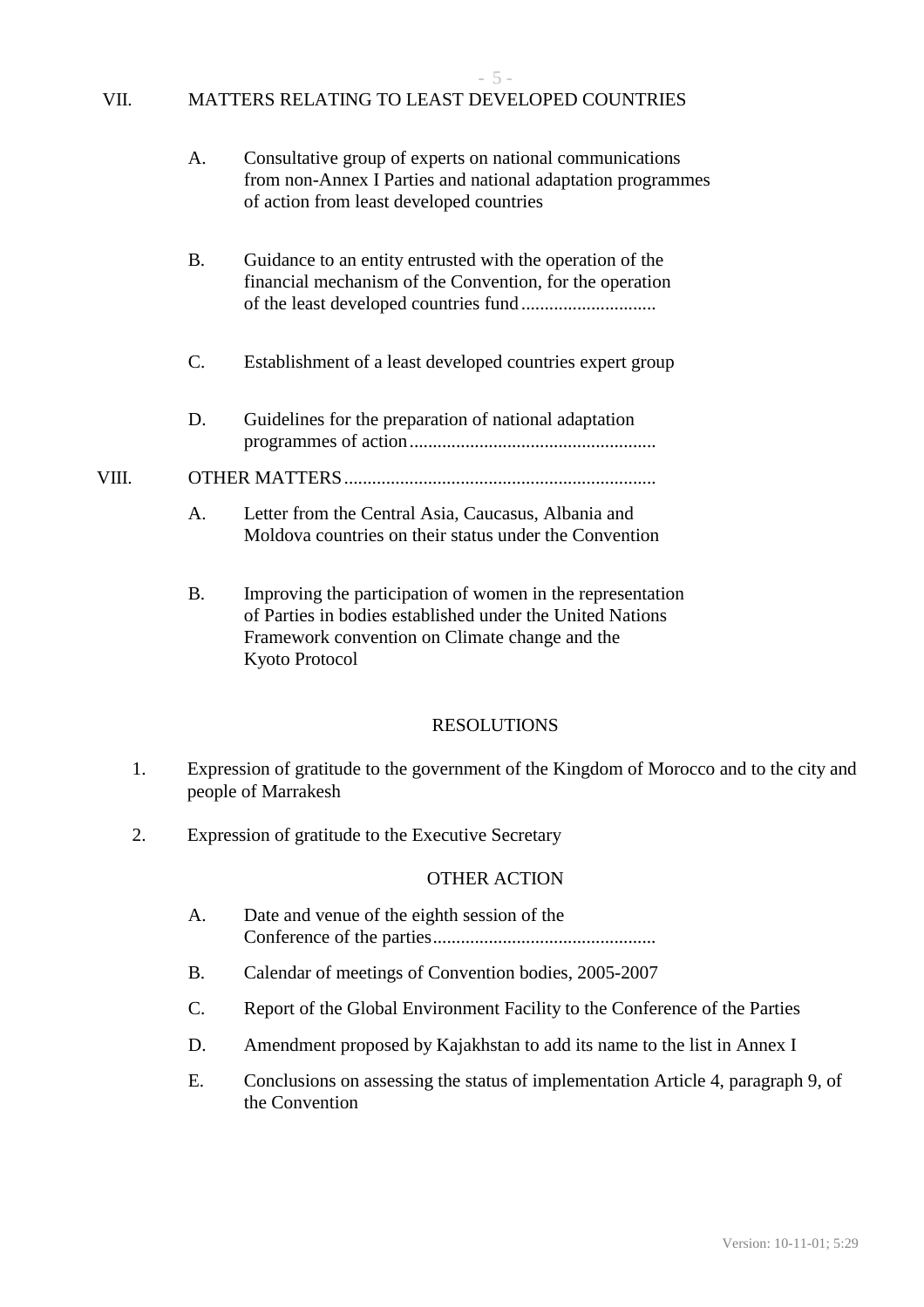VII. MATTERS RELATING TO LEAST DEVELOPED COUNTRIES

A. Consultative group of experts on national communications from non-Annex I Parties and national adaptation programmes of action from least developed countries

B. Guidance to an entity entrusted with the operation of the financial mechanism of the Convention, for the operation of the least developed countries fund............................

C. Establishment of a least developed countries expert group

D. Guidelines for the preparation of national adaptation programmes of action....................................................

VIII. OTHER MATTERS.................................................................

A. Letter from the Central Asia, Caucasus, Albania and Moldova countries on their status under the Convention

B. Improving the participation of women in the representation of Parties in bodies established under the United Nations Framework convention on Climate change and the Kyoto Protocol

RESOLUTIONS

1. Expression of gratitude to the government of the Kingdom of Morocco and to the city and people of Marrakesh

2. Expression of gratitude to the Executive Secretary

OTHER ACTION

A. Date and venue of the eighth session of the Conference of the parties...............................................

B. Calendar of meetings of Convention bodies, 2005-2007

C. Report of the Global Environment Facility to the Conference of the Parties

D. Amendment proposed by Kajakhstan to add its name to the list in Annex I

E. Conclusions on assessing the status of implementation Article 4, paragraph 9, of the Convention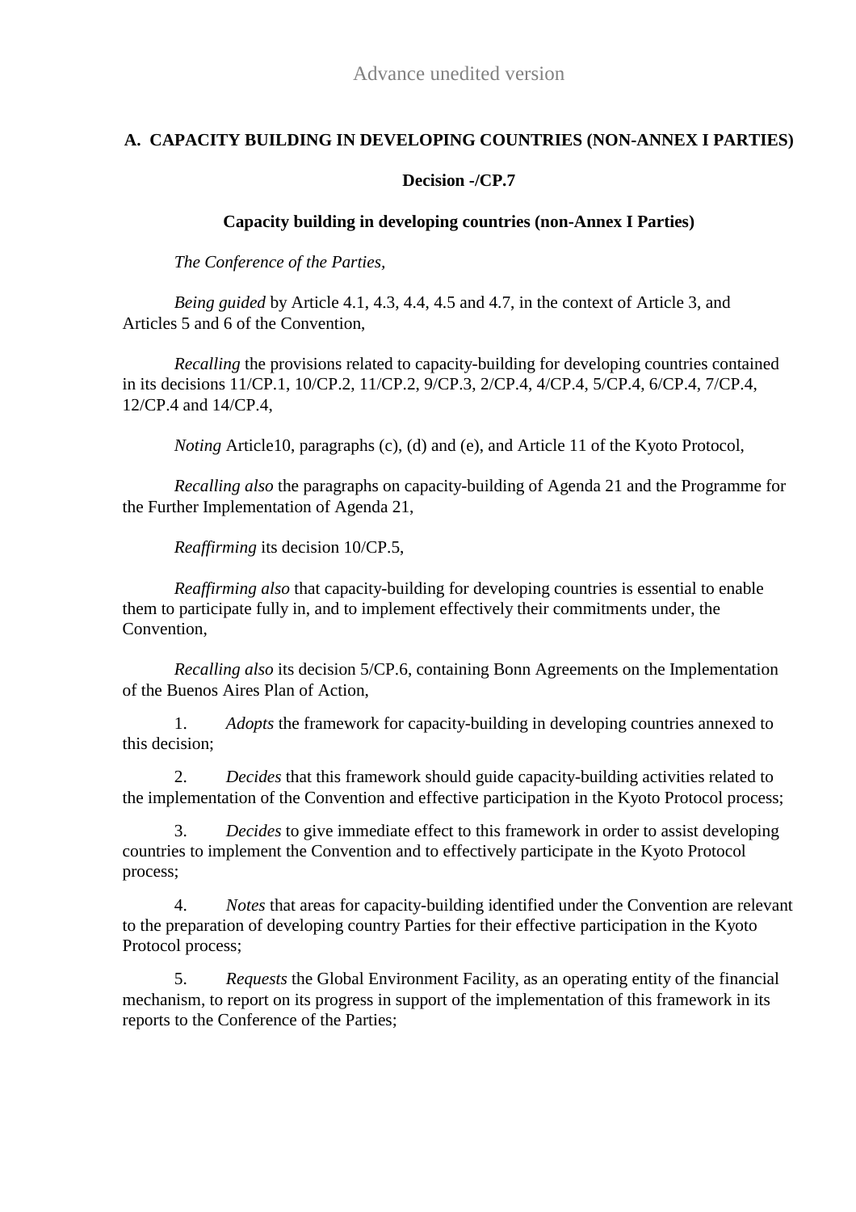Advance unedited version

## A. CAPACITY BUILDING IN DEVELOPING COUNTRIES (NON-ANNEX I PARTIES)

### Decision -/CP.7

### Capacity building in developing countries (non-Annex I Parties)

*The Conference of the Parties,*

*Being guided* by Article 4.1, 4.3, 4.4, 4.5 and 4.7, in the context of Article 3, and Articles 5 and 6 of the Convention,

*Recalling* the provisions related to capacity-building for developing countries contained in its decisions 11/CP.1, 10/CP.2, 11/CP.2, 9/CP.3, 2/CP.4, 4/CP.4, 5/CP.4, 6/CP.4, 7/CP.4, 12/CP.4 and 14/CP.4,

*Noting* Article10, paragraphs (c), (d) and (e), and Article 11 of the Kyoto Protocol,

*Recalling also* the paragraphs on capacity-building of Agenda 21 and the Programme for the Further Implementation of Agenda 21,

*Reaffirming* its decision 10/CP.5,

*Reaffirming also* that capacity-building for developing countries is essential to enable them to participate fully in, and to implement effectively their commitments under, the Convention,

*Recalling also* its decision 5/CP.6, containing Bonn Agreements on the Implementation of the Buenos Aires Plan of Action,

1. *Adopts* the framework for capacity-building in developing countries annexed to this decision;

2. *Decides* that this framework should guide capacity-building activities related to the implementation of the Convention and effective participation in the Kyoto Protocol process;

3. *Decides* to give immediate effect to this framework in order to assist developing countries to implement the Convention and to effectively participate in the Kyoto Protocol process;

4. *Notes* that areas for capacity-building identified under the Convention are relevant to the preparation of developing country Parties for their effective participation in the Kyoto Protocol process;

5. *Requests* the Global Environment Facility, as an operating entity of the financial mechanism, to report on its progress in support of the implementation of this framework in its reports to the Conference of the Parties;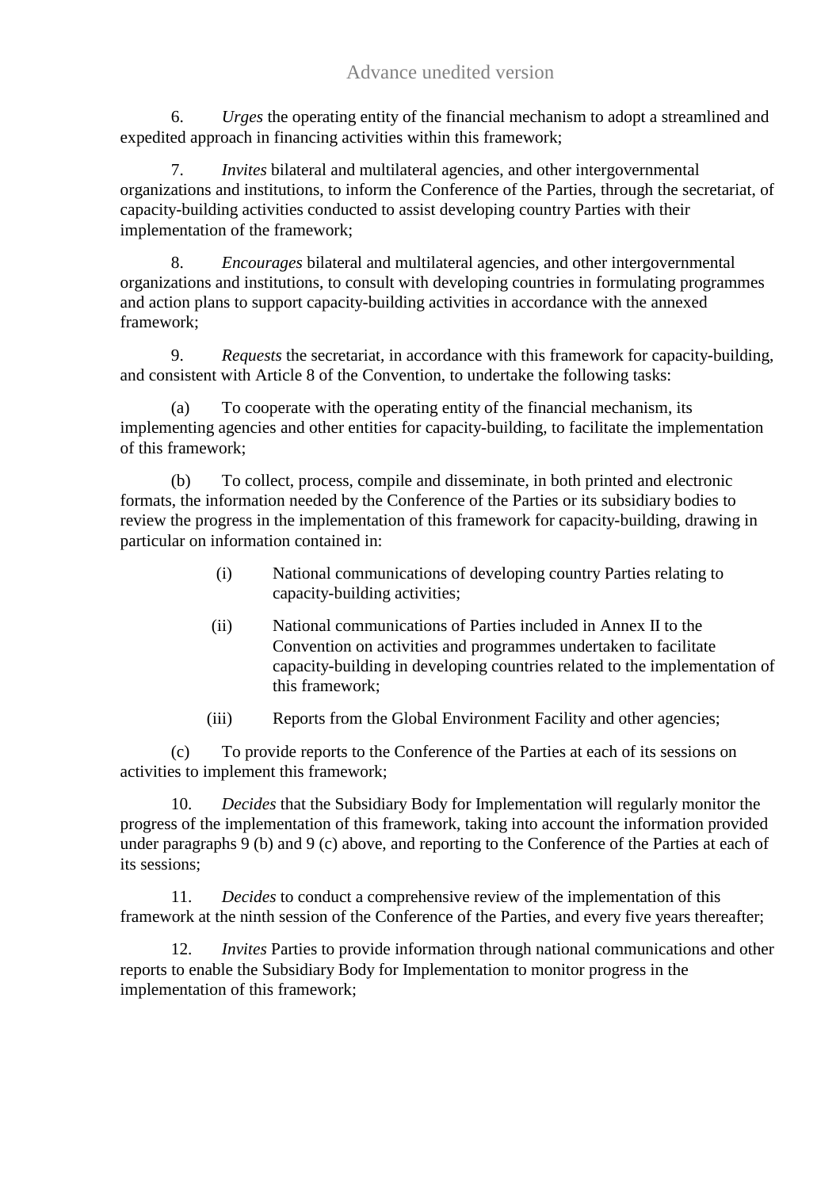6. *Urges* the operating entity of the financial mechanism to adopt a streamlined and expedited approach in financing activities within this framework;

7. *Invites* bilateral and multilateral agencies, and other intergovernmental organizations and institutions, to inform the Conference of the Parties, through the secretariat, of capacity-building activities conducted to assist developing country Parties with their implementation of the framework;

8. *Encourages* bilateral and multilateral agencies, and other intergovernmental organizations and institutions, to consult with developing countries in formulating programmes and action plans to support capacity-building activities in accordance with the annexed framework;

9. *Requests* the secretariat, in accordance with this framework for capacity-building, and consistent with Article 8 of the Convention, to undertake the following tasks:

(a) To cooperate with the operating entity of the financial mechanism, its implementing agencies and other entities for capacity-building, to facilitate the implementation of this framework;

(b) To collect, process, compile and disseminate, in both printed and electronic formats, the information needed by the Conference of the Parties or its subsidiary bodies to review the progress in the implementation of this framework for capacity-building, drawing in particular on information contained in:

(i) National communications of developing country Parties relating to capacity-building activities;

(ii) National communications of Parties included in Annex II to the Convention on activities and programmes undertaken to facilitate capacity-building in developing countries related to the implementation of this framework;

(iii) Reports from the Global Environment Facility and other agencies;

(c) To provide reports to the Conference of the Parties at each of its sessions on activities to implement this framework;

10. *Decides* that the Subsidiary Body for Implementation will regularly monitor the progress of the implementation of this framework, taking into account the information provided under paragraphs 9 (b) and 9 (c) above, and reporting to the Conference of the Parties at each of its sessions;

11. *Decides* to conduct a comprehensive review of the implementation of this framework at the ninth session of the Conference of the Parties, and every five years thereafter;

12. *Invites* Parties to provide information through national communications and other reports to enable the Subsidiary Body for Implementation to monitor progress in the implementation of this framework;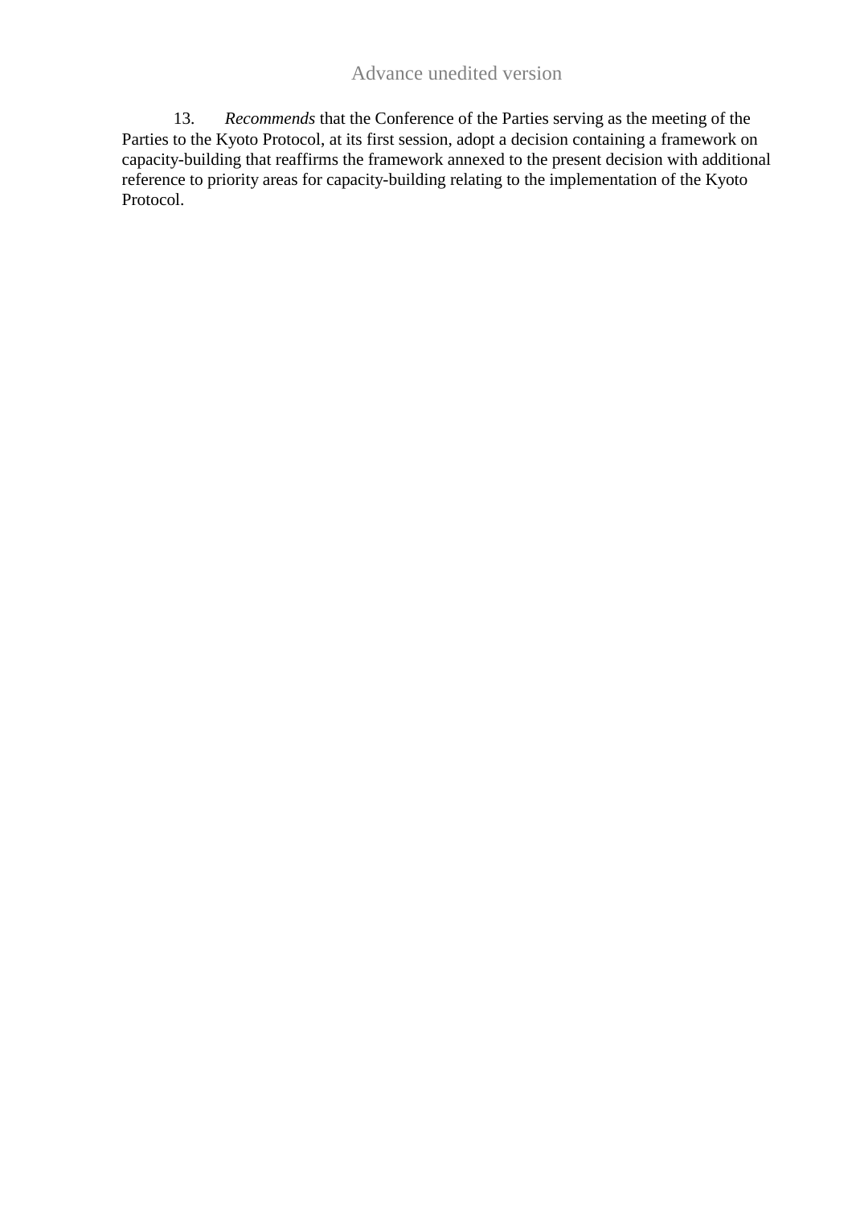13. *Recommends* that the Conference of the Parties serving as the meeting of the Parties to the Kyoto Protocol, at its first session, adopt a decision containing a framework on capacity-building that reaffirms the framework annexed to the present decision with additional reference to priority areas for capacity-building relating to the implementation of the Kyoto Protocol.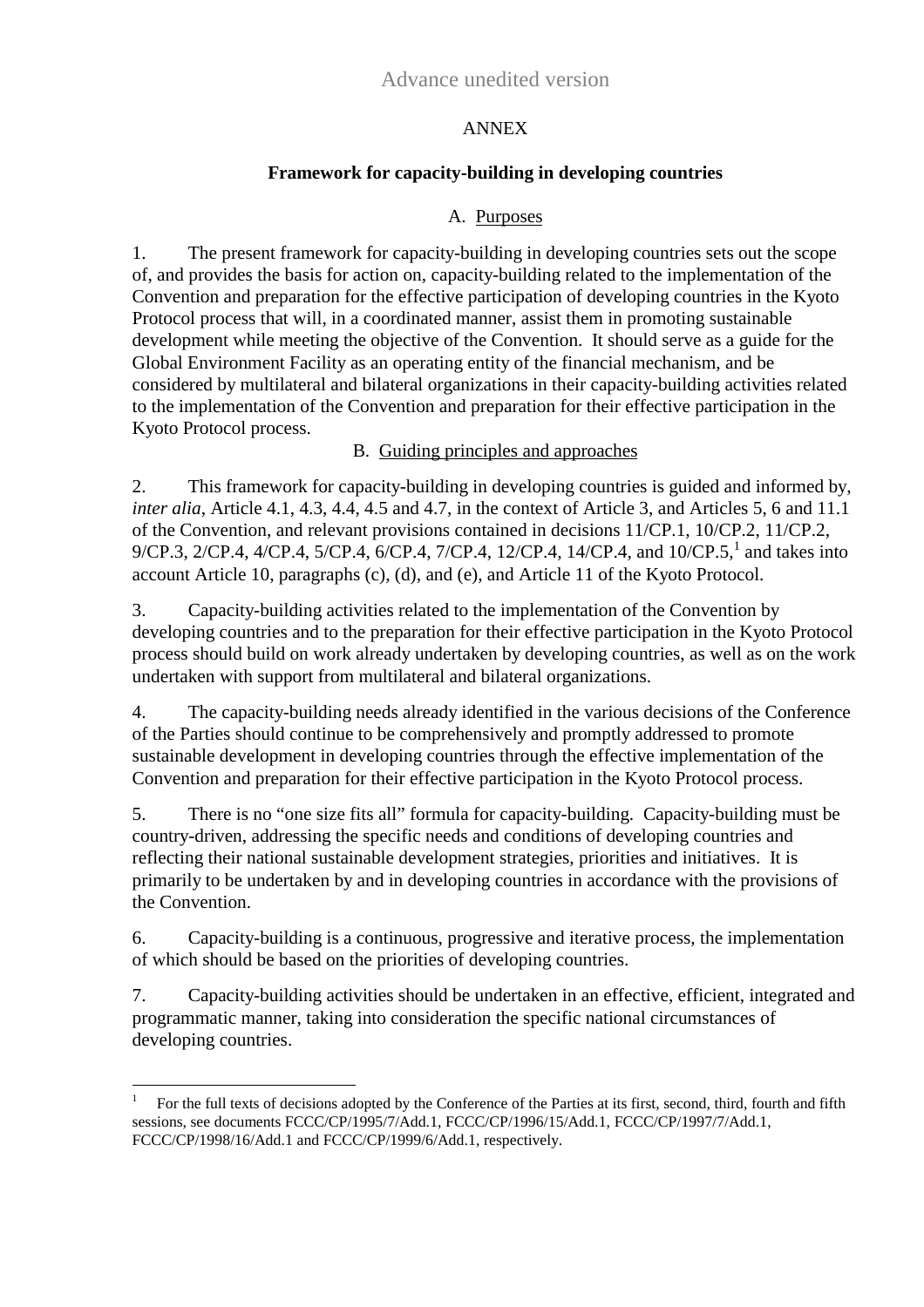Advance unedited version

ANNEX

## Framework for capacity-building in developing countries

### A. Purposes

1. The present framework for capacity-building in developing countries sets out the scope of, and provides the basis for action on, capacity-building related to the implementation of the Convention and preparation for the effective participation of developing countries in the Kyoto Protocol process that will, in a coordinated manner, assist them in promoting sustainable development while meeting the objective of the Convention. It should serve as a guide for the Global Environment Facility as an operating entity of the financial mechanism, and be considered by multilateral and bilateral organizations in their capacity-building activities related to the implementation of the Convention and preparation for their effective participation in the Kyoto Protocol process.

### B. Guiding principles and approaches

2. This framework for capacity-building in developing countries is guided and informed by, *inter alia*, Article 4.1, 4.3, 4.4, 4.5 and 4.7, in the context of Article 3, and Articles 5, 6 and 11.1 of the Convention, and relevant provisions contained in decisions 11/CP.1, 10/CP.2, 11/CP.2, 9/CP.3, 2/CP.4, 4/CP.4, 5/CP.4, 6/CP.4, 7/CP.4, 12/CP.4, 14/CP.4, and 10/CP.5,[1] and takes into account Article 10, paragraphs (c), (d), and (e), and Article 11 of the Kyoto Protocol.

3. Capacity-building activities related to the implementation of the Convention by developing countries and to the preparation for their effective participation in the Kyoto Protocol process should build on work already undertaken by developing countries, as well as on the work undertaken with support from multilateral and bilateral organizations.

4. The capacity-building needs already identified in the various decisions of the Conference of the Parties should continue to be comprehensively and promptly addressed to promote sustainable development in developing countries through the effective implementation of the Convention and preparation for their effective participation in the Kyoto Protocol process.

5. There is no "one size fits all" formula for capacity-building. Capacity-building must be country-driven, addressing the specific needs and conditions of developing countries and reflecting their national sustainable development strategies, priorities and initiatives. It is primarily to be undertaken by and in developing countries in accordance with the provisions of the Convention.

6. Capacity-building is a continuous, progressive and iterative process, the implementation of which should be based on the priorities of developing countries.

7. Capacity-building activities should be undertaken in an effective, efficient, integrated and programmatic manner, taking into consideration the specific national circumstances of developing countries.

---

[1] For the full texts of decisions adopted by the Conference of the Parties at its first, second, third, fourth and fifth sessions, see documents FCCC/CP/1995/7/Add.1, FCCC/CP/1996/15/Add.1, FCCC/CP/1997/7/Add.1, FCCC/CP/1998/16/Add.1 and FCCC/CP/1999/6/Add.1, respectively.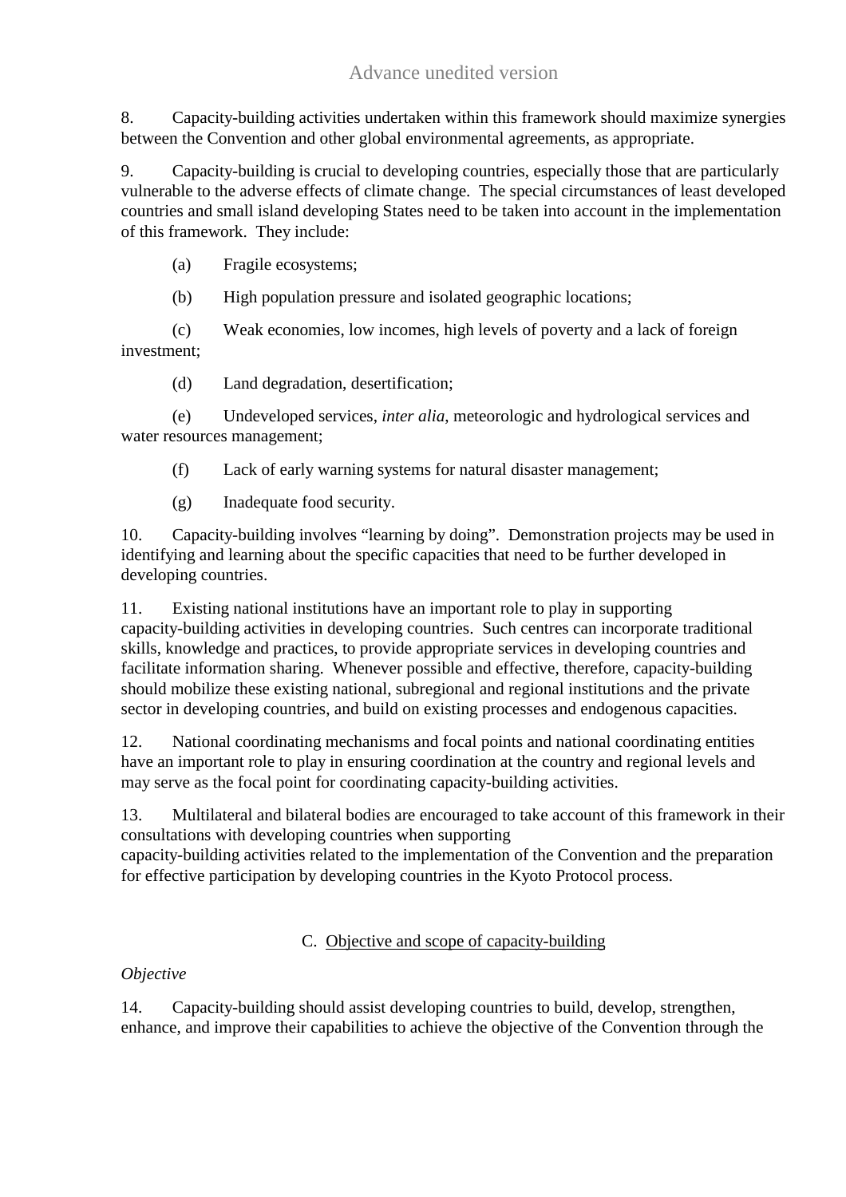8. Capacity-building activities undertaken within this framework should maximize synergies between the Convention and other global environmental agreements, as appropriate.

9. Capacity-building is crucial to developing countries, especially those that are particularly vulnerable to the adverse effects of climate change. The special circumstances of least developed countries and small island developing States need to be taken into account in the implementation of this framework. They include:

(a) Fragile ecosystems;

(b) High population pressure and isolated geographic locations;

(c) Weak economies, low incomes, high levels of poverty and a lack of foreign investment;

(d) Land degradation, desertification;

(e) Undeveloped services, *inter alia*, meteorologic and hydrological services and water resources management;

(f) Lack of early warning systems for natural disaster management;

(g) Inadequate food security.

10. Capacity-building involves "learning by doing". Demonstration projects may be used in identifying and learning about the specific capacities that need to be further developed in developing countries.

11. Existing national institutions have an important role to play in supporting capacity-building activities in developing countries. Such centres can incorporate traditional skills, knowledge and practices, to provide appropriate services in developing countries and facilitate information sharing. Whenever possible and effective, therefore, capacity-building should mobilize these existing national, subregional and regional institutions and the private sector in developing countries, and build on existing processes and endogenous capacities.

12. National coordinating mechanisms and focal points and national coordinating entities have an important role to play in ensuring coordination at the country and regional levels and may serve as the focal point for coordinating capacity-building activities.

13. Multilateral and bilateral bodies are encouraged to take account of this framework in their consultations with developing countries when supporting capacity-building activities related to the implementation of the Convention and the preparation for effective participation by developing countries in the Kyoto Protocol process.

## C. Objective and scope of capacity-building

*Objective*

14. Capacity-building should assist developing countries to build, develop, strengthen, enhance, and improve their capabilities to achieve the objective of the Convention through the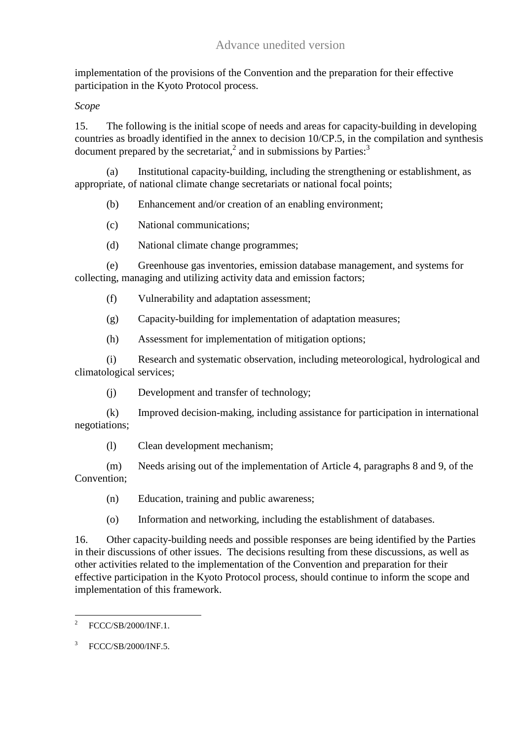implementation of the provisions of the Convention and the preparation for their effective participation in the Kyoto Protocol process.

*Scope*

15. The following is the initial scope of needs and areas for capacity-building in developing countries as broadly identified in the annex to decision 10/CP.5, in the compilation and synthesis document prepared by the secretariat,[2] and in submissions by Parties:[3]

(a) Institutional capacity-building, including the strengthening or establishment, as appropriate, of national climate change secretariats or national focal points;

(b) Enhancement and/or creation of an enabling environment;

(c) National communications;

(d) National climate change programmes;

(e) Greenhouse gas inventories, emission database management, and systems for collecting, managing and utilizing activity data and emission factors;

(f) Vulnerability and adaptation assessment;

(g) Capacity-building for implementation of adaptation measures;

(h) Assessment for implementation of mitigation options;

(i) Research and systematic observation, including meteorological, hydrological and climatological services;

(j) Development and transfer of technology;

(k) Improved decision-making, including assistance for participation in international negotiations;

(l) Clean development mechanism;

(m) Needs arising out of the implementation of Article 4, paragraphs 8 and 9, of the Convention;

(n) Education, training and public awareness;

(o) Information and networking, including the establishment of databases.

16. Other capacity-building needs and possible responses are being identified by the Parties in their discussions of other issues. The decisions resulting from these discussions, as well as other activities related to the implementation of the Convention and preparation for their effective participation in the Kyoto Protocol process, should continue to inform the scope and implementation of this framework.

---

[2] FCCC/SB/2000/INF.1.

[3] FCCC/SB/2000/INF.5.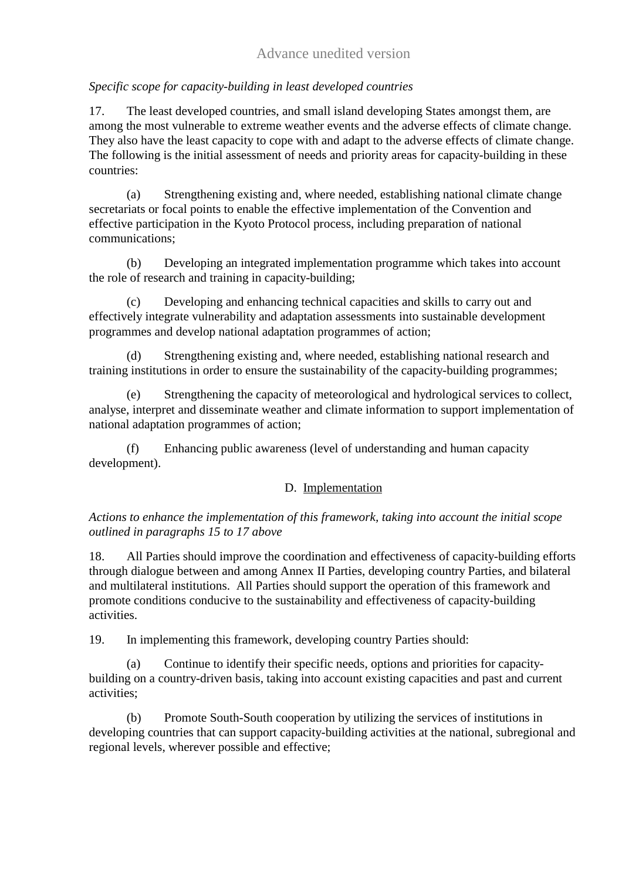*Specific scope for capacity-building in least developed countries*

17. The least developed countries, and small island developing States amongst them, are among the most vulnerable to extreme weather events and the adverse effects of climate change. They also have the least capacity to cope with and adapt to the adverse effects of climate change. The following is the initial assessment of needs and priority areas for capacity-building in these countries:

(a) Strengthening existing and, where needed, establishing national climate change secretariats or focal points to enable the effective implementation of the Convention and effective participation in the Kyoto Protocol process, including preparation of national communications;

(b) Developing an integrated implementation programme which takes into account the role of research and training in capacity-building;

(c) Developing and enhancing technical capacities and skills to carry out and effectively integrate vulnerability and adaptation assessments into sustainable development programmes and develop national adaptation programmes of action;

(d) Strengthening existing and, where needed, establishing national research and training institutions in order to ensure the sustainability of the capacity-building programmes;

(e) Strengthening the capacity of meteorological and hydrological services to collect, analyse, interpret and disseminate weather and climate information to support implementation of national adaptation programmes of action;

(f) Enhancing public awareness (level of understanding and human capacity development).

## D. Implementation

*Actions to enhance the implementation of this framework, taking into account the initial scope outlined in paragraphs 15 to 17 above*

18. All Parties should improve the coordination and effectiveness of capacity-building efforts through dialogue between and among Annex II Parties, developing country Parties, and bilateral and multilateral institutions. All Parties should support the operation of this framework and promote conditions conducive to the sustainability and effectiveness of capacity-building activities.

19. In implementing this framework, developing country Parties should:

(a) Continue to identify their specific needs, options and priorities for capacity-building on a country-driven basis, taking into account existing capacities and past and current activities;

(b) Promote South-South cooperation by utilizing the services of institutions in developing countries that can support capacity-building activities at the national, subregional and regional levels, wherever possible and effective;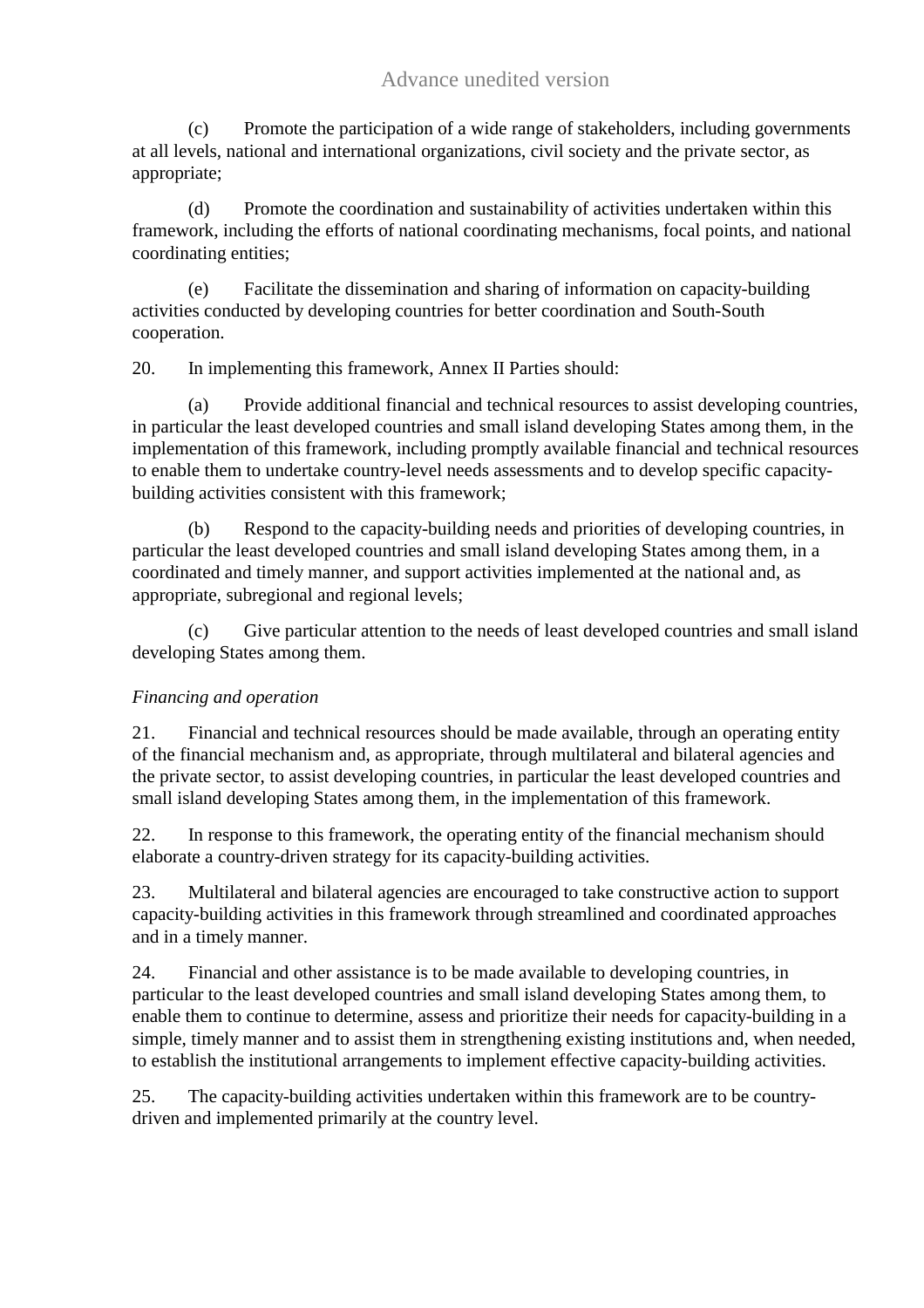(c) Promote the participation of a wide range of stakeholders, including governments at all levels, national and international organizations, civil society and the private sector, as appropriate;

(d) Promote the coordination and sustainability of activities undertaken within this framework, including the efforts of national coordinating mechanisms, focal points, and national coordinating entities;

(e) Facilitate the dissemination and sharing of information on capacity-building activities conducted by developing countries for better coordination and South-South cooperation.

20. In implementing this framework, Annex II Parties should:

(a) Provide additional financial and technical resources to assist developing countries, in particular the least developed countries and small island developing States among them, in the implementation of this framework, including promptly available financial and technical resources to enable them to undertake country-level needs assessments and to develop specific capacity-building activities consistent with this framework;

(b) Respond to the capacity-building needs and priorities of developing countries, in particular the least developed countries and small island developing States among them, in a coordinated and timely manner, and support activities implemented at the national and, as appropriate, subregional and regional levels;

(c) Give particular attention to the needs of least developed countries and small island developing States among them.

*Financing and operation*

21. Financial and technical resources should be made available, through an operating entity of the financial mechanism and, as appropriate, through multilateral and bilateral agencies and the private sector, to assist developing countries, in particular the least developed countries and small island developing States among them, in the implementation of this framework.

22. In response to this framework, the operating entity of the financial mechanism should elaborate a country-driven strategy for its capacity-building activities.

23. Multilateral and bilateral agencies are encouraged to take constructive action to support capacity-building activities in this framework through streamlined and coordinated approaches and in a timely manner.

24. Financial and other assistance is to be made available to developing countries, in particular to the least developed countries and small island developing States among them, to enable them to continue to determine, assess and prioritize their needs for capacity-building in a simple, timely manner and to assist them in strengthening existing institutions and, when needed, to establish the institutional arrangements to implement effective capacity-building activities.

25. The capacity-building activities undertaken within this framework are to be country-driven and implemented primarily at the country level.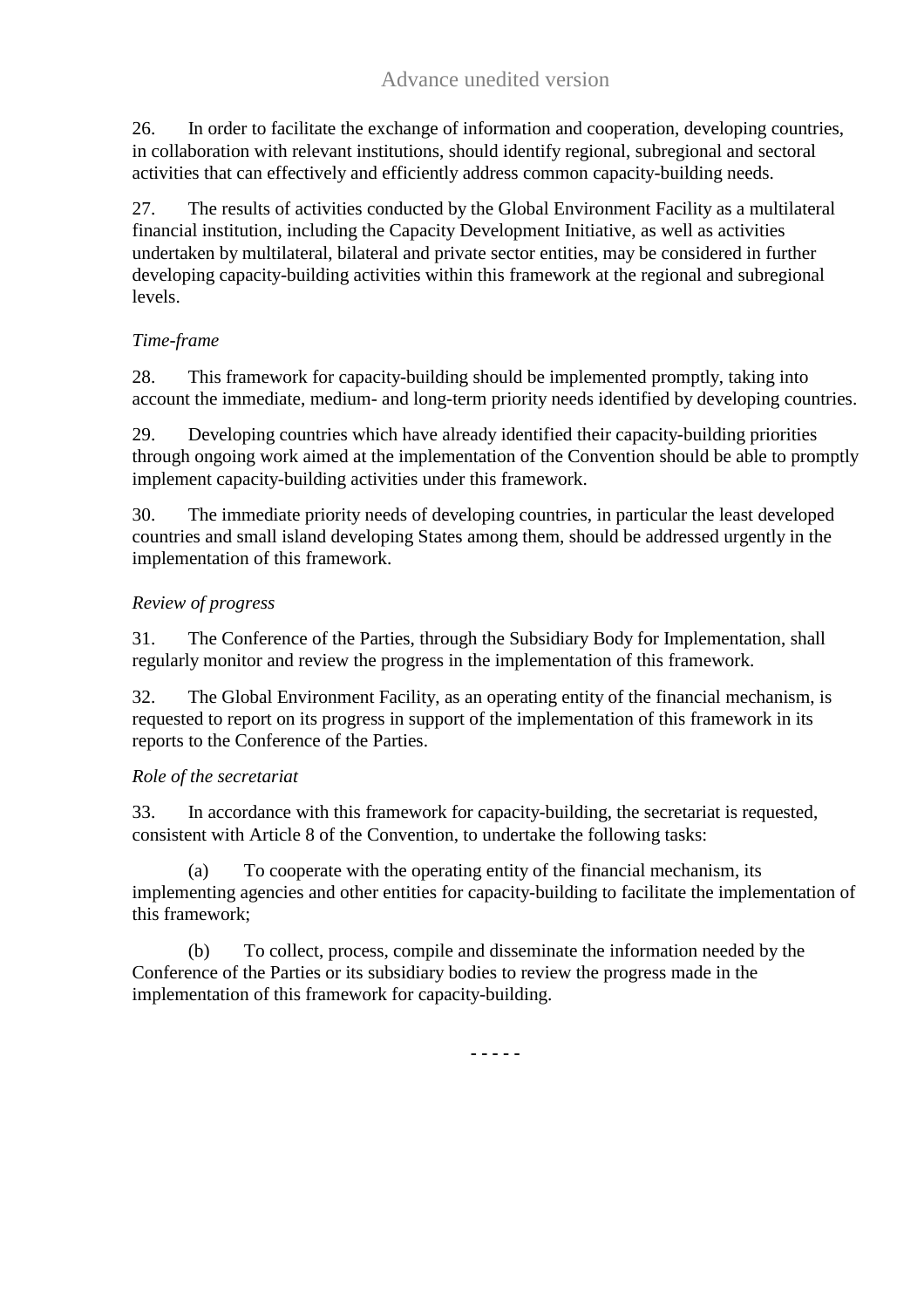26. In order to facilitate the exchange of information and cooperation, developing countries, in collaboration with relevant institutions, should identify regional, subregional and sectoral activities that can effectively and efficiently address common capacity-building needs.

27. The results of activities conducted by the Global Environment Facility as a multilateral financial institution, including the Capacity Development Initiative, as well as activities undertaken by multilateral, bilateral and private sector entities, may be considered in further developing capacity-building activities within this framework at the regional and subregional levels.

*Time-frame*

28. This framework for capacity-building should be implemented promptly, taking into account the immediate, medium- and long-term priority needs identified by developing countries.

29. Developing countries which have already identified their capacity-building priorities through ongoing work aimed at the implementation of the Convention should be able to promptly implement capacity-building activities under this framework.

30. The immediate priority needs of developing countries, in particular the least developed countries and small island developing States among them, should be addressed urgently in the implementation of this framework.

*Review of progress*

31. The Conference of the Parties, through the Subsidiary Body for Implementation, shall regularly monitor and review the progress in the implementation of this framework.

32. The Global Environment Facility, as an operating entity of the financial mechanism, is requested to report on its progress in support of the implementation of this framework in its reports to the Conference of the Parties.

*Role of the secretariat*

33. In accordance with this framework for capacity-building, the secretariat is requested, consistent with Article 8 of the Convention, to undertake the following tasks:

(a) To cooperate with the operating entity of the financial mechanism, its implementing agencies and other entities for capacity-building to facilitate the implementation of this framework;

(b) To collect, process, compile and disseminate the information needed by the Conference of the Parties or its subsidiary bodies to review the progress made in the implementation of this framework for capacity-building.

- - - - -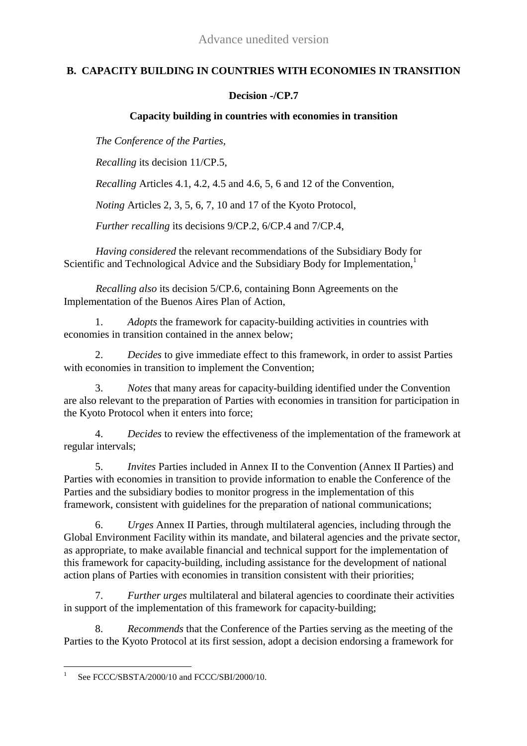## B. CAPACITY BUILDING IN COUNTRIES WITH ECONOMIES IN TRANSITION

### Decision -/CP.7

### Capacity building in countries with economies in transition

*The Conference of the Parties,*

*Recalling* its decision 11/CP.5,

*Recalling* Articles 4.1, 4.2, 4.5 and 4.6, 5, 6 and 12 of the Convention,

*Noting* Articles 2, 3, 5, 6, 7, 10 and 17 of the Kyoto Protocol,

*Further recalling* its decisions 9/CP.2, 6/CP.4 and 7/CP.4,

*Having considered* the relevant recommendations of the Subsidiary Body for Scientific and Technological Advice and the Subsidiary Body for Implementation,[1]

*Recalling also* its decision 5/CP.6, containing Bonn Agreements on the Implementation of the Buenos Aires Plan of Action,

1. *Adopts* the framework for capacity-building activities in countries with economies in transition contained in the annex below;

2. *Decides* to give immediate effect to this framework, in order to assist Parties with economies in transition to implement the Convention;

3. *Notes* that many areas for capacity-building identified under the Convention are also relevant to the preparation of Parties with economies in transition for participation in the Kyoto Protocol when it enters into force;

4. *Decides* to review the effectiveness of the implementation of the framework at regular intervals;

5. *Invites* Parties included in Annex II to the Convention (Annex II Parties) and Parties with economies in transition to provide information to enable the Conference of the Parties and the subsidiary bodies to monitor progress in the implementation of this framework, consistent with guidelines for the preparation of national communications;

6. *Urges* Annex II Parties, through multilateral agencies, including through the Global Environment Facility within its mandate, and bilateral agencies and the private sector, as appropriate, to make available financial and technical support for the implementation of this framework for capacity-building, including assistance for the development of national action plans of Parties with economies in transition consistent with their priorities;

7. *Further urges* multilateral and bilateral agencies to coordinate their activities in support of the implementation of this framework for capacity-building;

8. *Recommends* that the Conference of the Parties serving as the meeting of the Parties to the Kyoto Protocol at its first session, adopt a decision endorsing a framework for

---

[1] See FCCC/SBSTA/2000/10 and FCCC/SBI/2000/10.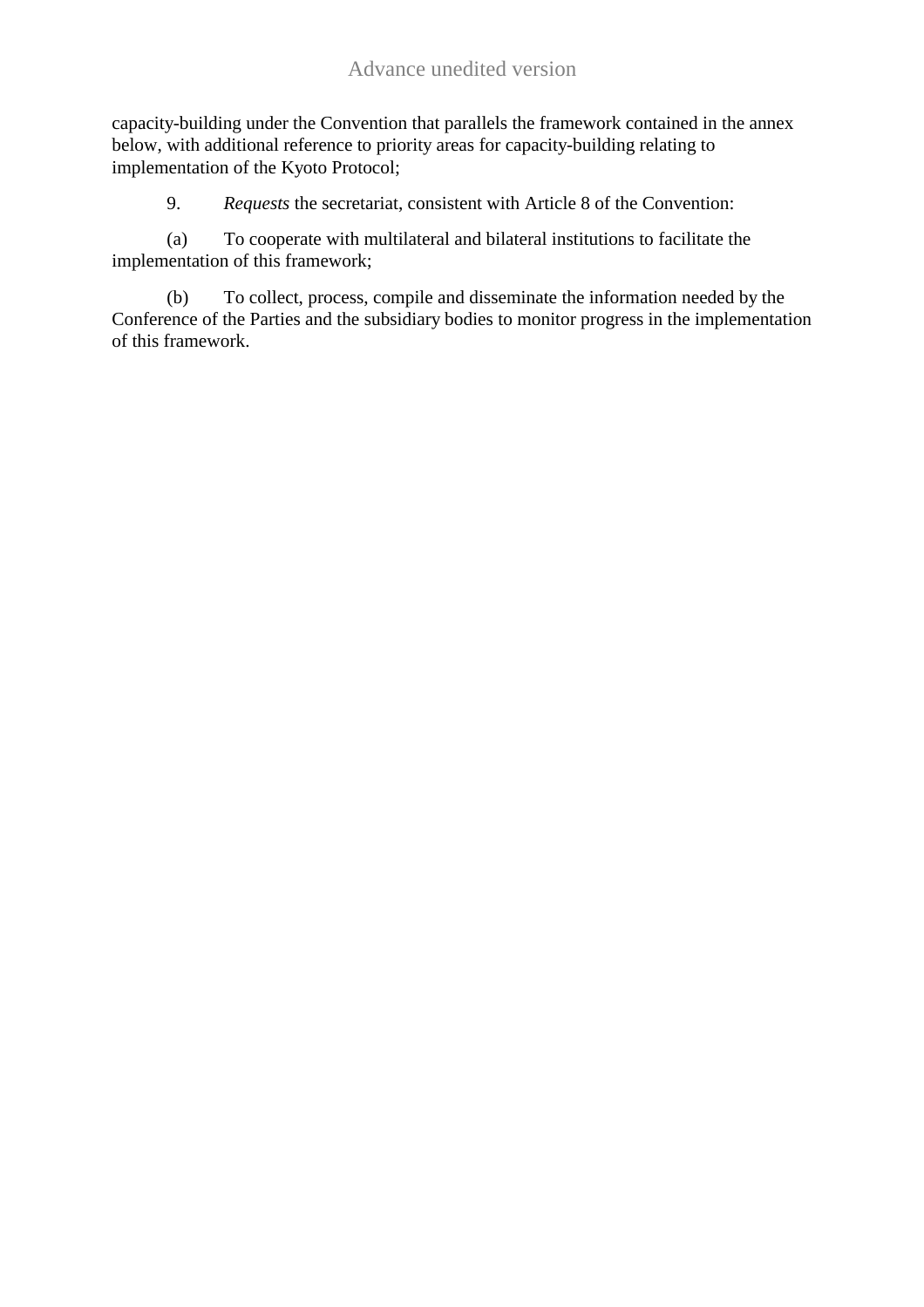capacity-building under the Convention that parallels the framework contained in the annex below, with additional reference to priority areas for capacity-building relating to implementation of the Kyoto Protocol;

9. *Requests* the secretariat, consistent with Article 8 of the Convention:

(a) To cooperate with multilateral and bilateral institutions to facilitate the implementation of this framework;

(b) To collect, process, compile and disseminate the information needed by the Conference of the Parties and the subsidiary bodies to monitor progress in the implementation of this framework.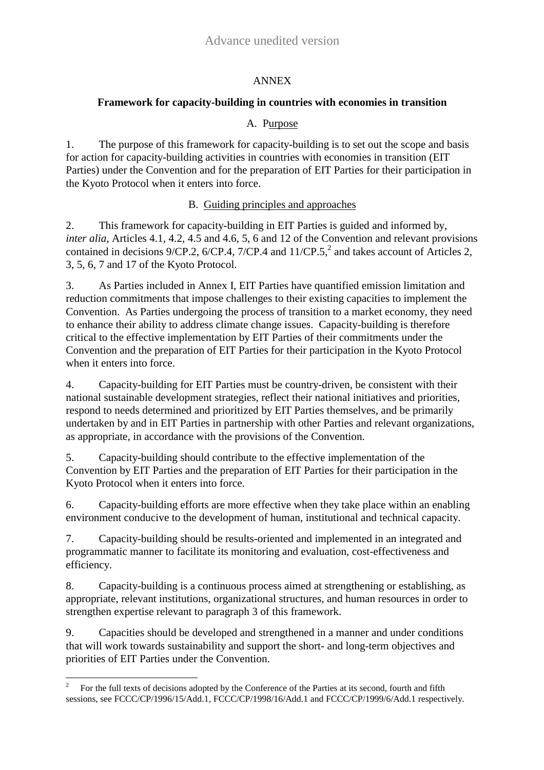## ANNEX

### Framework for capacity-building in countries with economies in transition

#### A. Purpose

1. The purpose of this framework for capacity-building is to set out the scope and basis for action for capacity-building activities in countries with economies in transition (EIT Parties) under the Convention and for the preparation of EIT Parties for their participation in the Kyoto Protocol when it enters into force.

#### B. Guiding principles and approaches

2. This framework for capacity-building in EIT Parties is guided and informed by, *inter alia*, Articles 4.1, 4.2, 4.5 and 4.6, 5, 6 and 12 of the Convention and relevant provisions contained in decisions 9/CP.2, 6/CP.4, 7/CP.4 and 11/CP.5,[2] and takes account of Articles 2, 3, 5, 6, 7 and 17 of the Kyoto Protocol.

3. As Parties included in Annex I, EIT Parties have quantified emission limitation and reduction commitments that impose challenges to their existing capacities to implement the Convention. As Parties undergoing the process of transition to a market economy, they need to enhance their ability to address climate change issues. Capacity-building is therefore critical to the effective implementation by EIT Parties of their commitments under the Convention and the preparation of EIT Parties for their participation in the Kyoto Protocol when it enters into force.

4. Capacity-building for EIT Parties must be country-driven, be consistent with their national sustainable development strategies, reflect their national initiatives and priorities, respond to needs determined and prioritized by EIT Parties themselves, and be primarily undertaken by and in EIT Parties in partnership with other Parties and relevant organizations, as appropriate, in accordance with the provisions of the Convention.

5. Capacity-building should contribute to the effective implementation of the Convention by EIT Parties and the preparation of EIT Parties for their participation in the Kyoto Protocol when it enters into force.

6. Capacity-building efforts are more effective when they take place within an enabling environment conducive to the development of human, institutional and technical capacity.

7. Capacity-building should be results-oriented and implemented in an integrated and programmatic manner to facilitate its monitoring and evaluation, cost-effectiveness and efficiency.

8. Capacity-building is a continuous process aimed at strengthening or establishing, as appropriate, relevant institutions, organizational structures, and human resources in order to strengthen expertise relevant to paragraph 3 of this framework.

9. Capacities should be developed and strengthened in a manner and under conditions that will work towards sustainability and support the short- and long-term objectives and priorities of EIT Parties under the Convention.

---

[2] For the full texts of decisions adopted by the Conference of the Parties at its second, fourth and fifth sessions, see FCCC/CP/1996/15/Add.1, FCCC/CP/1998/16/Add.1 and FCCC/CP/1999/6/Add.1 respectively.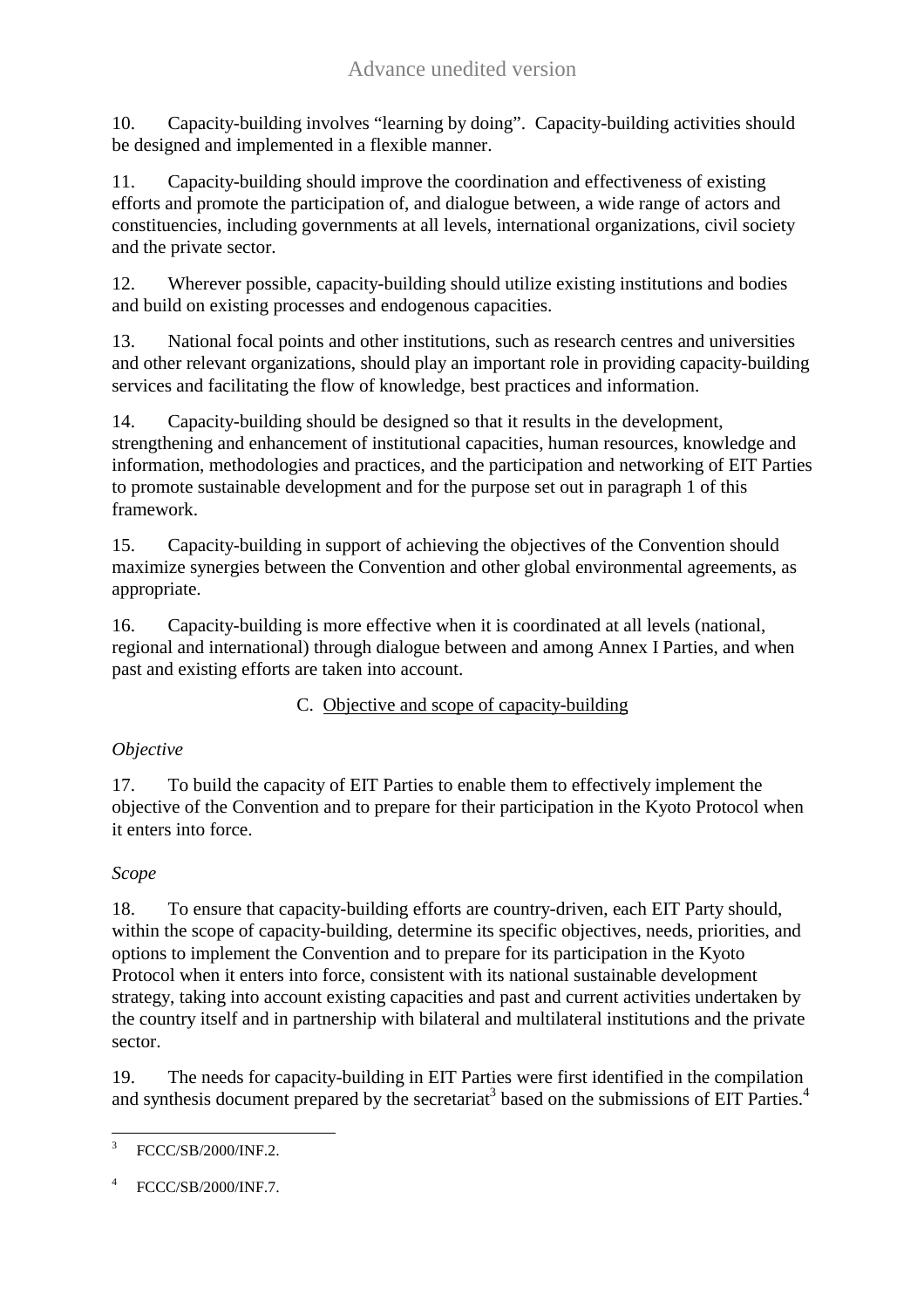10. Capacity-building involves "learning by doing". Capacity-building activities should be designed and implemented in a flexible manner.

11. Capacity-building should improve the coordination and effectiveness of existing efforts and promote the participation of, and dialogue between, a wide range of actors and constituencies, including governments at all levels, international organizations, civil society and the private sector.

12. Wherever possible, capacity-building should utilize existing institutions and bodies and build on existing processes and endogenous capacities.

13. National focal points and other institutions, such as research centres and universities and other relevant organizations, should play an important role in providing capacity-building services and facilitating the flow of knowledge, best practices and information.

14. Capacity-building should be designed so that it results in the development, strengthening and enhancement of institutional capacities, human resources, knowledge and information, methodologies and practices, and the participation and networking of EIT Parties to promote sustainable development and for the purpose set out in paragraph 1 of this framework.

15. Capacity-building in support of achieving the objectives of the Convention should maximize synergies between the Convention and other global environmental agreements, as appropriate.

16. Capacity-building is more effective when it is coordinated at all levels (national, regional and international) through dialogue between and among Annex I Parties, and when past and existing efforts are taken into account.

### C. Objective and scope of capacity-building

*Objective*

17. To build the capacity of EIT Parties to enable them to effectively implement the objective of the Convention and to prepare for their participation in the Kyoto Protocol when it enters into force.

*Scope*

18. To ensure that capacity-building efforts are country-driven, each EIT Party should, within the scope of capacity-building, determine its specific objectives, needs, priorities, and options to implement the Convention and to prepare for its participation in the Kyoto Protocol when it enters into force, consistent with its national sustainable development strategy, taking into account existing capacities and past and current activities undertaken by the country itself and in partnership with bilateral and multilateral institutions and the private sector.

19. The needs for capacity-building in EIT Parties were first identified in the compilation and synthesis document prepared by the secretariat[3] based on the submissions of EIT Parties.[4]

---

[3] FCCC/SB/2000/INF.2.

[4] FCCC/SB/2000/INF.7.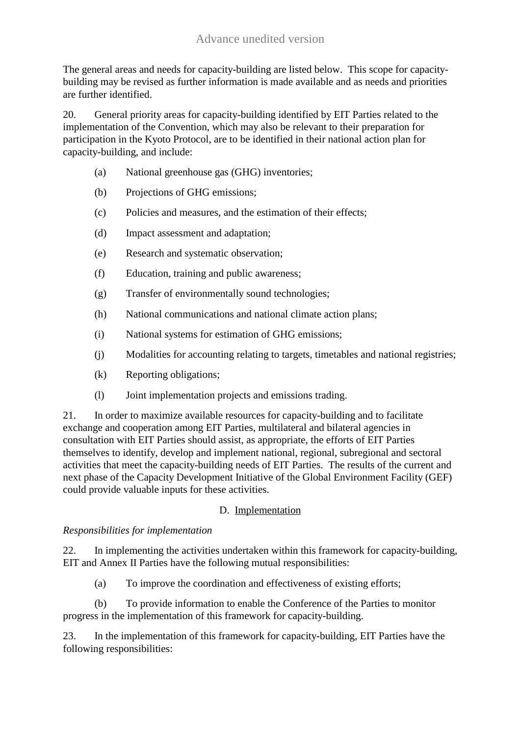The general areas and needs for capacity-building are listed below. This scope for capacity-building may be revised as further information is made available and as needs and priorities are further identified.

20. General priority areas for capacity-building identified by EIT Parties related to the implementation of the Convention, which may also be relevant to their preparation for participation in the Kyoto Protocol, are to be identified in their national action plan for capacity-building, and include:

(a) National greenhouse gas (GHG) inventories;

(b) Projections of GHG emissions;

(c) Policies and measures, and the estimation of their effects;

(d) Impact assessment and adaptation;

(e) Research and systematic observation;

(f) Education, training and public awareness;

(g) Transfer of environmentally sound technologies;

(h) National communications and national climate action plans;

(i) National systems for estimation of GHG emissions;

(j) Modalities for accounting relating to targets, timetables and national registries;

(k) Reporting obligations;

(l) Joint implementation projects and emissions trading.

21. In order to maximize available resources for capacity-building and to facilitate exchange and cooperation among EIT Parties, multilateral and bilateral agencies in consultation with EIT Parties should assist, as appropriate, the efforts of EIT Parties themselves to identify, develop and implement national, regional, subregional and sectoral activities that meet the capacity-building needs of EIT Parties. The results of the current and next phase of the Capacity Development Initiative of the Global Environment Facility (GEF) could provide valuable inputs for these activities.

### D. Implementation

*Responsibilities for implementation*

22. In implementing the activities undertaken within this framework for capacity-building, EIT and Annex II Parties have the following mutual responsibilities:

(a) To improve the coordination and effectiveness of existing efforts;

(b) To provide information to enable the Conference of the Parties to monitor progress in the implementation of this framework for capacity-building.

23. In the implementation of this framework for capacity-building, EIT Parties have the following responsibilities: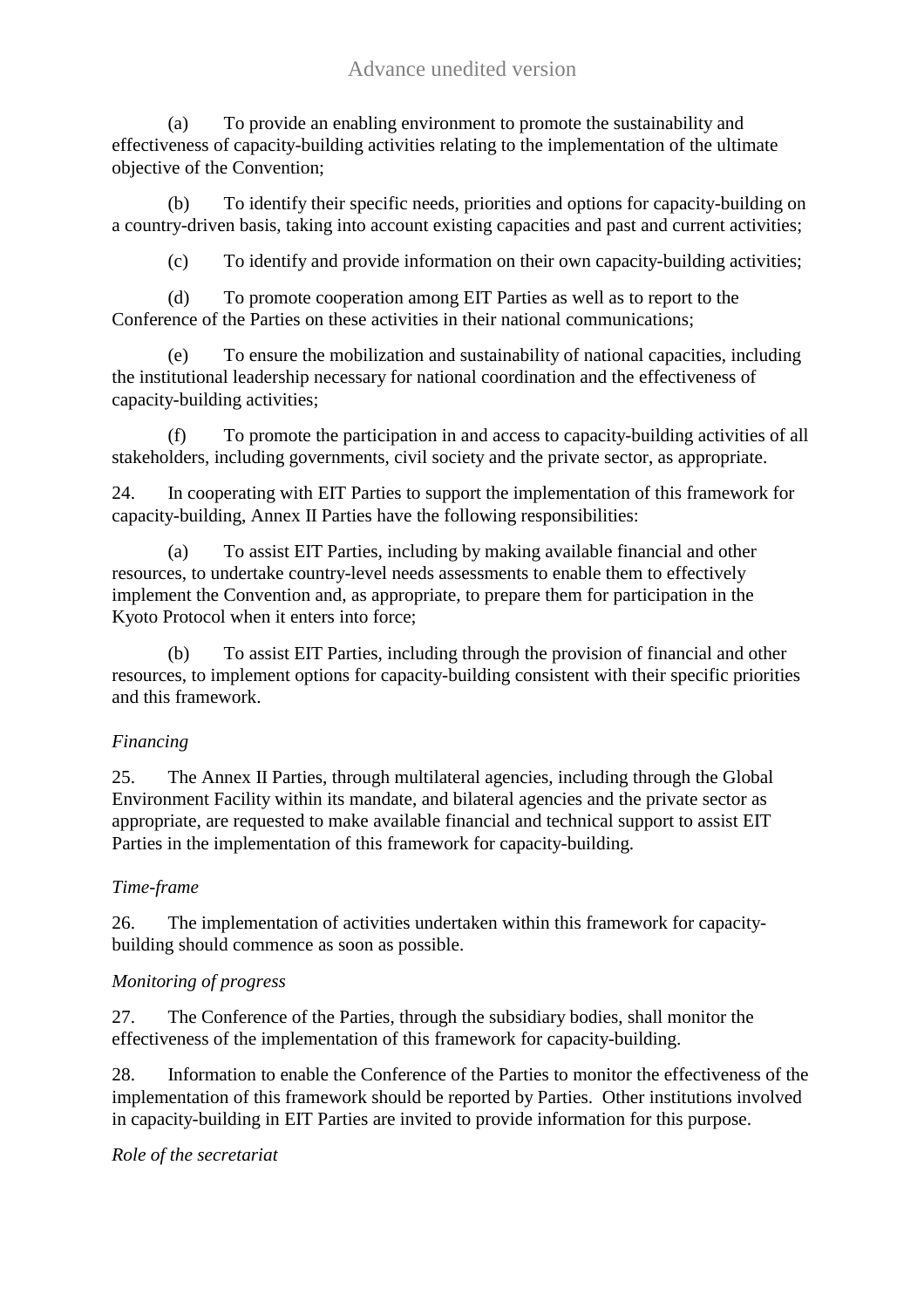(a) To provide an enabling environment to promote the sustainability and effectiveness of capacity-building activities relating to the implementation of the ultimate objective of the Convention;

(b) To identify their specific needs, priorities and options for capacity-building on a country-driven basis, taking into account existing capacities and past and current activities;

(c) To identify and provide information on their own capacity-building activities;

(d) To promote cooperation among EIT Parties as well as to report to the Conference of the Parties on these activities in their national communications;

(e) To ensure the mobilization and sustainability of national capacities, including the institutional leadership necessary for national coordination and the effectiveness of capacity-building activities;

(f) To promote the participation in and access to capacity-building activities of all stakeholders, including governments, civil society and the private sector, as appropriate.

24. In cooperating with EIT Parties to support the implementation of this framework for capacity-building, Annex II Parties have the following responsibilities:

(a) To assist EIT Parties, including by making available financial and other resources, to undertake country-level needs assessments to enable them to effectively implement the Convention and, as appropriate, to prepare them for participation in the Kyoto Protocol when it enters into force;

(b) To assist EIT Parties, including through the provision of financial and other resources, to implement options for capacity-building consistent with their specific priorities and this framework.

*Financing*

25. The Annex II Parties, through multilateral agencies, including through the Global Environment Facility within its mandate, and bilateral agencies and the private sector as appropriate, are requested to make available financial and technical support to assist EIT Parties in the implementation of this framework for capacity-building.

*Time-frame*

26. The implementation of activities undertaken within this framework for capacity-building should commence as soon as possible.

*Monitoring of progress*

27. The Conference of the Parties, through the subsidiary bodies, shall monitor the effectiveness of the implementation of this framework for capacity-building.

28. Information to enable the Conference of the Parties to monitor the effectiveness of the implementation of this framework should be reported by Parties. Other institutions involved in capacity-building in EIT Parties are invited to provide information for this purpose.

*Role of the secretariat*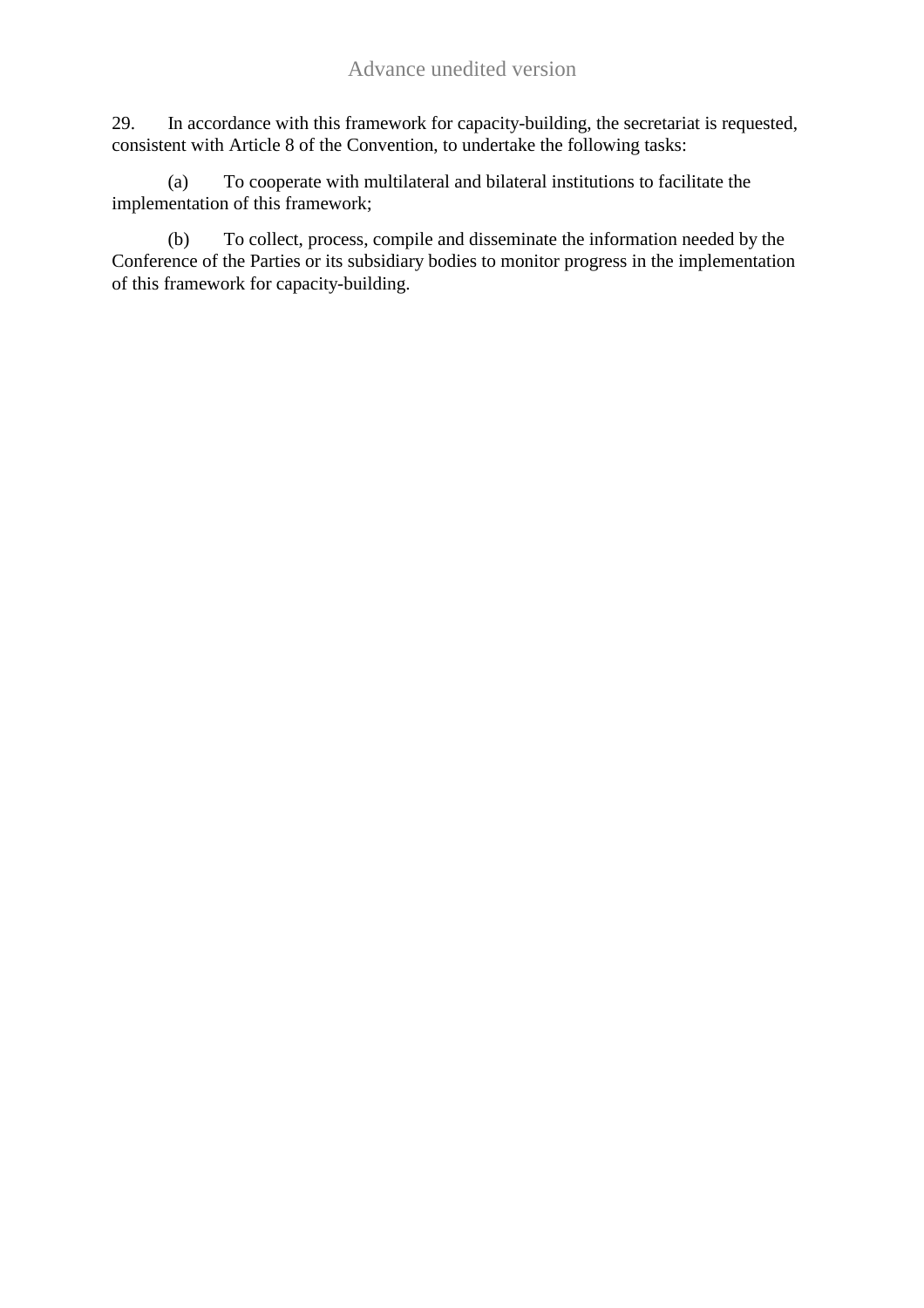29. In accordance with this framework for capacity-building, the secretariat is requested, consistent with Article 8 of the Convention, to undertake the following tasks:

(a) To cooperate with multilateral and bilateral institutions to facilitate the implementation of this framework;

(b) To collect, process, compile and disseminate the information needed by the Conference of the Parties or its subsidiary bodies to monitor progress in the implementation of this framework for capacity-building.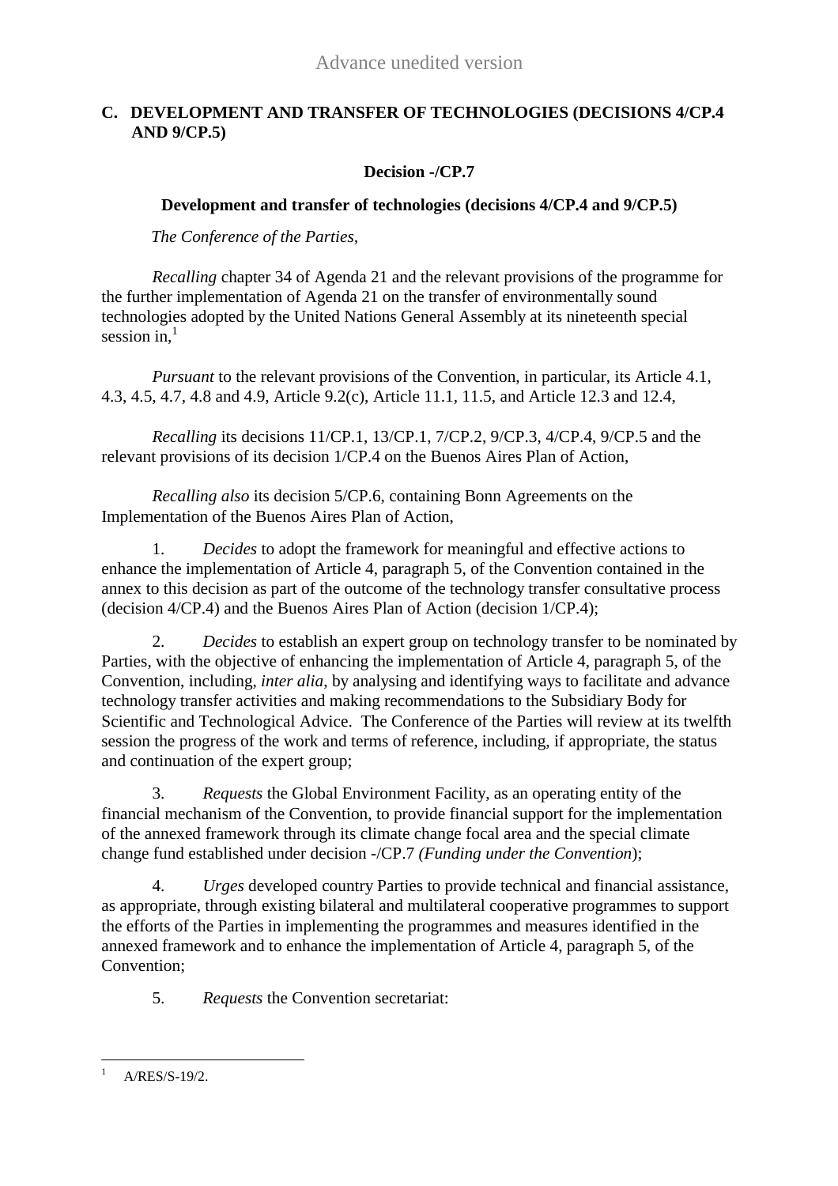## C. DEVELOPMENT AND TRANSFER OF TECHNOLOGIES (DECISIONS 4/CP.4 AND 9/CP.5)

**Decision -/CP.7**

**Development and transfer of technologies (decisions 4/CP.4 and 9/CP.5)**

*The Conference of the Parties*,

*Recalling* chapter 34 of Agenda 21 and the relevant provisions of the programme for the further implementation of Agenda 21 on the transfer of environmentally sound technologies adopted by the United Nations General Assembly at its nineteenth special session in,[1]

*Pursuant* to the relevant provisions of the Convention, in particular, its Article 4.1, 4.3, 4.5, 4.7, 4.8 and 4.9, Article 9.2(c), Article 11.1, 11.5, and Article 12.3 and 12.4,

*Recalling* its decisions 11/CP.1, 13/CP.1, 7/CP.2, 9/CP.3, 4/CP.4, 9/CP.5 and the relevant provisions of its decision 1/CP.4 on the Buenos Aires Plan of Action,

*Recalling also* its decision 5/CP.6, containing Bonn Agreements on the Implementation of the Buenos Aires Plan of Action,

1. *Decides* to adopt the framework for meaningful and effective actions to enhance the implementation of Article 4, paragraph 5, of the Convention contained in the annex to this decision as part of the outcome of the technology transfer consultative process (decision 4/CP.4) and the Buenos Aires Plan of Action (decision 1/CP.4);

2. *Decides* to establish an expert group on technology transfer to be nominated by Parties, with the objective of enhancing the implementation of Article 4, paragraph 5, of the Convention, including, *inter alia*, by analysing and identifying ways to facilitate and advance technology transfer activities and making recommendations to the Subsidiary Body for Scientific and Technological Advice. The Conference of the Parties will review at its twelfth session the progress of the work and terms of reference, including, if appropriate, the status and continuation of the expert group;

3. *Requests* the Global Environment Facility, as an operating entity of the financial mechanism of the Convention, to provide financial support for the implementation of the annexed framework through its climate change focal area and the special climate change fund established under decision -/CP.7 *(Funding under the Convention*);

4. *Urges* developed country Parties to provide technical and financial assistance, as appropriate, through existing bilateral and multilateral cooperative programmes to support the efforts of the Parties in implementing the programmes and measures identified in the annexed framework and to enhance the implementation of Article 4, paragraph 5, of the Convention;

5. *Requests* the Convention secretariat:

---

[1] A/RES/S-19/2.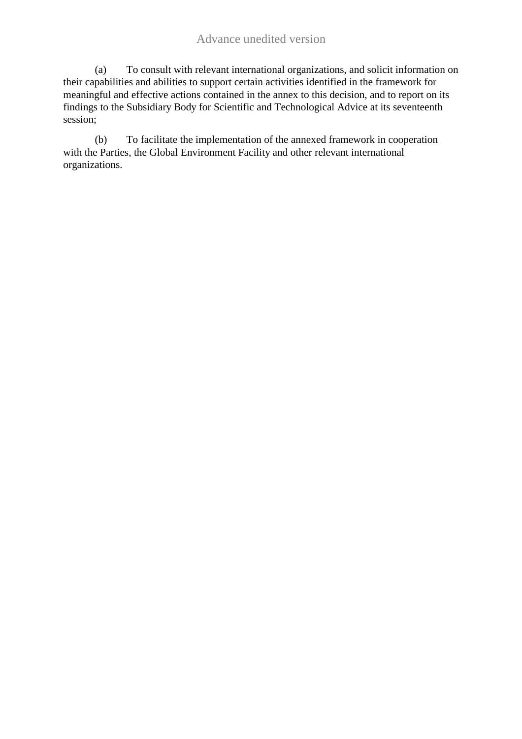(a) To consult with relevant international organizations, and solicit information on their capabilities and abilities to support certain activities identified in the framework for meaningful and effective actions contained in the annex to this decision, and to report on its findings to the Subsidiary Body for Scientific and Technological Advice at its seventeenth session;

(b) To facilitate the implementation of the annexed framework in cooperation with the Parties, the Global Environment Facility and other relevant international organizations.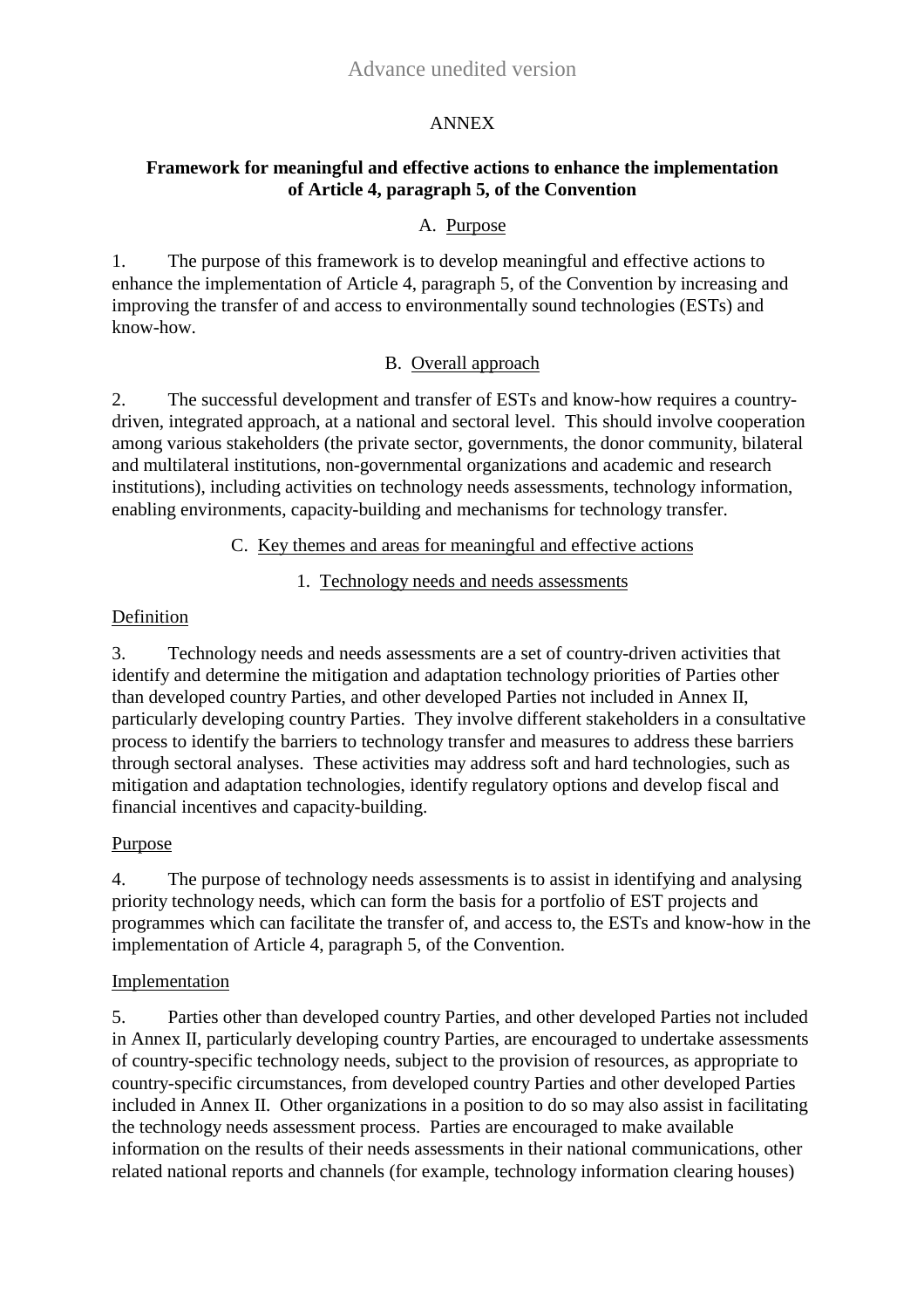Advance unedited version

ANNEX

**Framework for meaningful and effective actions to enhance the implementation of Article 4, paragraph 5, of the Convention**

A. Purpose

1. The purpose of this framework is to develop meaningful and effective actions to enhance the implementation of Article 4, paragraph 5, of the Convention by increasing and improving the transfer of and access to environmentally sound technologies (ESTs) and know-how.

B. Overall approach

2. The successful development and transfer of ESTs and know-how requires a country-driven, integrated approach, at a national and sectoral level. This should involve cooperation among various stakeholders (the private sector, governments, the donor community, bilateral and multilateral institutions, non-governmental organizations and academic and research institutions), including activities on technology needs assessments, technology information, enabling environments, capacity-building and mechanisms for technology transfer.

C. Key themes and areas for meaningful and effective actions

1. Technology needs and needs assessments

Definition

3. Technology needs and needs assessments are a set of country-driven activities that identify and determine the mitigation and adaptation technology priorities of Parties other than developed country Parties, and other developed Parties not included in Annex II, particularly developing country Parties. They involve different stakeholders in a consultative process to identify the barriers to technology transfer and measures to address these barriers through sectoral analyses. These activities may address soft and hard technologies, such as mitigation and adaptation technologies, identify regulatory options and develop fiscal and financial incentives and capacity-building.

Purpose

4. The purpose of technology needs assessments is to assist in identifying and analysing priority technology needs, which can form the basis for a portfolio of EST projects and programmes which can facilitate the transfer of, and access to, the ESTs and know-how in the implementation of Article 4, paragraph 5, of the Convention.

Implementation

5. Parties other than developed country Parties, and other developed Parties not included in Annex II, particularly developing country Parties, are encouraged to undertake assessments of country-specific technology needs, subject to the provision of resources, as appropriate to country-specific circumstances, from developed country Parties and other developed Parties included in Annex II. Other organizations in a position to do so may also assist in facilitating the technology needs assessment process. Parties are encouraged to make available information on the results of their needs assessments in their national communications, other related national reports and channels (for example, technology information clearing houses)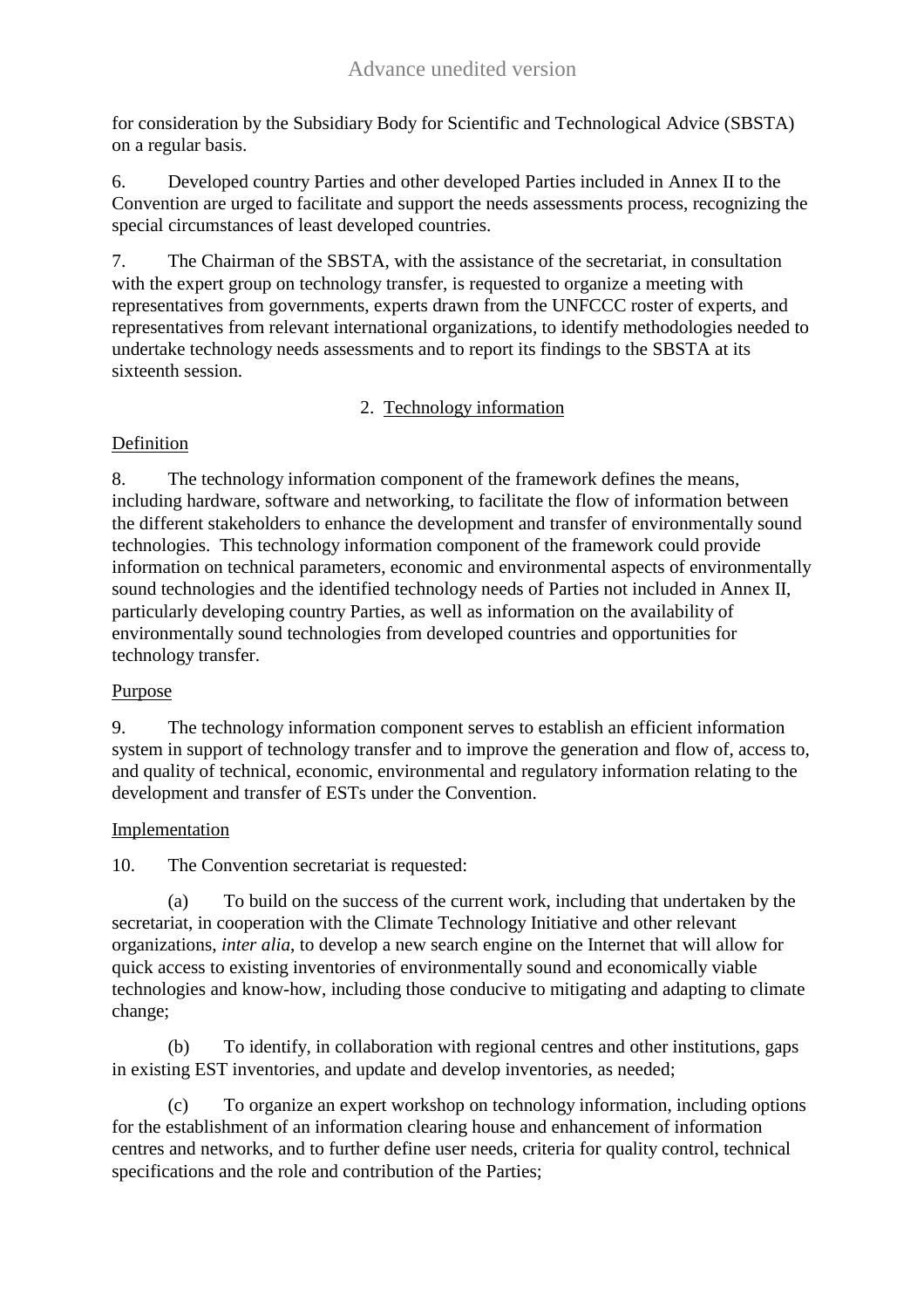for consideration by the Subsidiary Body for Scientific and Technological Advice (SBSTA) on a regular basis.

6. Developed country Parties and other developed Parties included in Annex II to the Convention are urged to facilitate and support the needs assessments process, recognizing the special circumstances of least developed countries.

7. The Chairman of the SBSTA, with the assistance of the secretariat, in consultation with the expert group on technology transfer, is requested to organize a meeting with representatives from governments, experts drawn from the UNFCCC roster of experts, and representatives from relevant international organizations, to identify methodologies needed to undertake technology needs assessments and to report its findings to the SBSTA at its sixteenth session.

### 2. Technology information

Definition

8. The technology information component of the framework defines the means, including hardware, software and networking, to facilitate the flow of information between the different stakeholders to enhance the development and transfer of environmentally sound technologies. This technology information component of the framework could provide information on technical parameters, economic and environmental aspects of environmentally sound technologies and the identified technology needs of Parties not included in Annex II, particularly developing country Parties, as well as information on the availability of environmentally sound technologies from developed countries and opportunities for technology transfer.

Purpose

9. The technology information component serves to establish an efficient information system in support of technology transfer and to improve the generation and flow of, access to, and quality of technical, economic, environmental and regulatory information relating to the development and transfer of ESTs under the Convention.

Implementation

10. The Convention secretariat is requested:

(a) To build on the success of the current work, including that undertaken by the secretariat, in cooperation with the Climate Technology Initiative and other relevant organizations, *inter alia*, to develop a new search engine on the Internet that will allow for quick access to existing inventories of environmentally sound and economically viable technologies and know-how, including those conducive to mitigating and adapting to climate change;

(b) To identify, in collaboration with regional centres and other institutions, gaps in existing EST inventories, and update and develop inventories, as needed;

(c) To organize an expert workshop on technology information, including options for the establishment of an information clearing house and enhancement of information centres and networks, and to further define user needs, criteria for quality control, technical specifications and the role and contribution of the Parties;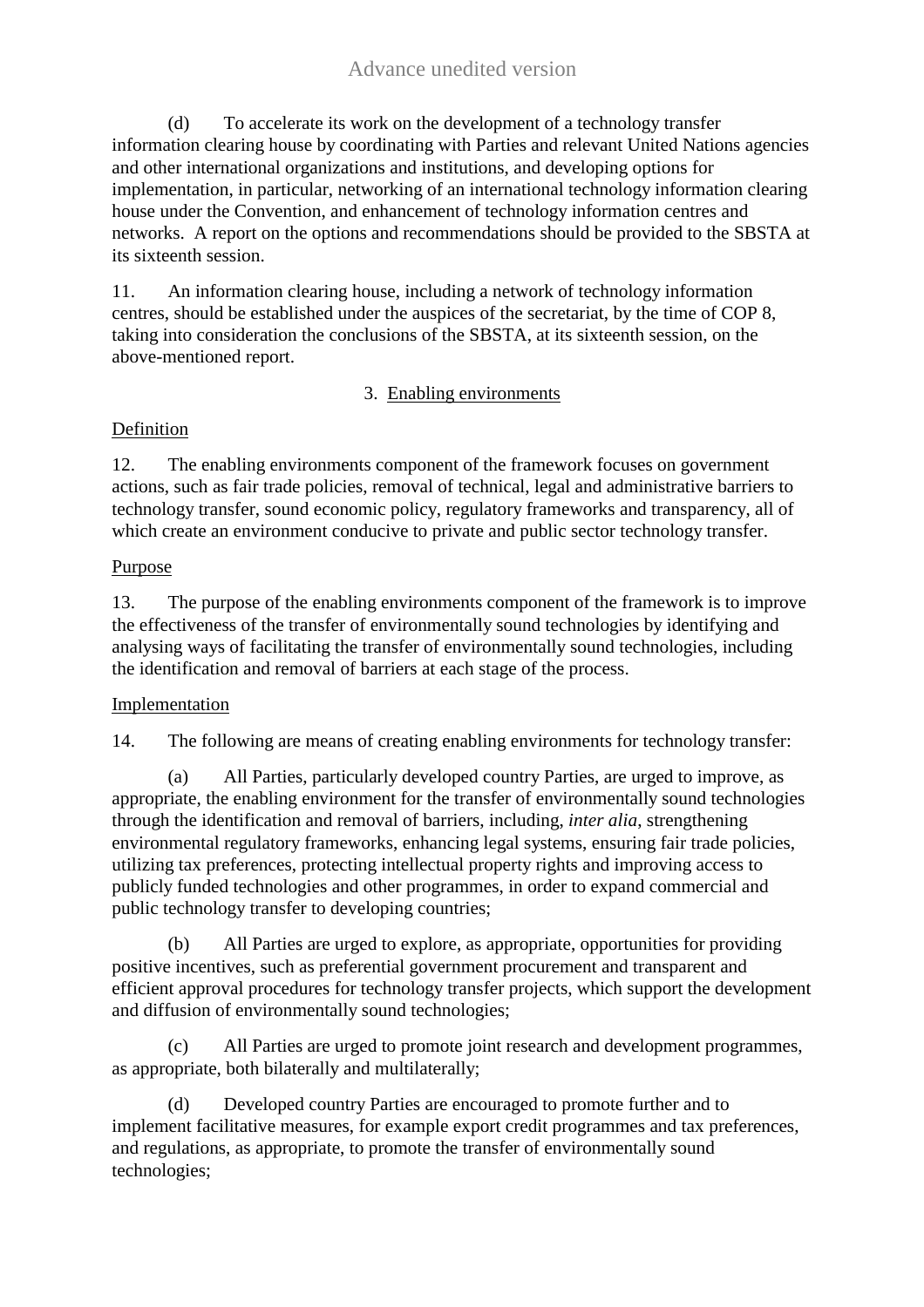(d) To accelerate its work on the development of a technology transfer information clearing house by coordinating with Parties and relevant United Nations agencies and other international organizations and institutions, and developing options for implementation, in particular, networking of an international technology information clearing house under the Convention, and enhancement of technology information centres and networks. A report on the options and recommendations should be provided to the SBSTA at its sixteenth session.

11. An information clearing house, including a network of technology information centres, should be established under the auspices of the secretariat, by the time of COP 8, taking into consideration the conclusions of the SBSTA, at its sixteenth session, on the above-mentioned report.

### 3. Enabling environments

#### Definition

12. The enabling environments component of the framework focuses on government actions, such as fair trade policies, removal of technical, legal and administrative barriers to technology transfer, sound economic policy, regulatory frameworks and transparency, all of which create an environment conducive to private and public sector technology transfer.

#### Purpose

13. The purpose of the enabling environments component of the framework is to improve the effectiveness of the transfer of environmentally sound technologies by identifying and analysing ways of facilitating the transfer of environmentally sound technologies, including the identification and removal of barriers at each stage of the process.

#### Implementation

14. The following are means of creating enabling environments for technology transfer:

(a) All Parties, particularly developed country Parties, are urged to improve, as appropriate, the enabling environment for the transfer of environmentally sound technologies through the identification and removal of barriers, including, *inter alia*, strengthening environmental regulatory frameworks, enhancing legal systems, ensuring fair trade policies, utilizing tax preferences, protecting intellectual property rights and improving access to publicly funded technologies and other programmes, in order to expand commercial and public technology transfer to developing countries;

(b) All Parties are urged to explore, as appropriate, opportunities for providing positive incentives, such as preferential government procurement and transparent and efficient approval procedures for technology transfer projects, which support the development and diffusion of environmentally sound technologies;

(c) All Parties are urged to promote joint research and development programmes, as appropriate, both bilaterally and multilaterally;

(d) Developed country Parties are encouraged to promote further and to implement facilitative measures, for example export credit programmes and tax preferences, and regulations, as appropriate, to promote the transfer of environmentally sound technologies;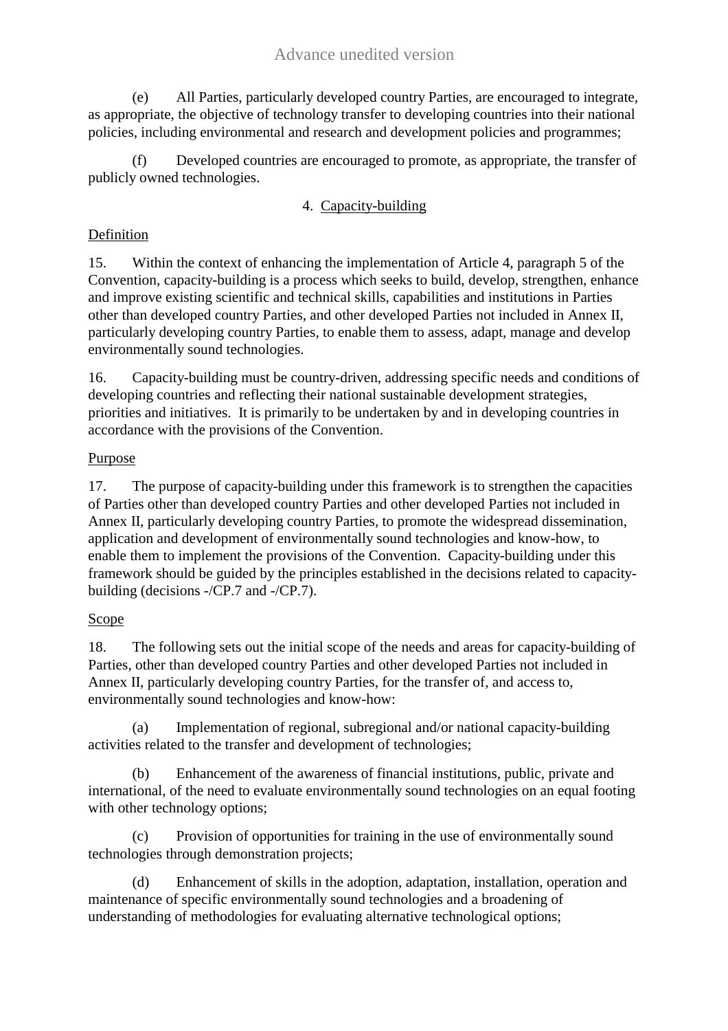(e) All Parties, particularly developed country Parties, are encouraged to integrate, as appropriate, the objective of technology transfer to developing countries into their national policies, including environmental and research and development policies and programmes;

(f) Developed countries are encouraged to promote, as appropriate, the transfer of publicly owned technologies.

### 4. Capacity-building

Definition

15. Within the context of enhancing the implementation of Article 4, paragraph 5 of the Convention, capacity-building is a process which seeks to build, develop, strengthen, enhance and improve existing scientific and technical skills, capabilities and institutions in Parties other than developed country Parties, and other developed Parties not included in Annex II, particularly developing country Parties, to enable them to assess, adapt, manage and develop environmentally sound technologies.

16. Capacity-building must be country-driven, addressing specific needs and conditions of developing countries and reflecting their national sustainable development strategies, priorities and initiatives. It is primarily to be undertaken by and in developing countries in accordance with the provisions of the Convention.

Purpose

17. The purpose of capacity-building under this framework is to strengthen the capacities of Parties other than developed country Parties and other developed Parties not included in Annex II, particularly developing country Parties, to promote the widespread dissemination, application and development of environmentally sound technologies and know-how, to enable them to implement the provisions of the Convention. Capacity-building under this framework should be guided by the principles established in the decisions related to capacity-building (decisions -/CP.7 and -/CP.7).

Scope

18. The following sets out the initial scope of the needs and areas for capacity-building of Parties, other than developed country Parties and other developed Parties not included in Annex II, particularly developing country Parties, for the transfer of, and access to, environmentally sound technologies and know-how:

(a) Implementation of regional, subregional and/or national capacity-building activities related to the transfer and development of technologies;

(b) Enhancement of the awareness of financial institutions, public, private and international, of the need to evaluate environmentally sound technologies on an equal footing with other technology options;

(c) Provision of opportunities for training in the use of environmentally sound technologies through demonstration projects;

(d) Enhancement of skills in the adoption, adaptation, installation, operation and maintenance of specific environmentally sound technologies and a broadening of understanding of methodologies for evaluating alternative technological options;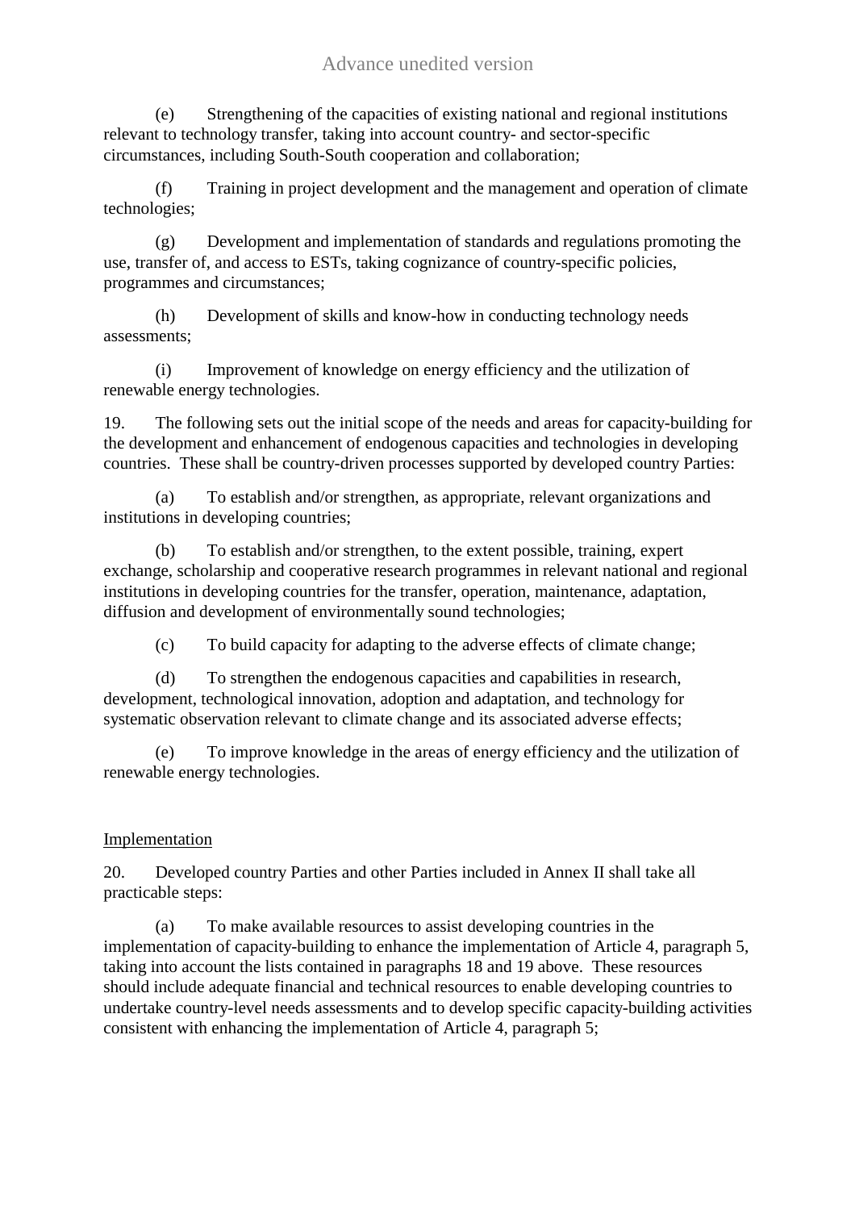(e) Strengthening of the capacities of existing national and regional institutions relevant to technology transfer, taking into account country- and sector-specific circumstances, including South-South cooperation and collaboration;

(f) Training in project development and the management and operation of climate technologies;

(g) Development and implementation of standards and regulations promoting the use, transfer of, and access to ESTs, taking cognizance of country-specific policies, programmes and circumstances;

(h) Development of skills and know-how in conducting technology needs assessments;

(i) Improvement of knowledge on energy efficiency and the utilization of renewable energy technologies.

19. The following sets out the initial scope of the needs and areas for capacity-building for the development and enhancement of endogenous capacities and technologies in developing countries. These shall be country-driven processes supported by developed country Parties:

(a) To establish and/or strengthen, as appropriate, relevant organizations and institutions in developing countries;

(b) To establish and/or strengthen, to the extent possible, training, expert exchange, scholarship and cooperative research programmes in relevant national and regional institutions in developing countries for the transfer, operation, maintenance, adaptation, diffusion and development of environmentally sound technologies;

(c) To build capacity for adapting to the adverse effects of climate change;

(d) To strengthen the endogenous capacities and capabilities in research, development, technological innovation, adoption and adaptation, and technology for systematic observation relevant to climate change and its associated adverse effects;

(e) To improve knowledge in the areas of energy efficiency and the utilization of renewable energy technologies.

<u>Implementation</u>

20. Developed country Parties and other Parties included in Annex II shall take all practicable steps:

(a) To make available resources to assist developing countries in the implementation of capacity-building to enhance the implementation of Article 4, paragraph 5, taking into account the lists contained in paragraphs 18 and 19 above. These resources should include adequate financial and technical resources to enable developing countries to undertake country-level needs assessments and to develop specific capacity-building activities consistent with enhancing the implementation of Article 4, paragraph 5;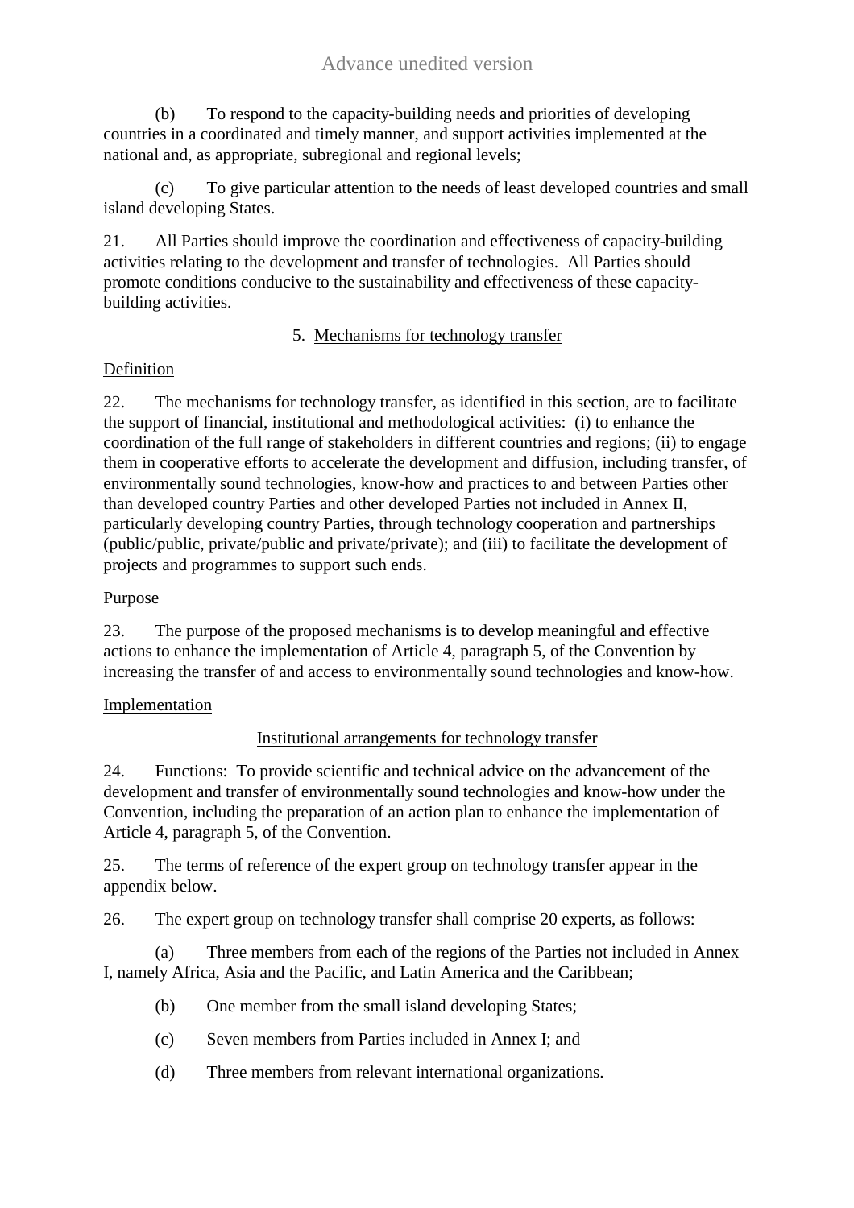(b) To respond to the capacity-building needs and priorities of developing countries in a coordinated and timely manner, and support activities implemented at the national and, as appropriate, subregional and regional levels;

(c) To give particular attention to the needs of least developed countries and small island developing States.

21. All Parties should improve the coordination and effectiveness of capacity-building activities relating to the development and transfer of technologies. All Parties should promote conditions conducive to the sustainability and effectiveness of these capacity-building activities.

### 5. Mechanisms for technology transfer

Definition

22. The mechanisms for technology transfer, as identified in this section, are to facilitate the support of financial, institutional and methodological activities: (i) to enhance the coordination of the full range of stakeholders in different countries and regions; (ii) to engage them in cooperative efforts to accelerate the development and diffusion, including transfer, of environmentally sound technologies, know-how and practices to and between Parties other than developed country Parties and other developed Parties not included in Annex II, particularly developing country Parties, through technology cooperation and partnerships (public/public, private/public and private/private); and (iii) to facilitate the development of projects and programmes to support such ends.

Purpose

23. The purpose of the proposed mechanisms is to develop meaningful and effective actions to enhance the implementation of Article 4, paragraph 5, of the Convention by increasing the transfer of and access to environmentally sound technologies and know-how.

Implementation

Institutional arrangements for technology transfer

24. Functions: To provide scientific and technical advice on the advancement of the development and transfer of environmentally sound technologies and know-how under the Convention, including the preparation of an action plan to enhance the implementation of Article 4, paragraph 5, of the Convention.

25. The terms of reference of the expert group on technology transfer appear in the appendix below.

26. The expert group on technology transfer shall comprise 20 experts, as follows:

(a) Three members from each of the regions of the Parties not included in Annex I, namely Africa, Asia and the Pacific, and Latin America and the Caribbean;

(b) One member from the small island developing States;

(c) Seven members from Parties included in Annex I; and

(d) Three members from relevant international organizations.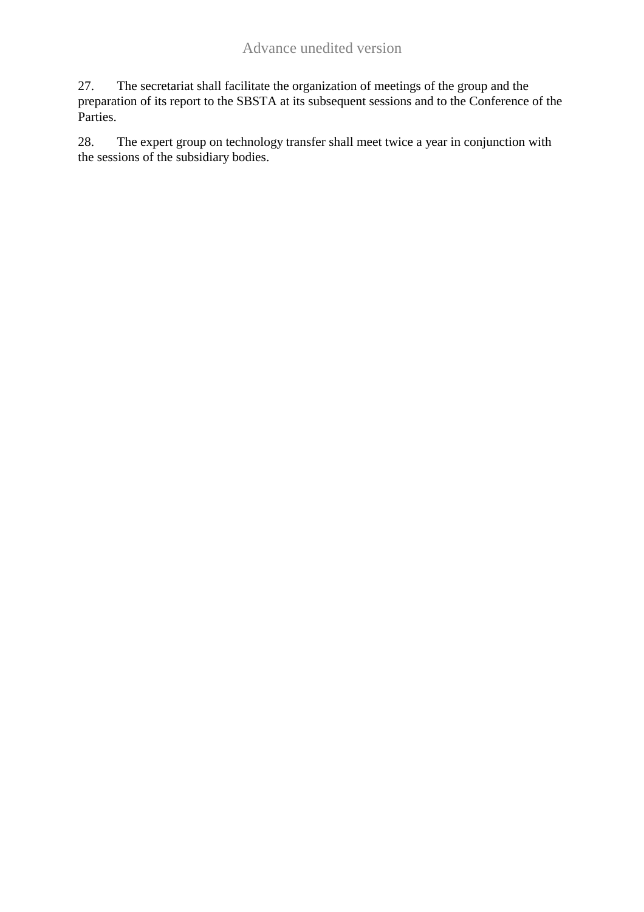27. The secretariat shall facilitate the organization of meetings of the group and the preparation of its report to the SBSTA at its subsequent sessions and to the Conference of the Parties.

28. The expert group on technology transfer shall meet twice a year in conjunction with the sessions of the subsidiary bodies.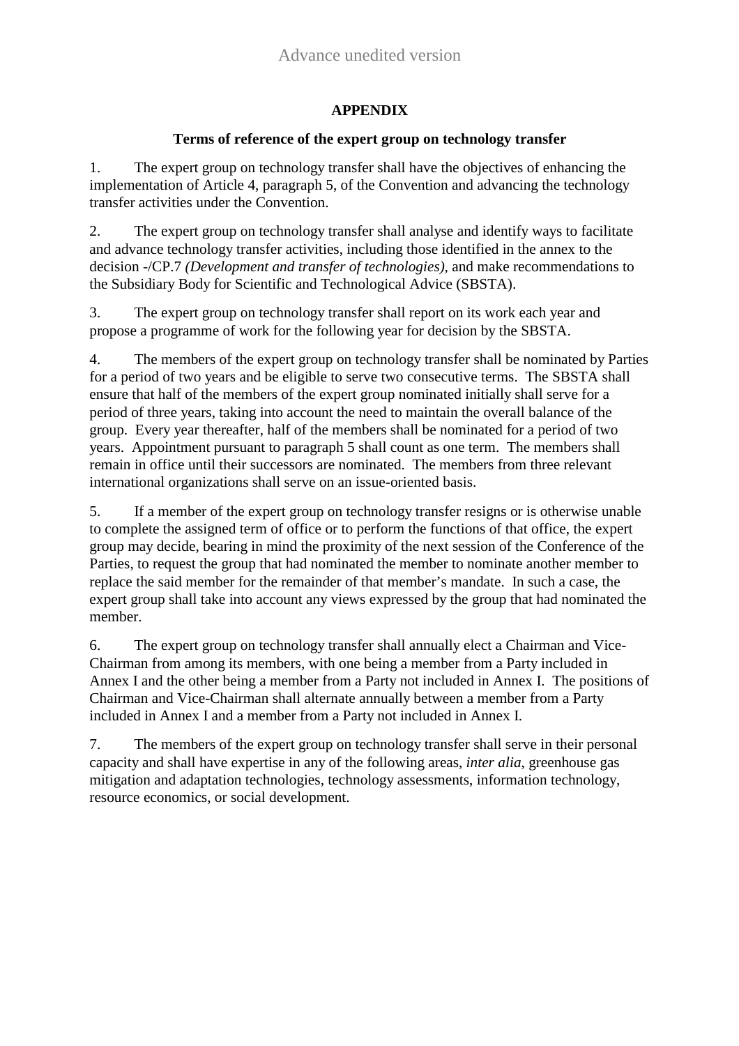## APPENDIX

### Terms of reference of the expert group on technology transfer

1. The expert group on technology transfer shall have the objectives of enhancing the implementation of Article 4, paragraph 5, of the Convention and advancing the technology transfer activities under the Convention.

2. The expert group on technology transfer shall analyse and identify ways to facilitate and advance technology transfer activities, including those identified in the annex to the decision -/CP.7 *(Development and transfer of technologies)*, and make recommendations to the Subsidiary Body for Scientific and Technological Advice (SBSTA).

3. The expert group on technology transfer shall report on its work each year and propose a programme of work for the following year for decision by the SBSTA.

4. The members of the expert group on technology transfer shall be nominated by Parties for a period of two years and be eligible to serve two consecutive terms. The SBSTA shall ensure that half of the members of the expert group nominated initially shall serve for a period of three years, taking into account the need to maintain the overall balance of the group. Every year thereafter, half of the members shall be nominated for a period of two years. Appointment pursuant to paragraph 5 shall count as one term. The members shall remain in office until their successors are nominated. The members from three relevant international organizations shall serve on an issue-oriented basis.

5. If a member of the expert group on technology transfer resigns or is otherwise unable to complete the assigned term of office or to perform the functions of that office, the expert group may decide, bearing in mind the proximity of the next session of the Conference of the Parties, to request the group that had nominated the member to nominate another member to replace the said member for the remainder of that member's mandate. In such a case, the expert group shall take into account any views expressed by the group that had nominated the member.

6. The expert group on technology transfer shall annually elect a Chairman and Vice-Chairman from among its members, with one being a member from a Party included in Annex I and the other being a member from a Party not included in Annex I. The positions of Chairman and Vice-Chairman shall alternate annually between a member from a Party included in Annex I and a member from a Party not included in Annex I.

7. The members of the expert group on technology transfer shall serve in their personal capacity and shall have expertise in any of the following areas, *inter alia*, greenhouse gas mitigation and adaptation technologies, technology assessments, information technology, resource economics, or social development.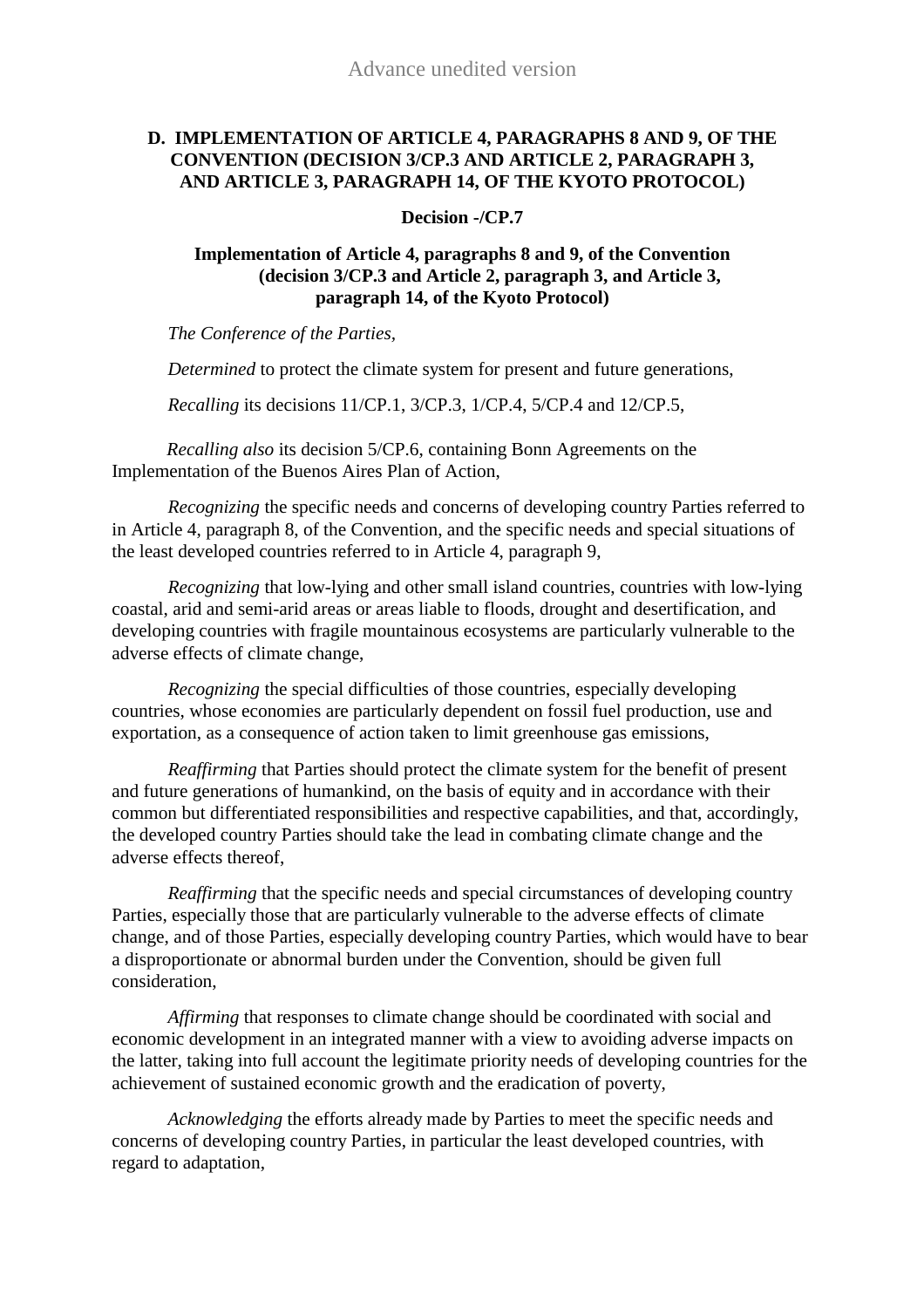## D. IMPLEMENTATION OF ARTICLE 4, PARAGRAPHS 8 AND 9, OF THE CONVENTION (DECISION 3/CP.3 AND ARTICLE 2, PARAGRAPH 3, AND ARTICLE 3, PARAGRAPH 14, OF THE KYOTO PROTOCOL)

**Decision -/CP.7**

**Implementation of Article 4, paragraphs 8 and 9, of the Convention (decision 3/CP.3 and Article 2, paragraph 3, and Article 3, paragraph 14, of the Kyoto Protocol)**

*The Conference of the Parties,*

*Determined* to protect the climate system for present and future generations,

*Recalling* its decisions 11/CP.1, 3/CP.3, 1/CP.4, 5/CP.4 and 12/CP.5,

*Recalling also* its decision 5/CP.6, containing Bonn Agreements on the Implementation of the Buenos Aires Plan of Action,

*Recognizing* the specific needs and concerns of developing country Parties referred to in Article 4, paragraph 8, of the Convention, and the specific needs and special situations of the least developed countries referred to in Article 4, paragraph 9,

*Recognizing* that low-lying and other small island countries, countries with low-lying coastal, arid and semi-arid areas or areas liable to floods, drought and desertification, and developing countries with fragile mountainous ecosystems are particularly vulnerable to the adverse effects of climate change,

*Recognizing* the special difficulties of those countries, especially developing countries, whose economies are particularly dependent on fossil fuel production, use and exportation, as a consequence of action taken to limit greenhouse gas emissions,

*Reaffirming* that Parties should protect the climate system for the benefit of present and future generations of humankind, on the basis of equity and in accordance with their common but differentiated responsibilities and respective capabilities, and that, accordingly, the developed country Parties should take the lead in combating climate change and the adverse effects thereof,

*Reaffirming* that the specific needs and special circumstances of developing country Parties, especially those that are particularly vulnerable to the adverse effects of climate change, and of those Parties, especially developing country Parties, which would have to bear a disproportionate or abnormal burden under the Convention, should be given full consideration,

*Affirming* that responses to climate change should be coordinated with social and economic development in an integrated manner with a view to avoiding adverse impacts on the latter, taking into full account the legitimate priority needs of developing countries for the achievement of sustained economic growth and the eradication of poverty,

*Acknowledging* the efforts already made by Parties to meet the specific needs and concerns of developing country Parties, in particular the least developed countries, with regard to adaptation,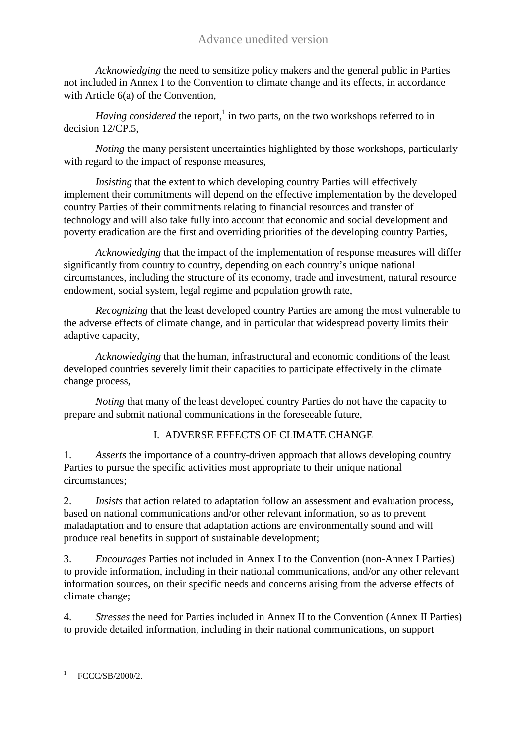*Acknowledging* the need to sensitize policy makers and the general public in Parties not included in Annex I to the Convention to climate change and its effects, in accordance with Article 6(a) of the Convention,

*Having considered* the report,[1] in two parts, on the two workshops referred to in decision 12/CP.5,

*Noting* the many persistent uncertainties highlighted by those workshops, particularly with regard to the impact of response measures,

*Insisting* that the extent to which developing country Parties will effectively implement their commitments will depend on the effective implementation by the developed country Parties of their commitments relating to financial resources and transfer of technology and will also take fully into account that economic and social development and poverty eradication are the first and overriding priorities of the developing country Parties,

*Acknowledging* that the impact of the implementation of response measures will differ significantly from country to country, depending on each country's unique national circumstances, including the structure of its economy, trade and investment, natural resource endowment, social system, legal regime and population growth rate,

*Recognizing* that the least developed country Parties are among the most vulnerable to the adverse effects of climate change, and in particular that widespread poverty limits their adaptive capacity,

*Acknowledging* that the human, infrastructural and economic conditions of the least developed countries severely limit their capacities to participate effectively in the climate change process,

*Noting* that many of the least developed country Parties do not have the capacity to prepare and submit national communications in the foreseeable future,

## I. ADVERSE EFFECTS OF CLIMATE CHANGE

1. *Asserts* the importance of a country-driven approach that allows developing country Parties to pursue the specific activities most appropriate to their unique national circumstances;

2. *Insists* that action related to adaptation follow an assessment and evaluation process, based on national communications and/or other relevant information, so as to prevent maladaptation and to ensure that adaptation actions are environmentally sound and will produce real benefits in support of sustainable development;

3. *Encourages* Parties not included in Annex I to the Convention (non-Annex I Parties) to provide information, including in their national communications, and/or any other relevant information sources, on their specific needs and concerns arising from the adverse effects of climate change;

4. *Stresses* the need for Parties included in Annex II to the Convention (Annex II Parties) to provide detailed information, including in their national communications, on support

---

[1] FCCC/SB/2000/2.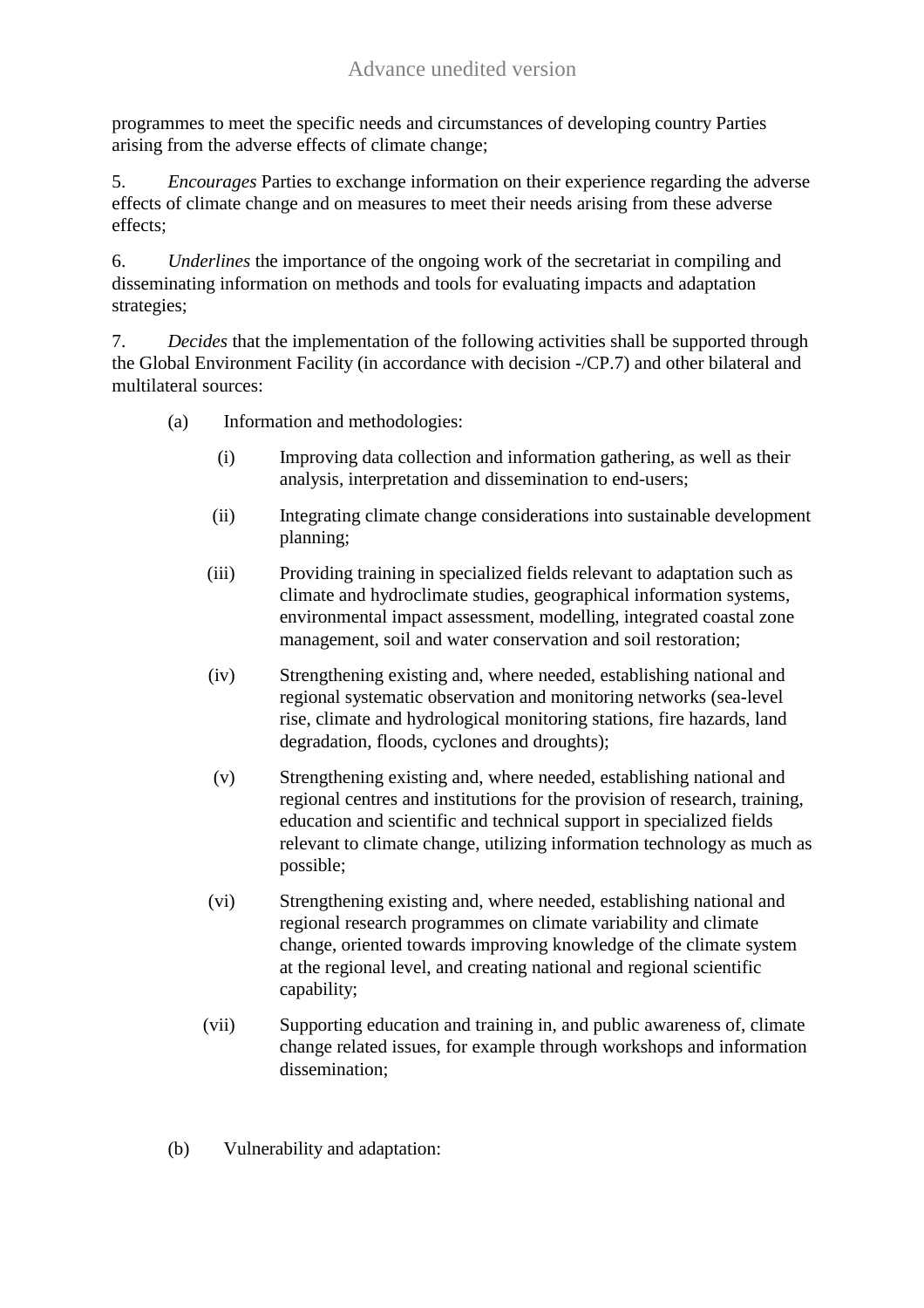programmes to meet the specific needs and circumstances of developing country Parties arising from the adverse effects of climate change;

5. *Encourages* Parties to exchange information on their experience regarding the adverse effects of climate change and on measures to meet their needs arising from these adverse effects;

6. *Underlines* the importance of the ongoing work of the secretariat in compiling and disseminating information on methods and tools for evaluating impacts and adaptation strategies;

7. *Decides* that the implementation of the following activities shall be supported through the Global Environment Facility (in accordance with decision -/CP.7) and other bilateral and multilateral sources:

(a) Information and methodologies:

(i) Improving data collection and information gathering, as well as their analysis, interpretation and dissemination to end-users;

(ii) Integrating climate change considerations into sustainable development planning;

(iii) Providing training in specialized fields relevant to adaptation such as climate and hydroclimate studies, geographical information systems, environmental impact assessment, modelling, integrated coastal zone management, soil and water conservation and soil restoration;

(iv) Strengthening existing and, where needed, establishing national and regional systematic observation and monitoring networks (sea-level rise, climate and hydrological monitoring stations, fire hazards, land degradation, floods, cyclones and droughts);

(v) Strengthening existing and, where needed, establishing national and regional centres and institutions for the provision of research, training, education and scientific and technical support in specialized fields relevant to climate change, utilizing information technology as much as possible;

(vi) Strengthening existing and, where needed, establishing national and regional research programmes on climate variability and climate change, oriented towards improving knowledge of the climate system at the regional level, and creating national and regional scientific capability;

(vii) Supporting education and training in, and public awareness of, climate change related issues, for example through workshops and information dissemination;

(b) Vulnerability and adaptation: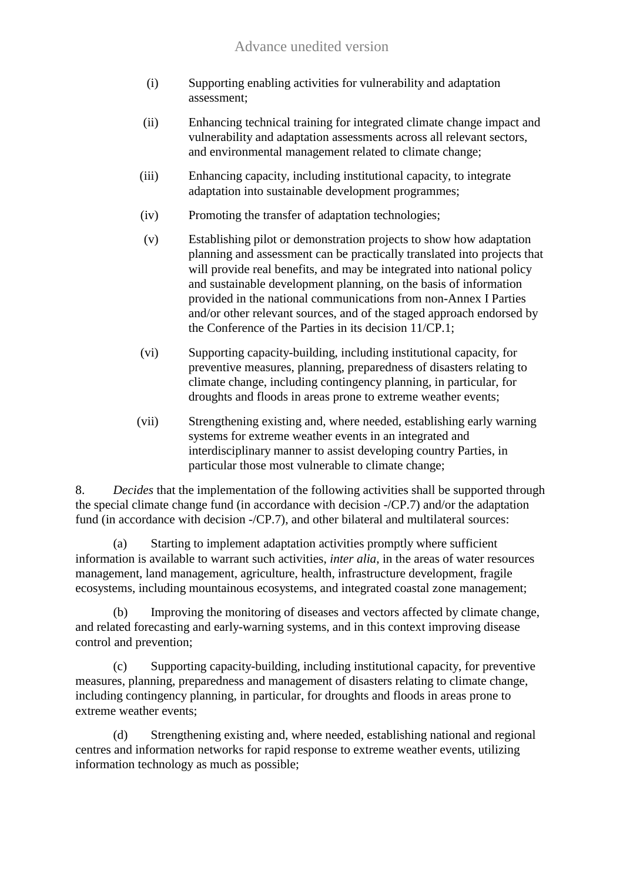(i) Supporting enabling activities for vulnerability and adaptation assessment;

(ii) Enhancing technical training for integrated climate change impact and vulnerability and adaptation assessments across all relevant sectors, and environmental management related to climate change;

(iii) Enhancing capacity, including institutional capacity, to integrate adaptation into sustainable development programmes;

(iv) Promoting the transfer of adaptation technologies;

(v) Establishing pilot or demonstration projects to show how adaptation planning and assessment can be practically translated into projects that will provide real benefits, and may be integrated into national policy and sustainable development planning, on the basis of information provided in the national communications from non-Annex I Parties and/or other relevant sources, and of the staged approach endorsed by the Conference of the Parties in its decision 11/CP.1;

(vi) Supporting capacity-building, including institutional capacity, for preventive measures, planning, preparedness of disasters relating to climate change, including contingency planning, in particular, for droughts and floods in areas prone to extreme weather events;

(vii) Strengthening existing and, where needed, establishing early warning systems for extreme weather events in an integrated and interdisciplinary manner to assist developing country Parties, in particular those most vulnerable to climate change;

8. *Decides* that the implementation of the following activities shall be supported through the special climate change fund (in accordance with decision -/CP.7) and/or the adaptation fund (in accordance with decision -/CP.7), and other bilateral and multilateral sources:

(a) Starting to implement adaptation activities promptly where sufficient information is available to warrant such activities, *inter alia*, in the areas of water resources management, land management, agriculture, health, infrastructure development, fragile ecosystems, including mountainous ecosystems, and integrated coastal zone management;

(b) Improving the monitoring of diseases and vectors affected by climate change, and related forecasting and early-warning systems, and in this context improving disease control and prevention;

(c) Supporting capacity-building, including institutional capacity, for preventive measures, planning, preparedness and management of disasters relating to climate change, including contingency planning, in particular, for droughts and floods in areas prone to extreme weather events;

(d) Strengthening existing and, where needed, establishing national and regional centres and information networks for rapid response to extreme weather events, utilizing information technology as much as possible;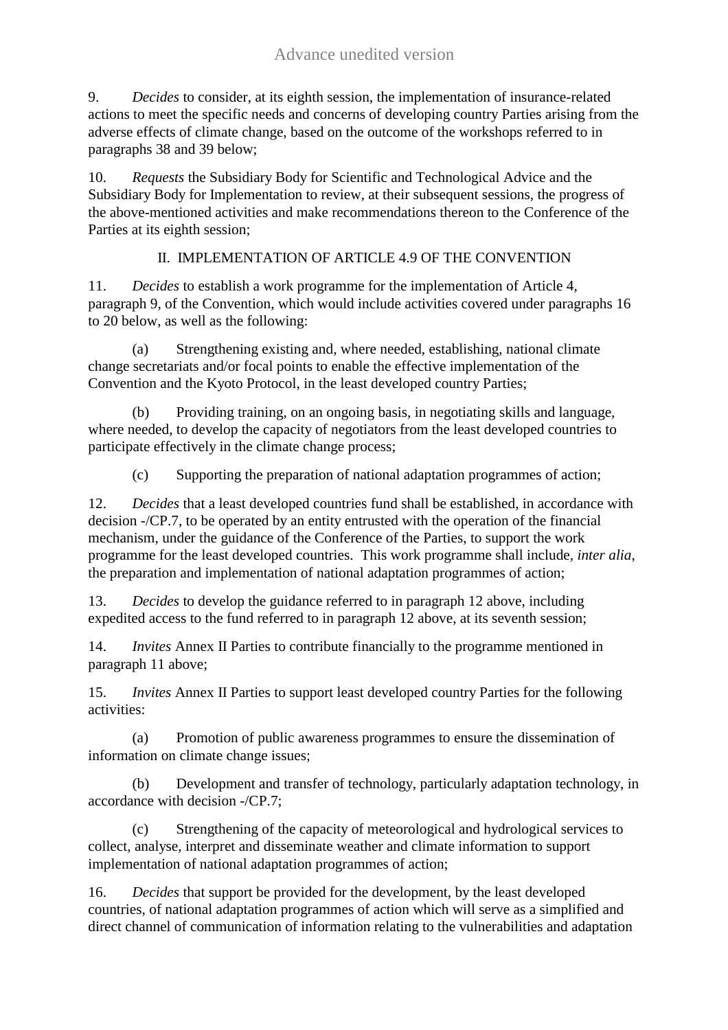9. *Decides* to consider, at its eighth session, the implementation of insurance-related actions to meet the specific needs and concerns of developing country Parties arising from the adverse effects of climate change, based on the outcome of the workshops referred to in paragraphs 38 and 39 below;

10. *Requests* the Subsidiary Body for Scientific and Technological Advice and the Subsidiary Body for Implementation to review, at their subsequent sessions, the progress of the above-mentioned activities and make recommendations thereon to the Conference of the Parties at its eighth session;

## II. IMPLEMENTATION OF ARTICLE 4.9 OF THE CONVENTION

11. *Decides* to establish a work programme for the implementation of Article 4, paragraph 9, of the Convention, which would include activities covered under paragraphs 16 to 20 below, as well as the following:

(a) Strengthening existing and, where needed, establishing, national climate change secretariats and/or focal points to enable the effective implementation of the Convention and the Kyoto Protocol, in the least developed country Parties;

(b) Providing training, on an ongoing basis, in negotiating skills and language, where needed, to develop the capacity of negotiators from the least developed countries to participate effectively in the climate change process;

(c) Supporting the preparation of national adaptation programmes of action;

12. *Decides* that a least developed countries fund shall be established, in accordance with decision -/CP.7, to be operated by an entity entrusted with the operation of the financial mechanism, under the guidance of the Conference of the Parties, to support the work programme for the least developed countries. This work programme shall include, *inter alia*, the preparation and implementation of national adaptation programmes of action;

13. *Decides* to develop the guidance referred to in paragraph 12 above, including expedited access to the fund referred to in paragraph 12 above, at its seventh session;

14. *Invites* Annex II Parties to contribute financially to the programme mentioned in paragraph 11 above;

15. *Invites* Annex II Parties to support least developed country Parties for the following activities:

(a) Promotion of public awareness programmes to ensure the dissemination of information on climate change issues;

(b) Development and transfer of technology, particularly adaptation technology, in accordance with decision -/CP.7;

(c) Strengthening of the capacity of meteorological and hydrological services to collect, analyse, interpret and disseminate weather and climate information to support implementation of national adaptation programmes of action;

16. *Decides* that support be provided for the development, by the least developed countries, of national adaptation programmes of action which will serve as a simplified and direct channel of communication of information relating to the vulnerabilities and adaptation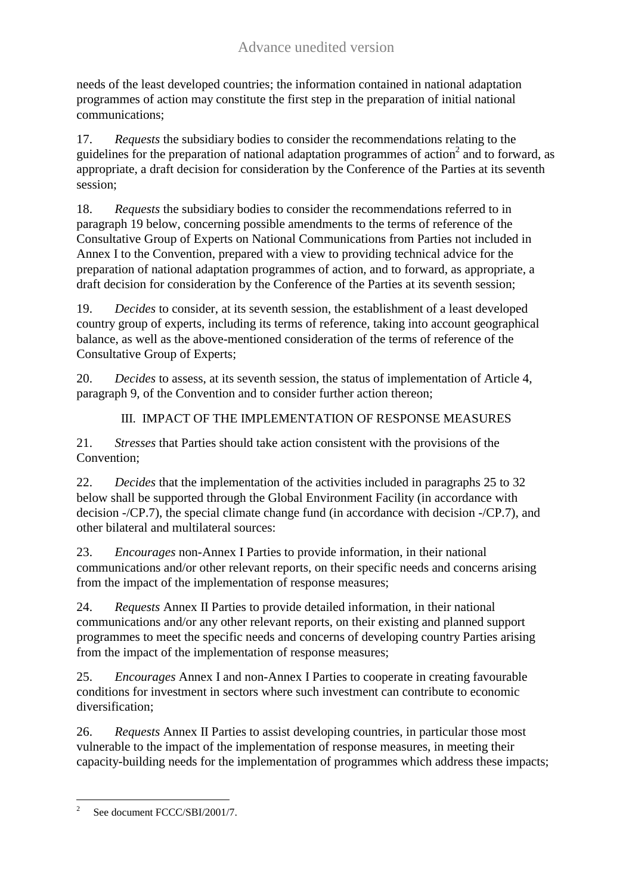needs of the least developed countries; the information contained in national adaptation programmes of action may constitute the first step in the preparation of initial national communications;

17. *Requests* the subsidiary bodies to consider the recommendations relating to the guidelines for the preparation of national adaptation programmes of action[2] and to forward, as appropriate, a draft decision for consideration by the Conference of the Parties at its seventh session;

18. *Requests* the subsidiary bodies to consider the recommendations referred to in paragraph 19 below, concerning possible amendments to the terms of reference of the Consultative Group of Experts on National Communications from Parties not included in Annex I to the Convention, prepared with a view to providing technical advice for the preparation of national adaptation programmes of action, and to forward, as appropriate, a draft decision for consideration by the Conference of the Parties at its seventh session;

19. *Decides* to consider, at its seventh session, the establishment of a least developed country group of experts, including its terms of reference, taking into account geographical balance, as well as the above-mentioned consideration of the terms of reference of the Consultative Group of Experts;

20. *Decides* to assess, at its seventh session, the status of implementation of Article 4, paragraph 9, of the Convention and to consider further action thereon;

## III. IMPACT OF THE IMPLEMENTATION OF RESPONSE MEASURES

21. *Stresses* that Parties should take action consistent with the provisions of the Convention;

22. *Decides* that the implementation of the activities included in paragraphs 25 to 32 below shall be supported through the Global Environment Facility (in accordance with decision -/CP.7), the special climate change fund (in accordance with decision -/CP.7), and other bilateral and multilateral sources:

23. *Encourages* non-Annex I Parties to provide information, in their national communications and/or other relevant reports, on their specific needs and concerns arising from the impact of the implementation of response measures;

24. *Requests* Annex II Parties to provide detailed information, in their national communications and/or any other relevant reports, on their existing and planned support programmes to meet the specific needs and concerns of developing country Parties arising from the impact of the implementation of response measures;

25. *Encourages* Annex I and non-Annex I Parties to cooperate in creating favourable conditions for investment in sectors where such investment can contribute to economic diversification;

26. *Requests* Annex II Parties to assist developing countries, in particular those most vulnerable to the impact of the implementation of response measures, in meeting their capacity-building needs for the implementation of programmes which address these impacts;

---

[2] See document FCCC/SBI/2001/7.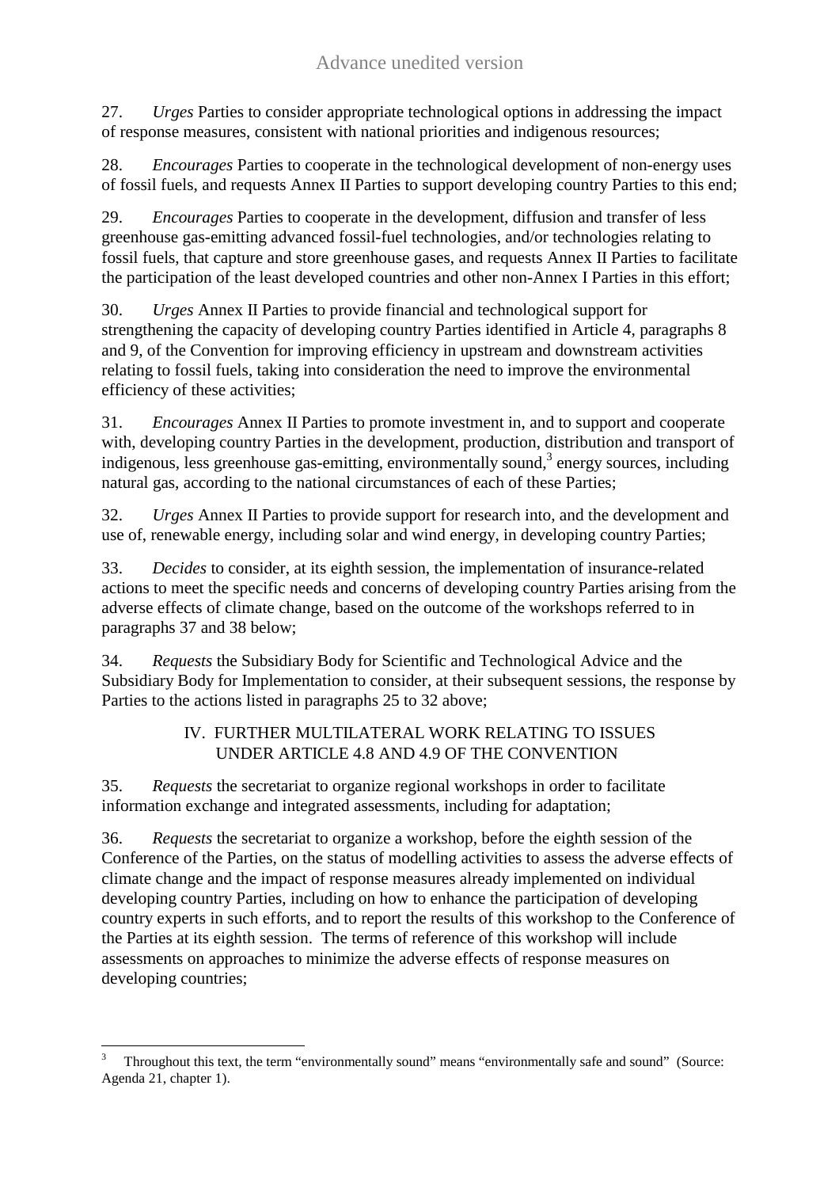27. *Urges* Parties to consider appropriate technological options in addressing the impact of response measures, consistent with national priorities and indigenous resources;

28. *Encourages* Parties to cooperate in the technological development of non-energy uses of fossil fuels, and requests Annex II Parties to support developing country Parties to this end;

29. *Encourages* Parties to cooperate in the development, diffusion and transfer of less greenhouse gas-emitting advanced fossil-fuel technologies, and/or technologies relating to fossil fuels, that capture and store greenhouse gases, and requests Annex II Parties to facilitate the participation of the least developed countries and other non-Annex I Parties in this effort;

30. *Urges* Annex II Parties to provide financial and technological support for strengthening the capacity of developing country Parties identified in Article 4, paragraphs 8 and 9, of the Convention for improving efficiency in upstream and downstream activities relating to fossil fuels, taking into consideration the need to improve the environmental efficiency of these activities;

31. *Encourages* Annex II Parties to promote investment in, and to support and cooperate with, developing country Parties in the development, production, distribution and transport of indigenous, less greenhouse gas-emitting, environmentally sound,[3] energy sources, including natural gas, according to the national circumstances of each of these Parties;

32. *Urges* Annex II Parties to provide support for research into, and the development and use of, renewable energy, including solar and wind energy, in developing country Parties;

33. *Decides* to consider, at its eighth session, the implementation of insurance-related actions to meet the specific needs and concerns of developing country Parties arising from the adverse effects of climate change, based on the outcome of the workshops referred to in paragraphs 37 and 38 below;

34. *Requests* the Subsidiary Body for Scientific and Technological Advice and the Subsidiary Body for Implementation to consider, at their subsequent sessions, the response by Parties to the actions listed in paragraphs 25 to 32 above;

## IV. FURTHER MULTILATERAL WORK RELATING TO ISSUES UNDER ARTICLE 4.8 AND 4.9 OF THE CONVENTION

35. *Requests* the secretariat to organize regional workshops in order to facilitate information exchange and integrated assessments, including for adaptation;

36. *Requests* the secretariat to organize a workshop, before the eighth session of the Conference of the Parties, on the status of modelling activities to assess the adverse effects of climate change and the impact of response measures already implemented on individual developing country Parties, including on how to enhance the participation of developing country experts in such efforts, and to report the results of this workshop to the Conference of the Parties at its eighth session. The terms of reference of this workshop will include assessments on approaches to minimize the adverse effects of response measures on developing countries;

---

[3] Throughout this text, the term "environmentally sound" means "environmentally safe and sound" (Source: Agenda 21, chapter 1).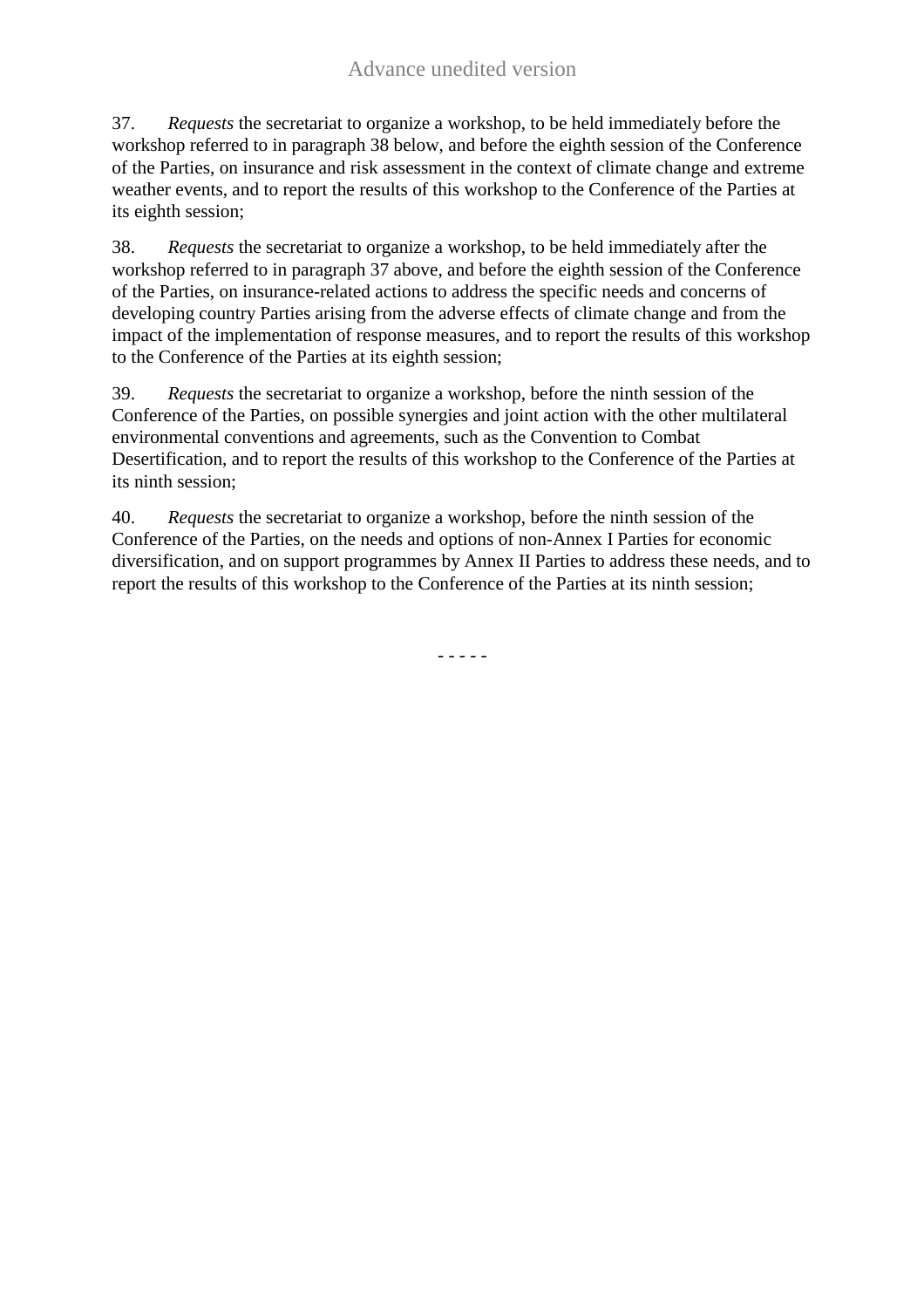37. *Requests* the secretariat to organize a workshop, to be held immediately before the workshop referred to in paragraph 38 below, and before the eighth session of the Conference of the Parties, on insurance and risk assessment in the context of climate change and extreme weather events, and to report the results of this workshop to the Conference of the Parties at its eighth session;

38. *Requests* the secretariat to organize a workshop, to be held immediately after the workshop referred to in paragraph 37 above, and before the eighth session of the Conference of the Parties, on insurance-related actions to address the specific needs and concerns of developing country Parties arising from the adverse effects of climate change and from the impact of the implementation of response measures, and to report the results of this workshop to the Conference of the Parties at its eighth session;

39. *Requests* the secretariat to organize a workshop, before the ninth session of the Conference of the Parties, on possible synergies and joint action with the other multilateral environmental conventions and agreements, such as the Convention to Combat Desertification, and to report the results of this workshop to the Conference of the Parties at its ninth session;

40. *Requests* the secretariat to organize a workshop, before the ninth session of the Conference of the Parties, on the needs and options of non-Annex I Parties for economic diversification, and on support programmes by Annex II Parties to address these needs, and to report the results of this workshop to the Conference of the Parties at its ninth session;

- - - - -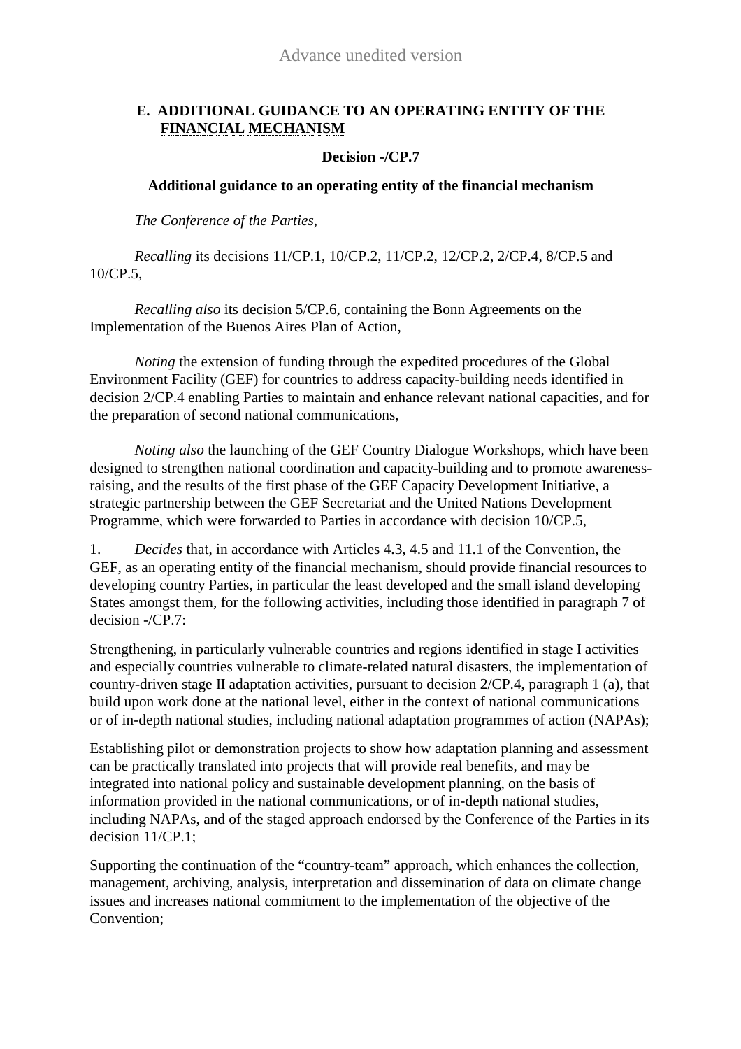Advance unedited version

## E. ADDITIONAL GUIDANCE TO AN OPERATING ENTITY OF THE FINANCIAL MECHANISM

### Decision -/CP.7

### Additional guidance to an operating entity of the financial mechanism

*The Conference of the Parties,*

*Recalling* its decisions 11/CP.1, 10/CP.2, 11/CP.2, 12/CP.2, 2/CP.4, 8/CP.5 and 10/CP.5,

*Recalling also* its decision 5/CP.6, containing the Bonn Agreements on the Implementation of the Buenos Aires Plan of Action,

*Noting* the extension of funding through the expedited procedures of the Global Environment Facility (GEF) for countries to address capacity-building needs identified in decision 2/CP.4 enabling Parties to maintain and enhance relevant national capacities, and for the preparation of second national communications,

*Noting also* the launching of the GEF Country Dialogue Workshops, which have been designed to strengthen national coordination and capacity-building and to promote awareness-raising, and the results of the first phase of the GEF Capacity Development Initiative, a strategic partnership between the GEF Secretariat and the United Nations Development Programme, which were forwarded to Parties in accordance with decision 10/CP.5,

1. *Decides* that, in accordance with Articles 4.3, 4.5 and 11.1 of the Convention, the GEF, as an operating entity of the financial mechanism, should provide financial resources to developing country Parties, in particular the least developed and the small island developing States amongst them, for the following activities, including those identified in paragraph 7 of decision -/CP.7:

Strengthening, in particularly vulnerable countries and regions identified in stage I activities and especially countries vulnerable to climate-related natural disasters, the implementation of country-driven stage II adaptation activities, pursuant to decision 2/CP.4, paragraph 1 (a), that build upon work done at the national level, either in the context of national communications or of in-depth national studies, including national adaptation programmes of action (NAPAs);

Establishing pilot or demonstration projects to show how adaptation planning and assessment can be practically translated into projects that will provide real benefits, and may be integrated into national policy and sustainable development planning, on the basis of information provided in the national communications, or of in-depth national studies, including NAPAs, and of the staged approach endorsed by the Conference of the Parties in its decision 11/CP.1;

Supporting the continuation of the "country-team" approach, which enhances the collection, management, archiving, analysis, interpretation and dissemination of data on climate change issues and increases national commitment to the implementation of the objective of the Convention;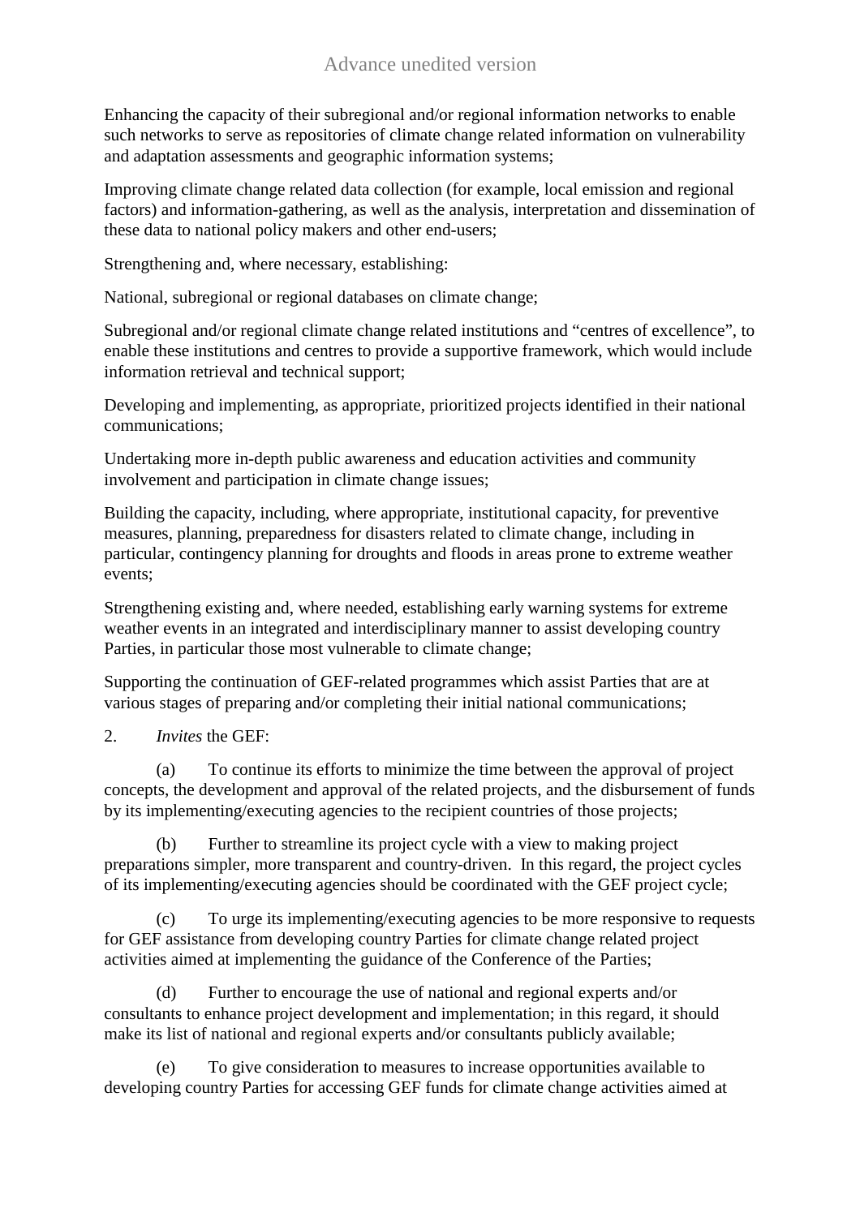Enhancing the capacity of their subregional and/or regional information networks to enable such networks to serve as repositories of climate change related information on vulnerability and adaptation assessments and geographic information systems;

Improving climate change related data collection (for example, local emission and regional factors) and information-gathering, as well as the analysis, interpretation and dissemination of these data to national policy makers and other end-users;

Strengthening and, where necessary, establishing:

National, subregional or regional databases on climate change;

Subregional and/or regional climate change related institutions and "centres of excellence", to enable these institutions and centres to provide a supportive framework, which would include information retrieval and technical support;

Developing and implementing, as appropriate, prioritized projects identified in their national communications;

Undertaking more in-depth public awareness and education activities and community involvement and participation in climate change issues;

Building the capacity, including, where appropriate, institutional capacity, for preventive measures, planning, preparedness for disasters related to climate change, including in particular, contingency planning for droughts and floods in areas prone to extreme weather events;

Strengthening existing and, where needed, establishing early warning systems for extreme weather events in an integrated and interdisciplinary manner to assist developing country Parties, in particular those most vulnerable to climate change;

Supporting the continuation of GEF-related programmes which assist Parties that are at various stages of preparing and/or completing their initial national communications;

2. *Invites* the GEF:

(a) To continue its efforts to minimize the time between the approval of project concepts, the development and approval of the related projects, and the disbursement of funds by its implementing/executing agencies to the recipient countries of those projects;

(b) Further to streamline its project cycle with a view to making project preparations simpler, more transparent and country-driven. In this regard, the project cycles of its implementing/executing agencies should be coordinated with the GEF project cycle;

(c) To urge its implementing/executing agencies to be more responsive to requests for GEF assistance from developing country Parties for climate change related project activities aimed at implementing the guidance of the Conference of the Parties;

(d) Further to encourage the use of national and regional experts and/or consultants to enhance project development and implementation; in this regard, it should make its list of national and regional experts and/or consultants publicly available;

(e) To give consideration to measures to increase opportunities available to developing country Parties for accessing GEF funds for climate change activities aimed at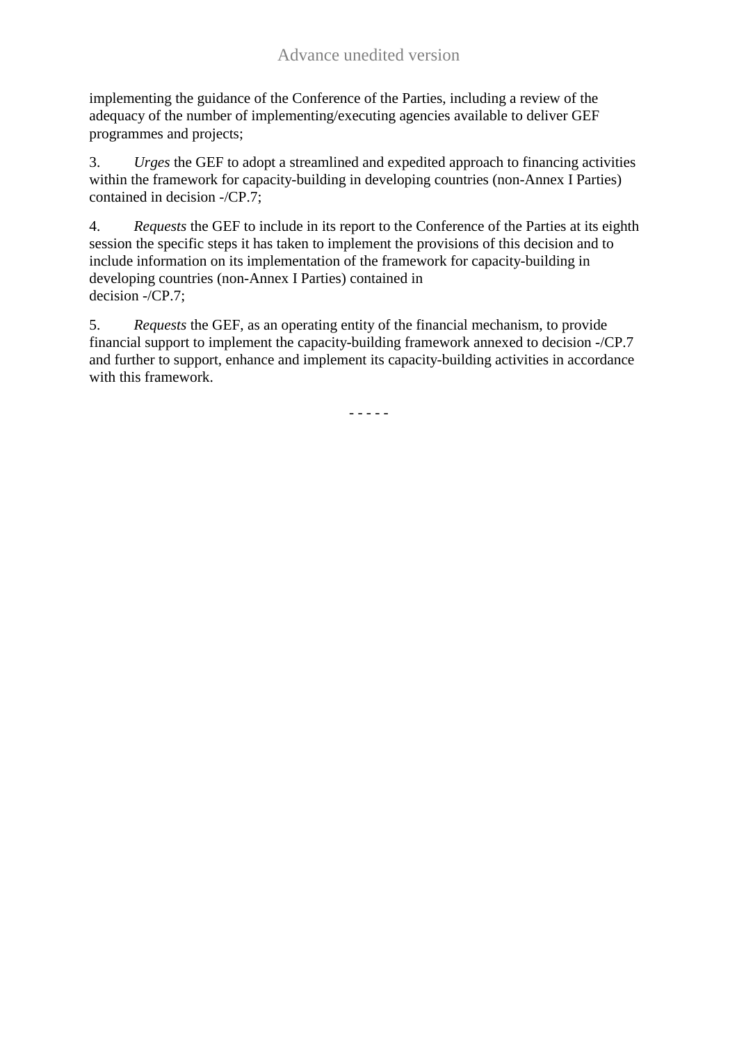implementing the guidance of the Conference of the Parties, including a review of the adequacy of the number of implementing/executing agencies available to deliver GEF programmes and projects;

3. *Urges* the GEF to adopt a streamlined and expedited approach to financing activities within the framework for capacity-building in developing countries (non-Annex I Parties) contained in decision -/CP.7;

4. *Requests* the GEF to include in its report to the Conference of the Parties at its eighth session the specific steps it has taken to implement the provisions of this decision and to include information on its implementation of the framework for capacity-building in developing countries (non-Annex I Parties) contained in decision -/CP.7;

5. *Requests* the GEF, as an operating entity of the financial mechanism, to provide financial support to implement the capacity-building framework annexed to decision -/CP.7 and further to support, enhance and implement its capacity-building activities in accordance with this framework.

- - - - -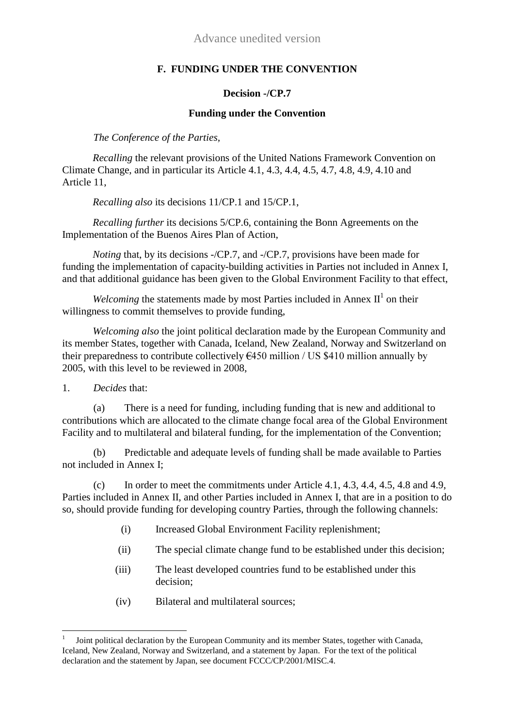Advance unedited version

## F. FUNDING UNDER THE CONVENTION

### Decision -/CP.7

### Funding under the Convention

*The Conference of the Parties,*

*Recalling* the relevant provisions of the United Nations Framework Convention on Climate Change, and in particular its Article 4.1, 4.3, 4.4, 4.5, 4.7, 4.8, 4.9, 4.10 and Article 11,

*Recalling also* its decisions 11/CP.1 and 15/CP.1,

*Recalling further* its decisions 5/CP.6, containing the Bonn Agreements on the Implementation of the Buenos Aires Plan of Action,

*Noting* that, by its decisions -/CP.7, and -/CP.7, provisions have been made for funding the implementation of capacity-building activities in Parties not included in Annex I, and that additional guidance has been given to the Global Environment Facility to that effect,

*Welcoming* the statements made by most Parties included in Annex II[1] on their willingness to commit themselves to provide funding,

*Welcoming also* the joint political declaration made by the European Community and its member States, together with Canada, Iceland, New Zealand, Norway and Switzerland on their preparedness to contribute collectively €450 million / US $410 million annually by 2005, with this level to be reviewed in 2008,

1. *Decides* that:

(a) There is a need for funding, including funding that is new and additional to contributions which are allocated to the climate change focal area of the Global Environment Facility and to multilateral and bilateral funding, for the implementation of the Convention;

(b) Predictable and adequate levels of funding shall be made available to Parties not included in Annex I;

(c) In order to meet the commitments under Article 4.1, 4.3, 4.4, 4.5, 4.8 and 4.9, Parties included in Annex II, and other Parties included in Annex I, that are in a position to do so, should provide funding for developing country Parties, through the following channels:

(i) Increased Global Environment Facility replenishment;

(ii) The special climate change fund to be established under this decision;

(iii) The least developed countries fund to be established under this decision;

(iv) Bilateral and multilateral sources;

---

[1] Joint political declaration by the European Community and its member States, together with Canada, Iceland, New Zealand, Norway and Switzerland, and a statement by Japan. For the text of the political declaration and the statement by Japan, see document FCCC/CP/2001/MISC.4.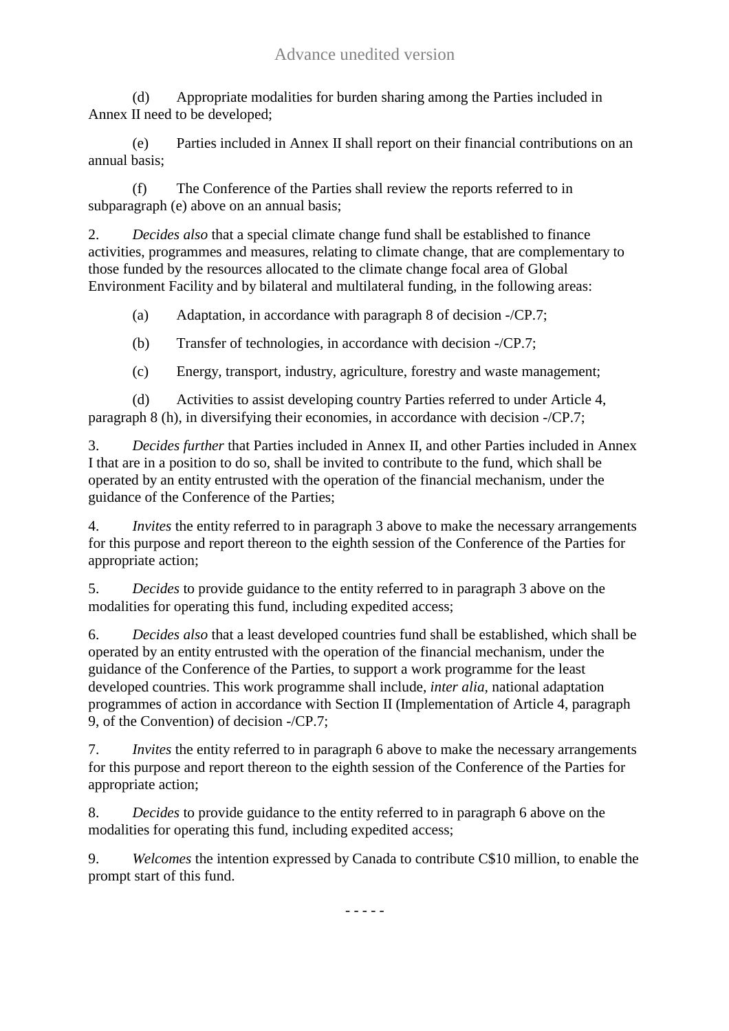(d) Appropriate modalities for burden sharing among the Parties included in Annex II need to be developed;

(e) Parties included in Annex II shall report on their financial contributions on an annual basis;

(f) The Conference of the Parties shall review the reports referred to in subparagraph (e) above on an annual basis;

2. *Decides also* that a special climate change fund shall be established to finance activities, programmes and measures, relating to climate change, that are complementary to those funded by the resources allocated to the climate change focal area of Global Environment Facility and by bilateral and multilateral funding, in the following areas:

(a) Adaptation, in accordance with paragraph 8 of decision -/CP.7;

(b) Transfer of technologies, in accordance with decision -/CP.7;

(c) Energy, transport, industry, agriculture, forestry and waste management;

(d) Activities to assist developing country Parties referred to under Article 4, paragraph 8 (h), in diversifying their economies, in accordance with decision -/CP.7;

3. *Decides further* that Parties included in Annex II, and other Parties included in Annex I that are in a position to do so, shall be invited to contribute to the fund, which shall be operated by an entity entrusted with the operation of the financial mechanism, under the guidance of the Conference of the Parties;

4. *Invites* the entity referred to in paragraph 3 above to make the necessary arrangements for this purpose and report thereon to the eighth session of the Conference of the Parties for appropriate action;

5. *Decides* to provide guidance to the entity referred to in paragraph 3 above on the modalities for operating this fund, including expedited access;

6. *Decides also* that a least developed countries fund shall be established, which shall be operated by an entity entrusted with the operation of the financial mechanism, under the guidance of the Conference of the Parties, to support a work programme for the least developed countries. This work programme shall include, *inter alia,* national adaptation programmes of action in accordance with Section II (Implementation of Article 4, paragraph 9, of the Convention) of decision -/CP.7;

7. *Invites* the entity referred to in paragraph 6 above to make the necessary arrangements for this purpose and report thereon to the eighth session of the Conference of the Parties for appropriate action;

8. *Decides* to provide guidance to the entity referred to in paragraph 6 above on the modalities for operating this fund, including expedited access;

9. *Welcomes* the intention expressed by Canada to contribute C$10 million, to enable the prompt start of this fund.

- - - - -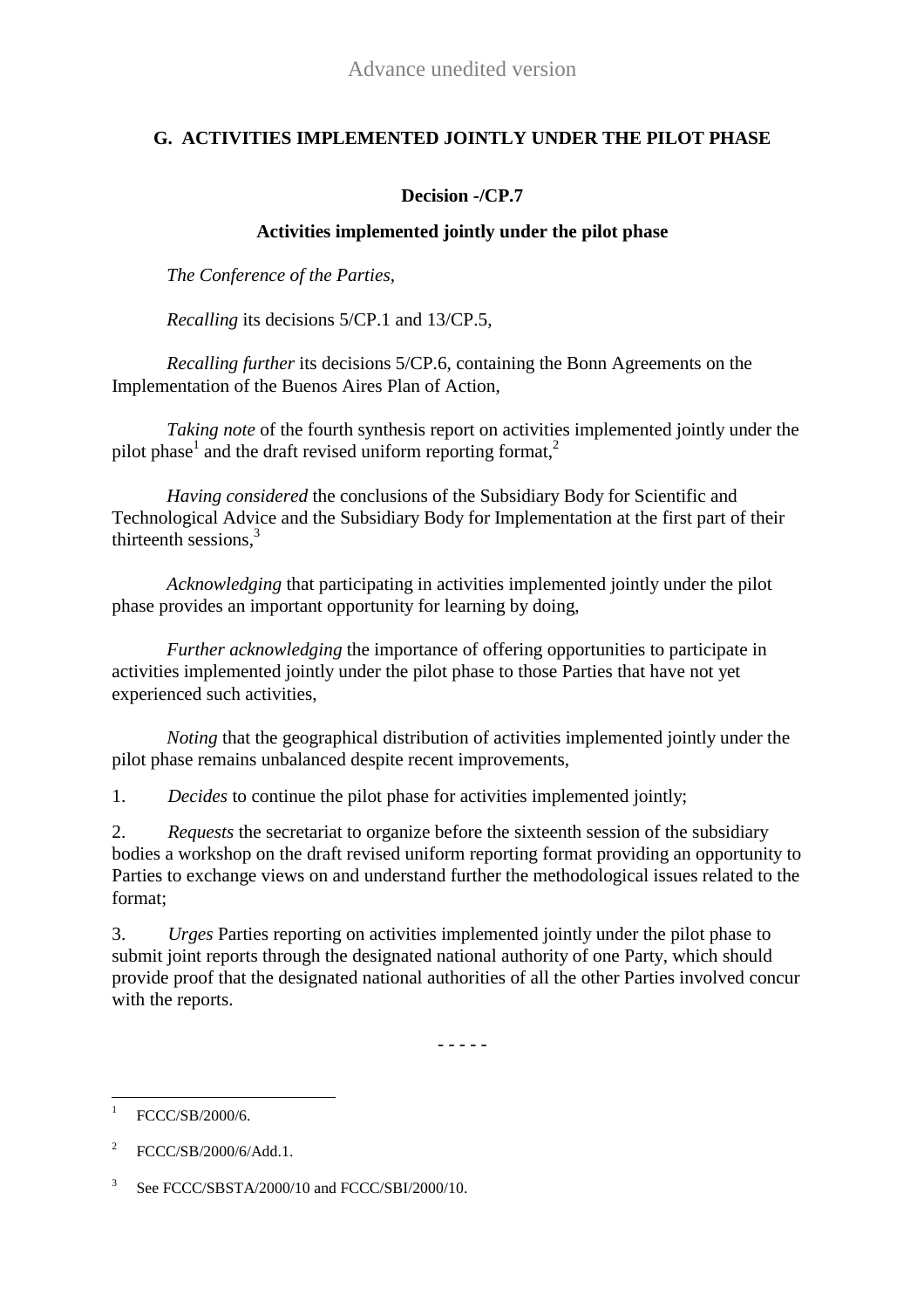## G. ACTIVITIES IMPLEMENTED JOINTLY UNDER THE PILOT PHASE

### Decision -/CP.7

### Activities implemented jointly under the pilot phase

*The Conference of the Parties*,

*Recalling* its decisions 5/CP.1 and 13/CP.5,

*Recalling further* its decisions 5/CP.6, containing the Bonn Agreements on the Implementation of the Buenos Aires Plan of Action,

*Taking note* of the fourth synthesis report on activities implemented jointly under the pilot phase[1] and the draft revised uniform reporting format,[2]

*Having considered* the conclusions of the Subsidiary Body for Scientific and Technological Advice and the Subsidiary Body for Implementation at the first part of their thirteenth sessions,[3]

*Acknowledging* that participating in activities implemented jointly under the pilot phase provides an important opportunity for learning by doing,

*Further acknowledging* the importance of offering opportunities to participate in activities implemented jointly under the pilot phase to those Parties that have not yet experienced such activities,

*Noting* that the geographical distribution of activities implemented jointly under the pilot phase remains unbalanced despite recent improvements,

1. *Decides* to continue the pilot phase for activities implemented jointly;

2. *Requests* the secretariat to organize before the sixteenth session of the subsidiary bodies a workshop on the draft revised uniform reporting format providing an opportunity to Parties to exchange views on and understand further the methodological issues related to the format;

3. *Urges* Parties reporting on activities implemented jointly under the pilot phase to submit joint reports through the designated national authority of one Party, which should provide proof that the designated national authorities of all the other Parties involved concur with the reports.

- - - - -

[1] FCCC/SB/2000/6.

[2] FCCC/SB/2000/6/Add.1.

[3] See FCCC/SBSTA/2000/10 and FCCC/SBI/2000/10.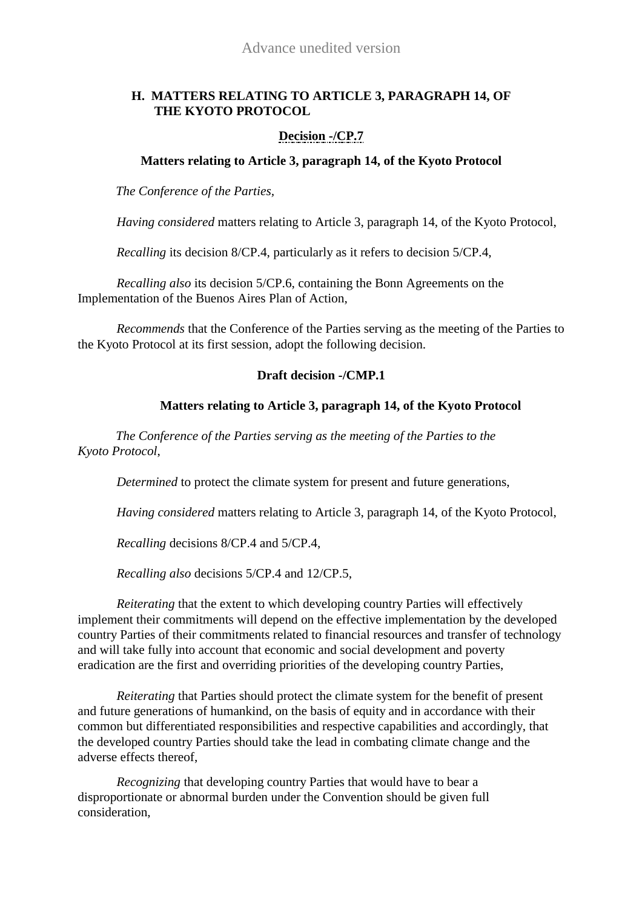## H. MATTERS RELATING TO ARTICLE 3, PARAGRAPH 14, OF THE KYOTO PROTOCOL

**Decision -/CP.7**

**Matters relating to Article 3, paragraph 14, of the Kyoto Protocol**

*The Conference of the Parties*,

*Having considered* matters relating to Article 3, paragraph 14, of the Kyoto Protocol,

*Recalling* its decision 8/CP.4, particularly as it refers to decision 5/CP.4,

*Recalling also* its decision 5/CP.6, containing the Bonn Agreements on the Implementation of the Buenos Aires Plan of Action,

*Recommends* that the Conference of the Parties serving as the meeting of the Parties to the Kyoto Protocol at its first session, adopt the following decision.

**Draft decision -/CMP.1**

**Matters relating to Article 3, paragraph 14, of the Kyoto Protocol**

*The Conference of the Parties serving as the meeting of the Parties to the Kyoto Protocol*,

*Determined* to protect the climate system for present and future generations,

*Having considered* matters relating to Article 3, paragraph 14, of the Kyoto Protocol,

*Recalling* decisions 8/CP.4 and 5/CP.4,

*Recalling also* decisions 5/CP.4 and 12/CP.5,

*Reiterating* that the extent to which developing country Parties will effectively implement their commitments will depend on the effective implementation by the developed country Parties of their commitments related to financial resources and transfer of technology and will take fully into account that economic and social development and poverty eradication are the first and overriding priorities of the developing country Parties,

*Reiterating* that Parties should protect the climate system for the benefit of present and future generations of humankind, on the basis of equity and in accordance with their common but differentiated responsibilities and respective capabilities and accordingly, that the developed country Parties should take the lead in combating climate change and the adverse effects thereof,

*Recognizing* that developing country Parties that would have to bear a disproportionate or abnormal burden under the Convention should be given full consideration,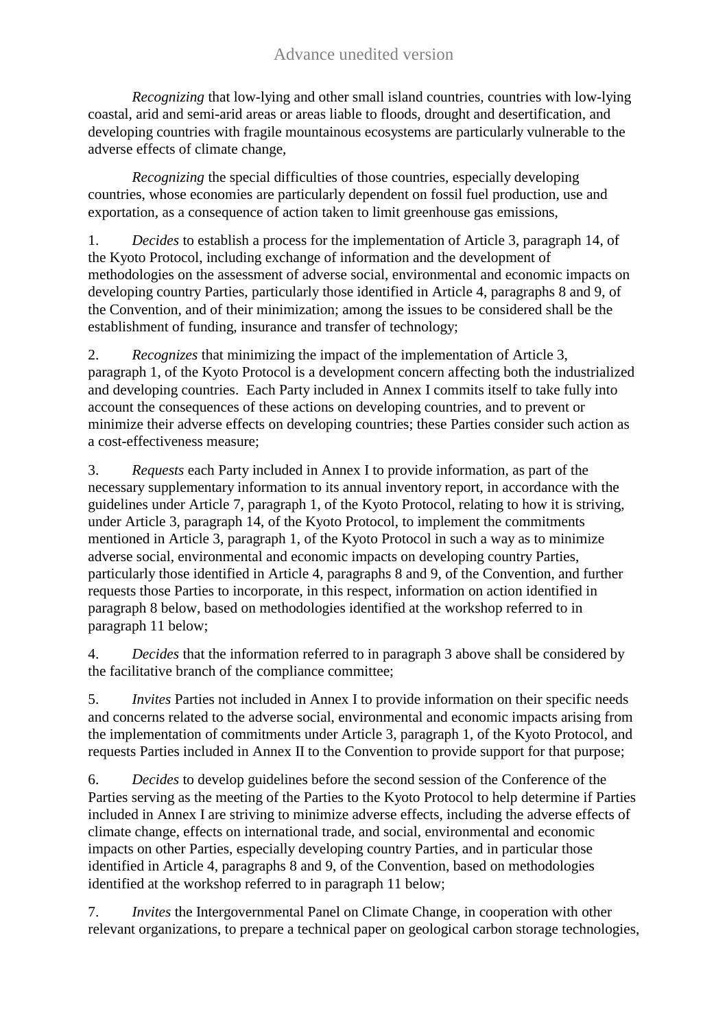*Recognizing* that low-lying and other small island countries, countries with low-lying coastal, arid and semi-arid areas or areas liable to floods, drought and desertification, and developing countries with fragile mountainous ecosystems are particularly vulnerable to the adverse effects of climate change,

*Recognizing* the special difficulties of those countries, especially developing countries, whose economies are particularly dependent on fossil fuel production, use and exportation, as a consequence of action taken to limit greenhouse gas emissions,

1. *Decides* to establish a process for the implementation of Article 3, paragraph 14, of the Kyoto Protocol, including exchange of information and the development of methodologies on the assessment of adverse social, environmental and economic impacts on developing country Parties, particularly those identified in Article 4, paragraphs 8 and 9, of the Convention, and of their minimization; among the issues to be considered shall be the establishment of funding, insurance and transfer of technology;

2. *Recognizes* that minimizing the impact of the implementation of Article 3, paragraph 1, of the Kyoto Protocol is a development concern affecting both the industrialized and developing countries. Each Party included in Annex I commits itself to take fully into account the consequences of these actions on developing countries, and to prevent or minimize their adverse effects on developing countries; these Parties consider such action as a cost-effectiveness measure;

3. *Requests* each Party included in Annex I to provide information, as part of the necessary supplementary information to its annual inventory report, in accordance with the guidelines under Article 7, paragraph 1, of the Kyoto Protocol, relating to how it is striving, under Article 3, paragraph 14, of the Kyoto Protocol, to implement the commitments mentioned in Article 3, paragraph 1, of the Kyoto Protocol in such a way as to minimize adverse social, environmental and economic impacts on developing country Parties, particularly those identified in Article 4, paragraphs 8 and 9, of the Convention, and further requests those Parties to incorporate, in this respect, information on action identified in paragraph 8 below, based on methodologies identified at the workshop referred to in paragraph 11 below;

4. *Decides* that the information referred to in paragraph 3 above shall be considered by the facilitative branch of the compliance committee;

5. *Invites* Parties not included in Annex I to provide information on their specific needs and concerns related to the adverse social, environmental and economic impacts arising from the implementation of commitments under Article 3, paragraph 1, of the Kyoto Protocol, and requests Parties included in Annex II to the Convention to provide support for that purpose;

6. *Decides* to develop guidelines before the second session of the Conference of the Parties serving as the meeting of the Parties to the Kyoto Protocol to help determine if Parties included in Annex I are striving to minimize adverse effects, including the adverse effects of climate change, effects on international trade, and social, environmental and economic impacts on other Parties, especially developing country Parties, and in particular those identified in Article 4, paragraphs 8 and 9, of the Convention, based on methodologies identified at the workshop referred to in paragraph 11 below;

7. *Invites* the Intergovernmental Panel on Climate Change, in cooperation with other relevant organizations, to prepare a technical paper on geological carbon storage technologies,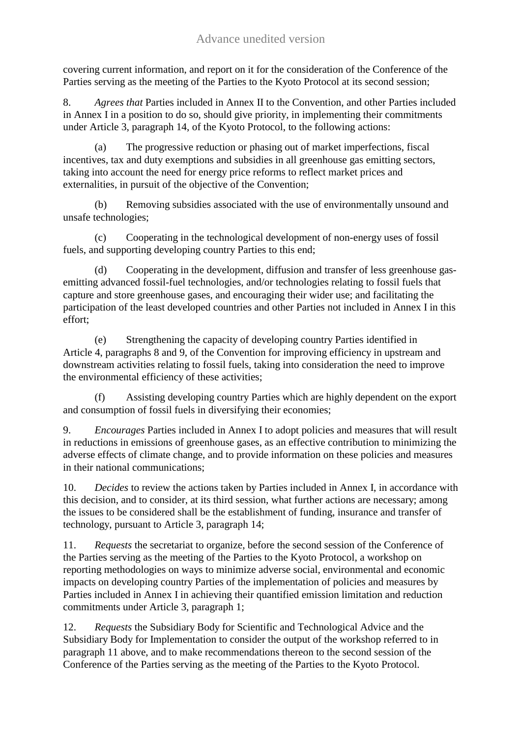covering current information, and report on it for the consideration of the Conference of the Parties serving as the meeting of the Parties to the Kyoto Protocol at its second session;

8. *Agrees that* Parties included in Annex II to the Convention, and other Parties included in Annex I in a position to do so, should give priority, in implementing their commitments under Article 3, paragraph 14, of the Kyoto Protocol, to the following actions:

(a) The progressive reduction or phasing out of market imperfections, fiscal incentives, tax and duty exemptions and subsidies in all greenhouse gas emitting sectors, taking into account the need for energy price reforms to reflect market prices and externalities, in pursuit of the objective of the Convention;

(b) Removing subsidies associated with the use of environmentally unsound and unsafe technologies;

(c) Cooperating in the technological development of non-energy uses of fossil fuels, and supporting developing country Parties to this end;

(d) Cooperating in the development, diffusion and transfer of less greenhouse gas-emitting advanced fossil-fuel technologies, and/or technologies relating to fossil fuels that capture and store greenhouse gases, and encouraging their wider use; and facilitating the participation of the least developed countries and other Parties not included in Annex I in this effort;

(e) Strengthening the capacity of developing country Parties identified in Article 4, paragraphs 8 and 9, of the Convention for improving efficiency in upstream and downstream activities relating to fossil fuels, taking into consideration the need to improve the environmental efficiency of these activities;

(f) Assisting developing country Parties which are highly dependent on the export and consumption of fossil fuels in diversifying their economies;

9. *Encourages* Parties included in Annex I to adopt policies and measures that will result in reductions in emissions of greenhouse gases, as an effective contribution to minimizing the adverse effects of climate change, and to provide information on these policies and measures in their national communications;

10. *Decides* to review the actions taken by Parties included in Annex I, in accordance with this decision, and to consider, at its third session, what further actions are necessary; among the issues to be considered shall be the establishment of funding, insurance and transfer of technology, pursuant to Article 3, paragraph 14;

11. *Requests* the secretariat to organize, before the second session of the Conference of the Parties serving as the meeting of the Parties to the Kyoto Protocol, a workshop on reporting methodologies on ways to minimize adverse social, environmental and economic impacts on developing country Parties of the implementation of policies and measures by Parties included in Annex I in achieving their quantified emission limitation and reduction commitments under Article 3, paragraph 1;

12. *Requests* the Subsidiary Body for Scientific and Technological Advice and the Subsidiary Body for Implementation to consider the output of the workshop referred to in paragraph 11 above, and to make recommendations thereon to the second session of the Conference of the Parties serving as the meeting of the Parties to the Kyoto Protocol.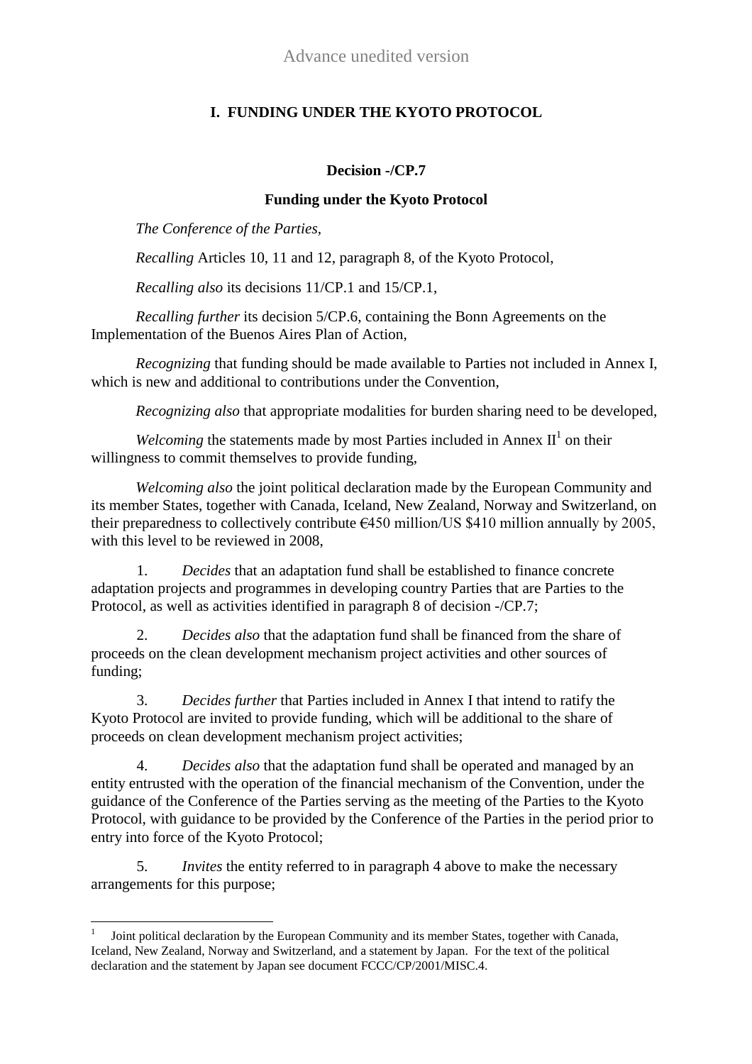# I. FUNDING UNDER THE KYOTO PROTOCOL

## Decision -/CP.7

## Funding under the Kyoto Protocol

*The Conference of the Parties,*

*Recalling* Articles 10, 11 and 12, paragraph 8, of the Kyoto Protocol,

*Recalling also* its decisions 11/CP.1 and 15/CP.1,

*Recalling further* its decision 5/CP.6, containing the Bonn Agreements on the Implementation of the Buenos Aires Plan of Action,

*Recognizing* that funding should be made available to Parties not included in Annex I, which is new and additional to contributions under the Convention,

*Recognizing also* that appropriate modalities for burden sharing need to be developed,

*Welcoming* the statements made by most Parties included in Annex II[1] on their willingness to commit themselves to provide funding,

*Welcoming also* the joint political declaration made by the European Community and its member States, together with Canada, Iceland, New Zealand, Norway and Switzerland, on their preparedness to collectively contribute €450 million/US $410 million annually by 2005, with this level to be reviewed in 2008,

1. *Decides* that an adaptation fund shall be established to finance concrete adaptation projects and programmes in developing country Parties that are Parties to the Protocol, as well as activities identified in paragraph 8 of decision -/CP.7;

2. *Decides also* that the adaptation fund shall be financed from the share of proceeds on the clean development mechanism project activities and other sources of funding;

3. *Decides further* that Parties included in Annex I that intend to ratify the Kyoto Protocol are invited to provide funding, which will be additional to the share of proceeds on clean development mechanism project activities;

4. *Decides also* that the adaptation fund shall be operated and managed by an entity entrusted with the operation of the financial mechanism of the Convention, under the guidance of the Conference of the Parties serving as the meeting of the Parties to the Kyoto Protocol, with guidance to be provided by the Conference of the Parties in the period prior to entry into force of the Kyoto Protocol;

5. *Invites* the entity referred to in paragraph 4 above to make the necessary arrangements for this purpose;

---

[1] Joint political declaration by the European Community and its member States, together with Canada, Iceland, New Zealand, Norway and Switzerland, and a statement by Japan. For the text of the political declaration and the statement by Japan see document FCCC/CP/2001/MISC.4.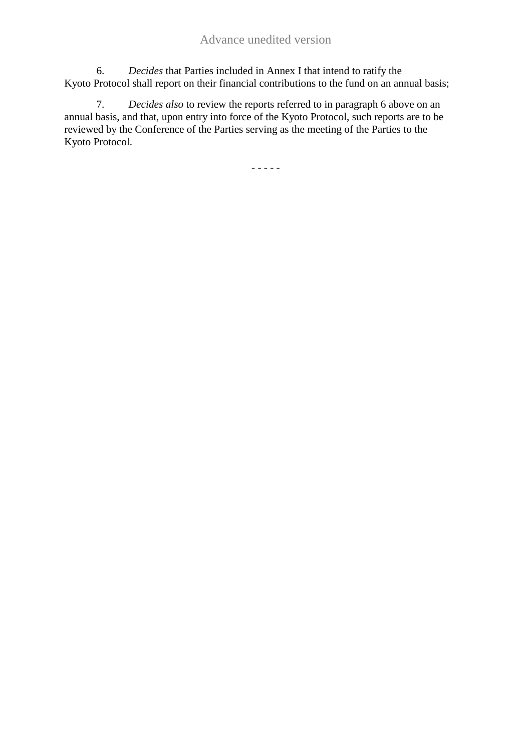6. *Decides* that Parties included in Annex I that intend to ratify the Kyoto Protocol shall report on their financial contributions to the fund on an annual basis;

7. *Decides also* to review the reports referred to in paragraph 6 above on an annual basis, and that, upon entry into force of the Kyoto Protocol, such reports are to be reviewed by the Conference of the Parties serving as the meeting of the Parties to the Kyoto Protocol.

- - - - -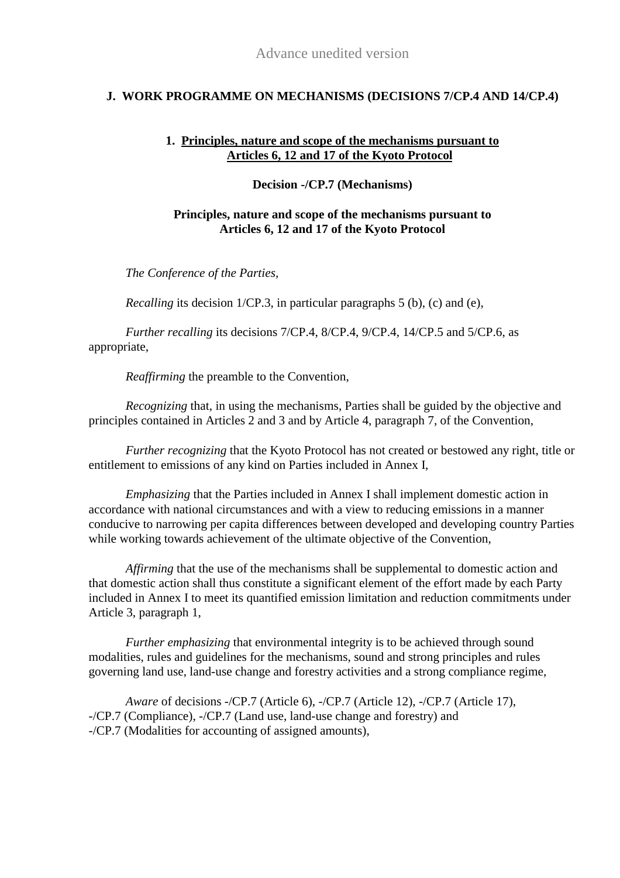Advance unedited version

## J. WORK PROGRAMME ON MECHANISMS (DECISIONS 7/CP.4 AND 14/CP.4)

### 1. Principles, nature and scope of the mechanisms pursuant to Articles 6, 12 and 17 of the Kyoto Protocol

**Decision -/CP.7 (Mechanisms)**

**Principles, nature and scope of the mechanisms pursuant to Articles 6, 12 and 17 of the Kyoto Protocol**

*The Conference of the Parties,*

*Recalling* its decision 1/CP.3, in particular paragraphs 5 (b), (c) and (e),

*Further recalling* its decisions 7/CP.4, 8/CP.4, 9/CP.4, 14/CP.5 and 5/CP.6, as appropriate,

*Reaffirming* the preamble to the Convention,

*Recognizing* that, in using the mechanisms, Parties shall be guided by the objective and principles contained in Articles 2 and 3 and by Article 4, paragraph 7, of the Convention,

*Further recognizing* that the Kyoto Protocol has not created or bestowed any right, title or entitlement to emissions of any kind on Parties included in Annex I,

*Emphasizing* that the Parties included in Annex I shall implement domestic action in accordance with national circumstances and with a view to reducing emissions in a manner conducive to narrowing per capita differences between developed and developing country Parties while working towards achievement of the ultimate objective of the Convention,

*Affirming* that the use of the mechanisms shall be supplemental to domestic action and that domestic action shall thus constitute a significant element of the effort made by each Party included in Annex I to meet its quantified emission limitation and reduction commitments under Article 3, paragraph 1,

*Further emphasizing* that environmental integrity is to be achieved through sound modalities, rules and guidelines for the mechanisms, sound and strong principles and rules governing land use, land-use change and forestry activities and a strong compliance regime,

*Aware* of decisions -/CP.7 (Article 6), -/CP.7 (Article 12), -/CP.7 (Article 17), -/CP.7 (Compliance), -/CP.7 (Land use, land-use change and forestry) and -/CP.7 (Modalities for accounting of assigned amounts),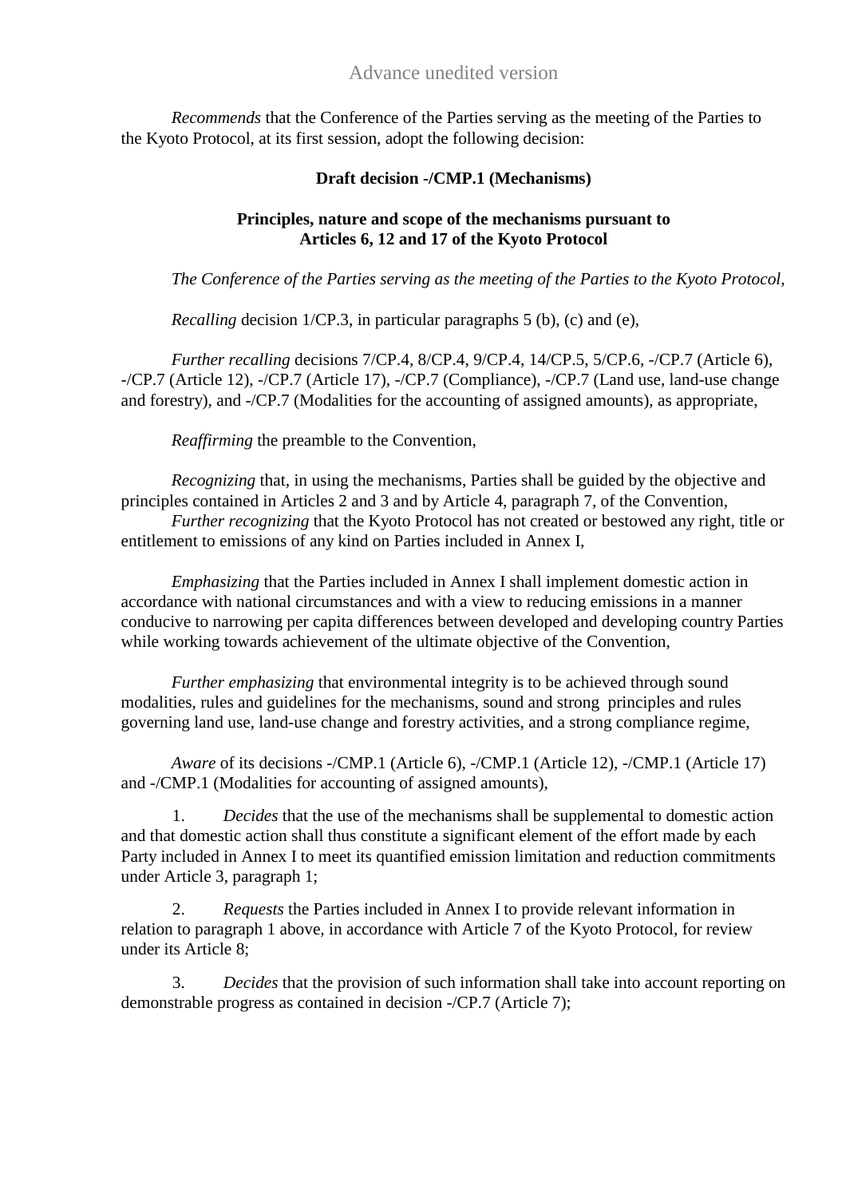Advance unedited version

*Recommends* that the Conference of the Parties serving as the meeting of the Parties to the Kyoto Protocol, at its first session, adopt the following decision:

**Draft decision -/CMP.1 (Mechanisms)**

**Principles, nature and scope of the mechanisms pursuant to Articles 6, 12 and 17 of the Kyoto Protocol**

*The Conference of the Parties serving as the meeting of the Parties to the Kyoto Protocol*,

*Recalling* decision 1/CP.3, in particular paragraphs 5 (b), (c) and (e),

*Further recalling* decisions 7/CP.4, 8/CP.4, 9/CP.4, 14/CP.5, 5/CP.6, -/CP.7 (Article 6), -/CP.7 (Article 12), -/CP.7 (Article 17), -/CP.7 (Compliance), -/CP.7 (Land use, land-use change and forestry), and -/CP.7 (Modalities for the accounting of assigned amounts), as appropriate,

*Reaffirming* the preamble to the Convention,

*Recognizing* that, in using the mechanisms, Parties shall be guided by the objective and principles contained in Articles 2 and 3 and by Article 4, paragraph 7, of the Convention,

*Further recognizing* that the Kyoto Protocol has not created or bestowed any right, title or entitlement to emissions of any kind on Parties included in Annex I,

*Emphasizing* that the Parties included in Annex I shall implement domestic action in accordance with national circumstances and with a view to reducing emissions in a manner conducive to narrowing per capita differences between developed and developing country Parties while working towards achievement of the ultimate objective of the Convention,

*Further emphasizing* that environmental integrity is to be achieved through sound modalities, rules and guidelines for the mechanisms, sound and strong principles and rules governing land use, land-use change and forestry activities, and a strong compliance regime,

*Aware* of its decisions -/CMP.1 (Article 6), -/CMP.1 (Article 12), -/CMP.1 (Article 17) and -/CMP.1 (Modalities for accounting of assigned amounts),

1. *Decides* that the use of the mechanisms shall be supplemental to domestic action and that domestic action shall thus constitute a significant element of the effort made by each Party included in Annex I to meet its quantified emission limitation and reduction commitments under Article 3, paragraph 1;

2. *Requests* the Parties included in Annex I to provide relevant information in relation to paragraph 1 above, in accordance with Article 7 of the Kyoto Protocol, for review under its Article 8;

3. *Decides* that the provision of such information shall take into account reporting on demonstrable progress as contained in decision -/CP.7 (Article 7);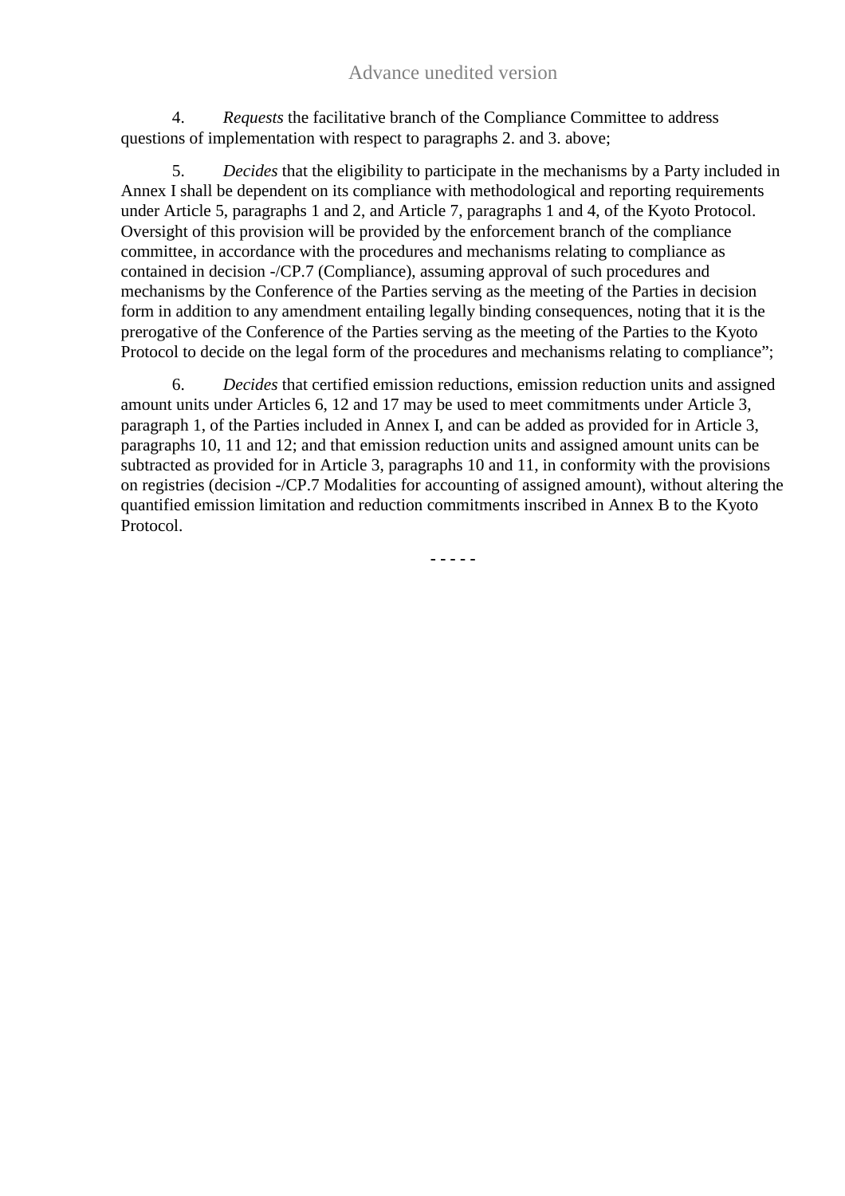4. *Requests* the facilitative branch of the Compliance Committee to address questions of implementation with respect to paragraphs 2. and 3. above;

5. *Decides* that the eligibility to participate in the mechanisms by a Party included in Annex I shall be dependent on its compliance with methodological and reporting requirements under Article 5, paragraphs 1 and 2, and Article 7, paragraphs 1 and 4, of the Kyoto Protocol. Oversight of this provision will be provided by the enforcement branch of the compliance committee, in accordance with the procedures and mechanisms relating to compliance as contained in decision -/CP.7 (Compliance), assuming approval of such procedures and mechanisms by the Conference of the Parties serving as the meeting of the Parties in decision form in addition to any amendment entailing legally binding consequences, noting that it is the prerogative of the Conference of the Parties serving as the meeting of the Parties to the Kyoto Protocol to decide on the legal form of the procedures and mechanisms relating to compliance";

6. *Decides* that certified emission reductions, emission reduction units and assigned amount units under Articles 6, 12 and 17 may be used to meet commitments under Article 3, paragraph 1, of the Parties included in Annex I, and can be added as provided for in Article 3, paragraphs 10, 11 and 12; and that emission reduction units and assigned amount units can be subtracted as provided for in Article 3, paragraphs 10 and 11, in conformity with the provisions on registries (decision -/CP.7 Modalities for accounting of assigned amount), without altering the quantified emission limitation and reduction commitments inscribed in Annex B to the Kyoto Protocol.

- - - - -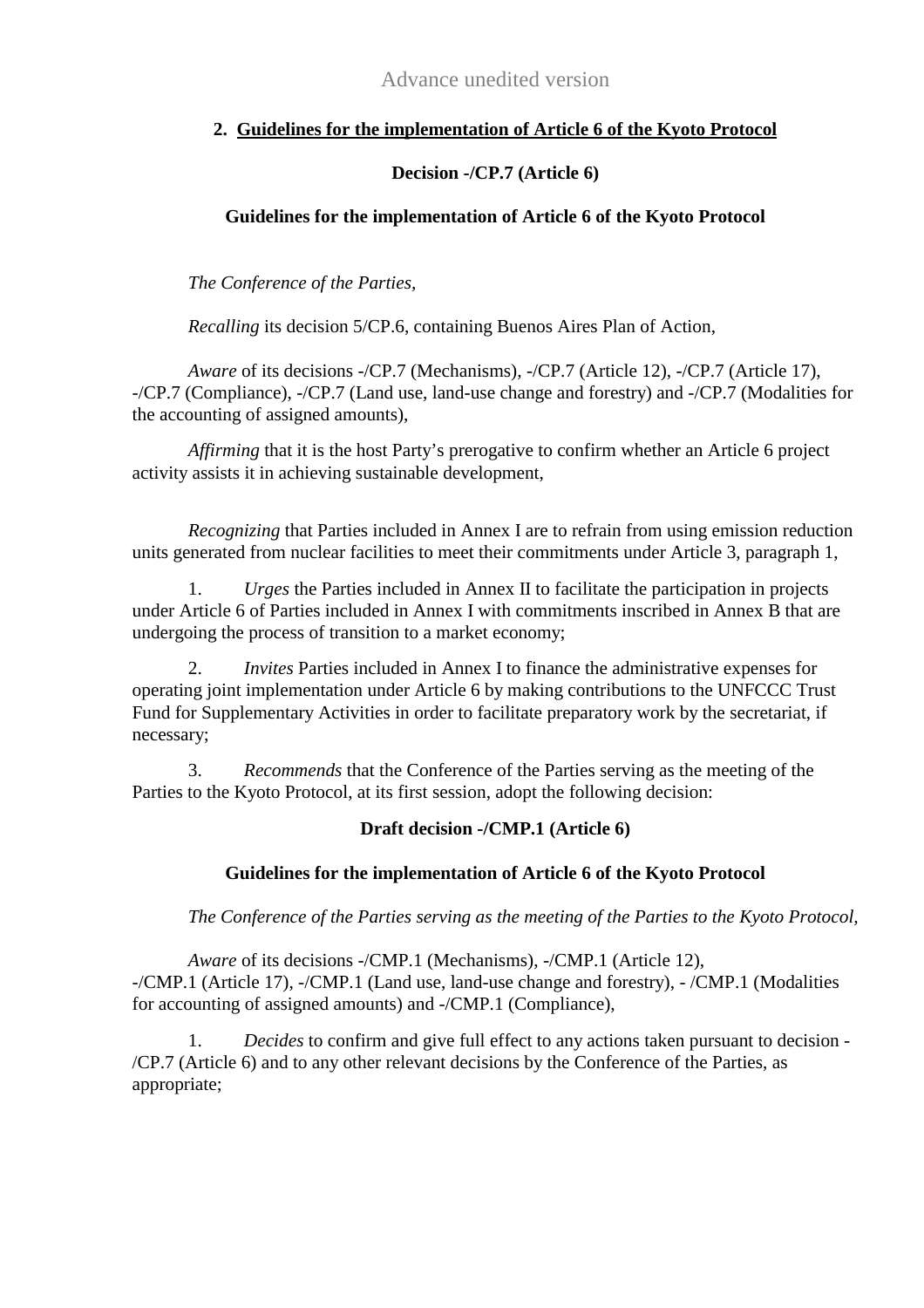Advance unedited version

## 2. Guidelines for the implementation of Article 6 of the Kyoto Protocol

**Decision -/CP.7 (Article 6)**

**Guidelines for the implementation of Article 6 of the Kyoto Protocol**

*The Conference of the Parties,*

*Recalling* its decision 5/CP.6, containing Buenos Aires Plan of Action,

*Aware* of its decisions -/CP.7 (Mechanisms), -/CP.7 (Article 12), -/CP.7 (Article 17), -/CP.7 (Compliance), -/CP.7 (Land use, land-use change and forestry) and -/CP.7 (Modalities for the accounting of assigned amounts),

*Affirming* that it is the host Party's prerogative to confirm whether an Article 6 project activity assists it in achieving sustainable development,

*Recognizing* that Parties included in Annex I are to refrain from using emission reduction units generated from nuclear facilities to meet their commitments under Article 3, paragraph 1,

1. *Urges* the Parties included in Annex II to facilitate the participation in projects under Article 6 of Parties included in Annex I with commitments inscribed in Annex B that are undergoing the process of transition to a market economy;

2. *Invites* Parties included in Annex I to finance the administrative expenses for operating joint implementation under Article 6 by making contributions to the UNFCCC Trust Fund for Supplementary Activities in order to facilitate preparatory work by the secretariat, if necessary;

3. *Recommends* that the Conference of the Parties serving as the meeting of the Parties to the Kyoto Protocol, at its first session, adopt the following decision:

**Draft decision -/CMP.1 (Article 6)**

**Guidelines for the implementation of Article 6 of the Kyoto Protocol**

*The Conference of the Parties serving as the meeting of the Parties to the Kyoto Protocol,*

*Aware* of its decisions -/CMP.1 (Mechanisms), -/CMP.1 (Article 12), -/CMP.1 (Article 17), -/CMP.1 (Land use, land-use change and forestry), - /CMP.1 (Modalities for accounting of assigned amounts) and -/CMP.1 (Compliance),

1. *Decides* to confirm and give full effect to any actions taken pursuant to decision -/CP.7 (Article 6) and to any other relevant decisions by the Conference of the Parties, as appropriate;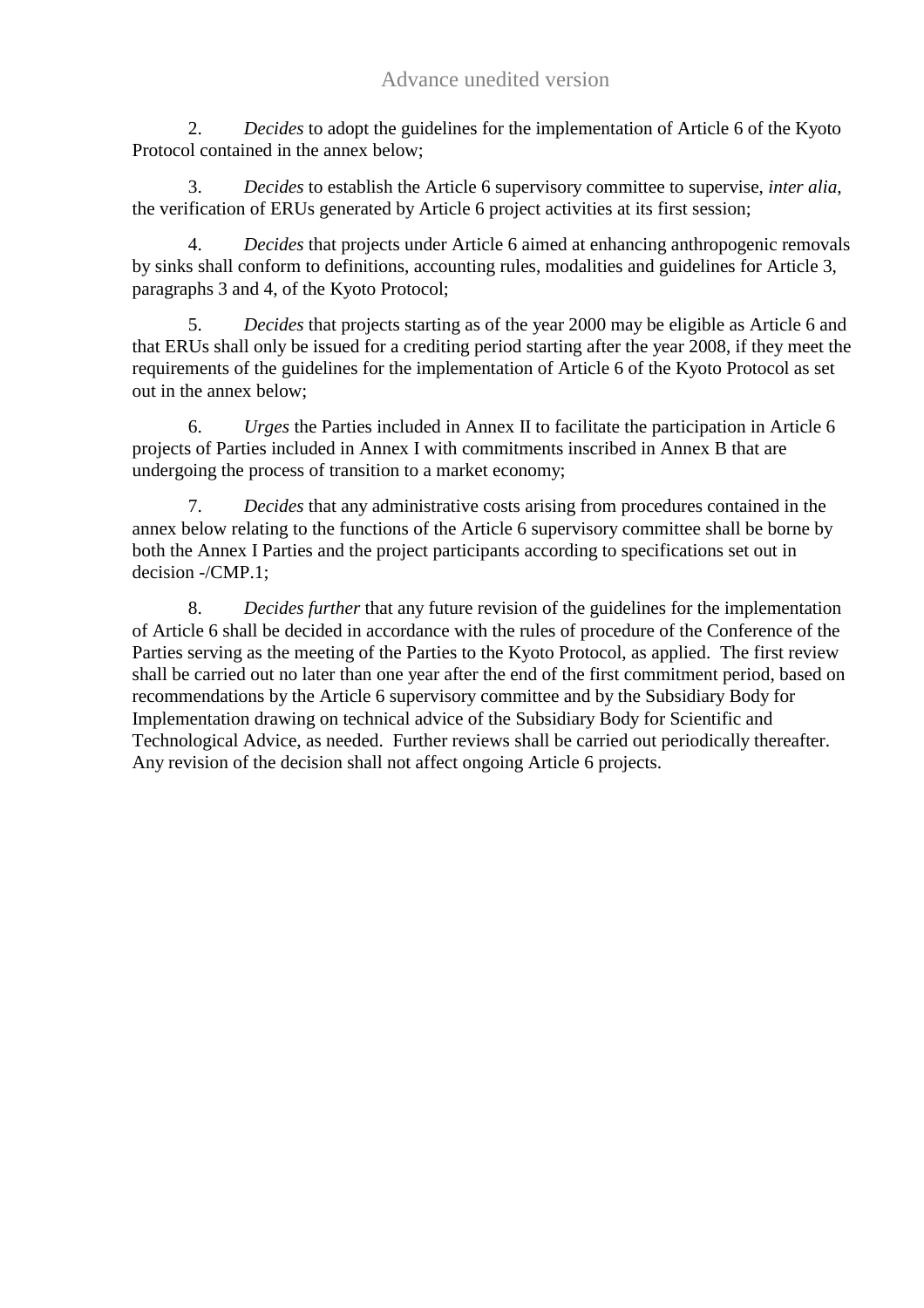2. *Decides* to adopt the guidelines for the implementation of Article 6 of the Kyoto Protocol contained in the annex below;

3. *Decides* to establish the Article 6 supervisory committee to supervise, *inter alia*, the verification of ERUs generated by Article 6 project activities at its first session;

4. *Decides* that projects under Article 6 aimed at enhancing anthropogenic removals by sinks shall conform to definitions, accounting rules, modalities and guidelines for Article 3, paragraphs 3 and 4, of the Kyoto Protocol;

5. *Decides* that projects starting as of the year 2000 may be eligible as Article 6 and that ERUs shall only be issued for a crediting period starting after the year 2008, if they meet the requirements of the guidelines for the implementation of Article 6 of the Kyoto Protocol as set out in the annex below;

6. *Urges* the Parties included in Annex II to facilitate the participation in Article 6 projects of Parties included in Annex I with commitments inscribed in Annex B that are undergoing the process of transition to a market economy;

7. *Decides* that any administrative costs arising from procedures contained in the annex below relating to the functions of the Article 6 supervisory committee shall be borne by both the Annex I Parties and the project participants according to specifications set out in decision -/CMP.1;

8. *Decides further* that any future revision of the guidelines for the implementation of Article 6 shall be decided in accordance with the rules of procedure of the Conference of the Parties serving as the meeting of the Parties to the Kyoto Protocol, as applied. The first review shall be carried out no later than one year after the end of the first commitment period, based on recommendations by the Article 6 supervisory committee and by the Subsidiary Body for Implementation drawing on technical advice of the Subsidiary Body for Scientific and Technological Advice, as needed. Further reviews shall be carried out periodically thereafter. Any revision of the decision shall not affect ongoing Article 6 projects.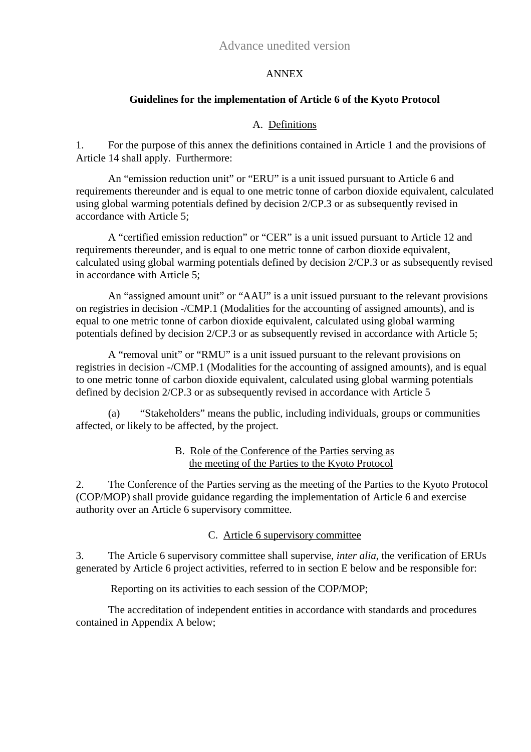Advance unedited version

ANNEX

**Guidelines for the implementation of Article 6 of the Kyoto Protocol**

A. Definitions

1. For the purpose of this annex the definitions contained in Article 1 and the provisions of Article 14 shall apply. Furthermore:

An "emission reduction unit" or "ERU" is a unit issued pursuant to Article 6 and requirements thereunder and is equal to one metric tonne of carbon dioxide equivalent, calculated using global warming potentials defined by decision 2/CP.3 or as subsequently revised in accordance with Article 5;

A "certified emission reduction" or "CER" is a unit issued pursuant to Article 12 and requirements thereunder, and is equal to one metric tonne of carbon dioxide equivalent, calculated using global warming potentials defined by decision 2/CP.3 or as subsequently revised in accordance with Article 5;

An "assigned amount unit" or "AAU" is a unit issued pursuant to the relevant provisions on registries in decision -/CMP.1 (Modalities for the accounting of assigned amounts), and is equal to one metric tonne of carbon dioxide equivalent, calculated using global warming potentials defined by decision 2/CP.3 or as subsequently revised in accordance with Article 5;

A "removal unit" or "RMU" is a unit issued pursuant to the relevant provisions on registries in decision -/CMP.1 (Modalities for the accounting of assigned amounts), and is equal to one metric tonne of carbon dioxide equivalent, calculated using global warming potentials defined by decision 2/CP.3 or as subsequently revised in accordance with Article 5

(a) "Stakeholders" means the public, including individuals, groups or communities affected, or likely to be affected, by the project.

B. Role of the Conference of the Parties serving as the meeting of the Parties to the Kyoto Protocol

2. The Conference of the Parties serving as the meeting of the Parties to the Kyoto Protocol (COP/MOP) shall provide guidance regarding the implementation of Article 6 and exercise authority over an Article 6 supervisory committee.

C. Article 6 supervisory committee

3. The Article 6 supervisory committee shall supervise, *inter alia*, the verification of ERUs generated by Article 6 project activities, referred to in section E below and be responsible for:

Reporting on its activities to each session of the COP/MOP;

The accreditation of independent entities in accordance with standards and procedures contained in Appendix A below;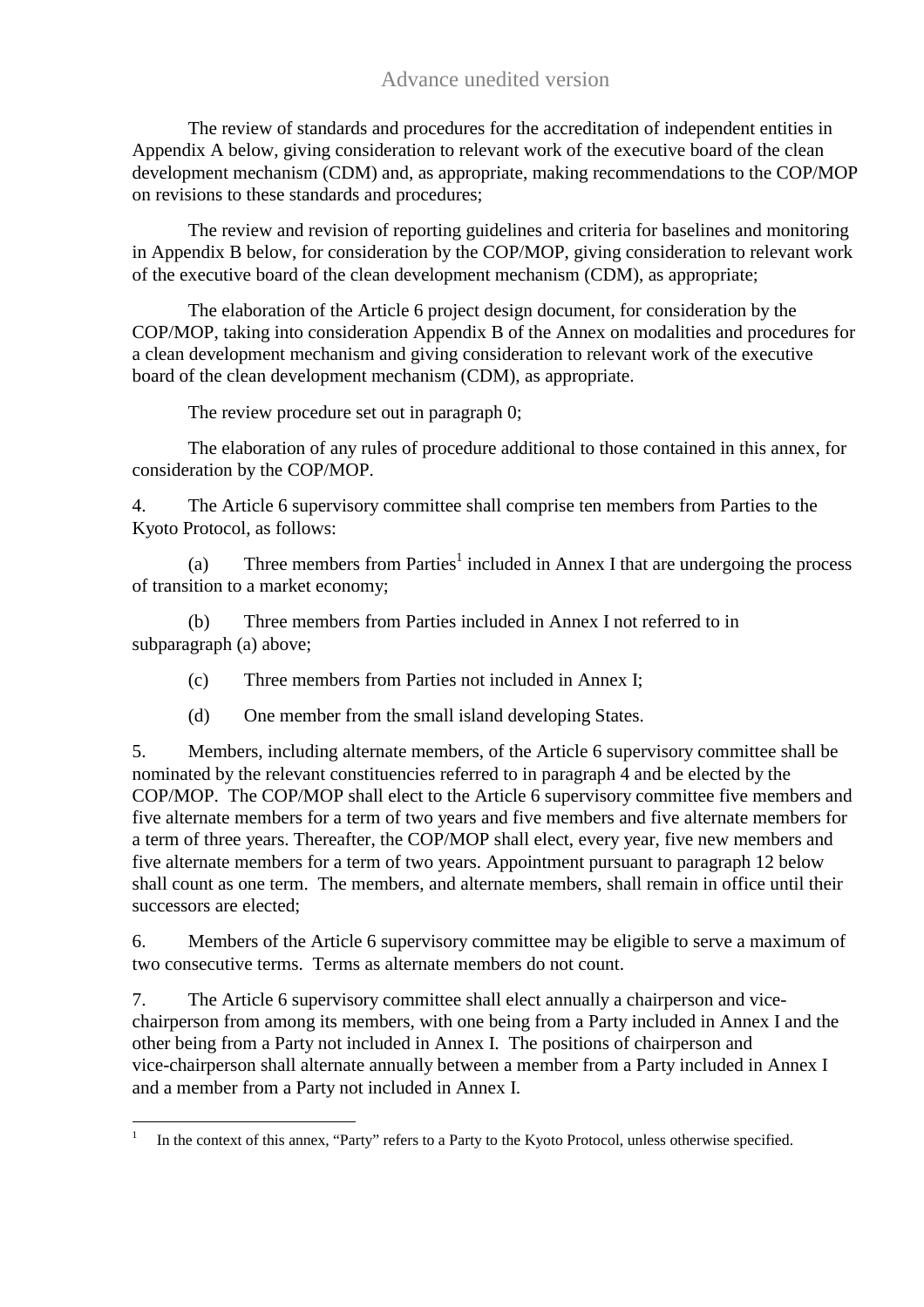The review of standards and procedures for the accreditation of independent entities in Appendix A below, giving consideration to relevant work of the executive board of the clean development mechanism (CDM) and, as appropriate, making recommendations to the COP/MOP on revisions to these standards and procedures;

The review and revision of reporting guidelines and criteria for baselines and monitoring in Appendix B below, for consideration by the COP/MOP, giving consideration to relevant work of the executive board of the clean development mechanism (CDM), as appropriate;

The elaboration of the Article 6 project design document, for consideration by the COP/MOP, taking into consideration Appendix B of the Annex on modalities and procedures for a clean development mechanism and giving consideration to relevant work of the executive board of the clean development mechanism (CDM), as appropriate.

The review procedure set out in paragraph 0;

The elaboration of any rules of procedure additional to those contained in this annex, for consideration by the COP/MOP.

4. The Article 6 supervisory committee shall comprise ten members from Parties to the Kyoto Protocol, as follows:

(a) Three members from Parties[1] included in Annex I that are undergoing the process of transition to a market economy;

(b) Three members from Parties included in Annex I not referred to in subparagraph (a) above;

(c) Three members from Parties not included in Annex I;

(d) One member from the small island developing States.

5. Members, including alternate members, of the Article 6 supervisory committee shall be nominated by the relevant constituencies referred to in paragraph 4 and be elected by the COP/MOP. The COP/MOP shall elect to the Article 6 supervisory committee five members and five alternate members for a term of two years and five members and five alternate members for a term of three years. Thereafter, the COP/MOP shall elect, every year, five new members and five alternate members for a term of two years. Appointment pursuant to paragraph 12 below shall count as one term. The members, and alternate members, shall remain in office until their successors are elected;

6. Members of the Article 6 supervisory committee may be eligible to serve a maximum of two consecutive terms. Terms as alternate members do not count.

7. The Article 6 supervisory committee shall elect annually a chairperson and vice-chairperson from among its members, with one being from a Party included in Annex I and the other being from a Party not included in Annex I. The positions of chairperson and vice-chairperson shall alternate annually between a member from a Party included in Annex I and a member from a Party not included in Annex I.

---

[1] In the context of this annex, "Party" refers to a Party to the Kyoto Protocol, unless otherwise specified.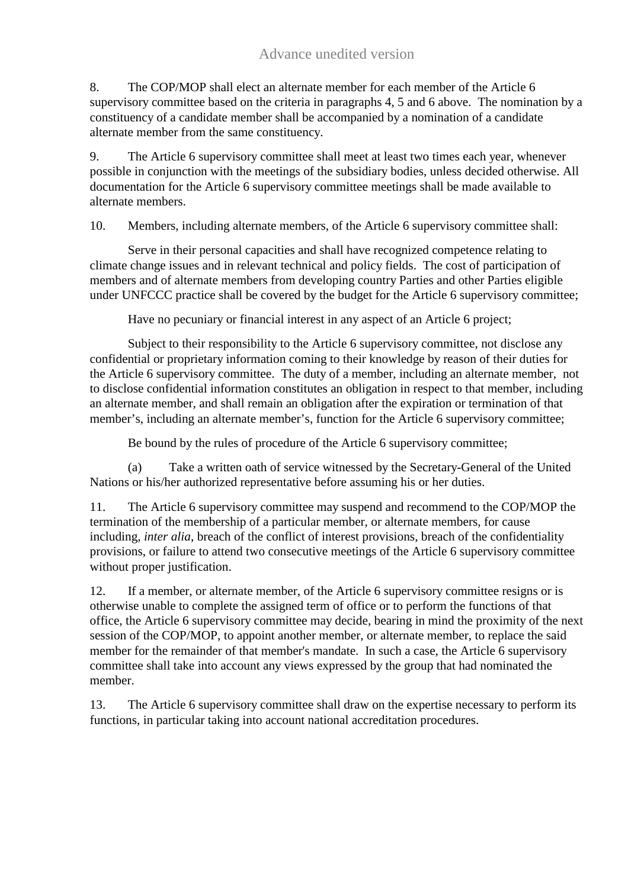8. The COP/MOP shall elect an alternate member for each member of the Article 6 supervisory committee based on the criteria in paragraphs 4, 5 and 6 above. The nomination by a constituency of a candidate member shall be accompanied by a nomination of a candidate alternate member from the same constituency.

9. The Article 6 supervisory committee shall meet at least two times each year, whenever possible in conjunction with the meetings of the subsidiary bodies, unless decided otherwise. All documentation for the Article 6 supervisory committee meetings shall be made available to alternate members.

10. Members, including alternate members, of the Article 6 supervisory committee shall:

Serve in their personal capacities and shall have recognized competence relating to climate change issues and in relevant technical and policy fields. The cost of participation of members and of alternate members from developing country Parties and other Parties eligible under UNFCCC practice shall be covered by the budget for the Article 6 supervisory committee;

Have no pecuniary or financial interest in any aspect of an Article 6 project;

Subject to their responsibility to the Article 6 supervisory committee, not disclose any confidential or proprietary information coming to their knowledge by reason of their duties for the Article 6 supervisory committee. The duty of a member, including an alternate member, not to disclose confidential information constitutes an obligation in respect to that member, including an alternate member, and shall remain an obligation after the expiration or termination of that member's, including an alternate member's, function for the Article 6 supervisory committee;

Be bound by the rules of procedure of the Article 6 supervisory committee;

(a) Take a written oath of service witnessed by the Secretary-General of the United Nations or his/her authorized representative before assuming his or her duties.

11. The Article 6 supervisory committee may suspend and recommend to the COP/MOP the termination of the membership of a particular member, or alternate members, for cause including, *inter alia*, breach of the conflict of interest provisions, breach of the confidentiality provisions, or failure to attend two consecutive meetings of the Article 6 supervisory committee without proper justification.

12. If a member, or alternate member, of the Article 6 supervisory committee resigns or is otherwise unable to complete the assigned term of office or to perform the functions of that office, the Article 6 supervisory committee may decide, bearing in mind the proximity of the next session of the COP/MOP, to appoint another member, or alternate member, to replace the said member for the remainder of that member's mandate. In such a case, the Article 6 supervisory committee shall take into account any views expressed by the group that had nominated the member.

13. The Article 6 supervisory committee shall draw on the expertise necessary to perform its functions, in particular taking into account national accreditation procedures.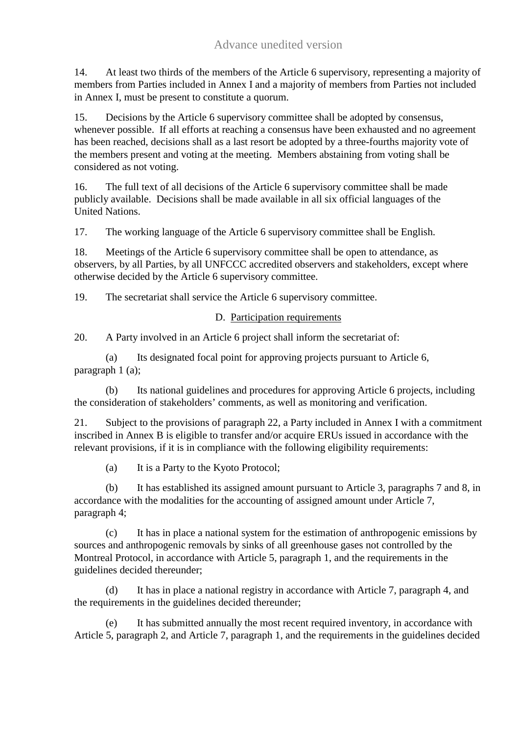14. At least two thirds of the members of the Article 6 supervisory, representing a majority of members from Parties included in Annex I and a majority of members from Parties not included in Annex I, must be present to constitute a quorum.

15. Decisions by the Article 6 supervisory committee shall be adopted by consensus, whenever possible. If all efforts at reaching a consensus have been exhausted and no agreement has been reached, decisions shall as a last resort be adopted by a three-fourths majority vote of the members present and voting at the meeting. Members abstaining from voting shall be considered as not voting.

16. The full text of all decisions of the Article 6 supervisory committee shall be made publicly available. Decisions shall be made available in all six official languages of the United Nations.

17. The working language of the Article 6 supervisory committee shall be English.

18. Meetings of the Article 6 supervisory committee shall be open to attendance, as observers, by all Parties, by all UNFCCC accredited observers and stakeholders, except where otherwise decided by the Article 6 supervisory committee.

19. The secretariat shall service the Article 6 supervisory committee.

### D. Participation requirements

20. A Party involved in an Article 6 project shall inform the secretariat of:

(a) Its designated focal point for approving projects pursuant to Article 6, paragraph 1 (a);

(b) Its national guidelines and procedures for approving Article 6 projects, including the consideration of stakeholders' comments, as well as monitoring and verification.

21. Subject to the provisions of paragraph 22, a Party included in Annex I with a commitment inscribed in Annex B is eligible to transfer and/or acquire ERUs issued in accordance with the relevant provisions, if it is in compliance with the following eligibility requirements:

(a) It is a Party to the Kyoto Protocol;

(b) It has established its assigned amount pursuant to Article 3, paragraphs 7 and 8, in accordance with the modalities for the accounting of assigned amount under Article 7, paragraph 4;

(c) It has in place a national system for the estimation of anthropogenic emissions by sources and anthropogenic removals by sinks of all greenhouse gases not controlled by the Montreal Protocol, in accordance with Article 5, paragraph 1, and the requirements in the guidelines decided thereunder;

(d) It has in place a national registry in accordance with Article 7, paragraph 4, and the requirements in the guidelines decided thereunder;

(e) It has submitted annually the most recent required inventory, in accordance with Article 5, paragraph 2, and Article 7, paragraph 1, and the requirements in the guidelines decided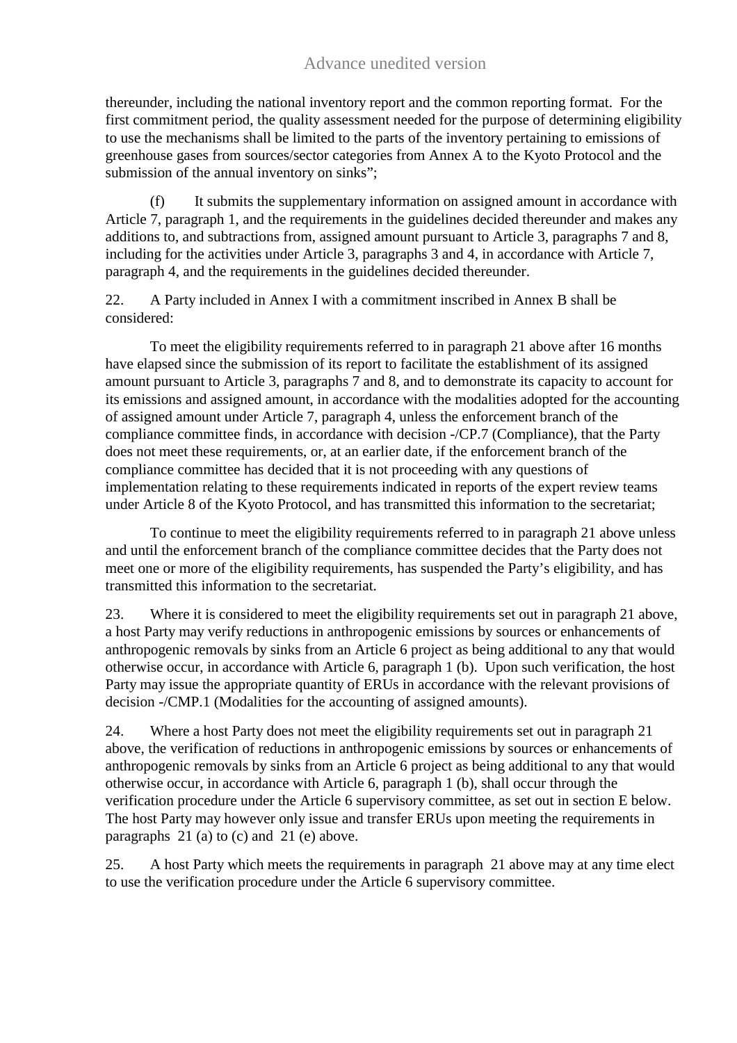thereunder, including the national inventory report and the common reporting format. For the first commitment period, the quality assessment needed for the purpose of determining eligibility to use the mechanisms shall be limited to the parts of the inventory pertaining to emissions of greenhouse gases from sources/sector categories from Annex A to the Kyoto Protocol and the submission of the annual inventory on sinks";

(f) It submits the supplementary information on assigned amount in accordance with Article 7, paragraph 1, and the requirements in the guidelines decided thereunder and makes any additions to, and subtractions from, assigned amount pursuant to Article 3, paragraphs 7 and 8, including for the activities under Article 3, paragraphs 3 and 4, in accordance with Article 7, paragraph 4, and the requirements in the guidelines decided thereunder.

22. A Party included in Annex I with a commitment inscribed in Annex B shall be considered:

To meet the eligibility requirements referred to in paragraph 21 above after 16 months have elapsed since the submission of its report to facilitate the establishment of its assigned amount pursuant to Article 3, paragraphs 7 and 8, and to demonstrate its capacity to account for its emissions and assigned amount, in accordance with the modalities adopted for the accounting of assigned amount under Article 7, paragraph 4, unless the enforcement branch of the compliance committee finds, in accordance with decision -/CP.7 (Compliance), that the Party does not meet these requirements, or, at an earlier date, if the enforcement branch of the compliance committee has decided that it is not proceeding with any questions of implementation relating to these requirements indicated in reports of the expert review teams under Article 8 of the Kyoto Protocol, and has transmitted this information to the secretariat;

To continue to meet the eligibility requirements referred to in paragraph 21 above unless and until the enforcement branch of the compliance committee decides that the Party does not meet one or more of the eligibility requirements, has suspended the Party's eligibility, and has transmitted this information to the secretariat.

23. Where it is considered to meet the eligibility requirements set out in paragraph 21 above, a host Party may verify reductions in anthropogenic emissions by sources or enhancements of anthropogenic removals by sinks from an Article 6 project as being additional to any that would otherwise occur, in accordance with Article 6, paragraph 1 (b). Upon such verification, the host Party may issue the appropriate quantity of ERUs in accordance with the relevant provisions of decision -/CMP.1 (Modalities for the accounting of assigned amounts).

24. Where a host Party does not meet the eligibility requirements set out in paragraph 21 above, the verification of reductions in anthropogenic emissions by sources or enhancements of anthropogenic removals by sinks from an Article 6 project as being additional to any that would otherwise occur, in accordance with Article 6, paragraph 1 (b), shall occur through the verification procedure under the Article 6 supervisory committee, as set out in section E below. The host Party may however only issue and transfer ERUs upon meeting the requirements in paragraphs 21 (a) to (c) and 21 (e) above.

25. A host Party which meets the requirements in paragraph 21 above may at any time elect to use the verification procedure under the Article 6 supervisory committee.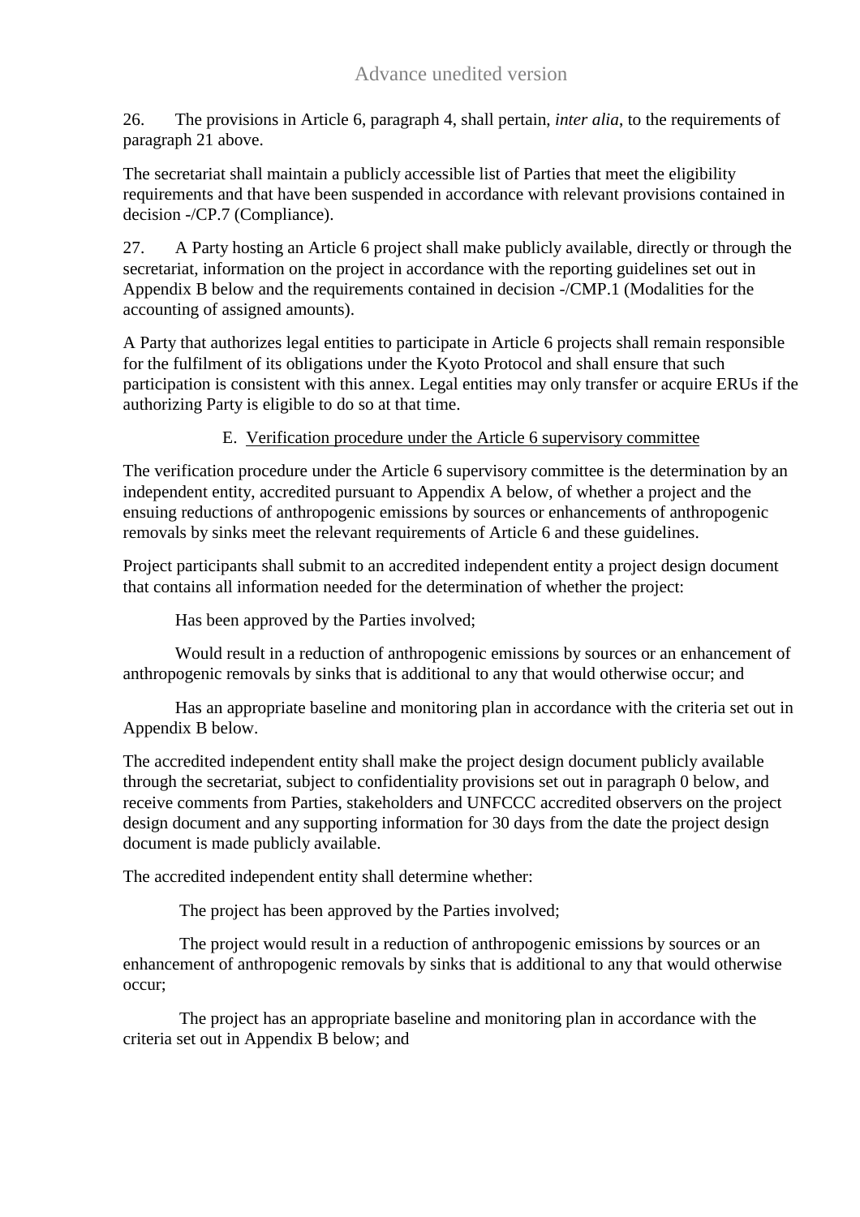26. The provisions in Article 6, paragraph 4, shall pertain, *inter alia*, to the requirements of paragraph 21 above.

The secretariat shall maintain a publicly accessible list of Parties that meet the eligibility requirements and that have been suspended in accordance with relevant provisions contained in decision -/CP.7 (Compliance).

27. A Party hosting an Article 6 project shall make publicly available, directly or through the secretariat, information on the project in accordance with the reporting guidelines set out in Appendix B below and the requirements contained in decision -/CMP.1 (Modalities for the accounting of assigned amounts).

A Party that authorizes legal entities to participate in Article 6 projects shall remain responsible for the fulfilment of its obligations under the Kyoto Protocol and shall ensure that such participation is consistent with this annex. Legal entities may only transfer or acquire ERUs if the authorizing Party is eligible to do so at that time.

### E. Verification procedure under the Article 6 supervisory committee

The verification procedure under the Article 6 supervisory committee is the determination by an independent entity, accredited pursuant to Appendix A below, of whether a project and the ensuing reductions of anthropogenic emissions by sources or enhancements of anthropogenic removals by sinks meet the relevant requirements of Article 6 and these guidelines.

Project participants shall submit to an accredited independent entity a project design document that contains all information needed for the determination of whether the project:

Has been approved by the Parties involved;

Would result in a reduction of anthropogenic emissions by sources or an enhancement of anthropogenic removals by sinks that is additional to any that would otherwise occur; and

Has an appropriate baseline and monitoring plan in accordance with the criteria set out in Appendix B below.

The accredited independent entity shall make the project design document publicly available through the secretariat, subject to confidentiality provisions set out in paragraph 0 below, and receive comments from Parties, stakeholders and UNFCCC accredited observers on the project design document and any supporting information for 30 days from the date the project design document is made publicly available.

The accredited independent entity shall determine whether:

The project has been approved by the Parties involved;

The project would result in a reduction of anthropogenic emissions by sources or an enhancement of anthropogenic removals by sinks that is additional to any that would otherwise occur;

The project has an appropriate baseline and monitoring plan in accordance with the criteria set out in Appendix B below; and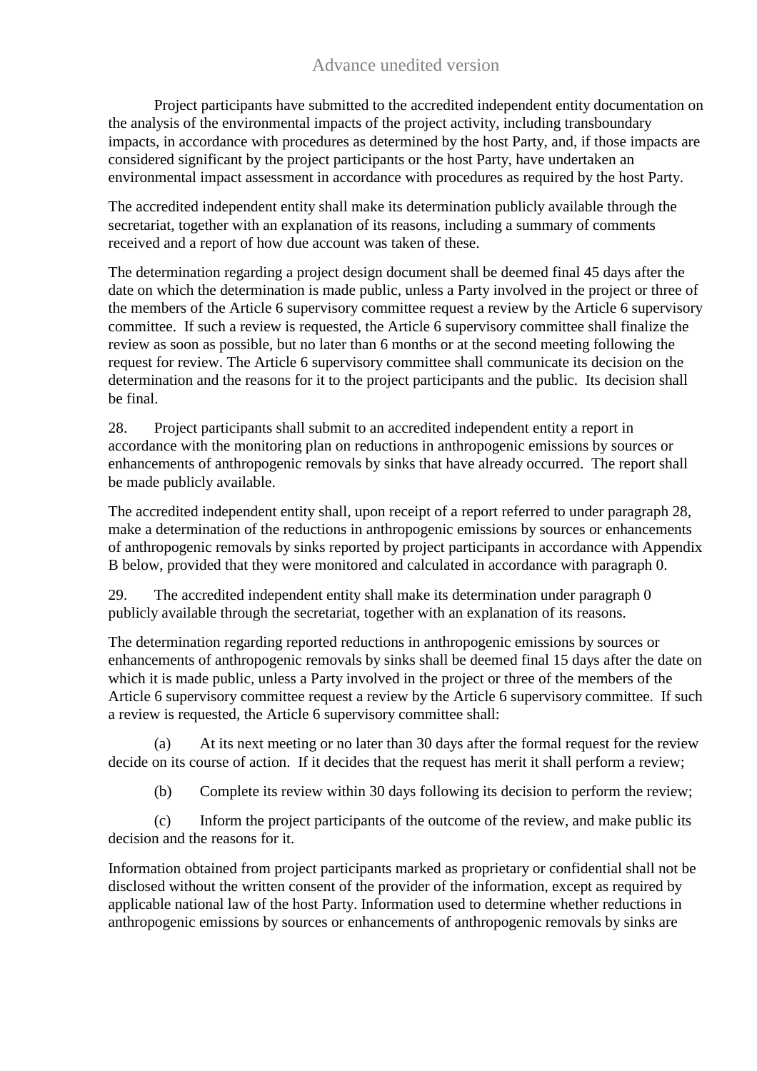Project participants have submitted to the accredited independent entity documentation on the analysis of the environmental impacts of the project activity, including transboundary impacts, in accordance with procedures as determined by the host Party, and, if those impacts are considered significant by the project participants or the host Party, have undertaken an environmental impact assessment in accordance with procedures as required by the host Party.

The accredited independent entity shall make its determination publicly available through the secretariat, together with an explanation of its reasons, including a summary of comments received and a report of how due account was taken of these.

The determination regarding a project design document shall be deemed final 45 days after the date on which the determination is made public, unless a Party involved in the project or three of the members of the Article 6 supervisory committee request a review by the Article 6 supervisory committee. If such a review is requested, the Article 6 supervisory committee shall finalize the review as soon as possible, but no later than 6 months or at the second meeting following the request for review. The Article 6 supervisory committee shall communicate its decision on the determination and the reasons for it to the project participants and the public. Its decision shall be final.

28. Project participants shall submit to an accredited independent entity a report in accordance with the monitoring plan on reductions in anthropogenic emissions by sources or enhancements of anthropogenic removals by sinks that have already occurred. The report shall be made publicly available.

The accredited independent entity shall, upon receipt of a report referred to under paragraph 28, make a determination of the reductions in anthropogenic emissions by sources or enhancements of anthropogenic removals by sinks reported by project participants in accordance with Appendix B below, provided that they were monitored and calculated in accordance with paragraph 0.

29. The accredited independent entity shall make its determination under paragraph 0 publicly available through the secretariat, together with an explanation of its reasons.

The determination regarding reported reductions in anthropogenic emissions by sources or enhancements of anthropogenic removals by sinks shall be deemed final 15 days after the date on which it is made public, unless a Party involved in the project or three of the members of the Article 6 supervisory committee request a review by the Article 6 supervisory committee. If such a review is requested, the Article 6 supervisory committee shall:

(a) At its next meeting or no later than 30 days after the formal request for the review decide on its course of action. If it decides that the request has merit it shall perform a review;

(b) Complete its review within 30 days following its decision to perform the review;

(c) Inform the project participants of the outcome of the review, and make public its decision and the reasons for it.

Information obtained from project participants marked as proprietary or confidential shall not be disclosed without the written consent of the provider of the information, except as required by applicable national law of the host Party. Information used to determine whether reductions in anthropogenic emissions by sources or enhancements of anthropogenic removals by sinks are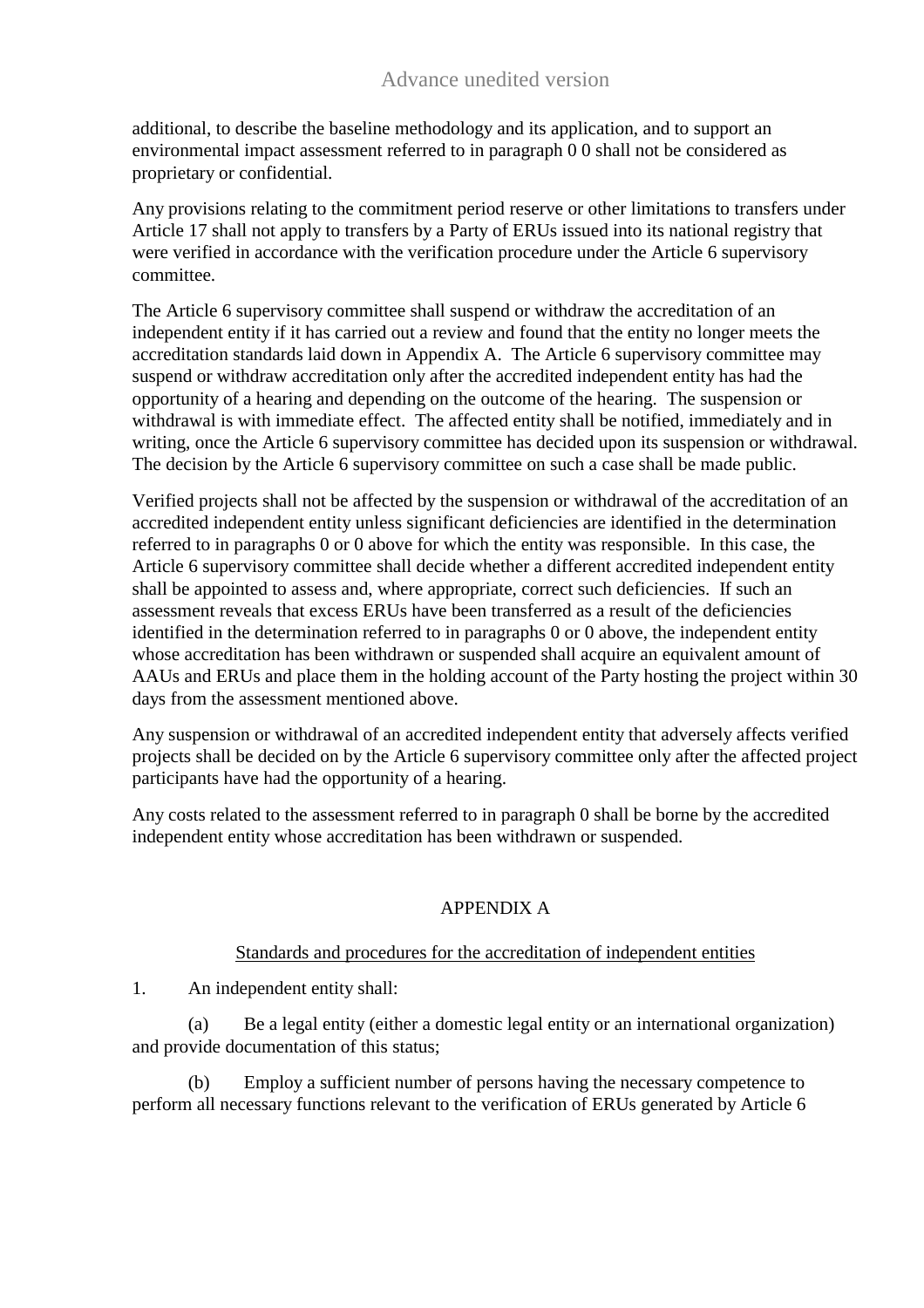additional, to describe the baseline methodology and its application, and to support an environmental impact assessment referred to in paragraph 0 0 shall not be considered as proprietary or confidential.

Any provisions relating to the commitment period reserve or other limitations to transfers under Article 17 shall not apply to transfers by a Party of ERUs issued into its national registry that were verified in accordance with the verification procedure under the Article 6 supervisory committee.

The Article 6 supervisory committee shall suspend or withdraw the accreditation of an independent entity if it has carried out a review and found that the entity no longer meets the accreditation standards laid down in Appendix A. The Article 6 supervisory committee may suspend or withdraw accreditation only after the accredited independent entity has had the opportunity of a hearing and depending on the outcome of the hearing. The suspension or withdrawal is with immediate effect. The affected entity shall be notified, immediately and in writing, once the Article 6 supervisory committee has decided upon its suspension or withdrawal. The decision by the Article 6 supervisory committee on such a case shall be made public.

Verified projects shall not be affected by the suspension or withdrawal of the accreditation of an accredited independent entity unless significant deficiencies are identified in the determination referred to in paragraphs 0 or 0 above for which the entity was responsible. In this case, the Article 6 supervisory committee shall decide whether a different accredited independent entity shall be appointed to assess and, where appropriate, correct such deficiencies. If such an assessment reveals that excess ERUs have been transferred as a result of the deficiencies identified in the determination referred to in paragraphs 0 or 0 above, the independent entity whose accreditation has been withdrawn or suspended shall acquire an equivalent amount of AAUs and ERUs and place them in the holding account of the Party hosting the project within 30 days from the assessment mentioned above.

Any suspension or withdrawal of an accredited independent entity that adversely affects verified projects shall be decided on by the Article 6 supervisory committee only after the affected project participants have had the opportunity of a hearing.

Any costs related to the assessment referred to in paragraph 0 shall be borne by the accredited independent entity whose accreditation has been withdrawn or suspended.

## APPENDIX A

Standards and procedures for the accreditation of independent entities

1. An independent entity shall:

(a) Be a legal entity (either a domestic legal entity or an international organization) and provide documentation of this status;

(b) Employ a sufficient number of persons having the necessary competence to perform all necessary functions relevant to the verification of ERUs generated by Article 6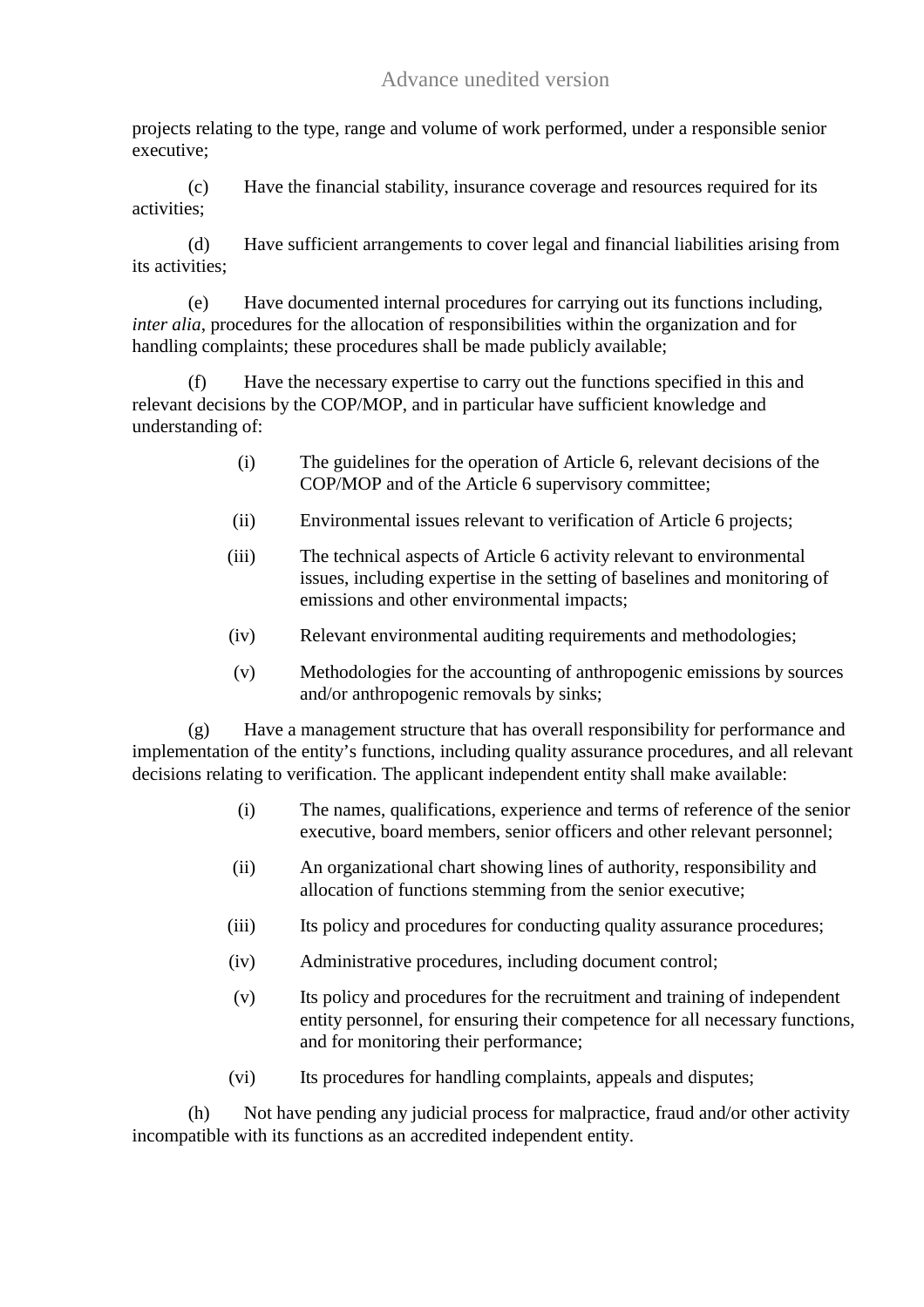projects relating to the type, range and volume of work performed, under a responsible senior executive;

(c) Have the financial stability, insurance coverage and resources required for its activities;

(d) Have sufficient arrangements to cover legal and financial liabilities arising from its activities;

(e) Have documented internal procedures for carrying out its functions including, *inter alia*, procedures for the allocation of responsibilities within the organization and for handling complaints; these procedures shall be made publicly available;

(f) Have the necessary expertise to carry out the functions specified in this and relevant decisions by the COP/MOP, and in particular have sufficient knowledge and understanding of:

(i) The guidelines for the operation of Article 6, relevant decisions of the COP/MOP and of the Article 6 supervisory committee;

(ii) Environmental issues relevant to verification of Article 6 projects;

(iii) The technical aspects of Article 6 activity relevant to environmental issues, including expertise in the setting of baselines and monitoring of emissions and other environmental impacts;

(iv) Relevant environmental auditing requirements and methodologies;

(v) Methodologies for the accounting of anthropogenic emissions by sources and/or anthropogenic removals by sinks;

(g) Have a management structure that has overall responsibility for performance and implementation of the entity's functions, including quality assurance procedures, and all relevant decisions relating to verification. The applicant independent entity shall make available:

(i) The names, qualifications, experience and terms of reference of the senior executive, board members, senior officers and other relevant personnel;

(ii) An organizational chart showing lines of authority, responsibility and allocation of functions stemming from the senior executive;

(iii) Its policy and procedures for conducting quality assurance procedures;

(iv) Administrative procedures, including document control;

(v) Its policy and procedures for the recruitment and training of independent entity personnel, for ensuring their competence for all necessary functions, and for monitoring their performance;

(vi) Its procedures for handling complaints, appeals and disputes;

(h) Not have pending any judicial process for malpractice, fraud and/or other activity incompatible with its functions as an accredited independent entity.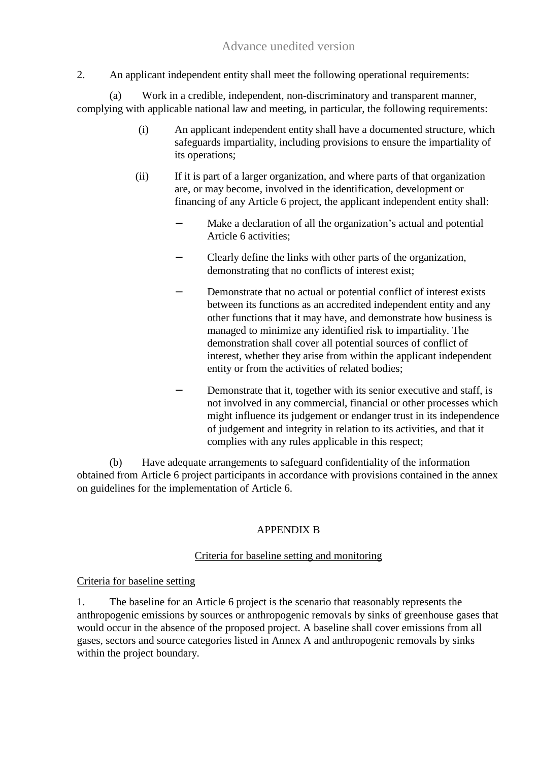2. An applicant independent entity shall meet the following operational requirements:

(a) Work in a credible, independent, non-discriminatory and transparent manner, complying with applicable national law and meeting, in particular, the following requirements:

(i) An applicant independent entity shall have a documented structure, which safeguards impartiality, including provisions to ensure the impartiality of its operations;

(ii) If it is part of a larger organization, and where parts of that organization are, or may become, involved in the identification, development or financing of any Article 6 project, the applicant independent entity shall:

- Make a declaration of all the organization's actual and potential Article 6 activities;
- Clearly define the links with other parts of the organization, demonstrating that no conflicts of interest exist;
- Demonstrate that no actual or potential conflict of interest exists between its functions as an accredited independent entity and any other functions that it may have, and demonstrate how business is managed to minimize any identified risk to impartiality. The demonstration shall cover all potential sources of conflict of interest, whether they arise from within the applicant independent entity or from the activities of related bodies;
- Demonstrate that it, together with its senior executive and staff, is not involved in any commercial, financial or other processes which might influence its judgement or endanger trust in its independence of judgement and integrity in relation to its activities, and that it complies with any rules applicable in this respect;

(b) Have adequate arrangements to safeguard confidentiality of the information obtained from Article 6 project participants in accordance with provisions contained in the annex on guidelines for the implementation of Article 6.

## APPENDIX B

### Criteria for baseline setting and monitoring

#### Criteria for baseline setting

1. The baseline for an Article 6 project is the scenario that reasonably represents the anthropogenic emissions by sources or anthropogenic removals by sinks of greenhouse gases that would occur in the absence of the proposed project. A baseline shall cover emissions from all gases, sectors and source categories listed in Annex A and anthropogenic removals by sinks within the project boundary.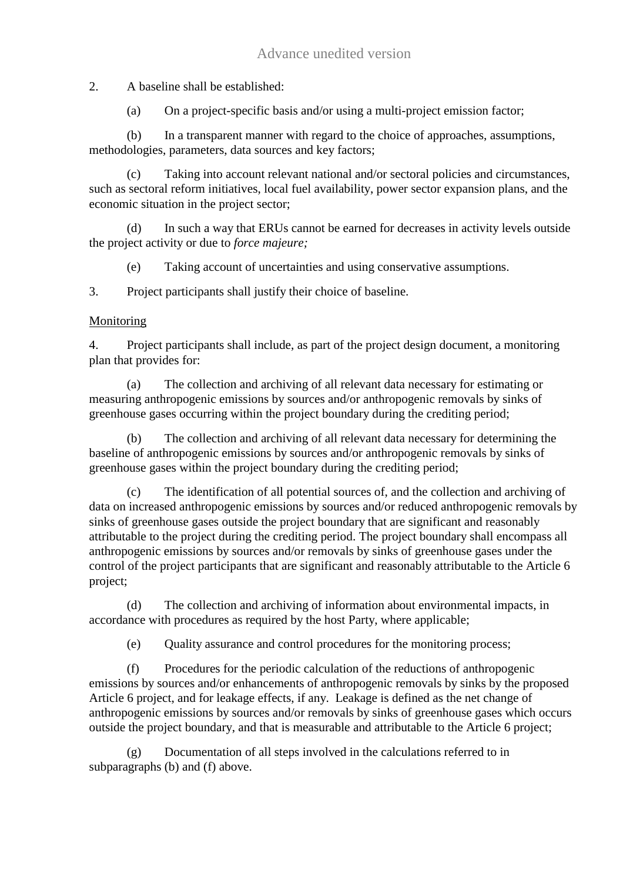2. A baseline shall be established:

(a) On a project-specific basis and/or using a multi-project emission factor;

(b) In a transparent manner with regard to the choice of approaches, assumptions, methodologies, parameters, data sources and key factors;

(c) Taking into account relevant national and/or sectoral policies and circumstances, such as sectoral reform initiatives, local fuel availability, power sector expansion plans, and the economic situation in the project sector;

(d) In such a way that ERUs cannot be earned for decreases in activity levels outside the project activity or due to *force majeure;*

(e) Taking account of uncertainties and using conservative assumptions.

3. Project participants shall justify their choice of baseline.

Monitoring

4. Project participants shall include, as part of the project design document, a monitoring plan that provides for:

(a) The collection and archiving of all relevant data necessary for estimating or measuring anthropogenic emissions by sources and/or anthropogenic removals by sinks of greenhouse gases occurring within the project boundary during the crediting period;

(b) The collection and archiving of all relevant data necessary for determining the baseline of anthropogenic emissions by sources and/or anthropogenic removals by sinks of greenhouse gases within the project boundary during the crediting period;

(c) The identification of all potential sources of, and the collection and archiving of data on increased anthropogenic emissions by sources and/or reduced anthropogenic removals by sinks of greenhouse gases outside the project boundary that are significant and reasonably attributable to the project during the crediting period. The project boundary shall encompass all anthropogenic emissions by sources and/or removals by sinks of greenhouse gases under the control of the project participants that are significant and reasonably attributable to the Article 6 project;

(d) The collection and archiving of information about environmental impacts, in accordance with procedures as required by the host Party, where applicable;

(e) Quality assurance and control procedures for the monitoring process;

(f) Procedures for the periodic calculation of the reductions of anthropogenic emissions by sources and/or enhancements of anthropogenic removals by sinks by the proposed Article 6 project, and for leakage effects, if any. Leakage is defined as the net change of anthropogenic emissions by sources and/or removals by sinks of greenhouse gases which occurs outside the project boundary, and that is measurable and attributable to the Article 6 project;

(g) Documentation of all steps involved in the calculations referred to in subparagraphs (b) and (f) above.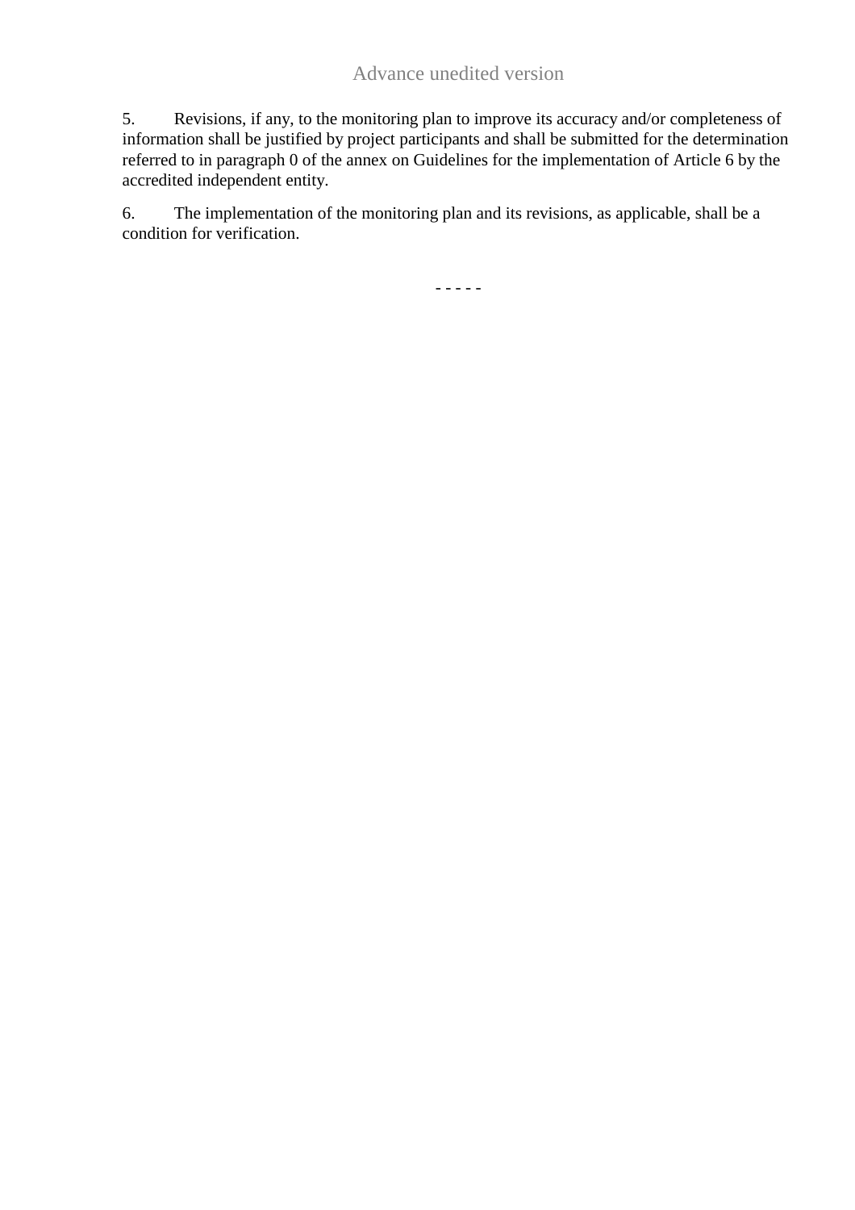5. Revisions, if any, to the monitoring plan to improve its accuracy and/or completeness of information shall be justified by project participants and shall be submitted for the determination referred to in paragraph 0 of the annex on Guidelines for the implementation of Article 6 by the accredited independent entity.

6. The implementation of the monitoring plan and its revisions, as applicable, shall be a condition for verification.

- - - - -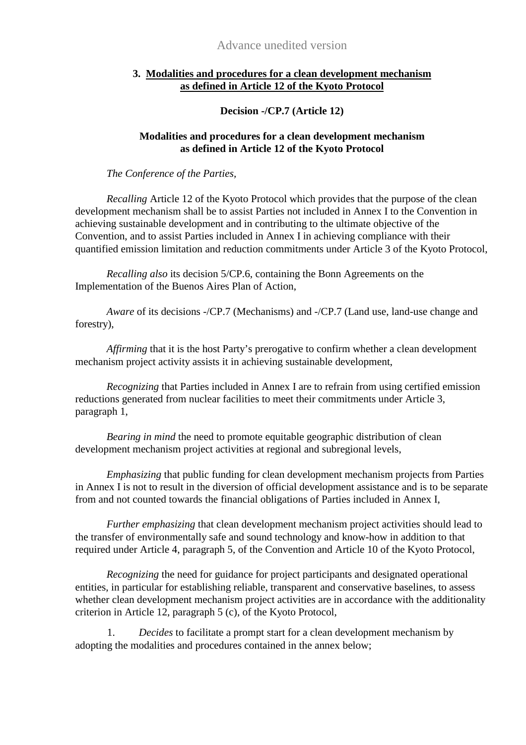Advance unedited version

## 3. Modalities and procedures for a clean development mechanism as defined in Article 12 of the Kyoto Protocol

### Decision -/CP.7 (Article 12)

### Modalities and procedures for a clean development mechanism as defined in Article 12 of the Kyoto Protocol

*The Conference of the Parties,*

*Recalling* Article 12 of the Kyoto Protocol which provides that the purpose of the clean development mechanism shall be to assist Parties not included in Annex I to the Convention in achieving sustainable development and in contributing to the ultimate objective of the Convention, and to assist Parties included in Annex I in achieving compliance with their quantified emission limitation and reduction commitments under Article 3 of the Kyoto Protocol,

*Recalling also* its decision 5/CP.6, containing the Bonn Agreements on the Implementation of the Buenos Aires Plan of Action,

*Aware* of its decisions -/CP.7 (Mechanisms) and -/CP.7 (Land use, land-use change and forestry),

*Affirming* that it is the host Party's prerogative to confirm whether a clean development mechanism project activity assists it in achieving sustainable development,

*Recognizing* that Parties included in Annex I are to refrain from using certified emission reductions generated from nuclear facilities to meet their commitments under Article 3, paragraph 1,

*Bearing in mind* the need to promote equitable geographic distribution of clean development mechanism project activities at regional and subregional levels,

*Emphasizing* that public funding for clean development mechanism projects from Parties in Annex I is not to result in the diversion of official development assistance and is to be separate from and not counted towards the financial obligations of Parties included in Annex I,

*Further emphasizing* that clean development mechanism project activities should lead to the transfer of environmentally safe and sound technology and know-how in addition to that required under Article 4, paragraph 5, of the Convention and Article 10 of the Kyoto Protocol,

*Recognizing* the need for guidance for project participants and designated operational entities, in particular for establishing reliable, transparent and conservative baselines, to assess whether clean development mechanism project activities are in accordance with the additionality criterion in Article 12, paragraph 5 (c), of the Kyoto Protocol,

1. *Decides* to facilitate a prompt start for a clean development mechanism by adopting the modalities and procedures contained in the annex below;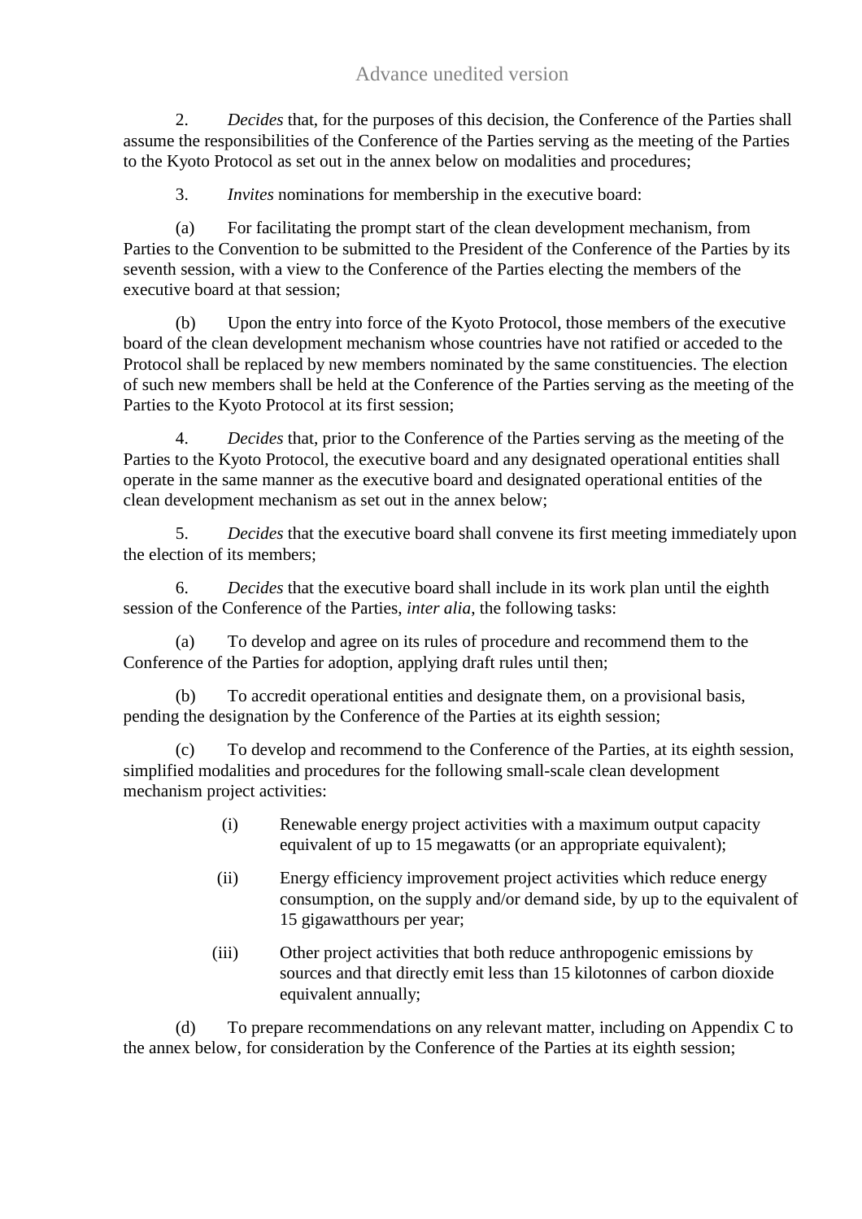2. *Decides* that, for the purposes of this decision, the Conference of the Parties shall assume the responsibilities of the Conference of the Parties serving as the meeting of the Parties to the Kyoto Protocol as set out in the annex below on modalities and procedures;

3. *Invites* nominations for membership in the executive board:

(a) For facilitating the prompt start of the clean development mechanism, from Parties to the Convention to be submitted to the President of the Conference of the Parties by its seventh session, with a view to the Conference of the Parties electing the members of the executive board at that session;

(b) Upon the entry into force of the Kyoto Protocol, those members of the executive board of the clean development mechanism whose countries have not ratified or acceded to the Protocol shall be replaced by new members nominated by the same constituencies. The election of such new members shall be held at the Conference of the Parties serving as the meeting of the Parties to the Kyoto Protocol at its first session;

4. *Decides* that, prior to the Conference of the Parties serving as the meeting of the Parties to the Kyoto Protocol, the executive board and any designated operational entities shall operate in the same manner as the executive board and designated operational entities of the clean development mechanism as set out in the annex below;

5. *Decides* that the executive board shall convene its first meeting immediately upon the election of its members;

6. *Decides* that the executive board shall include in its work plan until the eighth session of the Conference of the Parties, *inter alia*, the following tasks:

(a) To develop and agree on its rules of procedure and recommend them to the Conference of the Parties for adoption, applying draft rules until then;

(b) To accredit operational entities and designate them, on a provisional basis, pending the designation by the Conference of the Parties at its eighth session;

(c) To develop and recommend to the Conference of the Parties, at its eighth session, simplified modalities and procedures for the following small-scale clean development mechanism project activities:

(i) Renewable energy project activities with a maximum output capacity equivalent of up to 15 megawatts (or an appropriate equivalent);

(ii) Energy efficiency improvement project activities which reduce energy consumption, on the supply and/or demand side, by up to the equivalent of 15 gigawatthours per year;

(iii) Other project activities that both reduce anthropogenic emissions by sources and that directly emit less than 15 kilotonnes of carbon dioxide equivalent annually;

(d) To prepare recommendations on any relevant matter, including on Appendix C to the annex below, for consideration by the Conference of the Parties at its eighth session;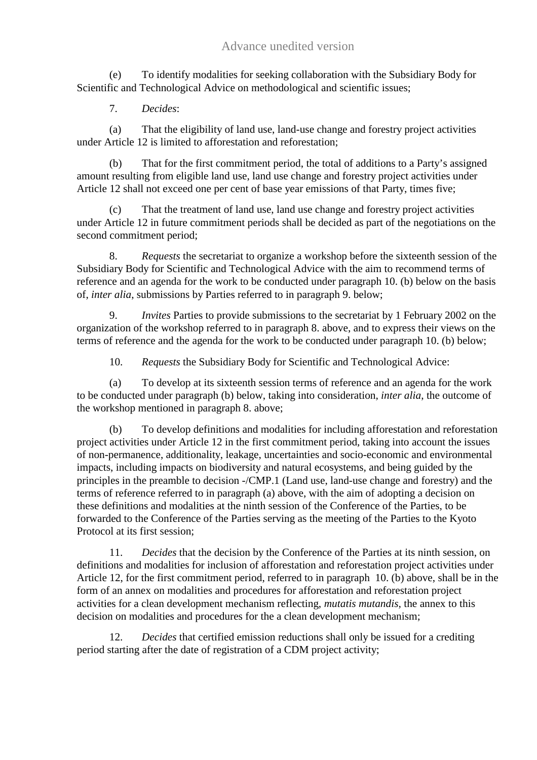(e) To identify modalities for seeking collaboration with the Subsidiary Body for Scientific and Technological Advice on methodological and scientific issues;

7. *Decides*:

(a) That the eligibility of land use, land-use change and forestry project activities under Article 12 is limited to afforestation and reforestation;

(b) That for the first commitment period, the total of additions to a Party's assigned amount resulting from eligible land use, land use change and forestry project activities under Article 12 shall not exceed one per cent of base year emissions of that Party, times five;

(c) That the treatment of land use, land use change and forestry project activities under Article 12 in future commitment periods shall be decided as part of the negotiations on the second commitment period;

8. *Requests* the secretariat to organize a workshop before the sixteenth session of the Subsidiary Body for Scientific and Technological Advice with the aim to recommend terms of reference and an agenda for the work to be conducted under paragraph 10. (b) below on the basis of, *inter alia*, submissions by Parties referred to in paragraph 9. below;

9. *Invites* Parties to provide submissions to the secretariat by 1 February 2002 on the organization of the workshop referred to in paragraph 8. above, and to express their views on the terms of reference and the agenda for the work to be conducted under paragraph 10. (b) below;

10. *Requests* the Subsidiary Body for Scientific and Technological Advice:

(a) To develop at its sixteenth session terms of reference and an agenda for the work to be conducted under paragraph (b) below, taking into consideration, *inter alia*, the outcome of the workshop mentioned in paragraph 8. above;

(b) To develop definitions and modalities for including afforestation and reforestation project activities under Article 12 in the first commitment period, taking into account the issues of non-permanence, additionality, leakage, uncertainties and socio-economic and environmental impacts, including impacts on biodiversity and natural ecosystems, and being guided by the principles in the preamble to decision -/CMP.1 (Land use, land-use change and forestry) and the terms of reference referred to in paragraph (a) above, with the aim of adopting a decision on these definitions and modalities at the ninth session of the Conference of the Parties, to be forwarded to the Conference of the Parties serving as the meeting of the Parties to the Kyoto Protocol at its first session;

11. *Decides* that the decision by the Conference of the Parties at its ninth session, on definitions and modalities for inclusion of afforestation and reforestation project activities under Article 12, for the first commitment period, referred to in paragraph 10. (b) above, shall be in the form of an annex on modalities and procedures for afforestation and reforestation project activities for a clean development mechanism reflecting, *mutatis mutandis*, the annex to this decision on modalities and procedures for the a clean development mechanism;

12. *Decides* that certified emission reductions shall only be issued for a crediting period starting after the date of registration of a CDM project activity;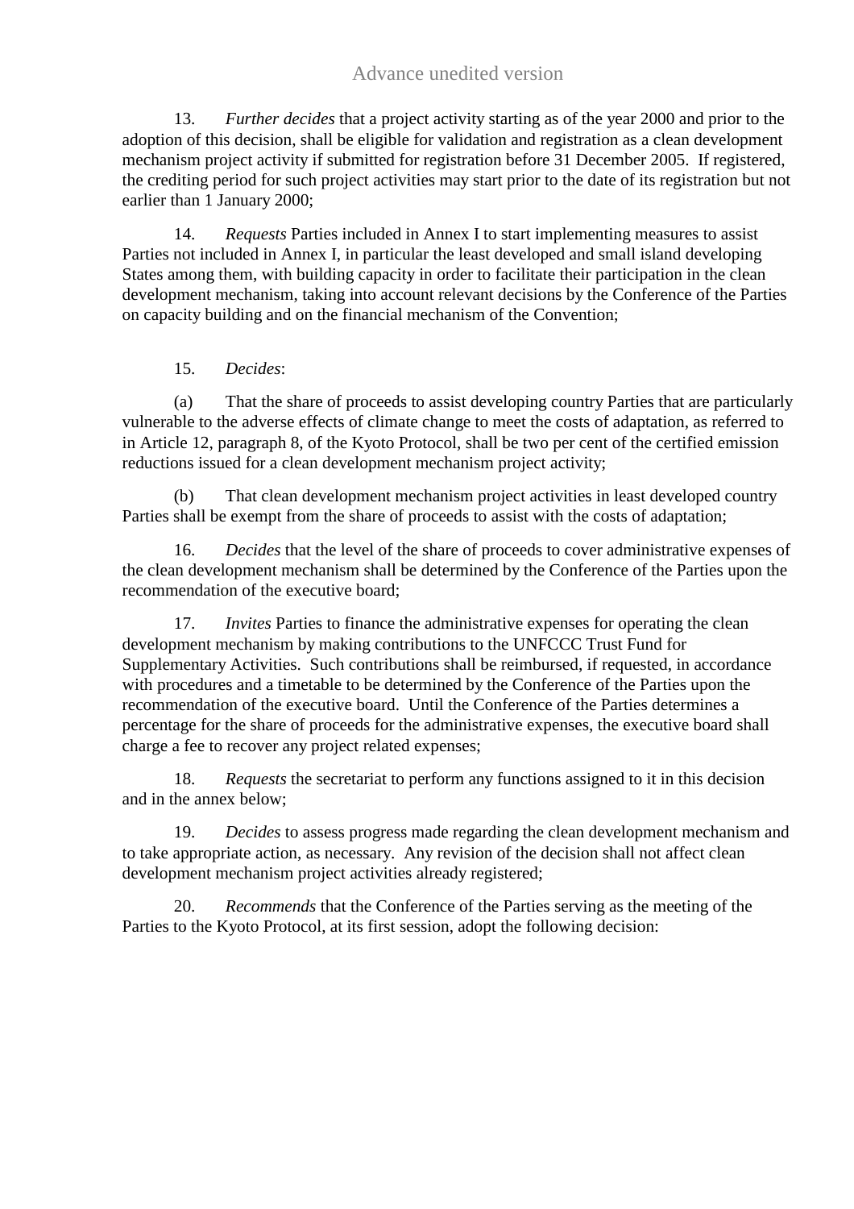13. *Further decides* that a project activity starting as of the year 2000 and prior to the adoption of this decision, shall be eligible for validation and registration as a clean development mechanism project activity if submitted for registration before 31 December 2005. If registered, the crediting period for such project activities may start prior to the date of its registration but not earlier than 1 January 2000;

14. *Requests* Parties included in Annex I to start implementing measures to assist Parties not included in Annex I, in particular the least developed and small island developing States among them, with building capacity in order to facilitate their participation in the clean development mechanism, taking into account relevant decisions by the Conference of the Parties on capacity building and on the financial mechanism of the Convention;

15. *Decides*:

(a) That the share of proceeds to assist developing country Parties that are particularly vulnerable to the adverse effects of climate change to meet the costs of adaptation, as referred to in Article 12, paragraph 8, of the Kyoto Protocol, shall be two per cent of the certified emission reductions issued for a clean development mechanism project activity;

(b) That clean development mechanism project activities in least developed country Parties shall be exempt from the share of proceeds to assist with the costs of adaptation;

16. *Decides* that the level of the share of proceeds to cover administrative expenses of the clean development mechanism shall be determined by the Conference of the Parties upon the recommendation of the executive board;

17. *Invites* Parties to finance the administrative expenses for operating the clean development mechanism by making contributions to the UNFCCC Trust Fund for Supplementary Activities. Such contributions shall be reimbursed, if requested, in accordance with procedures and a timetable to be determined by the Conference of the Parties upon the recommendation of the executive board. Until the Conference of the Parties determines a percentage for the share of proceeds for the administrative expenses, the executive board shall charge a fee to recover any project related expenses;

18. *Requests* the secretariat to perform any functions assigned to it in this decision and in the annex below;

19. *Decides* to assess progress made regarding the clean development mechanism and to take appropriate action, as necessary. Any revision of the decision shall not affect clean development mechanism project activities already registered;

20. *Recommends* that the Conference of the Parties serving as the meeting of the Parties to the Kyoto Protocol, at its first session, adopt the following decision: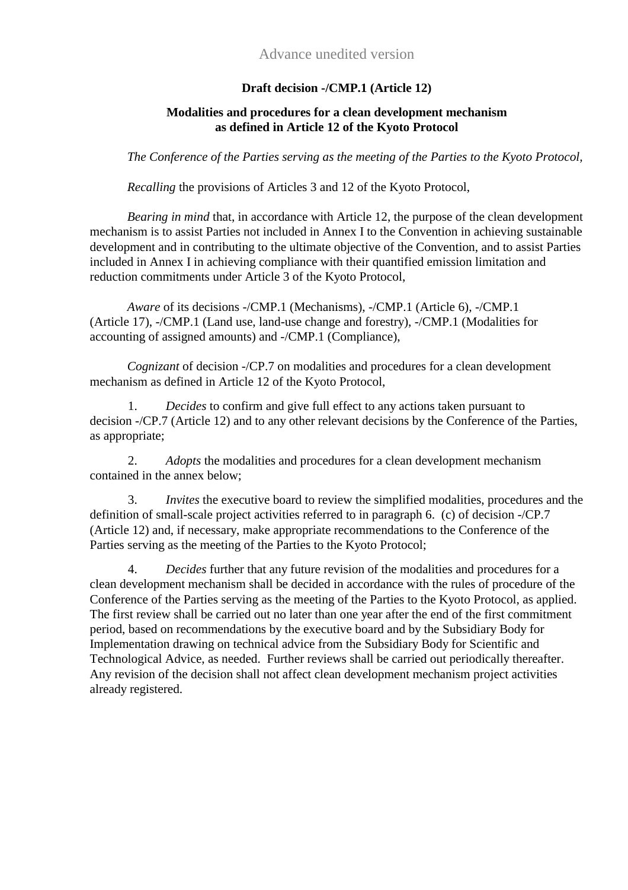Advance unedited version

**Draft decision -/CMP.1 (Article 12)**

**Modalities and procedures for a clean development mechanism as defined in Article 12 of the Kyoto Protocol**

*The Conference of the Parties serving as the meeting of the Parties to the Kyoto Protocol,*

*Recalling* the provisions of Articles 3 and 12 of the Kyoto Protocol,

*Bearing in mind* that, in accordance with Article 12, the purpose of the clean development mechanism is to assist Parties not included in Annex I to the Convention in achieving sustainable development and in contributing to the ultimate objective of the Convention, and to assist Parties included in Annex I in achieving compliance with their quantified emission limitation and reduction commitments under Article 3 of the Kyoto Protocol,

*Aware* of its decisions -/CMP.1 (Mechanisms), -/CMP.1 (Article 6), -/CMP.1 (Article 17), -/CMP.1 (Land use, land-use change and forestry), -/CMP.1 (Modalities for accounting of assigned amounts) and -/CMP.1 (Compliance),

*Cognizant* of decision -/CP.7 on modalities and procedures for a clean development mechanism as defined in Article 12 of the Kyoto Protocol,

1. *Decides* to confirm and give full effect to any actions taken pursuant to decision -/CP.7 (Article 12) and to any other relevant decisions by the Conference of the Parties, as appropriate;

2. *Adopts* the modalities and procedures for a clean development mechanism contained in the annex below;

3. *Invites* the executive board to review the simplified modalities, procedures and the definition of small-scale project activities referred to in paragraph 6. (c) of decision -/CP.7 (Article 12) and, if necessary, make appropriate recommendations to the Conference of the Parties serving as the meeting of the Parties to the Kyoto Protocol;

4. *Decides* further that any future revision of the modalities and procedures for a clean development mechanism shall be decided in accordance with the rules of procedure of the Conference of the Parties serving as the meeting of the Parties to the Kyoto Protocol, as applied. The first review shall be carried out no later than one year after the end of the first commitment period, based on recommendations by the executive board and by the Subsidiary Body for Implementation drawing on technical advice from the Subsidiary Body for Scientific and Technological Advice, as needed. Further reviews shall be carried out periodically thereafter. Any revision of the decision shall not affect clean development mechanism project activities already registered.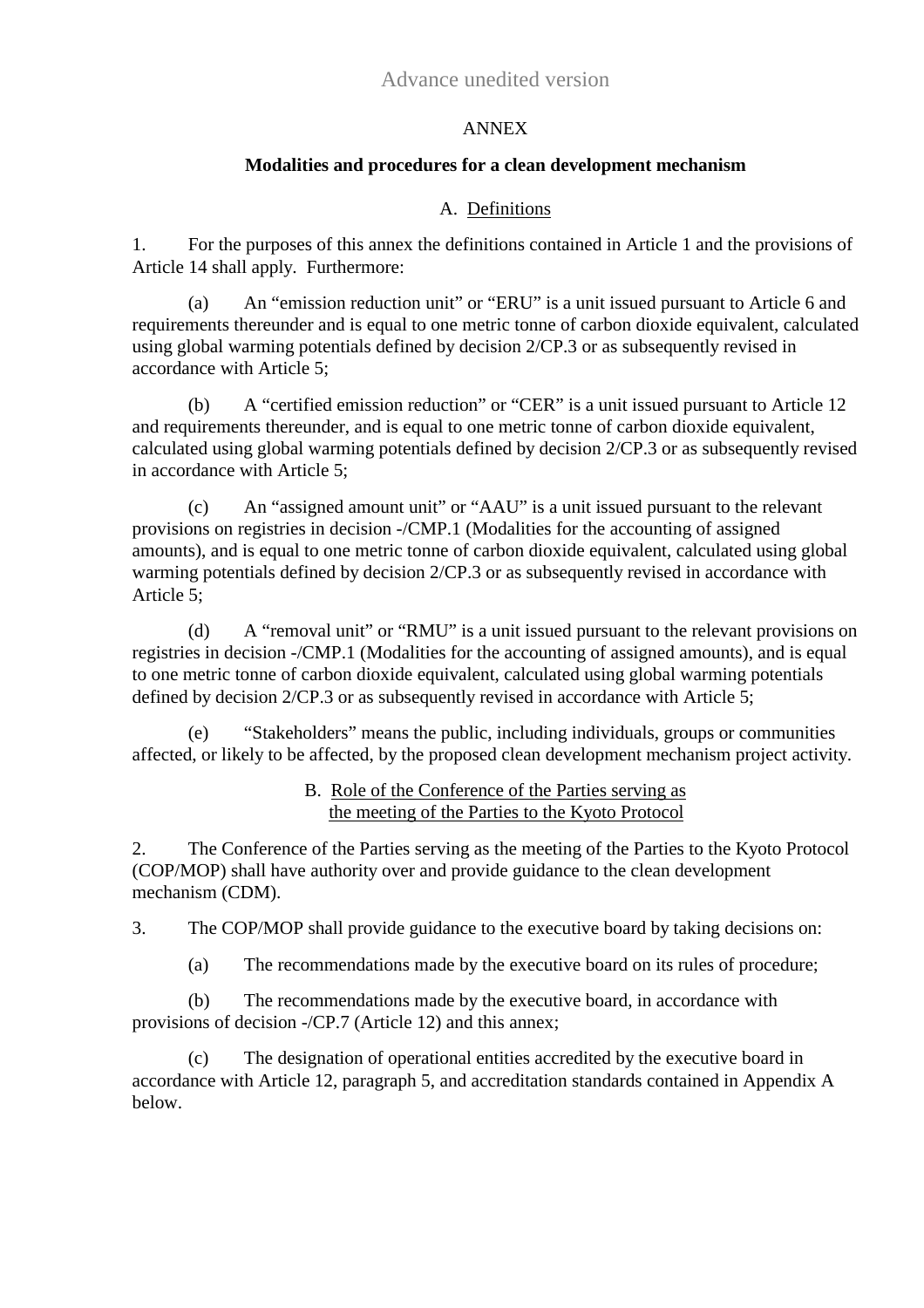Advance unedited version

ANNEX

**Modalities and procedures for a clean development mechanism**

A. Definitions

1. For the purposes of this annex the definitions contained in Article 1 and the provisions of Article 14 shall apply. Furthermore:

(a) An “emission reduction unit” or “ERU” is a unit issued pursuant to Article 6 and requirements thereunder and is equal to one metric tonne of carbon dioxide equivalent, calculated using global warming potentials defined by decision 2/CP.3 or as subsequently revised in accordance with Article 5;

(b) A “certified emission reduction” or “CER” is a unit issued pursuant to Article 12 and requirements thereunder, and is equal to one metric tonne of carbon dioxide equivalent, calculated using global warming potentials defined by decision 2/CP.3 or as subsequently revised in accordance with Article 5;

(c) An “assigned amount unit” or “AAU” is a unit issued pursuant to the relevant provisions on registries in decision -/CMP.1 (Modalities for the accounting of assigned amounts), and is equal to one metric tonne of carbon dioxide equivalent, calculated using global warming potentials defined by decision 2/CP.3 or as subsequently revised in accordance with Article 5;

(d) A “removal unit” or “RMU” is a unit issued pursuant to the relevant provisions on registries in decision -/CMP.1 (Modalities for the accounting of assigned amounts), and is equal to one metric tonne of carbon dioxide equivalent, calculated using global warming potentials defined by decision 2/CP.3 or as subsequently revised in accordance with Article 5;

(e) “Stakeholders” means the public, including individuals, groups or communities affected, or likely to be affected, by the proposed clean development mechanism project activity.

B. Role of the Conference of the Parties serving as the meeting of the Parties to the Kyoto Protocol

2. The Conference of the Parties serving as the meeting of the Parties to the Kyoto Protocol (COP/MOP) shall have authority over and provide guidance to the clean development mechanism (CDM).

3. The COP/MOP shall provide guidance to the executive board by taking decisions on:

(a) The recommendations made by the executive board on its rules of procedure;

(b) The recommendations made by the executive board, in accordance with provisions of decision -/CP.7 (Article 12) and this annex;

(c) The designation of operational entities accredited by the executive board in accordance with Article 12, paragraph 5, and accreditation standards contained in Appendix A below.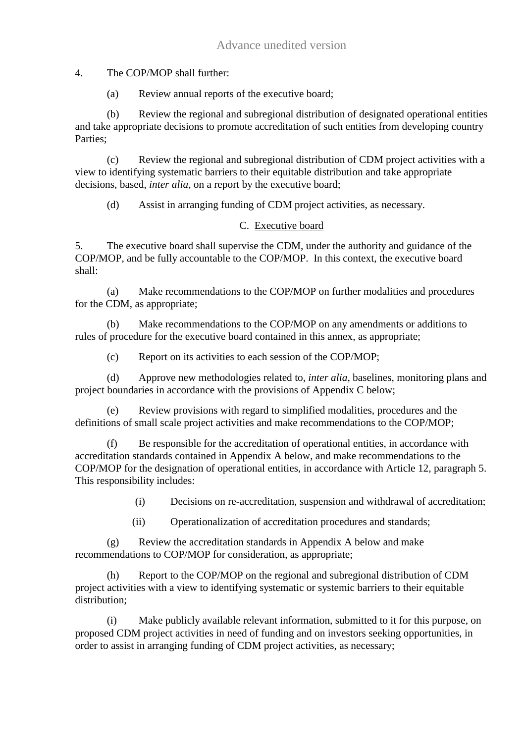4. The COP/MOP shall further:

(a) Review annual reports of the executive board;

(b) Review the regional and subregional distribution of designated operational entities and take appropriate decisions to promote accreditation of such entities from developing country Parties;

(c) Review the regional and subregional distribution of CDM project activities with a view to identifying systematic barriers to their equitable distribution and take appropriate decisions, based, *inter alia*, on a report by the executive board;

(d) Assist in arranging funding of CDM project activities, as necessary.

### C. Executive board

5. The executive board shall supervise the CDM, under the authority and guidance of the COP/MOP, and be fully accountable to the COP/MOP. In this context, the executive board shall:

(a) Make recommendations to the COP/MOP on further modalities and procedures for the CDM, as appropriate;

(b) Make recommendations to the COP/MOP on any amendments or additions to rules of procedure for the executive board contained in this annex, as appropriate;

(c) Report on its activities to each session of the COP/MOP;

(d) Approve new methodologies related to, *inter alia*, baselines, monitoring plans and project boundaries in accordance with the provisions of Appendix C below;

(e) Review provisions with regard to simplified modalities, procedures and the definitions of small scale project activities and make recommendations to the COP/MOP;

(f) Be responsible for the accreditation of operational entities, in accordance with accreditation standards contained in Appendix A below, and make recommendations to the COP/MOP for the designation of operational entities, in accordance with Article 12, paragraph 5. This responsibility includes:

(i) Decisions on re-accreditation, suspension and withdrawal of accreditation;

(ii) Operationalization of accreditation procedures and standards;

(g) Review the accreditation standards in Appendix A below and make recommendations to COP/MOP for consideration, as appropriate;

(h) Report to the COP/MOP on the regional and subregional distribution of CDM project activities with a view to identifying systematic or systemic barriers to their equitable distribution;

(i) Make publicly available relevant information, submitted to it for this purpose, on proposed CDM project activities in need of funding and on investors seeking opportunities, in order to assist in arranging funding of CDM project activities, as necessary;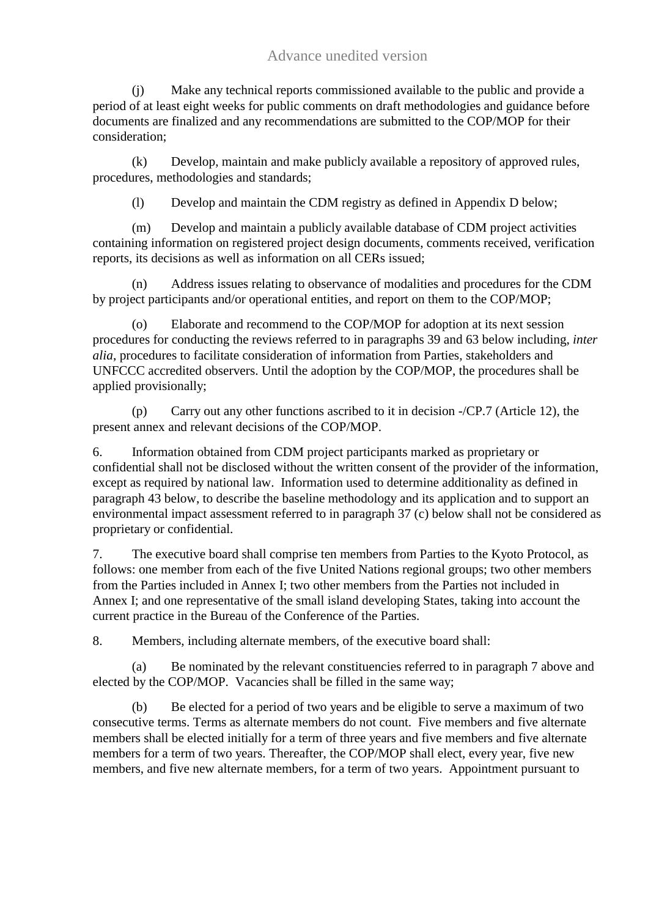(j) Make any technical reports commissioned available to the public and provide a period of at least eight weeks for public comments on draft methodologies and guidance before documents are finalized and any recommendations are submitted to the COP/MOP for their consideration;

(k) Develop, maintain and make publicly available a repository of approved rules, procedures, methodologies and standards;

(l) Develop and maintain the CDM registry as defined in Appendix D below;

(m) Develop and maintain a publicly available database of CDM project activities containing information on registered project design documents, comments received, verification reports, its decisions as well as information on all CERs issued;

(n) Address issues relating to observance of modalities and procedures for the CDM by project participants and/or operational entities, and report on them to the COP/MOP;

(o) Elaborate and recommend to the COP/MOP for adoption at its next session procedures for conducting the reviews referred to in paragraphs 39 and 63 below including, *inter alia*, procedures to facilitate consideration of information from Parties, stakeholders and UNFCCC accredited observers. Until the adoption by the COP/MOP, the procedures shall be applied provisionally;

(p) Carry out any other functions ascribed to it in decision -/CP.7 (Article 12), the present annex and relevant decisions of the COP/MOP.

6. Information obtained from CDM project participants marked as proprietary or confidential shall not be disclosed without the written consent of the provider of the information, except as required by national law. Information used to determine additionality as defined in paragraph 43 below, to describe the baseline methodology and its application and to support an environmental impact assessment referred to in paragraph 37 (c) below shall not be considered as proprietary or confidential.

7. The executive board shall comprise ten members from Parties to the Kyoto Protocol, as follows: one member from each of the five United Nations regional groups; two other members from the Parties included in Annex I; two other members from the Parties not included in Annex I; and one representative of the small island developing States, taking into account the current practice in the Bureau of the Conference of the Parties.

8. Members, including alternate members, of the executive board shall:

(a) Be nominated by the relevant constituencies referred to in paragraph 7 above and elected by the COP/MOP. Vacancies shall be filled in the same way;

(b) Be elected for a period of two years and be eligible to serve a maximum of two consecutive terms. Terms as alternate members do not count. Five members and five alternate members shall be elected initially for a term of three years and five members and five alternate members for a term of two years. Thereafter, the COP/MOP shall elect, every year, five new members, and five new alternate members, for a term of two years. Appointment pursuant to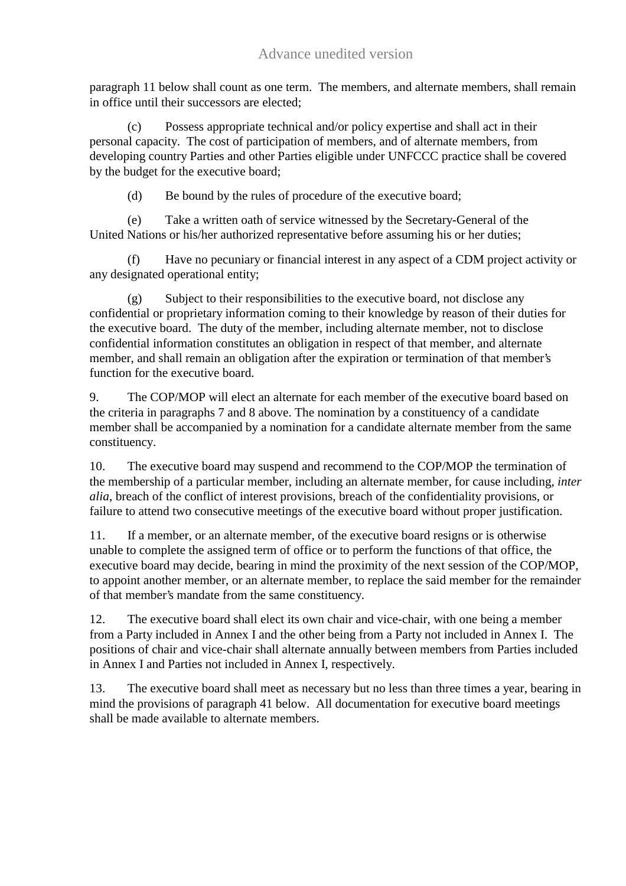paragraph 11 below shall count as one term. The members, and alternate members, shall remain in office until their successors are elected;

(c) Possess appropriate technical and/or policy expertise and shall act in their personal capacity. The cost of participation of members, and of alternate members, from developing country Parties and other Parties eligible under UNFCCC practice shall be covered by the budget for the executive board;

(d) Be bound by the rules of procedure of the executive board;

(e) Take a written oath of service witnessed by the Secretary-General of the United Nations or his/her authorized representative before assuming his or her duties;

(f) Have no pecuniary or financial interest in any aspect of a CDM project activity or any designated operational entity;

(g) Subject to their responsibilities to the executive board, not disclose any confidential or proprietary information coming to their knowledge by reason of their duties for the executive board. The duty of the member, including alternate member, not to disclose confidential information constitutes an obligation in respect of that member, and alternate member, and shall remain an obligation after the expiration or termination of that member's function for the executive board.

9. The COP/MOP will elect an alternate for each member of the executive board based on the criteria in paragraphs 7 and 8 above. The nomination by a constituency of a candidate member shall be accompanied by a nomination for a candidate alternate member from the same constituency.

10. The executive board may suspend and recommend to the COP/MOP the termination of the membership of a particular member, including an alternate member, for cause including, *inter alia*, breach of the conflict of interest provisions, breach of the confidentiality provisions, or failure to attend two consecutive meetings of the executive board without proper justification.

11. If a member, or an alternate member, of the executive board resigns or is otherwise unable to complete the assigned term of office or to perform the functions of that office, the executive board may decide, bearing in mind the proximity of the next session of the COP/MOP, to appoint another member, or an alternate member, to replace the said member for the remainder of that member's mandate from the same constituency.

12. The executive board shall elect its own chair and vice-chair, with one being a member from a Party included in Annex I and the other being from a Party not included in Annex I. The positions of chair and vice-chair shall alternate annually between members from Parties included in Annex I and Parties not included in Annex I, respectively.

13. The executive board shall meet as necessary but no less than three times a year, bearing in mind the provisions of paragraph 41 below. All documentation for executive board meetings shall be made available to alternate members.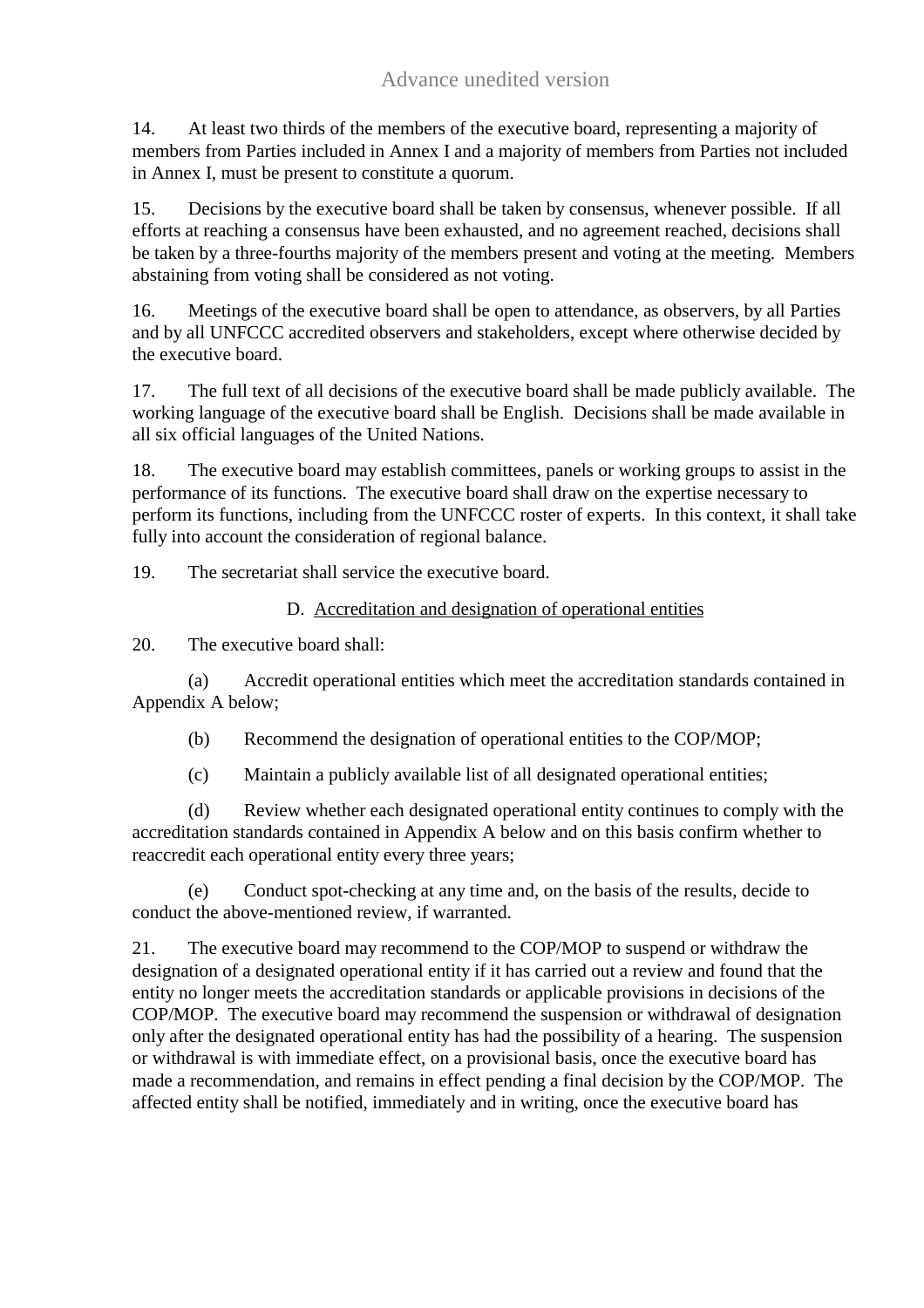14. At least two thirds of the members of the executive board, representing a majority of members from Parties included in Annex I and a majority of members from Parties not included in Annex I, must be present to constitute a quorum.

15. Decisions by the executive board shall be taken by consensus, whenever possible. If all efforts at reaching a consensus have been exhausted, and no agreement reached, decisions shall be taken by a three-fourths majority of the members present and voting at the meeting. Members abstaining from voting shall be considered as not voting.

16. Meetings of the executive board shall be open to attendance, as observers, by all Parties and by all UNFCCC accredited observers and stakeholders, except where otherwise decided by the executive board.

17. The full text of all decisions of the executive board shall be made publicly available. The working language of the executive board shall be English. Decisions shall be made available in all six official languages of the United Nations.

18. The executive board may establish committees, panels or working groups to assist in the performance of its functions. The executive board shall draw on the expertise necessary to perform its functions, including from the UNFCCC roster of experts. In this context, it shall take fully into account the consideration of regional balance.

19. The secretariat shall service the executive board.

### D. Accreditation and designation of operational entities

20. The executive board shall:

(a) Accredit operational entities which meet the accreditation standards contained in Appendix A below;

(b) Recommend the designation of operational entities to the COP/MOP;

(c) Maintain a publicly available list of all designated operational entities;

(d) Review whether each designated operational entity continues to comply with the accreditation standards contained in Appendix A below and on this basis confirm whether to reaccredit each operational entity every three years;

(e) Conduct spot-checking at any time and, on the basis of the results, decide to conduct the above-mentioned review, if warranted.

21. The executive board may recommend to the COP/MOP to suspend or withdraw the designation of a designated operational entity if it has carried out a review and found that the entity no longer meets the accreditation standards or applicable provisions in decisions of the COP/MOP. The executive board may recommend the suspension or withdrawal of designation only after the designated operational entity has had the possibility of a hearing. The suspension or withdrawal is with immediate effect, on a provisional basis, once the executive board has made a recommendation, and remains in effect pending a final decision by the COP/MOP. The affected entity shall be notified, immediately and in writing, once the executive board has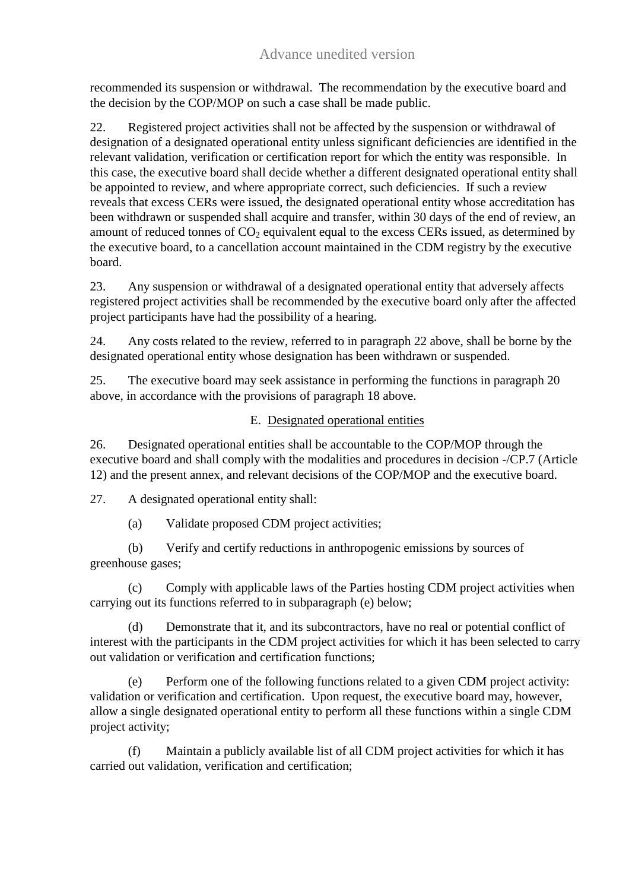recommended its suspension or withdrawal. The recommendation by the executive board and the decision by the COP/MOP on such a case shall be made public.

22. Registered project activities shall not be affected by the suspension or withdrawal of designation of a designated operational entity unless significant deficiencies are identified in the relevant validation, verification or certification report for which the entity was responsible. In this case, the executive board shall decide whether a different designated operational entity shall be appointed to review, and where appropriate correct, such deficiencies. If such a review reveals that excess CERs were issued, the designated operational entity whose accreditation has been withdrawn or suspended shall acquire and transfer, within 30 days of the end of review, an amount of reduced tonnes of $CO_2$ equivalent equal to the excess CERs issued, as determined by the executive board, to a cancellation account maintained in the CDM registry by the executive board.

23. Any suspension or withdrawal of a designated operational entity that adversely affects registered project activities shall be recommended by the executive board only after the affected project participants have had the possibility of a hearing.

24. Any costs related to the review, referred to in paragraph 22 above, shall be borne by the designated operational entity whose designation has been withdrawn or suspended.

25. The executive board may seek assistance in performing the functions in paragraph 20 above, in accordance with the provisions of paragraph 18 above.

## E. Designated operational entities

26. Designated operational entities shall be accountable to the COP/MOP through the executive board and shall comply with the modalities and procedures in decision -/CP.7 (Article 12) and the present annex, and relevant decisions of the COP/MOP and the executive board.

27. A designated operational entity shall:

(a) Validate proposed CDM project activities;

(b) Verify and certify reductions in anthropogenic emissions by sources of greenhouse gases;

(c) Comply with applicable laws of the Parties hosting CDM project activities when carrying out its functions referred to in subparagraph (e) below;

(d) Demonstrate that it, and its subcontractors, have no real or potential conflict of interest with the participants in the CDM project activities for which it has been selected to carry out validation or verification and certification functions;

(e) Perform one of the following functions related to a given CDM project activity: validation or verification and certification. Upon request, the executive board may, however, allow a single designated operational entity to perform all these functions within a single CDM project activity;

(f) Maintain a publicly available list of all CDM project activities for which it has carried out validation, verification and certification;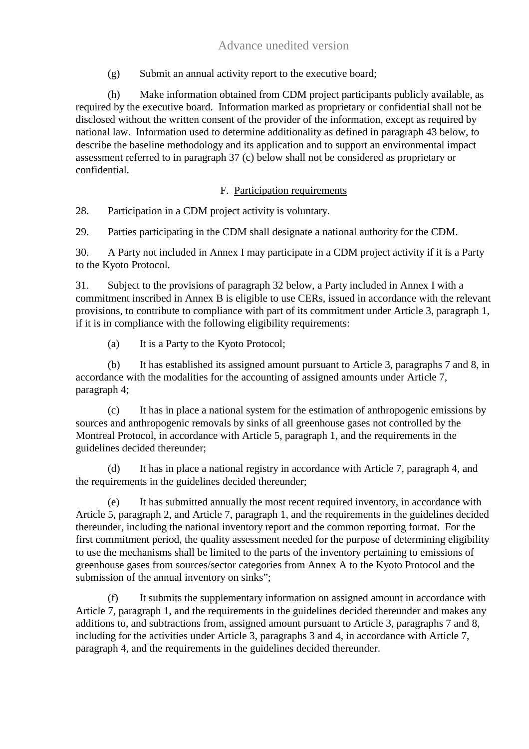(g) Submit an annual activity report to the executive board;

(h) Make information obtained from CDM project participants publicly available, as required by the executive board. Information marked as proprietary or confidential shall not be disclosed without the written consent of the provider of the information, except as required by national law. Information used to determine additionality as defined in paragraph 43 below, to describe the baseline methodology and its application and to support an environmental impact assessment referred to in paragraph 37 (c) below shall not be considered as proprietary or confidential.

### F. Participation requirements

28. Participation in a CDM project activity is voluntary.

29. Parties participating in the CDM shall designate a national authority for the CDM.

30. A Party not included in Annex I may participate in a CDM project activity if it is a Party to the Kyoto Protocol.

31. Subject to the provisions of paragraph 32 below, a Party included in Annex I with a commitment inscribed in Annex B is eligible to use CERs, issued in accordance with the relevant provisions, to contribute to compliance with part of its commitment under Article 3, paragraph 1, if it is in compliance with the following eligibility requirements:

(a) It is a Party to the Kyoto Protocol;

(b) It has established its assigned amount pursuant to Article 3, paragraphs 7 and 8, in accordance with the modalities for the accounting of assigned amounts under Article 7, paragraph 4;

(c) It has in place a national system for the estimation of anthropogenic emissions by sources and anthropogenic removals by sinks of all greenhouse gases not controlled by the Montreal Protocol, in accordance with Article 5, paragraph 1, and the requirements in the guidelines decided thereunder;

(d) It has in place a national registry in accordance with Article 7, paragraph 4, and the requirements in the guidelines decided thereunder;

(e) It has submitted annually the most recent required inventory, in accordance with Article 5, paragraph 2, and Article 7, paragraph 1, and the requirements in the guidelines decided thereunder, including the national inventory report and the common reporting format. For the first commitment period, the quality assessment needed for the purpose of determining eligibility to use the mechanisms shall be limited to the parts of the inventory pertaining to emissions of greenhouse gases from sources/sector categories from Annex A to the Kyoto Protocol and the submission of the annual inventory on sinks";

(f) It submits the supplementary information on assigned amount in accordance with Article 7, paragraph 1, and the requirements in the guidelines decided thereunder and makes any additions to, and subtractions from, assigned amount pursuant to Article 3, paragraphs 7 and 8, including for the activities under Article 3, paragraphs 3 and 4, in accordance with Article 7, paragraph 4, and the requirements in the guidelines decided thereunder.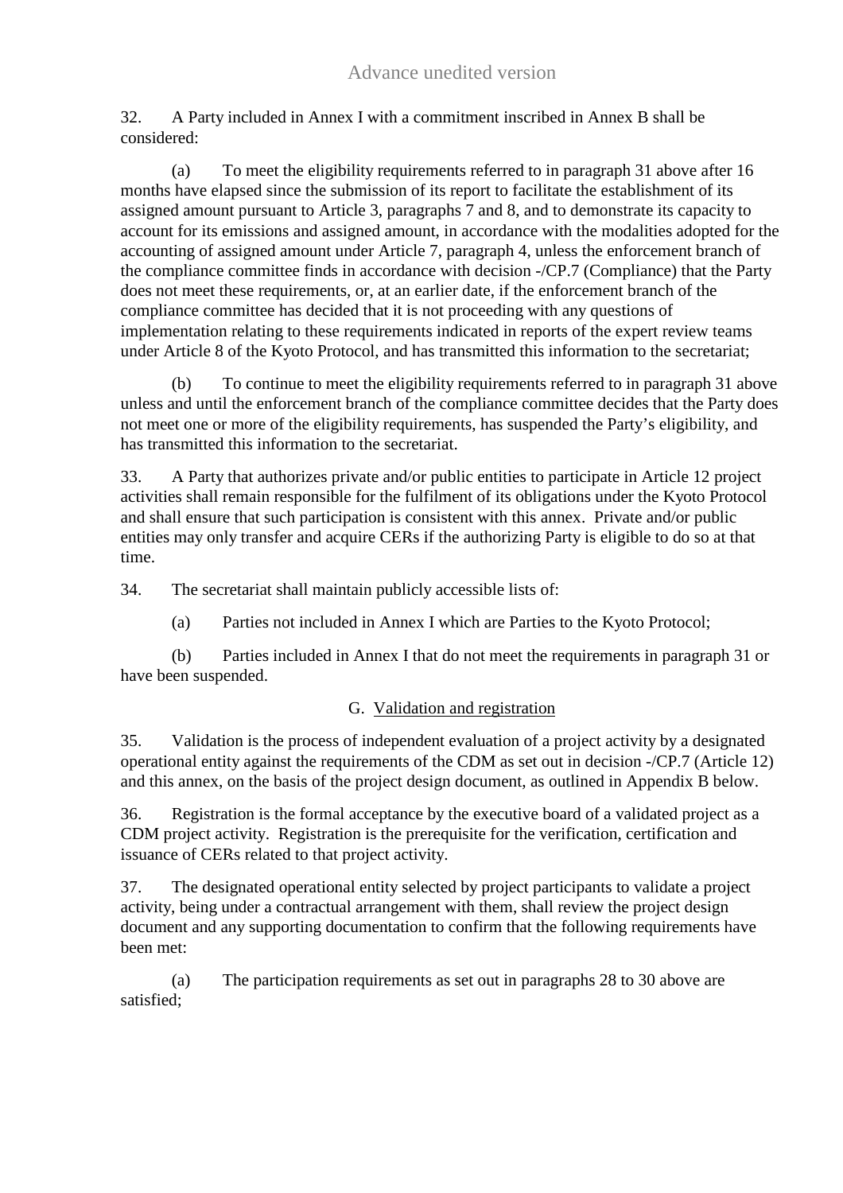32. A Party included in Annex I with a commitment inscribed in Annex B shall be considered:

(a) To meet the eligibility requirements referred to in paragraph 31 above after 16 months have elapsed since the submission of its report to facilitate the establishment of its assigned amount pursuant to Article 3, paragraphs 7 and 8, and to demonstrate its capacity to account for its emissions and assigned amount, in accordance with the modalities adopted for the accounting of assigned amount under Article 7, paragraph 4, unless the enforcement branch of the compliance committee finds in accordance with decision -/CP.7 (Compliance) that the Party does not meet these requirements, or, at an earlier date, if the enforcement branch of the compliance committee has decided that it is not proceeding with any questions of implementation relating to these requirements indicated in reports of the expert review teams under Article 8 of the Kyoto Protocol, and has transmitted this information to the secretariat;

(b) To continue to meet the eligibility requirements referred to in paragraph 31 above unless and until the enforcement branch of the compliance committee decides that the Party does not meet one or more of the eligibility requirements, has suspended the Party's eligibility, and has transmitted this information to the secretariat.

33. A Party that authorizes private and/or public entities to participate in Article 12 project activities shall remain responsible for the fulfilment of its obligations under the Kyoto Protocol and shall ensure that such participation is consistent with this annex. Private and/or public entities may only transfer and acquire CERs if the authorizing Party is eligible to do so at that time.

34. The secretariat shall maintain publicly accessible lists of:

(a) Parties not included in Annex I which are Parties to the Kyoto Protocol;

(b) Parties included in Annex I that do not meet the requirements in paragraph 31 or have been suspended.

## G. Validation and registration

35. Validation is the process of independent evaluation of a project activity by a designated operational entity against the requirements of the CDM as set out in decision -/CP.7 (Article 12) and this annex, on the basis of the project design document, as outlined in Appendix B below.

36. Registration is the formal acceptance by the executive board of a validated project as a CDM project activity. Registration is the prerequisite for the verification, certification and issuance of CERs related to that project activity.

37. The designated operational entity selected by project participants to validate a project activity, being under a contractual arrangement with them, shall review the project design document and any supporting documentation to confirm that the following requirements have been met:

(a) The participation requirements as set out in paragraphs 28 to 30 above are satisfied;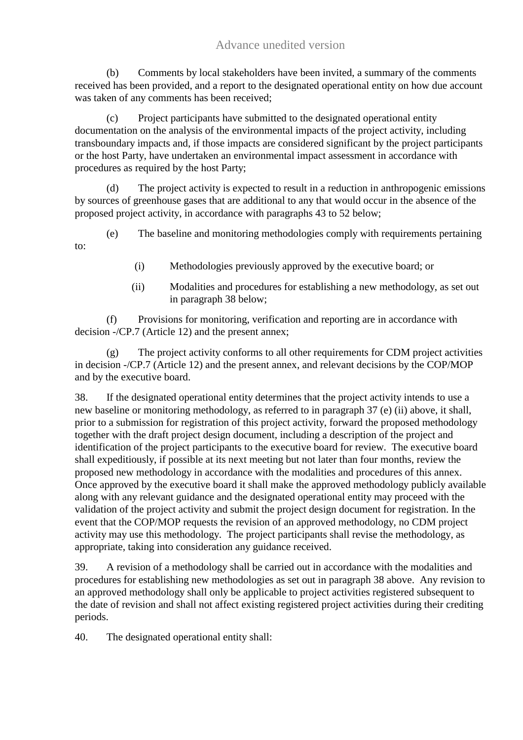(b) Comments by local stakeholders have been invited, a summary of the comments received has been provided, and a report to the designated operational entity on how due account was taken of any comments has been received;

(c) Project participants have submitted to the designated operational entity documentation on the analysis of the environmental impacts of the project activity, including transboundary impacts and, if those impacts are considered significant by the project participants or the host Party, have undertaken an environmental impact assessment in accordance with procedures as required by the host Party;

(d) The project activity is expected to result in a reduction in anthropogenic emissions by sources of greenhouse gases that are additional to any that would occur in the absence of the proposed project activity, in accordance with paragraphs 43 to 52 below;

(e) The baseline and monitoring methodologies comply with requirements pertaining to:

(i) Methodologies previously approved by the executive board; or

(ii) Modalities and procedures for establishing a new methodology, as set out in paragraph 38 below;

(f) Provisions for monitoring, verification and reporting are in accordance with decision -/CP.7 (Article 12) and the present annex;

(g) The project activity conforms to all other requirements for CDM project activities in decision -/CP.7 (Article 12) and the present annex, and relevant decisions by the COP/MOP and by the executive board.

38. If the designated operational entity determines that the project activity intends to use a new baseline or monitoring methodology, as referred to in paragraph 37 (e) (ii) above, it shall, prior to a submission for registration of this project activity, forward the proposed methodology together with the draft project design document, including a description of the project and identification of the project participants to the executive board for review. The executive board shall expeditiously, if possible at its next meeting but not later than four months, review the proposed new methodology in accordance with the modalities and procedures of this annex. Once approved by the executive board it shall make the approved methodology publicly available along with any relevant guidance and the designated operational entity may proceed with the validation of the project activity and submit the project design document for registration. In the event that the COP/MOP requests the revision of an approved methodology, no CDM project activity may use this methodology. The project participants shall revise the methodology, as appropriate, taking into consideration any guidance received.

39. A revision of a methodology shall be carried out in accordance with the modalities and procedures for establishing new methodologies as set out in paragraph 38 above. Any revision to an approved methodology shall only be applicable to project activities registered subsequent to the date of revision and shall not affect existing registered project activities during their crediting periods.

40. The designated operational entity shall: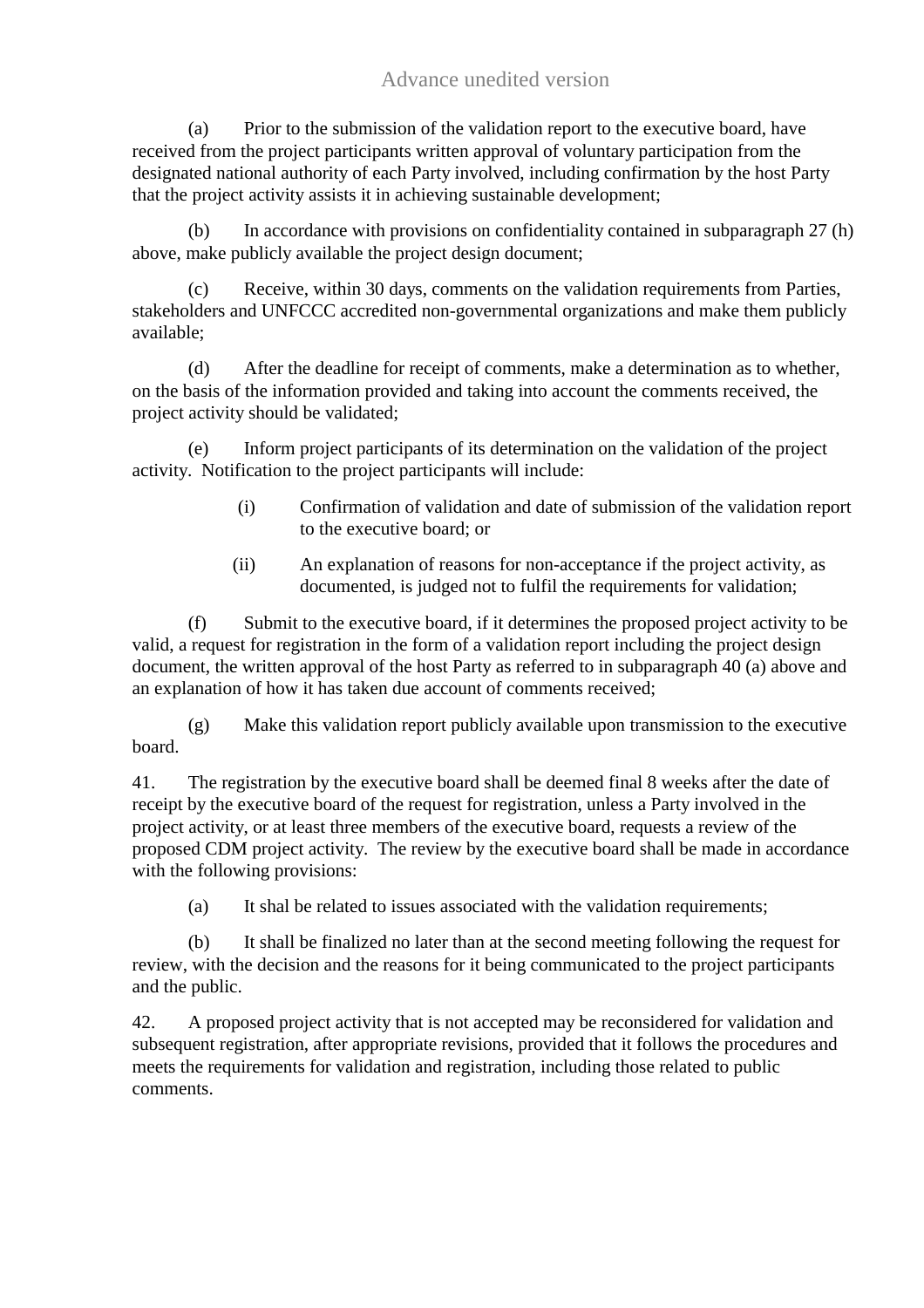(a) Prior to the submission of the validation report to the executive board, have received from the project participants written approval of voluntary participation from the designated national authority of each Party involved, including confirmation by the host Party that the project activity assists it in achieving sustainable development;

(b) In accordance with provisions on confidentiality contained in subparagraph 27 (h) above, make publicly available the project design document;

(c) Receive, within 30 days, comments on the validation requirements from Parties, stakeholders and UNFCCC accredited non-governmental organizations and make them publicly available;

(d) After the deadline for receipt of comments, make a determination as to whether, on the basis of the information provided and taking into account the comments received, the project activity should be validated;

(e) Inform project participants of its determination on the validation of the project activity. Notification to the project participants will include:

> (i) Confirmation of validation and date of submission of the validation report to the executive board; or
>
> (ii) An explanation of reasons for non-acceptance if the project activity, as documented, is judged not to fulfil the requirements for validation;

(f) Submit to the executive board, if it determines the proposed project activity to be valid, a request for registration in the form of a validation report including the project design document, the written approval of the host Party as referred to in subparagraph 40 (a) above and an explanation of how it has taken due account of comments received;

(g) Make this validation report publicly available upon transmission to the executive board.

41. The registration by the executive board shall be deemed final 8 weeks after the date of receipt by the executive board of the request for registration, unless a Party involved in the project activity, or at least three members of the executive board, requests a review of the proposed CDM project activity. The review by the executive board shall be made in accordance with the following provisions:

(a) It shal be related to issues associated with the validation requirements;

(b) It shall be finalized no later than at the second meeting following the request for review, with the decision and the reasons for it being communicated to the project participants and the public.

42. A proposed project activity that is not accepted may be reconsidered for validation and subsequent registration, after appropriate revisions, provided that it follows the procedures and meets the requirements for validation and registration, including those related to public comments.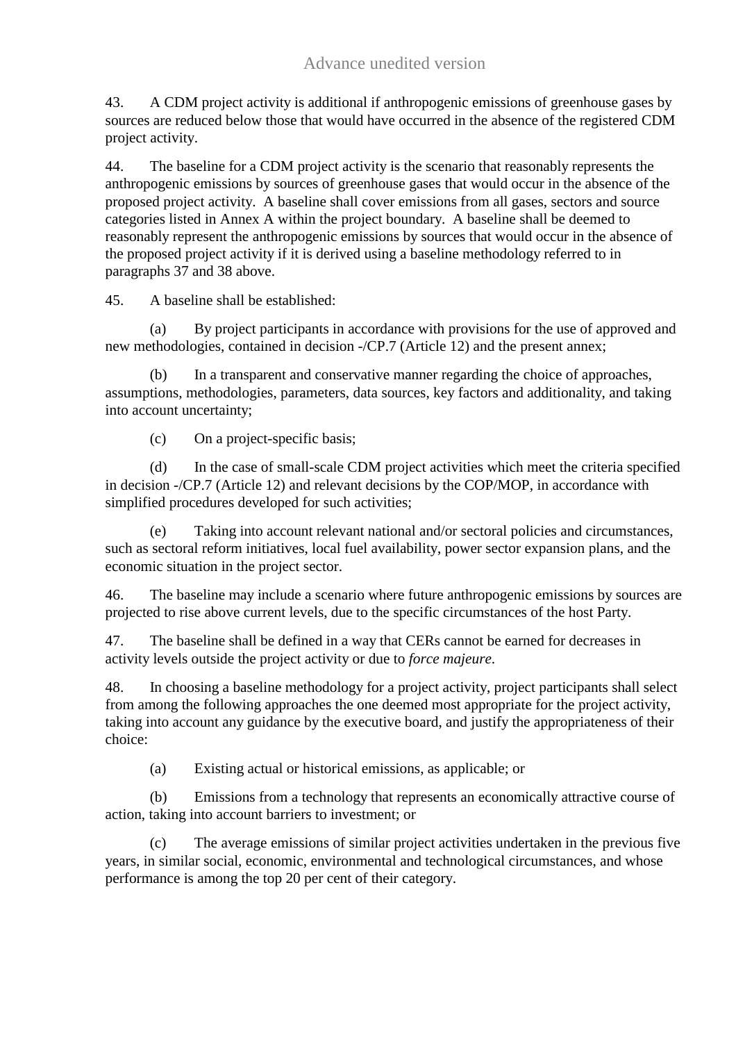43. A CDM project activity is additional if anthropogenic emissions of greenhouse gases by sources are reduced below those that would have occurred in the absence of the registered CDM project activity.

44. The baseline for a CDM project activity is the scenario that reasonably represents the anthropogenic emissions by sources of greenhouse gases that would occur in the absence of the proposed project activity. A baseline shall cover emissions from all gases, sectors and source categories listed in Annex A within the project boundary. A baseline shall be deemed to reasonably represent the anthropogenic emissions by sources that would occur in the absence of the proposed project activity if it is derived using a baseline methodology referred to in paragraphs 37 and 38 above.

45. A baseline shall be established:

(a) By project participants in accordance with provisions for the use of approved and new methodologies, contained in decision -/CP.7 (Article 12) and the present annex;

(b) In a transparent and conservative manner regarding the choice of approaches, assumptions, methodologies, parameters, data sources, key factors and additionality, and taking into account uncertainty;

(c) On a project-specific basis;

(d) In the case of small-scale CDM project activities which meet the criteria specified in decision -/CP.7 (Article 12) and relevant decisions by the COP/MOP, in accordance with simplified procedures developed for such activities;

(e) Taking into account relevant national and/or sectoral policies and circumstances, such as sectoral reform initiatives, local fuel availability, power sector expansion plans, and the economic situation in the project sector.

46. The baseline may include a scenario where future anthropogenic emissions by sources are projected to rise above current levels, due to the specific circumstances of the host Party.

47. The baseline shall be defined in a way that CERs cannot be earned for decreases in activity levels outside the project activity or due to *force majeure*.

48. In choosing a baseline methodology for a project activity, project participants shall select from among the following approaches the one deemed most appropriate for the project activity, taking into account any guidance by the executive board, and justify the appropriateness of their choice:

(a) Existing actual or historical emissions, as applicable; or

(b) Emissions from a technology that represents an economically attractive course of action, taking into account barriers to investment; or

(c) The average emissions of similar project activities undertaken in the previous five years, in similar social, economic, environmental and technological circumstances, and whose performance is among the top 20 per cent of their category.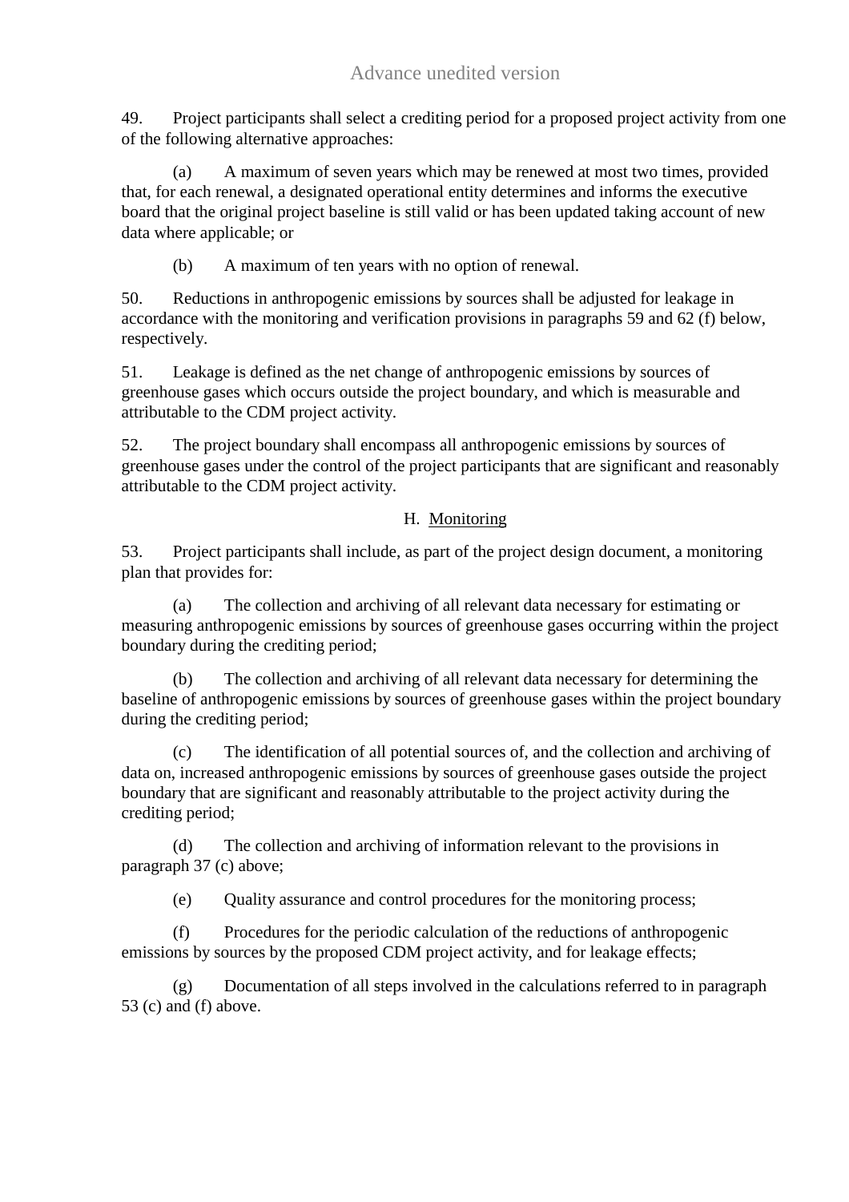49. Project participants shall select a crediting period for a proposed project activity from one of the following alternative approaches:

(a) A maximum of seven years which may be renewed at most two times, provided that, for each renewal, a designated operational entity determines and informs the executive board that the original project baseline is still valid or has been updated taking account of new data where applicable; or

(b) A maximum of ten years with no option of renewal.

50. Reductions in anthropogenic emissions by sources shall be adjusted for leakage in accordance with the monitoring and verification provisions in paragraphs 59 and 62 (f) below, respectively.

51. Leakage is defined as the net change of anthropogenic emissions by sources of greenhouse gases which occurs outside the project boundary, and which is measurable and attributable to the CDM project activity.

52. The project boundary shall encompass all anthropogenic emissions by sources of greenhouse gases under the control of the project participants that are significant and reasonably attributable to the CDM project activity.

## H. Monitoring

53. Project participants shall include, as part of the project design document, a monitoring plan that provides for:

(a) The collection and archiving of all relevant data necessary for estimating or measuring anthropogenic emissions by sources of greenhouse gases occurring within the project boundary during the crediting period;

(b) The collection and archiving of all relevant data necessary for determining the baseline of anthropogenic emissions by sources of greenhouse gases within the project boundary during the crediting period;

(c) The identification of all potential sources of, and the collection and archiving of data on, increased anthropogenic emissions by sources of greenhouse gases outside the project boundary that are significant and reasonably attributable to the project activity during the crediting period;

(d) The collection and archiving of information relevant to the provisions in paragraph 37 (c) above;

(e) Quality assurance and control procedures for the monitoring process;

(f) Procedures for the periodic calculation of the reductions of anthropogenic emissions by sources by the proposed CDM project activity, and for leakage effects;

(g) Documentation of all steps involved in the calculations referred to in paragraph 53 (c) and (f) above.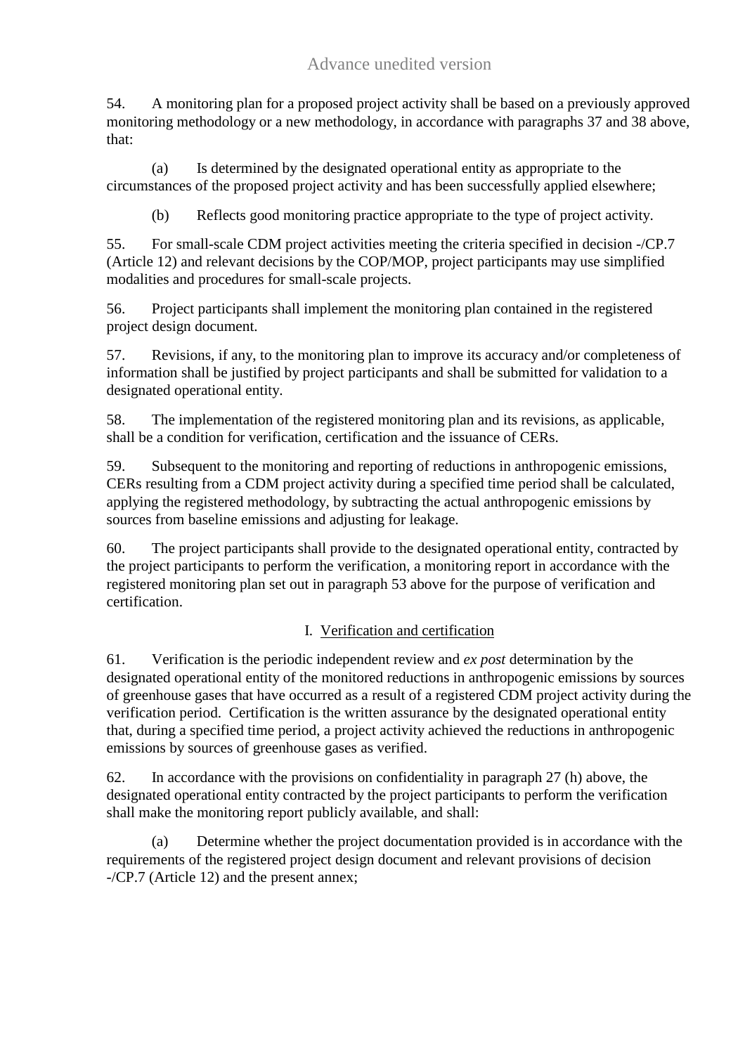54. A monitoring plan for a proposed project activity shall be based on a previously approved monitoring methodology or a new methodology, in accordance with paragraphs 37 and 38 above, that:

(a) Is determined by the designated operational entity as appropriate to the circumstances of the proposed project activity and has been successfully applied elsewhere;

(b) Reflects good monitoring practice appropriate to the type of project activity.

55. For small-scale CDM project activities meeting the criteria specified in decision -/CP.7 (Article 12) and relevant decisions by the COP/MOP, project participants may use simplified modalities and procedures for small-scale projects.

56. Project participants shall implement the monitoring plan contained in the registered project design document.

57. Revisions, if any, to the monitoring plan to improve its accuracy and/or completeness of information shall be justified by project participants and shall be submitted for validation to a designated operational entity.

58. The implementation of the registered monitoring plan and its revisions, as applicable, shall be a condition for verification, certification and the issuance of CERs.

59. Subsequent to the monitoring and reporting of reductions in anthropogenic emissions, CERs resulting from a CDM project activity during a specified time period shall be calculated, applying the registered methodology, by subtracting the actual anthropogenic emissions by sources from baseline emissions and adjusting for leakage.

60. The project participants shall provide to the designated operational entity, contracted by the project participants to perform the verification, a monitoring report in accordance with the registered monitoring plan set out in paragraph 53 above for the purpose of verification and certification.

## I. Verification and certification

61. Verification is the periodic independent review and *ex post* determination by the designated operational entity of the monitored reductions in anthropogenic emissions by sources of greenhouse gases that have occurred as a result of a registered CDM project activity during the verification period. Certification is the written assurance by the designated operational entity that, during a specified time period, a project activity achieved the reductions in anthropogenic emissions by sources of greenhouse gases as verified.

62. In accordance with the provisions on confidentiality in paragraph 27 (h) above, the designated operational entity contracted by the project participants to perform the verification shall make the monitoring report publicly available, and shall:

(a) Determine whether the project documentation provided is in accordance with the requirements of the registered project design document and relevant provisions of decision -/CP.7 (Article 12) and the present annex;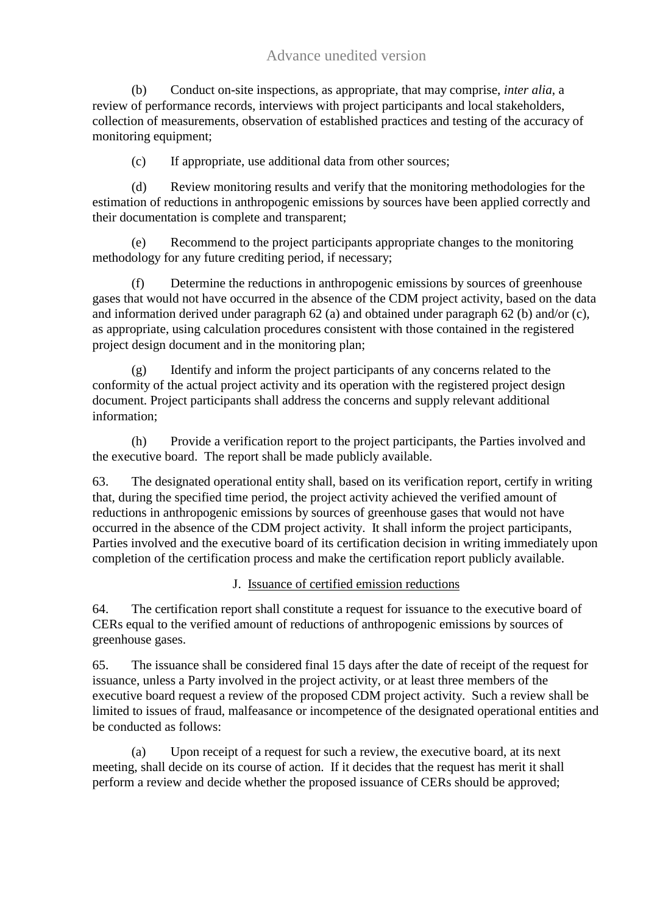(b) Conduct on-site inspections, as appropriate, that may comprise, *inter alia*, a review of performance records, interviews with project participants and local stakeholders, collection of measurements, observation of established practices and testing of the accuracy of monitoring equipment;

(c) If appropriate, use additional data from other sources;

(d) Review monitoring results and verify that the monitoring methodologies for the estimation of reductions in anthropogenic emissions by sources have been applied correctly and their documentation is complete and transparent;

(e) Recommend to the project participants appropriate changes to the monitoring methodology for any future crediting period, if necessary;

(f) Determine the reductions in anthropogenic emissions by sources of greenhouse gases that would not have occurred in the absence of the CDM project activity, based on the data and information derived under paragraph 62 (a) and obtained under paragraph 62 (b) and/or (c), as appropriate, using calculation procedures consistent with those contained in the registered project design document and in the monitoring plan;

(g) Identify and inform the project participants of any concerns related to the conformity of the actual project activity and its operation with the registered project design document. Project participants shall address the concerns and supply relevant additional information;

(h) Provide a verification report to the project participants, the Parties involved and the executive board. The report shall be made publicly available.

63. The designated operational entity shall, based on its verification report, certify in writing that, during the specified time period, the project activity achieved the verified amount of reductions in anthropogenic emissions by sources of greenhouse gases that would not have occurred in the absence of the CDM project activity. It shall inform the project participants, Parties involved and the executive board of its certification decision in writing immediately upon completion of the certification process and make the certification report publicly available.

## J. Issuance of certified emission reductions

64. The certification report shall constitute a request for issuance to the executive board of CERs equal to the verified amount of reductions of anthropogenic emissions by sources of greenhouse gases.

65. The issuance shall be considered final 15 days after the date of receipt of the request for issuance, unless a Party involved in the project activity, or at least three members of the executive board request a review of the proposed CDM project activity. Such a review shall be limited to issues of fraud, malfeasance or incompetence of the designated operational entities and be conducted as follows:

(a) Upon receipt of a request for such a review, the executive board, at its next meeting, shall decide on its course of action. If it decides that the request has merit it shall perform a review and decide whether the proposed issuance of CERs should be approved;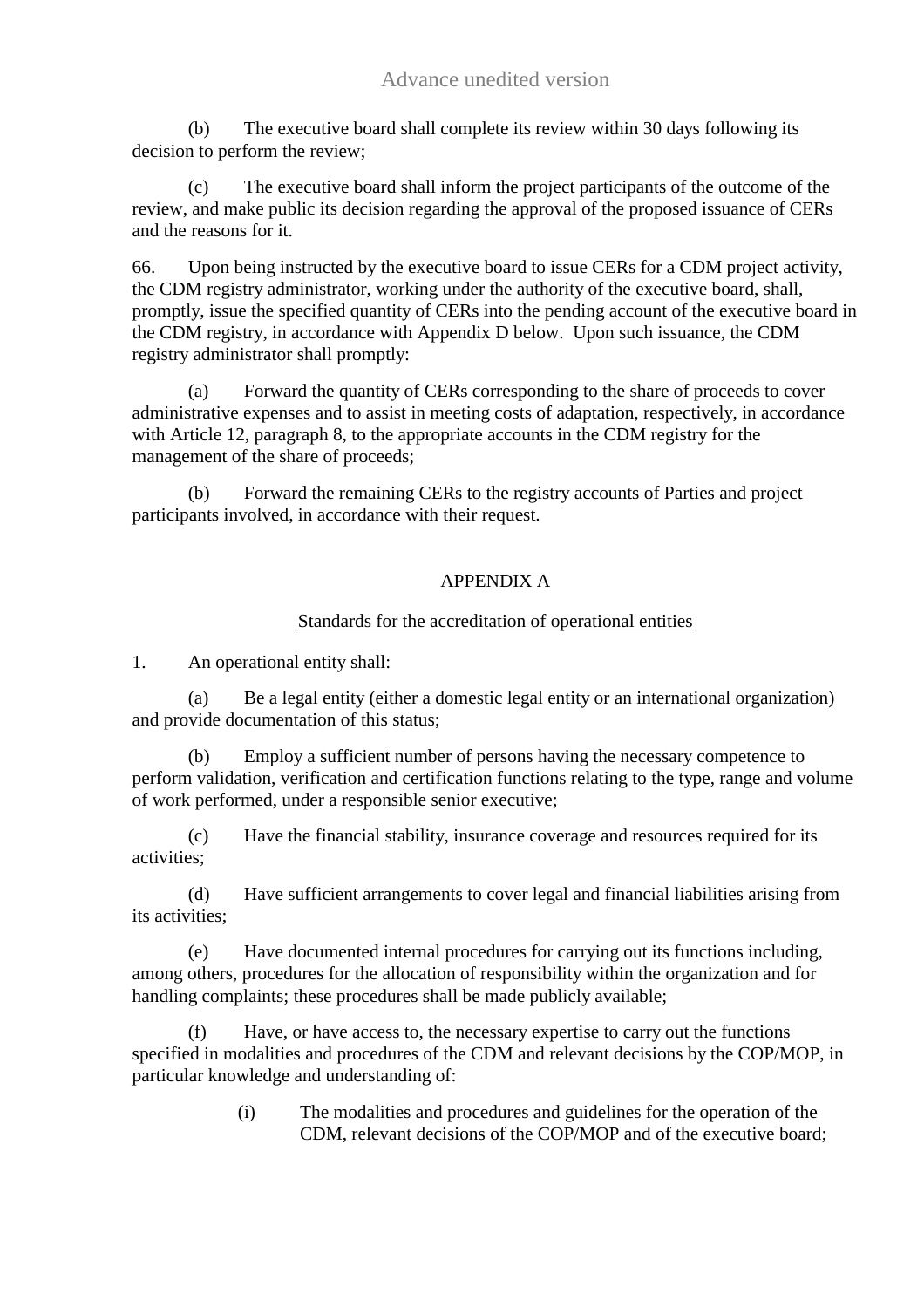(b) The executive board shall complete its review within 30 days following its decision to perform the review;

(c) The executive board shall inform the project participants of the outcome of the review, and make public its decision regarding the approval of the proposed issuance of CERs and the reasons for it.

66. Upon being instructed by the executive board to issue CERs for a CDM project activity, the CDM registry administrator, working under the authority of the executive board, shall, promptly, issue the specified quantity of CERs into the pending account of the executive board in the CDM registry, in accordance with Appendix D below. Upon such issuance, the CDM registry administrator shall promptly:

(a) Forward the quantity of CERs corresponding to the share of proceeds to cover administrative expenses and to assist in meeting costs of adaptation, respectively, in accordance with Article 12, paragraph 8, to the appropriate accounts in the CDM registry for the management of the share of proceeds;

(b) Forward the remaining CERs to the registry accounts of Parties and project participants involved, in accordance with their request.

## APPENDIX A

### Standards for the accreditation of operational entities

1. An operational entity shall:

(a) Be a legal entity (either a domestic legal entity or an international organization) and provide documentation of this status;

(b) Employ a sufficient number of persons having the necessary competence to perform validation, verification and certification functions relating to the type, range and volume of work performed, under a responsible senior executive;

(c) Have the financial stability, insurance coverage and resources required for its activities;

(d) Have sufficient arrangements to cover legal and financial liabilities arising from its activities;

(e) Have documented internal procedures for carrying out its functions including, among others, procedures for the allocation of responsibility within the organization and for handling complaints; these procedures shall be made publicly available;

(f) Have, or have access to, the necessary expertise to carry out the functions specified in modalities and procedures of the CDM and relevant decisions by the COP/MOP, in particular knowledge and understanding of:

(i) The modalities and procedures and guidelines for the operation of the CDM, relevant decisions of the COP/MOP and of the executive board;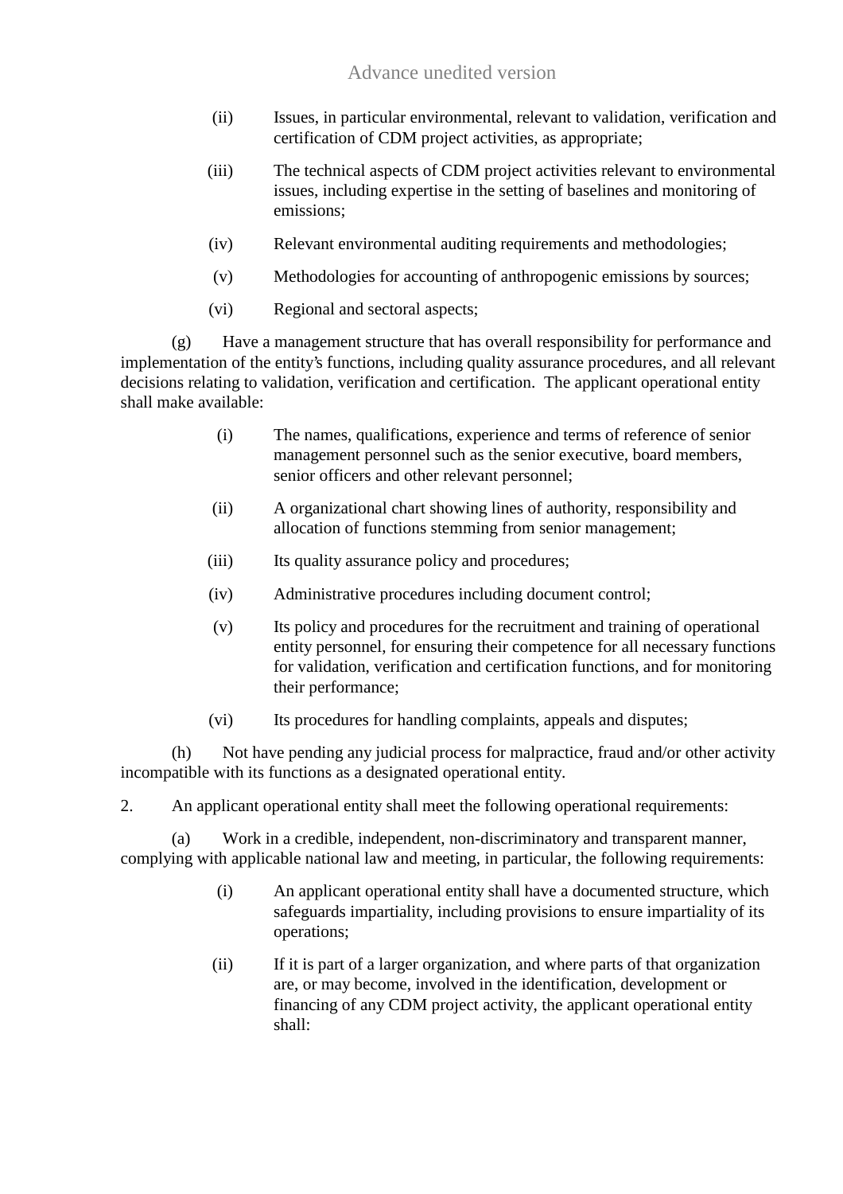(ii) Issues, in particular environmental, relevant to validation, verification and certification of CDM project activities, as appropriate;

(iii) The technical aspects of CDM project activities relevant to environmental issues, including expertise in the setting of baselines and monitoring of emissions;

(iv) Relevant environmental auditing requirements and methodologies;

(v) Methodologies for accounting of anthropogenic emissions by sources;

(vi) Regional and sectoral aspects;

(g) Have a management structure that has overall responsibility for performance and implementation of the entity's functions, including quality assurance procedures, and all relevant decisions relating to validation, verification and certification. The applicant operational entity shall make available:

(i) The names, qualifications, experience and terms of reference of senior management personnel such as the senior executive, board members, senior officers and other relevant personnel;

(ii) A organizational chart showing lines of authority, responsibility and allocation of functions stemming from senior management;

(iii) Its quality assurance policy and procedures;

(iv) Administrative procedures including document control;

(v) Its policy and procedures for the recruitment and training of operational entity personnel, for ensuring their competence for all necessary functions for validation, verification and certification functions, and for monitoring their performance;

(vi) Its procedures for handling complaints, appeals and disputes;

(h) Not have pending any judicial process for malpractice, fraud and/or other activity incompatible with its functions as a designated operational entity.

2. An applicant operational entity shall meet the following operational requirements:

(a) Work in a credible, independent, non-discriminatory and transparent manner, complying with applicable national law and meeting, in particular, the following requirements:

(i) An applicant operational entity shall have a documented structure, which safeguards impartiality, including provisions to ensure impartiality of its operations;

(ii) If it is part of a larger organization, and where parts of that organization are, or may become, involved in the identification, development or financing of any CDM project activity, the applicant operational entity shall: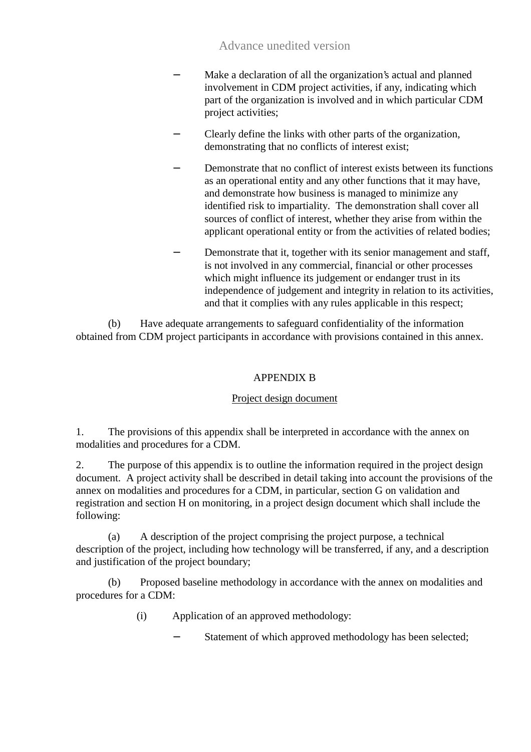- Make a declaration of all the organization's actual and planned involvement in CDM project activities, if any, indicating which part of the organization is involved and in which particular CDM project activities;
- Clearly define the links with other parts of the organization, demonstrating that no conflicts of interest exist;
- Demonstrate that no conflict of interest exists between its functions as an operational entity and any other functions that it may have, and demonstrate how business is managed to minimize any identified risk to impartiality. The demonstration shall cover all sources of conflict of interest, whether they arise from within the applicant operational entity or from the activities of related bodies;
- Demonstrate that it, together with its senior management and staff, is not involved in any commercial, financial or other processes which might influence its judgement or endanger trust in its independence of judgement and integrity in relation to its activities, and that it complies with any rules applicable in this respect;

(b) Have adequate arrangements to safeguard confidentiality of the information obtained from CDM project participants in accordance with provisions contained in this annex.

## APPENDIX B

### Project design document

1. The provisions of this appendix shall be interpreted in accordance with the annex on modalities and procedures for a CDM.

2. The purpose of this appendix is to outline the information required in the project design document. A project activity shall be described in detail taking into account the provisions of the annex on modalities and procedures for a CDM, in particular, section G on validation and registration and section H on monitoring, in a project design document which shall include the following:

(a) A description of the project comprising the project purpose, a technical description of the project, including how technology will be transferred, if any, and a description and justification of the project boundary;

(b) Proposed baseline methodology in accordance with the annex on modalities and procedures for a CDM:

(i) Application of an approved methodology:

- Statement of which approved methodology has been selected;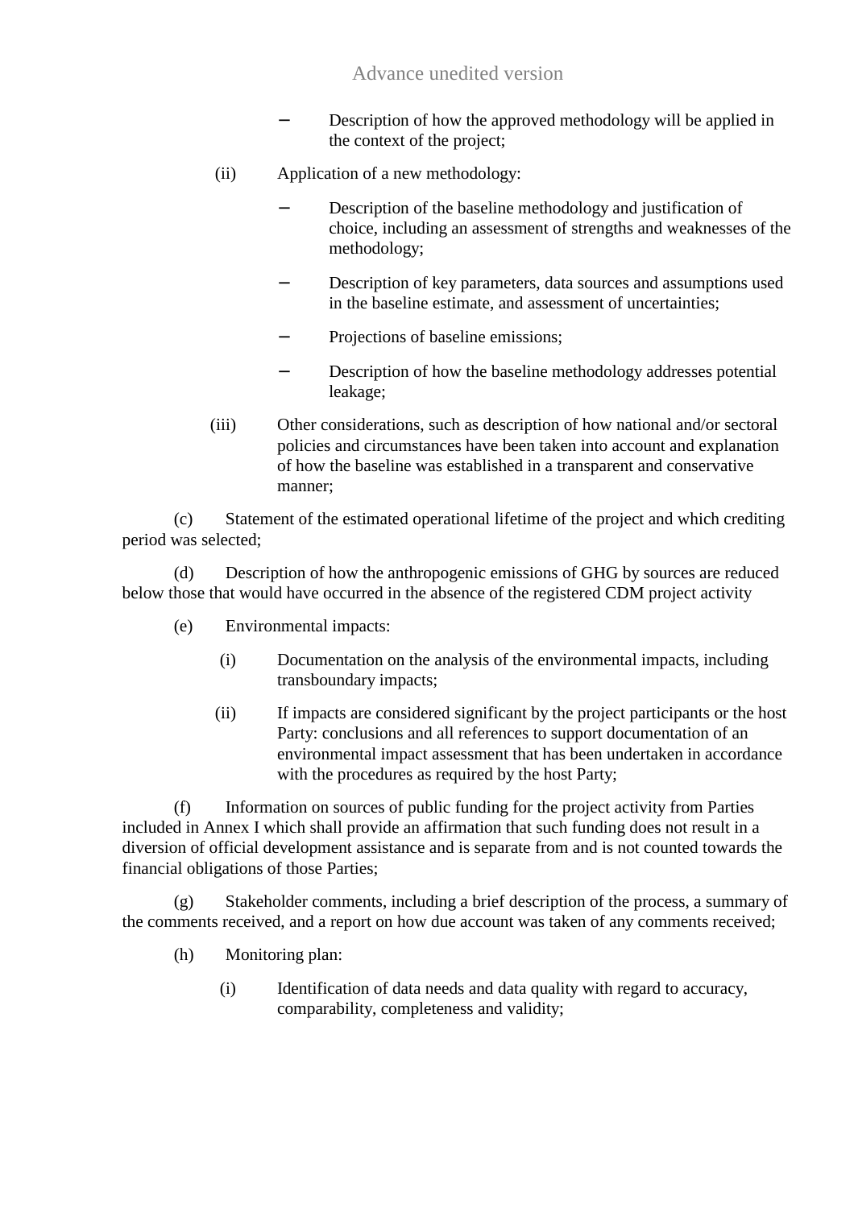- Description of how the approved methodology will be applied in the context of the project;

(ii) Application of a new methodology:

- Description of the baseline methodology and justification of choice, including an assessment of strengths and weaknesses of the methodology;
- Description of key parameters, data sources and assumptions used in the baseline estimate, and assessment of uncertainties;
- Projections of baseline emissions;
- Description of how the baseline methodology addresses potential leakage;

(iii) Other considerations, such as description of how national and/or sectoral policies and circumstances have been taken into account and explanation of how the baseline was established in a transparent and conservative manner;

(c) Statement of the estimated operational lifetime of the project and which crediting period was selected;

(d) Description of how the anthropogenic emissions of GHG by sources are reduced below those that would have occurred in the absence of the registered CDM project activity

(e) Environmental impacts:

(i) Documentation on the analysis of the environmental impacts, including transboundary impacts;

(ii) If impacts are considered significant by the project participants or the host Party: conclusions and all references to support documentation of an environmental impact assessment that has been undertaken in accordance with the procedures as required by the host Party;

(f) Information on sources of public funding for the project activity from Parties included in Annex I which shall provide an affirmation that such funding does not result in a diversion of official development assistance and is separate from and is not counted towards the financial obligations of those Parties;

(g) Stakeholder comments, including a brief description of the process, a summary of the comments received, and a report on how due account was taken of any comments received;

(h) Monitoring plan:

(i) Identification of data needs and data quality with regard to accuracy, comparability, completeness and validity;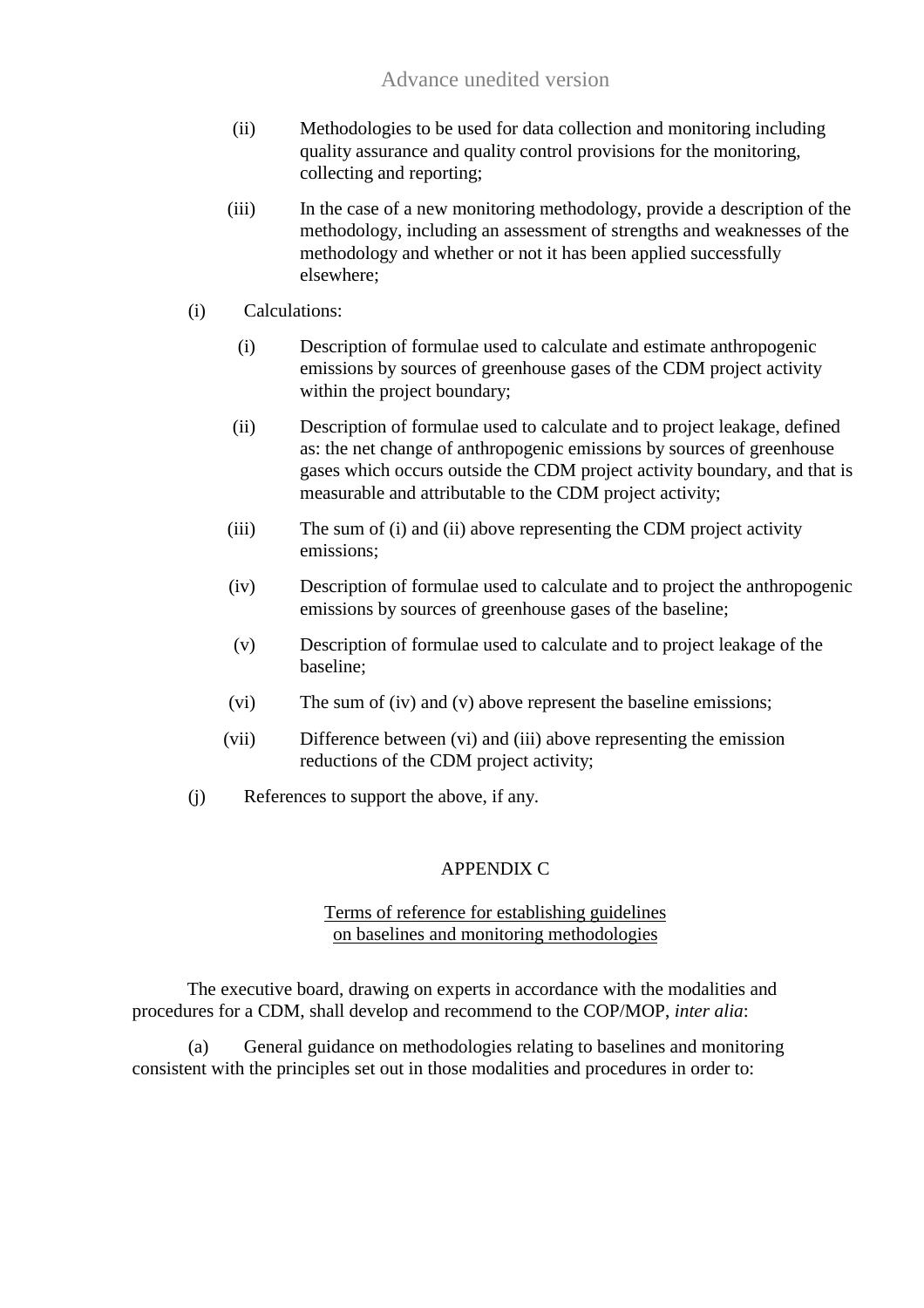(ii) Methodologies to be used for data collection and monitoring including quality assurance and quality control provisions for the monitoring, collecting and reporting;

(iii) In the case of a new monitoring methodology, provide a description of the methodology, including an assessment of strengths and weaknesses of the methodology and whether or not it has been applied successfully elsewhere;

(i) Calculations:

(i) Description of formulae used to calculate and estimate anthropogenic emissions by sources of greenhouse gases of the CDM project activity within the project boundary;

(ii) Description of formulae used to calculate and to project leakage, defined as: the net change of anthropogenic emissions by sources of greenhouse gases which occurs outside the CDM project activity boundary, and that is measurable and attributable to the CDM project activity;

(iii) The sum of (i) and (ii) above representing the CDM project activity emissions;

(iv) Description of formulae used to calculate and to project the anthropogenic emissions by sources of greenhouse gases of the baseline;

(v) Description of formulae used to calculate and to project leakage of the baseline;

(vi) The sum of (iv) and (v) above represent the baseline emissions;

(vii) Difference between (vi) and (iii) above representing the emission reductions of the CDM project activity;

(j) References to support the above, if any.

## APPENDIX C

### Terms of reference for establishing guidelines on baselines and monitoring methodologies

The executive board, drawing on experts in accordance with the modalities and procedures for a CDM, shall develop and recommend to the COP/MOP, *inter alia*:

(a) General guidance on methodologies relating to baselines and monitoring consistent with the principles set out in those modalities and procedures in order to: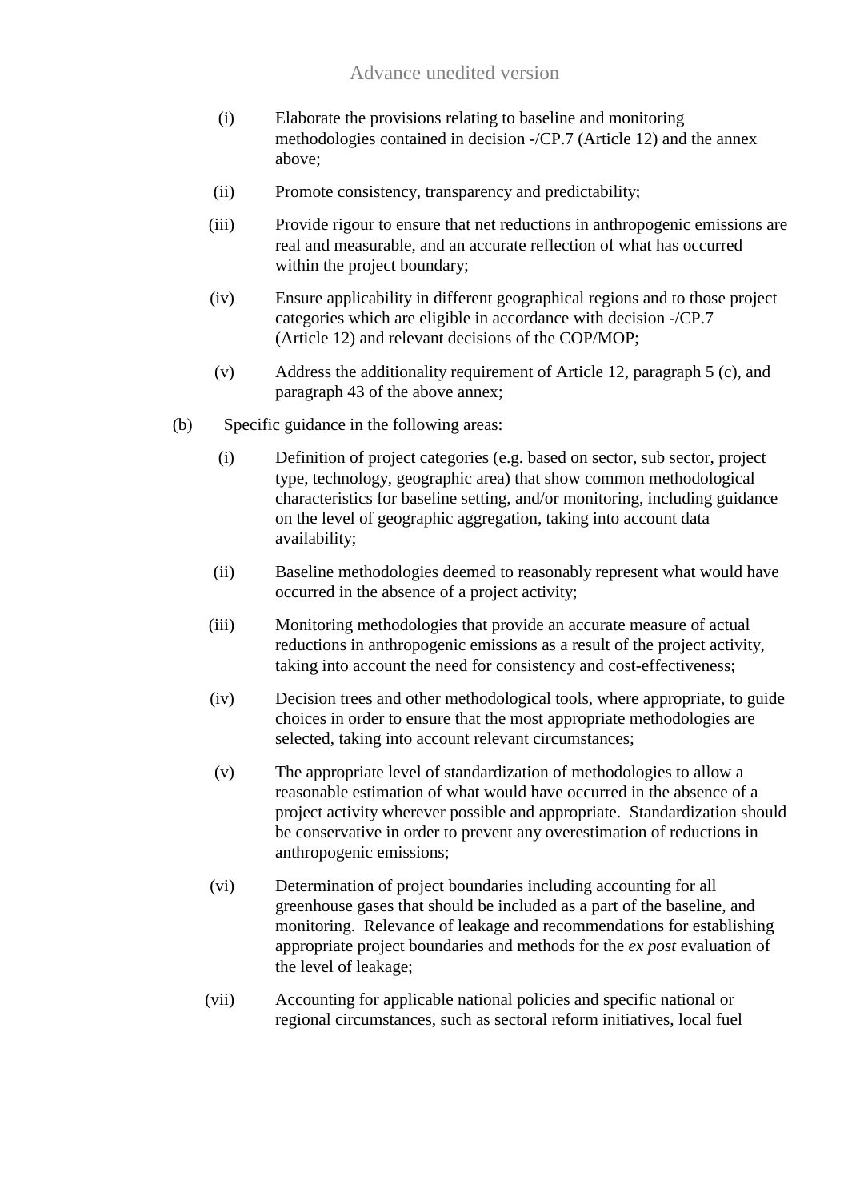(i) Elaborate the provisions relating to baseline and monitoring methodologies contained in decision -/CP.7 (Article 12) and the annex above;

(ii) Promote consistency, transparency and predictability;

(iii) Provide rigour to ensure that net reductions in anthropogenic emissions are real and measurable, and an accurate reflection of what has occurred within the project boundary;

(iv) Ensure applicability in different geographical regions and to those project categories which are eligible in accordance with decision -/CP.7 (Article 12) and relevant decisions of the COP/MOP;

(v) Address the additionality requirement of Article 12, paragraph 5 (c), and paragraph 43 of the above annex;

(b) Specific guidance in the following areas:

(i) Definition of project categories (e.g. based on sector, sub sector, project type, technology, geographic area) that show common methodological characteristics for baseline setting, and/or monitoring, including guidance on the level of geographic aggregation, taking into account data availability;

(ii) Baseline methodologies deemed to reasonably represent what would have occurred in the absence of a project activity;

(iii) Monitoring methodologies that provide an accurate measure of actual reductions in anthropogenic emissions as a result of the project activity, taking into account the need for consistency and cost-effectiveness;

(iv) Decision trees and other methodological tools, where appropriate, to guide choices in order to ensure that the most appropriate methodologies are selected, taking into account relevant circumstances;

(v) The appropriate level of standardization of methodologies to allow a reasonable estimation of what would have occurred in the absence of a project activity wherever possible and appropriate. Standardization should be conservative in order to prevent any overestimation of reductions in anthropogenic emissions;

(vi) Determination of project boundaries including accounting for all greenhouse gases that should be included as a part of the baseline, and monitoring. Relevance of leakage and recommendations for establishing appropriate project boundaries and methods for the *ex post* evaluation of the level of leakage;

(vii) Accounting for applicable national policies and specific national or regional circumstances, such as sectoral reform initiatives, local fuel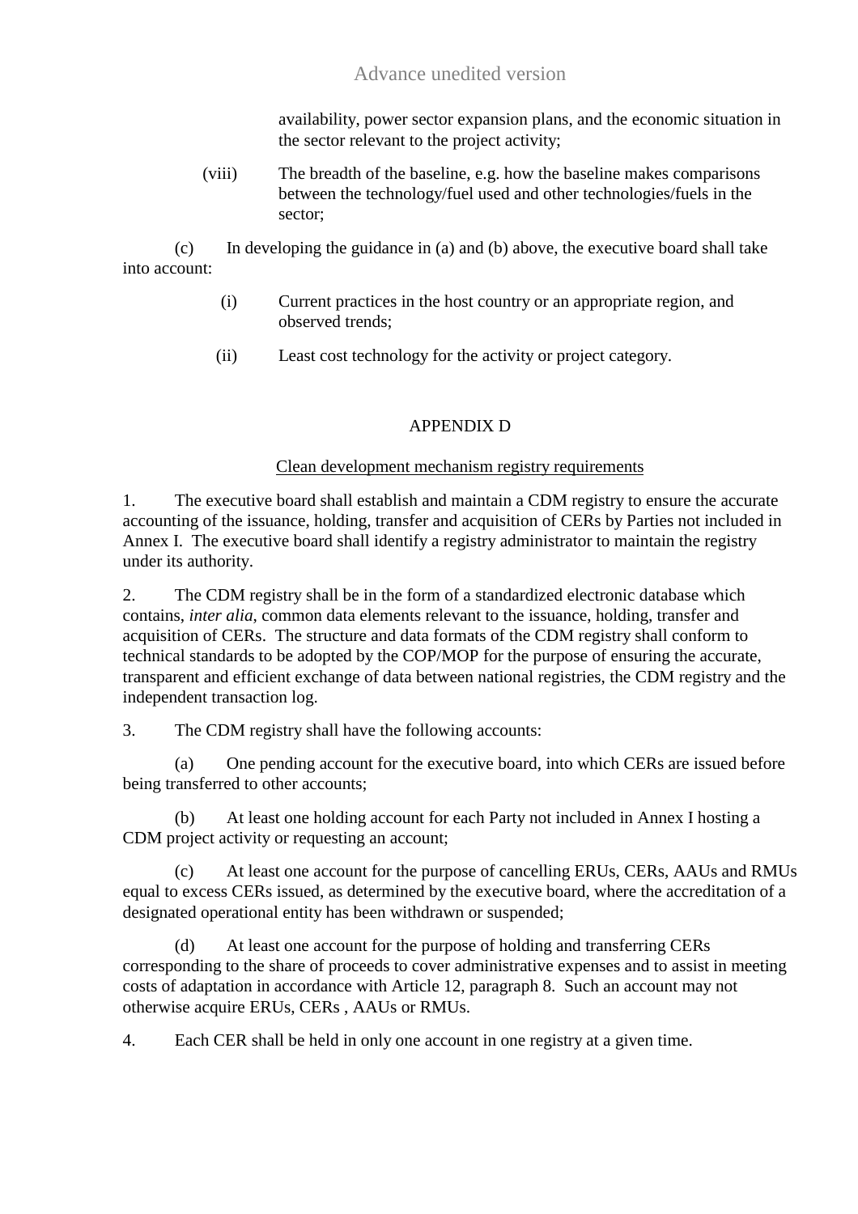availability, power sector expansion plans, and the economic situation in the sector relevant to the project activity;

(viii) The breadth of the baseline, e.g. how the baseline makes comparisons between the technology/fuel used and other technologies/fuels in the sector;

(c) In developing the guidance in (a) and (b) above, the executive board shall take into account:

(i) Current practices in the host country or an appropriate region, and observed trends;

(ii) Least cost technology for the activity or project category.

APPENDIX D

Clean development mechanism registry requirements

1. The executive board shall establish and maintain a CDM registry to ensure the accurate accounting of the issuance, holding, transfer and acquisition of CERs by Parties not included in Annex I. The executive board shall identify a registry administrator to maintain the registry under its authority.

2. The CDM registry shall be in the form of a standardized electronic database which contains, *inter alia*, common data elements relevant to the issuance, holding, transfer and acquisition of CERs. The structure and data formats of the CDM registry shall conform to technical standards to be adopted by the COP/MOP for the purpose of ensuring the accurate, transparent and efficient exchange of data between national registries, the CDM registry and the independent transaction log.

3. The CDM registry shall have the following accounts:

(a) One pending account for the executive board, into which CERs are issued before being transferred to other accounts;

(b) At least one holding account for each Party not included in Annex I hosting a CDM project activity or requesting an account;

(c) At least one account for the purpose of cancelling ERUs, CERs, AAUs and RMUs equal to excess CERs issued, as determined by the executive board, where the accreditation of a designated operational entity has been withdrawn or suspended;

(d) At least one account for the purpose of holding and transferring CERs corresponding to the share of proceeds to cover administrative expenses and to assist in meeting costs of adaptation in accordance with Article 12, paragraph 8. Such an account may not otherwise acquire ERUs, CERs , AAUs or RMUs.

4. Each CER shall be held in only one account in one registry at a given time.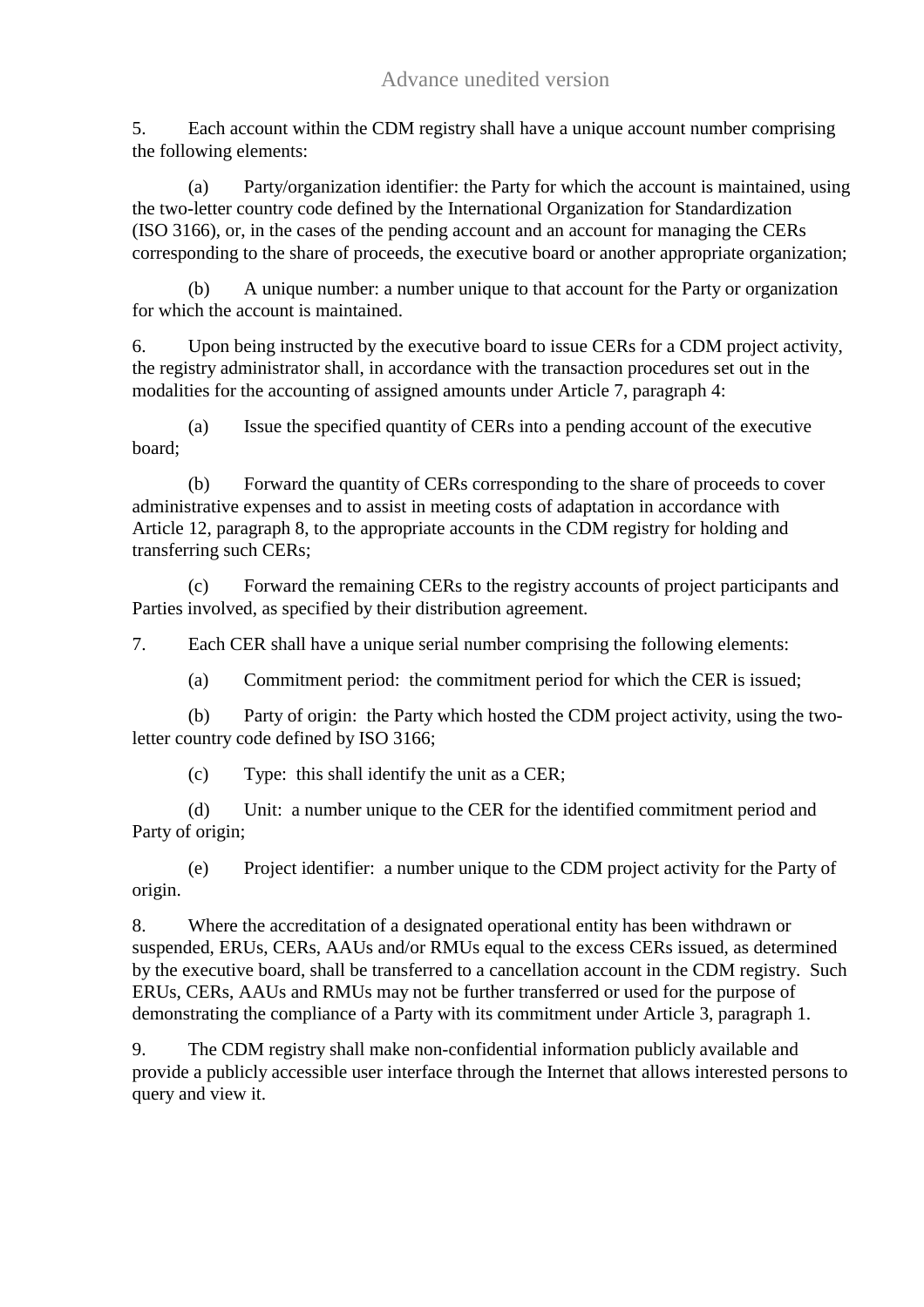5. Each account within the CDM registry shall have a unique account number comprising the following elements:

(a) Party/organization identifier: the Party for which the account is maintained, using the two-letter country code defined by the International Organization for Standardization (ISO 3166), or, in the cases of the pending account and an account for managing the CERs corresponding to the share of proceeds, the executive board or another appropriate organization;

(b) A unique number: a number unique to that account for the Party or organization for which the account is maintained.

6. Upon being instructed by the executive board to issue CERs for a CDM project activity, the registry administrator shall, in accordance with the transaction procedures set out in the modalities for the accounting of assigned amounts under Article 7, paragraph 4:

(a) Issue the specified quantity of CERs into a pending account of the executive board;

(b) Forward the quantity of CERs corresponding to the share of proceeds to cover administrative expenses and to assist in meeting costs of adaptation in accordance with Article 12, paragraph 8, to the appropriate accounts in the CDM registry for holding and transferring such CERs;

(c) Forward the remaining CERs to the registry accounts of project participants and Parties involved, as specified by their distribution agreement.

7. Each CER shall have a unique serial number comprising the following elements:

(a) Commitment period: the commitment period for which the CER is issued;

(b) Party of origin: the Party which hosted the CDM project activity, using the two-letter country code defined by ISO 3166;

(c) Type: this shall identify the unit as a CER;

(d) Unit: a number unique to the CER for the identified commitment period and Party of origin;

(e) Project identifier: a number unique to the CDM project activity for the Party of origin.

8. Where the accreditation of a designated operational entity has been withdrawn or suspended, ERUs, CERs, AAUs and/or RMUs equal to the excess CERs issued, as determined by the executive board, shall be transferred to a cancellation account in the CDM registry. Such ERUs, CERs, AAUs and RMUs may not be further transferred or used for the purpose of demonstrating the compliance of a Party with its commitment under Article 3, paragraph 1.

9. The CDM registry shall make non-confidential information publicly available and provide a publicly accessible user interface through the Internet that allows interested persons to query and view it.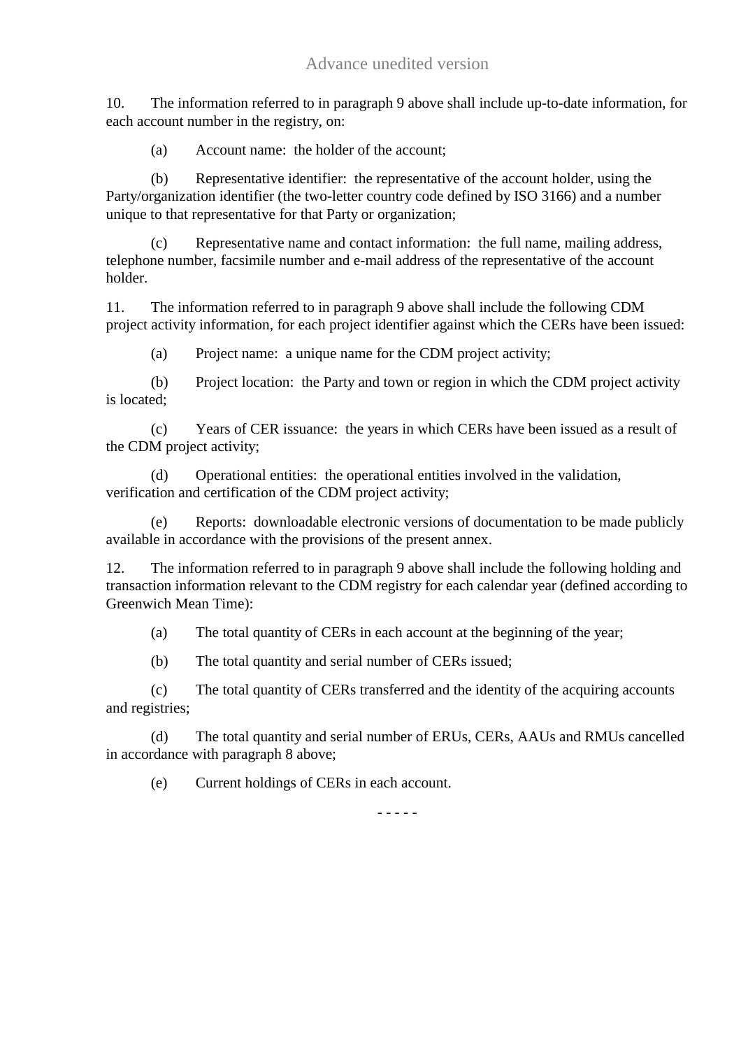10. The information referred to in paragraph 9 above shall include up-to-date information, for each account number in the registry, on:

(a) Account name: the holder of the account;

(b) Representative identifier: the representative of the account holder, using the Party/organization identifier (the two-letter country code defined by ISO 3166) and a number unique to that representative for that Party or organization;

(c) Representative name and contact information: the full name, mailing address, telephone number, facsimile number and e-mail address of the representative of the account holder.

11. The information referred to in paragraph 9 above shall include the following CDM project activity information, for each project identifier against which the CERs have been issued:

(a) Project name: a unique name for the CDM project activity;

(b) Project location: the Party and town or region in which the CDM project activity is located;

(c) Years of CER issuance: the years in which CERs have been issued as a result of the CDM project activity;

(d) Operational entities: the operational entities involved in the validation, verification and certification of the CDM project activity;

(e) Reports: downloadable electronic versions of documentation to be made publicly available in accordance with the provisions of the present annex.

12. The information referred to in paragraph 9 above shall include the following holding and transaction information relevant to the CDM registry for each calendar year (defined according to Greenwich Mean Time):

(a) The total quantity of CERs in each account at the beginning of the year;

(b) The total quantity and serial number of CERs issued;

(c) The total quantity of CERs transferred and the identity of the acquiring accounts and registries;

(d) The total quantity and serial number of ERUs, CERs, AAUs and RMUs cancelled in accordance with paragraph 8 above;

(e) Current holdings of CERs in each account.

- - - - -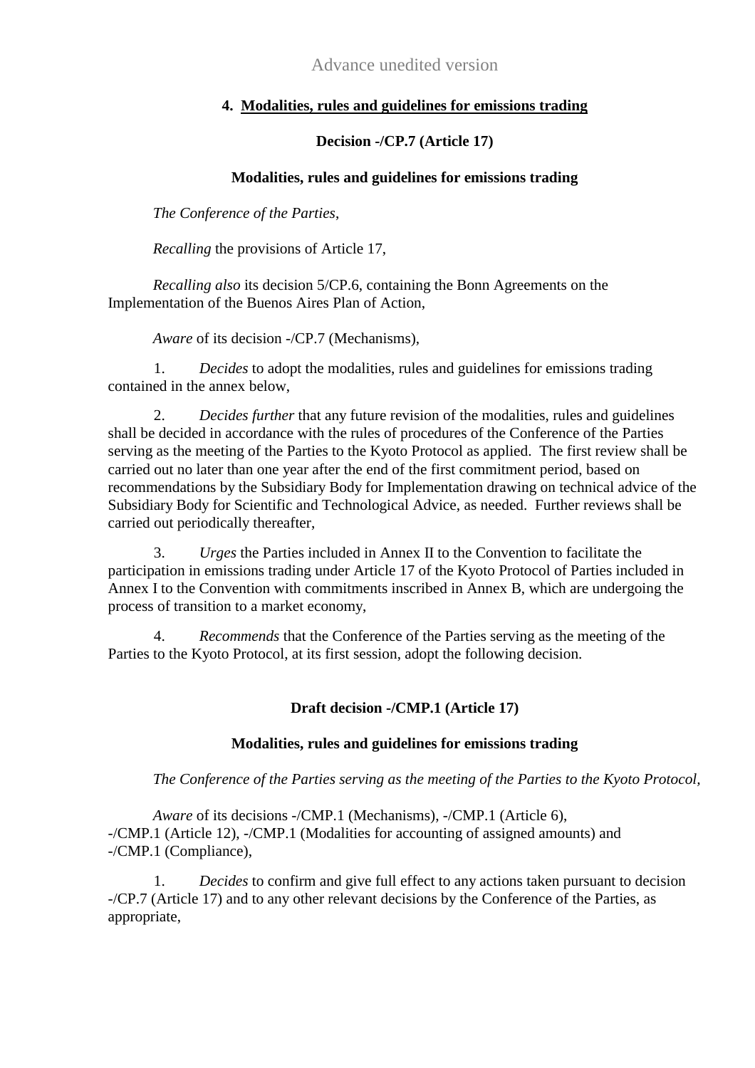Advance unedited version

## 4. Modalities, rules and guidelines for emissions trading

### Decision -/CP.7 (Article 17)

### Modalities, rules and guidelines for emissions trading

*The Conference of the Parties*,

*Recalling* the provisions of Article 17,

*Recalling also* its decision 5/CP.6, containing the Bonn Agreements on the Implementation of the Buenos Aires Plan of Action,

*Aware* of its decision -/CP.7 (Mechanisms),

1. *Decides* to adopt the modalities, rules and guidelines for emissions trading contained in the annex below,

2. *Decides further* that any future revision of the modalities, rules and guidelines shall be decided in accordance with the rules of procedures of the Conference of the Parties serving as the meeting of the Parties to the Kyoto Protocol as applied. The first review shall be carried out no later than one year after the end of the first commitment period, based on recommendations by the Subsidiary Body for Implementation drawing on technical advice of the Subsidiary Body for Scientific and Technological Advice, as needed. Further reviews shall be carried out periodically thereafter,

3. *Urges* the Parties included in Annex II to the Convention to facilitate the participation in emissions trading under Article 17 of the Kyoto Protocol of Parties included in Annex I to the Convention with commitments inscribed in Annex B, which are undergoing the process of transition to a market economy,

4. *Recommends* that the Conference of the Parties serving as the meeting of the Parties to the Kyoto Protocol, at its first session, adopt the following decision.

### Draft decision -/CMP.1 (Article 17)

### Modalities, rules and guidelines for emissions trading

*The Conference of the Parties serving as the meeting of the Parties to the Kyoto Protocol*,

*Aware* of its decisions -/CMP.1 (Mechanisms), -/CMP.1 (Article 6), -/CMP.1 (Article 12), -/CMP.1 (Modalities for accounting of assigned amounts) and -/CMP.1 (Compliance),

1. *Decides* to confirm and give full effect to any actions taken pursuant to decision -/CP.7 (Article 17) and to any other relevant decisions by the Conference of the Parties, as appropriate,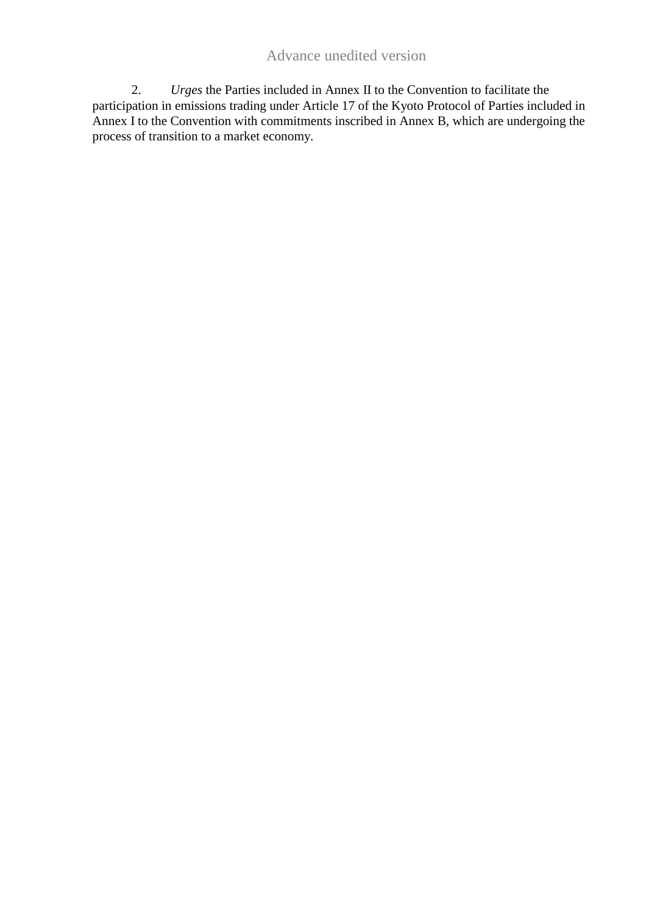2. *Urges* the Parties included in Annex II to the Convention to facilitate the participation in emissions trading under Article 17 of the Kyoto Protocol of Parties included in Annex I to the Convention with commitments inscribed in Annex B, which are undergoing the process of transition to a market economy.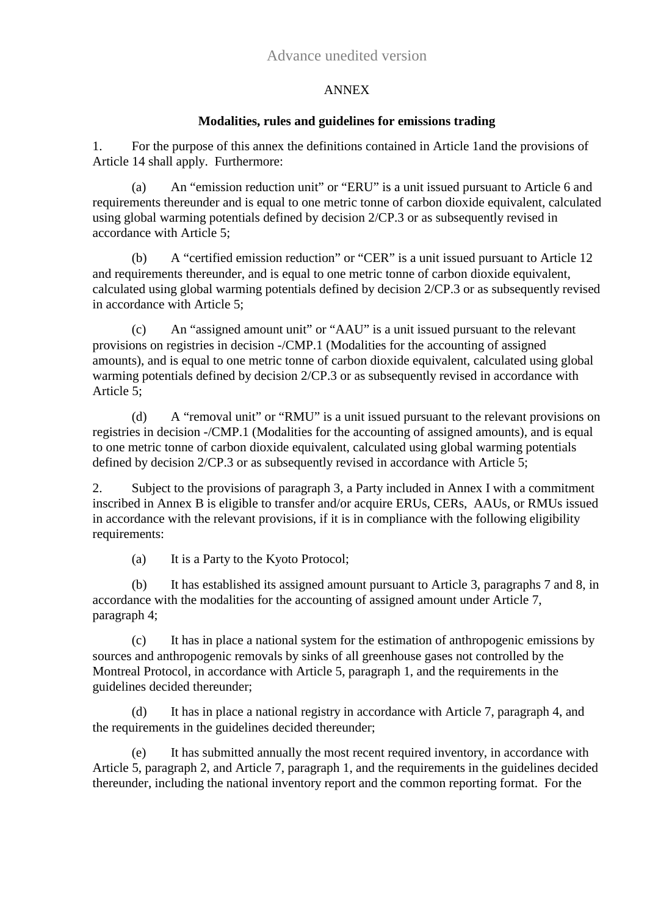Advance unedited version

ANNEX

**Modalities, rules and guidelines for emissions trading**

1. For the purpose of this annex the definitions contained in Article 1and the provisions of Article 14 shall apply. Furthermore:

(a) An “emission reduction unit” or “ERU” is a unit issued pursuant to Article 6 and requirements thereunder and is equal to one metric tonne of carbon dioxide equivalent, calculated using global warming potentials defined by decision 2/CP.3 or as subsequently revised in accordance with Article 5;

(b) A “certified emission reduction” or “CER” is a unit issued pursuant to Article 12 and requirements thereunder, and is equal to one metric tonne of carbon dioxide equivalent, calculated using global warming potentials defined by decision 2/CP.3 or as subsequently revised in accordance with Article 5;

(c) An “assigned amount unit” or “AAU” is a unit issued pursuant to the relevant provisions on registries in decision -/CMP.1 (Modalities for the accounting of assigned amounts), and is equal to one metric tonne of carbon dioxide equivalent, calculated using global warming potentials defined by decision 2/CP.3 or as subsequently revised in accordance with Article 5;

(d) A “removal unit” or “RMU” is a unit issued pursuant to the relevant provisions on registries in decision -/CMP.1 (Modalities for the accounting of assigned amounts), and is equal to one metric tonne of carbon dioxide equivalent, calculated using global warming potentials defined by decision 2/CP.3 or as subsequently revised in accordance with Article 5;

2. Subject to the provisions of paragraph 3, a Party included in Annex I with a commitment inscribed in Annex B is eligible to transfer and/or acquire ERUs, CERs, AAUs, or RMUs issued in accordance with the relevant provisions, if it is in compliance with the following eligibility requirements:

(a) It is a Party to the Kyoto Protocol;

(b) It has established its assigned amount pursuant to Article 3, paragraphs 7 and 8, in accordance with the modalities for the accounting of assigned amount under Article 7, paragraph 4;

(c) It has in place a national system for the estimation of anthropogenic emissions by sources and anthropogenic removals by sinks of all greenhouse gases not controlled by the Montreal Protocol, in accordance with Article 5, paragraph 1, and the requirements in the guidelines decided thereunder;

(d) It has in place a national registry in accordance with Article 7, paragraph 4, and the requirements in the guidelines decided thereunder;

(e) It has submitted annually the most recent required inventory, in accordance with Article 5, paragraph 2, and Article 7, paragraph 1, and the requirements in the guidelines decided thereunder, including the national inventory report and the common reporting format. For the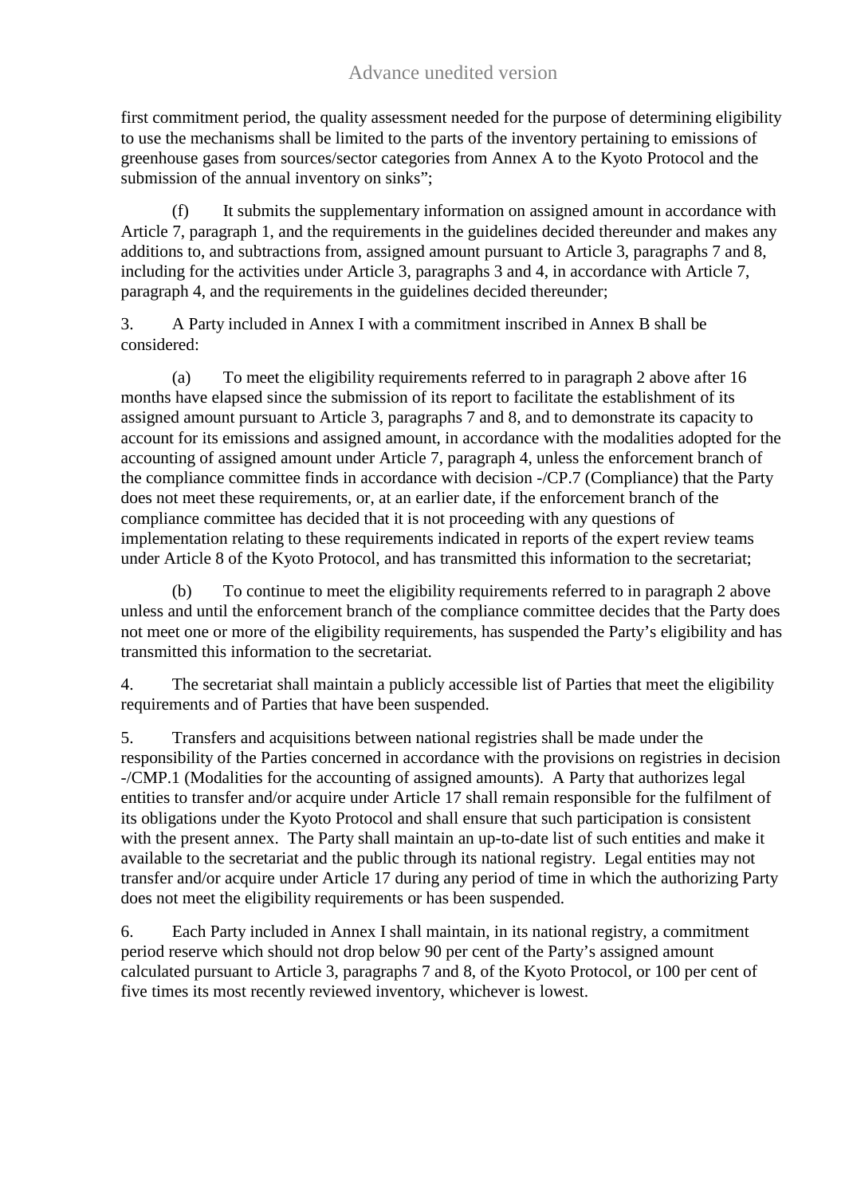first commitment period, the quality assessment needed for the purpose of determining eligibility to use the mechanisms shall be limited to the parts of the inventory pertaining to emissions of greenhouse gases from sources/sector categories from Annex A to the Kyoto Protocol and the submission of the annual inventory on sinks";

(f) It submits the supplementary information on assigned amount in accordance with Article 7, paragraph 1, and the requirements in the guidelines decided thereunder and makes any additions to, and subtractions from, assigned amount pursuant to Article 3, paragraphs 7 and 8, including for the activities under Article 3, paragraphs 3 and 4, in accordance with Article 7, paragraph 4, and the requirements in the guidelines decided thereunder;

3. A Party included in Annex I with a commitment inscribed in Annex B shall be considered:

(a) To meet the eligibility requirements referred to in paragraph 2 above after 16 months have elapsed since the submission of its report to facilitate the establishment of its assigned amount pursuant to Article 3, paragraphs 7 and 8, and to demonstrate its capacity to account for its emissions and assigned amount, in accordance with the modalities adopted for the accounting of assigned amount under Article 7, paragraph 4, unless the enforcement branch of the compliance committee finds in accordance with decision -/CP.7 (Compliance) that the Party does not meet these requirements, or, at an earlier date, if the enforcement branch of the compliance committee has decided that it is not proceeding with any questions of implementation relating to these requirements indicated in reports of the expert review teams under Article 8 of the Kyoto Protocol, and has transmitted this information to the secretariat;

(b) To continue to meet the eligibility requirements referred to in paragraph 2 above unless and until the enforcement branch of the compliance committee decides that the Party does not meet one or more of the eligibility requirements, has suspended the Party's eligibility and has transmitted this information to the secretariat.

4. The secretariat shall maintain a publicly accessible list of Parties that meet the eligibility requirements and of Parties that have been suspended.

5. Transfers and acquisitions between national registries shall be made under the responsibility of the Parties concerned in accordance with the provisions on registries in decision -/CMP.1 (Modalities for the accounting of assigned amounts). A Party that authorizes legal entities to transfer and/or acquire under Article 17 shall remain responsible for the fulfilment of its obligations under the Kyoto Protocol and shall ensure that such participation is consistent with the present annex. The Party shall maintain an up-to-date list of such entities and make it available to the secretariat and the public through its national registry. Legal entities may not transfer and/or acquire under Article 17 during any period of time in which the authorizing Party does not meet the eligibility requirements or has been suspended.

6. Each Party included in Annex I shall maintain, in its national registry, a commitment period reserve which should not drop below 90 per cent of the Party's assigned amount calculated pursuant to Article 3, paragraphs 7 and 8, of the Kyoto Protocol, or 100 per cent of five times its most recently reviewed inventory, whichever is lowest.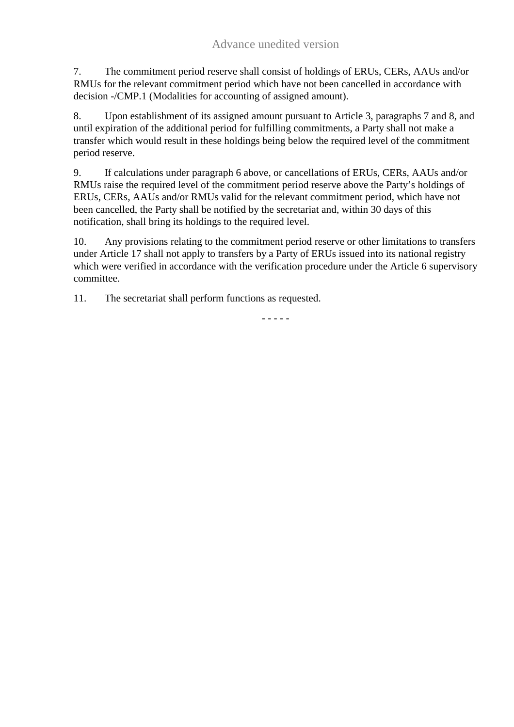7. The commitment period reserve shall consist of holdings of ERUs, CERs, AAUs and/or RMUs for the relevant commitment period which have not been cancelled in accordance with decision -/CMP.1 (Modalities for accounting of assigned amount).

8. Upon establishment of its assigned amount pursuant to Article 3, paragraphs 7 and 8, and until expiration of the additional period for fulfilling commitments, a Party shall not make a transfer which would result in these holdings being below the required level of the commitment period reserve.

9. If calculations under paragraph 6 above, or cancellations of ERUs, CERs, AAUs and/or RMUs raise the required level of the commitment period reserve above the Party's holdings of ERUs, CERs, AAUs and/or RMUs valid for the relevant commitment period, which have not been cancelled, the Party shall be notified by the secretariat and, within 30 days of this notification, shall bring its holdings to the required level.

10. Any provisions relating to the commitment period reserve or other limitations to transfers under Article 17 shall not apply to transfers by a Party of ERUs issued into its national registry which were verified in accordance with the verification procedure under the Article 6 supervisory committee.

11. The secretariat shall perform functions as requested.

- - - - -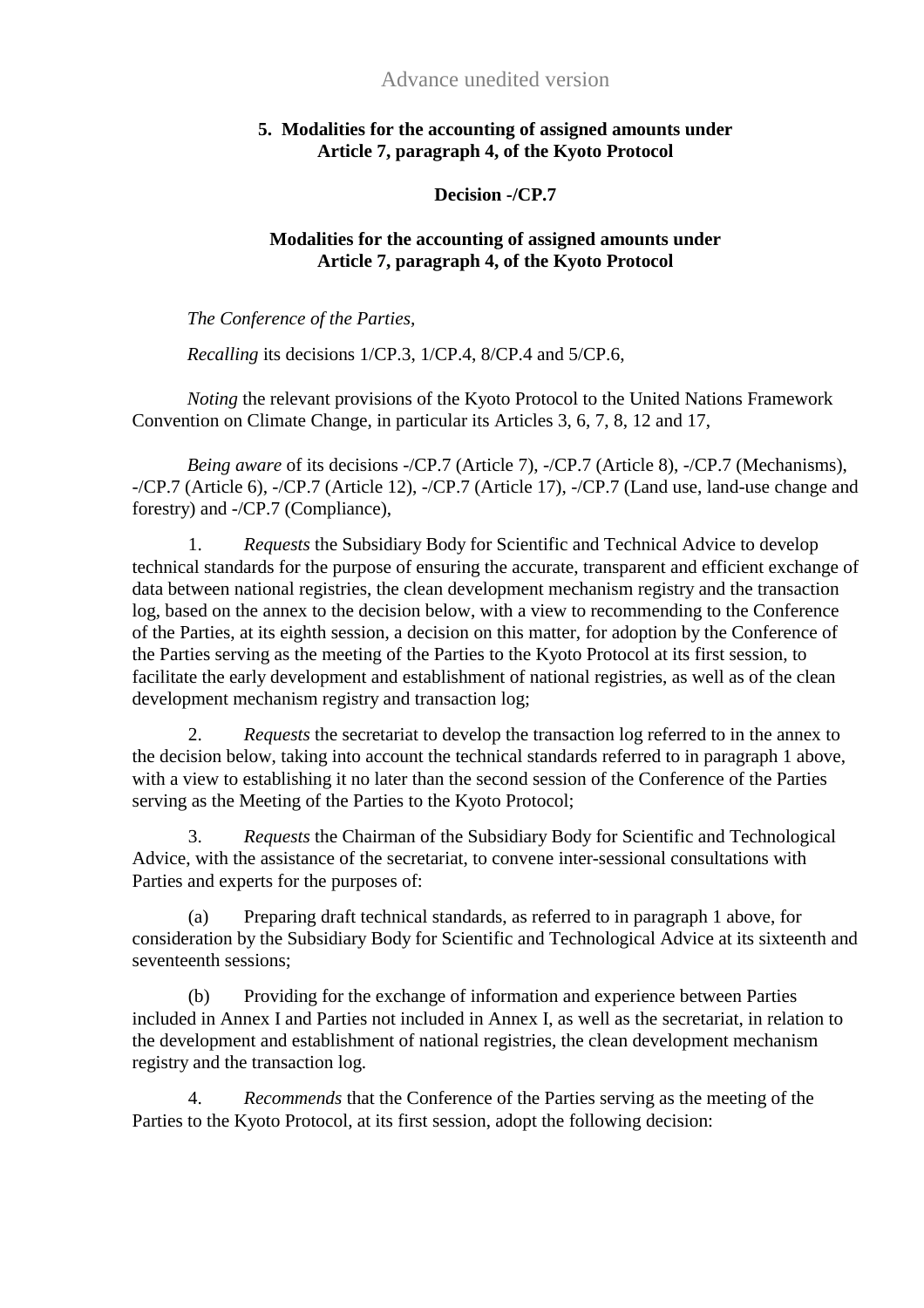Advance unedited version

## 5. Modalities for the accounting of assigned amounts under Article 7, paragraph 4, of the Kyoto Protocol

**Decision -/CP.7**

**Modalities for the accounting of assigned amounts under Article 7, paragraph 4, of the Kyoto Protocol**

*The Conference of the Parties,*

*Recalling* its decisions 1/CP.3, 1/CP.4, 8/CP.4 and 5/CP.6,

*Noting* the relevant provisions of the Kyoto Protocol to the United Nations Framework Convention on Climate Change, in particular its Articles 3, 6, 7, 8, 12 and 17,

*Being aware* of its decisions -/CP.7 (Article 7), -/CP.7 (Article 8), -/CP.7 (Mechanisms), -/CP.7 (Article 6), -/CP.7 (Article 12), -/CP.7 (Article 17), -/CP.7 (Land use, land-use change and forestry) and -/CP.7 (Compliance),

1. *Requests* the Subsidiary Body for Scientific and Technical Advice to develop technical standards for the purpose of ensuring the accurate, transparent and efficient exchange of data between national registries, the clean development mechanism registry and the transaction log, based on the annex to the decision below, with a view to recommending to the Conference of the Parties, at its eighth session, a decision on this matter, for adoption by the Conference of the Parties serving as the meeting of the Parties to the Kyoto Protocol at its first session, to facilitate the early development and establishment of national registries, as well as of the clean development mechanism registry and transaction log;

2. *Requests* the secretariat to develop the transaction log referred to in the annex to the decision below, taking into account the technical standards referred to in paragraph 1 above, with a view to establishing it no later than the second session of the Conference of the Parties serving as the Meeting of the Parties to the Kyoto Protocol;

3. *Requests* the Chairman of the Subsidiary Body for Scientific and Technological Advice, with the assistance of the secretariat, to convene inter-sessional consultations with Parties and experts for the purposes of:

(a) Preparing draft technical standards, as referred to in paragraph 1 above, for consideration by the Subsidiary Body for Scientific and Technological Advice at its sixteenth and seventeenth sessions;

(b) Providing for the exchange of information and experience between Parties included in Annex I and Parties not included in Annex I, as well as the secretariat, in relation to the development and establishment of national registries, the clean development mechanism registry and the transaction log.

4. *Recommends* that the Conference of the Parties serving as the meeting of the Parties to the Kyoto Protocol, at its first session, adopt the following decision: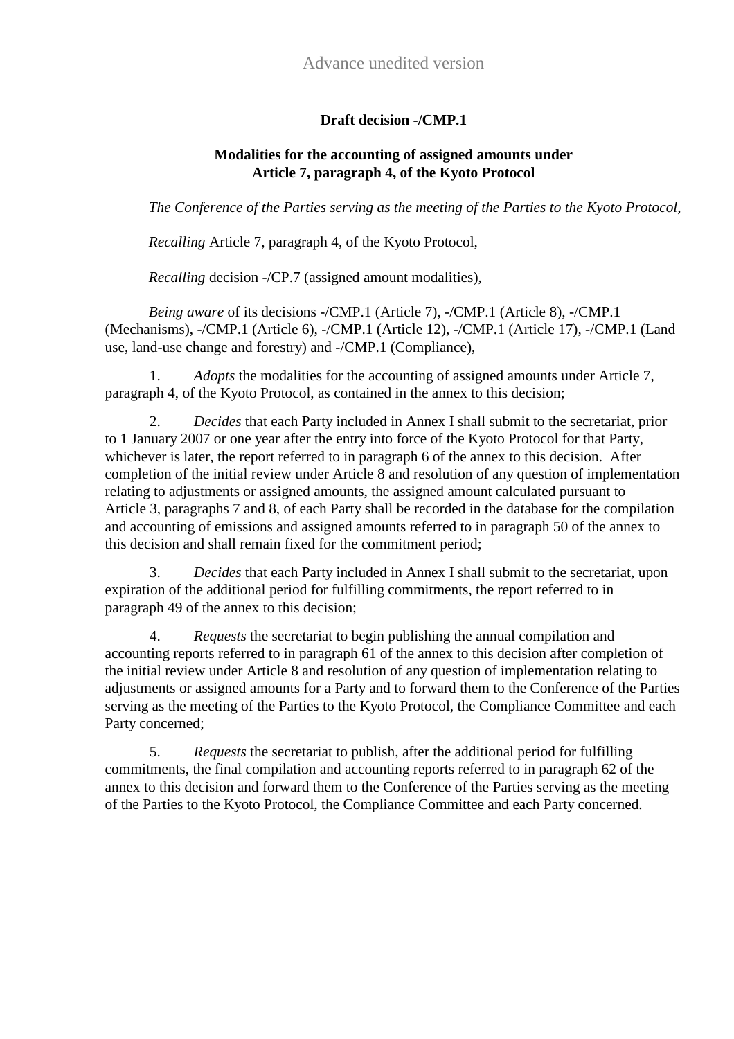Advance unedited version

**Draft decision -/CMP.1**

**Modalities for the accounting of assigned amounts under Article 7, paragraph 4, of the Kyoto Protocol**

*The Conference of the Parties serving as the meeting of the Parties to the Kyoto Protocol*,

*Recalling* Article 7, paragraph 4, of the Kyoto Protocol,

*Recalling* decision -/CP.7 (assigned amount modalities),

*Being aware* of its decisions -/CMP.1 (Article 7), -/CMP.1 (Article 8), -/CMP.1 (Mechanisms), -/CMP.1 (Article 6), -/CMP.1 (Article 12), -/CMP.1 (Article 17), -/CMP.1 (Land use, land-use change and forestry) and -/CMP.1 (Compliance),

1. *Adopts* the modalities for the accounting of assigned amounts under Article 7, paragraph 4, of the Kyoto Protocol, as contained in the annex to this decision;

2. *Decides* that each Party included in Annex I shall submit to the secretariat, prior to 1 January 2007 or one year after the entry into force of the Kyoto Protocol for that Party, whichever is later, the report referred to in paragraph 6 of the annex to this decision. After completion of the initial review under Article 8 and resolution of any question of implementation relating to adjustments or assigned amounts, the assigned amount calculated pursuant to Article 3, paragraphs 7 and 8, of each Party shall be recorded in the database for the compilation and accounting of emissions and assigned amounts referred to in paragraph 50 of the annex to this decision and shall remain fixed for the commitment period;

3. *Decides* that each Party included in Annex I shall submit to the secretariat, upon expiration of the additional period for fulfilling commitments, the report referred to in paragraph 49 of the annex to this decision;

4. *Requests* the secretariat to begin publishing the annual compilation and accounting reports referred to in paragraph 61 of the annex to this decision after completion of the initial review under Article 8 and resolution of any question of implementation relating to adjustments or assigned amounts for a Party and to forward them to the Conference of the Parties serving as the meeting of the Parties to the Kyoto Protocol, the Compliance Committee and each Party concerned;

5. *Requests* the secretariat to publish, after the additional period for fulfilling commitments, the final compilation and accounting reports referred to in paragraph 62 of the annex to this decision and forward them to the Conference of the Parties serving as the meeting of the Parties to the Kyoto Protocol, the Compliance Committee and each Party concerned.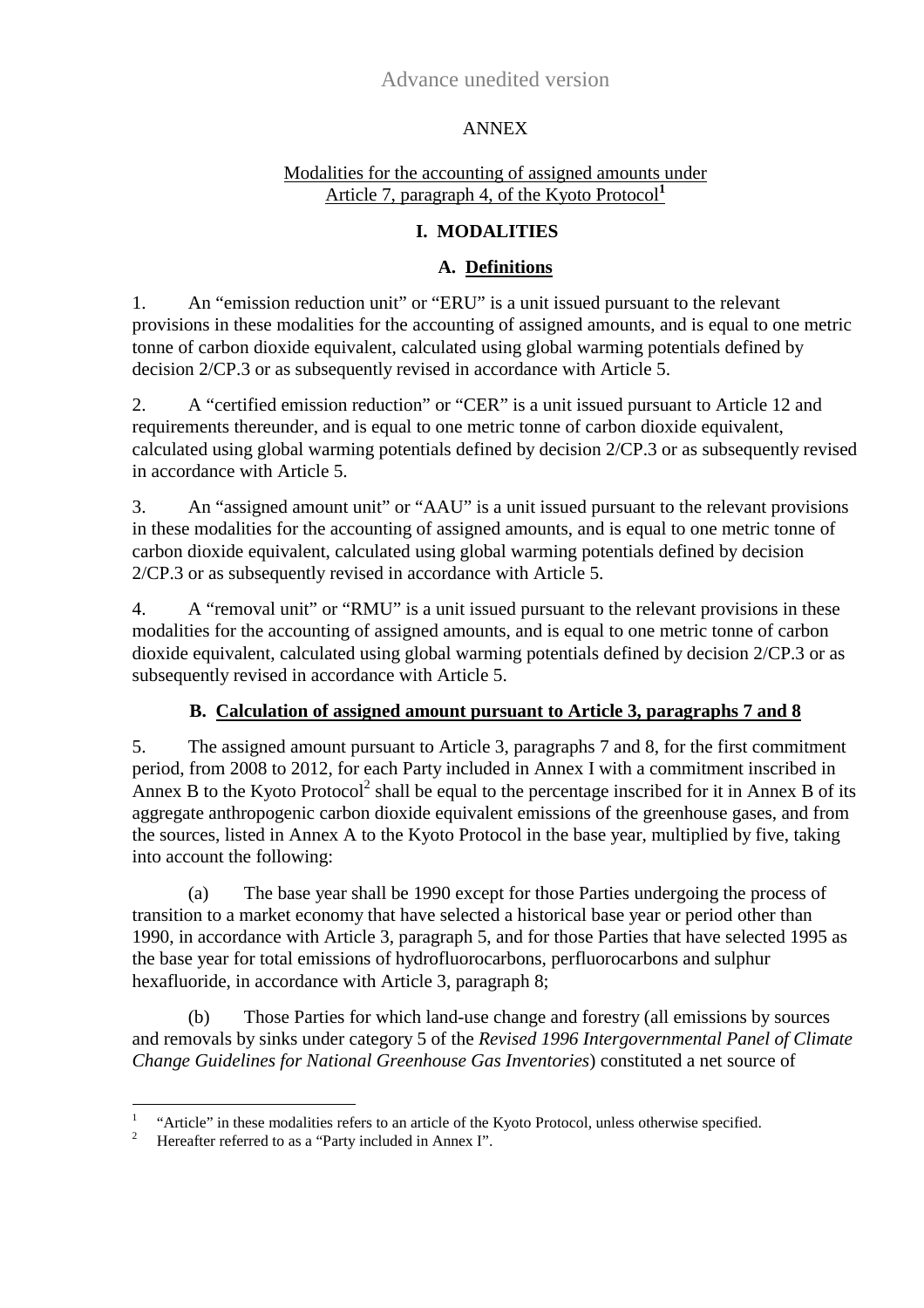Advance unedited version

ANNEX

Modalities for the accounting of assigned amounts under Article 7, paragraph 4, of the Kyoto Protocol[1]

# I. MODALITIES

## A. Definitions

1. An "emission reduction unit" or "ERU" is a unit issued pursuant to the relevant provisions in these modalities for the accounting of assigned amounts, and is equal to one metric tonne of carbon dioxide equivalent, calculated using global warming potentials defined by decision 2/CP.3 or as subsequently revised in accordance with Article 5.

2. A "certified emission reduction" or "CER" is a unit issued pursuant to Article 12 and requirements thereunder, and is equal to one metric tonne of carbon dioxide equivalent, calculated using global warming potentials defined by decision 2/CP.3 or as subsequently revised in accordance with Article 5.

3. An "assigned amount unit" or "AAU" is a unit issued pursuant to the relevant provisions in these modalities for the accounting of assigned amounts, and is equal to one metric tonne of carbon dioxide equivalent, calculated using global warming potentials defined by decision 2/CP.3 or as subsequently revised in accordance with Article 5.

4. A "removal unit" or "RMU" is a unit issued pursuant to the relevant provisions in these modalities for the accounting of assigned amounts, and is equal to one metric tonne of carbon dioxide equivalent, calculated using global warming potentials defined by decision 2/CP.3 or as subsequently revised in accordance with Article 5.

## B. Calculation of assigned amount pursuant to Article 3, paragraphs 7 and 8

5. The assigned amount pursuant to Article 3, paragraphs 7 and 8, for the first commitment period, from 2008 to 2012, for each Party included in Annex I with a commitment inscribed in Annex B to the Kyoto Protocol[2] shall be equal to the percentage inscribed for it in Annex B of its aggregate anthropogenic carbon dioxide equivalent emissions of the greenhouse gases, and from the sources, listed in Annex A to the Kyoto Protocol in the base year, multiplied by five, taking into account the following:

(a) The base year shall be 1990 except for those Parties undergoing the process of transition to a market economy that have selected a historical base year or period other than 1990, in accordance with Article 3, paragraph 5, and for those Parties that have selected 1995 as the base year for total emissions of hydrofluorocarbons, perfluorocarbons and sulphur hexafluoride, in accordance with Article 3, paragraph 8;

(b) Those Parties for which land-use change and forestry (all emissions by sources and removals by sinks under category 5 of the *Revised 1996 Intergovernmental Panel of Climate Change Guidelines for National Greenhouse Gas Inventories*) constituted a net source of

[1] "Article" in these modalities refers to an article of the Kyoto Protocol, unless otherwise specified.

[2] Hereafter referred to as a "Party included in Annex I".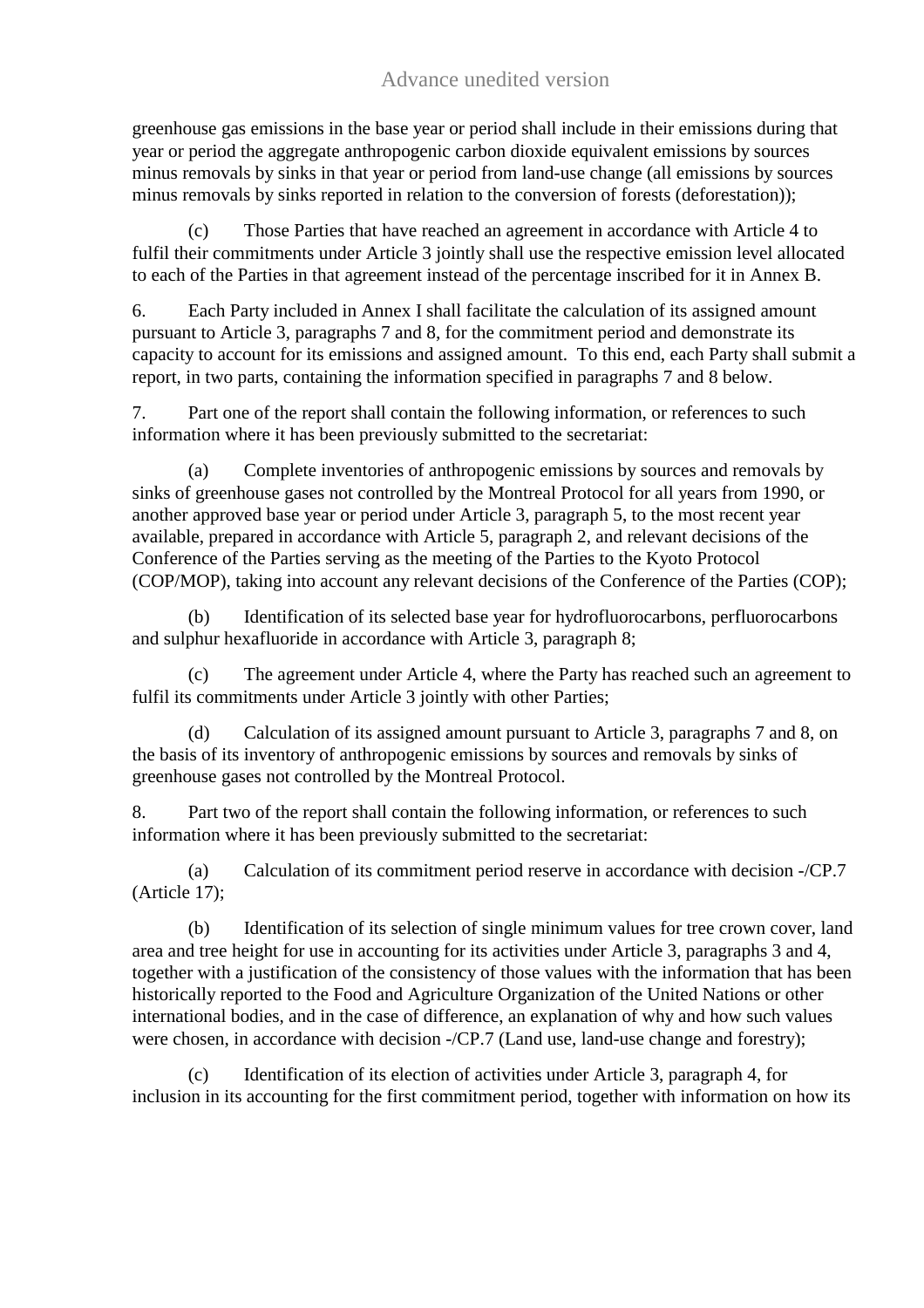greenhouse gas emissions in the base year or period shall include in their emissions during that year or period the aggregate anthropogenic carbon dioxide equivalent emissions by sources minus removals by sinks in that year or period from land-use change (all emissions by sources minus removals by sinks reported in relation to the conversion of forests (deforestation));

(c) Those Parties that have reached an agreement in accordance with Article 4 to fulfil their commitments under Article 3 jointly shall use the respective emission level allocated to each of the Parties in that agreement instead of the percentage inscribed for it in Annex B.

6. Each Party included in Annex I shall facilitate the calculation of its assigned amount pursuant to Article 3, paragraphs 7 and 8, for the commitment period and demonstrate its capacity to account for its emissions and assigned amount. To this end, each Party shall submit a report, in two parts, containing the information specified in paragraphs 7 and 8 below.

7. Part one of the report shall contain the following information, or references to such information where it has been previously submitted to the secretariat:

(a) Complete inventories of anthropogenic emissions by sources and removals by sinks of greenhouse gases not controlled by the Montreal Protocol for all years from 1990, or another approved base year or period under Article 3, paragraph 5, to the most recent year available, prepared in accordance with Article 5, paragraph 2, and relevant decisions of the Conference of the Parties serving as the meeting of the Parties to the Kyoto Protocol (COP/MOP), taking into account any relevant decisions of the Conference of the Parties (COP);

(b) Identification of its selected base year for hydrofluorocarbons, perfluorocarbons and sulphur hexafluoride in accordance with Article 3, paragraph 8;

(c) The agreement under Article 4, where the Party has reached such an agreement to fulfil its commitments under Article 3 jointly with other Parties;

(d) Calculation of its assigned amount pursuant to Article 3, paragraphs 7 and 8, on the basis of its inventory of anthropogenic emissions by sources and removals by sinks of greenhouse gases not controlled by the Montreal Protocol.

8. Part two of the report shall contain the following information, or references to such information where it has been previously submitted to the secretariat:

(a) Calculation of its commitment period reserve in accordance with decision -/CP.7 (Article 17);

(b) Identification of its selection of single minimum values for tree crown cover, land area and tree height for use in accounting for its activities under Article 3, paragraphs 3 and 4, together with a justification of the consistency of those values with the information that has been historically reported to the Food and Agriculture Organization of the United Nations or other international bodies, and in the case of difference, an explanation of why and how such values were chosen, in accordance with decision -/CP.7 (Land use, land-use change and forestry);

(c) Identification of its election of activities under Article 3, paragraph 4, for inclusion in its accounting for the first commitment period, together with information on how its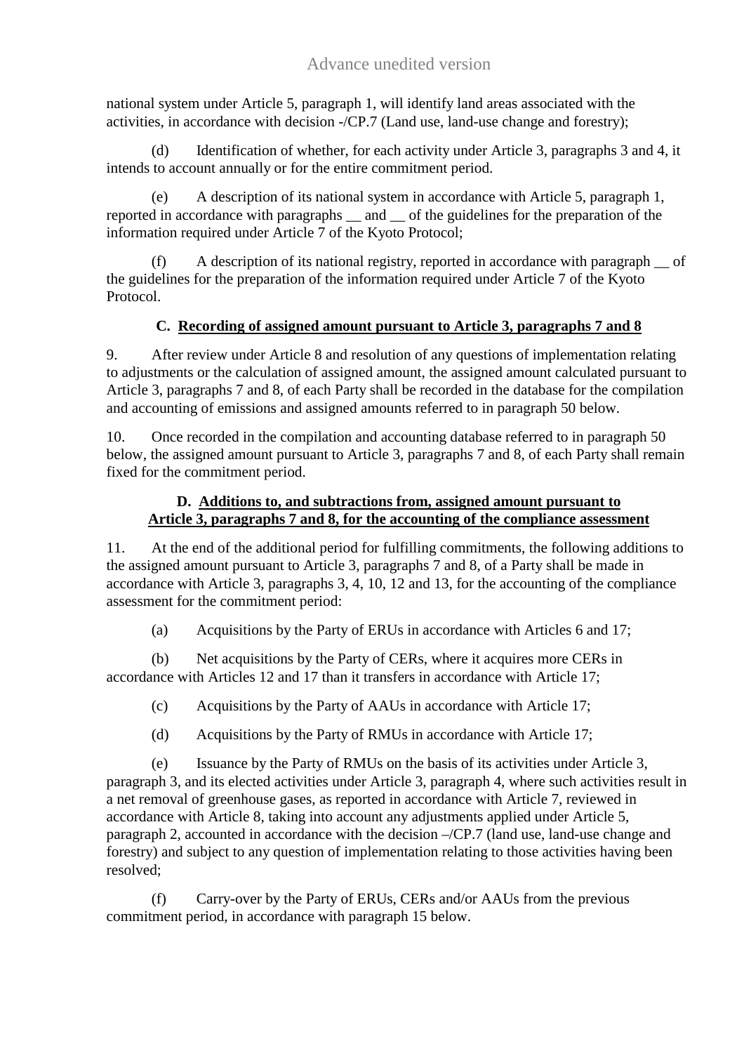national system under Article 5, paragraph 1, will identify land areas associated with the activities, in accordance with decision -/CP.7 (Land use, land-use change and forestry);

(d) Identification of whether, for each activity under Article 3, paragraphs 3 and 4, it intends to account annually or for the entire commitment period.

(e) A description of its national system in accordance with Article 5, paragraph 1, reported in accordance with paragraphs __ and __ of the guidelines for the preparation of the information required under Article 7 of the Kyoto Protocol;

(f) A description of its national registry, reported in accordance with paragraph __ of the guidelines for the preparation of the information required under Article 7 of the Kyoto Protocol.

### C. Recording of assigned amount pursuant to Article 3, paragraphs 7 and 8

9. After review under Article 8 and resolution of any questions of implementation relating to adjustments or the calculation of assigned amount, the assigned amount calculated pursuant to Article 3, paragraphs 7 and 8, of each Party shall be recorded in the database for the compilation and accounting of emissions and assigned amounts referred to in paragraph 50 below.

10. Once recorded in the compilation and accounting database referred to in paragraph 50 below, the assigned amount pursuant to Article 3, paragraphs 7 and 8, of each Party shall remain fixed for the commitment period.

### D. Additions to, and subtractions from, assigned amount pursuant to Article 3, paragraphs 7 and 8, for the accounting of the compliance assessment

11. At the end of the additional period for fulfilling commitments, the following additions to the assigned amount pursuant to Article 3, paragraphs 7 and 8, of a Party shall be made in accordance with Article 3, paragraphs 3, 4, 10, 12 and 13, for the accounting of the compliance assessment for the commitment period:

(a) Acquisitions by the Party of ERUs in accordance with Articles 6 and 17;

(b) Net acquisitions by the Party of CERs, where it acquires more CERs in accordance with Articles 12 and 17 than it transfers in accordance with Article 17;

(c) Acquisitions by the Party of AAUs in accordance with Article 17;

(d) Acquisitions by the Party of RMUs in accordance with Article 17;

(e) Issuance by the Party of RMUs on the basis of its activities under Article 3, paragraph 3, and its elected activities under Article 3, paragraph 4, where such activities result in a net removal of greenhouse gases, as reported in accordance with Article 7, reviewed in accordance with Article 8, taking into account any adjustments applied under Article 5, paragraph 2, accounted in accordance with the decision –/CP.7 (land use, land-use change and forestry) and subject to any question of implementation relating to those activities having been resolved;

(f) Carry-over by the Party of ERUs, CERs and/or AAUs from the previous commitment period, in accordance with paragraph 15 below.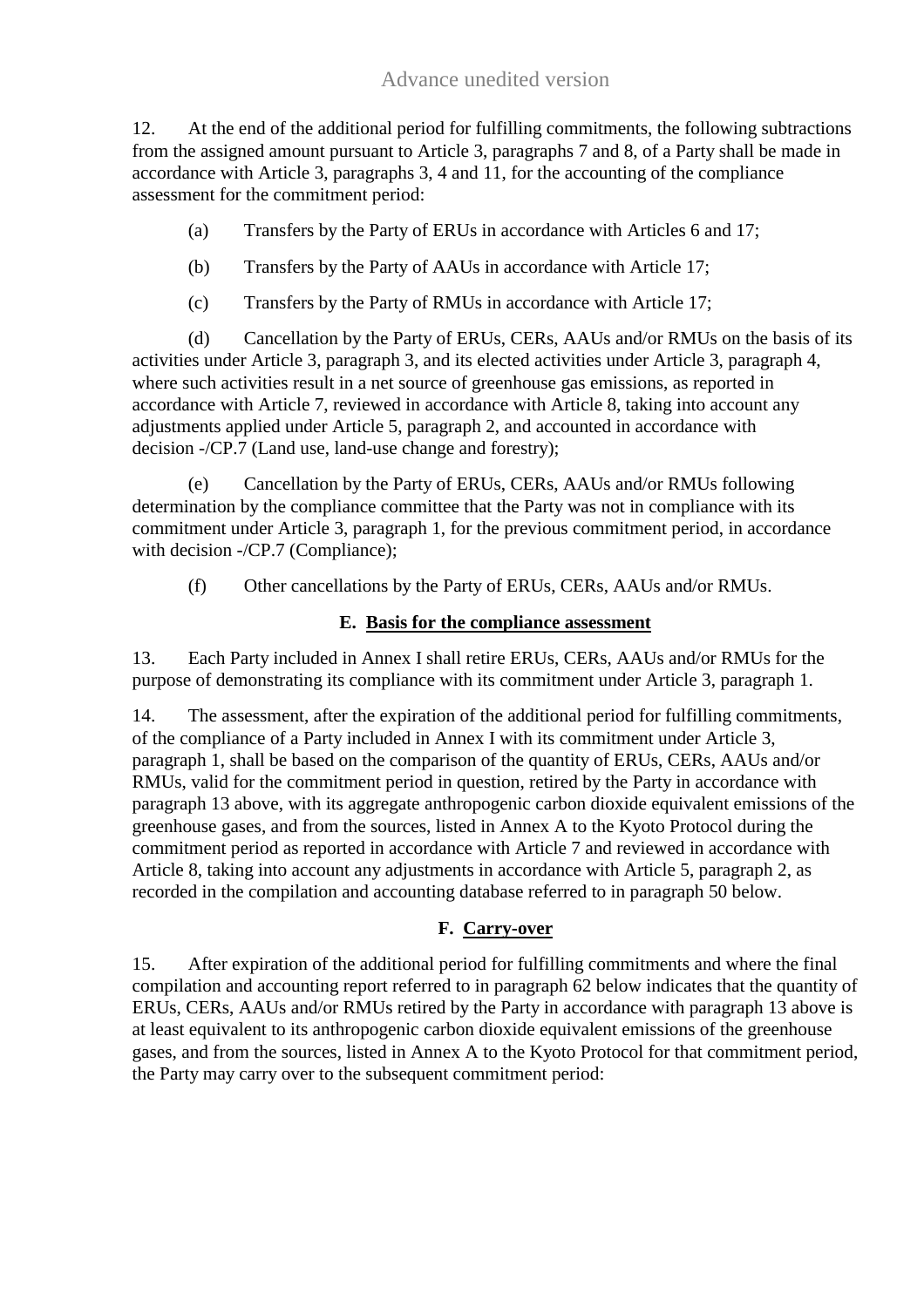12. At the end of the additional period for fulfilling commitments, the following subtractions from the assigned amount pursuant to Article 3, paragraphs 7 and 8, of a Party shall be made in accordance with Article 3, paragraphs 3, 4 and 11, for the accounting of the compliance assessment for the commitment period:

(a) Transfers by the Party of ERUs in accordance with Articles 6 and 17;

(b) Transfers by the Party of AAUs in accordance with Article 17;

(c) Transfers by the Party of RMUs in accordance with Article 17;

(d) Cancellation by the Party of ERUs, CERs, AAUs and/or RMUs on the basis of its activities under Article 3, paragraph 3, and its elected activities under Article 3, paragraph 4, where such activities result in a net source of greenhouse gas emissions, as reported in accordance with Article 7, reviewed in accordance with Article 8, taking into account any adjustments applied under Article 5, paragraph 2, and accounted in accordance with decision -/CP.7 (Land use, land-use change and forestry);

(e) Cancellation by the Party of ERUs, CERs, AAUs and/or RMUs following determination by the compliance committee that the Party was not in compliance with its commitment under Article 3, paragraph 1, for the previous commitment period, in accordance with decision -/CP.7 (Compliance);

(f) Other cancellations by the Party of ERUs, CERs, AAUs and/or RMUs.

### E. Basis for the compliance assessment

13. Each Party included in Annex I shall retire ERUs, CERs, AAUs and/or RMUs for the purpose of demonstrating its compliance with its commitment under Article 3, paragraph 1.

14. The assessment, after the expiration of the additional period for fulfilling commitments, of the compliance of a Party included in Annex I with its commitment under Article 3, paragraph 1, shall be based on the comparison of the quantity of ERUs, CERs, AAUs and/or RMUs, valid for the commitment period in question, retired by the Party in accordance with paragraph 13 above, with its aggregate anthropogenic carbon dioxide equivalent emissions of the greenhouse gases, and from the sources, listed in Annex A to the Kyoto Protocol during the commitment period as reported in accordance with Article 7 and reviewed in accordance with Article 8, taking into account any adjustments in accordance with Article 5, paragraph 2, as recorded in the compilation and accounting database referred to in paragraph 50 below.

### F. Carry-over

15. After expiration of the additional period for fulfilling commitments and where the final compilation and accounting report referred to in paragraph 62 below indicates that the quantity of ERUs, CERs, AAUs and/or RMUs retired by the Party in accordance with paragraph 13 above is at least equivalent to its anthropogenic carbon dioxide equivalent emissions of the greenhouse gases, and from the sources, listed in Annex A to the Kyoto Protocol for that commitment period, the Party may carry over to the subsequent commitment period: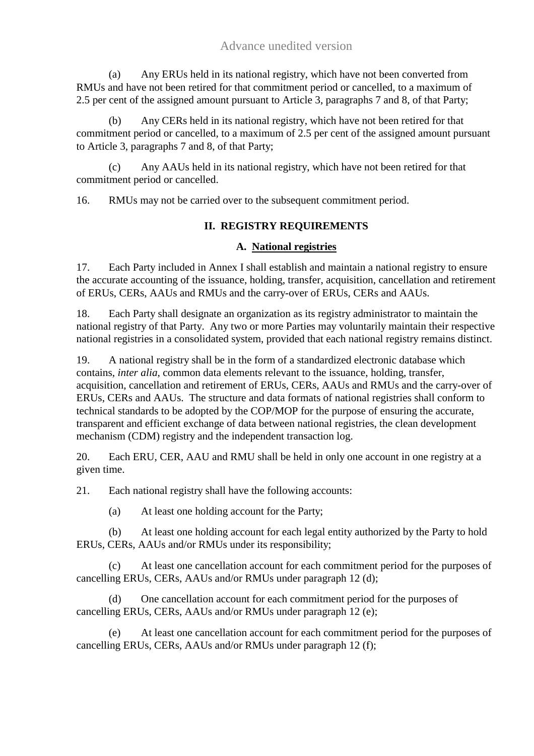(a) Any ERUs held in its national registry, which have not been converted from RMUs and have not been retired for that commitment period or cancelled, to a maximum of 2.5 per cent of the assigned amount pursuant to Article 3, paragraphs 7 and 8, of that Party;

(b) Any CERs held in its national registry, which have not been retired for that commitment period or cancelled, to a maximum of 2.5 per cent of the assigned amount pursuant to Article 3, paragraphs 7 and 8, of that Party;

(c) Any AAUs held in its national registry, which have not been retired for that commitment period or cancelled.

16. RMUs may not be carried over to the subsequent commitment period.

## II. REGISTRY REQUIREMENTS

### A. National registries

17. Each Party included in Annex I shall establish and maintain a national registry to ensure the accurate accounting of the issuance, holding, transfer, acquisition, cancellation and retirement of ERUs, CERs, AAUs and RMUs and the carry-over of ERUs, CERs and AAUs.

18. Each Party shall designate an organization as its registry administrator to maintain the national registry of that Party. Any two or more Parties may voluntarily maintain their respective national registries in a consolidated system, provided that each national registry remains distinct.

19. A national registry shall be in the form of a standardized electronic database which contains, *inter alia*, common data elements relevant to the issuance, holding, transfer, acquisition, cancellation and retirement of ERUs, CERs, AAUs and RMUs and the carry-over of ERUs, CERs and AAUs. The structure and data formats of national registries shall conform to technical standards to be adopted by the COP/MOP for the purpose of ensuring the accurate, transparent and efficient exchange of data between national registries, the clean development mechanism (CDM) registry and the independent transaction log.

20. Each ERU, CER, AAU and RMU shall be held in only one account in one registry at a given time.

21. Each national registry shall have the following accounts:

(a) At least one holding account for the Party;

(b) At least one holding account for each legal entity authorized by the Party to hold ERUs, CERs, AAUs and/or RMUs under its responsibility;

(c) At least one cancellation account for each commitment period for the purposes of cancelling ERUs, CERs, AAUs and/or RMUs under paragraph 12 (d);

(d) One cancellation account for each commitment period for the purposes of cancelling ERUs, CERs, AAUs and/or RMUs under paragraph 12 (e);

(e) At least one cancellation account for each commitment period for the purposes of cancelling ERUs, CERs, AAUs and/or RMUs under paragraph 12 (f);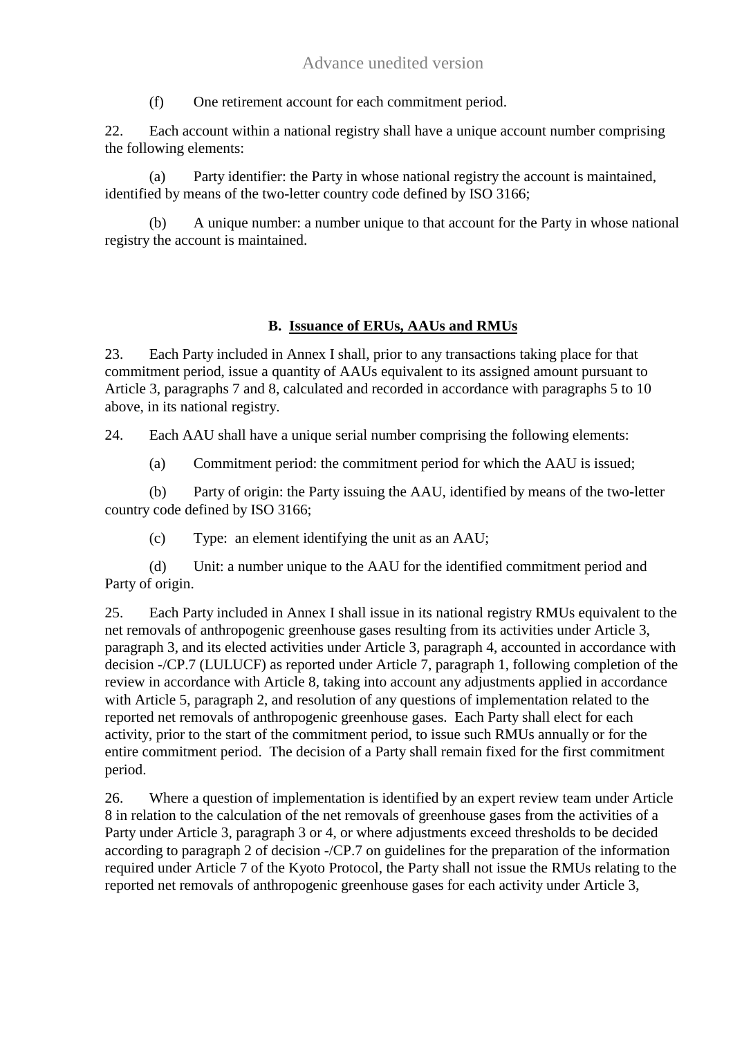(f) One retirement account for each commitment period.

22. Each account within a national registry shall have a unique account number comprising the following elements:

(a) Party identifier: the Party in whose national registry the account is maintained, identified by means of the two-letter country code defined by ISO 3166;

(b) A unique number: a number unique to that account for the Party in whose national registry the account is maintained.

### B. Issuance of ERUs, AAUs and RMUs

23. Each Party included in Annex I shall, prior to any transactions taking place for that commitment period, issue a quantity of AAUs equivalent to its assigned amount pursuant to Article 3, paragraphs 7 and 8, calculated and recorded in accordance with paragraphs 5 to 10 above, in its national registry.

24. Each AAU shall have a unique serial number comprising the following elements:

(a) Commitment period: the commitment period for which the AAU is issued;

(b) Party of origin: the Party issuing the AAU, identified by means of the two-letter country code defined by ISO 3166;

(c) Type: an element identifying the unit as an AAU;

(d) Unit: a number unique to the AAU for the identified commitment period and Party of origin.

25. Each Party included in Annex I shall issue in its national registry RMUs equivalent to the net removals of anthropogenic greenhouse gases resulting from its activities under Article 3, paragraph 3, and its elected activities under Article 3, paragraph 4, accounted in accordance with decision -/CP.7 (LULUCF) as reported under Article 7, paragraph 1, following completion of the review in accordance with Article 8, taking into account any adjustments applied in accordance with Article 5, paragraph 2, and resolution of any questions of implementation related to the reported net removals of anthropogenic greenhouse gases. Each Party shall elect for each activity, prior to the start of the commitment period, to issue such RMUs annually or for the entire commitment period. The decision of a Party shall remain fixed for the first commitment period.

26. Where a question of implementation is identified by an expert review team under Article 8 in relation to the calculation of the net removals of greenhouse gases from the activities of a Party under Article 3, paragraph 3 or 4, or where adjustments exceed thresholds to be decided according to paragraph 2 of decision -/CP.7 on guidelines for the preparation of the information required under Article 7 of the Kyoto Protocol, the Party shall not issue the RMUs relating to the reported net removals of anthropogenic greenhouse gases for each activity under Article 3,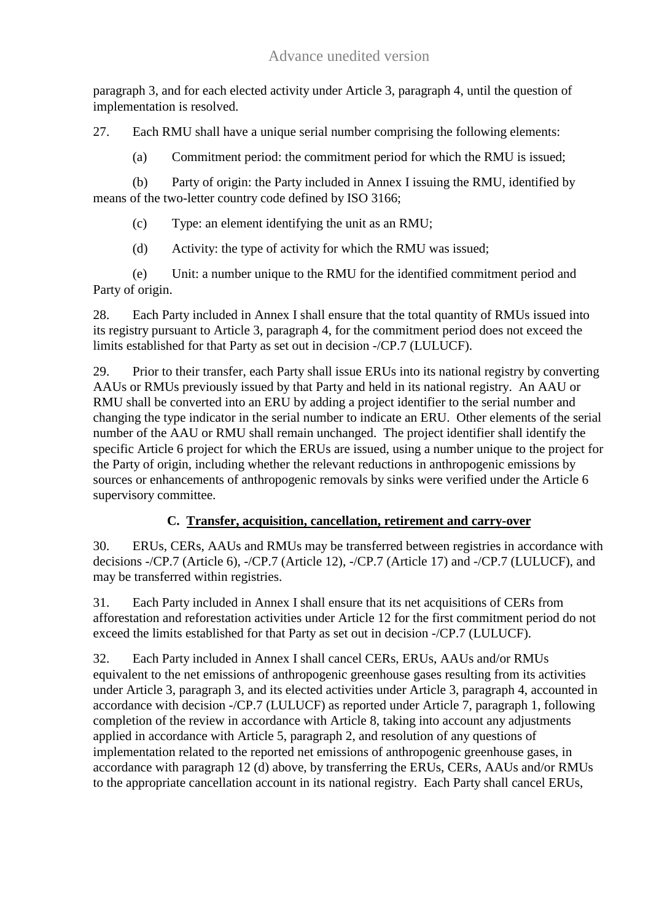paragraph 3, and for each elected activity under Article 3, paragraph 4, until the question of implementation is resolved.

27. Each RMU shall have a unique serial number comprising the following elements:

(a) Commitment period: the commitment period for which the RMU is issued;

(b) Party of origin: the Party included in Annex I issuing the RMU, identified by means of the two-letter country code defined by ISO 3166;

(c) Type: an element identifying the unit as an RMU;

(d) Activity: the type of activity for which the RMU was issued;

(e) Unit: a number unique to the RMU for the identified commitment period and Party of origin.

28. Each Party included in Annex I shall ensure that the total quantity of RMUs issued into its registry pursuant to Article 3, paragraph 4, for the commitment period does not exceed the limits established for that Party as set out in decision -/CP.7 (LULUCF).

29. Prior to their transfer, each Party shall issue ERUs into its national registry by converting AAUs or RMUs previously issued by that Party and held in its national registry. An AAU or RMU shall be converted into an ERU by adding a project identifier to the serial number and changing the type indicator in the serial number to indicate an ERU. Other elements of the serial number of the AAU or RMU shall remain unchanged. The project identifier shall identify the specific Article 6 project for which the ERUs are issued, using a number unique to the project for the Party of origin, including whether the relevant reductions in anthropogenic emissions by sources or enhancements of anthropogenic removals by sinks were verified under the Article 6 supervisory committee.

### C. Transfer, acquisition, cancellation, retirement and carry-over

30. ERUs, CERs, AAUs and RMUs may be transferred between registries in accordance with decisions -/CP.7 (Article 6), -/CP.7 (Article 12), -/CP.7 (Article 17) and -/CP.7 (LULUCF), and may be transferred within registries.

31. Each Party included in Annex I shall ensure that its net acquisitions of CERs from afforestation and reforestation activities under Article 12 for the first commitment period do not exceed the limits established for that Party as set out in decision -/CP.7 (LULUCF).

32. Each Party included in Annex I shall cancel CERs, ERUs, AAUs and/or RMUs equivalent to the net emissions of anthropogenic greenhouse gases resulting from its activities under Article 3, paragraph 3, and its elected activities under Article 3, paragraph 4, accounted in accordance with decision -/CP.7 (LULUCF) as reported under Article 7, paragraph 1, following completion of the review in accordance with Article 8, taking into account any adjustments applied in accordance with Article 5, paragraph 2, and resolution of any questions of implementation related to the reported net emissions of anthropogenic greenhouse gases, in accordance with paragraph 12 (d) above, by transferring the ERUs, CERs, AAUs and/or RMUs to the appropriate cancellation account in its national registry. Each Party shall cancel ERUs,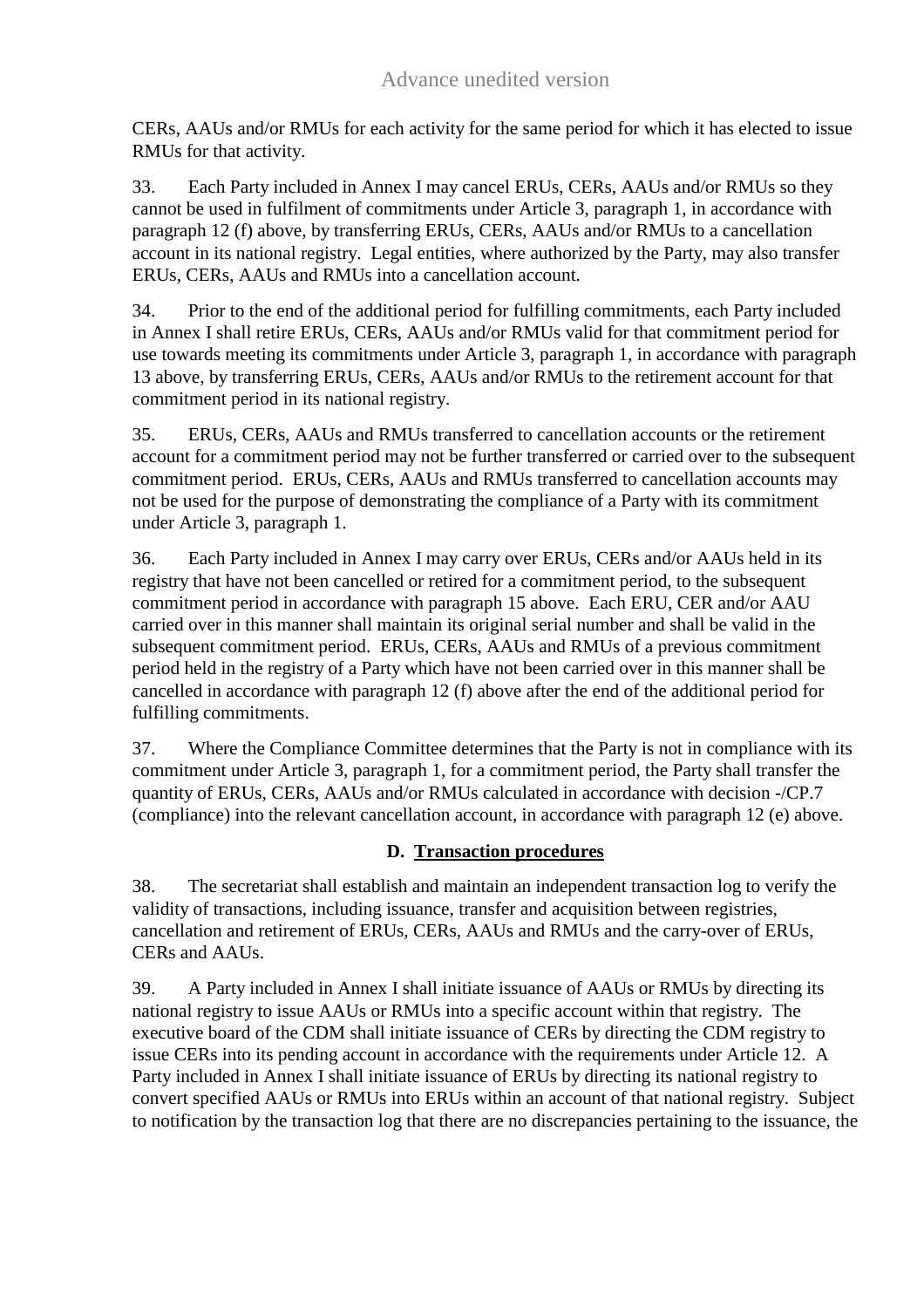CERs, AAUs and/or RMUs for each activity for the same period for which it has elected to issue RMUs for that activity.

33. Each Party included in Annex I may cancel ERUs, CERs, AAUs and/or RMUs so they cannot be used in fulfilment of commitments under Article 3, paragraph 1, in accordance with paragraph 12 (f) above, by transferring ERUs, CERs, AAUs and/or RMUs to a cancellation account in its national registry. Legal entities, where authorized by the Party, may also transfer ERUs, CERs, AAUs and RMUs into a cancellation account.

34. Prior to the end of the additional period for fulfilling commitments, each Party included in Annex I shall retire ERUs, CERs, AAUs and/or RMUs valid for that commitment period for use towards meeting its commitments under Article 3, paragraph 1, in accordance with paragraph 13 above, by transferring ERUs, CERs, AAUs and/or RMUs to the retirement account for that commitment period in its national registry.

35. ERUs, CERs, AAUs and RMUs transferred to cancellation accounts or the retirement account for a commitment period may not be further transferred or carried over to the subsequent commitment period. ERUs, CERs, AAUs and RMUs transferred to cancellation accounts may not be used for the purpose of demonstrating the compliance of a Party with its commitment under Article 3, paragraph 1.

36. Each Party included in Annex I may carry over ERUs, CERs and/or AAUs held in its registry that have not been cancelled or retired for a commitment period, to the subsequent commitment period in accordance with paragraph 15 above. Each ERU, CER and/or AAU carried over in this manner shall maintain its original serial number and shall be valid in the subsequent commitment period. ERUs, CERs, AAUs and RMUs of a previous commitment period held in the registry of a Party which have not been carried over in this manner shall be cancelled in accordance with paragraph 12 (f) above after the end of the additional period for fulfilling commitments.

37. Where the Compliance Committee determines that the Party is not in compliance with its commitment under Article 3, paragraph 1, for a commitment period, the Party shall transfer the quantity of ERUs, CERs, AAUs and/or RMUs calculated in accordance with decision -/CP.7 (compliance) into the relevant cancellation account, in accordance with paragraph 12 (e) above.

### D. Transaction procedures

38. The secretariat shall establish and maintain an independent transaction log to verify the validity of transactions, including issuance, transfer and acquisition between registries, cancellation and retirement of ERUs, CERs, AAUs and RMUs and the carry-over of ERUs, CERs and AAUs.

39. A Party included in Annex I shall initiate issuance of AAUs or RMUs by directing its national registry to issue AAUs or RMUs into a specific account within that registry. The executive board of the CDM shall initiate issuance of CERs by directing the CDM registry to issue CERs into its pending account in accordance with the requirements under Article 12. A Party included in Annex I shall initiate issuance of ERUs by directing its national registry to convert specified AAUs or RMUs into ERUs within an account of that national registry. Subject to notification by the transaction log that there are no discrepancies pertaining to the issuance, the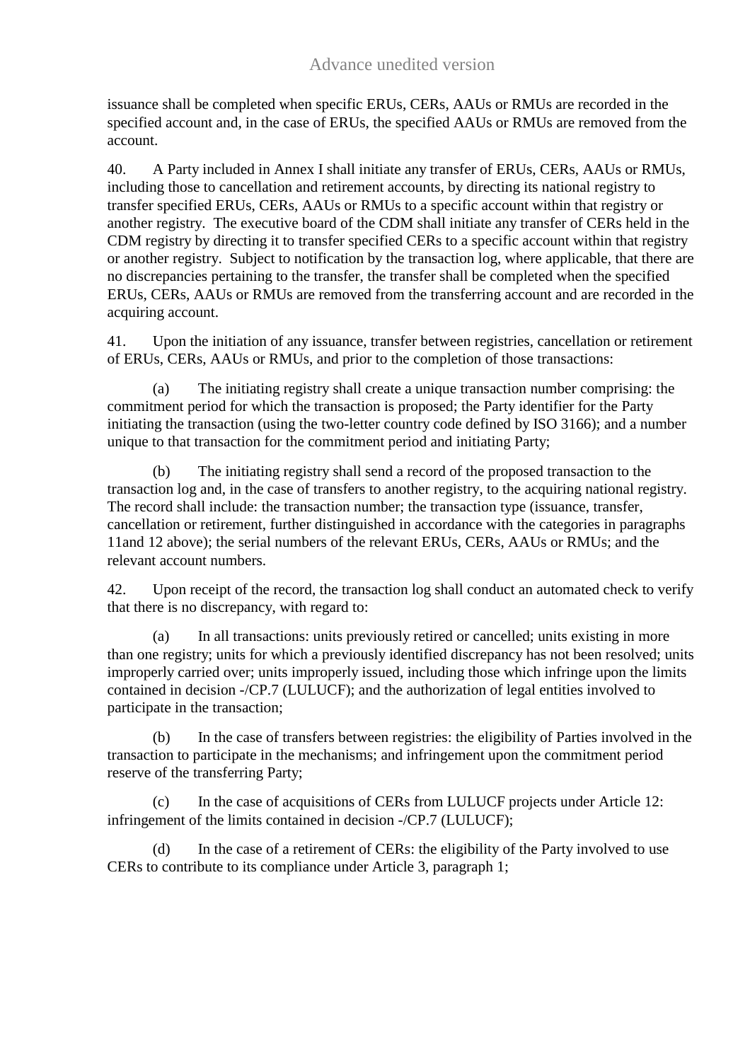issuance shall be completed when specific ERUs, CERs, AAUs or RMUs are recorded in the specified account and, in the case of ERUs, the specified AAUs or RMUs are removed from the account.

40. A Party included in Annex I shall initiate any transfer of ERUs, CERs, AAUs or RMUs, including those to cancellation and retirement accounts, by directing its national registry to transfer specified ERUs, CERs, AAUs or RMUs to a specific account within that registry or another registry. The executive board of the CDM shall initiate any transfer of CERs held in the CDM registry by directing it to transfer specified CERs to a specific account within that registry or another registry. Subject to notification by the transaction log, where applicable, that there are no discrepancies pertaining to the transfer, the transfer shall be completed when the specified ERUs, CERs, AAUs or RMUs are removed from the transferring account and are recorded in the acquiring account.

41. Upon the initiation of any issuance, transfer between registries, cancellation or retirement of ERUs, CERs, AAUs or RMUs, and prior to the completion of those transactions:

(a) The initiating registry shall create a unique transaction number comprising: the commitment period for which the transaction is proposed; the Party identifier for the Party initiating the transaction (using the two-letter country code defined by ISO 3166); and a number unique to that transaction for the commitment period and initiating Party;

(b) The initiating registry shall send a record of the proposed transaction to the transaction log and, in the case of transfers to another registry, to the acquiring national registry. The record shall include: the transaction number; the transaction type (issuance, transfer, cancellation or retirement, further distinguished in accordance with the categories in paragraphs 11and 12 above); the serial numbers of the relevant ERUs, CERs, AAUs or RMUs; and the relevant account numbers.

42. Upon receipt of the record, the transaction log shall conduct an automated check to verify that there is no discrepancy, with regard to:

(a) In all transactions: units previously retired or cancelled; units existing in more than one registry; units for which a previously identified discrepancy has not been resolved; units improperly carried over; units improperly issued, including those which infringe upon the limits contained in decision -/CP.7 (LULUCF); and the authorization of legal entities involved to participate in the transaction;

(b) In the case of transfers between registries: the eligibility of Parties involved in the transaction to participate in the mechanisms; and infringement upon the commitment period reserve of the transferring Party;

(c) In the case of acquisitions of CERs from LULUCF projects under Article 12: infringement of the limits contained in decision -/CP.7 (LULUCF);

(d) In the case of a retirement of CERs: the eligibility of the Party involved to use CERs to contribute to its compliance under Article 3, paragraph 1;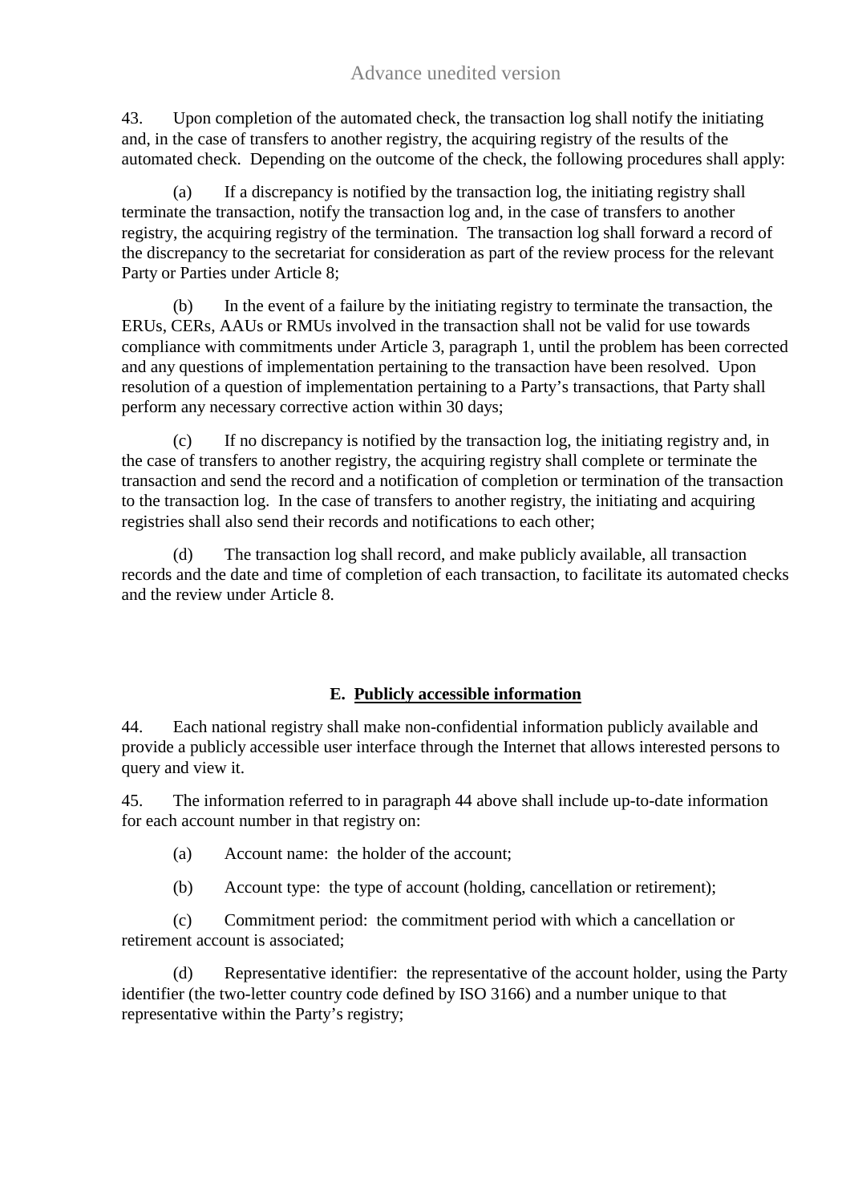43. Upon completion of the automated check, the transaction log shall notify the initiating and, in the case of transfers to another registry, the acquiring registry of the results of the automated check. Depending on the outcome of the check, the following procedures shall apply:

(a) If a discrepancy is notified by the transaction log, the initiating registry shall terminate the transaction, notify the transaction log and, in the case of transfers to another registry, the acquiring registry of the termination. The transaction log shall forward a record of the discrepancy to the secretariat for consideration as part of the review process for the relevant Party or Parties under Article 8;

(b) In the event of a failure by the initiating registry to terminate the transaction, the ERUs, CERs, AAUs or RMUs involved in the transaction shall not be valid for use towards compliance with commitments under Article 3, paragraph 1, until the problem has been corrected and any questions of implementation pertaining to the transaction have been resolved. Upon resolution of a question of implementation pertaining to a Party's transactions, that Party shall perform any necessary corrective action within 30 days;

(c) If no discrepancy is notified by the transaction log, the initiating registry and, in the case of transfers to another registry, the acquiring registry shall complete or terminate the transaction and send the record and a notification of completion or termination of the transaction to the transaction log. In the case of transfers to another registry, the initiating and acquiring registries shall also send their records and notifications to each other;

(d) The transaction log shall record, and make publicly available, all transaction records and the date and time of completion of each transaction, to facilitate its automated checks and the review under Article 8.

### E. Publicly accessible information

44. Each national registry shall make non-confidential information publicly available and provide a publicly accessible user interface through the Internet that allows interested persons to query and view it.

45. The information referred to in paragraph 44 above shall include up-to-date information for each account number in that registry on:

(a) Account name: the holder of the account;

(b) Account type: the type of account (holding, cancellation or retirement);

(c) Commitment period: the commitment period with which a cancellation or retirement account is associated;

(d) Representative identifier: the representative of the account holder, using the Party identifier (the two-letter country code defined by ISO 3166) and a number unique to that representative within the Party's registry;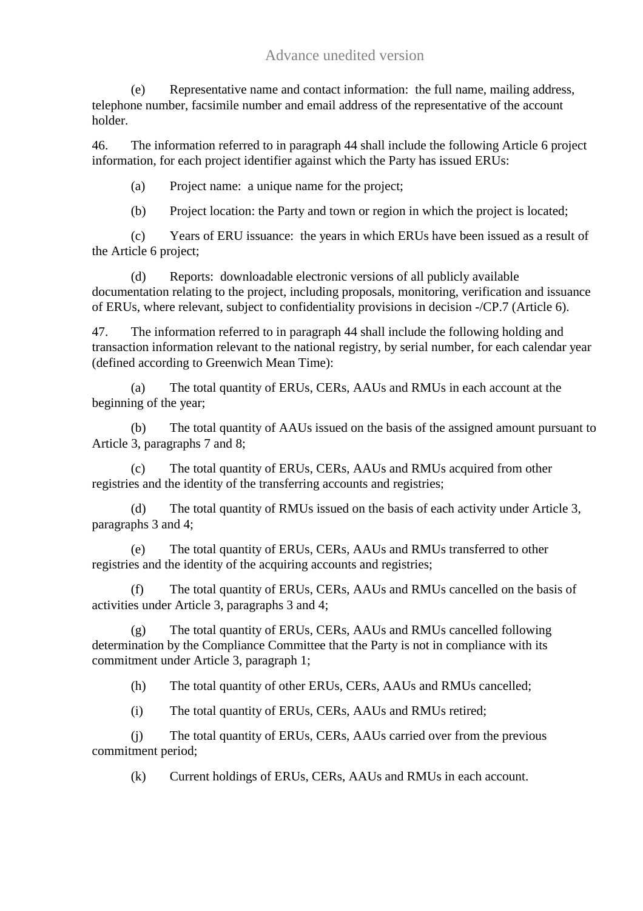(e) Representative name and contact information: the full name, mailing address, telephone number, facsimile number and email address of the representative of the account holder.

46. The information referred to in paragraph 44 shall include the following Article 6 project information, for each project identifier against which the Party has issued ERUs:

(a) Project name: a unique name for the project;

(b) Project location: the Party and town or region in which the project is located;

(c) Years of ERU issuance: the years in which ERUs have been issued as a result of the Article 6 project;

(d) Reports: downloadable electronic versions of all publicly available documentation relating to the project, including proposals, monitoring, verification and issuance of ERUs, where relevant, subject to confidentiality provisions in decision -/CP.7 (Article 6).

47. The information referred to in paragraph 44 shall include the following holding and transaction information relevant to the national registry, by serial number, for each calendar year (defined according to Greenwich Mean Time):

(a) The total quantity of ERUs, CERs, AAUs and RMUs in each account at the beginning of the year;

(b) The total quantity of AAUs issued on the basis of the assigned amount pursuant to Article 3, paragraphs 7 and 8;

(c) The total quantity of ERUs, CERs, AAUs and RMUs acquired from other registries and the identity of the transferring accounts and registries;

(d) The total quantity of RMUs issued on the basis of each activity under Article 3, paragraphs 3 and 4;

(e) The total quantity of ERUs, CERs, AAUs and RMUs transferred to other registries and the identity of the acquiring accounts and registries;

(f) The total quantity of ERUs, CERs, AAUs and RMUs cancelled on the basis of activities under Article 3, paragraphs 3 and 4;

(g) The total quantity of ERUs, CERs, AAUs and RMUs cancelled following determination by the Compliance Committee that the Party is not in compliance with its commitment under Article 3, paragraph 1;

(h) The total quantity of other ERUs, CERs, AAUs and RMUs cancelled;

(i) The total quantity of ERUs, CERs, AAUs and RMUs retired;

(j) The total quantity of ERUs, CERs, AAUs carried over from the previous commitment period;

(k) Current holdings of ERUs, CERs, AAUs and RMUs in each account.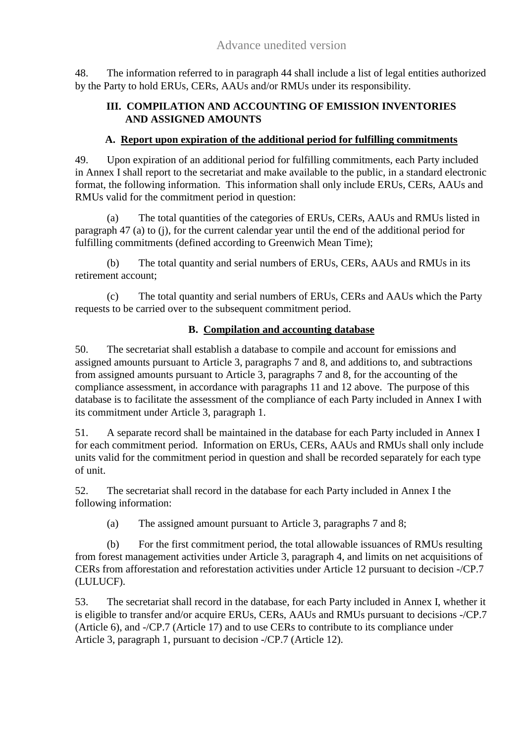48. The information referred to in paragraph 44 shall include a list of legal entities authorized by the Party to hold ERUs, CERs, AAUs and/or RMUs under its responsibility.

## III. COMPILATION AND ACCOUNTING OF EMISSION INVENTORIES AND ASSIGNED AMOUNTS

### A. Report upon expiration of the additional period for fulfilling commitments

49. Upon expiration of an additional period for fulfilling commitments, each Party included in Annex I shall report to the secretariat and make available to the public, in a standard electronic format, the following information. This information shall only include ERUs, CERs, AAUs and RMUs valid for the commitment period in question:

(a) The total quantities of the categories of ERUs, CERs, AAUs and RMUs listed in paragraph 47 (a) to (j), for the current calendar year until the end of the additional period for fulfilling commitments (defined according to Greenwich Mean Time);

(b) The total quantity and serial numbers of ERUs, CERs, AAUs and RMUs in its retirement account;

(c) The total quantity and serial numbers of ERUs, CERs and AAUs which the Party requests to be carried over to the subsequent commitment period.

### B. Compilation and accounting database

50. The secretariat shall establish a database to compile and account for emissions and assigned amounts pursuant to Article 3, paragraphs 7 and 8, and additions to, and subtractions from assigned amounts pursuant to Article 3, paragraphs 7 and 8, for the accounting of the compliance assessment, in accordance with paragraphs 11 and 12 above. The purpose of this database is to facilitate the assessment of the compliance of each Party included in Annex I with its commitment under Article 3, paragraph 1.

51. A separate record shall be maintained in the database for each Party included in Annex I for each commitment period. Information on ERUs, CERs, AAUs and RMUs shall only include units valid for the commitment period in question and shall be recorded separately for each type of unit.

52. The secretariat shall record in the database for each Party included in Annex I the following information:

(a) The assigned amount pursuant to Article 3, paragraphs 7 and 8;

(b) For the first commitment period, the total allowable issuances of RMUs resulting from forest management activities under Article 3, paragraph 4, and limits on net acquisitions of CERs from afforestation and reforestation activities under Article 12 pursuant to decision -/CP.7 (LULUCF).

53. The secretariat shall record in the database, for each Party included in Annex I, whether it is eligible to transfer and/or acquire ERUs, CERs, AAUs and RMUs pursuant to decisions -/CP.7 (Article 6), and -/CP.7 (Article 17) and to use CERs to contribute to its compliance under Article 3, paragraph 1, pursuant to decision -/CP.7 (Article 12).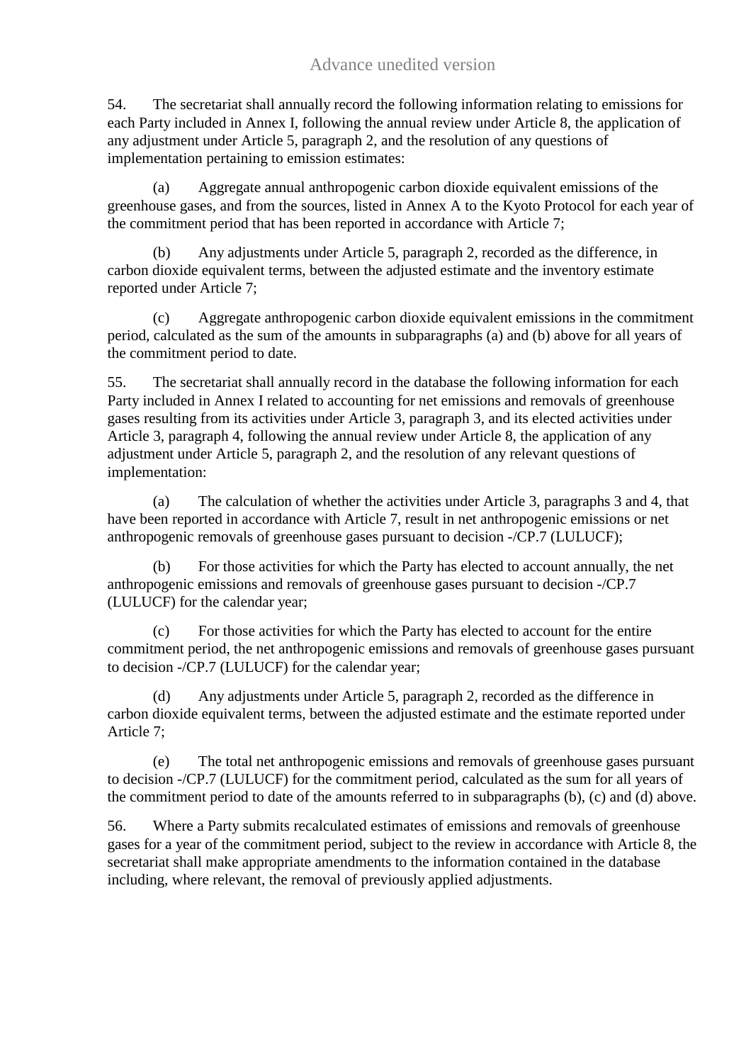54. The secretariat shall annually record the following information relating to emissions for each Party included in Annex I, following the annual review under Article 8, the application of any adjustment under Article 5, paragraph 2, and the resolution of any questions of implementation pertaining to emission estimates:

(a) Aggregate annual anthropogenic carbon dioxide equivalent emissions of the greenhouse gases, and from the sources, listed in Annex A to the Kyoto Protocol for each year of the commitment period that has been reported in accordance with Article 7;

(b) Any adjustments under Article 5, paragraph 2, recorded as the difference, in carbon dioxide equivalent terms, between the adjusted estimate and the inventory estimate reported under Article 7;

(c) Aggregate anthropogenic carbon dioxide equivalent emissions in the commitment period, calculated as the sum of the amounts in subparagraphs (a) and (b) above for all years of the commitment period to date.

55. The secretariat shall annually record in the database the following information for each Party included in Annex I related to accounting for net emissions and removals of greenhouse gases resulting from its activities under Article 3, paragraph 3, and its elected activities under Article 3, paragraph 4, following the annual review under Article 8, the application of any adjustment under Article 5, paragraph 2, and the resolution of any relevant questions of implementation:

(a) The calculation of whether the activities under Article 3, paragraphs 3 and 4, that have been reported in accordance with Article 7, result in net anthropogenic emissions or net anthropogenic removals of greenhouse gases pursuant to decision -/CP.7 (LULUCF);

(b) For those activities for which the Party has elected to account annually, the net anthropogenic emissions and removals of greenhouse gases pursuant to decision -/CP.7 (LULUCF) for the calendar year;

(c) For those activities for which the Party has elected to account for the entire commitment period, the net anthropogenic emissions and removals of greenhouse gases pursuant to decision -/CP.7 (LULUCF) for the calendar year;

(d) Any adjustments under Article 5, paragraph 2, recorded as the difference in carbon dioxide equivalent terms, between the adjusted estimate and the estimate reported under Article 7;

(e) The total net anthropogenic emissions and removals of greenhouse gases pursuant to decision -/CP.7 (LULUCF) for the commitment period, calculated as the sum for all years of the commitment period to date of the amounts referred to in subparagraphs (b), (c) and (d) above.

56. Where a Party submits recalculated estimates of emissions and removals of greenhouse gases for a year of the commitment period, subject to the review in accordance with Article 8, the secretariat shall make appropriate amendments to the information contained in the database including, where relevant, the removal of previously applied adjustments.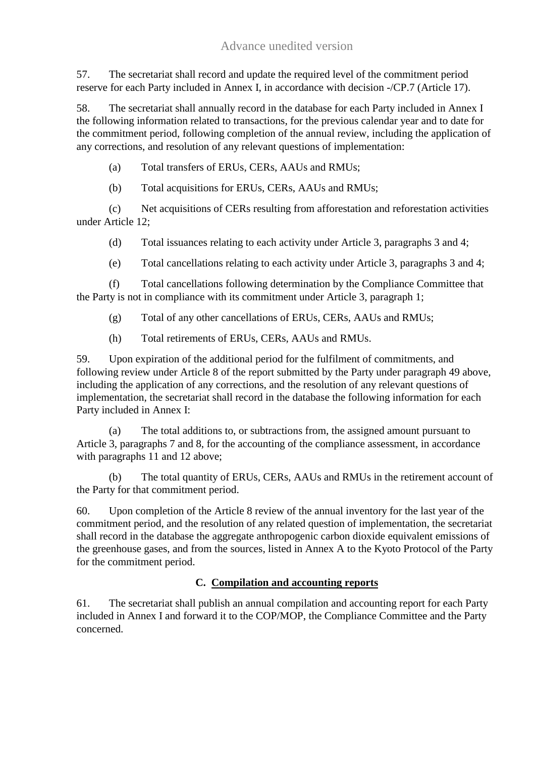57. The secretariat shall record and update the required level of the commitment period reserve for each Party included in Annex I, in accordance with decision -/CP.7 (Article 17).

58. The secretariat shall annually record in the database for each Party included in Annex I the following information related to transactions, for the previous calendar year and to date for the commitment period, following completion of the annual review, including the application of any corrections, and resolution of any relevant questions of implementation:

(a) Total transfers of ERUs, CERs, AAUs and RMUs;

(b) Total acquisitions for ERUs, CERs, AAUs and RMUs;

(c) Net acquisitions of CERs resulting from afforestation and reforestation activities under Article 12;

(d) Total issuances relating to each activity under Article 3, paragraphs 3 and 4;

(e) Total cancellations relating to each activity under Article 3, paragraphs 3 and 4;

(f) Total cancellations following determination by the Compliance Committee that the Party is not in compliance with its commitment under Article 3, paragraph 1;

(g) Total of any other cancellations of ERUs, CERs, AAUs and RMUs;

(h) Total retirements of ERUs, CERs, AAUs and RMUs.

59. Upon expiration of the additional period for the fulfilment of commitments, and following review under Article 8 of the report submitted by the Party under paragraph 49 above, including the application of any corrections, and the resolution of any relevant questions of implementation, the secretariat shall record in the database the following information for each Party included in Annex I:

(a) The total additions to, or subtractions from, the assigned amount pursuant to Article 3, paragraphs 7 and 8, for the accounting of the compliance assessment, in accordance with paragraphs 11 and 12 above;

(b) The total quantity of ERUs, CERs, AAUs and RMUs in the retirement account of the Party for that commitment period.

60. Upon completion of the Article 8 review of the annual inventory for the last year of the commitment period, and the resolution of any related question of implementation, the secretariat shall record in the database the aggregate anthropogenic carbon dioxide equivalent emissions of the greenhouse gases, and from the sources, listed in Annex A to the Kyoto Protocol of the Party for the commitment period.

### C. Compilation and accounting reports

61. The secretariat shall publish an annual compilation and accounting report for each Party included in Annex I and forward it to the COP/MOP, the Compliance Committee and the Party concerned.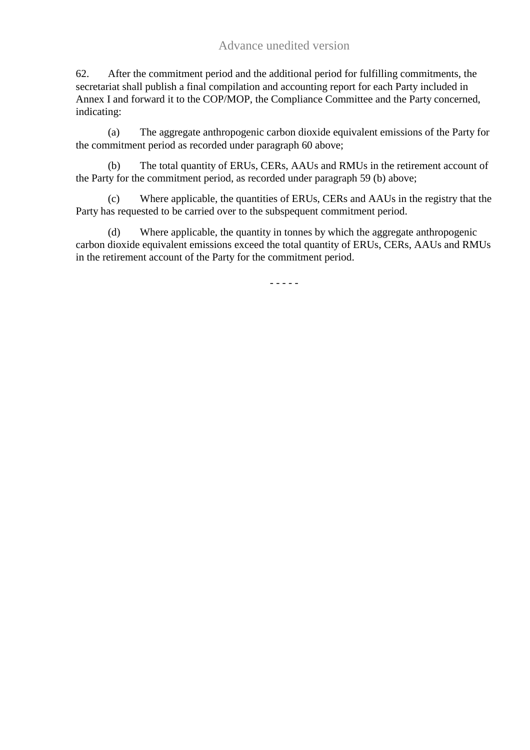62. After the commitment period and the additional period for fulfilling commitments, the secretariat shall publish a final compilation and accounting report for each Party included in Annex I and forward it to the COP/MOP, the Compliance Committee and the Party concerned, indicating:

(a) The aggregate anthropogenic carbon dioxide equivalent emissions of the Party for the commitment period as recorded under paragraph 60 above;

(b) The total quantity of ERUs, CERs, AAUs and RMUs in the retirement account of the Party for the commitment period, as recorded under paragraph 59 (b) above;

(c) Where applicable, the quantities of ERUs, CERs and AAUs in the registry that the Party has requested to be carried over to the subspequent commitment period.

(d) Where applicable, the quantity in tonnes by which the aggregate anthropogenic carbon dioxide equivalent emissions exceed the total quantity of ERUs, CERs, AAUs and RMUs in the retirement account of the Party for the commitment period.

- - - - -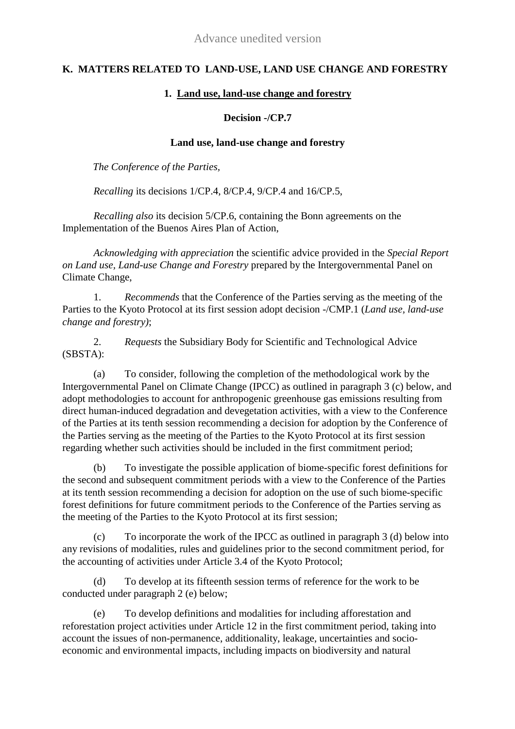## K. MATTERS RELATED TO LAND-USE, LAND USE CHANGE AND FORESTRY

### 1. Land use, land-use change and forestry

**Decision -/CP.7**

**Land use, land-use change and forestry**

*The Conference of the Parties,*

*Recalling* its decisions 1/CP.4, 8/CP.4, 9/CP.4 and 16/CP.5,

*Recalling also* its decision 5/CP.6, containing the Bonn agreements on the Implementation of the Buenos Aires Plan of Action,

*Acknowledging with appreciation* the scientific advice provided in the *Special Report on Land use, Land-use Change and Forestry* prepared by the Intergovernmental Panel on Climate Change,

1. *Recommends* that the Conference of the Parties serving as the meeting of the Parties to the Kyoto Protocol at its first session adopt decision -/CMP.1 (*Land use, land-use change and forestry)*;

2. *Requests* the Subsidiary Body for Scientific and Technological Advice (SBSTA):

(a) To consider, following the completion of the methodological work by the Intergovernmental Panel on Climate Change (IPCC) as outlined in paragraph 3 (c) below, and adopt methodologies to account for anthropogenic greenhouse gas emissions resulting from direct human-induced degradation and devegetation activities, with a view to the Conference of the Parties at its tenth session recommending a decision for adoption by the Conference of the Parties serving as the meeting of the Parties to the Kyoto Protocol at its first session regarding whether such activities should be included in the first commitment period;

(b) To investigate the possible application of biome-specific forest definitions for the second and subsequent commitment periods with a view to the Conference of the Parties at its tenth session recommending a decision for adoption on the use of such biome-specific forest definitions for future commitment periods to the Conference of the Parties serving as the meeting of the Parties to the Kyoto Protocol at its first session;

(c) To incorporate the work of the IPCC as outlined in paragraph 3 (d) below into any revisions of modalities, rules and guidelines prior to the second commitment period, for the accounting of activities under Article 3.4 of the Kyoto Protocol;

(d) To develop at its fifteenth session terms of reference for the work to be conducted under paragraph 2 (e) below;

(e) To develop definitions and modalities for including afforestation and reforestation project activities under Article 12 in the first commitment period, taking into account the issues of non-permanence, additionality, leakage, uncertainties and socio-economic and environmental impacts, including impacts on biodiversity and natural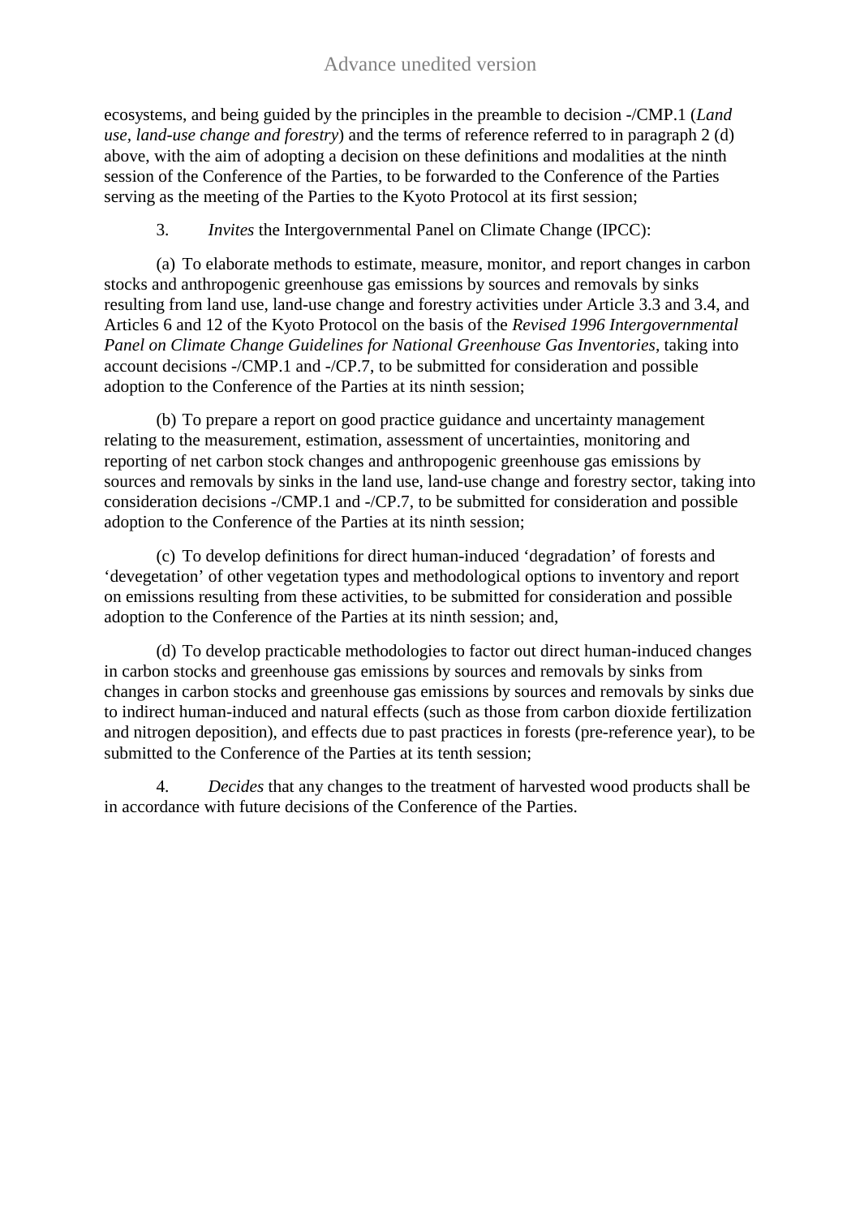ecosystems, and being guided by the principles in the preamble to decision -/CMP.1 (*Land use, land-use change and forestry*) and the terms of reference referred to in paragraph 2 (d) above, with the aim of adopting a decision on these definitions and modalities at the ninth session of the Conference of the Parties, to be forwarded to the Conference of the Parties serving as the meeting of the Parties to the Kyoto Protocol at its first session;

3. *Invites* the Intergovernmental Panel on Climate Change (IPCC):

(a) To elaborate methods to estimate, measure, monitor, and report changes in carbon stocks and anthropogenic greenhouse gas emissions by sources and removals by sinks resulting from land use, land-use change and forestry activities under Article 3.3 and 3.4, and Articles 6 and 12 of the Kyoto Protocol on the basis of the *Revised 1996 Intergovernmental Panel on Climate Change Guidelines for National Greenhouse Gas Inventories*, taking into account decisions -/CMP.1 and -/CP.7, to be submitted for consideration and possible adoption to the Conference of the Parties at its ninth session;

(b) To prepare a report on good practice guidance and uncertainty management relating to the measurement, estimation, assessment of uncertainties, monitoring and reporting of net carbon stock changes and anthropogenic greenhouse gas emissions by sources and removals by sinks in the land use, land-use change and forestry sector, taking into consideration decisions -/CMP.1 and -/CP.7, to be submitted for consideration and possible adoption to the Conference of the Parties at its ninth session;

(c) To develop definitions for direct human-induced 'degradation' of forests and 'devegetation' of other vegetation types and methodological options to inventory and report on emissions resulting from these activities, to be submitted for consideration and possible adoption to the Conference of the Parties at its ninth session; and,

(d) To develop practicable methodologies to factor out direct human-induced changes in carbon stocks and greenhouse gas emissions by sources and removals by sinks from changes in carbon stocks and greenhouse gas emissions by sources and removals by sinks due to indirect human-induced and natural effects (such as those from carbon dioxide fertilization and nitrogen deposition), and effects due to past practices in forests (pre-reference year), to be submitted to the Conference of the Parties at its tenth session;

4. *Decides* that any changes to the treatment of harvested wood products shall be in accordance with future decisions of the Conference of the Parties.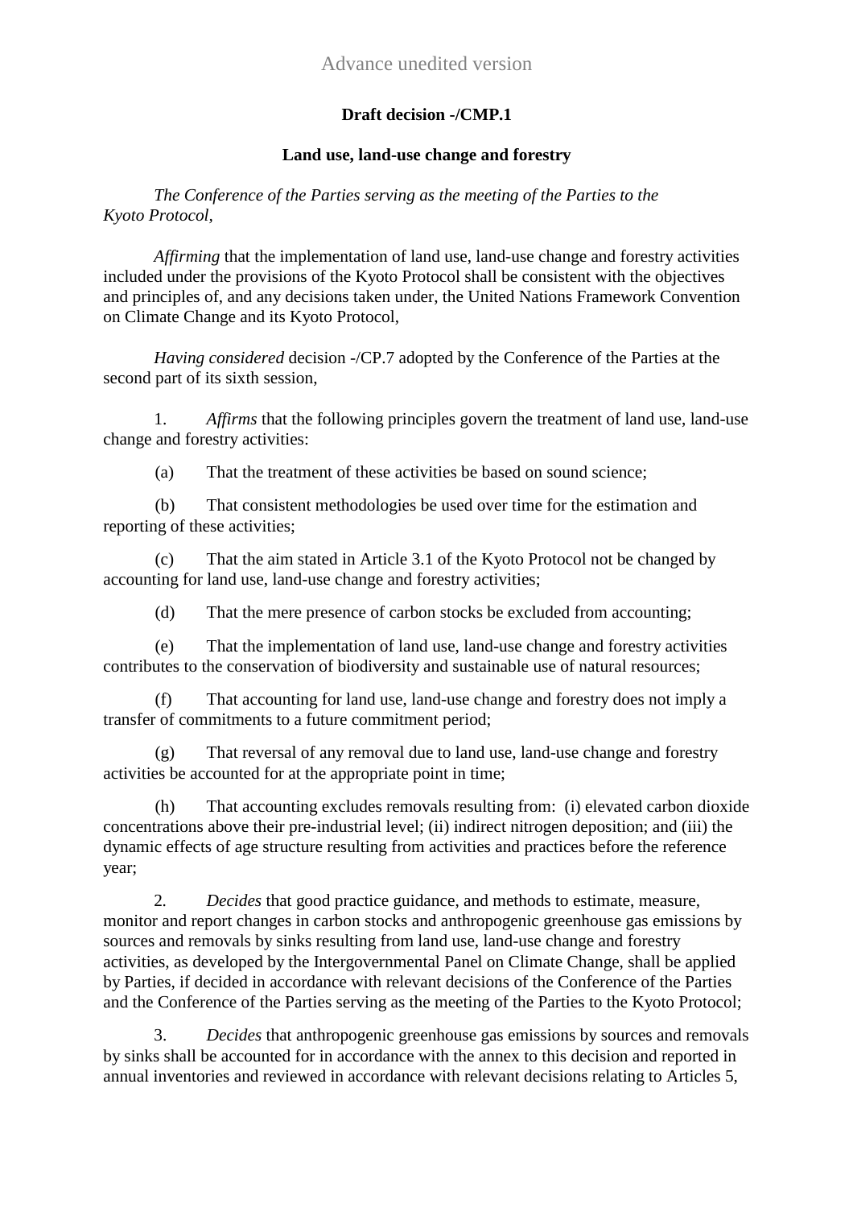Advance unedited version

**Draft decision -/CMP.1**

**Land use, land-use change and forestry**

*The Conference of the Parties serving as the meeting of the Parties to the Kyoto Protocol*,

*Affirming* that the implementation of land use, land-use change and forestry activities included under the provisions of the Kyoto Protocol shall be consistent with the objectives and principles of, and any decisions taken under, the United Nations Framework Convention on Climate Change and its Kyoto Protocol,

*Having considered* decision -/CP.7 adopted by the Conference of the Parties at the second part of its sixth session,

1. *Affirms* that the following principles govern the treatment of land use, land-use change and forestry activities:

(a) That the treatment of these activities be based on sound science;

(b) That consistent methodologies be used over time for the estimation and reporting of these activities;

(c) That the aim stated in Article 3.1 of the Kyoto Protocol not be changed by accounting for land use, land-use change and forestry activities;

(d) That the mere presence of carbon stocks be excluded from accounting;

(e) That the implementation of land use, land-use change and forestry activities contributes to the conservation of biodiversity and sustainable use of natural resources;

(f) That accounting for land use, land-use change and forestry does not imply a transfer of commitments to a future commitment period;

(g) That reversal of any removal due to land use, land-use change and forestry activities be accounted for at the appropriate point in time;

(h) That accounting excludes removals resulting from: (i) elevated carbon dioxide concentrations above their pre-industrial level; (ii) indirect nitrogen deposition; and (iii) the dynamic effects of age structure resulting from activities and practices before the reference year;

2. *Decides* that good practice guidance, and methods to estimate, measure, monitor and report changes in carbon stocks and anthropogenic greenhouse gas emissions by sources and removals by sinks resulting from land use, land-use change and forestry activities, as developed by the Intergovernmental Panel on Climate Change, shall be applied by Parties, if decided in accordance with relevant decisions of the Conference of the Parties and the Conference of the Parties serving as the meeting of the Parties to the Kyoto Protocol;

3. *Decides* that anthropogenic greenhouse gas emissions by sources and removals by sinks shall be accounted for in accordance with the annex to this decision and reported in annual inventories and reviewed in accordance with relevant decisions relating to Articles 5,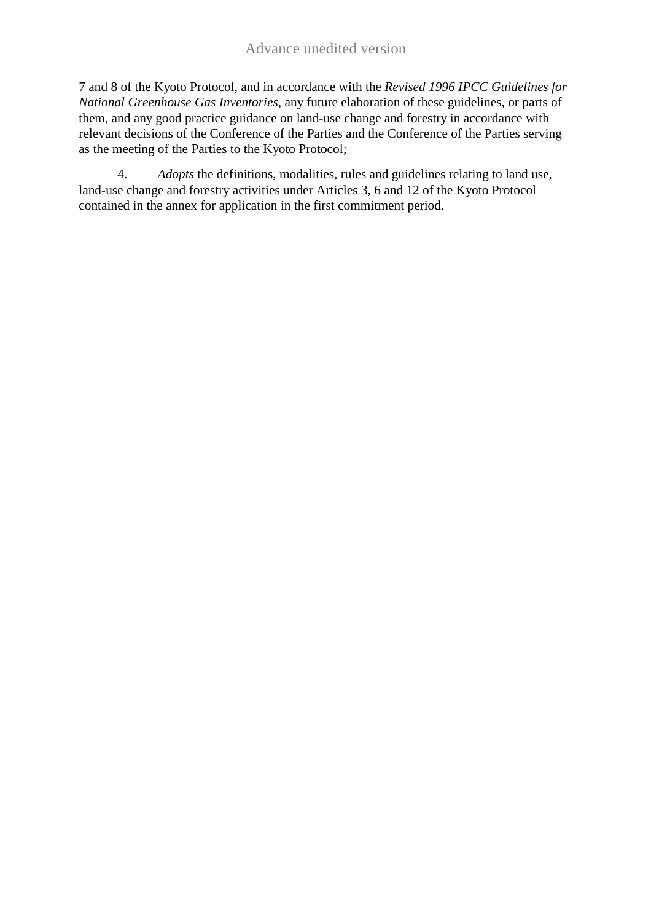7 and 8 of the Kyoto Protocol, and in accordance with the *Revised 1996 IPCC Guidelines for National Greenhouse Gas Inventories*, any future elaboration of these guidelines, or parts of them, and any good practice guidance on land-use change and forestry in accordance with relevant decisions of the Conference of the Parties and the Conference of the Parties serving as the meeting of the Parties to the Kyoto Protocol;

4. *Adopts* the definitions, modalities, rules and guidelines relating to land use, land-use change and forestry activities under Articles 3, 6 and 12 of the Kyoto Protocol contained in the annex for application in the first commitment period.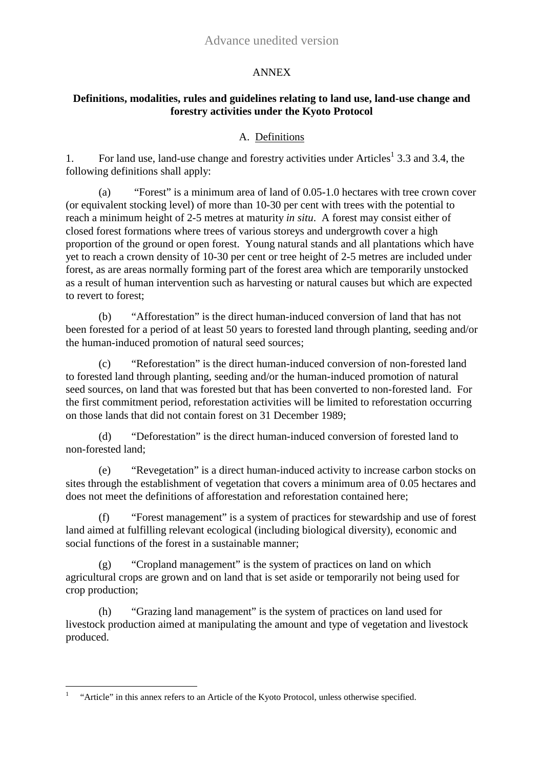Advance unedited version

ANNEX

**Definitions, modalities, rules and guidelines relating to land use, land-use change and forestry activities under the Kyoto Protocol**

A. Definitions

1. For land use, land-use change and forestry activities under Articles[1] 3.3 and 3.4, the following definitions shall apply:

(a) "Forest" is a minimum area of land of 0.05-1.0 hectares with tree crown cover (or equivalent stocking level) of more than 10-30 per cent with trees with the potential to reach a minimum height of 2-5 metres at maturity *in situ*. A forest may consist either of closed forest formations where trees of various storeys and undergrowth cover a high proportion of the ground or open forest. Young natural stands and all plantations which have yet to reach a crown density of 10-30 per cent or tree height of 2-5 metres are included under forest, as are areas normally forming part of the forest area which are temporarily unstocked as a result of human intervention such as harvesting or natural causes but which are expected to revert to forest;

(b) "Afforestation" is the direct human-induced conversion of land that has not been forested for a period of at least 50 years to forested land through planting, seeding and/or the human-induced promotion of natural seed sources;

(c) "Reforestation" is the direct human-induced conversion of non-forested land to forested land through planting, seeding and/or the human-induced promotion of natural seed sources, on land that was forested but that has been converted to non-forested land. For the first commitment period, reforestation activities will be limited to reforestation occurring on those lands that did not contain forest on 31 December 1989;

(d) "Deforestation" is the direct human-induced conversion of forested land to non-forested land;

(e) "Revegetation" is a direct human-induced activity to increase carbon stocks on sites through the establishment of vegetation that covers a minimum area of 0.05 hectares and does not meet the definitions of afforestation and reforestation contained here;

(f) "Forest management" is a system of practices for stewardship and use of forest land aimed at fulfilling relevant ecological (including biological diversity), economic and social functions of the forest in a sustainable manner;

(g) "Cropland management" is the system of practices on land on which agricultural crops are grown and on land that is set aside or temporarily not being used for crop production;

(h) "Grazing land management" is the system of practices on land used for livestock production aimed at manipulating the amount and type of vegetation and livestock produced.

[1] "Article" in this annex refers to an Article of the Kyoto Protocol, unless otherwise specified.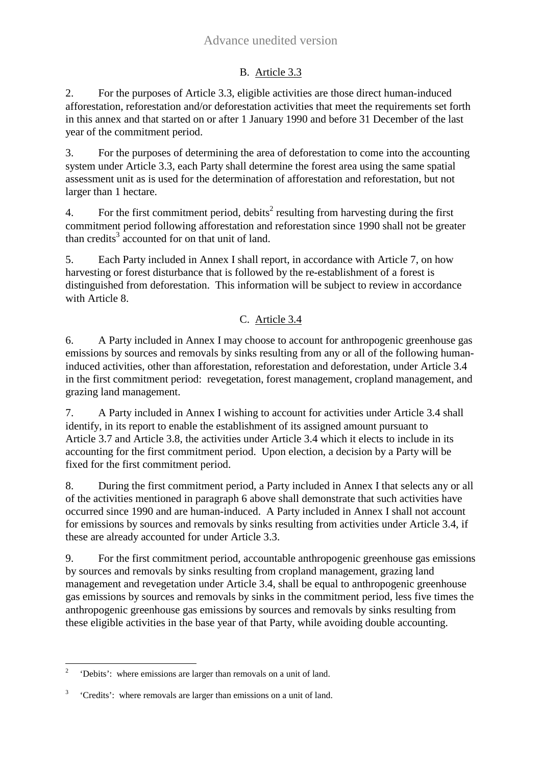### B. Article 3.3

2. For the purposes of Article 3.3, eligible activities are those direct human-induced afforestation, reforestation and/or deforestation activities that meet the requirements set forth in this annex and that started on or after 1 January 1990 and before 31 December of the last year of the commitment period.

3. For the purposes of determining the area of deforestation to come into the accounting system under Article 3.3, each Party shall determine the forest area using the same spatial assessment unit as is used for the determination of afforestation and reforestation, but not larger than 1 hectare.

4. For the first commitment period, debits[2] resulting from harvesting during the first commitment period following afforestation and reforestation since 1990 shall not be greater than credits[3] accounted for on that unit of land.

5. Each Party included in Annex I shall report, in accordance with Article 7, on how harvesting or forest disturbance that is followed by the re-establishment of a forest is distinguished from deforestation. This information will be subject to review in accordance with Article 8.

### C. Article 3.4

6. A Party included in Annex I may choose to account for anthropogenic greenhouse gas emissions by sources and removals by sinks resulting from any or all of the following human-induced activities, other than afforestation, reforestation and deforestation, under Article 3.4 in the first commitment period: revegetation, forest management, cropland management, and grazing land management.

7. A Party included in Annex I wishing to account for activities under Article 3.4 shall identify, in its report to enable the establishment of its assigned amount pursuant to Article 3.7 and Article 3.8, the activities under Article 3.4 which it elects to include in its accounting for the first commitment period. Upon election, a decision by a Party will be fixed for the first commitment period.

8. During the first commitment period, a Party included in Annex I that selects any or all of the activities mentioned in paragraph 6 above shall demonstrate that such activities have occurred since 1990 and are human-induced. A Party included in Annex I shall not account for emissions by sources and removals by sinks resulting from activities under Article 3.4, if these are already accounted for under Article 3.3.

9. For the first commitment period, accountable anthropogenic greenhouse gas emissions by sources and removals by sinks resulting from cropland management, grazing land management and revegetation under Article 3.4, shall be equal to anthropogenic greenhouse gas emissions by sources and removals by sinks in the commitment period, less five times the anthropogenic greenhouse gas emissions by sources and removals by sinks resulting from these eligible activities in the base year of that Party, while avoiding double accounting.

---

[2] 'Debits': where emissions are larger than removals on a unit of land.

[3] 'Credits': where removals are larger than emissions on a unit of land.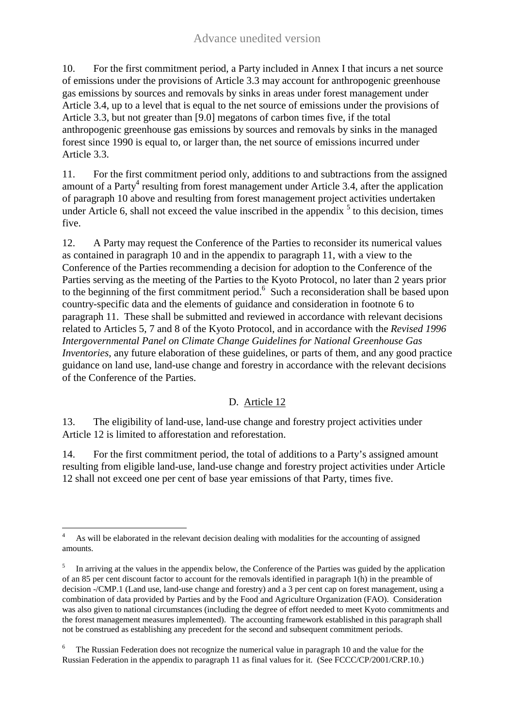10. For the first commitment period, a Party included in Annex I that incurs a net source of emissions under the provisions of Article 3.3 may account for anthropogenic greenhouse gas emissions by sources and removals by sinks in areas under forest management under Article 3.4, up to a level that is equal to the net source of emissions under the provisions of Article 3.3, but not greater than [9.0] megatons of carbon times five, if the total anthropogenic greenhouse gas emissions by sources and removals by sinks in the managed forest since 1990 is equal to, or larger than, the net source of emissions incurred under Article 3.3.

11. For the first commitment period only, additions to and subtractions from the assigned amount of a Party[4] resulting from forest management under Article 3.4, after the application of paragraph 10 above and resulting from forest management project activities undertaken under Article 6, shall not exceed the value inscribed in the appendix [5] to this decision, times five.

12. A Party may request the Conference of the Parties to reconsider its numerical values as contained in paragraph 10 and in the appendix to paragraph 11, with a view to the Conference of the Parties recommending a decision for adoption to the Conference of the Parties serving as the meeting of the Parties to the Kyoto Protocol, no later than 2 years prior to the beginning of the first commitment period.[6] Such a reconsideration shall be based upon country-specific data and the elements of guidance and consideration in footnote 6 to paragraph 11. These shall be submitted and reviewed in accordance with relevant decisions related to Articles 5, 7 and 8 of the Kyoto Protocol, and in accordance with the *Revised 1996 Intergovernmental Panel on Climate Change Guidelines for National Greenhouse Gas Inventories*, any future elaboration of these guidelines, or parts of them, and any good practice guidance on land use, land-use change and forestry in accordance with the relevant decisions of the Conference of the Parties.

### D. Article 12

13. The eligibility of land-use, land-use change and forestry project activities under Article 12 is limited to afforestation and reforestation.

14. For the first commitment period, the total of additions to a Party's assigned amount resulting from eligible land-use, land-use change and forestry project activities under Article 12 shall not exceed one per cent of base year emissions of that Party, times five.

---

[4] As will be elaborated in the relevant decision dealing with modalities for the accounting of assigned amounts.

[5] In arriving at the values in the appendix below, the Conference of the Parties was guided by the application of an 85 per cent discount factor to account for the removals identified in paragraph 1(h) in the preamble of decision -/CMP.1 (Land use, land-use change and forestry) and a 3 per cent cap on forest management, using a combination of data provided by Parties and by the Food and Agriculture Organization (FAO). Consideration was also given to national circumstances (including the degree of effort needed to meet Kyoto commitments and the forest management measures implemented). The accounting framework established in this paragraph shall not be construed as establishing any precedent for the second and subsequent commitment periods.

[6] The Russian Federation does not recognize the numerical value in paragraph 10 and the value for the Russian Federation in the appendix to paragraph 11 as final values for it. (See FCCC/CP/2001/CRP.10.)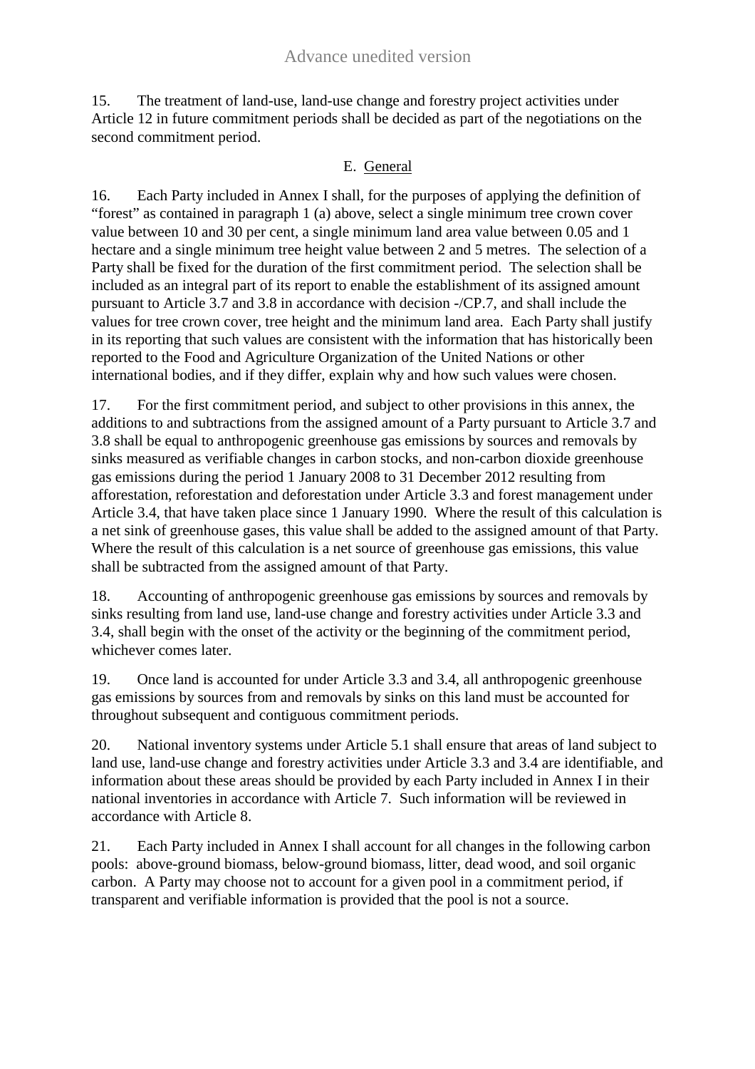15. The treatment of land-use, land-use change and forestry project activities under Article 12 in future commitment periods shall be decided as part of the negotiations on the second commitment period.

### E. General

16. Each Party included in Annex I shall, for the purposes of applying the definition of "forest" as contained in paragraph 1 (a) above, select a single minimum tree crown cover value between 10 and 30 per cent, a single minimum land area value between 0.05 and 1 hectare and a single minimum tree height value between 2 and 5 metres. The selection of a Party shall be fixed for the duration of the first commitment period. The selection shall be included as an integral part of its report to enable the establishment of its assigned amount pursuant to Article 3.7 and 3.8 in accordance with decision -/CP.7, and shall include the values for tree crown cover, tree height and the minimum land area. Each Party shall justify in its reporting that such values are consistent with the information that has historically been reported to the Food and Agriculture Organization of the United Nations or other international bodies, and if they differ, explain why and how such values were chosen.

17. For the first commitment period, and subject to other provisions in this annex, the additions to and subtractions from the assigned amount of a Party pursuant to Article 3.7 and 3.8 shall be equal to anthropogenic greenhouse gas emissions by sources and removals by sinks measured as verifiable changes in carbon stocks, and non-carbon dioxide greenhouse gas emissions during the period 1 January 2008 to 31 December 2012 resulting from afforestation, reforestation and deforestation under Article 3.3 and forest management under Article 3.4, that have taken place since 1 January 1990. Where the result of this calculation is a net sink of greenhouse gases, this value shall be added to the assigned amount of that Party. Where the result of this calculation is a net source of greenhouse gas emissions, this value shall be subtracted from the assigned amount of that Party.

18. Accounting of anthropogenic greenhouse gas emissions by sources and removals by sinks resulting from land use, land-use change and forestry activities under Article 3.3 and 3.4, shall begin with the onset of the activity or the beginning of the commitment period, whichever comes later.

19. Once land is accounted for under Article 3.3 and 3.4, all anthropogenic greenhouse gas emissions by sources from and removals by sinks on this land must be accounted for throughout subsequent and contiguous commitment periods.

20. National inventory systems under Article 5.1 shall ensure that areas of land subject to land use, land-use change and forestry activities under Article 3.3 and 3.4 are identifiable, and information about these areas should be provided by each Party included in Annex I in their national inventories in accordance with Article 7. Such information will be reviewed in accordance with Article 8.

21. Each Party included in Annex I shall account for all changes in the following carbon pools: above-ground biomass, below-ground biomass, litter, dead wood, and soil organic carbon. A Party may choose not to account for a given pool in a commitment period, if transparent and verifiable information is provided that the pool is not a source.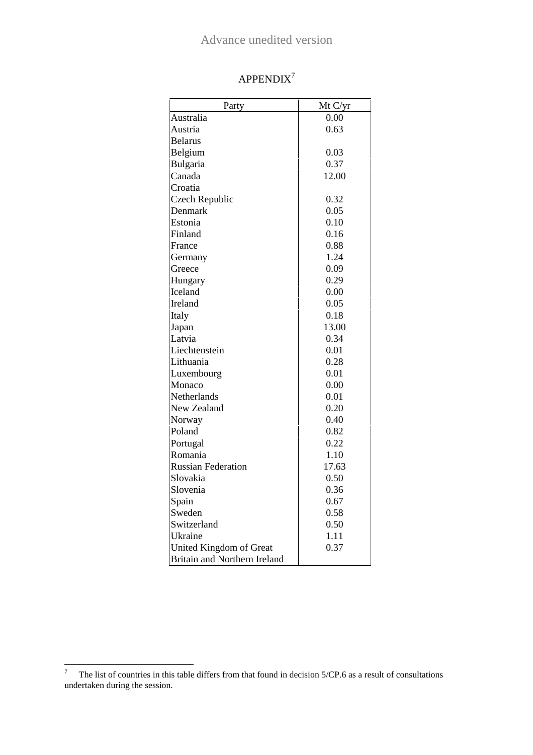Advance unedited version

# APPENDIX[7]

| Party | Mt C/yr |
|---|---|
| Australia | 0.00 |
| Austria | 0.63 |
| Belarus | |
| Belgium | 0.03 |
| Bulgaria | 0.37 |
| Canada | 12.00 |
| Croatia | |
| Czech Republic | 0.32 |
| Denmark | 0.05 |
| Estonia | 0.10 |
| Finland | 0.16 |
| France | 0.88 |
| Germany | 1.24 |
| Greece | 0.09 |
| Hungary | 0.29 |
| Iceland | 0.00 |
| Ireland | 0.05 |
| Italy | 0.18 |
| Japan | 13.00 |
| Latvia | 0.34 |
| Liechtenstein | 0.01 |
| Lithuania | 0.28 |
| Luxembourg | 0.01 |
| Monaco | 0.00 |
| Netherlands | 0.01 |
| New Zealand | 0.20 |
| Norway | 0.40 |
| Poland | 0.82 |
| Portugal | 0.22 |
| Romania | 1.10 |
| Russian Federation | 17.63 |
| Slovakia | 0.50 |
| Slovenia | 0.36 |
| Spain | 0.67 |
| Sweden | 0.58 |
| Switzerland | 0.50 |
| Ukraine | 1.11 |
| United Kingdom of Great Britain and Northern Ireland | 0.37 |

[7] The list of countries in this table differs from that found in decision 5/CP.6 as a result of consultations undertaken during the session.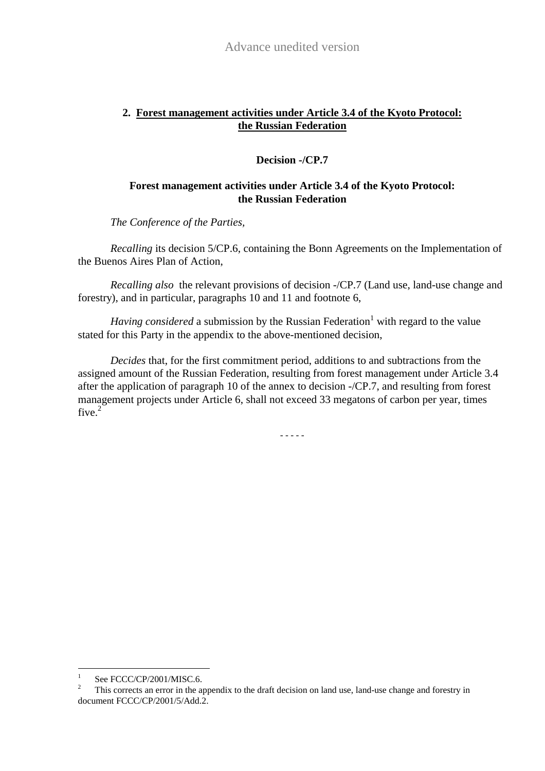Advance unedited version

## 2. Forest management activities under Article 3.4 of the Kyoto Protocol: the Russian Federation

### Decision -/CP.7

### Forest management activities under Article 3.4 of the Kyoto Protocol: the Russian Federation

*The Conference of the Parties,*

*Recalling* its decision 5/CP.6, containing the Bonn Agreements on the Implementation of the Buenos Aires Plan of Action,

*Recalling also* the relevant provisions of decision -/CP.7 (Land use, land-use change and forestry), and in particular, paragraphs 10 and 11 and footnote 6,

*Having considered* a submission by the Russian Federation[1] with regard to the value stated for this Party in the appendix to the above-mentioned decision,

*Decides* that, for the first commitment period, additions to and subtractions from the assigned amount of the Russian Federation, resulting from forest management under Article 3.4 after the application of paragraph 10 of the annex to decision -/CP.7, and resulting from forest management projects under Article 6, shall not exceed 33 megatons of carbon per year, times five.[2]

- - - - -

[1] See FCCC/CP/2001/MISC.6.

[2] This corrects an error in the appendix to the draft decision on land use, land-use change and forestry in document FCCC/CP/2001/5/Add.2.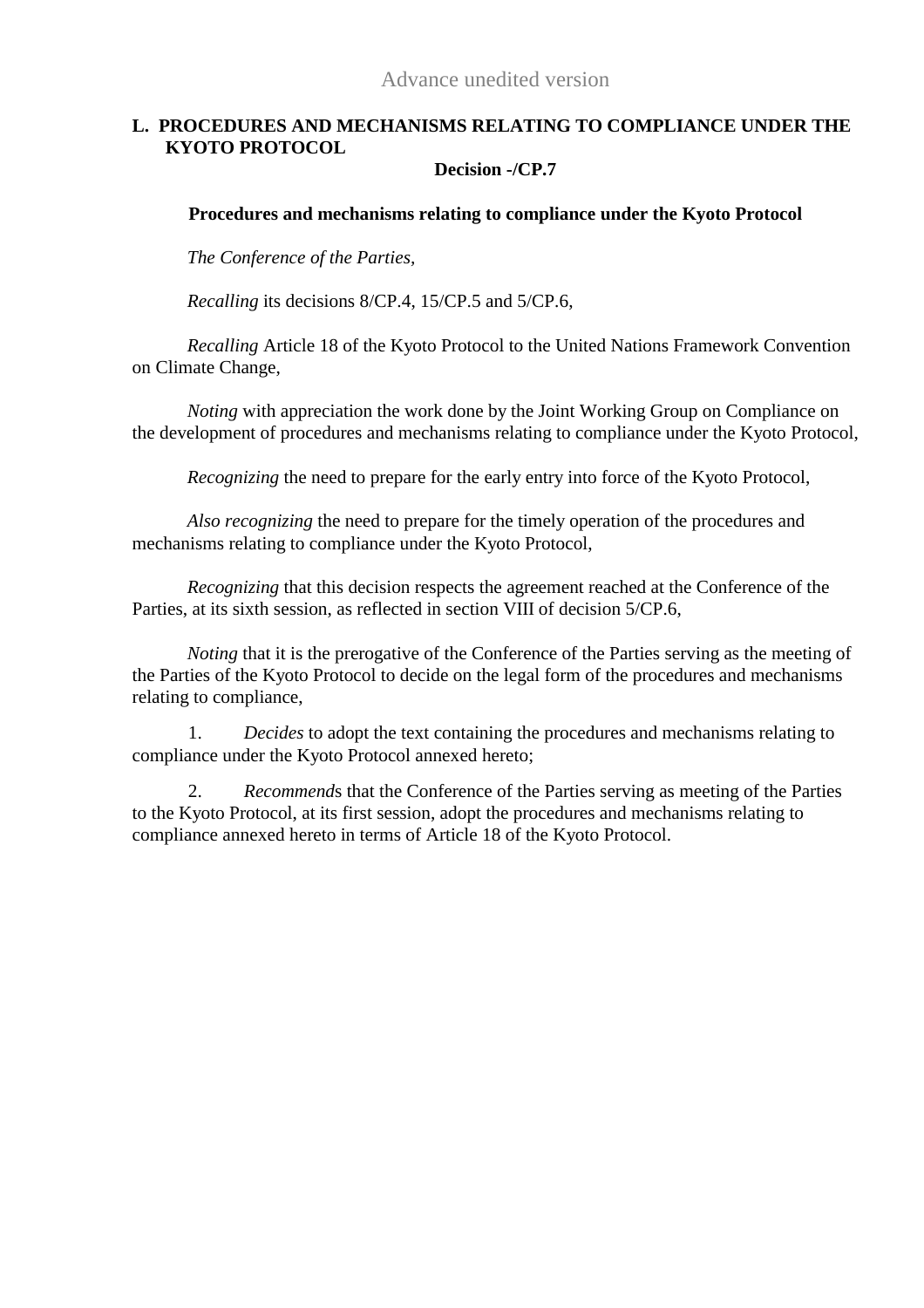Advance unedited version

## L. PROCEDURES AND MECHANISMS RELATING TO COMPLIANCE UNDER THE KYOTO PROTOCOL

**Decision -/CP.7**

**Procedures and mechanisms relating to compliance under the Kyoto Protocol**

*The Conference of the Parties,*

*Recalling* its decisions 8/CP.4, 15/CP.5 and 5/CP.6,

*Recalling* Article 18 of the Kyoto Protocol to the United Nations Framework Convention on Climate Change,

*Noting* with appreciation the work done by the Joint Working Group on Compliance on the development of procedures and mechanisms relating to compliance under the Kyoto Protocol,

*Recognizing* the need to prepare for the early entry into force of the Kyoto Protocol,

*Also recognizing* the need to prepare for the timely operation of the procedures and mechanisms relating to compliance under the Kyoto Protocol,

*Recognizing* that this decision respects the agreement reached at the Conference of the Parties, at its sixth session, as reflected in section VIII of decision 5/CP.6,

*Noting* that it is the prerogative of the Conference of the Parties serving as the meeting of the Parties of the Kyoto Protocol to decide on the legal form of the procedures and mechanisms relating to compliance,

1. *Decides* to adopt the text containing the procedures and mechanisms relating to compliance under the Kyoto Protocol annexed hereto;

2. *Recommend*s that the Conference of the Parties serving as meeting of the Parties to the Kyoto Protocol, at its first session, adopt the procedures and mechanisms relating to compliance annexed hereto in terms of Article 18 of the Kyoto Protocol.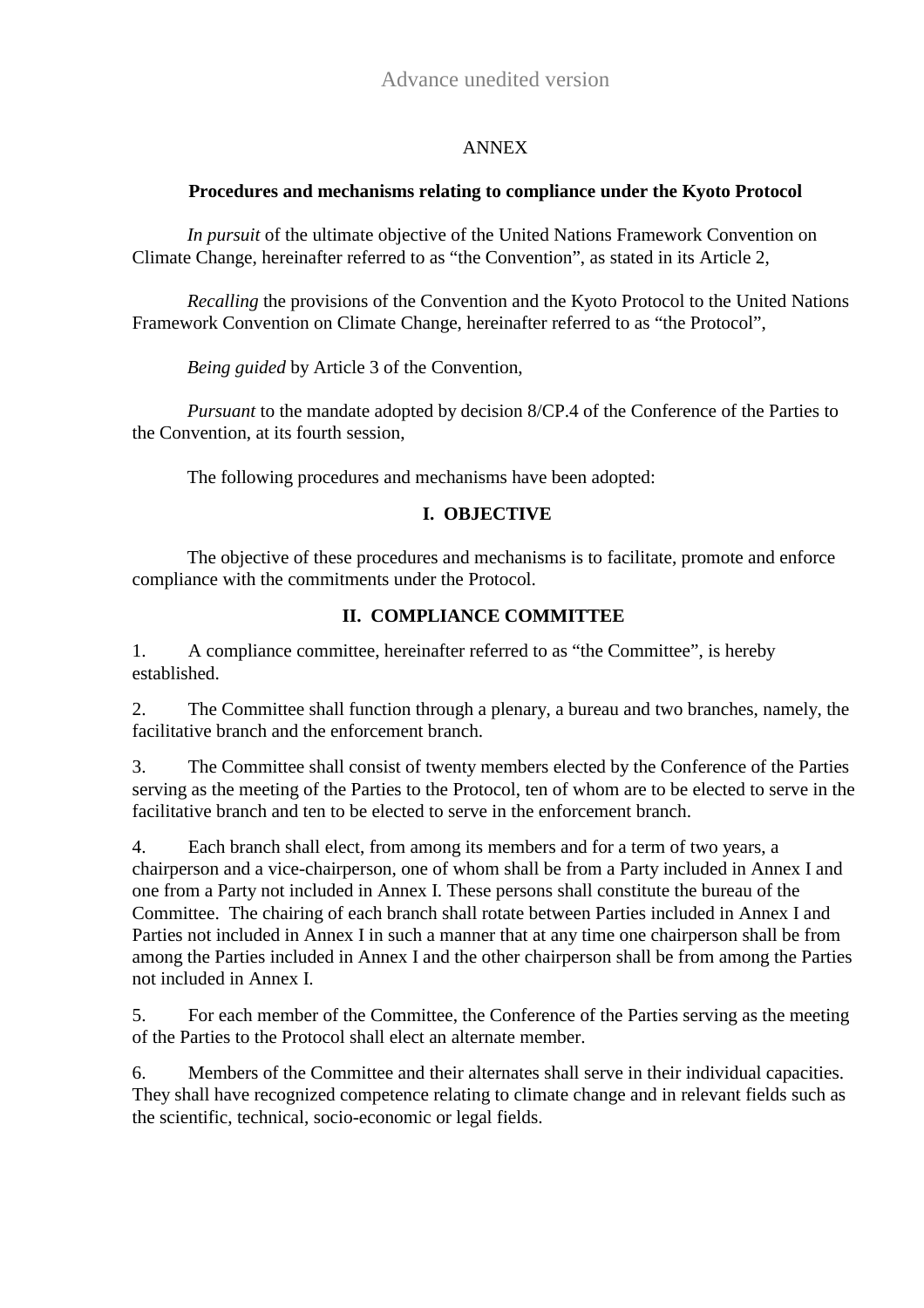Advance unedited version

ANNEX

**Procedures and mechanisms relating to compliance under the Kyoto Protocol**

*In pursuit* of the ultimate objective of the United Nations Framework Convention on Climate Change, hereinafter referred to as "the Convention", as stated in its Article 2,

*Recalling* the provisions of the Convention and the Kyoto Protocol to the United Nations Framework Convention on Climate Change, hereinafter referred to as "the Protocol",

*Being guided* by Article 3 of the Convention,

*Pursuant* to the mandate adopted by decision 8/CP.4 of the Conference of the Parties to the Convention, at its fourth session,

The following procedures and mechanisms have been adopted:

## I. OBJECTIVE

The objective of these procedures and mechanisms is to facilitate, promote and enforce compliance with the commitments under the Protocol.

## II. COMPLIANCE COMMITTEE

1. A compliance committee, hereinafter referred to as "the Committee", is hereby established.

2. The Committee shall function through a plenary, a bureau and two branches, namely, the facilitative branch and the enforcement branch.

3. The Committee shall consist of twenty members elected by the Conference of the Parties serving as the meeting of the Parties to the Protocol, ten of whom are to be elected to serve in the facilitative branch and ten to be elected to serve in the enforcement branch.

4. Each branch shall elect, from among its members and for a term of two years, a chairperson and a vice-chairperson, one of whom shall be from a Party included in Annex I and one from a Party not included in Annex I. These persons shall constitute the bureau of the Committee. The chairing of each branch shall rotate between Parties included in Annex I and Parties not included in Annex I in such a manner that at any time one chairperson shall be from among the Parties included in Annex I and the other chairperson shall be from among the Parties not included in Annex I.

5. For each member of the Committee, the Conference of the Parties serving as the meeting of the Parties to the Protocol shall elect an alternate member.

6. Members of the Committee and their alternates shall serve in their individual capacities. They shall have recognized competence relating to climate change and in relevant fields such as the scientific, technical, socio-economic or legal fields.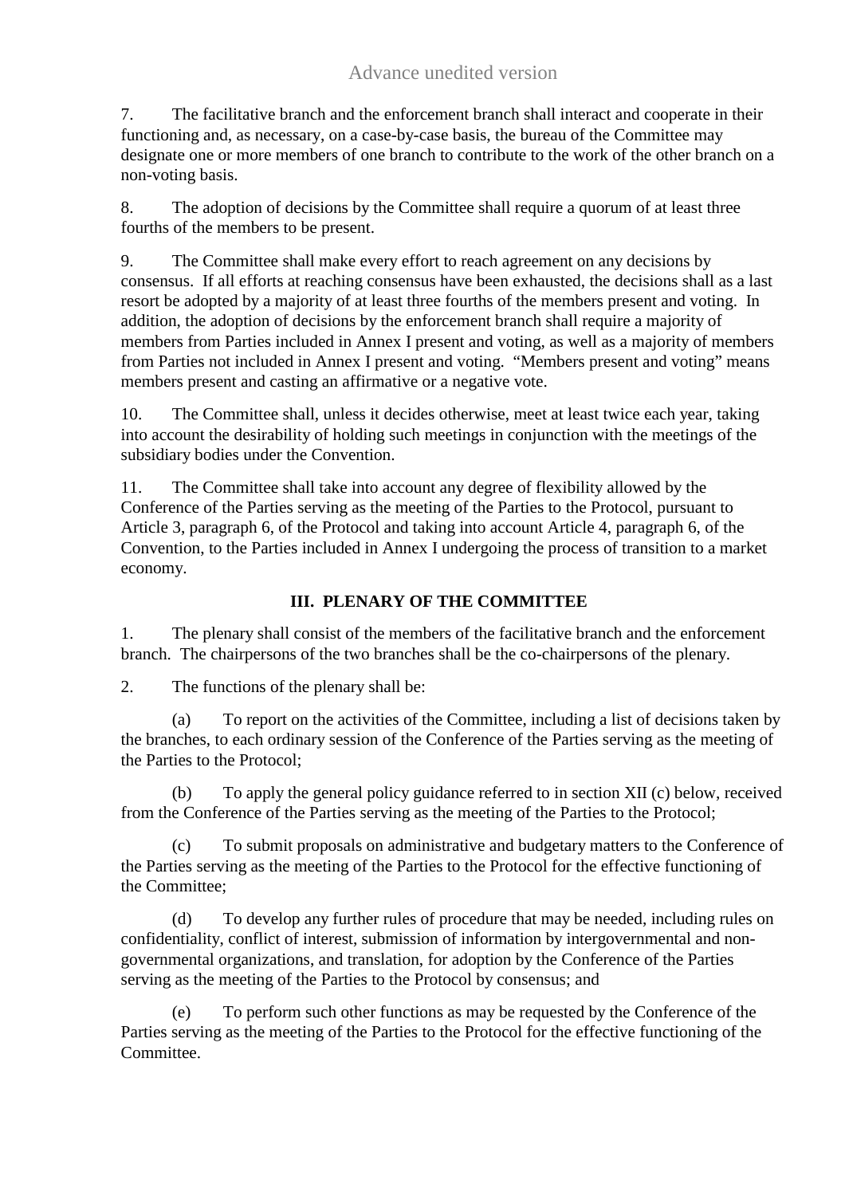7. The facilitative branch and the enforcement branch shall interact and cooperate in their functioning and, as necessary, on a case-by-case basis, the bureau of the Committee may designate one or more members of one branch to contribute to the work of the other branch on a non-voting basis.

8. The adoption of decisions by the Committee shall require a quorum of at least three fourths of the members to be present.

9. The Committee shall make every effort to reach agreement on any decisions by consensus. If all efforts at reaching consensus have been exhausted, the decisions shall as a last resort be adopted by a majority of at least three fourths of the members present and voting. In addition, the adoption of decisions by the enforcement branch shall require a majority of members from Parties included in Annex I present and voting, as well as a majority of members from Parties not included in Annex I present and voting. "Members present and voting" means members present and casting an affirmative or a negative vote.

10. The Committee shall, unless it decides otherwise, meet at least twice each year, taking into account the desirability of holding such meetings in conjunction with the meetings of the subsidiary bodies under the Convention.

11. The Committee shall take into account any degree of flexibility allowed by the Conference of the Parties serving as the meeting of the Parties to the Protocol, pursuant to Article 3, paragraph 6, of the Protocol and taking into account Article 4, paragraph 6, of the Convention, to the Parties included in Annex I undergoing the process of transition to a market economy.

## III. PLENARY OF THE COMMITTEE

1. The plenary shall consist of the members of the facilitative branch and the enforcement branch. The chairpersons of the two branches shall be the co-chairpersons of the plenary.

2. The functions of the plenary shall be:

(a) To report on the activities of the Committee, including a list of decisions taken by the branches, to each ordinary session of the Conference of the Parties serving as the meeting of the Parties to the Protocol;

(b) To apply the general policy guidance referred to in section XII (c) below, received from the Conference of the Parties serving as the meeting of the Parties to the Protocol;

(c) To submit proposals on administrative and budgetary matters to the Conference of the Parties serving as the meeting of the Parties to the Protocol for the effective functioning of the Committee;

(d) To develop any further rules of procedure that may be needed, including rules on confidentiality, conflict of interest, submission of information by intergovernmental and non-governmental organizations, and translation, for adoption by the Conference of the Parties serving as the meeting of the Parties to the Protocol by consensus; and

(e) To perform such other functions as may be requested by the Conference of the Parties serving as the meeting of the Parties to the Protocol for the effective functioning of the Committee.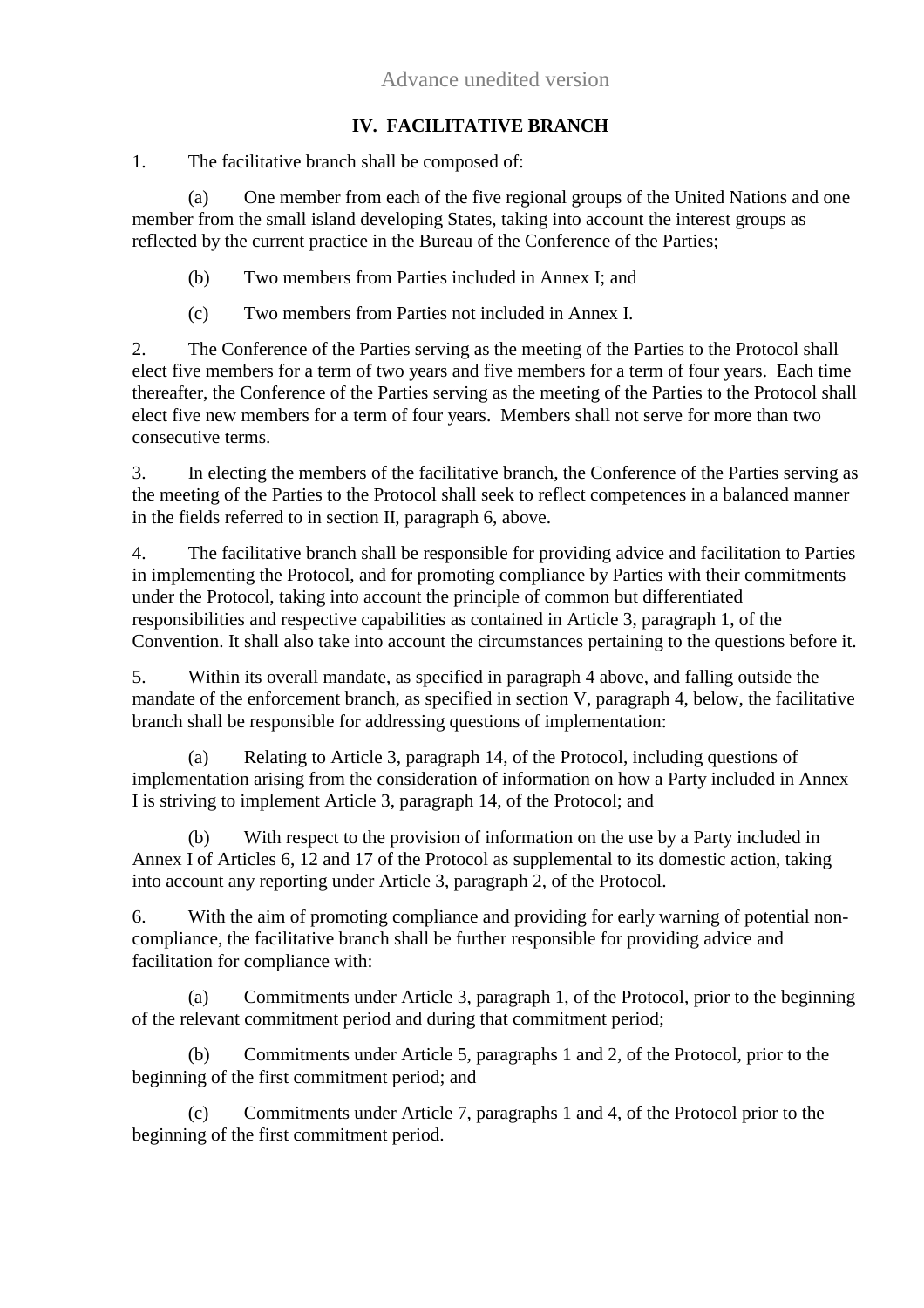## IV. FACILITATIVE BRANCH

1. The facilitative branch shall be composed of:

(a) One member from each of the five regional groups of the United Nations and one member from the small island developing States, taking into account the interest groups as reflected by the current practice in the Bureau of the Conference of the Parties;

(b) Two members from Parties included in Annex I; and

(c) Two members from Parties not included in Annex I.

2. The Conference of the Parties serving as the meeting of the Parties to the Protocol shall elect five members for a term of two years and five members for a term of four years. Each time thereafter, the Conference of the Parties serving as the meeting of the Parties to the Protocol shall elect five new members for a term of four years. Members shall not serve for more than two consecutive terms.

3. In electing the members of the facilitative branch, the Conference of the Parties serving as the meeting of the Parties to the Protocol shall seek to reflect competences in a balanced manner in the fields referred to in section II, paragraph 6, above.

4. The facilitative branch shall be responsible for providing advice and facilitation to Parties in implementing the Protocol, and for promoting compliance by Parties with their commitments under the Protocol, taking into account the principle of common but differentiated responsibilities and respective capabilities as contained in Article 3, paragraph 1, of the Convention. It shall also take into account the circumstances pertaining to the questions before it.

5. Within its overall mandate, as specified in paragraph 4 above, and falling outside the mandate of the enforcement branch, as specified in section V, paragraph 4, below, the facilitative branch shall be responsible for addressing questions of implementation:

(a) Relating to Article 3, paragraph 14, of the Protocol, including questions of implementation arising from the consideration of information on how a Party included in Annex I is striving to implement Article 3, paragraph 14, of the Protocol; and

(b) With respect to the provision of information on the use by a Party included in Annex I of Articles 6, 12 and 17 of the Protocol as supplemental to its domestic action, taking into account any reporting under Article 3, paragraph 2, of the Protocol.

6. With the aim of promoting compliance and providing for early warning of potential non-compliance, the facilitative branch shall be further responsible for providing advice and facilitation for compliance with:

(a) Commitments under Article 3, paragraph 1, of the Protocol, prior to the beginning of the relevant commitment period and during that commitment period;

(b) Commitments under Article 5, paragraphs 1 and 2, of the Protocol, prior to the beginning of the first commitment period; and

(c) Commitments under Article 7, paragraphs 1 and 4, of the Protocol prior to the beginning of the first commitment period.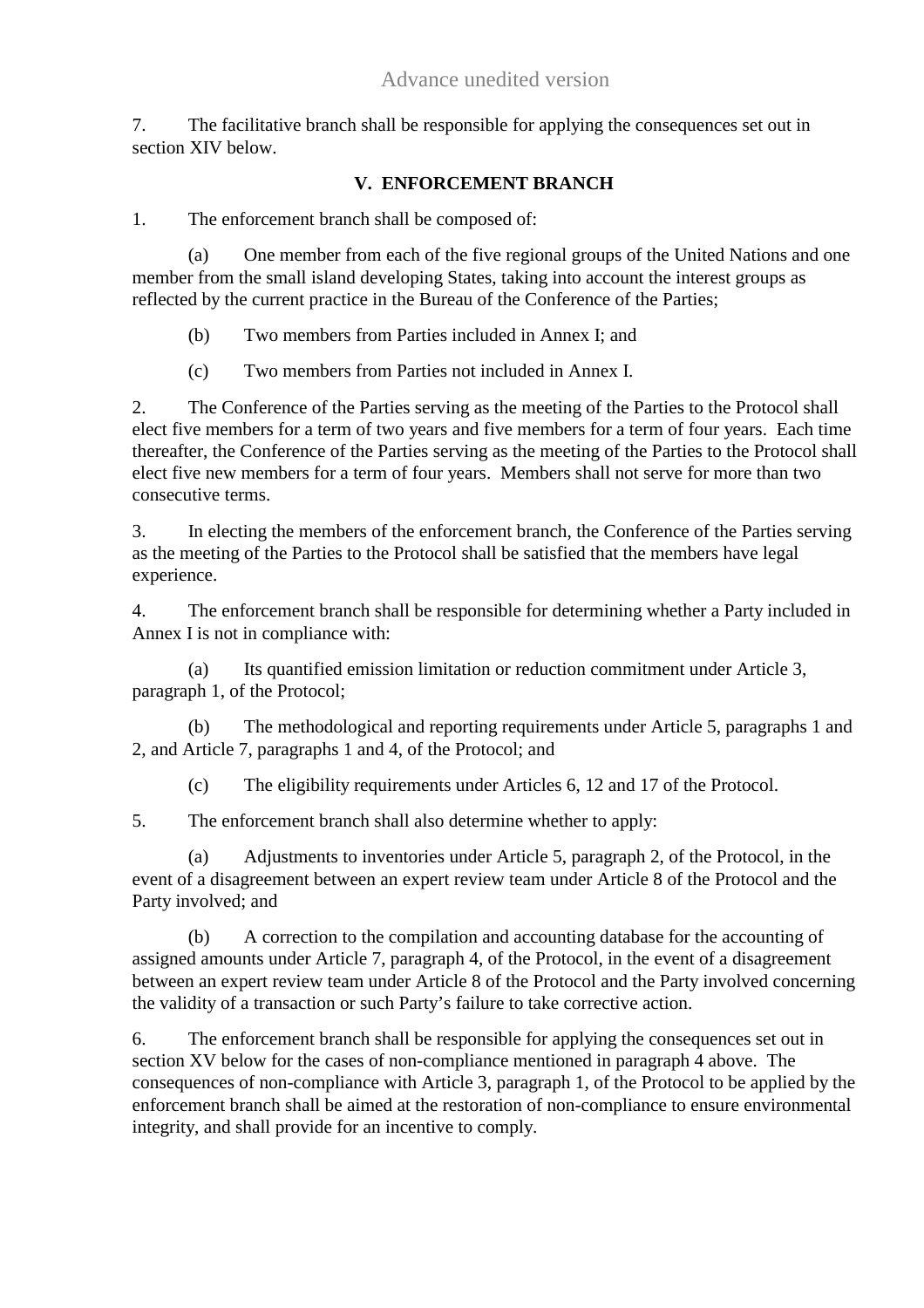7. The facilitative branch shall be responsible for applying the consequences set out in section XIV below.

## V. ENFORCEMENT BRANCH

1. The enforcement branch shall be composed of:

   (a) One member from each of the five regional groups of the United Nations and one member from the small island developing States, taking into account the interest groups as reflected by the current practice in the Bureau of the Conference of the Parties;

   (b) Two members from Parties included in Annex I; and

   (c) Two members from Parties not included in Annex I.

2. The Conference of the Parties serving as the meeting of the Parties to the Protocol shall elect five members for a term of two years and five members for a term of four years. Each time thereafter, the Conference of the Parties serving as the meeting of the Parties to the Protocol shall elect five new members for a term of four years. Members shall not serve for more than two consecutive terms.

3. In electing the members of the enforcement branch, the Conference of the Parties serving as the meeting of the Parties to the Protocol shall be satisfied that the members have legal experience.

4. The enforcement branch shall be responsible for determining whether a Party included in Annex I is not in compliance with:

   (a) Its quantified emission limitation or reduction commitment under Article 3, paragraph 1, of the Protocol;

   (b) The methodological and reporting requirements under Article 5, paragraphs 1 and 2, and Article 7, paragraphs 1 and 4, of the Protocol; and

   (c) The eligibility requirements under Articles 6, 12 and 17 of the Protocol.

5. The enforcement branch shall also determine whether to apply:

   (a) Adjustments to inventories under Article 5, paragraph 2, of the Protocol, in the event of a disagreement between an expert review team under Article 8 of the Protocol and the Party involved; and

   (b) A correction to the compilation and accounting database for the accounting of assigned amounts under Article 7, paragraph 4, of the Protocol, in the event of a disagreement between an expert review team under Article 8 of the Protocol and the Party involved concerning the validity of a transaction or such Party's failure to take corrective action.

6. The enforcement branch shall be responsible for applying the consequences set out in section XV below for the cases of non-compliance mentioned in paragraph 4 above. The consequences of non-compliance with Article 3, paragraph 1, of the Protocol to be applied by the enforcement branch shall be aimed at the restoration of non-compliance to ensure environmental integrity, and shall provide for an incentive to comply.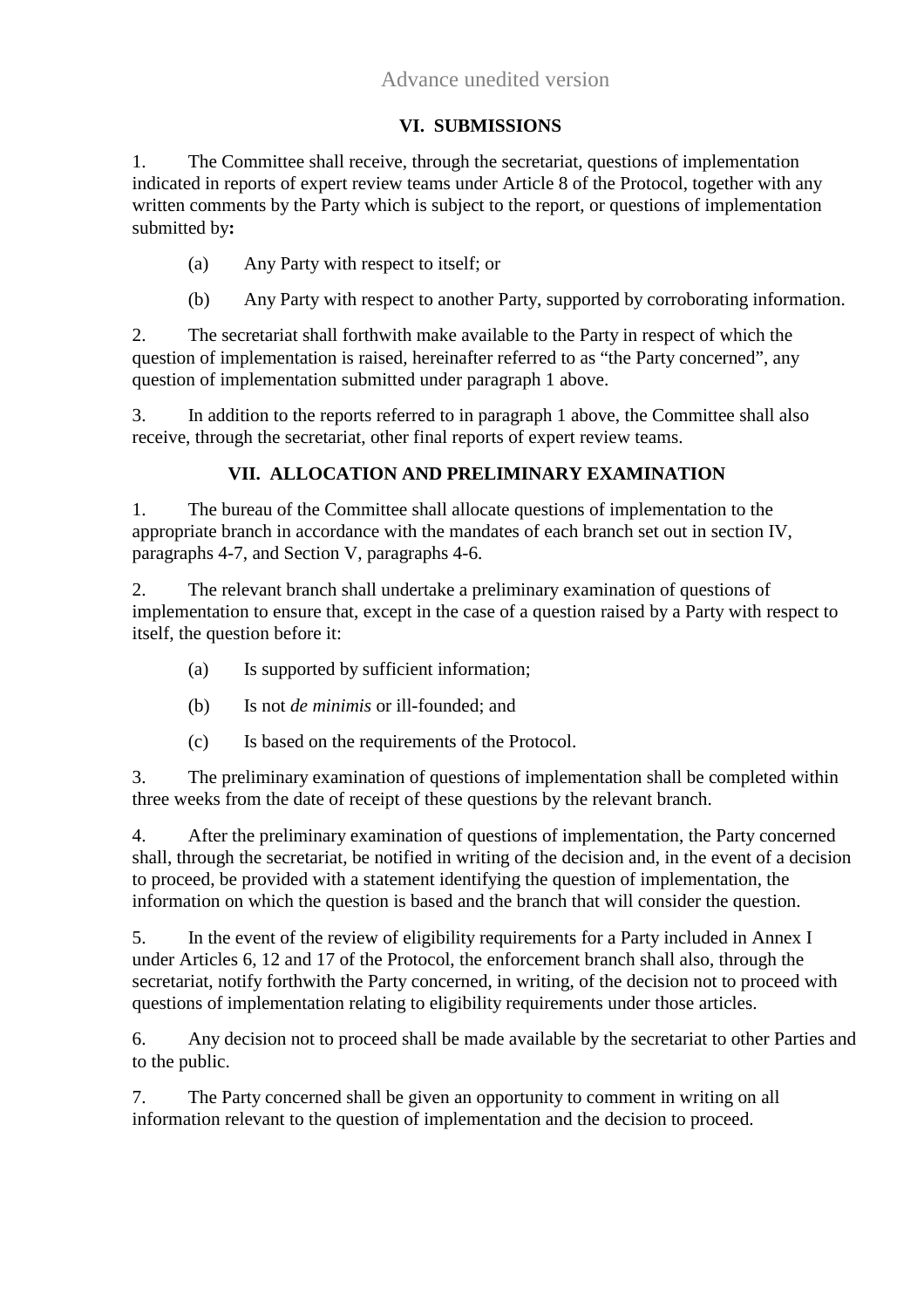## VI. SUBMISSIONS

1. The Committee shall receive, through the secretariat, questions of implementation indicated in reports of expert review teams under Article 8 of the Protocol, together with any written comments by the Party which is subject to the report, or questions of implementation submitted by**:**

(a) Any Party with respect to itself; or

(b) Any Party with respect to another Party, supported by corroborating information.

2. The secretariat shall forthwith make available to the Party in respect of which the question of implementation is raised, hereinafter referred to as "the Party concerned", any question of implementation submitted under paragraph 1 above.

3. In addition to the reports referred to in paragraph 1 above, the Committee shall also receive, through the secretariat, other final reports of expert review teams.

## VII. ALLOCATION AND PRELIMINARY EXAMINATION

1. The bureau of the Committee shall allocate questions of implementation to the appropriate branch in accordance with the mandates of each branch set out in section IV, paragraphs 4-7, and Section V, paragraphs 4-6.

2. The relevant branch shall undertake a preliminary examination of questions of implementation to ensure that, except in the case of a question raised by a Party with respect to itself, the question before it:

(a) Is supported by sufficient information;

(b) Is not *de minimis* or ill-founded; and

(c) Is based on the requirements of the Protocol.

3. The preliminary examination of questions of implementation shall be completed within three weeks from the date of receipt of these questions by the relevant branch.

4. After the preliminary examination of questions of implementation, the Party concerned shall, through the secretariat, be notified in writing of the decision and, in the event of a decision to proceed, be provided with a statement identifying the question of implementation, the information on which the question is based and the branch that will consider the question.

5. In the event of the review of eligibility requirements for a Party included in Annex I under Articles 6, 12 and 17 of the Protocol, the enforcement branch shall also, through the secretariat, notify forthwith the Party concerned, in writing, of the decision not to proceed with questions of implementation relating to eligibility requirements under those articles.

6. Any decision not to proceed shall be made available by the secretariat to other Parties and to the public.

7. The Party concerned shall be given an opportunity to comment in writing on all information relevant to the question of implementation and the decision to proceed.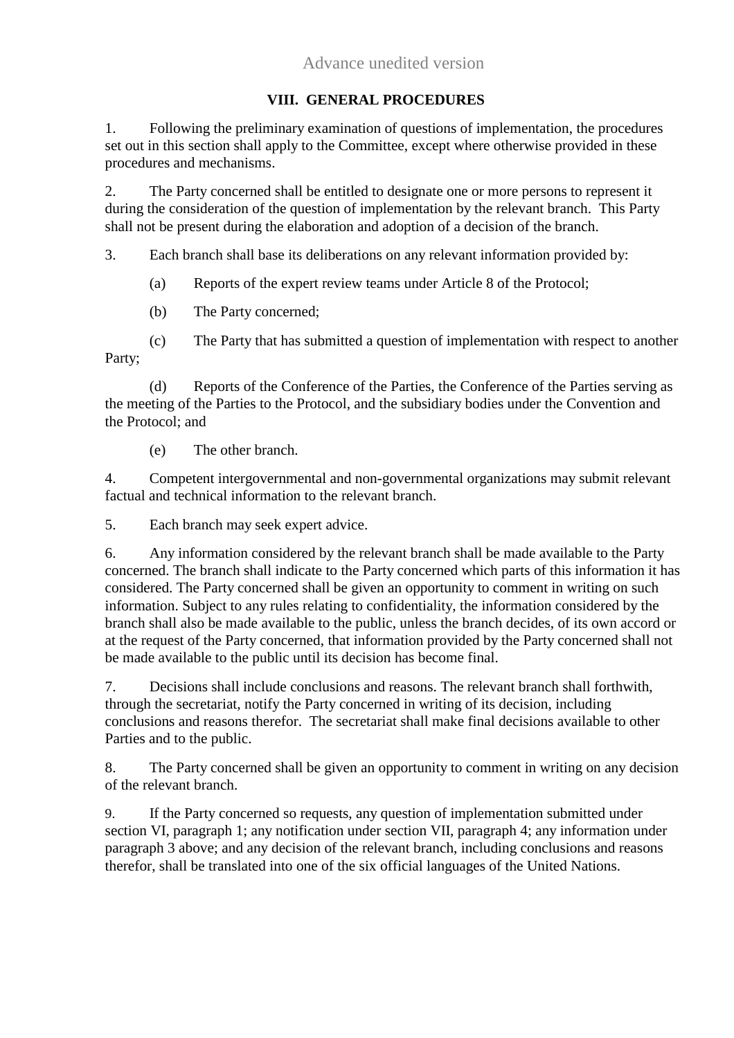Advance unedited version

## VIII. GENERAL PROCEDURES

1. Following the preliminary examination of questions of implementation, the procedures set out in this section shall apply to the Committee, except where otherwise provided in these procedures and mechanisms.

2. The Party concerned shall be entitled to designate one or more persons to represent it during the consideration of the question of implementation by the relevant branch. This Party shall not be present during the elaboration and adoption of a decision of the branch.

3. Each branch shall base its deliberations on any relevant information provided by:

   (a) Reports of the expert review teams under Article 8 of the Protocol;

   (b) The Party concerned;

   (c) The Party that has submitted a question of implementation with respect to another Party;

   (d) Reports of the Conference of the Parties, the Conference of the Parties serving as the meeting of the Parties to the Protocol, and the subsidiary bodies under the Convention and the Protocol; and

   (e) The other branch.

4. Competent intergovernmental and non-governmental organizations may submit relevant factual and technical information to the relevant branch.

5. Each branch may seek expert advice.

6. Any information considered by the relevant branch shall be made available to the Party concerned. The branch shall indicate to the Party concerned which parts of this information it has considered. The Party concerned shall be given an opportunity to comment in writing on such information. Subject to any rules relating to confidentiality, the information considered by the branch shall also be made available to the public, unless the branch decides, of its own accord or at the request of the Party concerned, that information provided by the Party concerned shall not be made available to the public until its decision has become final.

7. Decisions shall include conclusions and reasons. The relevant branch shall forthwith, through the secretariat, notify the Party concerned in writing of its decision, including conclusions and reasons therefor. The secretariat shall make final decisions available to other Parties and to the public.

8. The Party concerned shall be given an opportunity to comment in writing on any decision of the relevant branch.

9. If the Party concerned so requests, any question of implementation submitted under section VI, paragraph 1; any notification under section VII, paragraph 4; any information under paragraph 3 above; and any decision of the relevant branch, including conclusions and reasons therefor, shall be translated into one of the six official languages of the United Nations.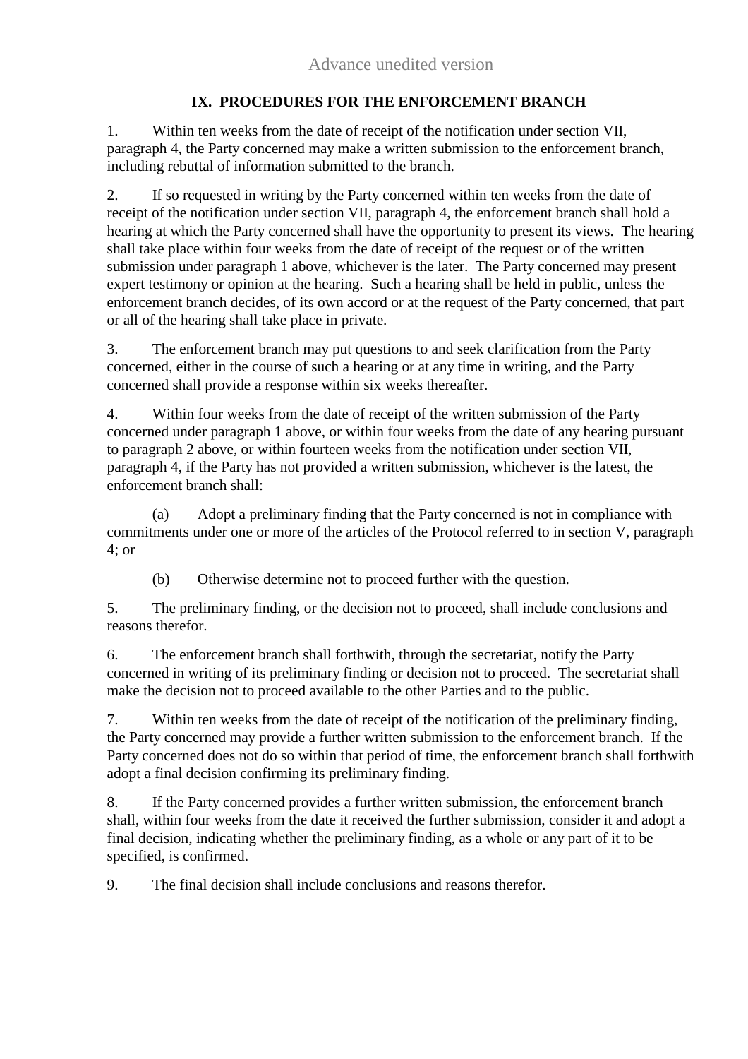Advance unedited version

## IX. PROCEDURES FOR THE ENFORCEMENT BRANCH

1. Within ten weeks from the date of receipt of the notification under section VII, paragraph 4, the Party concerned may make a written submission to the enforcement branch, including rebuttal of information submitted to the branch.

2. If so requested in writing by the Party concerned within ten weeks from the date of receipt of the notification under section VII, paragraph 4, the enforcement branch shall hold a hearing at which the Party concerned shall have the opportunity to present its views. The hearing shall take place within four weeks from the date of receipt of the request or of the written submission under paragraph 1 above, whichever is the later. The Party concerned may present expert testimony or opinion at the hearing. Such a hearing shall be held in public, unless the enforcement branch decides, of its own accord or at the request of the Party concerned, that part or all of the hearing shall take place in private.

3. The enforcement branch may put questions to and seek clarification from the Party concerned, either in the course of such a hearing or at any time in writing, and the Party concerned shall provide a response within six weeks thereafter.

4. Within four weeks from the date of receipt of the written submission of the Party concerned under paragraph 1 above, or within four weeks from the date of any hearing pursuant to paragraph 2 above, or within fourteen weeks from the notification under section VII, paragraph 4, if the Party has not provided a written submission, whichever is the latest, the enforcement branch shall:

(a) Adopt a preliminary finding that the Party concerned is not in compliance with commitments under one or more of the articles of the Protocol referred to in section V, paragraph 4; or

(b) Otherwise determine not to proceed further with the question.

5. The preliminary finding, or the decision not to proceed, shall include conclusions and reasons therefor.

6. The enforcement branch shall forthwith, through the secretariat, notify the Party concerned in writing of its preliminary finding or decision not to proceed. The secretariat shall make the decision not to proceed available to the other Parties and to the public.

7. Within ten weeks from the date of receipt of the notification of the preliminary finding, the Party concerned may provide a further written submission to the enforcement branch. If the Party concerned does not do so within that period of time, the enforcement branch shall forthwith adopt a final decision confirming its preliminary finding.

8. If the Party concerned provides a further written submission, the enforcement branch shall, within four weeks from the date it received the further submission, consider it and adopt a final decision, indicating whether the preliminary finding, as a whole or any part of it to be specified, is confirmed.

9. The final decision shall include conclusions and reasons therefor.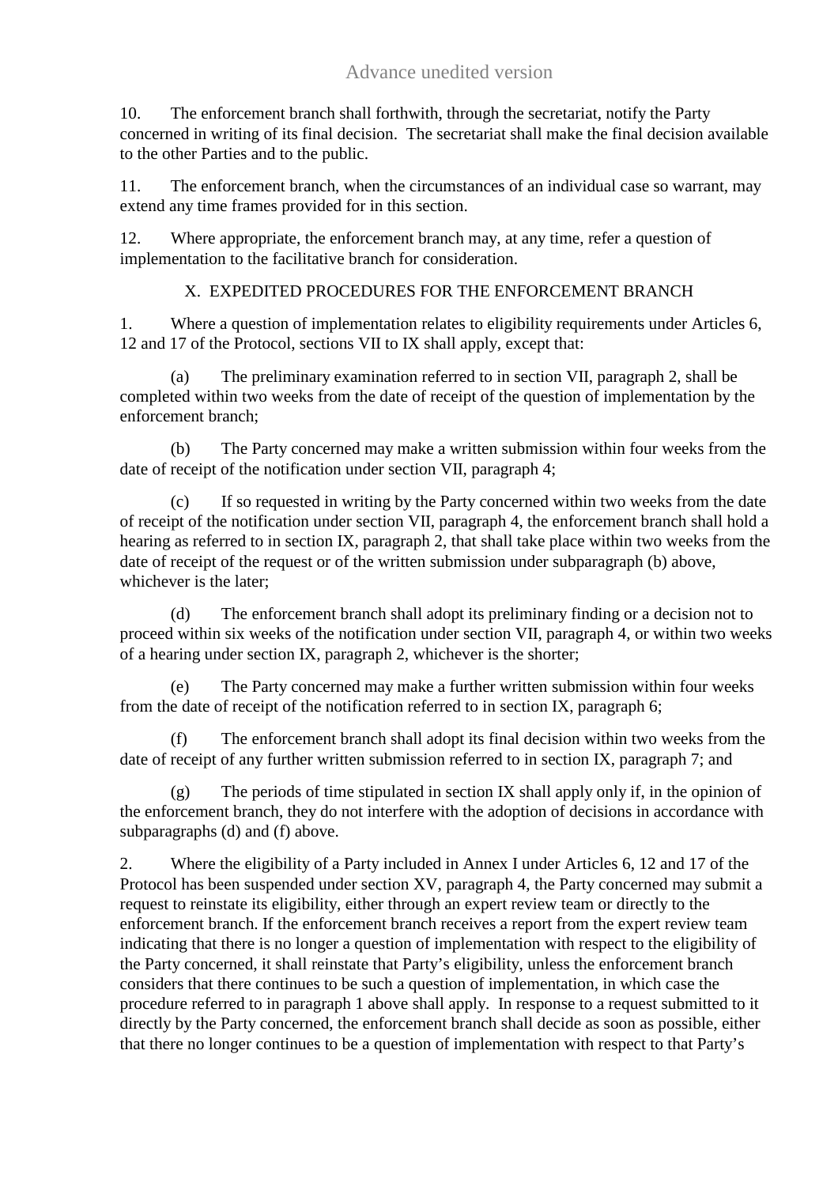10. The enforcement branch shall forthwith, through the secretariat, notify the Party concerned in writing of its final decision. The secretariat shall make the final decision available to the other Parties and to the public.

11. The enforcement branch, when the circumstances of an individual case so warrant, may extend any time frames provided for in this section.

12. Where appropriate, the enforcement branch may, at any time, refer a question of implementation to the facilitative branch for consideration.

## X. EXPEDITED PROCEDURES FOR THE ENFORCEMENT BRANCH

1. Where a question of implementation relates to eligibility requirements under Articles 6, 12 and 17 of the Protocol, sections VII to IX shall apply, except that:

(a) The preliminary examination referred to in section VII, paragraph 2, shall be completed within two weeks from the date of receipt of the question of implementation by the enforcement branch;

(b) The Party concerned may make a written submission within four weeks from the date of receipt of the notification under section VII, paragraph 4;

(c) If so requested in writing by the Party concerned within two weeks from the date of receipt of the notification under section VII, paragraph 4, the enforcement branch shall hold a hearing as referred to in section IX, paragraph 2, that shall take place within two weeks from the date of receipt of the request or of the written submission under subparagraph (b) above, whichever is the later;

(d) The enforcement branch shall adopt its preliminary finding or a decision not to proceed within six weeks of the notification under section VII, paragraph 4, or within two weeks of a hearing under section IX, paragraph 2, whichever is the shorter;

(e) The Party concerned may make a further written submission within four weeks from the date of receipt of the notification referred to in section IX, paragraph 6;

(f) The enforcement branch shall adopt its final decision within two weeks from the date of receipt of any further written submission referred to in section IX, paragraph 7; and

(g) The periods of time stipulated in section IX shall apply only if, in the opinion of the enforcement branch, they do not interfere with the adoption of decisions in accordance with subparagraphs (d) and (f) above.

2. Where the eligibility of a Party included in Annex I under Articles 6, 12 and 17 of the Protocol has been suspended under section XV, paragraph 4, the Party concerned may submit a request to reinstate its eligibility, either through an expert review team or directly to the enforcement branch. If the enforcement branch receives a report from the expert review team indicating that there is no longer a question of implementation with respect to the eligibility of the Party concerned, it shall reinstate that Party's eligibility, unless the enforcement branch considers that there continues to be such a question of implementation, in which case the procedure referred to in paragraph 1 above shall apply. In response to a request submitted to it directly by the Party concerned, the enforcement branch shall decide as soon as possible, either that there no longer continues to be a question of implementation with respect to that Party's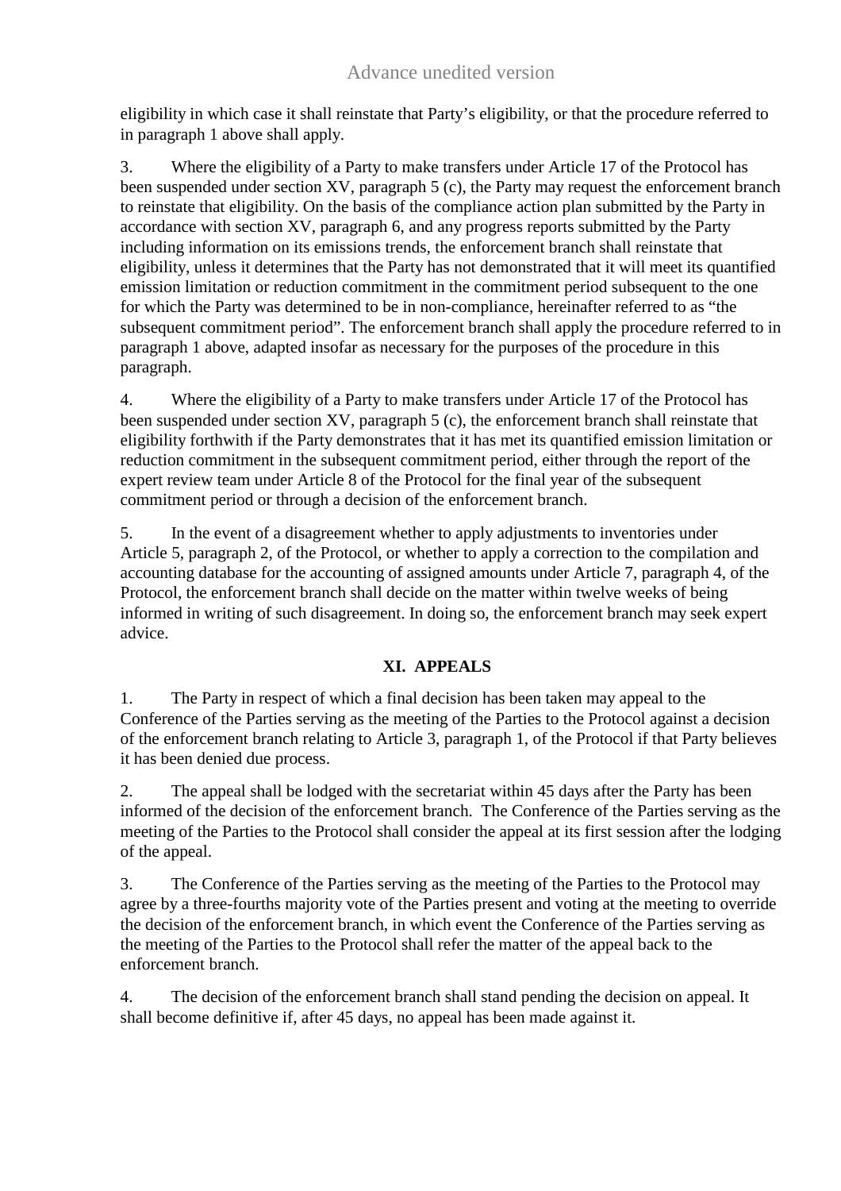eligibility in which case it shall reinstate that Party's eligibility, or that the procedure referred to in paragraph 1 above shall apply.

3. Where the eligibility of a Party to make transfers under Article 17 of the Protocol has been suspended under section XV, paragraph 5 (c), the Party may request the enforcement branch to reinstate that eligibility. On the basis of the compliance action plan submitted by the Party in accordance with section XV, paragraph 6, and any progress reports submitted by the Party including information on its emissions trends, the enforcement branch shall reinstate that eligibility, unless it determines that the Party has not demonstrated that it will meet its quantified emission limitation or reduction commitment in the commitment period subsequent to the one for which the Party was determined to be in non-compliance, hereinafter referred to as "the subsequent commitment period". The enforcement branch shall apply the procedure referred to in paragraph 1 above, adapted insofar as necessary for the purposes of the procedure in this paragraph.

4. Where the eligibility of a Party to make transfers under Article 17 of the Protocol has been suspended under section XV, paragraph 5 (c), the enforcement branch shall reinstate that eligibility forthwith if the Party demonstrates that it has met its quantified emission limitation or reduction commitment in the subsequent commitment period, either through the report of the expert review team under Article 8 of the Protocol for the final year of the subsequent commitment period or through a decision of the enforcement branch.

5. In the event of a disagreement whether to apply adjustments to inventories under Article 5, paragraph 2, of the Protocol, or whether to apply a correction to the compilation and accounting database for the accounting of assigned amounts under Article 7, paragraph 4, of the Protocol, the enforcement branch shall decide on the matter within twelve weeks of being informed in writing of such disagreement. In doing so, the enforcement branch may seek expert advice.

## XI. APPEALS

1. The Party in respect of which a final decision has been taken may appeal to the Conference of the Parties serving as the meeting of the Parties to the Protocol against a decision of the enforcement branch relating to Article 3, paragraph 1, of the Protocol if that Party believes it has been denied due process.

2. The appeal shall be lodged with the secretariat within 45 days after the Party has been informed of the decision of the enforcement branch. The Conference of the Parties serving as the meeting of the Parties to the Protocol shall consider the appeal at its first session after the lodging of the appeal.

3. The Conference of the Parties serving as the meeting of the Parties to the Protocol may agree by a three-fourths majority vote of the Parties present and voting at the meeting to override the decision of the enforcement branch, in which event the Conference of the Parties serving as the meeting of the Parties to the Protocol shall refer the matter of the appeal back to the enforcement branch.

4. The decision of the enforcement branch shall stand pending the decision on appeal. It shall become definitive if, after 45 days, no appeal has been made against it.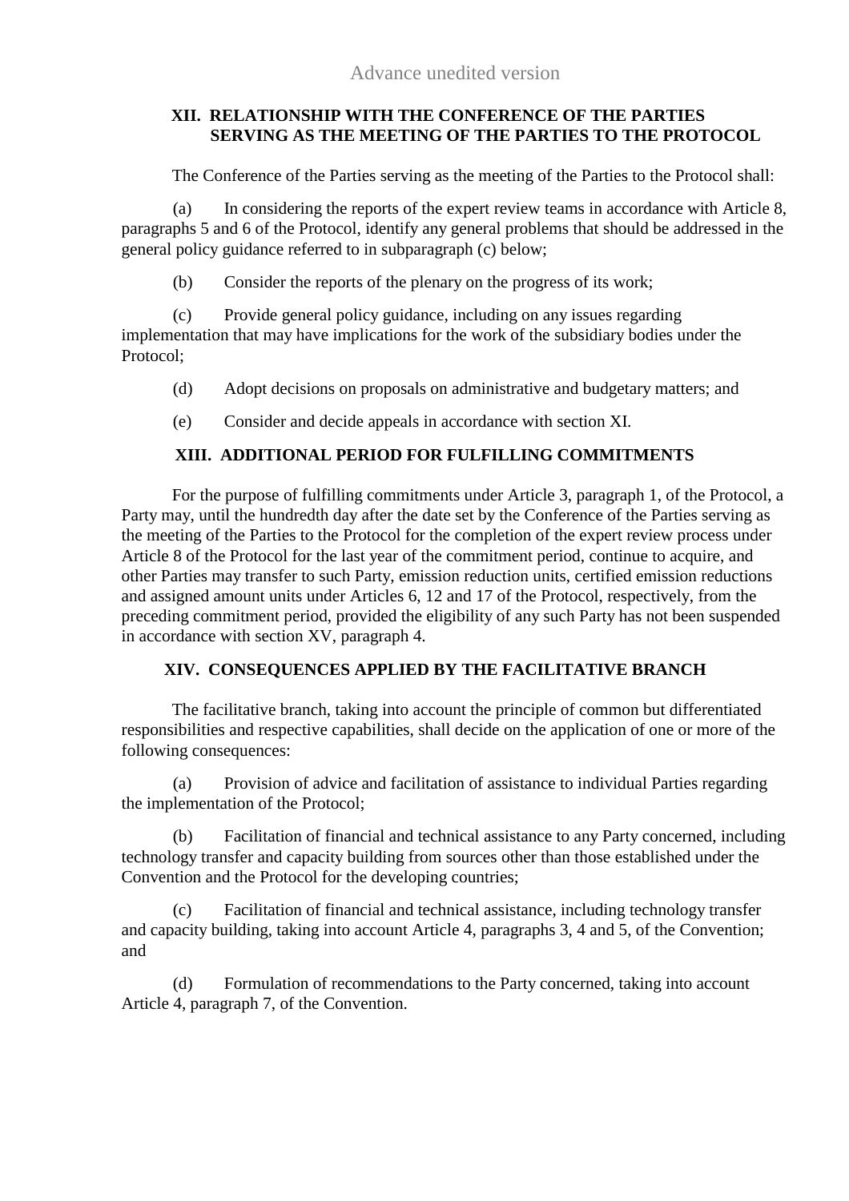## XII. RELATIONSHIP WITH THE CONFERENCE OF THE PARTIES SERVING AS THE MEETING OF THE PARTIES TO THE PROTOCOL

The Conference of the Parties serving as the meeting of the Parties to the Protocol shall:

(a) In considering the reports of the expert review teams in accordance with Article 8, paragraphs 5 and 6 of the Protocol, identify any general problems that should be addressed in the general policy guidance referred to in subparagraph (c) below;

(b) Consider the reports of the plenary on the progress of its work;

(c) Provide general policy guidance, including on any issues regarding implementation that may have implications for the work of the subsidiary bodies under the Protocol;

(d) Adopt decisions on proposals on administrative and budgetary matters; and

(e) Consider and decide appeals in accordance with section XI.

## XIII. ADDITIONAL PERIOD FOR FULFILLING COMMITMENTS

For the purpose of fulfilling commitments under Article 3, paragraph 1, of the Protocol, a Party may, until the hundredth day after the date set by the Conference of the Parties serving as the meeting of the Parties to the Protocol for the completion of the expert review process under Article 8 of the Protocol for the last year of the commitment period, continue to acquire, and other Parties may transfer to such Party, emission reduction units, certified emission reductions and assigned amount units under Articles 6, 12 and 17 of the Protocol, respectively, from the preceding commitment period, provided the eligibility of any such Party has not been suspended in accordance with section XV, paragraph 4.

## XIV. CONSEQUENCES APPLIED BY THE FACILITATIVE BRANCH

The facilitative branch, taking into account the principle of common but differentiated responsibilities and respective capabilities, shall decide on the application of one or more of the following consequences:

(a) Provision of advice and facilitation of assistance to individual Parties regarding the implementation of the Protocol;

(b) Facilitation of financial and technical assistance to any Party concerned, including technology transfer and capacity building from sources other than those established under the Convention and the Protocol for the developing countries;

(c) Facilitation of financial and technical assistance, including technology transfer and capacity building, taking into account Article 4, paragraphs 3, 4 and 5, of the Convention; and

(d) Formulation of recommendations to the Party concerned, taking into account Article 4, paragraph 7, of the Convention.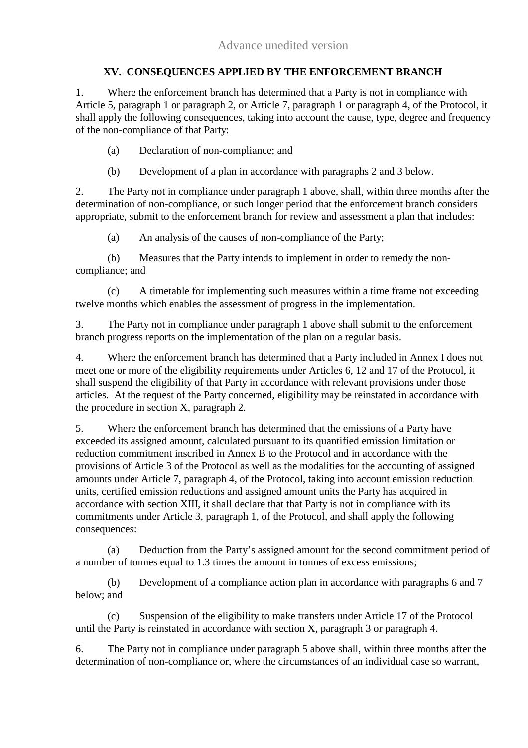## XV. CONSEQUENCES APPLIED BY THE ENFORCEMENT BRANCH

1. Where the enforcement branch has determined that a Party is not in compliance with Article 5, paragraph 1 or paragraph 2, or Article 7, paragraph 1 or paragraph 4, of the Protocol, it shall apply the following consequences, taking into account the cause, type, degree and frequency of the non-compliance of that Party:

   (a) Declaration of non-compliance; and

   (b) Development of a plan in accordance with paragraphs 2 and 3 below.

2. The Party not in compliance under paragraph 1 above, shall, within three months after the determination of non-compliance, or such longer period that the enforcement branch considers appropriate, submit to the enforcement branch for review and assessment a plan that includes:

   (a) An analysis of the causes of non-compliance of the Party;

   (b) Measures that the Party intends to implement in order to remedy the non-compliance; and

   (c) A timetable for implementing such measures within a time frame not exceeding twelve months which enables the assessment of progress in the implementation.

3. The Party not in compliance under paragraph 1 above shall submit to the enforcement branch progress reports on the implementation of the plan on a regular basis.

4. Where the enforcement branch has determined that a Party included in Annex I does not meet one or more of the eligibility requirements under Articles 6, 12 and 17 of the Protocol, it shall suspend the eligibility of that Party in accordance with relevant provisions under those articles. At the request of the Party concerned, eligibility may be reinstated in accordance with the procedure in section X, paragraph 2.

5. Where the enforcement branch has determined that the emissions of a Party have exceeded its assigned amount, calculated pursuant to its quantified emission limitation or reduction commitment inscribed in Annex B to the Protocol and in accordance with the provisions of Article 3 of the Protocol as well as the modalities for the accounting of assigned amounts under Article 7, paragraph 4, of the Protocol, taking into account emission reduction units, certified emission reductions and assigned amount units the Party has acquired in accordance with section XIII, it shall declare that that Party is not in compliance with its commitments under Article 3, paragraph 1, of the Protocol, and shall apply the following consequences:

   (a) Deduction from the Party's assigned amount for the second commitment period of a number of tonnes equal to 1.3 times the amount in tonnes of excess emissions;

   (b) Development of a compliance action plan in accordance with paragraphs 6 and 7 below; and

   (c) Suspension of the eligibility to make transfers under Article 17 of the Protocol until the Party is reinstated in accordance with section X, paragraph 3 or paragraph 4.

6. The Party not in compliance under paragraph 5 above shall, within three months after the determination of non-compliance or, where the circumstances of an individual case so warrant,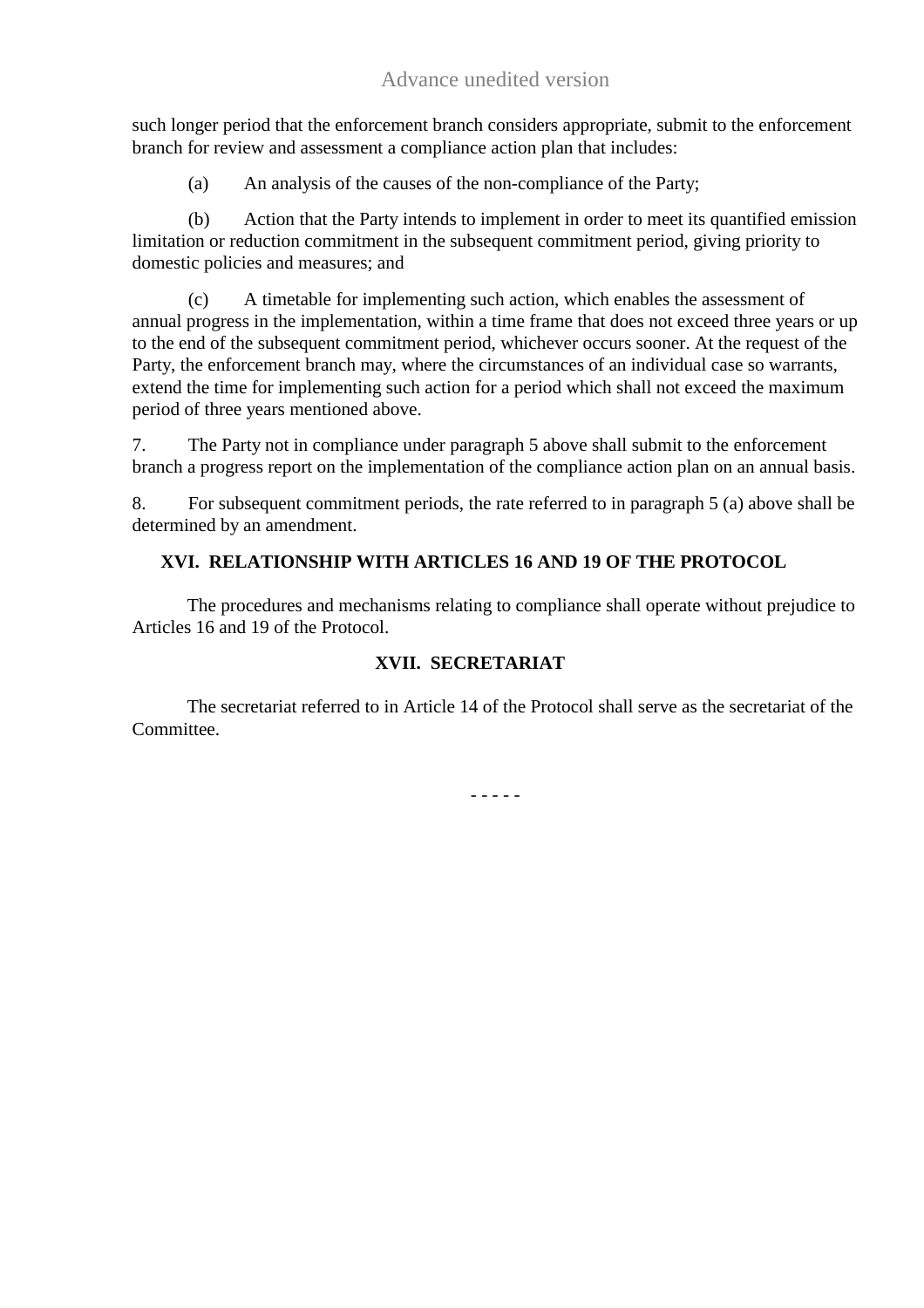such longer period that the enforcement branch considers appropriate, submit to the enforcement branch for review and assessment a compliance action plan that includes:

(a) An analysis of the causes of the non-compliance of the Party;

(b) Action that the Party intends to implement in order to meet its quantified emission limitation or reduction commitment in the subsequent commitment period, giving priority to domestic policies and measures; and

(c) A timetable for implementing such action, which enables the assessment of annual progress in the implementation, within a time frame that does not exceed three years or up to the end of the subsequent commitment period, whichever occurs sooner. At the request of the Party, the enforcement branch may, where the circumstances of an individual case so warrants, extend the time for implementing such action for a period which shall not exceed the maximum period of three years mentioned above.

7. The Party not in compliance under paragraph 5 above shall submit to the enforcement branch a progress report on the implementation of the compliance action plan on an annual basis.

8. For subsequent commitment periods, the rate referred to in paragraph 5 (a) above shall be determined by an amendment.

## XVI. RELATIONSHIP WITH ARTICLES 16 AND 19 OF THE PROTOCOL

The procedures and mechanisms relating to compliance shall operate without prejudice to Articles 16 and 19 of the Protocol.

## XVII. SECRETARIAT

The secretariat referred to in Article 14 of the Protocol shall serve as the secretariat of the Committee.

- - - - -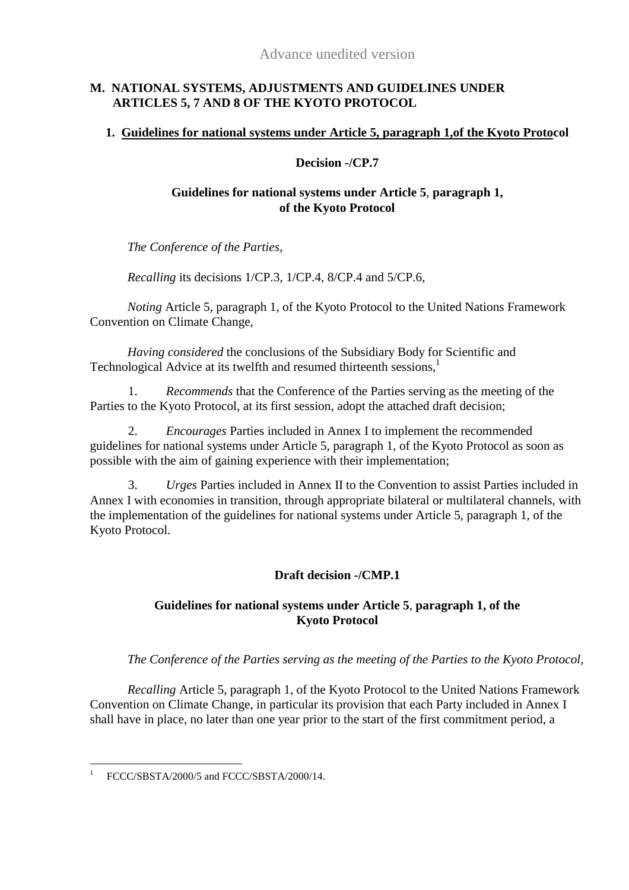## M. NATIONAL SYSTEMS, ADJUSTMENTS AND GUIDELINES UNDER ARTICLES 5, 7 AND 8 OF THE KYOTO PROTOCOL

### 1. Guidelines for national systems under Article 5, paragraph 1,of the Kyoto Protocol

**Decision -/CP.7**

**Guidelines for national systems under Article 5, paragraph 1, of the Kyoto Protocol**

*The Conference of the Parties,*

*Recalling* its decisions 1/CP.3, 1/CP.4, 8/CP.4 and 5/CP.6,

*Noting* Article 5, paragraph 1, of the Kyoto Protocol to the United Nations Framework Convention on Climate Change,

*Having considered* the conclusions of the Subsidiary Body for Scientific and Technological Advice at its twelfth and resumed thirteenth sessions,[1]

1. *Recommends* that the Conference of the Parties serving as the meeting of the Parties to the Kyoto Protocol, at its first session, adopt the attached draft decision;

2. *Encourages* Parties included in Annex I to implement the recommended guidelines for national systems under Article 5, paragraph 1, of the Kyoto Protocol as soon as possible with the aim of gaining experience with their implementation;

3. *Urges* Parties included in Annex II to the Convention to assist Parties included in Annex I with economies in transition, through appropriate bilateral or multilateral channels, with the implementation of the guidelines for national systems under Article 5, paragraph 1, of the Kyoto Protocol.

**Draft decision -/CMP.1**

**Guidelines for national systems under Article 5, paragraph 1, of the Kyoto Protocol**

*The Conference of the Parties serving as the meeting of the Parties to the Kyoto Protocol,*

*Recalling* Article 5, paragraph 1, of the Kyoto Protocol to the United Nations Framework Convention on Climate Change, in particular its provision that each Party included in Annex I shall have in place, no later than one year prior to the start of the first commitment period, a

[1] FCCC/SBSTA/2000/5 and FCCC/SBSTA/2000/14.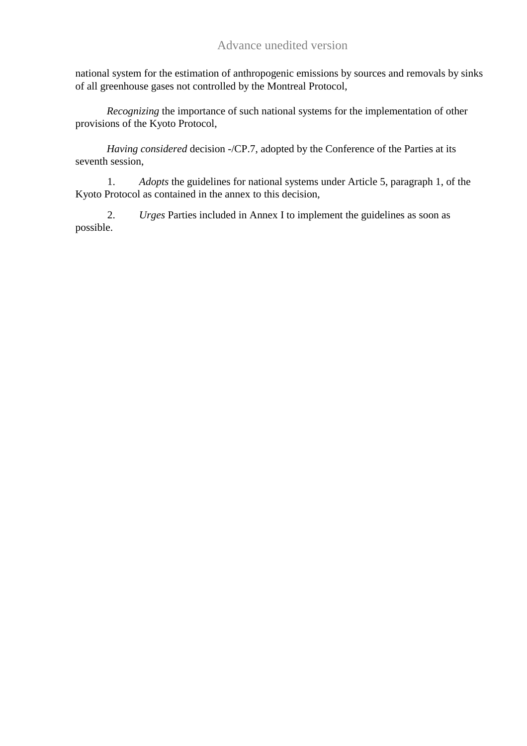national system for the estimation of anthropogenic emissions by sources and removals by sinks of all greenhouse gases not controlled by the Montreal Protocol,

*Recognizing* the importance of such national systems for the implementation of other provisions of the Kyoto Protocol,

*Having considered* decision -/CP.7, adopted by the Conference of the Parties at its seventh session,

1. *Adopts* the guidelines for national systems under Article 5, paragraph 1, of the Kyoto Protocol as contained in the annex to this decision,

2. *Urges* Parties included in Annex I to implement the guidelines as soon as possible.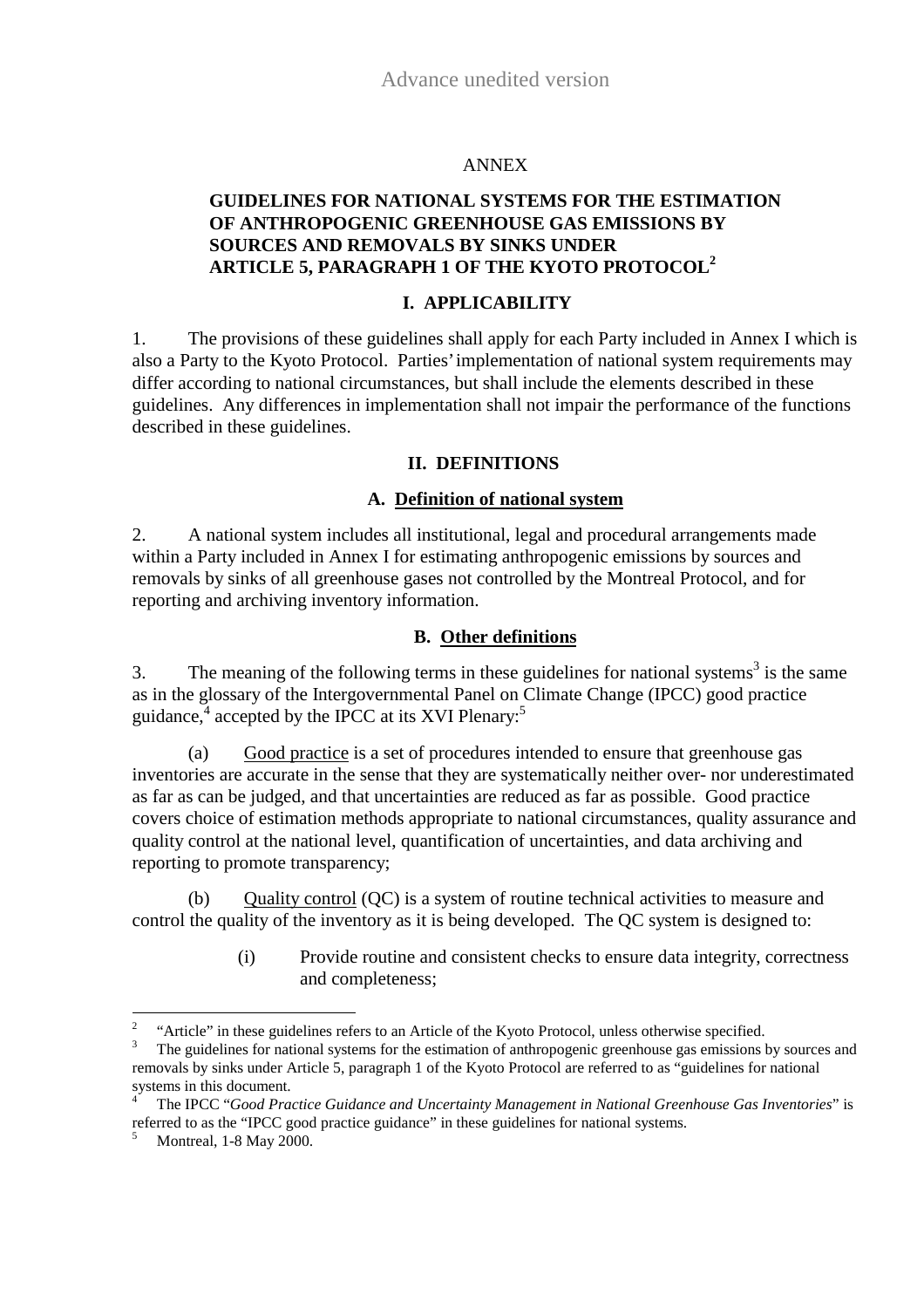Advance unedited version

ANNEX

**GUIDELINES FOR NATIONAL SYSTEMS FOR THE ESTIMATION OF ANTHROPOGENIC GREENHOUSE GAS EMISSIONS BY SOURCES AND REMOVALS BY SINKS UNDER ARTICLE 5, PARAGRAPH 1 OF THE KYOTO PROTOCOL**[2]

## I. APPLICABILITY

1. The provisions of these guidelines shall apply for each Party included in Annex I which is also a Party to the Kyoto Protocol. Parties' implementation of national system requirements may differ according to national circumstances, but shall include the elements described in these guidelines. Any differences in implementation shall not impair the performance of the functions described in these guidelines.

## II. DEFINITIONS

### A. Definition of national system

2. A national system includes all institutional, legal and procedural arrangements made within a Party included in Annex I for estimating anthropogenic emissions by sources and removals by sinks of all greenhouse gases not controlled by the Montreal Protocol, and for reporting and archiving inventory information.

### B. Other definitions

3. The meaning of the following terms in these guidelines for national systems[3] is the same as in the glossary of the Intergovernmental Panel on Climate Change (IPCC) good practice guidance,[4] accepted by the IPCC at its XVI Plenary:[5]

(a) Good practice is a set of procedures intended to ensure that greenhouse gas inventories are accurate in the sense that they are systematically neither over- nor underestimated as far as can be judged, and that uncertainties are reduced as far as possible. Good practice covers choice of estimation methods appropriate to national circumstances, quality assurance and quality control at the national level, quantification of uncertainties, and data archiving and reporting to promote transparency;

(b) Quality control (QC) is a system of routine technical activities to measure and control the quality of the inventory as it is being developed. The QC system is designed to:

(i) Provide routine and consistent checks to ensure data integrity, correctness and completeness;

---

[2] "Article" in these guidelines refers to an Article of the Kyoto Protocol, unless otherwise specified.

[3] The guidelines for national systems for the estimation of anthropogenic greenhouse gas emissions by sources and removals by sinks under Article 5, paragraph 1 of the Kyoto Protocol are referred to as "guidelines for national systems in this document.

[4] The IPCC "*Good Practice Guidance and Uncertainty Management in National Greenhouse Gas Inventories*" is referred to as the "IPCC good practice guidance" in these guidelines for national systems.

[5] Montreal, 1-8 May 2000.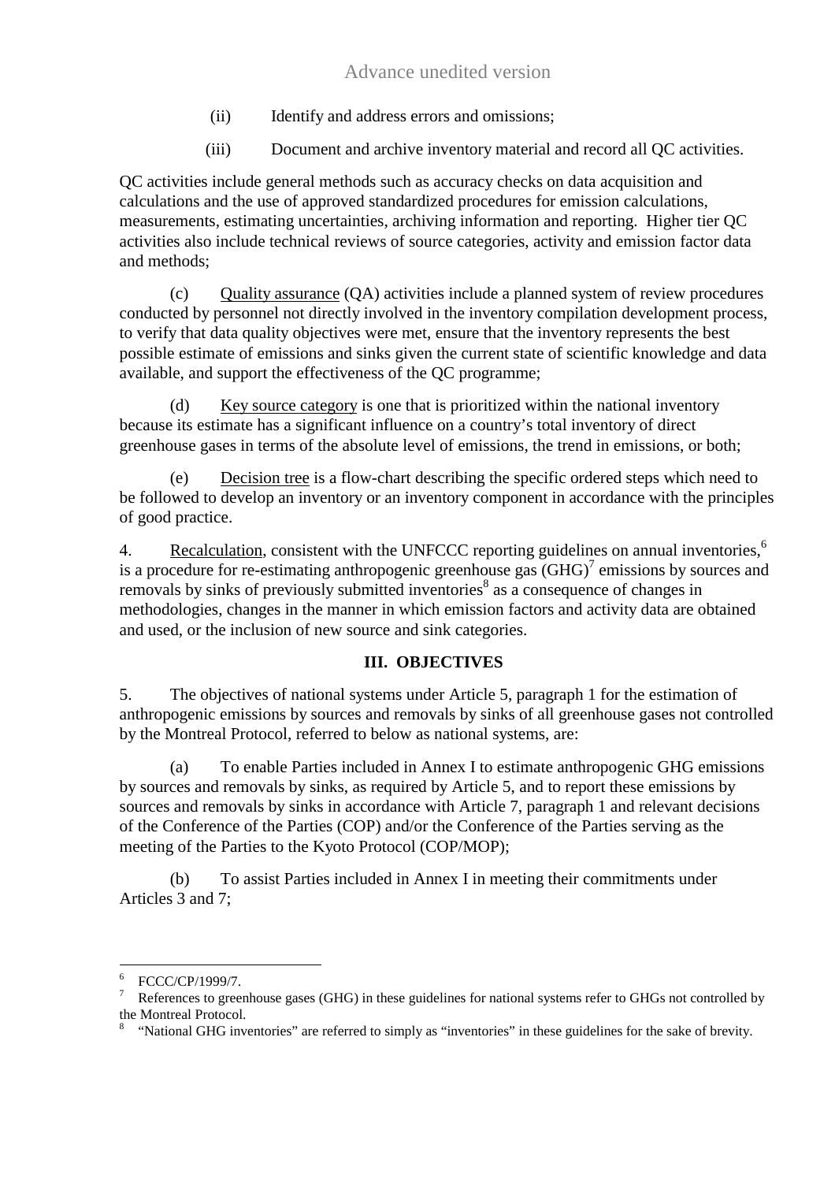(ii) Identify and address errors and omissions;

(iii) Document and archive inventory material and record all QC activities.

QC activities include general methods such as accuracy checks on data acquisition and calculations and the use of approved standardized procedures for emission calculations, measurements, estimating uncertainties, archiving information and reporting. Higher tier QC activities also include technical reviews of source categories, activity and emission factor data and methods;

(c) Quality assurance (QA) activities include a planned system of review procedures conducted by personnel not directly involved in the inventory compilation development process, to verify that data quality objectives were met, ensure that the inventory represents the best possible estimate of emissions and sinks given the current state of scientific knowledge and data available, and support the effectiveness of the QC programme;

(d) Key source category is one that is prioritized within the national inventory because its estimate has a significant influence on a country's total inventory of direct greenhouse gases in terms of the absolute level of emissions, the trend in emissions, or both;

(e) Decision tree is a flow-chart describing the specific ordered steps which need to be followed to develop an inventory or an inventory component in accordance with the principles of good practice.

4. Recalculation, consistent with the UNFCCC reporting guidelines on annual inventories,[6] is a procedure for re-estimating anthropogenic greenhouse gas (GHG)[7] emissions by sources and removals by sinks of previously submitted inventories[8] as a consequence of changes in methodologies, changes in the manner in which emission factors and activity data are obtained and used, or the inclusion of new source and sink categories.

## III. OBJECTIVES

5. The objectives of national systems under Article 5, paragraph 1 for the estimation of anthropogenic emissions by sources and removals by sinks of all greenhouse gases not controlled by the Montreal Protocol, referred to below as national systems, are:

(a) To enable Parties included in Annex I to estimate anthropogenic GHG emissions by sources and removals by sinks, as required by Article 5, and to report these emissions by sources and removals by sinks in accordance with Article 7, paragraph 1 and relevant decisions of the Conference of the Parties (COP) and/or the Conference of the Parties serving as the meeting of the Parties to the Kyoto Protocol (COP/MOP);

(b) To assist Parties included in Annex I in meeting their commitments under Articles 3 and 7;

---

[6] FCCC/CP/1999/7.

[7] References to greenhouse gases (GHG) in these guidelines for national systems refer to GHGs not controlled by the Montreal Protocol.

[8] "National GHG inventories" are referred to simply as "inventories" in these guidelines for the sake of brevity.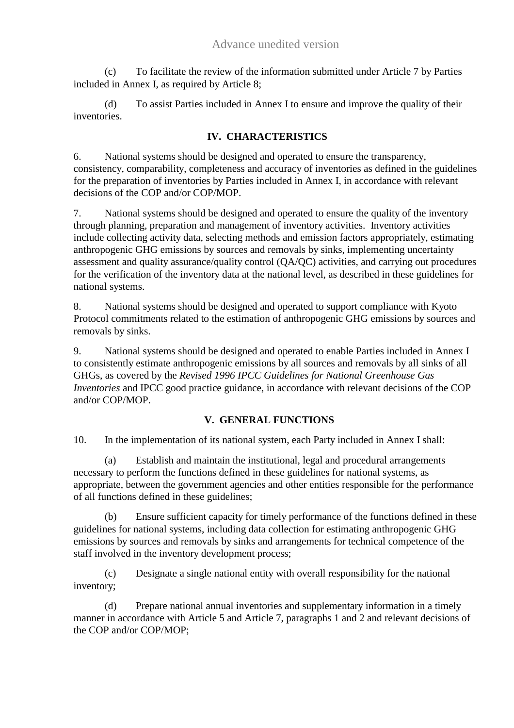(c) To facilitate the review of the information submitted under Article 7 by Parties included in Annex I, as required by Article 8;

(d) To assist Parties included in Annex I to ensure and improve the quality of their inventories.

## IV. CHARACTERISTICS

6. National systems should be designed and operated to ensure the transparency, consistency, comparability, completeness and accuracy of inventories as defined in the guidelines for the preparation of inventories by Parties included in Annex I, in accordance with relevant decisions of the COP and/or COP/MOP.

7. National systems should be designed and operated to ensure the quality of the inventory through planning, preparation and management of inventory activities. Inventory activities include collecting activity data, selecting methods and emission factors appropriately, estimating anthropogenic GHG emissions by sources and removals by sinks, implementing uncertainty assessment and quality assurance/quality control (QA/QC) activities, and carrying out procedures for the verification of the inventory data at the national level, as described in these guidelines for national systems.

8. National systems should be designed and operated to support compliance with Kyoto Protocol commitments related to the estimation of anthropogenic GHG emissions by sources and removals by sinks.

9. National systems should be designed and operated to enable Parties included in Annex I to consistently estimate anthropogenic emissions by all sources and removals by all sinks of all GHGs, as covered by the *Revised 1996 IPCC Guidelines for National Greenhouse Gas Inventories* and IPCC good practice guidance, in accordance with relevant decisions of the COP and/or COP/MOP.

## V. GENERAL FUNCTIONS

10. In the implementation of its national system, each Party included in Annex I shall:

(a) Establish and maintain the institutional, legal and procedural arrangements necessary to perform the functions defined in these guidelines for national systems, as appropriate, between the government agencies and other entities responsible for the performance of all functions defined in these guidelines;

(b) Ensure sufficient capacity for timely performance of the functions defined in these guidelines for national systems, including data collection for estimating anthropogenic GHG emissions by sources and removals by sinks and arrangements for technical competence of the staff involved in the inventory development process;

(c) Designate a single national entity with overall responsibility for the national inventory;

(d) Prepare national annual inventories and supplementary information in a timely manner in accordance with Article 5 and Article 7, paragraphs 1 and 2 and relevant decisions of the COP and/or COP/MOP;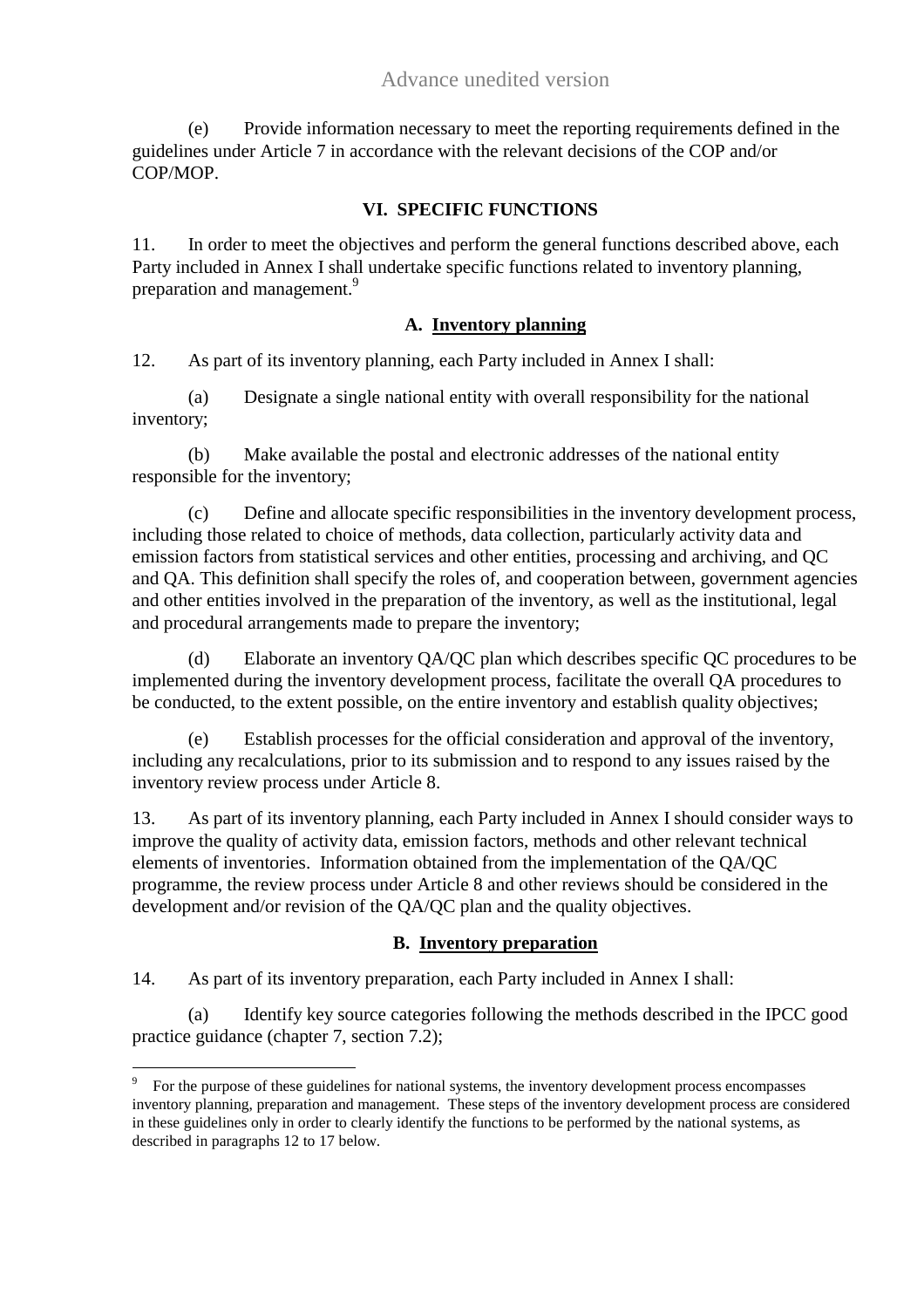(e) Provide information necessary to meet the reporting requirements defined in the guidelines under Article 7 in accordance with the relevant decisions of the COP and/or COP/MOP.

## VI. SPECIFIC FUNCTIONS

11. In order to meet the objectives and perform the general functions described above, each Party included in Annex I shall undertake specific functions related to inventory planning, preparation and management.[9]

### A. Inventory planning

12. As part of its inventory planning, each Party included in Annex I shall:

(a) Designate a single national entity with overall responsibility for the national inventory;

(b) Make available the postal and electronic addresses of the national entity responsible for the inventory;

(c) Define and allocate specific responsibilities in the inventory development process, including those related to choice of methods, data collection, particularly activity data and emission factors from statistical services and other entities, processing and archiving, and QC and QA. This definition shall specify the roles of, and cooperation between, government agencies and other entities involved in the preparation of the inventory, as well as the institutional, legal and procedural arrangements made to prepare the inventory;

(d) Elaborate an inventory QA/QC plan which describes specific QC procedures to be implemented during the inventory development process, facilitate the overall QA procedures to be conducted, to the extent possible, on the entire inventory and establish quality objectives;

(e) Establish processes for the official consideration and approval of the inventory, including any recalculations, prior to its submission and to respond to any issues raised by the inventory review process under Article 8.

13. As part of its inventory planning, each Party included in Annex I should consider ways to improve the quality of activity data, emission factors, methods and other relevant technical elements of inventories. Information obtained from the implementation of the QA/QC programme, the review process under Article 8 and other reviews should be considered in the development and/or revision of the QA/QC plan and the quality objectives.

### B. Inventory preparation

14. As part of its inventory preparation, each Party included in Annex I shall:

(a) Identify key source categories following the methods described in the IPCC good practice guidance (chapter 7, section 7.2);

---

[9] For the purpose of these guidelines for national systems, the inventory development process encompasses inventory planning, preparation and management. These steps of the inventory development process are considered in these guidelines only in order to clearly identify the functions to be performed by the national systems, as described in paragraphs 12 to 17 below.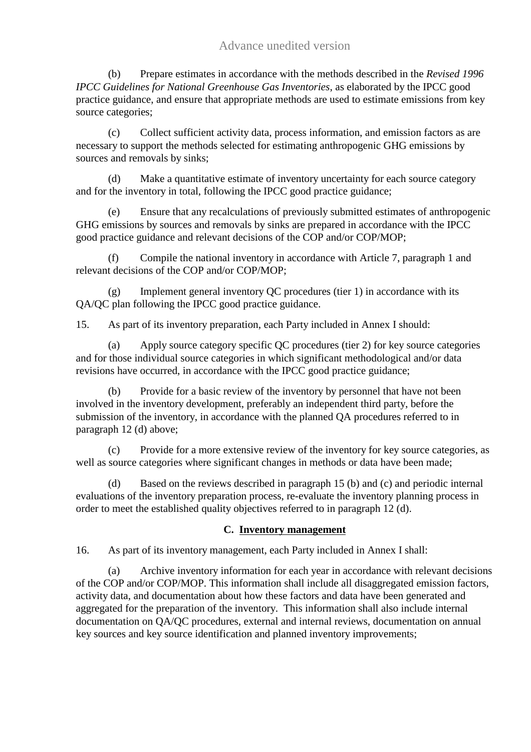(b) Prepare estimates in accordance with the methods described in the *Revised 1996 IPCC Guidelines for National Greenhouse Gas Inventories*, as elaborated by the IPCC good practice guidance, and ensure that appropriate methods are used to estimate emissions from key source categories;

(c) Collect sufficient activity data, process information, and emission factors as are necessary to support the methods selected for estimating anthropogenic GHG emissions by sources and removals by sinks;

(d) Make a quantitative estimate of inventory uncertainty for each source category and for the inventory in total, following the IPCC good practice guidance;

(e) Ensure that any recalculations of previously submitted estimates of anthropogenic GHG emissions by sources and removals by sinks are prepared in accordance with the IPCC good practice guidance and relevant decisions of the COP and/or COP/MOP;

(f) Compile the national inventory in accordance with Article 7, paragraph 1 and relevant decisions of the COP and/or COP/MOP;

(g) Implement general inventory QC procedures (tier 1) in accordance with its QA/QC plan following the IPCC good practice guidance.

15. As part of its inventory preparation, each Party included in Annex I should:

(a) Apply source category specific QC procedures (tier 2) for key source categories and for those individual source categories in which significant methodological and/or data revisions have occurred, in accordance with the IPCC good practice guidance;

(b) Provide for a basic review of the inventory by personnel that have not been involved in the inventory development, preferably an independent third party, before the submission of the inventory, in accordance with the planned QA procedures referred to in paragraph 12 (d) above;

(c) Provide for a more extensive review of the inventory for key source categories, as well as source categories where significant changes in methods or data have been made;

(d) Based on the reviews described in paragraph 15 (b) and (c) and periodic internal evaluations of the inventory preparation process, re-evaluate the inventory planning process in order to meet the established quality objectives referred to in paragraph 12 (d).

### C. Inventory management

16. As part of its inventory management, each Party included in Annex I shall:

(a) Archive inventory information for each year in accordance with relevant decisions of the COP and/or COP/MOP. This information shall include all disaggregated emission factors, activity data, and documentation about how these factors and data have been generated and aggregated for the preparation of the inventory. This information shall also include internal documentation on QA/QC procedures, external and internal reviews, documentation on annual key sources and key source identification and planned inventory improvements;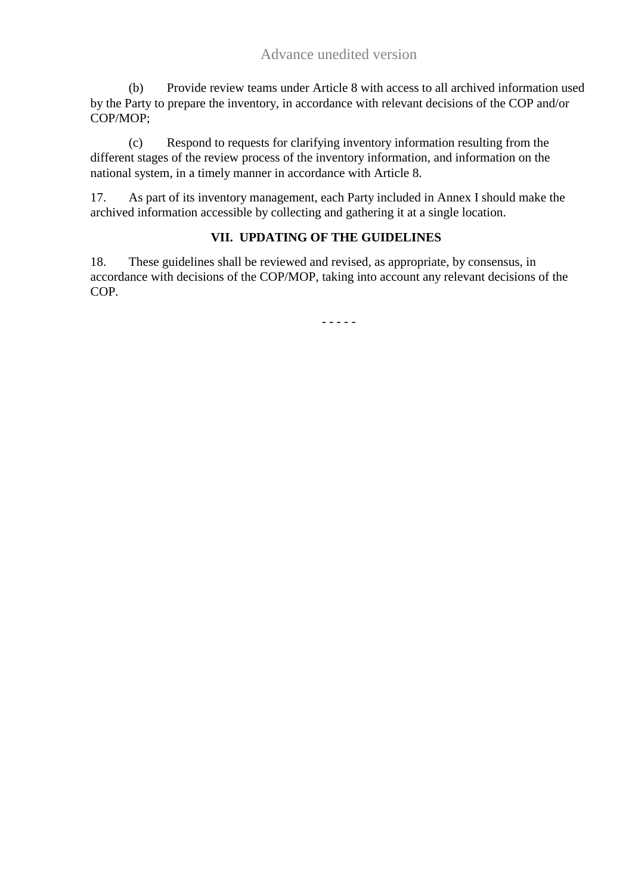(b) Provide review teams under Article 8 with access to all archived information used by the Party to prepare the inventory, in accordance with relevant decisions of the COP and/or COP/MOP;

(c) Respond to requests for clarifying inventory information resulting from the different stages of the review process of the inventory information, and information on the national system, in a timely manner in accordance with Article 8.

17. As part of its inventory management, each Party included in Annex I should make the archived information accessible by collecting and gathering it at a single location.

### VII. UPDATING OF THE GUIDELINES

18. These guidelines shall be reviewed and revised, as appropriate, by consensus, in accordance with decisions of the COP/MOP, taking into account any relevant decisions of the COP.

- - - - -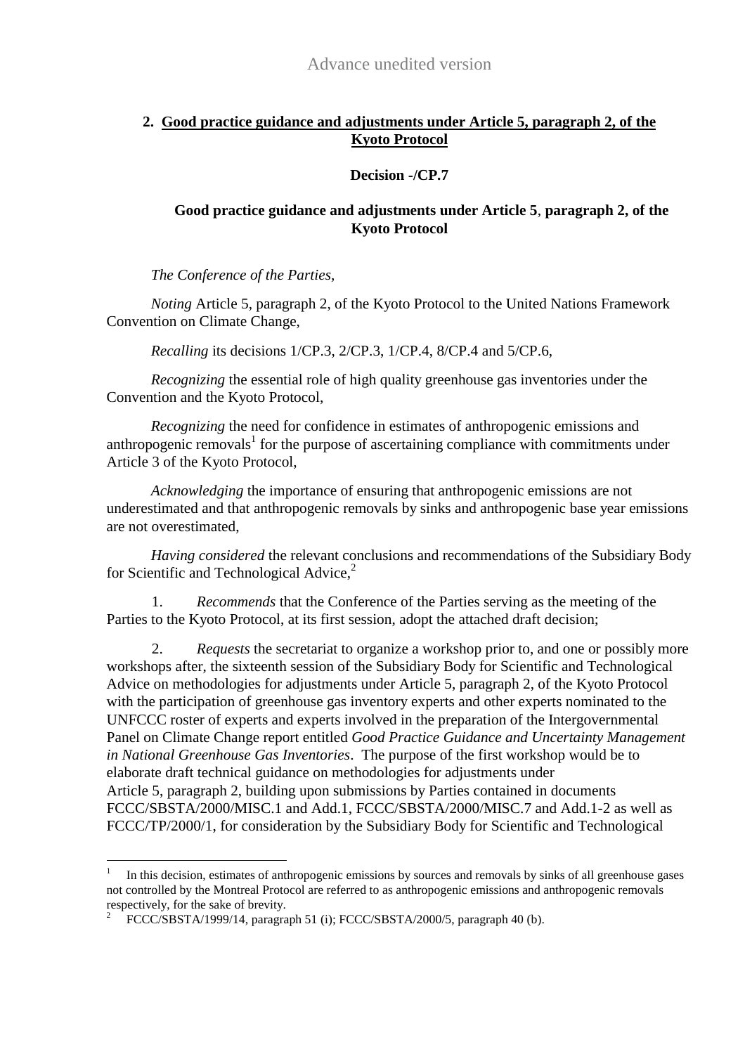## 2. Good practice guidance and adjustments under Article 5, paragraph 2, of the Kyoto Protocol

**Decision -/CP.7**

**Good practice guidance and adjustments under Article 5, paragraph 2, of the Kyoto Protocol**

*The Conference of the Parties,*

*Noting* Article 5, paragraph 2, of the Kyoto Protocol to the United Nations Framework Convention on Climate Change,

*Recalling* its decisions 1/CP.3, 2/CP.3, 1/CP.4, 8/CP.4 and 5/CP.6,

*Recognizing* the essential role of high quality greenhouse gas inventories under the Convention and the Kyoto Protocol,

*Recognizing* the need for confidence in estimates of anthropogenic emissions and anthropogenic removals[1] for the purpose of ascertaining compliance with commitments under Article 3 of the Kyoto Protocol,

*Acknowledging* the importance of ensuring that anthropogenic emissions are not underestimated and that anthropogenic removals by sinks and anthropogenic base year emissions are not overestimated,

*Having considered* the relevant conclusions and recommendations of the Subsidiary Body for Scientific and Technological Advice,[2]

1. *Recommends* that the Conference of the Parties serving as the meeting of the Parties to the Kyoto Protocol, at its first session, adopt the attached draft decision;

2. *Requests* the secretariat to organize a workshop prior to, and one or possibly more workshops after, the sixteenth session of the Subsidiary Body for Scientific and Technological Advice on methodologies for adjustments under Article 5, paragraph 2, of the Kyoto Protocol with the participation of greenhouse gas inventory experts and other experts nominated to the UNFCCC roster of experts and experts involved in the preparation of the Intergovernmental Panel on Climate Change report entitled *Good Practice Guidance and Uncertainty Management in National Greenhouse Gas Inventories*. The purpose of the first workshop would be to elaborate draft technical guidance on methodologies for adjustments under Article 5, paragraph 2, building upon submissions by Parties contained in documents FCCC/SBSTA/2000/MISC.1 and Add.1, FCCC/SBSTA/2000/MISC.7 and Add.1-2 as well as FCCC/TP/2000/1, for consideration by the Subsidiary Body for Scientific and Technological

---

[1] In this decision, estimates of anthropogenic emissions by sources and removals by sinks of all greenhouse gases not controlled by the Montreal Protocol are referred to as anthropogenic emissions and anthropogenic removals respectively, for the sake of brevity.

[2] FCCC/SBSTA/1999/14, paragraph 51 (i); FCCC/SBSTA/2000/5, paragraph 40 (b).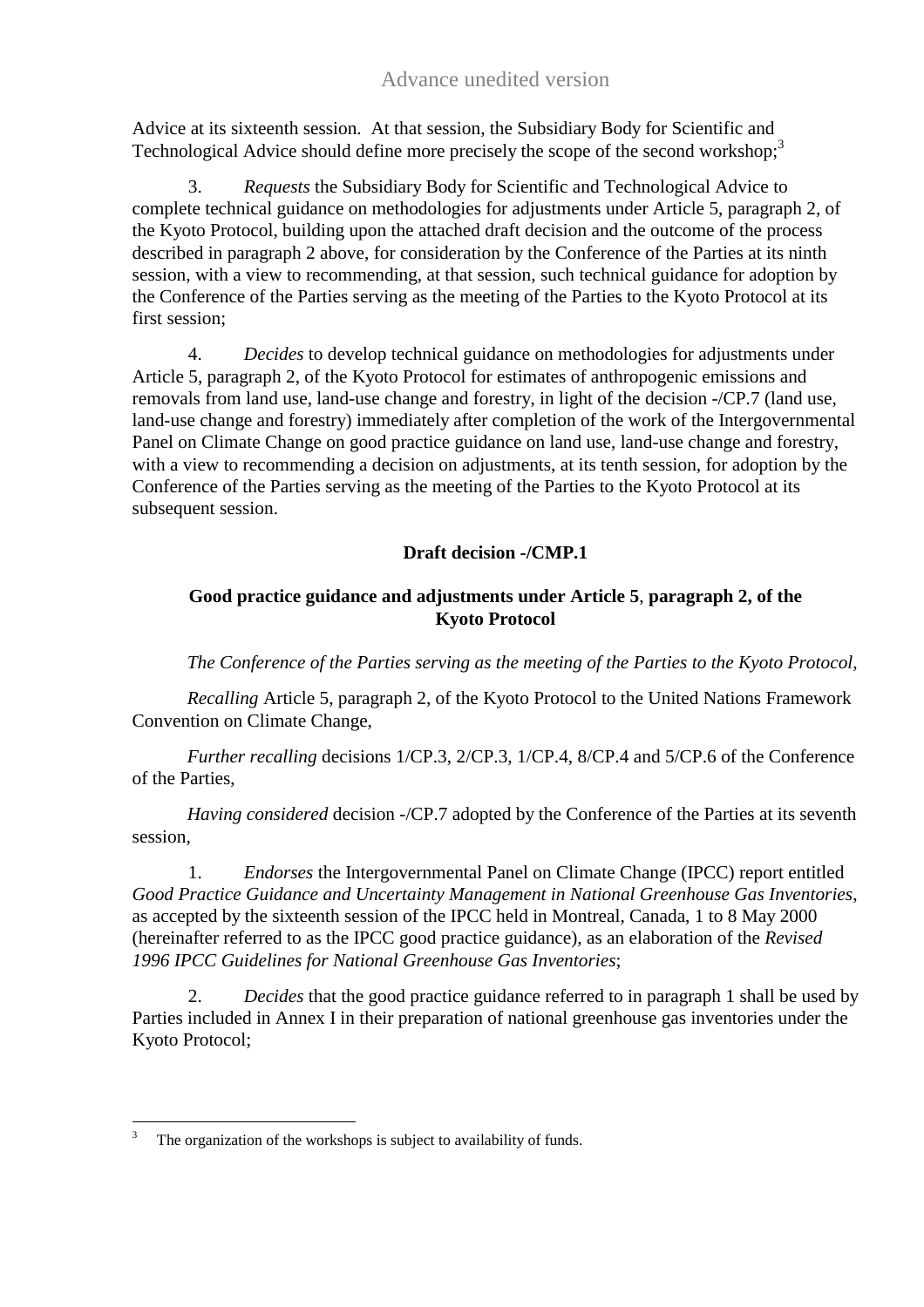Advice at its sixteenth session. At that session, the Subsidiary Body for Scientific and Technological Advice should define more precisely the scope of the second workshop;[3]

3. *Requests* the Subsidiary Body for Scientific and Technological Advice to complete technical guidance on methodologies for adjustments under Article 5, paragraph 2, of the Kyoto Protocol, building upon the attached draft decision and the outcome of the process described in paragraph 2 above, for consideration by the Conference of the Parties at its ninth session, with a view to recommending, at that session, such technical guidance for adoption by the Conference of the Parties serving as the meeting of the Parties to the Kyoto Protocol at its first session;

4. *Decides* to develop technical guidance on methodologies for adjustments under Article 5, paragraph 2, of the Kyoto Protocol for estimates of anthropogenic emissions and removals from land use, land-use change and forestry, in light of the decision -/CP.7 (land use, land-use change and forestry) immediately after completion of the work of the Intergovernmental Panel on Climate Change on good practice guidance on land use, land-use change and forestry, with a view to recommending a decision on adjustments, at its tenth session, for adoption by the Conference of the Parties serving as the meeting of the Parties to the Kyoto Protocol at its subsequent session.

**Draft decision -/CMP.1**

**Good practice guidance and adjustments under Article 5, paragraph 2, of the Kyoto Protocol**

*The Conference of the Parties serving as the meeting of the Parties to the Kyoto Protocol,*

*Recalling* Article 5, paragraph 2, of the Kyoto Protocol to the United Nations Framework Convention on Climate Change,

*Further recalling* decisions 1/CP.3, 2/CP.3, 1/CP.4, 8/CP.4 and 5/CP.6 of the Conference of the Parties,

*Having considered* decision -/CP.7 adopted by the Conference of the Parties at its seventh session,

1. *Endorses* the Intergovernmental Panel on Climate Change (IPCC) report entitled *Good Practice Guidance and Uncertainty Management in National Greenhouse Gas Inventories*, as accepted by the sixteenth session of the IPCC held in Montreal, Canada, 1 to 8 May 2000 (hereinafter referred to as the IPCC good practice guidance), as an elaboration of the *Revised 1996 IPCC Guidelines for National Greenhouse Gas Inventories*;

2. *Decides* that the good practice guidance referred to in paragraph 1 shall be used by Parties included in Annex I in their preparation of national greenhouse gas inventories under the Kyoto Protocol;

---

[3] The organization of the workshops is subject to availability of funds.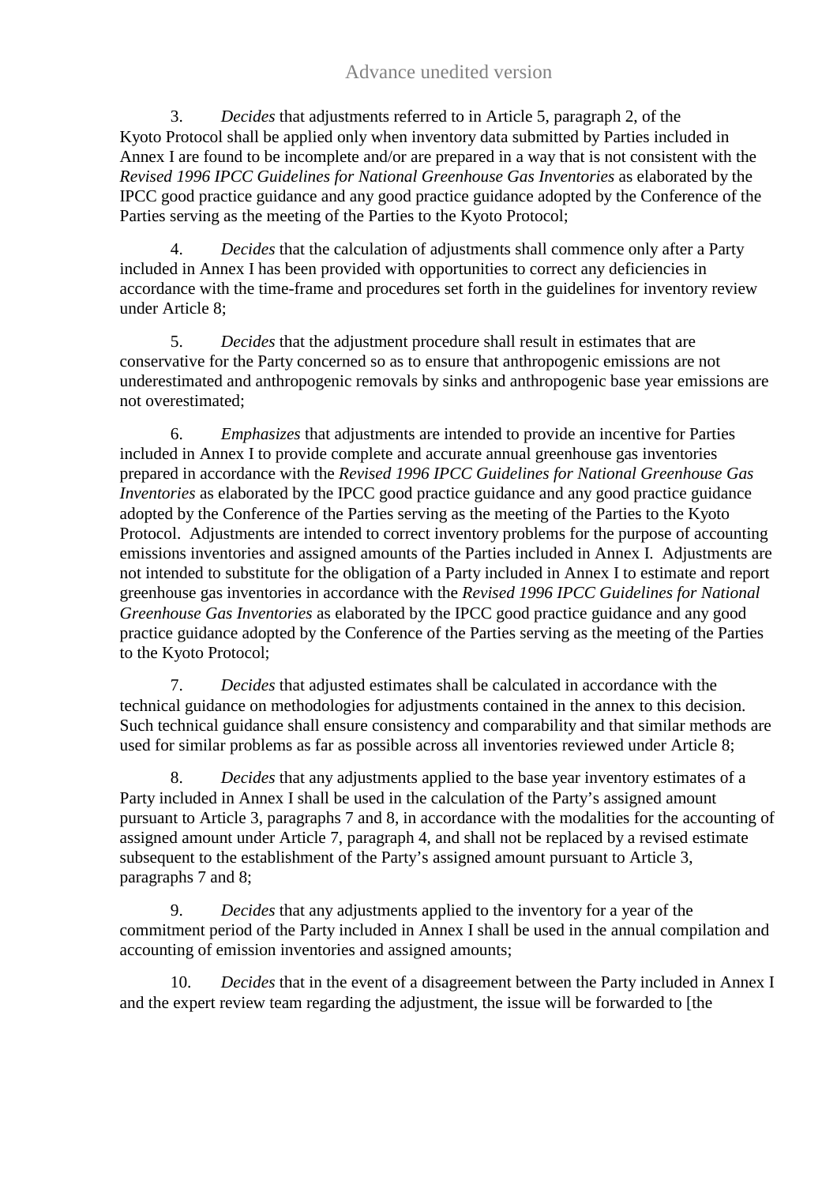3. *Decides* that adjustments referred to in Article 5, paragraph 2, of the Kyoto Protocol shall be applied only when inventory data submitted by Parties included in Annex I are found to be incomplete and/or are prepared in a way that is not consistent with the *Revised 1996 IPCC Guidelines for National Greenhouse Gas Inventories* as elaborated by the IPCC good practice guidance and any good practice guidance adopted by the Conference of the Parties serving as the meeting of the Parties to the Kyoto Protocol;

4. *Decides* that the calculation of adjustments shall commence only after a Party included in Annex I has been provided with opportunities to correct any deficiencies in accordance with the time-frame and procedures set forth in the guidelines for inventory review under Article 8;

5. *Decides* that the adjustment procedure shall result in estimates that are conservative for the Party concerned so as to ensure that anthropogenic emissions are not underestimated and anthropogenic removals by sinks and anthropogenic base year emissions are not overestimated;

6. *Emphasizes* that adjustments are intended to provide an incentive for Parties included in Annex I to provide complete and accurate annual greenhouse gas inventories prepared in accordance with the *Revised 1996 IPCC Guidelines for National Greenhouse Gas Inventories* as elaborated by the IPCC good practice guidance and any good practice guidance adopted by the Conference of the Parties serving as the meeting of the Parties to the Kyoto Protocol. Adjustments are intended to correct inventory problems for the purpose of accounting emissions inventories and assigned amounts of the Parties included in Annex I. Adjustments are not intended to substitute for the obligation of a Party included in Annex I to estimate and report greenhouse gas inventories in accordance with the *Revised 1996 IPCC Guidelines for National Greenhouse Gas Inventories* as elaborated by the IPCC good practice guidance and any good practice guidance adopted by the Conference of the Parties serving as the meeting of the Parties to the Kyoto Protocol;

7. *Decides* that adjusted estimates shall be calculated in accordance with the technical guidance on methodologies for adjustments contained in the annex to this decision. Such technical guidance shall ensure consistency and comparability and that similar methods are used for similar problems as far as possible across all inventories reviewed under Article 8;

8. *Decides* that any adjustments applied to the base year inventory estimates of a Party included in Annex I shall be used in the calculation of the Party's assigned amount pursuant to Article 3, paragraphs 7 and 8, in accordance with the modalities for the accounting of assigned amount under Article 7, paragraph 4, and shall not be replaced by a revised estimate subsequent to the establishment of the Party's assigned amount pursuant to Article 3, paragraphs 7 and 8;

9. *Decides* that any adjustments applied to the inventory for a year of the commitment period of the Party included in Annex I shall be used in the annual compilation and accounting of emission inventories and assigned amounts;

10. *Decides* that in the event of a disagreement between the Party included in Annex I and the expert review team regarding the adjustment, the issue will be forwarded to [the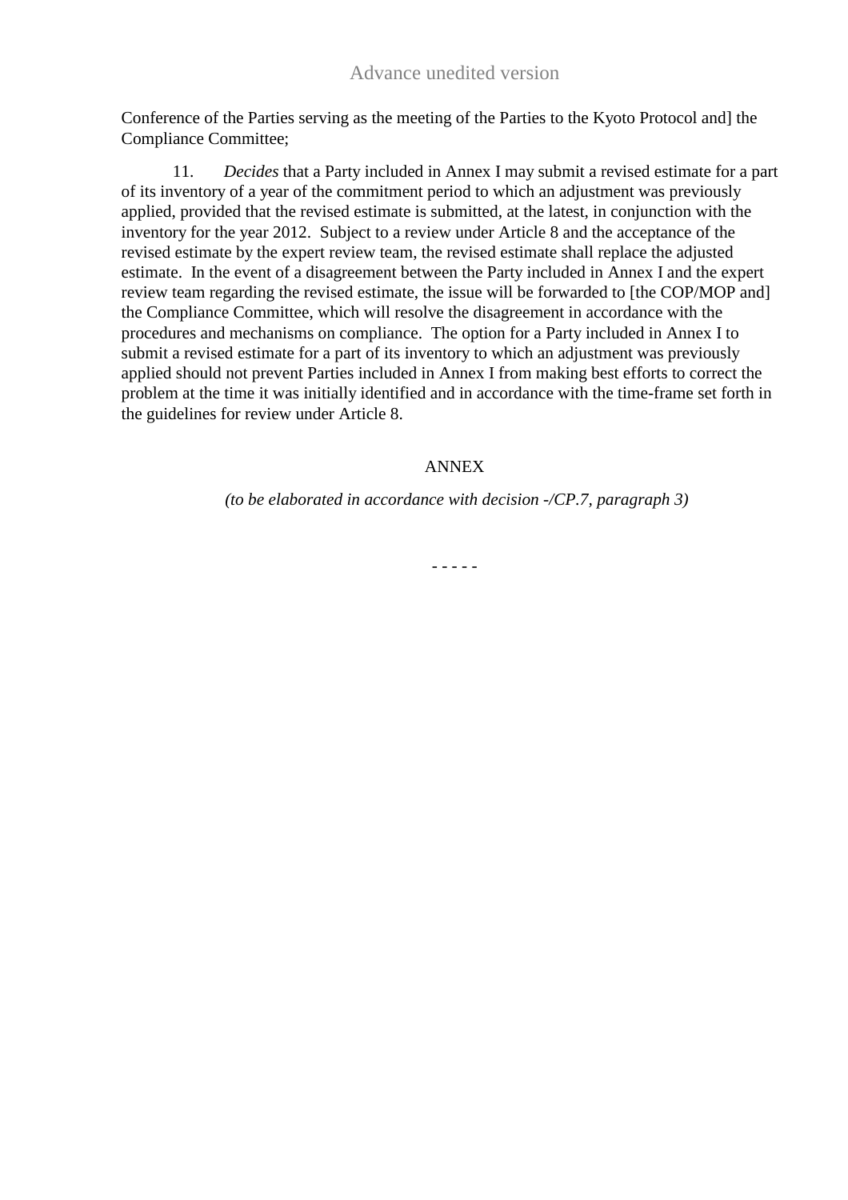Conference of the Parties serving as the meeting of the Parties to the Kyoto Protocol and] the Compliance Committee;

11. *Decides* that a Party included in Annex I may submit a revised estimate for a part of its inventory of a year of the commitment period to which an adjustment was previously applied, provided that the revised estimate is submitted, at the latest, in conjunction with the inventory for the year 2012. Subject to a review under Article 8 and the acceptance of the revised estimate by the expert review team, the revised estimate shall replace the adjusted estimate. In the event of a disagreement between the Party included in Annex I and the expert review team regarding the revised estimate, the issue will be forwarded to [the COP/MOP and] the Compliance Committee, which will resolve the disagreement in accordance with the procedures and mechanisms on compliance. The option for a Party included in Annex I to submit a revised estimate for a part of its inventory to which an adjustment was previously applied should not prevent Parties included in Annex I from making best efforts to correct the problem at the time it was initially identified and in accordance with the time-frame set forth in the guidelines for review under Article 8.

ANNEX

*(to be elaborated in accordance with decision -/CP.7, paragraph 3)*

- - - - -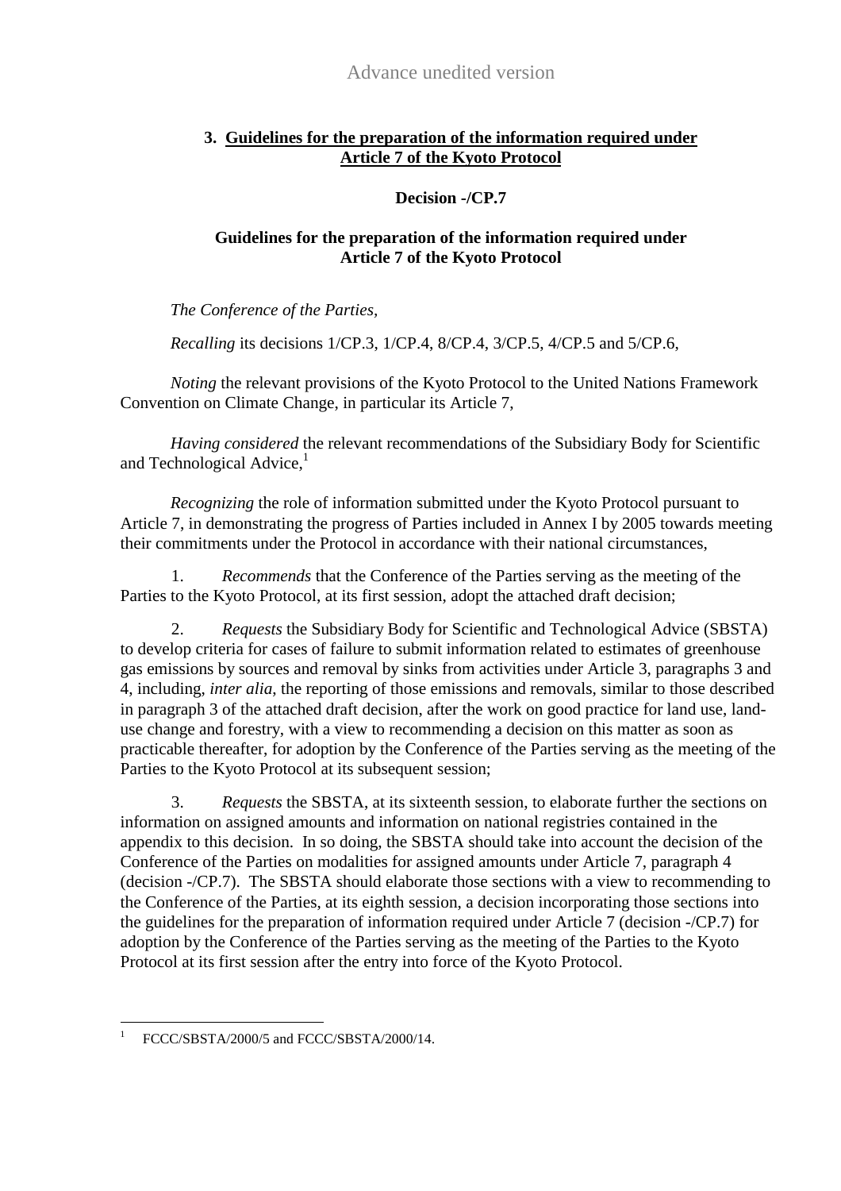Advance unedited version

## 3. Guidelines for the preparation of the information required under Article 7 of the Kyoto Protocol

**Decision -/CP.7**

**Guidelines for the preparation of the information required under Article 7 of the Kyoto Protocol**

*The Conference of the Parties,*

*Recalling* its decisions 1/CP.3, 1/CP.4, 8/CP.4, 3/CP.5, 4/CP.5 and 5/CP.6,

*Noting* the relevant provisions of the Kyoto Protocol to the United Nations Framework Convention on Climate Change, in particular its Article 7,

*Having considered* the relevant recommendations of the Subsidiary Body for Scientific and Technological Advice,[1]

*Recognizing* the role of information submitted under the Kyoto Protocol pursuant to Article 7, in demonstrating the progress of Parties included in Annex I by 2005 towards meeting their commitments under the Protocol in accordance with their national circumstances,

1. *Recommends* that the Conference of the Parties serving as the meeting of the Parties to the Kyoto Protocol, at its first session, adopt the attached draft decision;

2. *Requests* the Subsidiary Body for Scientific and Technological Advice (SBSTA) to develop criteria for cases of failure to submit information related to estimates of greenhouse gas emissions by sources and removal by sinks from activities under Article 3, paragraphs 3 and 4, including, *inter alia*, the reporting of those emissions and removals, similar to those described in paragraph 3 of the attached draft decision, after the work on good practice for land use, land-use change and forestry, with a view to recommending a decision on this matter as soon as practicable thereafter, for adoption by the Conference of the Parties serving as the meeting of the Parties to the Kyoto Protocol at its subsequent session;

3. *Requests* the SBSTA, at its sixteenth session, to elaborate further the sections on information on assigned amounts and information on national registries contained in the appendix to this decision. In so doing, the SBSTA should take into account the decision of the Conference of the Parties on modalities for assigned amounts under Article 7, paragraph 4 (decision -/CP.7). The SBSTA should elaborate those sections with a view to recommending to the Conference of the Parties, at its eighth session, a decision incorporating those sections into the guidelines for the preparation of information required under Article 7 (decision -/CP.7) for adoption by the Conference of the Parties serving as the meeting of the Parties to the Kyoto Protocol at its first session after the entry into force of the Kyoto Protocol.

---

[1] FCCC/SBSTA/2000/5 and FCCC/SBSTA/2000/14.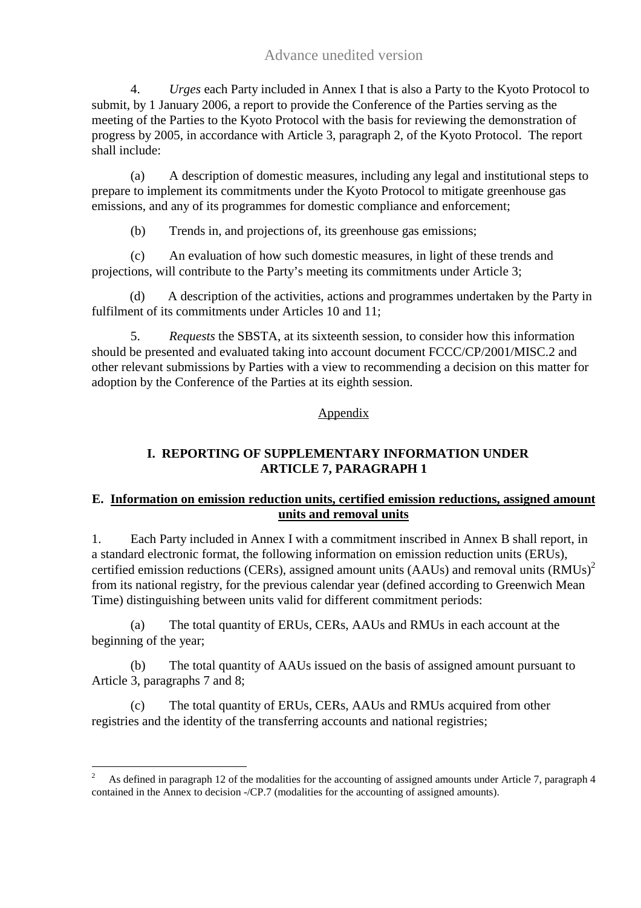4. *Urges* each Party included in Annex I that is also a Party to the Kyoto Protocol to submit, by 1 January 2006, a report to provide the Conference of the Parties serving as the meeting of the Parties to the Kyoto Protocol with the basis for reviewing the demonstration of progress by 2005, in accordance with Article 3, paragraph 2, of the Kyoto Protocol. The report shall include:

(a) A description of domestic measures, including any legal and institutional steps to prepare to implement its commitments under the Kyoto Protocol to mitigate greenhouse gas emissions, and any of its programmes for domestic compliance and enforcement;

(b) Trends in, and projections of, its greenhouse gas emissions;

(c) An evaluation of how such domestic measures, in light of these trends and projections, will contribute to the Party's meeting its commitments under Article 3;

(d) A description of the activities, actions and programmes undertaken by the Party in fulfilment of its commitments under Articles 10 and 11;

5. *Requests* the SBSTA, at its sixteenth session, to consider how this information should be presented and evaluated taking into account document FCCC/CP/2001/MISC.2 and other relevant submissions by Parties with a view to recommending a decision on this matter for adoption by the Conference of the Parties at its eighth session.

Appendix

## I. REPORTING OF SUPPLEMENTARY INFORMATION UNDER ARTICLE 7, PARAGRAPH 1

### E. Information on emission reduction units, certified emission reductions, assigned amount units and removal units

1. Each Party included in Annex I with a commitment inscribed in Annex B shall report, in a standard electronic format, the following information on emission reduction units (ERUs), certified emission reductions (CERs), assigned amount units (AAUs) and removal units (RMUs)[2] from its national registry, for the previous calendar year (defined according to Greenwich Mean Time) distinguishing between units valid for different commitment periods:

(a) The total quantity of ERUs, CERs, AAUs and RMUs in each account at the beginning of the year;

(b) The total quantity of AAUs issued on the basis of assigned amount pursuant to Article 3, paragraphs 7 and 8;

(c) The total quantity of ERUs, CERs, AAUs and RMUs acquired from other registries and the identity of the transferring accounts and national registries;

---

[2] As defined in paragraph 12 of the modalities for the accounting of assigned amounts under Article 7, paragraph 4 contained in the Annex to decision -/CP.7 (modalities for the accounting of assigned amounts).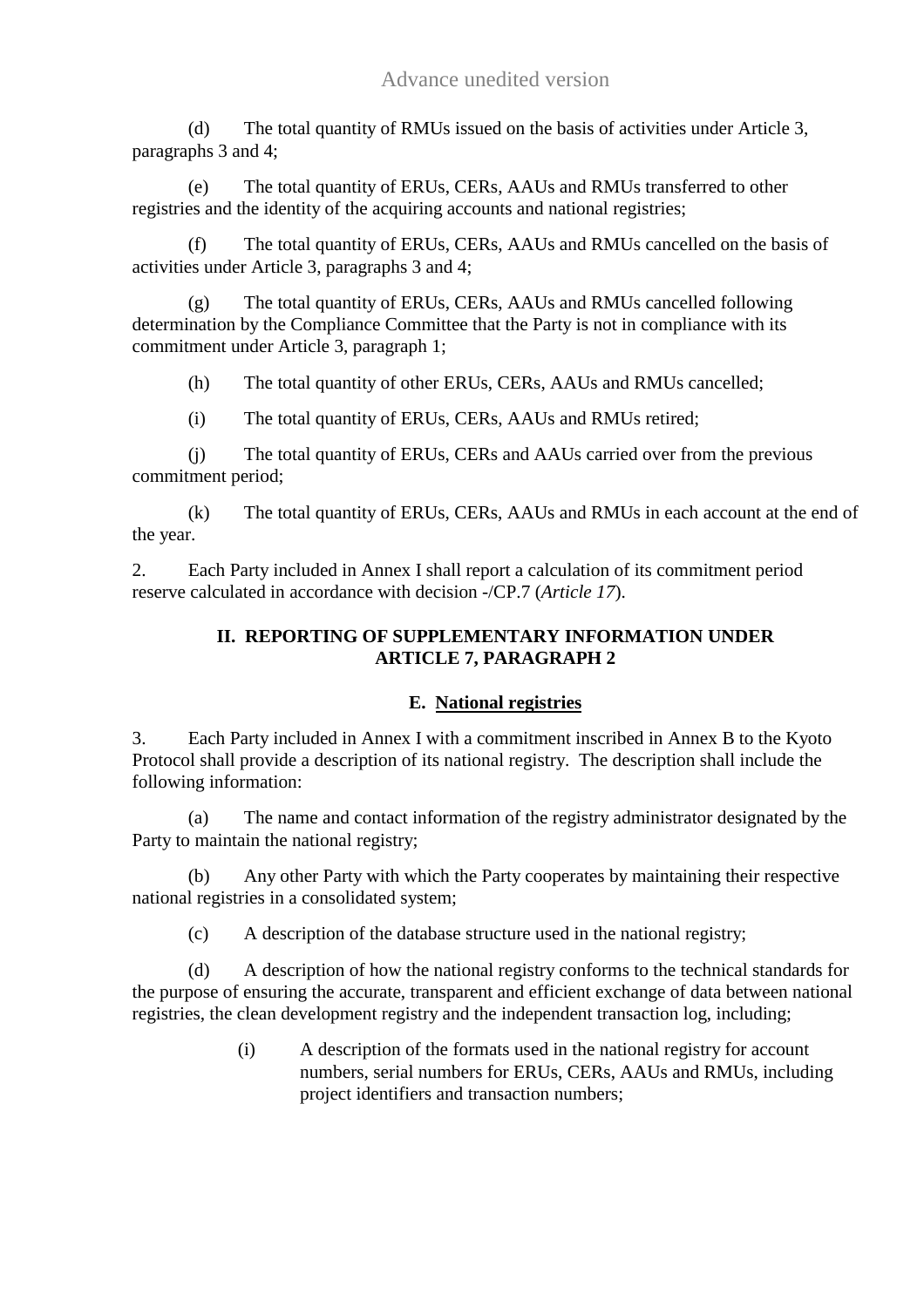(d) The total quantity of RMUs issued on the basis of activities under Article 3, paragraphs 3 and 4;

(e) The total quantity of ERUs, CERs, AAUs and RMUs transferred to other registries and the identity of the acquiring accounts and national registries;

(f) The total quantity of ERUs, CERs, AAUs and RMUs cancelled on the basis of activities under Article 3, paragraphs 3 and 4;

(g) The total quantity of ERUs, CERs, AAUs and RMUs cancelled following determination by the Compliance Committee that the Party is not in compliance with its commitment under Article 3, paragraph 1;

(h) The total quantity of other ERUs, CERs, AAUs and RMUs cancelled;

(i) The total quantity of ERUs, CERs, AAUs and RMUs retired;

(j) The total quantity of ERUs, CERs and AAUs carried over from the previous commitment period;

(k) The total quantity of ERUs, CERs, AAUs and RMUs in each account at the end of the year.

2. Each Party included in Annex I shall report a calculation of its commitment period reserve calculated in accordance with decision -/CP.7 (*Article 17*).

## II. REPORTING OF SUPPLEMENTARY INFORMATION UNDER ARTICLE 7, PARAGRAPH 2

### E. National registries

3. Each Party included in Annex I with a commitment inscribed in Annex B to the Kyoto Protocol shall provide a description of its national registry. The description shall include the following information:

(a) The name and contact information of the registry administrator designated by the Party to maintain the national registry;

(b) Any other Party with which the Party cooperates by maintaining their respective national registries in a consolidated system;

(c) A description of the database structure used in the national registry;

(d) A description of how the national registry conforms to the technical standards for the purpose of ensuring the accurate, transparent and efficient exchange of data between national registries, the clean development registry and the independent transaction log, including;

(i) A description of the formats used in the national registry for account numbers, serial numbers for ERUs, CERs, AAUs and RMUs, including project identifiers and transaction numbers;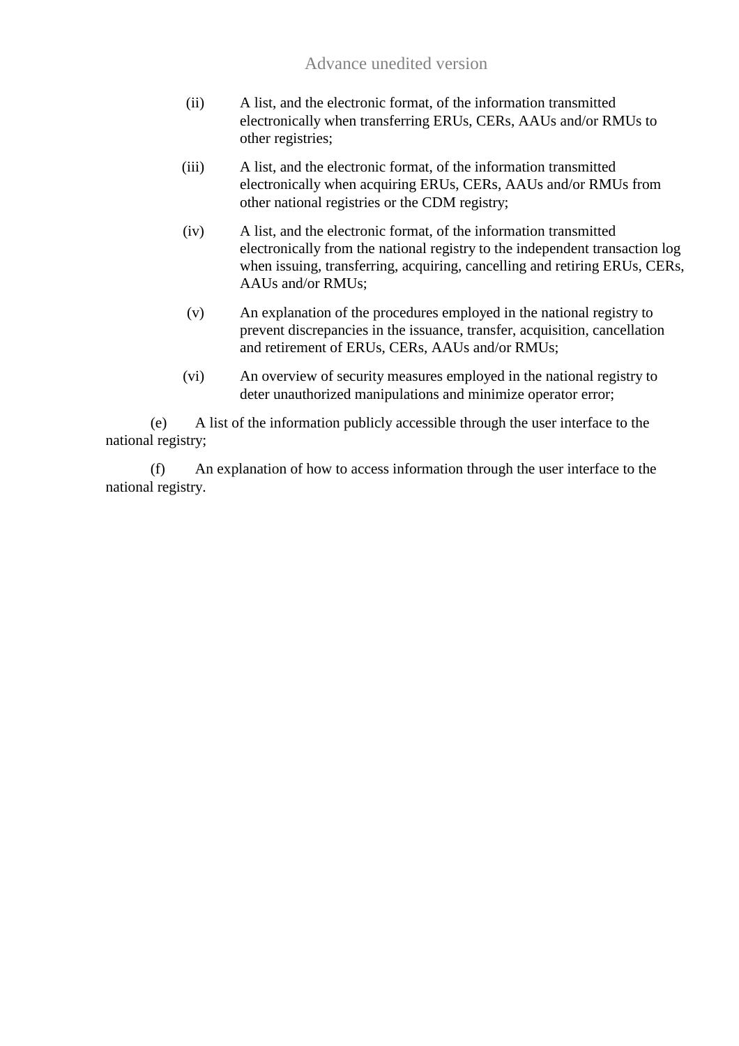(ii) A list, and the electronic format, of the information transmitted electronically when transferring ERUs, CERs, AAUs and/or RMUs to other registries;

(iii) A list, and the electronic format, of the information transmitted electronically when acquiring ERUs, CERs, AAUs and/or RMUs from other national registries or the CDM registry;

(iv) A list, and the electronic format, of the information transmitted electronically from the national registry to the independent transaction log when issuing, transferring, acquiring, cancelling and retiring ERUs, CERs, AAUs and/or RMUs;

(v) An explanation of the procedures employed in the national registry to prevent discrepancies in the issuance, transfer, acquisition, cancellation and retirement of ERUs, CERs, AAUs and/or RMUs;

(vi) An overview of security measures employed in the national registry to deter unauthorized manipulations and minimize operator error;

(e) A list of the information publicly accessible through the user interface to the national registry;

(f) An explanation of how to access information through the user interface to the national registry.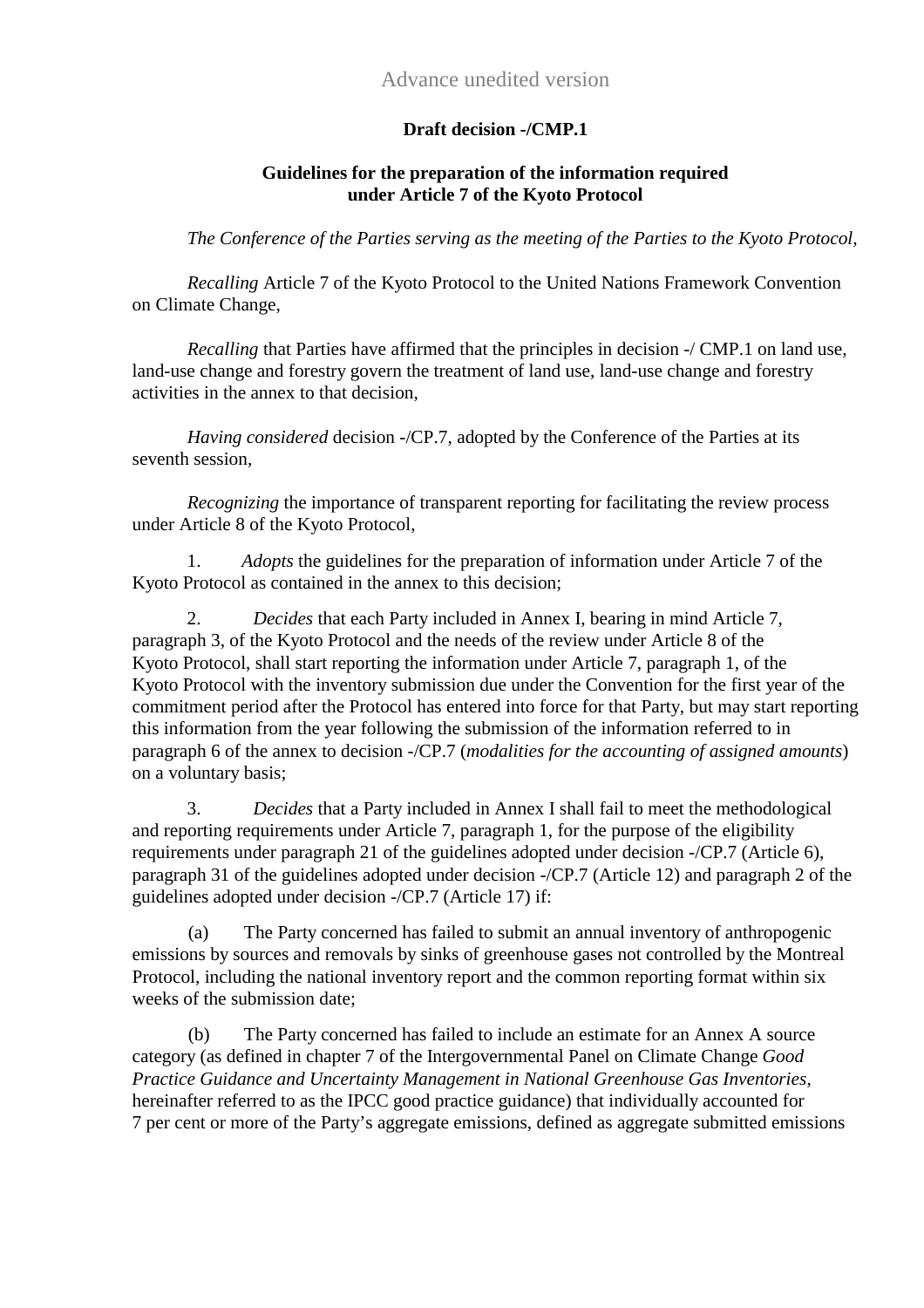Advance unedited version

**Draft decision -/CMP.1**

**Guidelines for the preparation of the information required under Article 7 of the Kyoto Protocol**

*The Conference of the Parties serving as the meeting of the Parties to the Kyoto Protocol*,

*Recalling* Article 7 of the Kyoto Protocol to the United Nations Framework Convention on Climate Change,

*Recalling* that Parties have affirmed that the principles in decision -/ CMP.1 on land use, land-use change and forestry govern the treatment of land use, land-use change and forestry activities in the annex to that decision,

*Having considered* decision -/CP.7, adopted by the Conference of the Parties at its seventh session,

*Recognizing* the importance of transparent reporting for facilitating the review process under Article 8 of the Kyoto Protocol,

1. *Adopts* the guidelines for the preparation of information under Article 7 of the Kyoto Protocol as contained in the annex to this decision;

2. *Decides* that each Party included in Annex I, bearing in mind Article 7, paragraph 3, of the Kyoto Protocol and the needs of the review under Article 8 of the Kyoto Protocol, shall start reporting the information under Article 7, paragraph 1, of the Kyoto Protocol with the inventory submission due under the Convention for the first year of the commitment period after the Protocol has entered into force for that Party, but may start reporting this information from the year following the submission of the information referred to in paragraph 6 of the annex to decision -/CP.7 (*modalities for the accounting of assigned amounts*) on a voluntary basis;

3. *Decides* that a Party included in Annex I shall fail to meet the methodological and reporting requirements under Article 7, paragraph 1, for the purpose of the eligibility requirements under paragraph 21 of the guidelines adopted under decision -/CP.7 (Article 6), paragraph 31 of the guidelines adopted under decision -/CP.7 (Article 12) and paragraph 2 of the guidelines adopted under decision -/CP.7 (Article 17) if:

(a) The Party concerned has failed to submit an annual inventory of anthropogenic emissions by sources and removals by sinks of greenhouse gases not controlled by the Montreal Protocol, including the national inventory report and the common reporting format within six weeks of the submission date;

(b) The Party concerned has failed to include an estimate for an Annex A source category (as defined in chapter 7 of the Intergovernmental Panel on Climate Change *Good Practice Guidance and Uncertainty Management in National Greenhouse Gas Inventories*, hereinafter referred to as the IPCC good practice guidance) that individually accounted for 7 per cent or more of the Party's aggregate emissions, defined as aggregate submitted emissions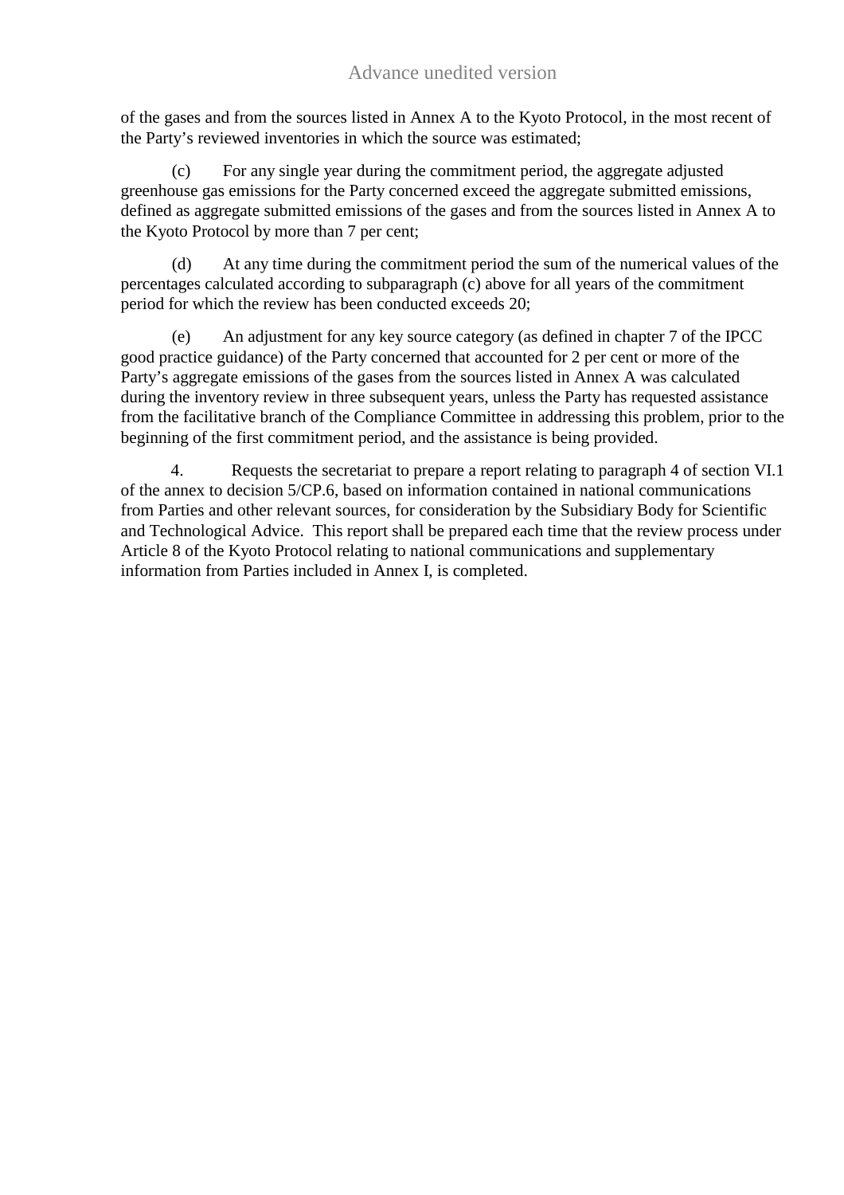of the gases and from the sources listed in Annex A to the Kyoto Protocol, in the most recent of the Party's reviewed inventories in which the source was estimated;

(c) For any single year during the commitment period, the aggregate adjusted greenhouse gas emissions for the Party concerned exceed the aggregate submitted emissions, defined as aggregate submitted emissions of the gases and from the sources listed in Annex A to the Kyoto Protocol by more than 7 per cent;

(d) At any time during the commitment period the sum of the numerical values of the percentages calculated according to subparagraph (c) above for all years of the commitment period for which the review has been conducted exceeds 20;

(e) An adjustment for any key source category (as defined in chapter 7 of the IPCC good practice guidance) of the Party concerned that accounted for 2 per cent or more of the Party's aggregate emissions of the gases from the sources listed in Annex A was calculated during the inventory review in three subsequent years, unless the Party has requested assistance from the facilitative branch of the Compliance Committee in addressing this problem, prior to the beginning of the first commitment period, and the assistance is being provided.

4. Requests the secretariat to prepare a report relating to paragraph 4 of section VI.1 of the annex to decision 5/CP.6, based on information contained in national communications from Parties and other relevant sources, for consideration by the Subsidiary Body for Scientific and Technological Advice. This report shall be prepared each time that the review process under Article 8 of the Kyoto Protocol relating to national communications and supplementary information from Parties included in Annex I, is completed.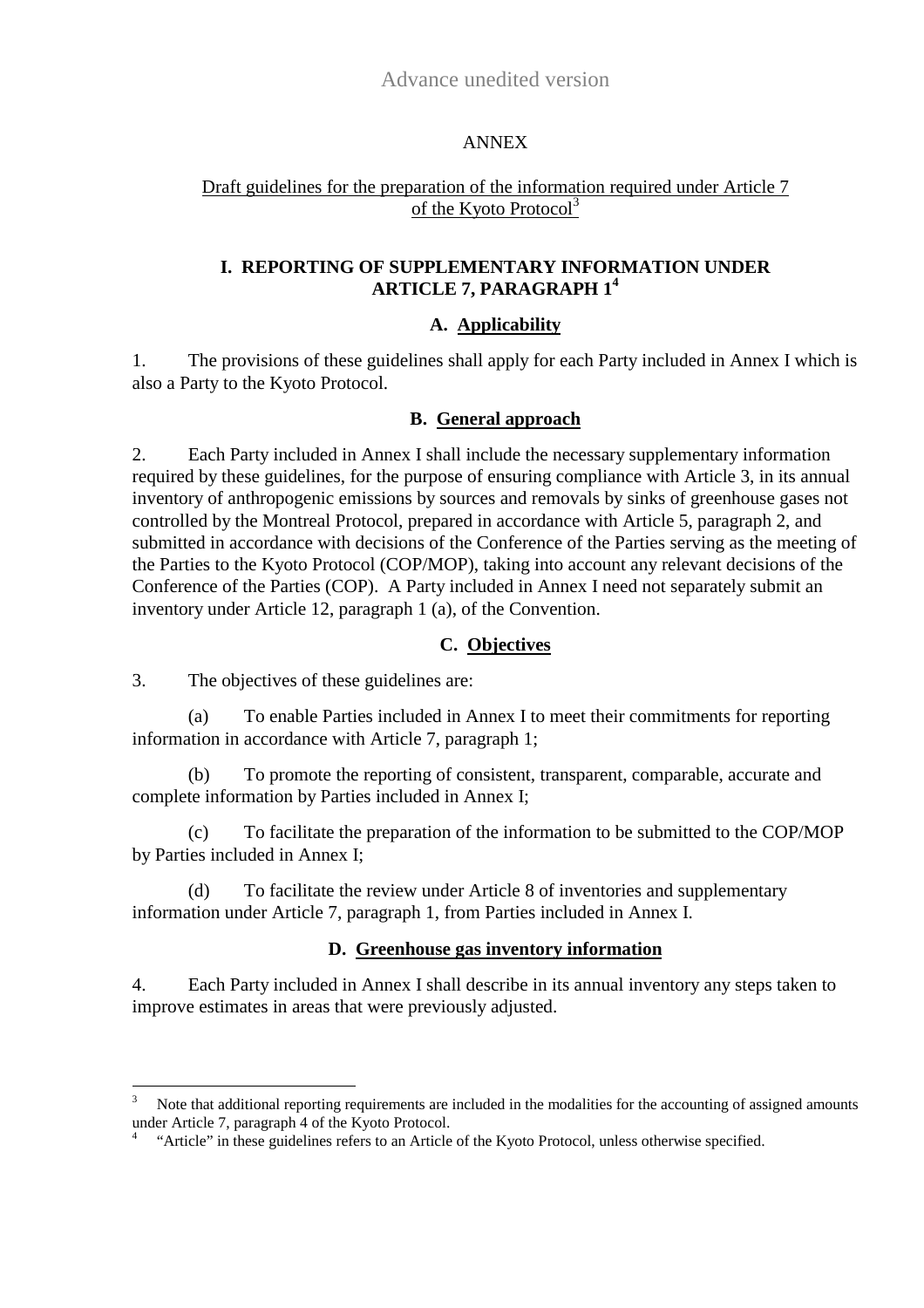Advance unedited version

ANNEX

Draft guidelines for the preparation of the information required under Article 7 of the Kyoto Protocol[3]

## I. REPORTING OF SUPPLEMENTARY INFORMATION UNDER ARTICLE 7, PARAGRAPH 1[4]

### A. Applicability

1. The provisions of these guidelines shall apply for each Party included in Annex I which is also a Party to the Kyoto Protocol.

### B. General approach

2. Each Party included in Annex I shall include the necessary supplementary information required by these guidelines, for the purpose of ensuring compliance with Article 3, in its annual inventory of anthropogenic emissions by sources and removals by sinks of greenhouse gases not controlled by the Montreal Protocol, prepared in accordance with Article 5, paragraph 2, and submitted in accordance with decisions of the Conference of the Parties serving as the meeting of the Parties to the Kyoto Protocol (COP/MOP), taking into account any relevant decisions of the Conference of the Parties (COP). A Party included in Annex I need not separately submit an inventory under Article 12, paragraph 1 (a), of the Convention.

### C. Objectives

3. The objectives of these guidelines are:

(a) To enable Parties included in Annex I to meet their commitments for reporting information in accordance with Article 7, paragraph 1;

(b) To promote the reporting of consistent, transparent, comparable, accurate and complete information by Parties included in Annex I;

(c) To facilitate the preparation of the information to be submitted to the COP/MOP by Parties included in Annex I;

(d) To facilitate the review under Article 8 of inventories and supplementary information under Article 7, paragraph 1, from Parties included in Annex I.

### D. Greenhouse gas inventory information

4. Each Party included in Annex I shall describe in its annual inventory any steps taken to improve estimates in areas that were previously adjusted.

---

[3] Note that additional reporting requirements are included in the modalities for the accounting of assigned amounts under Article 7, paragraph 4 of the Kyoto Protocol.

[4] "Article" in these guidelines refers to an Article of the Kyoto Protocol, unless otherwise specified.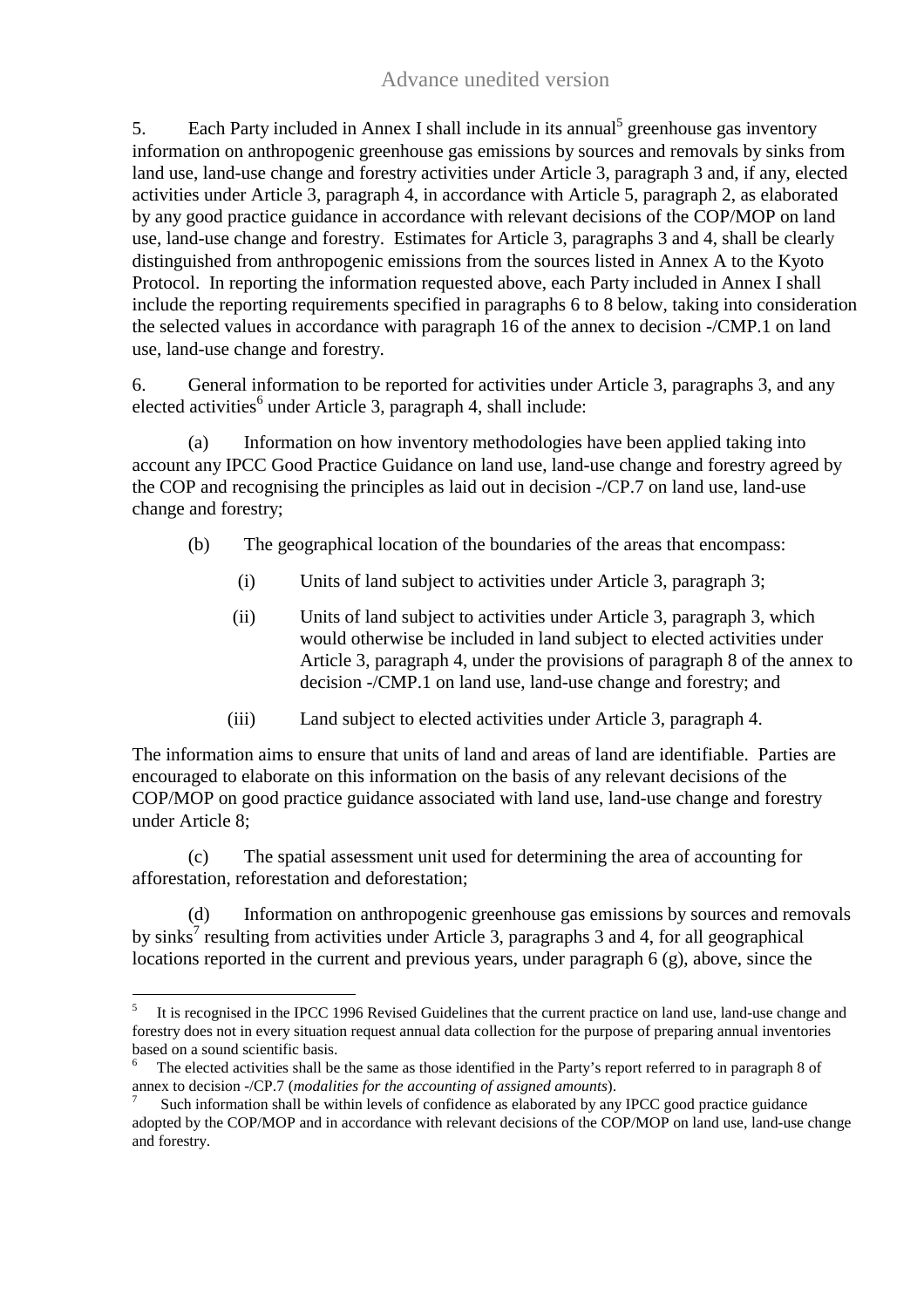5. Each Party included in Annex I shall include in its annual[5] greenhouse gas inventory information on anthropogenic greenhouse gas emissions by sources and removals by sinks from land use, land-use change and forestry activities under Article 3, paragraph 3 and, if any, elected activities under Article 3, paragraph 4, in accordance with Article 5, paragraph 2, as elaborated by any good practice guidance in accordance with relevant decisions of the COP/MOP on land use, land-use change and forestry. Estimates for Article 3, paragraphs 3 and 4, shall be clearly distinguished from anthropogenic emissions from the sources listed in Annex A to the Kyoto Protocol. In reporting the information requested above, each Party included in Annex I shall include the reporting requirements specified in paragraphs 6 to 8 below, taking into consideration the selected values in accordance with paragraph 16 of the annex to decision -/CMP.1 on land use, land-use change and forestry.

6. General information to be reported for activities under Article 3, paragraphs 3, and any elected activities[6] under Article 3, paragraph 4, shall include:

(a) Information on how inventory methodologies have been applied taking into account any IPCC Good Practice Guidance on land use, land-use change and forestry agreed by the COP and recognising the principles as laid out in decision -/CP.7 on land use, land-use change and forestry;

(b) The geographical location of the boundaries of the areas that encompass:

(i) Units of land subject to activities under Article 3, paragraph 3;

(ii) Units of land subject to activities under Article 3, paragraph 3, which would otherwise be included in land subject to elected activities under Article 3, paragraph 4, under the provisions of paragraph 8 of the annex to decision -/CMP.1 on land use, land-use change and forestry; and

(iii) Land subject to elected activities under Article 3, paragraph 4.

The information aims to ensure that units of land and areas of land are identifiable. Parties are encouraged to elaborate on this information on the basis of any relevant decisions of the COP/MOP on good practice guidance associated with land use, land-use change and forestry under Article 8;

(c) The spatial assessment unit used for determining the area of accounting for afforestation, reforestation and deforestation;

(d) Information on anthropogenic greenhouse gas emissions by sources and removals by sinks[7] resulting from activities under Article 3, paragraphs 3 and 4, for all geographical locations reported in the current and previous years, under paragraph 6 (g), above, since the

---

[5] It is recognised in the IPCC 1996 Revised Guidelines that the current practice on land use, land-use change and forestry does not in every situation request annual data collection for the purpose of preparing annual inventories based on a sound scientific basis.

[6] The elected activities shall be the same as those identified in the Party's report referred to in paragraph 8 of annex to decision -/CP.7 (*modalities for the accounting of assigned amounts*).

[7] Such information shall be within levels of confidence as elaborated by any IPCC good practice guidance adopted by the COP/MOP and in accordance with relevant decisions of the COP/MOP on land use, land-use change and forestry.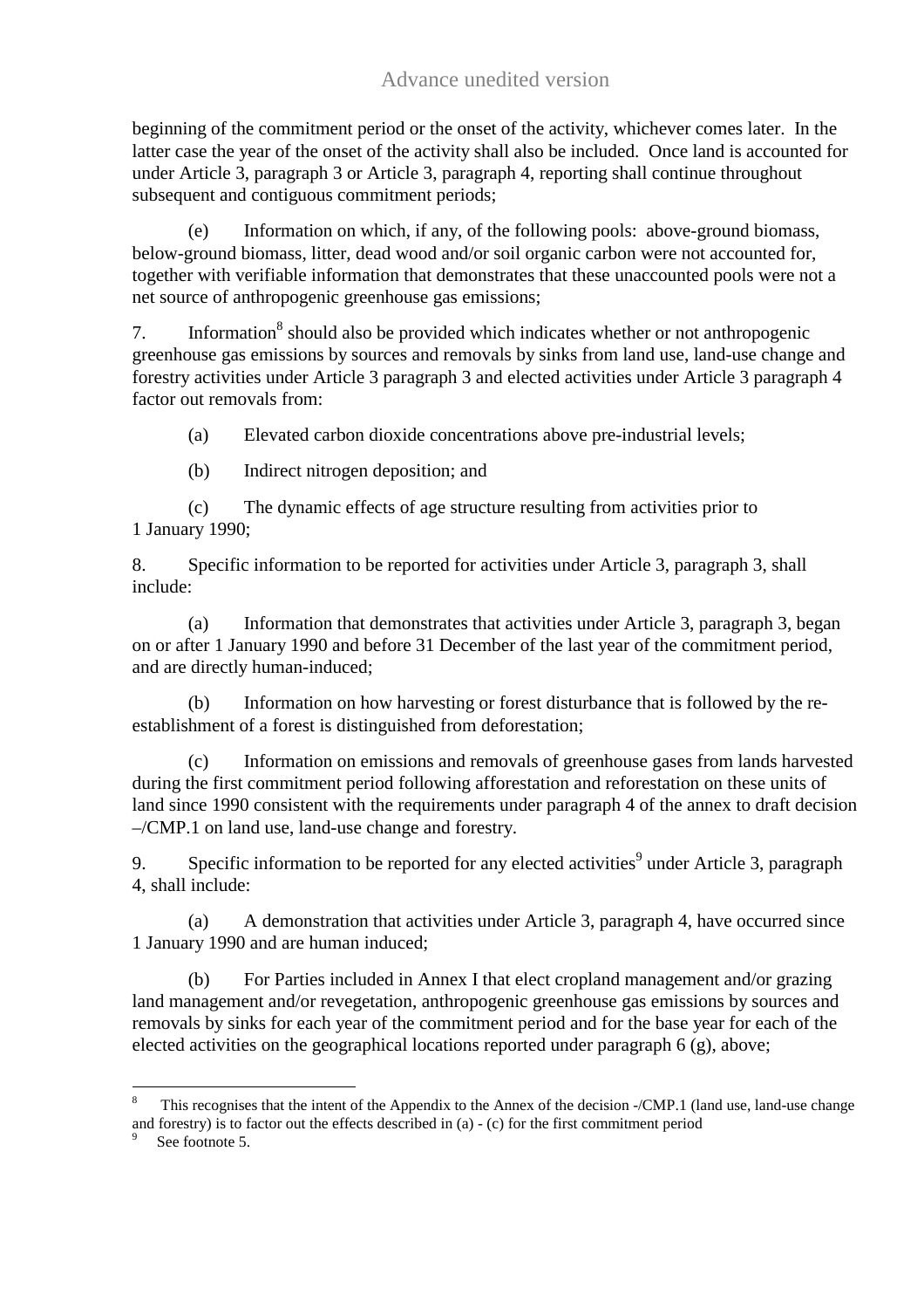beginning of the commitment period or the onset of the activity, whichever comes later. In the latter case the year of the onset of the activity shall also be included. Once land is accounted for under Article 3, paragraph 3 or Article 3, paragraph 4, reporting shall continue throughout subsequent and contiguous commitment periods;

(e) Information on which, if any, of the following pools: above-ground biomass, below-ground biomass, litter, dead wood and/or soil organic carbon were not accounted for, together with verifiable information that demonstrates that these unaccounted pools were not a net source of anthropogenic greenhouse gas emissions;

7. Information[8] should also be provided which indicates whether or not anthropogenic greenhouse gas emissions by sources and removals by sinks from land use, land-use change and forestry activities under Article 3 paragraph 3 and elected activities under Article 3 paragraph 4 factor out removals from:

(a) Elevated carbon dioxide concentrations above pre-industrial levels;

(b) Indirect nitrogen deposition; and

(c) The dynamic effects of age structure resulting from activities prior to 1 January 1990;

8. Specific information to be reported for activities under Article 3, paragraph 3, shall include:

(a) Information that demonstrates that activities under Article 3, paragraph 3, began on or after 1 January 1990 and before 31 December of the last year of the commitment period, and are directly human-induced;

(b) Information on how harvesting or forest disturbance that is followed by the re-establishment of a forest is distinguished from deforestation;

(c) Information on emissions and removals of greenhouse gases from lands harvested during the first commitment period following afforestation and reforestation on these units of land since 1990 consistent with the requirements under paragraph 4 of the annex to draft decision –/CMP.1 on land use, land-use change and forestry.

9. Specific information to be reported for any elected activities[9] under Article 3, paragraph 4, shall include:

(a) A demonstration that activities under Article 3, paragraph 4, have occurred since 1 January 1990 and are human induced;

(b) For Parties included in Annex I that elect cropland management and/or grazing land management and/or revegetation, anthropogenic greenhouse gas emissions by sources and removals by sinks for each year of the commitment period and for the base year for each of the elected activities on the geographical locations reported under paragraph 6 (g), above;

---

[8] This recognises that the intent of the Appendix to the Annex of the decision -/CMP.1 (land use, land-use change and forestry) is to factor out the effects described in (a) - (c) for the first commitment period

[9] See footnote 5.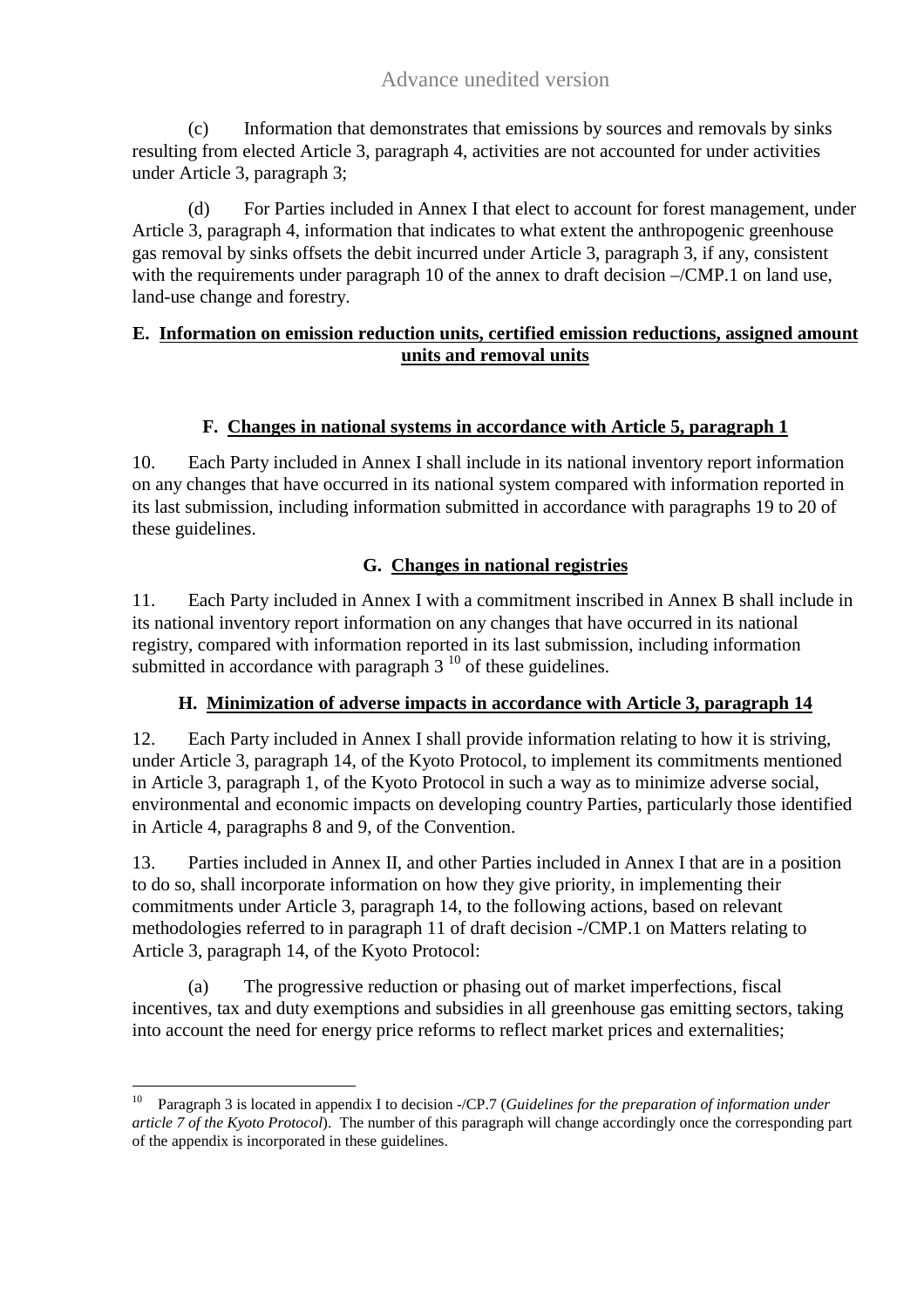(c) Information that demonstrates that emissions by sources and removals by sinks resulting from elected Article 3, paragraph 4, activities are not accounted for under activities under Article 3, paragraph 3;

(d) For Parties included in Annex I that elect to account for forest management, under Article 3, paragraph 4, information that indicates to what extent the anthropogenic greenhouse gas removal by sinks offsets the debit incurred under Article 3, paragraph 3, if any, consistent with the requirements under paragraph 10 of the annex to draft decision –/CMP.1 on land use, land-use change and forestry.

### E. Information on emission reduction units, certified emission reductions, assigned amount units and removal units

### F. Changes in national systems in accordance with Article 5, paragraph 1

10. Each Party included in Annex I shall include in its national inventory report information on any changes that have occurred in its national system compared with information reported in its last submission, including information submitted in accordance with paragraphs 19 to 20 of these guidelines.

### G. Changes in national registries

11. Each Party included in Annex I with a commitment inscribed in Annex B shall include in its national inventory report information on any changes that have occurred in its national registry, compared with information reported in its last submission, including information submitted in accordance with paragraph 3 [10] of these guidelines.

### H. Minimization of adverse impacts in accordance with Article 3, paragraph 14

12. Each Party included in Annex I shall provide information relating to how it is striving, under Article 3, paragraph 14, of the Kyoto Protocol, to implement its commitments mentioned in Article 3, paragraph 1, of the Kyoto Protocol in such a way as to minimize adverse social, environmental and economic impacts on developing country Parties, particularly those identified in Article 4, paragraphs 8 and 9, of the Convention.

13. Parties included in Annex II, and other Parties included in Annex I that are in a position to do so, shall incorporate information on how they give priority, in implementing their commitments under Article 3, paragraph 14, to the following actions, based on relevant methodologies referred to in paragraph 11 of draft decision -/CMP.1 on Matters relating to Article 3, paragraph 14, of the Kyoto Protocol:

(a) The progressive reduction or phasing out of market imperfections, fiscal incentives, tax and duty exemptions and subsidies in all greenhouse gas emitting sectors, taking into account the need for energy price reforms to reflect market prices and externalities;

[10] Paragraph 3 is located in appendix I to decision -/CP.7 (*Guidelines for the preparation of information under article 7 of the Kyoto Protocol*). The number of this paragraph will change accordingly once the corresponding part of the appendix is incorporated in these guidelines.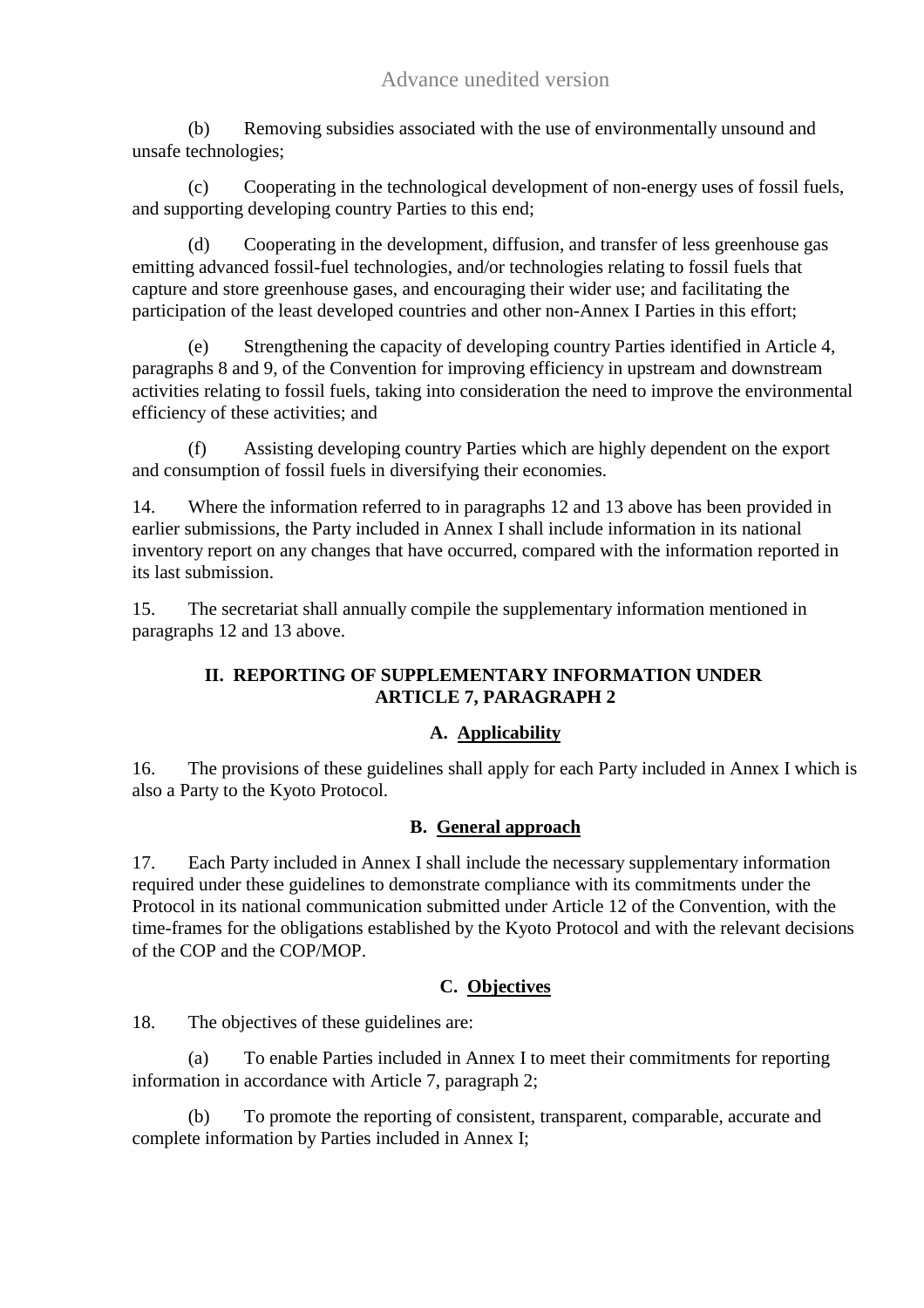(b) Removing subsidies associated with the use of environmentally unsound and unsafe technologies;

(c) Cooperating in the technological development of non-energy uses of fossil fuels, and supporting developing country Parties to this end;

(d) Cooperating in the development, diffusion, and transfer of less greenhouse gas emitting advanced fossil-fuel technologies, and/or technologies relating to fossil fuels that capture and store greenhouse gases, and encouraging their wider use; and facilitating the participation of the least developed countries and other non-Annex I Parties in this effort;

(e) Strengthening the capacity of developing country Parties identified in Article 4, paragraphs 8 and 9, of the Convention for improving efficiency in upstream and downstream activities relating to fossil fuels, taking into consideration the need to improve the environmental efficiency of these activities; and

(f) Assisting developing country Parties which are highly dependent on the export and consumption of fossil fuels in diversifying their economies.

14. Where the information referred to in paragraphs 12 and 13 above has been provided in earlier submissions, the Party included in Annex I shall include information in its national inventory report on any changes that have occurred, compared with the information reported in its last submission.

15. The secretariat shall annually compile the supplementary information mentioned in paragraphs 12 and 13 above.

## II. REPORTING OF SUPPLEMENTARY INFORMATION UNDER ARTICLE 7, PARAGRAPH 2

### A. Applicability

16. The provisions of these guidelines shall apply for each Party included in Annex I which is also a Party to the Kyoto Protocol.

### B. General approach

17. Each Party included in Annex I shall include the necessary supplementary information required under these guidelines to demonstrate compliance with its commitments under the Protocol in its national communication submitted under Article 12 of the Convention, with the time-frames for the obligations established by the Kyoto Protocol and with the relevant decisions of the COP and the COP/MOP.

### C. Objectives

18. The objectives of these guidelines are:

(a) To enable Parties included in Annex I to meet their commitments for reporting information in accordance with Article 7, paragraph 2;

(b) To promote the reporting of consistent, transparent, comparable, accurate and complete information by Parties included in Annex I;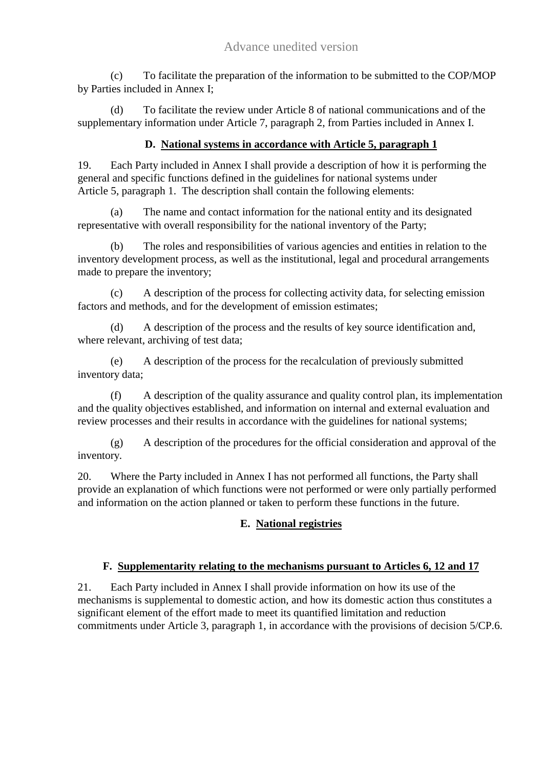(c) To facilitate the preparation of the information to be submitted to the COP/MOP by Parties included in Annex I;

(d) To facilitate the review under Article 8 of national communications and of the supplementary information under Article 7, paragraph 2, from Parties included in Annex I.

### D. National systems in accordance with Article 5, paragraph 1

19. Each Party included in Annex I shall provide a description of how it is performing the general and specific functions defined in the guidelines for national systems under Article 5, paragraph 1. The description shall contain the following elements:

(a) The name and contact information for the national entity and its designated representative with overall responsibility for the national inventory of the Party;

(b) The roles and responsibilities of various agencies and entities in relation to the inventory development process, as well as the institutional, legal and procedural arrangements made to prepare the inventory;

(c) A description of the process for collecting activity data, for selecting emission factors and methods, and for the development of emission estimates;

(d) A description of the process and the results of key source identification and, where relevant, archiving of test data;

(e) A description of the process for the recalculation of previously submitted inventory data;

(f) A description of the quality assurance and quality control plan, its implementation and the quality objectives established, and information on internal and external evaluation and review processes and their results in accordance with the guidelines for national systems;

(g) A description of the procedures for the official consideration and approval of the inventory.

20. Where the Party included in Annex I has not performed all functions, the Party shall provide an explanation of which functions were not performed or were only partially performed and information on the action planned or taken to perform these functions in the future.

### E. National registries

### F. Supplementarity relating to the mechanisms pursuant to Articles 6, 12 and 17

21. Each Party included in Annex I shall provide information on how its use of the mechanisms is supplemental to domestic action, and how its domestic action thus constitutes a significant element of the effort made to meet its quantified limitation and reduction commitments under Article 3, paragraph 1, in accordance with the provisions of decision 5/CP.6.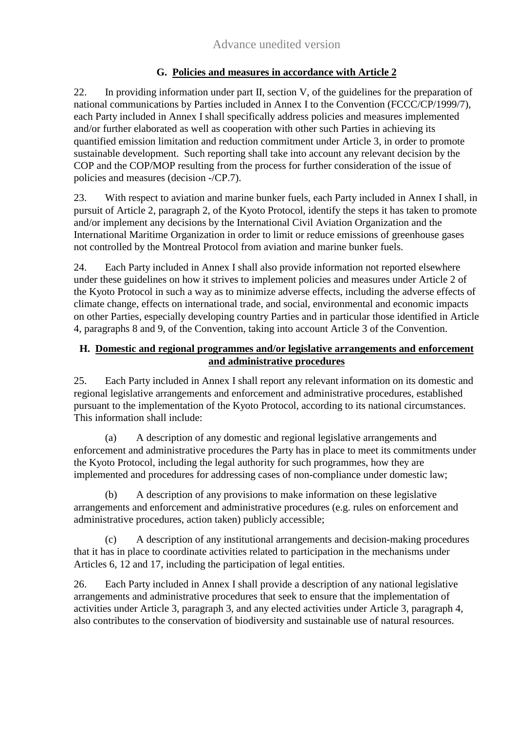## G. Policies and measures in accordance with Article 2

22. In providing information under part II, section V, of the guidelines for the preparation of national communications by Parties included in Annex I to the Convention (FCCC/CP/1999/7), each Party included in Annex I shall specifically address policies and measures implemented and/or further elaborated as well as cooperation with other such Parties in achieving its quantified emission limitation and reduction commitment under Article 3, in order to promote sustainable development. Such reporting shall take into account any relevant decision by the COP and the COP/MOP resulting from the process for further consideration of the issue of policies and measures (decision -/CP.7).

23. With respect to aviation and marine bunker fuels, each Party included in Annex I shall, in pursuit of Article 2, paragraph 2, of the Kyoto Protocol, identify the steps it has taken to promote and/or implement any decisions by the International Civil Aviation Organization and the International Maritime Organization in order to limit or reduce emissions of greenhouse gases not controlled by the Montreal Protocol from aviation and marine bunker fuels.

24. Each Party included in Annex I shall also provide information not reported elsewhere under these guidelines on how it strives to implement policies and measures under Article 2 of the Kyoto Protocol in such a way as to minimize adverse effects, including the adverse effects of climate change, effects on international trade, and social, environmental and economic impacts on other Parties, especially developing country Parties and in particular those identified in Article 4, paragraphs 8 and 9, of the Convention, taking into account Article 3 of the Convention.

## H. Domestic and regional programmes and/or legislative arrangements and enforcement and administrative procedures

25. Each Party included in Annex I shall report any relevant information on its domestic and regional legislative arrangements and enforcement and administrative procedures, established pursuant to the implementation of the Kyoto Protocol, according to its national circumstances. This information shall include:

(a) A description of any domestic and regional legislative arrangements and enforcement and administrative procedures the Party has in place to meet its commitments under the Kyoto Protocol, including the legal authority for such programmes, how they are implemented and procedures for addressing cases of non-compliance under domestic law;

(b) A description of any provisions to make information on these legislative arrangements and enforcement and administrative procedures (e.g. rules on enforcement and administrative procedures, action taken) publicly accessible;

(c) A description of any institutional arrangements and decision-making procedures that it has in place to coordinate activities related to participation in the mechanisms under Articles 6, 12 and 17, including the participation of legal entities.

26. Each Party included in Annex I shall provide a description of any national legislative arrangements and administrative procedures that seek to ensure that the implementation of activities under Article 3, paragraph 3, and any elected activities under Article 3, paragraph 4, also contributes to the conservation of biodiversity and sustainable use of natural resources.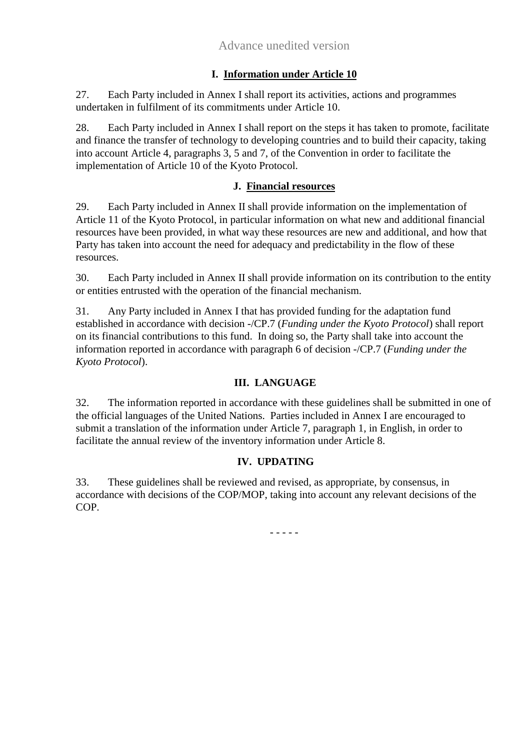### I. Information under Article 10

27. Each Party included in Annex I shall report its activities, actions and programmes undertaken in fulfilment of its commitments under Article 10.

28. Each Party included in Annex I shall report on the steps it has taken to promote, facilitate and finance the transfer of technology to developing countries and to build their capacity, taking into account Article 4, paragraphs 3, 5 and 7, of the Convention in order to facilitate the implementation of Article 10 of the Kyoto Protocol.

### J. Financial resources

29. Each Party included in Annex II shall provide information on the implementation of Article 11 of the Kyoto Protocol, in particular information on what new and additional financial resources have been provided, in what way these resources are new and additional, and how that Party has taken into account the need for adequacy and predictability in the flow of these resources.

30. Each Party included in Annex II shall provide information on its contribution to the entity or entities entrusted with the operation of the financial mechanism.

31. Any Party included in Annex I that has provided funding for the adaptation fund established in accordance with decision -/CP.7 (*Funding under the Kyoto Protocol*) shall report on its financial contributions to this fund. In doing so, the Party shall take into account the information reported in accordance with paragraph 6 of decision -/CP.7 (*Funding under the Kyoto Protocol*).

## III. LANGUAGE

32. The information reported in accordance with these guidelines shall be submitted in one of the official languages of the United Nations. Parties included in Annex I are encouraged to submit a translation of the information under Article 7, paragraph 1, in English, in order to facilitate the annual review of the inventory information under Article 8.

## IV. UPDATING

33. These guidelines shall be reviewed and revised, as appropriate, by consensus, in accordance with decisions of the COP/MOP, taking into account any relevant decisions of the COP.

- - - - -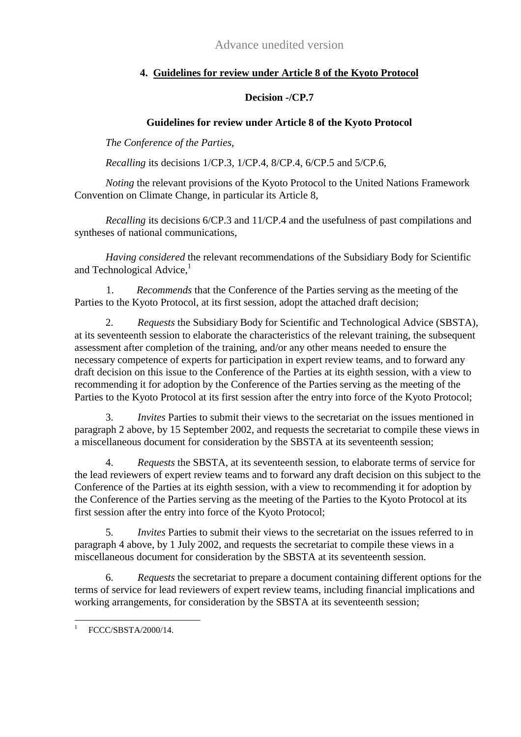Advance unedited version

## 4. Guidelines for review under Article 8 of the Kyoto Protocol

**Decision -/CP.7**

**Guidelines for review under Article 8 of the Kyoto Protocol**

*The Conference of the Parties,*

*Recalling* its decisions 1/CP.3, 1/CP.4, 8/CP.4, 6/CP.5 and 5/CP.6,

*Noting* the relevant provisions of the Kyoto Protocol to the United Nations Framework Convention on Climate Change, in particular its Article 8,

*Recalling* its decisions 6/CP.3 and 11/CP.4 and the usefulness of past compilations and syntheses of national communications,

*Having considered* the relevant recommendations of the Subsidiary Body for Scientific and Technological Advice,[1]

1. *Recommends* that the Conference of the Parties serving as the meeting of the Parties to the Kyoto Protocol, at its first session, adopt the attached draft decision;

2. *Requests* the Subsidiary Body for Scientific and Technological Advice (SBSTA), at its seventeenth session to elaborate the characteristics of the relevant training, the subsequent assessment after completion of the training, and/or any other means needed to ensure the necessary competence of experts for participation in expert review teams, and to forward any draft decision on this issue to the Conference of the Parties at its eighth session, with a view to recommending it for adoption by the Conference of the Parties serving as the meeting of the Parties to the Kyoto Protocol at its first session after the entry into force of the Kyoto Protocol;

3. *Invites* Parties to submit their views to the secretariat on the issues mentioned in paragraph 2 above, by 15 September 2002, and requests the secretariat to compile these views in a miscellaneous document for consideration by the SBSTA at its seventeenth session;

4. *Requests* the SBSTA, at its seventeenth session, to elaborate terms of service for the lead reviewers of expert review teams and to forward any draft decision on this subject to the Conference of the Parties at its eighth session, with a view to recommending it for adoption by the Conference of the Parties serving as the meeting of the Parties to the Kyoto Protocol at its first session after the entry into force of the Kyoto Protocol;

5. *Invites* Parties to submit their views to the secretariat on the issues referred to in paragraph 4 above, by 1 July 2002, and requests the secretariat to compile these views in a miscellaneous document for consideration by the SBSTA at its seventeenth session.

6. *Requests* the secretariat to prepare a document containing different options for the terms of service for lead reviewers of expert review teams, including financial implications and working arrangements, for consideration by the SBSTA at its seventeenth session;

---

[1] FCCC/SBSTA/2000/14.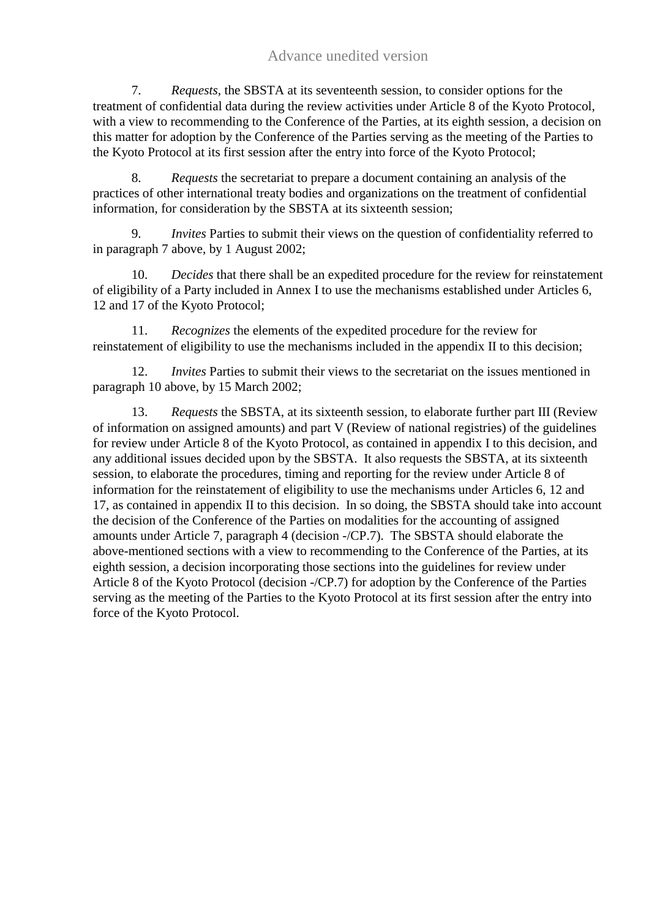7. *Requests,* the SBSTA at its seventeenth session, to consider options for the treatment of confidential data during the review activities under Article 8 of the Kyoto Protocol, with a view to recommending to the Conference of the Parties, at its eighth session, a decision on this matter for adoption by the Conference of the Parties serving as the meeting of the Parties to the Kyoto Protocol at its first session after the entry into force of the Kyoto Protocol;

8. *Requests* the secretariat to prepare a document containing an analysis of the practices of other international treaty bodies and organizations on the treatment of confidential information, for consideration by the SBSTA at its sixteenth session;

9. *Invites* Parties to submit their views on the question of confidentiality referred to in paragraph 7 above, by 1 August 2002;

10. *Decides* that there shall be an expedited procedure for the review for reinstatement of eligibility of a Party included in Annex I to use the mechanisms established under Articles 6, 12 and 17 of the Kyoto Protocol;

11. *Recognizes* the elements of the expedited procedure for the review for reinstatement of eligibility to use the mechanisms included in the appendix II to this decision;

12. *Invites* Parties to submit their views to the secretariat on the issues mentioned in paragraph 10 above, by 15 March 2002;

13. *Requests* the SBSTA, at its sixteenth session, to elaborate further part III (Review of information on assigned amounts) and part V (Review of national registries) of the guidelines for review under Article 8 of the Kyoto Protocol, as contained in appendix I to this decision, and any additional issues decided upon by the SBSTA. It also requests the SBSTA, at its sixteenth session, to elaborate the procedures, timing and reporting for the review under Article 8 of information for the reinstatement of eligibility to use the mechanisms under Articles 6, 12 and 17, as contained in appendix II to this decision. In so doing, the SBSTA should take into account the decision of the Conference of the Parties on modalities for the accounting of assigned amounts under Article 7, paragraph 4 (decision -/CP.7). The SBSTA should elaborate the above-mentioned sections with a view to recommending to the Conference of the Parties, at its eighth session, a decision incorporating those sections into the guidelines for review under Article 8 of the Kyoto Protocol (decision -/CP.7) for adoption by the Conference of the Parties serving as the meeting of the Parties to the Kyoto Protocol at its first session after the entry into force of the Kyoto Protocol.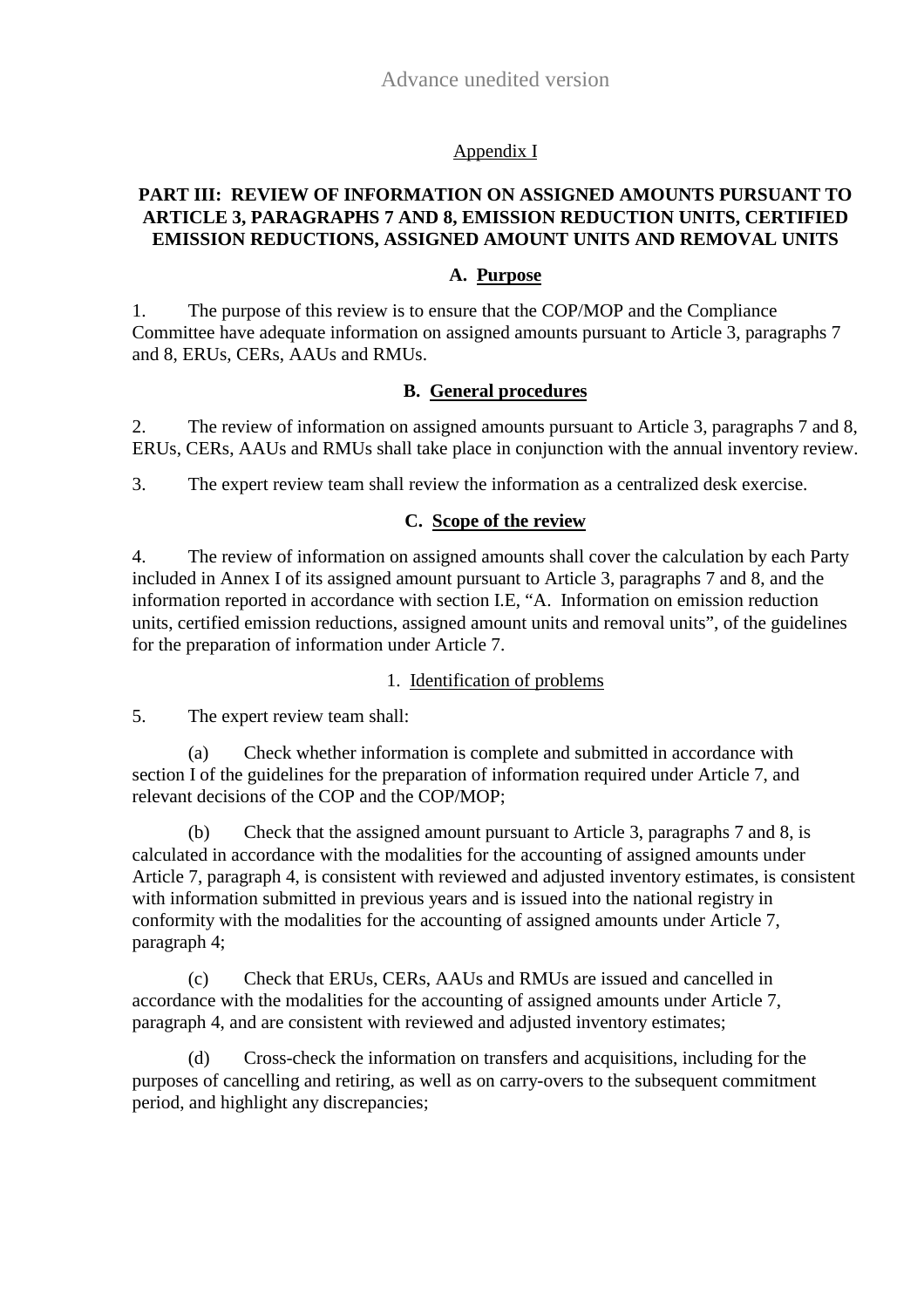Appendix I

## PART III: REVIEW OF INFORMATION ON ASSIGNED AMOUNTS PURSUANT TO ARTICLE 3, PARAGRAPHS 7 AND 8, EMISSION REDUCTION UNITS, CERTIFIED EMISSION REDUCTIONS, ASSIGNED AMOUNT UNITS AND REMOVAL UNITS

### A. Purpose

1. The purpose of this review is to ensure that the COP/MOP and the Compliance Committee have adequate information on assigned amounts pursuant to Article 3, paragraphs 7 and 8, ERUs, CERs, AAUs and RMUs.

### B. General procedures

2. The review of information on assigned amounts pursuant to Article 3, paragraphs 7 and 8, ERUs, CERs, AAUs and RMUs shall take place in conjunction with the annual inventory review.

3. The expert review team shall review the information as a centralized desk exercise.

### C. Scope of the review

4. The review of information on assigned amounts shall cover the calculation by each Party included in Annex I of its assigned amount pursuant to Article 3, paragraphs 7 and 8, and the information reported in accordance with section I.E, "A. Information on emission reduction units, certified emission reductions, assigned amount units and removal units", of the guidelines for the preparation of information under Article 7.

#### 1. Identification of problems

5. The expert review team shall:

(a) Check whether information is complete and submitted in accordance with section I of the guidelines for the preparation of information required under Article 7, and relevant decisions of the COP and the COP/MOP;

(b) Check that the assigned amount pursuant to Article 3, paragraphs 7 and 8, is calculated in accordance with the modalities for the accounting of assigned amounts under Article 7, paragraph 4, is consistent with reviewed and adjusted inventory estimates, is consistent with information submitted in previous years and is issued into the national registry in conformity with the modalities for the accounting of assigned amounts under Article 7, paragraph 4;

(c) Check that ERUs, CERs, AAUs and RMUs are issued and cancelled in accordance with the modalities for the accounting of assigned amounts under Article 7, paragraph 4, and are consistent with reviewed and adjusted inventory estimates;

(d) Cross-check the information on transfers and acquisitions, including for the purposes of cancelling and retiring, as well as on carry-overs to the subsequent commitment period, and highlight any discrepancies;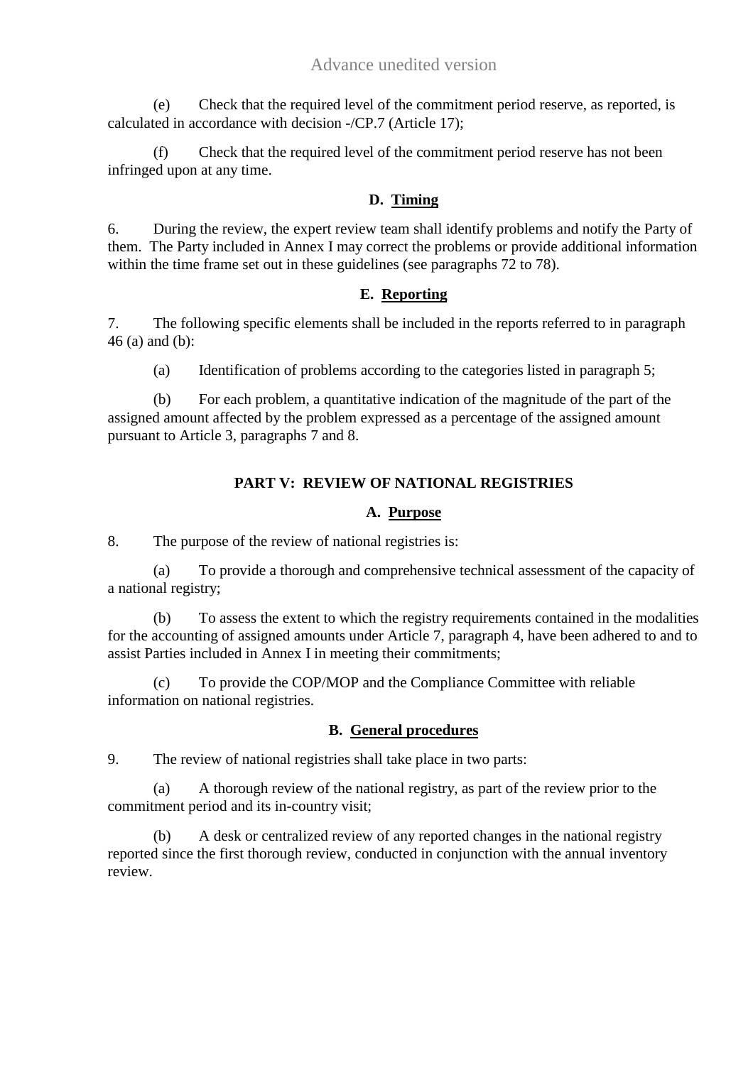(e) Check that the required level of the commitment period reserve, as reported, is calculated in accordance with decision -/CP.7 (Article 17);

(f) Check that the required level of the commitment period reserve has not been infringed upon at any time.

### D. Timing

6. During the review, the expert review team shall identify problems and notify the Party of them. The Party included in Annex I may correct the problems or provide additional information within the time frame set out in these guidelines (see paragraphs 72 to 78).

### E. Reporting

7. The following specific elements shall be included in the reports referred to in paragraph 46 (a) and (b):

(a) Identification of problems according to the categories listed in paragraph 5;

(b) For each problem, a quantitative indication of the magnitude of the part of the assigned amount affected by the problem expressed as a percentage of the assigned amount pursuant to Article 3, paragraphs 7 and 8.

## PART V: REVIEW OF NATIONAL REGISTRIES

### A. Purpose

8. The purpose of the review of national registries is:

(a) To provide a thorough and comprehensive technical assessment of the capacity of a national registry;

(b) To assess the extent to which the registry requirements contained in the modalities for the accounting of assigned amounts under Article 7, paragraph 4, have been adhered to and to assist Parties included in Annex I in meeting their commitments;

(c) To provide the COP/MOP and the Compliance Committee with reliable information on national registries.

### B. General procedures

9. The review of national registries shall take place in two parts:

(a) A thorough review of the national registry, as part of the review prior to the commitment period and its in-country visit;

(b) A desk or centralized review of any reported changes in the national registry reported since the first thorough review, conducted in conjunction with the annual inventory review.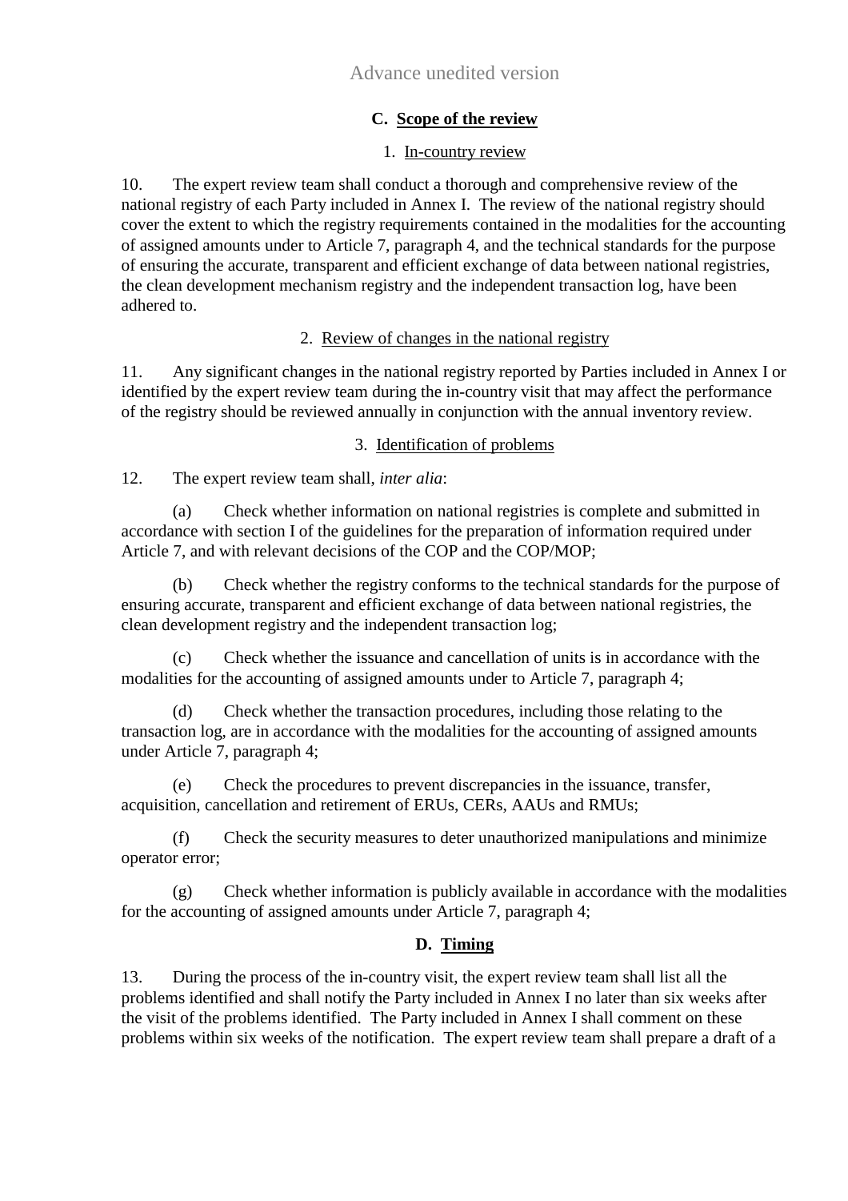### C. Scope of the review

#### 1. In-country review

10. The expert review team shall conduct a thorough and comprehensive review of the national registry of each Party included in Annex I. The review of the national registry should cover the extent to which the registry requirements contained in the modalities for the accounting of assigned amounts under to Article 7, paragraph 4, and the technical standards for the purpose of ensuring the accurate, transparent and efficient exchange of data between national registries, the clean development mechanism registry and the independent transaction log, have been adhered to.

#### 2. Review of changes in the national registry

11. Any significant changes in the national registry reported by Parties included in Annex I or identified by the expert review team during the in-country visit that may affect the performance of the registry should be reviewed annually in conjunction with the annual inventory review.

#### 3. Identification of problems

12. The expert review team shall, *inter alia*:

(a) Check whether information on national registries is complete and submitted in accordance with section I of the guidelines for the preparation of information required under Article 7, and with relevant decisions of the COP and the COP/MOP;

(b) Check whether the registry conforms to the technical standards for the purpose of ensuring accurate, transparent and efficient exchange of data between national registries, the clean development registry and the independent transaction log;

(c) Check whether the issuance and cancellation of units is in accordance with the modalities for the accounting of assigned amounts under to Article 7, paragraph 4;

(d) Check whether the transaction procedures, including those relating to the transaction log, are in accordance with the modalities for the accounting of assigned amounts under Article 7, paragraph 4;

(e) Check the procedures to prevent discrepancies in the issuance, transfer, acquisition, cancellation and retirement of ERUs, CERs, AAUs and RMUs;

(f) Check the security measures to deter unauthorized manipulations and minimize operator error;

(g) Check whether information is publicly available in accordance with the modalities for the accounting of assigned amounts under Article 7, paragraph 4;

### D. Timing

13. During the process of the in-country visit, the expert review team shall list all the problems identified and shall notify the Party included in Annex I no later than six weeks after the visit of the problems identified. The Party included in Annex I shall comment on these problems within six weeks of the notification. The expert review team shall prepare a draft of a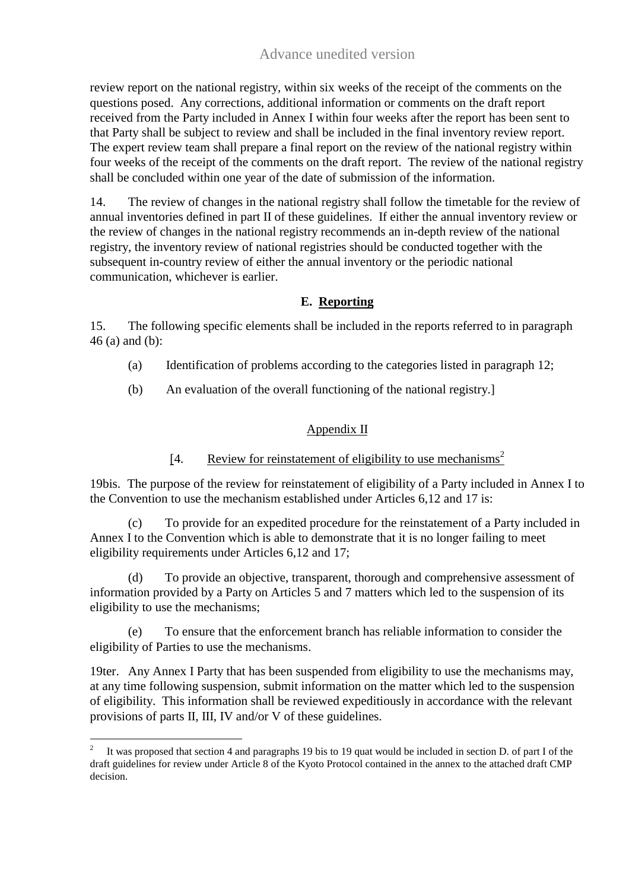review report on the national registry, within six weeks of the receipt of the comments on the questions posed. Any corrections, additional information or comments on the draft report received from the Party included in Annex I within four weeks after the report has been sent to that Party shall be subject to review and shall be included in the final inventory review report. The expert review team shall prepare a final report on the review of the national registry within four weeks of the receipt of the comments on the draft report. The review of the national registry shall be concluded within one year of the date of submission of the information.

14. The review of changes in the national registry shall follow the timetable for the review of annual inventories defined in part II of these guidelines. If either the annual inventory review or the review of changes in the national registry recommends an in-depth review of the national registry, the inventory review of national registries should be conducted together with the subsequent in-country review of either the annual inventory or the periodic national communication, whichever is earlier.

### E. Reporting

15. The following specific elements shall be included in the reports referred to in paragraph 46 (a) and (b):

(a) Identification of problems according to the categories listed in paragraph 12;

(b) An evaluation of the overall functioning of the national registry.]

## Appendix II

### [4. Review for reinstatement of eligibility to use mechanisms[2]

19bis. The purpose of the review for reinstatement of eligibility of a Party included in Annex I to the Convention to use the mechanism established under Articles 6,12 and 17 is:

(c) To provide for an expedited procedure for the reinstatement of a Party included in Annex I to the Convention which is able to demonstrate that it is no longer failing to meet eligibility requirements under Articles 6,12 and 17;

(d) To provide an objective, transparent, thorough and comprehensive assessment of information provided by a Party on Articles 5 and 7 matters which led to the suspension of its eligibility to use the mechanisms;

(e) To ensure that the enforcement branch has reliable information to consider the eligibility of Parties to use the mechanisms.

19ter. Any Annex I Party that has been suspended from eligibility to use the mechanisms may, at any time following suspension, submit information on the matter which led to the suspension of eligibility. This information shall be reviewed expeditiously in accordance with the relevant provisions of parts II, III, IV and/or V of these guidelines.

---

[2] It was proposed that section 4 and paragraphs 19 bis to 19 quat would be included in section D. of part I of the draft guidelines for review under Article 8 of the Kyoto Protocol contained in the annex to the attached draft CMP decision.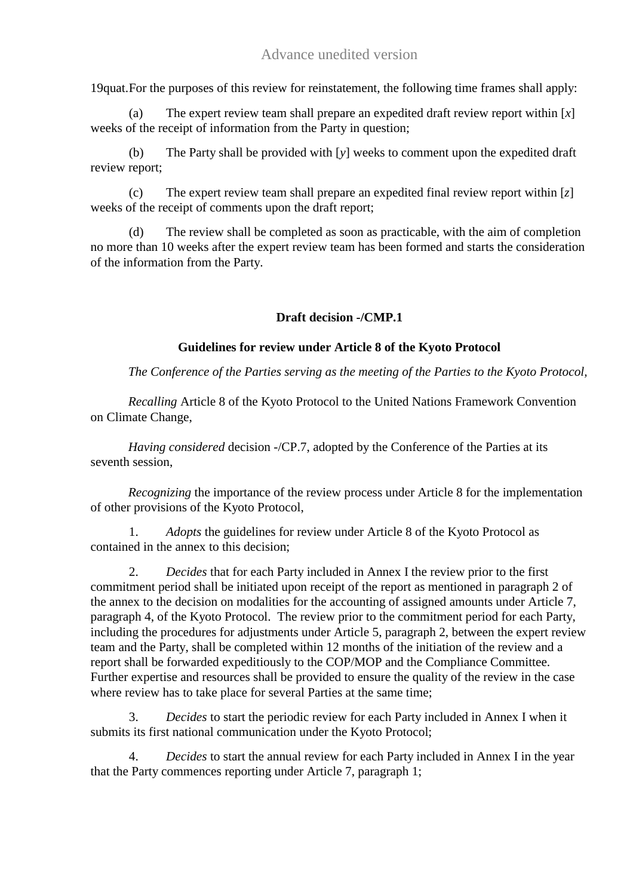19quat. For the purposes of this review for reinstatement, the following time frames shall apply:

(a) The expert review team shall prepare an expedited draft review report within [*x*] weeks of the receipt of information from the Party in question;

(b) The Party shall be provided with [*y*] weeks to comment upon the expedited draft review report;

(c) The expert review team shall prepare an expedited final review report within [*z*] weeks of the receipt of comments upon the draft report;

(d) The review shall be completed as soon as practicable, with the aim of completion no more than 10 weeks after the expert review team has been formed and starts the consideration of the information from the Party.

## Draft decision -/CMP.1

### Guidelines for review under Article 8 of the Kyoto Protocol

*The Conference of the Parties serving as the meeting of the Parties to the Kyoto Protocol*,

*Recalling* Article 8 of the Kyoto Protocol to the United Nations Framework Convention on Climate Change,

*Having considered* decision -/CP.7, adopted by the Conference of the Parties at its seventh session,

*Recognizing* the importance of the review process under Article 8 for the implementation of other provisions of the Kyoto Protocol,

1. *Adopts* the guidelines for review under Article 8 of the Kyoto Protocol as contained in the annex to this decision;

2. *Decides* that for each Party included in Annex I the review prior to the first commitment period shall be initiated upon receipt of the report as mentioned in paragraph 2 of the annex to the decision on modalities for the accounting of assigned amounts under Article 7, paragraph 4, of the Kyoto Protocol. The review prior to the commitment period for each Party, including the procedures for adjustments under Article 5, paragraph 2, between the expert review team and the Party, shall be completed within 12 months of the initiation of the review and a report shall be forwarded expeditiously to the COP/MOP and the Compliance Committee. Further expertise and resources shall be provided to ensure the quality of the review in the case where review has to take place for several Parties at the same time;

3. *Decides* to start the periodic review for each Party included in Annex I when it submits its first national communication under the Kyoto Protocol;

4. *Decides* to start the annual review for each Party included in Annex I in the year that the Party commences reporting under Article 7, paragraph 1;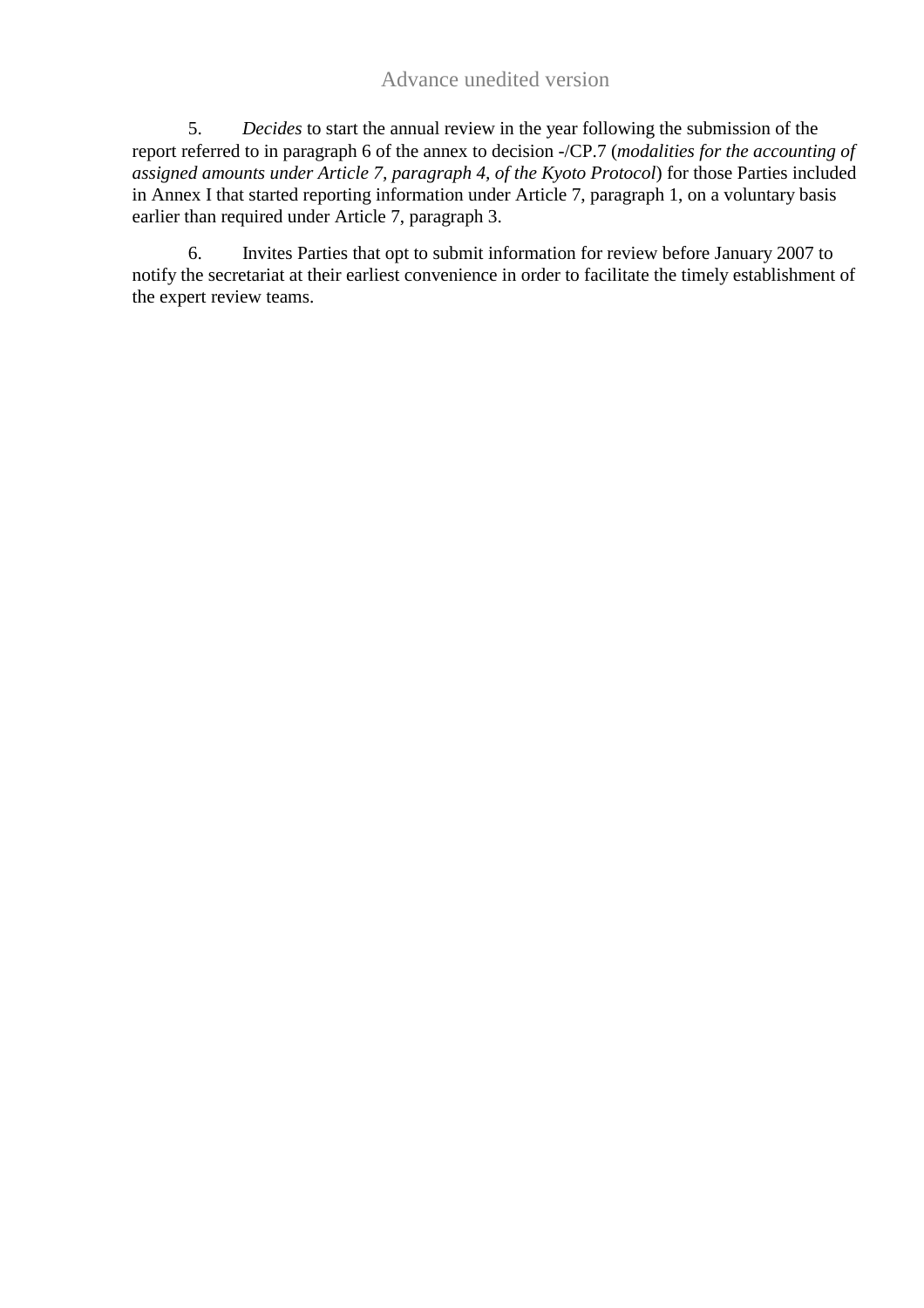5. *Decides* to start the annual review in the year following the submission of the report referred to in paragraph 6 of the annex to decision -/CP.7 (*modalities for the accounting of assigned amounts under Article 7, paragraph 4, of the Kyoto Protocol*) for those Parties included in Annex I that started reporting information under Article 7, paragraph 1, on a voluntary basis earlier than required under Article 7, paragraph 3.

6. Invites Parties that opt to submit information for review before January 2007 to notify the secretariat at their earliest convenience in order to facilitate the timely establishment of the expert review teams.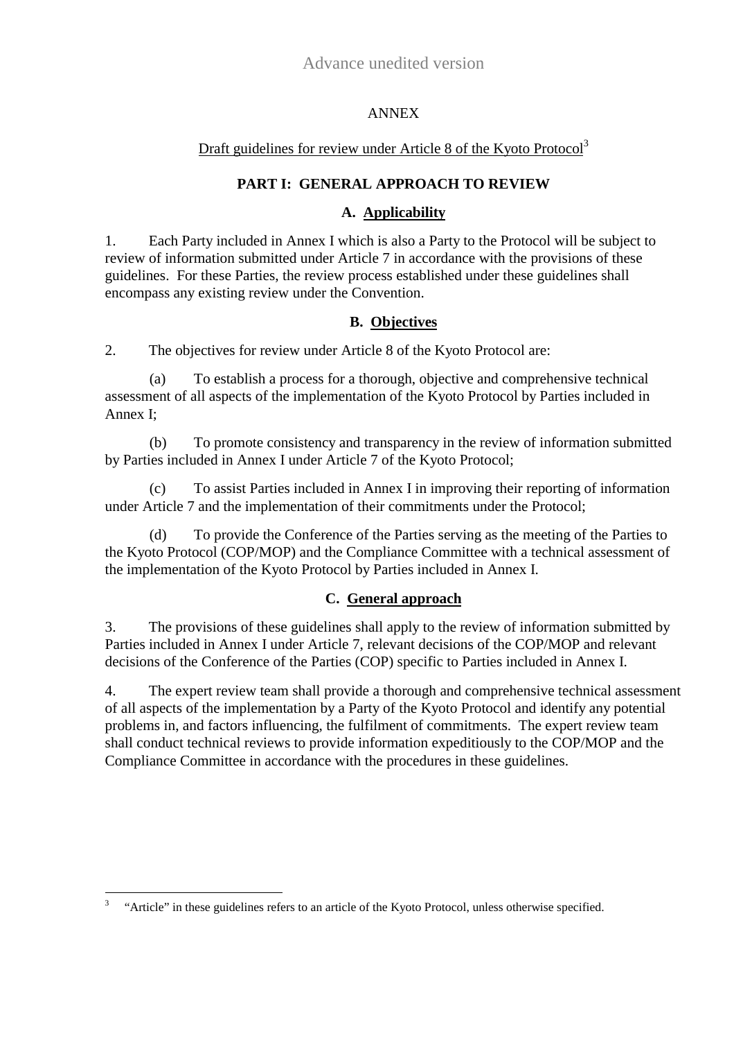Advance unedited version

# ANNEX

Draft guidelines for review under Article 8 of the Kyoto Protocol[3]

## PART I: GENERAL APPROACH TO REVIEW

### A. Applicability

1. Each Party included in Annex I which is also a Party to the Protocol will be subject to review of information submitted under Article 7 in accordance with the provisions of these guidelines. For these Parties, the review process established under these guidelines shall encompass any existing review under the Convention.

### B. Objectives

2. The objectives for review under Article 8 of the Kyoto Protocol are:

(a) To establish a process for a thorough, objective and comprehensive technical assessment of all aspects of the implementation of the Kyoto Protocol by Parties included in Annex I;

(b) To promote consistency and transparency in the review of information submitted by Parties included in Annex I under Article 7 of the Kyoto Protocol;

(c) To assist Parties included in Annex I in improving their reporting of information under Article 7 and the implementation of their commitments under the Protocol;

(d) To provide the Conference of the Parties serving as the meeting of the Parties to the Kyoto Protocol (COP/MOP) and the Compliance Committee with a technical assessment of the implementation of the Kyoto Protocol by Parties included in Annex I.

### C. General approach

3. The provisions of these guidelines shall apply to the review of information submitted by Parties included in Annex I under Article 7, relevant decisions of the COP/MOP and relevant decisions of the Conference of the Parties (COP) specific to Parties included in Annex I.

4. The expert review team shall provide a thorough and comprehensive technical assessment of all aspects of the implementation by a Party of the Kyoto Protocol and identify any potential problems in, and factors influencing, the fulfilment of commitments. The expert review team shall conduct technical reviews to provide information expeditiously to the COP/MOP and the Compliance Committee in accordance with the procedures in these guidelines.

[3] "Article" in these guidelines refers to an article of the Kyoto Protocol, unless otherwise specified.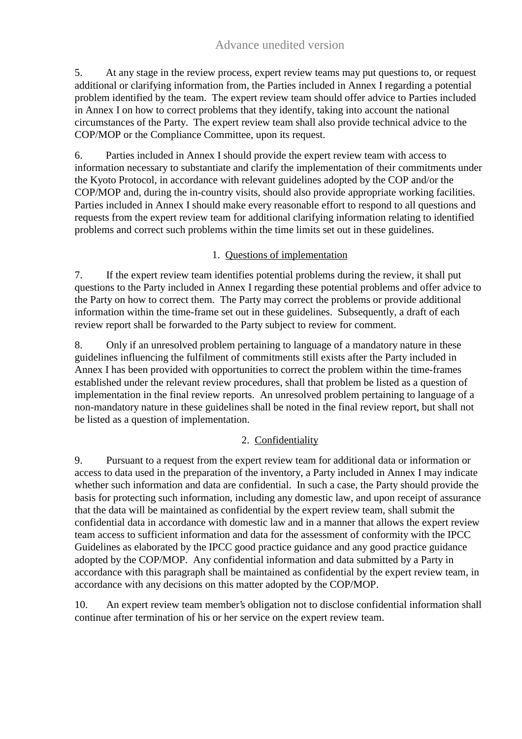5. At any stage in the review process, expert review teams may put questions to, or request additional or clarifying information from, the Parties included in Annex I regarding a potential problem identified by the team. The expert review team should offer advice to Parties included in Annex I on how to correct problems that they identify, taking into account the national circumstances of the Party. The expert review team shall also provide technical advice to the COP/MOP or the Compliance Committee, upon its request.

6. Parties included in Annex I should provide the expert review team with access to information necessary to substantiate and clarify the implementation of their commitments under the Kyoto Protocol, in accordance with relevant guidelines adopted by the COP and/or the COP/MOP and, during the in-country visits, should also provide appropriate working facilities. Parties included in Annex I should make every reasonable effort to respond to all questions and requests from the expert review team for additional clarifying information relating to identified problems and correct such problems within the time limits set out in these guidelines.

### 1. Questions of implementation

7. If the expert review team identifies potential problems during the review, it shall put questions to the Party included in Annex I regarding these potential problems and offer advice to the Party on how to correct them. The Party may correct the problems or provide additional information within the time-frame set out in these guidelines. Subsequently, a draft of each review report shall be forwarded to the Party subject to review for comment.

8. Only if an unresolved problem pertaining to language of a mandatory nature in these guidelines influencing the fulfilment of commitments still exists after the Party included in Annex I has been provided with opportunities to correct the problem within the time-frames established under the relevant review procedures, shall that problem be listed as a question of implementation in the final review reports. An unresolved problem pertaining to language of a non-mandatory nature in these guidelines shall be noted in the final review report, but shall not be listed as a question of implementation.

### 2. Confidentiality

9. Pursuant to a request from the expert review team for additional data or information or access to data used in the preparation of the inventory, a Party included in Annex I may indicate whether such information and data are confidential. In such a case, the Party should provide the basis for protecting such information, including any domestic law, and upon receipt of assurance that the data will be maintained as confidential by the expert review team, shall submit the confidential data in accordance with domestic law and in a manner that allows the expert review team access to sufficient information and data for the assessment of conformity with the IPCC Guidelines as elaborated by the IPCC good practice guidance and any good practice guidance adopted by the COP/MOP. Any confidential information and data submitted by a Party in accordance with this paragraph shall be maintained as confidential by the expert review team, in accordance with any decisions on this matter adopted by the COP/MOP.

10. An expert review team member's obligation not to disclose confidential information shall continue after termination of his or her service on the expert review team.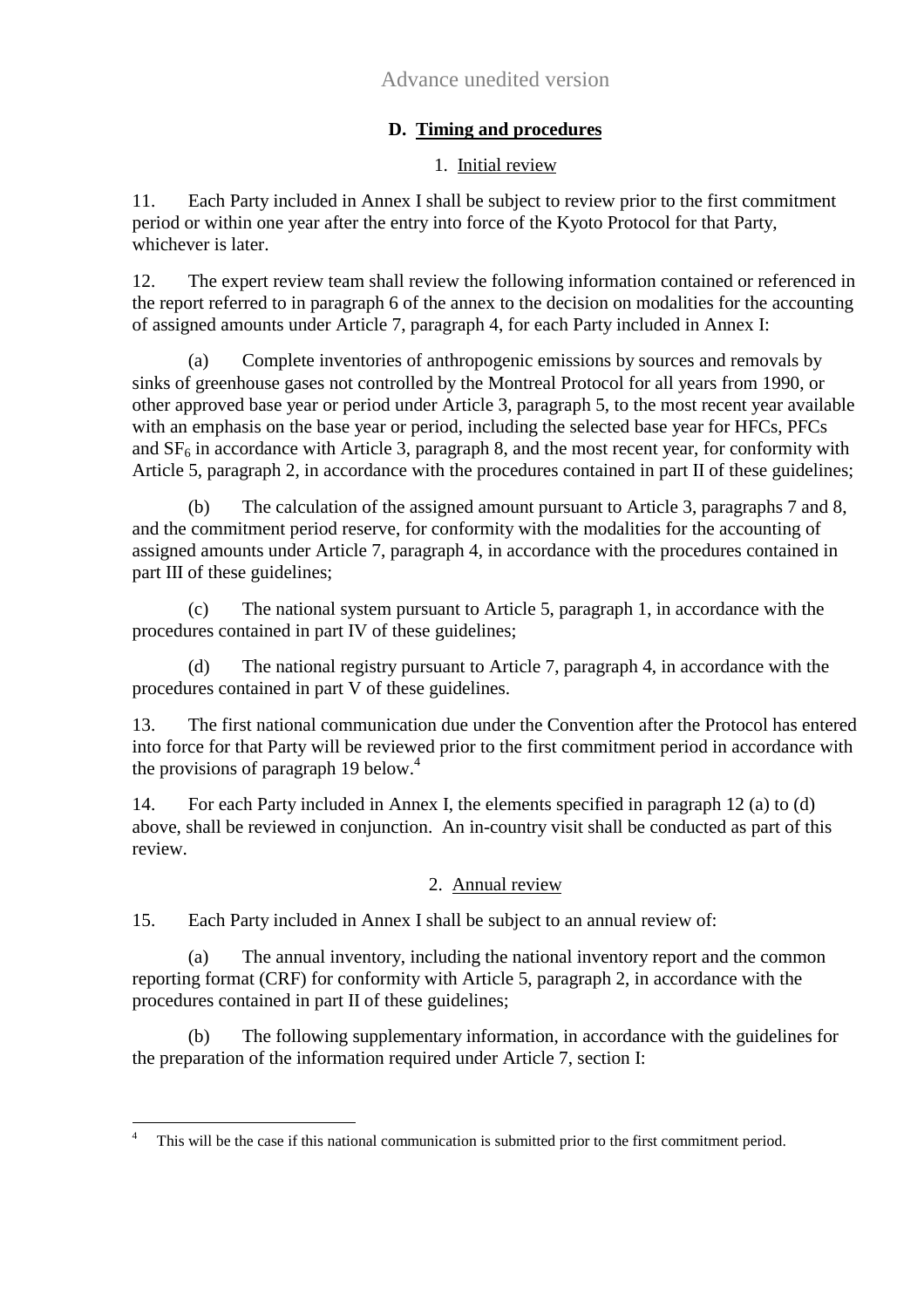## D. Timing and procedures

### 1. Initial review

11. Each Party included in Annex I shall be subject to review prior to the first commitment period or within one year after the entry into force of the Kyoto Protocol for that Party, whichever is later.

12. The expert review team shall review the following information contained or referenced in the report referred to in paragraph 6 of the annex to the decision on modalities for the accounting of assigned amounts under Article 7, paragraph 4, for each Party included in Annex I:

(a) Complete inventories of anthropogenic emissions by sources and removals by sinks of greenhouse gases not controlled by the Montreal Protocol for all years from 1990, or other approved base year or period under Article 3, paragraph 5, to the most recent year available with an emphasis on the base year or period, including the selected base year for HFCs, PFCs and $SF_6$ in accordance with Article 3, paragraph 8, and the most recent year, for conformity with Article 5, paragraph 2, in accordance with the procedures contained in part II of these guidelines;

(b) The calculation of the assigned amount pursuant to Article 3, paragraphs 7 and 8, and the commitment period reserve, for conformity with the modalities for the accounting of assigned amounts under Article 7, paragraph 4, in accordance with the procedures contained in part III of these guidelines;

(c) The national system pursuant to Article 5, paragraph 1, in accordance with the procedures contained in part IV of these guidelines;

(d) The national registry pursuant to Article 7, paragraph 4, in accordance with the procedures contained in part V of these guidelines.

13. The first national communication due under the Convention after the Protocol has entered into force for that Party will be reviewed prior to the first commitment period in accordance with the provisions of paragraph 19 below.[4]

14. For each Party included in Annex I, the elements specified in paragraph 12 (a) to (d) above, shall be reviewed in conjunction. An in-country visit shall be conducted as part of this review.

### 2. Annual review

15. Each Party included in Annex I shall be subject to an annual review of:

(a) The annual inventory, including the national inventory report and the common reporting format (CRF) for conformity with Article 5, paragraph 2, in accordance with the procedures contained in part II of these guidelines;

(b) The following supplementary information, in accordance with the guidelines for the preparation of the information required under Article 7, section I:

---

[4] This will be the case if this national communication is submitted prior to the first commitment period.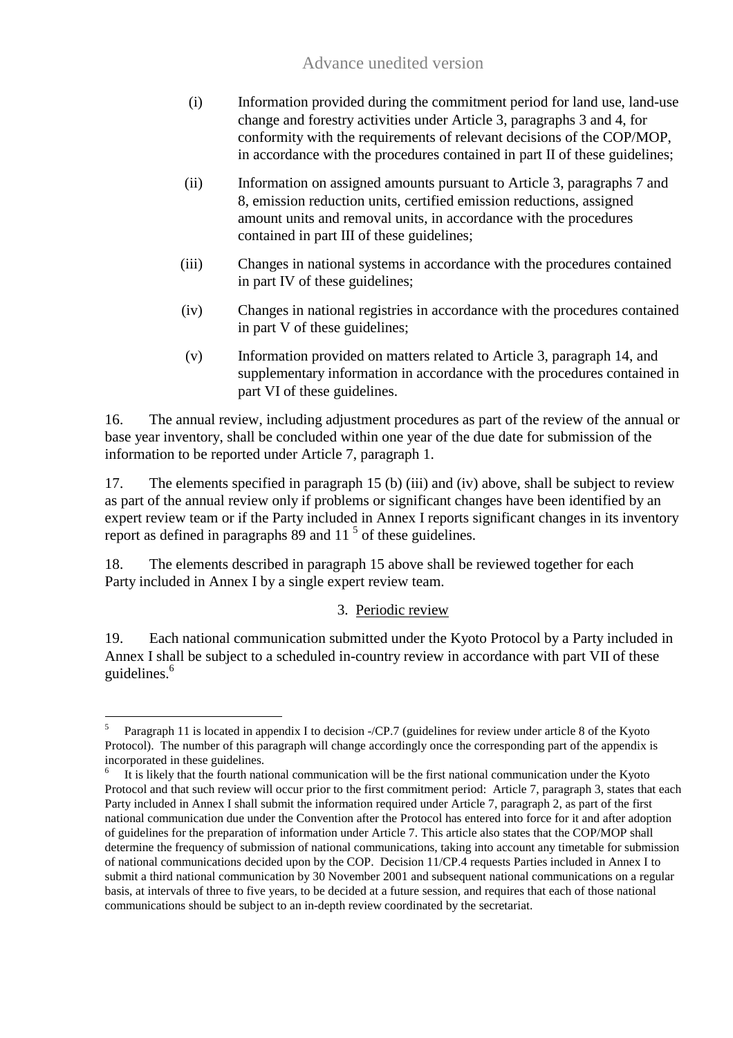(i) Information provided during the commitment period for land use, land-use change and forestry activities under Article 3, paragraphs 3 and 4, for conformity with the requirements of relevant decisions of the COP/MOP, in accordance with the procedures contained in part II of these guidelines;

(ii) Information on assigned amounts pursuant to Article 3, paragraphs 7 and 8, emission reduction units, certified emission reductions, assigned amount units and removal units, in accordance with the procedures contained in part III of these guidelines;

(iii) Changes in national systems in accordance with the procedures contained in part IV of these guidelines;

(iv) Changes in national registries in accordance with the procedures contained in part V of these guidelines;

(v) Information provided on matters related to Article 3, paragraph 14, and supplementary information in accordance with the procedures contained in part VI of these guidelines.

16. The annual review, including adjustment procedures as part of the review of the annual or base year inventory, shall be concluded within one year of the due date for submission of the information to be reported under Article 7, paragraph 1.

17. The elements specified in paragraph 15 (b) (iii) and (iv) above, shall be subject to review as part of the annual review only if problems or significant changes have been identified by an expert review team or if the Party included in Annex I reports significant changes in its inventory report as defined in paragraphs 89 and 11 [5] of these guidelines.

18. The elements described in paragraph 15 above shall be reviewed together for each Party included in Annex I by a single expert review team.

### 3. Periodic review

19. Each national communication submitted under the Kyoto Protocol by a Party included in Annex I shall be subject to a scheduled in-country review in accordance with part VII of these guidelines.[6]

---

[5] Paragraph 11 is located in appendix I to decision -/CP.7 (guidelines for review under article 8 of the Kyoto Protocol). The number of this paragraph will change accordingly once the corresponding part of the appendix is incorporated in these guidelines.

[6] It is likely that the fourth national communication will be the first national communication under the Kyoto Protocol and that such review will occur prior to the first commitment period: Article 7, paragraph 3, states that each Party included in Annex I shall submit the information required under Article 7, paragraph 2, as part of the first national communication due under the Convention after the Protocol has entered into force for it and after adoption of guidelines for the preparation of information under Article 7. This article also states that the COP/MOP shall determine the frequency of submission of national communications, taking into account any timetable for submission of national communications decided upon by the COP. Decision 11/CP.4 requests Parties included in Annex I to submit a third national communication by 30 November 2001 and subsequent national communications on a regular basis, at intervals of three to five years, to be decided at a future session, and requires that each of those national communications should be subject to an in-depth review coordinated by the secretariat.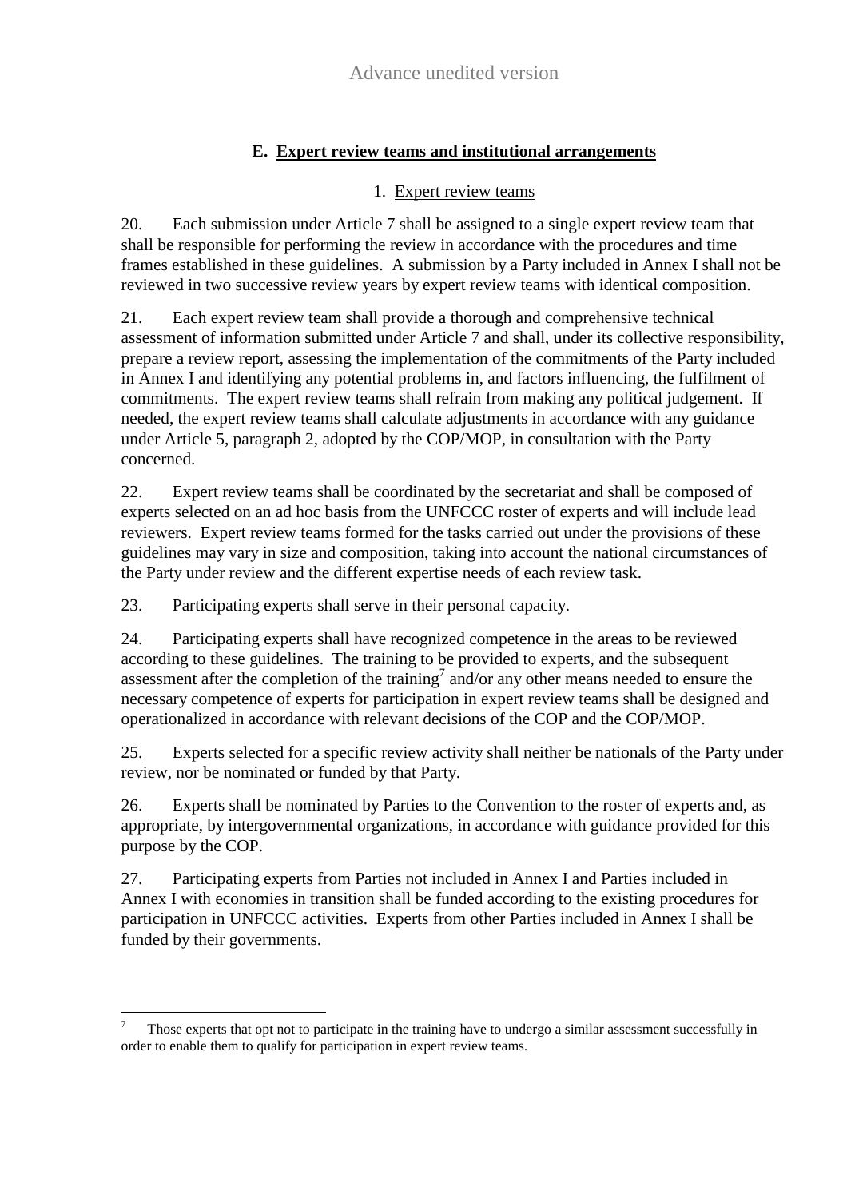## E. Expert review teams and institutional arrangements

### 1. Expert review teams

20. Each submission under Article 7 shall be assigned to a single expert review team that shall be responsible for performing the review in accordance with the procedures and time frames established in these guidelines. A submission by a Party included in Annex I shall not be reviewed in two successive review years by expert review teams with identical composition.

21. Each expert review team shall provide a thorough and comprehensive technical assessment of information submitted under Article 7 and shall, under its collective responsibility, prepare a review report, assessing the implementation of the commitments of the Party included in Annex I and identifying any potential problems in, and factors influencing, the fulfilment of commitments. The expert review teams shall refrain from making any political judgement. If needed, the expert review teams shall calculate adjustments in accordance with any guidance under Article 5, paragraph 2, adopted by the COP/MOP, in consultation with the Party concerned.

22. Expert review teams shall be coordinated by the secretariat and shall be composed of experts selected on an ad hoc basis from the UNFCCC roster of experts and will include lead reviewers. Expert review teams formed for the tasks carried out under the provisions of these guidelines may vary in size and composition, taking into account the national circumstances of the Party under review and the different expertise needs of each review task.

23. Participating experts shall serve in their personal capacity.

24. Participating experts shall have recognized competence in the areas to be reviewed according to these guidelines. The training to be provided to experts, and the subsequent assessment after the completion of the training[7] and/or any other means needed to ensure the necessary competence of experts for participation in expert review teams shall be designed and operationalized in accordance with relevant decisions of the COP and the COP/MOP.

25. Experts selected for a specific review activity shall neither be nationals of the Party under review, nor be nominated or funded by that Party.

26. Experts shall be nominated by Parties to the Convention to the roster of experts and, as appropriate, by intergovernmental organizations, in accordance with guidance provided for this purpose by the COP.

27. Participating experts from Parties not included in Annex I and Parties included in Annex I with economies in transition shall be funded according to the existing procedures for participation in UNFCCC activities. Experts from other Parties included in Annex I shall be funded by their governments.

---

[7] Those experts that opt not to participate in the training have to undergo a similar assessment successfully in order to enable them to qualify for participation in expert review teams.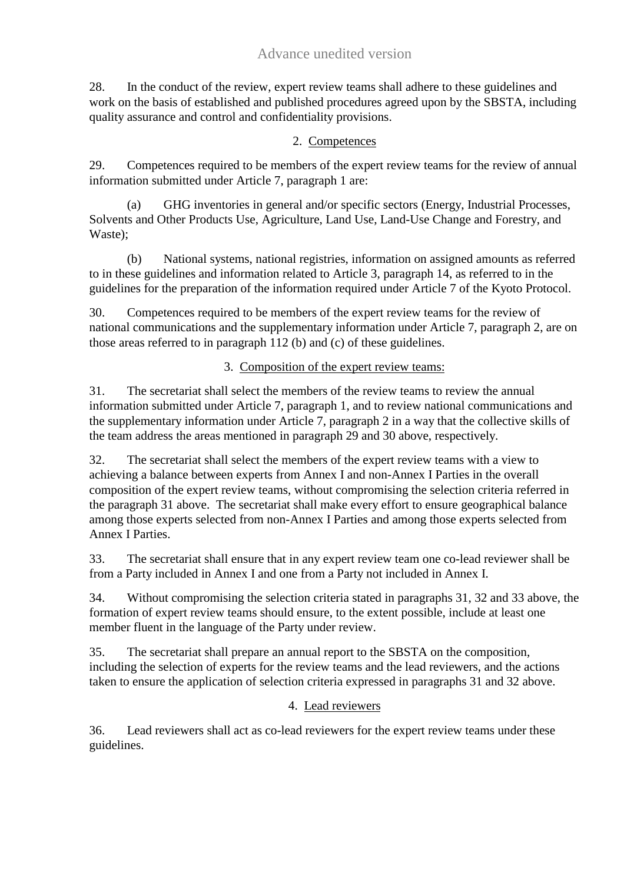28. In the conduct of the review, expert review teams shall adhere to these guidelines and work on the basis of established and published procedures agreed upon by the SBSTA, including quality assurance and control and confidentiality provisions.

### 2. Competences

29. Competences required to be members of the expert review teams for the review of annual information submitted under Article 7, paragraph 1 are:

(a) GHG inventories in general and/or specific sectors (Energy, Industrial Processes, Solvents and Other Products Use, Agriculture, Land Use, Land-Use Change and Forestry, and Waste);

(b) National systems, national registries, information on assigned amounts as referred to in these guidelines and information related to Article 3, paragraph 14, as referred to in the guidelines for the preparation of the information required under Article 7 of the Kyoto Protocol.

30. Competences required to be members of the expert review teams for the review of national communications and the supplementary information under Article 7, paragraph 2, are on those areas referred to in paragraph 112 (b) and (c) of these guidelines.

### 3. Composition of the expert review teams:

31. The secretariat shall select the members of the review teams to review the annual information submitted under Article 7, paragraph 1, and to review national communications and the supplementary information under Article 7, paragraph 2 in a way that the collective skills of the team address the areas mentioned in paragraph 29 and 30 above, respectively.

32. The secretariat shall select the members of the expert review teams with a view to achieving a balance between experts from Annex I and non-Annex I Parties in the overall composition of the expert review teams, without compromising the selection criteria referred in the paragraph 31 above. The secretariat shall make every effort to ensure geographical balance among those experts selected from non-Annex I Parties and among those experts selected from Annex I Parties.

33. The secretariat shall ensure that in any expert review team one co-lead reviewer shall be from a Party included in Annex I and one from a Party not included in Annex I.

34. Without compromising the selection criteria stated in paragraphs 31, 32 and 33 above, the formation of expert review teams should ensure, to the extent possible, include at least one member fluent in the language of the Party under review.

35. The secretariat shall prepare an annual report to the SBSTA on the composition, including the selection of experts for the review teams and the lead reviewers, and the actions taken to ensure the application of selection criteria expressed in paragraphs 31 and 32 above.

### 4. Lead reviewers

36. Lead reviewers shall act as co-lead reviewers for the expert review teams under these guidelines.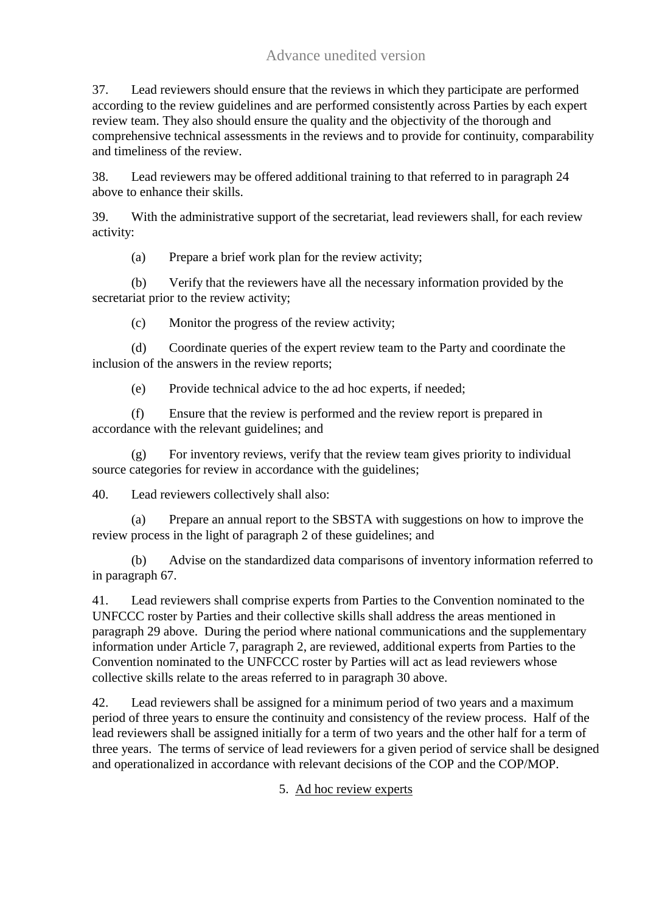37. Lead reviewers should ensure that the reviews in which they participate are performed according to the review guidelines and are performed consistently across Parties by each expert review team. They also should ensure the quality and the objectivity of the thorough and comprehensive technical assessments in the reviews and to provide for continuity, comparability and timeliness of the review.

38. Lead reviewers may be offered additional training to that referred to in paragraph 24 above to enhance their skills.

39. With the administrative support of the secretariat, lead reviewers shall, for each review activity:

(a) Prepare a brief work plan for the review activity;

(b) Verify that the reviewers have all the necessary information provided by the secretariat prior to the review activity;

(c) Monitor the progress of the review activity;

(d) Coordinate queries of the expert review team to the Party and coordinate the inclusion of the answers in the review reports;

(e) Provide technical advice to the ad hoc experts, if needed;

(f) Ensure that the review is performed and the review report is prepared in accordance with the relevant guidelines; and

(g) For inventory reviews, verify that the review team gives priority to individual source categories for review in accordance with the guidelines;

40. Lead reviewers collectively shall also:

(a) Prepare an annual report to the SBSTA with suggestions on how to improve the review process in the light of paragraph 2 of these guidelines; and

(b) Advise on the standardized data comparisons of inventory information referred to in paragraph 67.

41. Lead reviewers shall comprise experts from Parties to the Convention nominated to the UNFCCC roster by Parties and their collective skills shall address the areas mentioned in paragraph 29 above. During the period where national communications and the supplementary information under Article 7, paragraph 2, are reviewed, additional experts from Parties to the Convention nominated to the UNFCCC roster by Parties will act as lead reviewers whose collective skills relate to the areas referred to in paragraph 30 above.

42. Lead reviewers shall be assigned for a minimum period of two years and a maximum period of three years to ensure the continuity and consistency of the review process. Half of the lead reviewers shall be assigned initially for a term of two years and the other half for a term of three years. The terms of service of lead reviewers for a given period of service shall be designed and operationalized in accordance with relevant decisions of the COP and the COP/MOP.

### 5. Ad hoc review experts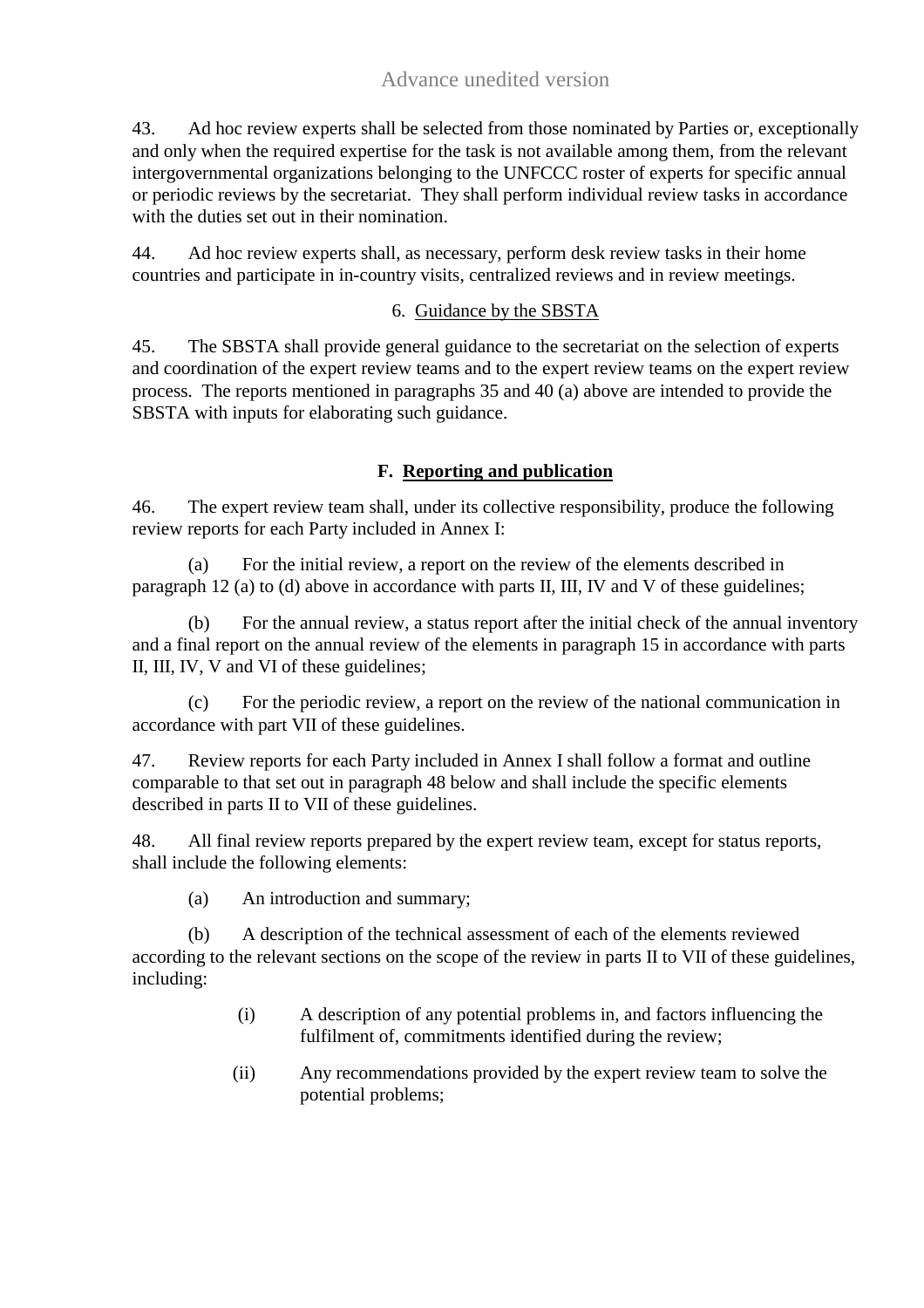43. Ad hoc review experts shall be selected from those nominated by Parties or, exceptionally and only when the required expertise for the task is not available among them, from the relevant intergovernmental organizations belonging to the UNFCCC roster of experts for specific annual or periodic reviews by the secretariat. They shall perform individual review tasks in accordance with the duties set out in their nomination.

44. Ad hoc review experts shall, as necessary, perform desk review tasks in their home countries and participate in in-country visits, centralized reviews and in review meetings.

#### 6. Guidance by the SBSTA

45. The SBSTA shall provide general guidance to the secretariat on the selection of experts and coordination of the expert review teams and to the expert review teams on the expert review process. The reports mentioned in paragraphs 35 and 40 (a) above are intended to provide the SBSTA with inputs for elaborating such guidance.

### F. Reporting and publication

46. The expert review team shall, under its collective responsibility, produce the following review reports for each Party included in Annex I:

(a) For the initial review, a report on the review of the elements described in paragraph 12 (a) to (d) above in accordance with parts II, III, IV and V of these guidelines;

(b) For the annual review, a status report after the initial check of the annual inventory and a final report on the annual review of the elements in paragraph 15 in accordance with parts II, III, IV, V and VI of these guidelines;

(c) For the periodic review, a report on the review of the national communication in accordance with part VII of these guidelines.

47. Review reports for each Party included in Annex I shall follow a format and outline comparable to that set out in paragraph 48 below and shall include the specific elements described in parts II to VII of these guidelines.

48. All final review reports prepared by the expert review team, except for status reports, shall include the following elements:

(a) An introduction and summary;

(b) A description of the technical assessment of each of the elements reviewed according to the relevant sections on the scope of the review in parts II to VII of these guidelines, including:

(i) A description of any potential problems in, and factors influencing the fulfilment of, commitments identified during the review;

(ii) Any recommendations provided by the expert review team to solve the potential problems;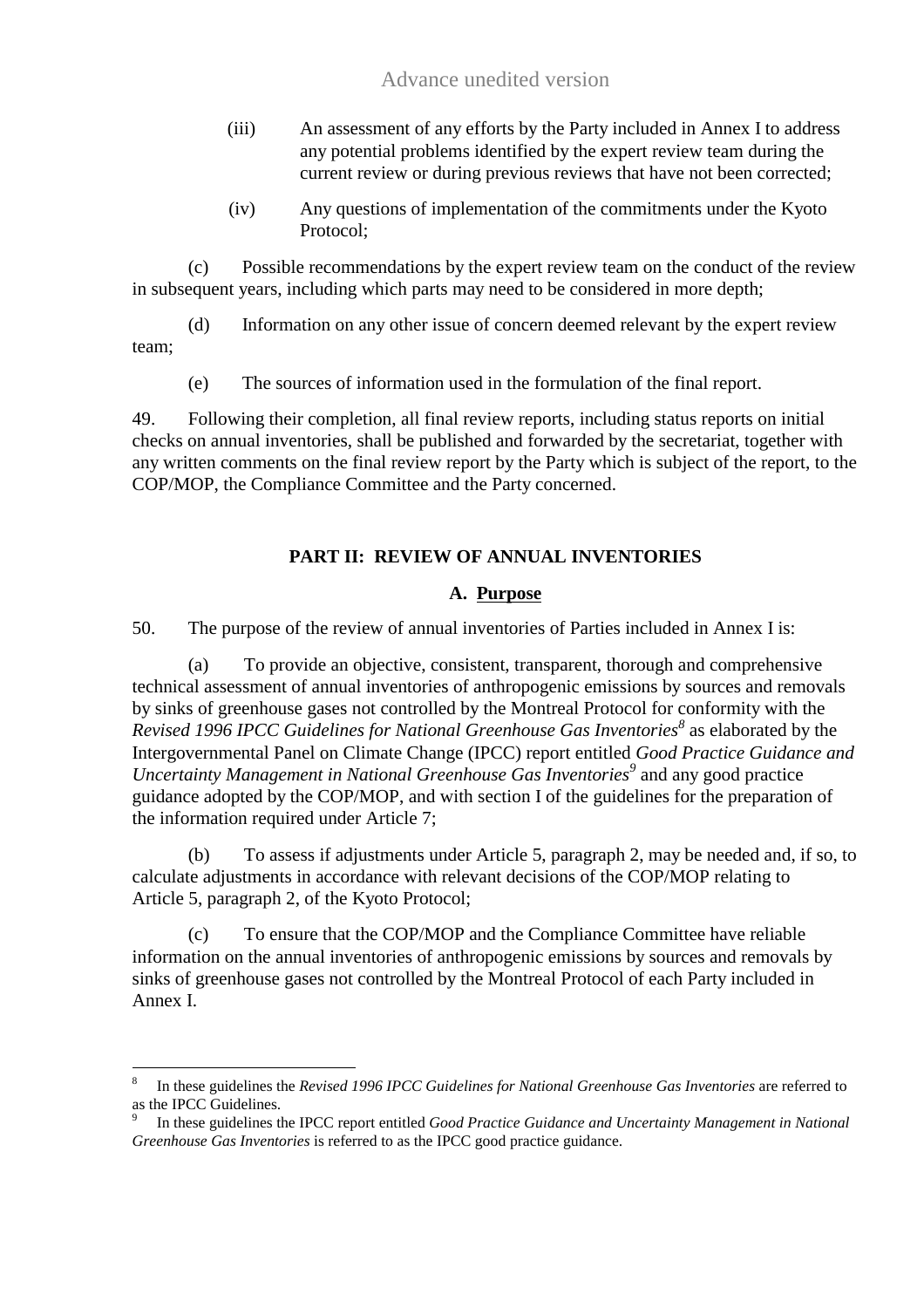(iii) An assessment of any efforts by the Party included in Annex I to address any potential problems identified by the expert review team during the current review or during previous reviews that have not been corrected;

(iv) Any questions of implementation of the commitments under the Kyoto Protocol;

(c) Possible recommendations by the expert review team on the conduct of the review in subsequent years, including which parts may need to be considered in more depth;

(d) Information on any other issue of concern deemed relevant by the expert review team;

(e) The sources of information used in the formulation of the final report.

49. Following their completion, all final review reports, including status reports on initial checks on annual inventories, shall be published and forwarded by the secretariat, together with any written comments on the final review report by the Party which is subject of the report, to the COP/MOP, the Compliance Committee and the Party concerned.

## PART II: REVIEW OF ANNUAL INVENTORIES

### A. Purpose

50. The purpose of the review of annual inventories of Parties included in Annex I is:

(a) To provide an objective, consistent, transparent, thorough and comprehensive technical assessment of annual inventories of anthropogenic emissions by sources and removals by sinks of greenhouse gases not controlled by the Montreal Protocol for conformity with the *Revised 1996 IPCC Guidelines for National Greenhouse Gas Inventories*[8] as elaborated by the Intergovernmental Panel on Climate Change (IPCC) report entitled *Good Practice Guidance and Uncertainty Management in National Greenhouse Gas Inventories*[9] and any good practice guidance adopted by the COP/MOP, and with section I of the guidelines for the preparation of the information required under Article 7;

(b) To assess if adjustments under Article 5, paragraph 2, may be needed and, if so, to calculate adjustments in accordance with relevant decisions of the COP/MOP relating to Article 5, paragraph 2, of the Kyoto Protocol;

(c) To ensure that the COP/MOP and the Compliance Committee have reliable information on the annual inventories of anthropogenic emissions by sources and removals by sinks of greenhouse gases not controlled by the Montreal Protocol of each Party included in Annex I.

---

[8] In these guidelines the *Revised 1996 IPCC Guidelines for National Greenhouse Gas Inventories* are referred to as the IPCC Guidelines.

[9] In these guidelines the IPCC report entitled *Good Practice Guidance and Uncertainty Management in National Greenhouse Gas Inventories* is referred to as the IPCC good practice guidance.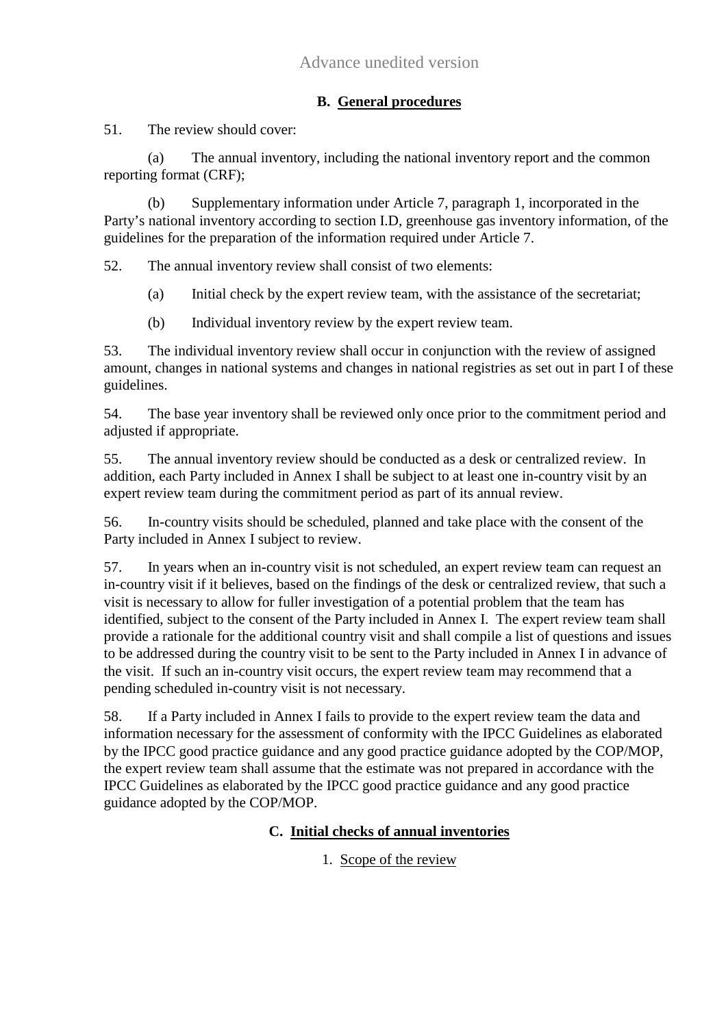### B. General procedures

51. The review should cover:

(a) The annual inventory, including the national inventory report and the common reporting format (CRF);

(b) Supplementary information under Article 7, paragraph 1, incorporated in the Party's national inventory according to section I.D, greenhouse gas inventory information, of the guidelines for the preparation of the information required under Article 7.

52. The annual inventory review shall consist of two elements:

(a) Initial check by the expert review team, with the assistance of the secretariat;

(b) Individual inventory review by the expert review team.

53. The individual inventory review shall occur in conjunction with the review of assigned amount, changes in national systems and changes in national registries as set out in part I of these guidelines.

54. The base year inventory shall be reviewed only once prior to the commitment period and adjusted if appropriate.

55. The annual inventory review should be conducted as a desk or centralized review. In addition, each Party included in Annex I shall be subject to at least one in-country visit by an expert review team during the commitment period as part of its annual review.

56. In-country visits should be scheduled, planned and take place with the consent of the Party included in Annex I subject to review.

57. In years when an in-country visit is not scheduled, an expert review team can request an in-country visit if it believes, based on the findings of the desk or centralized review, that such a visit is necessary to allow for fuller investigation of a potential problem that the team has identified, subject to the consent of the Party included in Annex I. The expert review team shall provide a rationale for the additional country visit and shall compile a list of questions and issues to be addressed during the country visit to be sent to the Party included in Annex I in advance of the visit. If such an in-country visit occurs, the expert review team may recommend that a pending scheduled in-country visit is not necessary.

58. If a Party included in Annex I fails to provide to the expert review team the data and information necessary for the assessment of conformity with the IPCC Guidelines as elaborated by the IPCC good practice guidance and any good practice guidance adopted by the COP/MOP, the expert review team shall assume that the estimate was not prepared in accordance with the IPCC Guidelines as elaborated by the IPCC good practice guidance and any good practice guidance adopted by the COP/MOP.

### C. Initial checks of annual inventories

#### 1. Scope of the review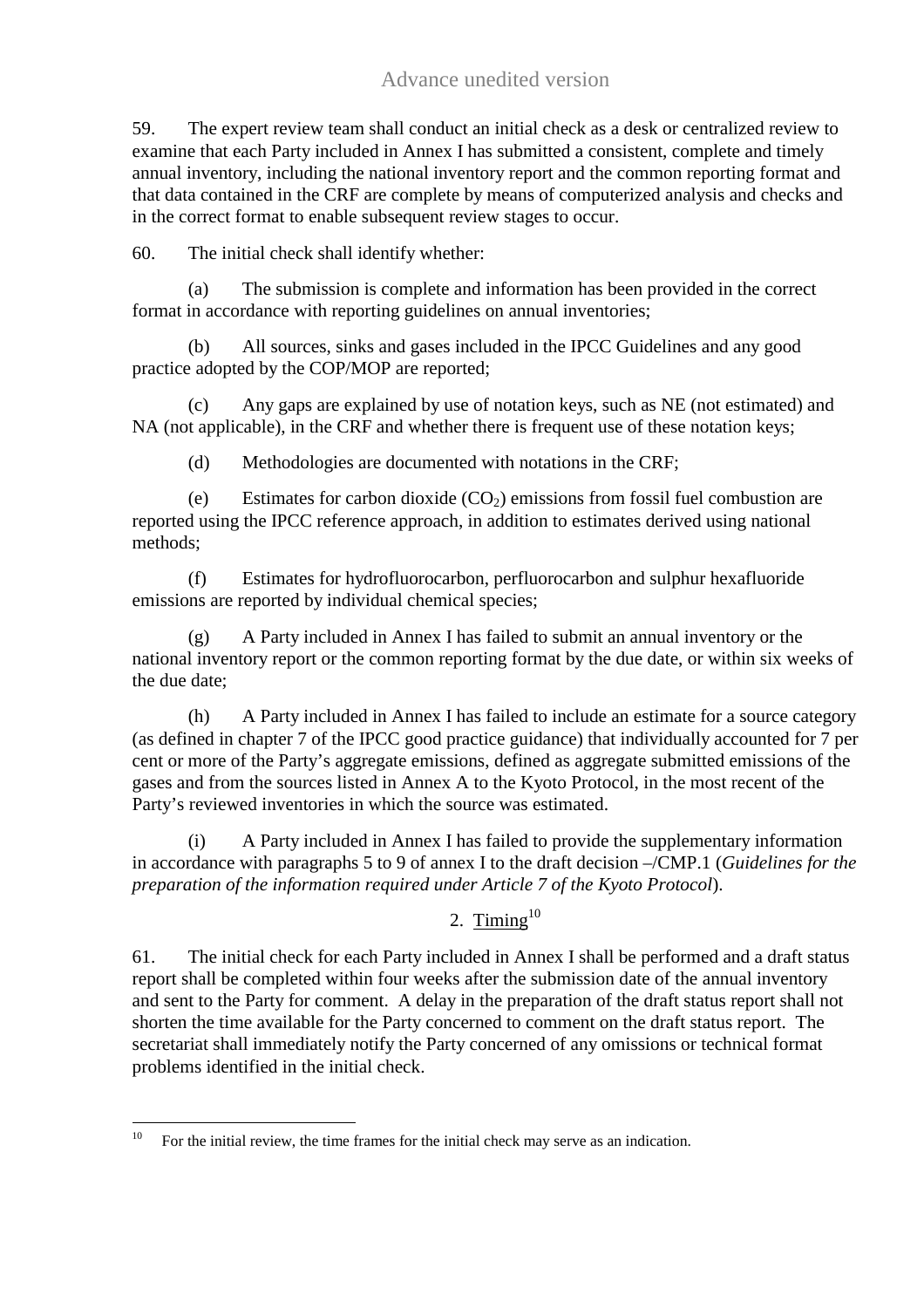59. The expert review team shall conduct an initial check as a desk or centralized review to examine that each Party included in Annex I has submitted a consistent, complete and timely annual inventory, including the national inventory report and the common reporting format and that data contained in the CRF are complete by means of computerized analysis and checks and in the correct format to enable subsequent review stages to occur.

60. The initial check shall identify whether:

(a) The submission is complete and information has been provided in the correct format in accordance with reporting guidelines on annual inventories;

(b) All sources, sinks and gases included in the IPCC Guidelines and any good practice adopted by the COP/MOP are reported;

(c) Any gaps are explained by use of notation keys, such as NE (not estimated) and NA (not applicable), in the CRF and whether there is frequent use of these notation keys;

(d) Methodologies are documented with notations in the CRF;

(e) Estimates for carbon dioxide ($CO_2$) emissions from fossil fuel combustion are reported using the IPCC reference approach, in addition to estimates derived using national methods;

(f) Estimates for hydrofluorocarbon, perfluorocarbon and sulphur hexafluoride emissions are reported by individual chemical species;

(g) A Party included in Annex I has failed to submit an annual inventory or the national inventory report or the common reporting format by the due date, or within six weeks of the due date;

(h) A Party included in Annex I has failed to include an estimate for a source category (as defined in chapter 7 of the IPCC good practice guidance) that individually accounted for 7 per cent or more of the Party's aggregate emissions, defined as aggregate submitted emissions of the gases and from the sources listed in Annex A to the Kyoto Protocol, in the most recent of the Party's reviewed inventories in which the source was estimated.

(i) A Party included in Annex I has failed to provide the supplementary information in accordance with paragraphs 5 to 9 of annex I to the draft decision –/CMP.1 (*Guidelines for the preparation of the information required under Article 7 of the Kyoto Protocol*).

### 2. Timing[10]

61. The initial check for each Party included in Annex I shall be performed and a draft status report shall be completed within four weeks after the submission date of the annual inventory and sent to the Party for comment. A delay in the preparation of the draft status report shall not shorten the time available for the Party concerned to comment on the draft status report. The secretariat shall immediately notify the Party concerned of any omissions or technical format problems identified in the initial check.

---

[10] For the initial review, the time frames for the initial check may serve as an indication.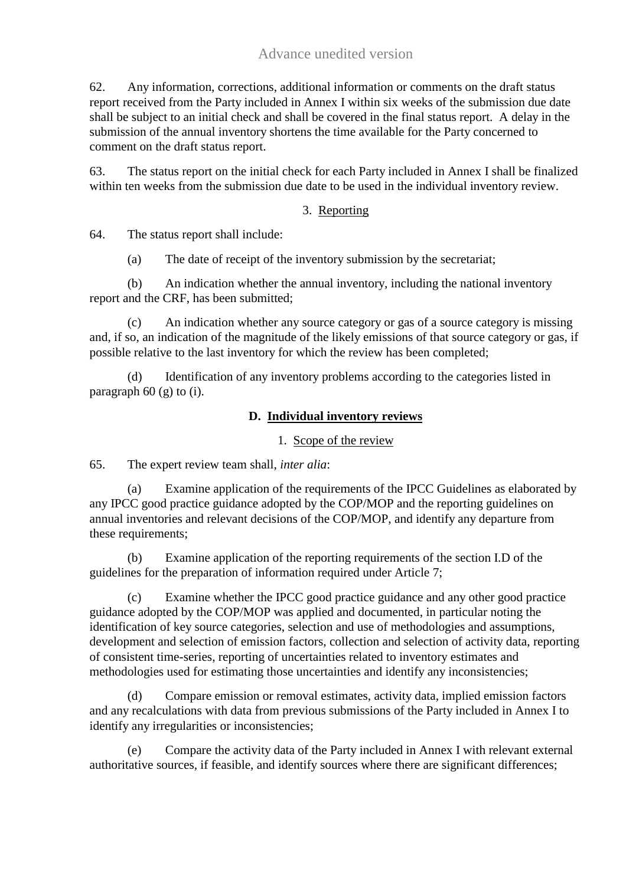62. Any information, corrections, additional information or comments on the draft status report received from the Party included in Annex I within six weeks of the submission due date shall be subject to an initial check and shall be covered in the final status report. A delay in the submission of the annual inventory shortens the time available for the Party concerned to comment on the draft status report.

63. The status report on the initial check for each Party included in Annex I shall be finalized within ten weeks from the submission due date to be used in the individual inventory review.

3. Reporting

64. The status report shall include:

(a) The date of receipt of the inventory submission by the secretariat;

(b) An indication whether the annual inventory, including the national inventory report and the CRF, has been submitted;

(c) An indication whether any source category or gas of a source category is missing and, if so, an indication of the magnitude of the likely emissions of that source category or gas, if possible relative to the last inventory for which the review has been completed;

(d) Identification of any inventory problems according to the categories listed in paragraph 60 (g) to (i).

## D. Individual inventory reviews

1. Scope of the review

65. The expert review team shall, *inter alia*:

(a) Examine application of the requirements of the IPCC Guidelines as elaborated by any IPCC good practice guidance adopted by the COP/MOP and the reporting guidelines on annual inventories and relevant decisions of the COP/MOP, and identify any departure from these requirements;

(b) Examine application of the reporting requirements of the section I.D of the guidelines for the preparation of information required under Article 7;

(c) Examine whether the IPCC good practice guidance and any other good practice guidance adopted by the COP/MOP was applied and documented, in particular noting the identification of key source categories, selection and use of methodologies and assumptions, development and selection of emission factors, collection and selection of activity data, reporting of consistent time-series, reporting of uncertainties related to inventory estimates and methodologies used for estimating those uncertainties and identify any inconsistencies;

(d) Compare emission or removal estimates, activity data, implied emission factors and any recalculations with data from previous submissions of the Party included in Annex I to identify any irregularities or inconsistencies;

(e) Compare the activity data of the Party included in Annex I with relevant external authoritative sources, if feasible, and identify sources where there are significant differences;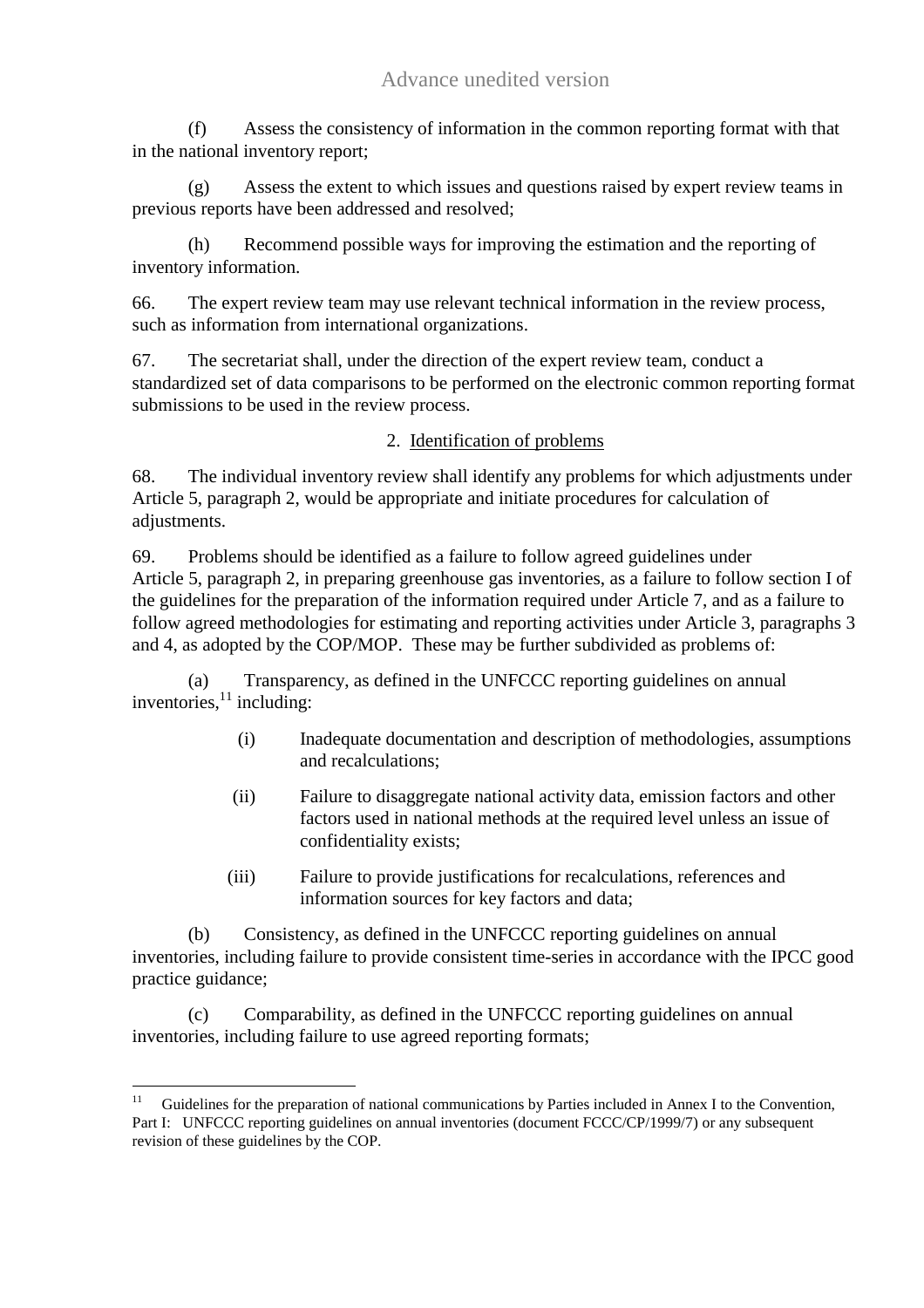(f) Assess the consistency of information in the common reporting format with that in the national inventory report;

(g) Assess the extent to which issues and questions raised by expert review teams in previous reports have been addressed and resolved;

(h) Recommend possible ways for improving the estimation and the reporting of inventory information.

66. The expert review team may use relevant technical information in the review process, such as information from international organizations.

67. The secretariat shall, under the direction of the expert review team, conduct a standardized set of data comparisons to be performed on the electronic common reporting format submissions to be used in the review process.

2. Identification of problems

68. The individual inventory review shall identify any problems for which adjustments under Article 5, paragraph 2, would be appropriate and initiate procedures for calculation of adjustments.

69. Problems should be identified as a failure to follow agreed guidelines under Article 5, paragraph 2, in preparing greenhouse gas inventories, as a failure to follow section I of the guidelines for the preparation of the information required under Article 7, and as a failure to follow agreed methodologies for estimating and reporting activities under Article 3, paragraphs 3 and 4, as adopted by the COP/MOP. These may be further subdivided as problems of:

(a) Transparency, as defined in the UNFCCC reporting guidelines on annual inventories,[11] including:

(i) Inadequate documentation and description of methodologies, assumptions and recalculations;

(ii) Failure to disaggregate national activity data, emission factors and other factors used in national methods at the required level unless an issue of confidentiality exists;

(iii) Failure to provide justifications for recalculations, references and information sources for key factors and data;

(b) Consistency, as defined in the UNFCCC reporting guidelines on annual inventories, including failure to provide consistent time-series in accordance with the IPCC good practice guidance;

(c) Comparability, as defined in the UNFCCC reporting guidelines on annual inventories, including failure to use agreed reporting formats;

[11] Guidelines for the preparation of national communications by Parties included in Annex I to the Convention, Part I: UNFCCC reporting guidelines on annual inventories (document FCCC/CP/1999/7) or any subsequent revision of these guidelines by the COP.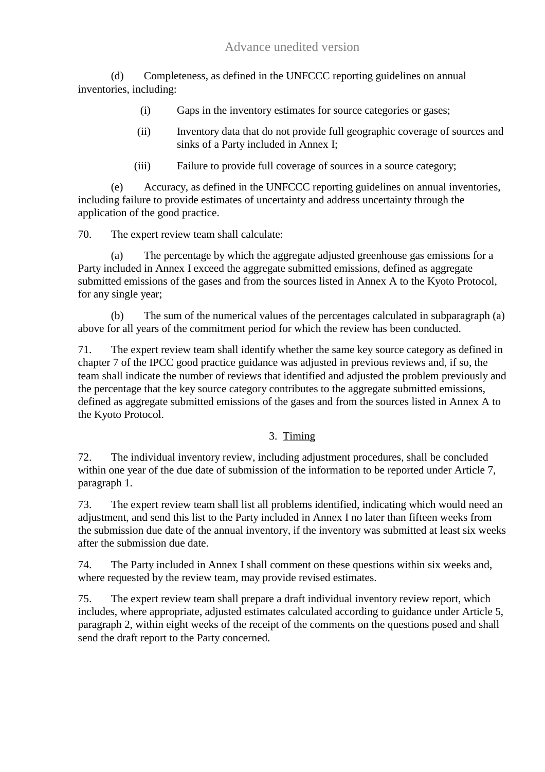(d) Completeness, as defined in the UNFCCC reporting guidelines on annual inventories, including:

(i) Gaps in the inventory estimates for source categories or gases;

(ii) Inventory data that do not provide full geographic coverage of sources and sinks of a Party included in Annex I;

(iii) Failure to provide full coverage of sources in a source category;

(e) Accuracy, as defined in the UNFCCC reporting guidelines on annual inventories, including failure to provide estimates of uncertainty and address uncertainty through the application of the good practice.

70. The expert review team shall calculate:

(a) The percentage by which the aggregate adjusted greenhouse gas emissions for a Party included in Annex I exceed the aggregate submitted emissions, defined as aggregate submitted emissions of the gases and from the sources listed in Annex A to the Kyoto Protocol, for any single year;

(b) The sum of the numerical values of the percentages calculated in subparagraph (a) above for all years of the commitment period for which the review has been conducted.

71. The expert review team shall identify whether the same key source category as defined in chapter 7 of the IPCC good practice guidance was adjusted in previous reviews and, if so, the team shall indicate the number of reviews that identified and adjusted the problem previously and the percentage that the key source category contributes to the aggregate submitted emissions, defined as aggregate submitted emissions of the gases and from the sources listed in Annex A to the Kyoto Protocol.

### 3. Timing

72. The individual inventory review, including adjustment procedures, shall be concluded within one year of the due date of submission of the information to be reported under Article 7, paragraph 1.

73. The expert review team shall list all problems identified, indicating which would need an adjustment, and send this list to the Party included in Annex I no later than fifteen weeks from the submission due date of the annual inventory, if the inventory was submitted at least six weeks after the submission due date.

74. The Party included in Annex I shall comment on these questions within six weeks and, where requested by the review team, may provide revised estimates.

75. The expert review team shall prepare a draft individual inventory review report, which includes, where appropriate, adjusted estimates calculated according to guidance under Article 5, paragraph 2, within eight weeks of the receipt of the comments on the questions posed and shall send the draft report to the Party concerned.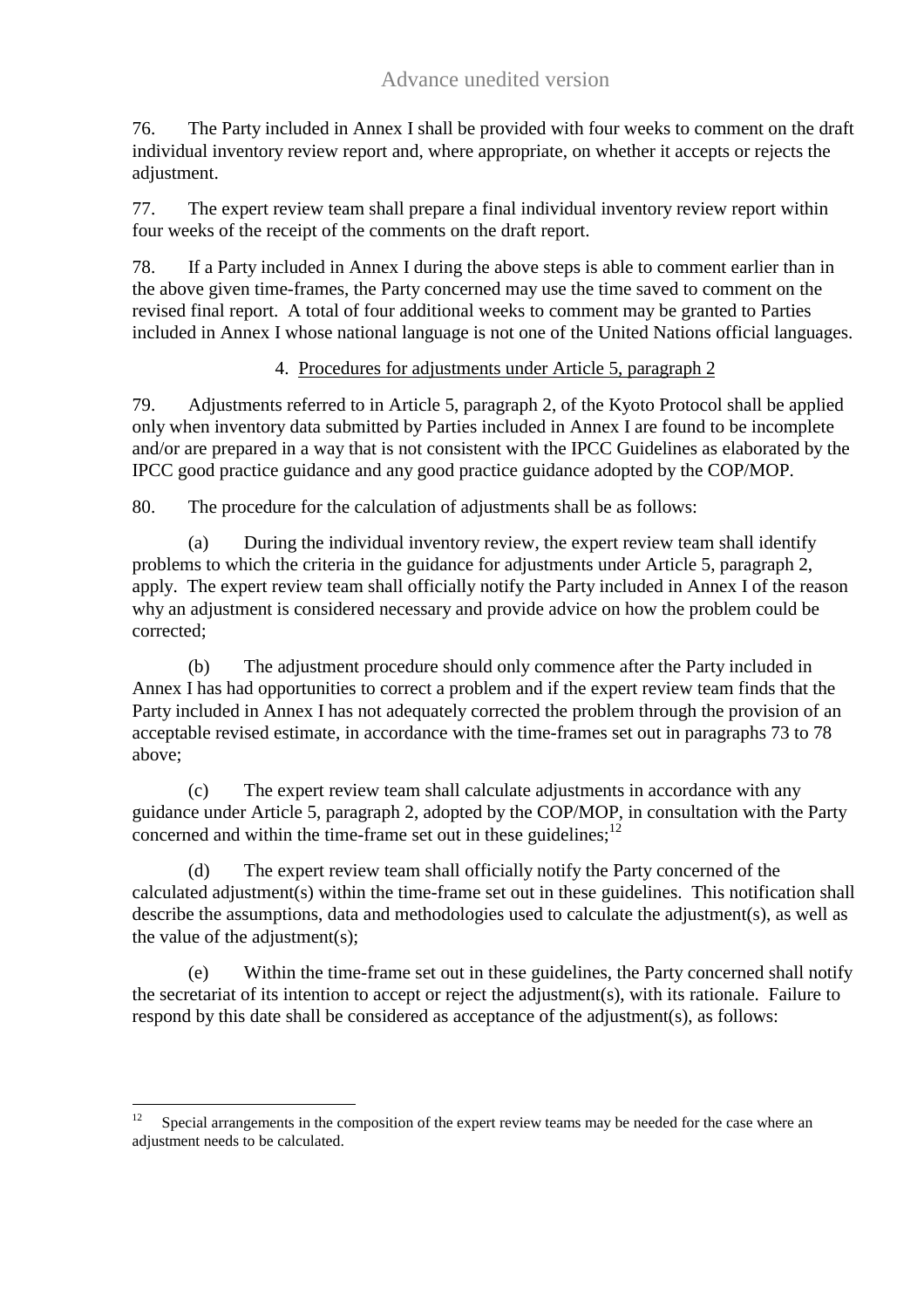76. The Party included in Annex I shall be provided with four weeks to comment on the draft individual inventory review report and, where appropriate, on whether it accepts or rejects the adjustment.

77. The expert review team shall prepare a final individual inventory review report within four weeks of the receipt of the comments on the draft report.

78. If a Party included in Annex I during the above steps is able to comment earlier than in the above given time-frames, the Party concerned may use the time saved to comment on the revised final report. A total of four additional weeks to comment may be granted to Parties included in Annex I whose national language is not one of the United Nations official languages.

### 4. Procedures for adjustments under Article 5, paragraph 2

79. Adjustments referred to in Article 5, paragraph 2, of the Kyoto Protocol shall be applied only when inventory data submitted by Parties included in Annex I are found to be incomplete and/or are prepared in a way that is not consistent with the IPCC Guidelines as elaborated by the IPCC good practice guidance and any good practice guidance adopted by the COP/MOP.

80. The procedure for the calculation of adjustments shall be as follows:

(a) During the individual inventory review, the expert review team shall identify problems to which the criteria in the guidance for adjustments under Article 5, paragraph 2, apply. The expert review team shall officially notify the Party included in Annex I of the reason why an adjustment is considered necessary and provide advice on how the problem could be corrected;

(b) The adjustment procedure should only commence after the Party included in Annex I has had opportunities to correct a problem and if the expert review team finds that the Party included in Annex I has not adequately corrected the problem through the provision of an acceptable revised estimate, in accordance with the time-frames set out in paragraphs 73 to 78 above;

(c) The expert review team shall calculate adjustments in accordance with any guidance under Article 5, paragraph 2, adopted by the COP/MOP, in consultation with the Party concerned and within the time-frame set out in these guidelines;[12]

(d) The expert review team shall officially notify the Party concerned of the calculated adjustment(s) within the time-frame set out in these guidelines. This notification shall describe the assumptions, data and methodologies used to calculate the adjustment(s), as well as the value of the adjustment(s);

(e) Within the time-frame set out in these guidelines, the Party concerned shall notify the secretariat of its intention to accept or reject the adjustment(s), with its rationale. Failure to respond by this date shall be considered as acceptance of the adjustment(s), as follows:

---

[12] Special arrangements in the composition of the expert review teams may be needed for the case where an adjustment needs to be calculated.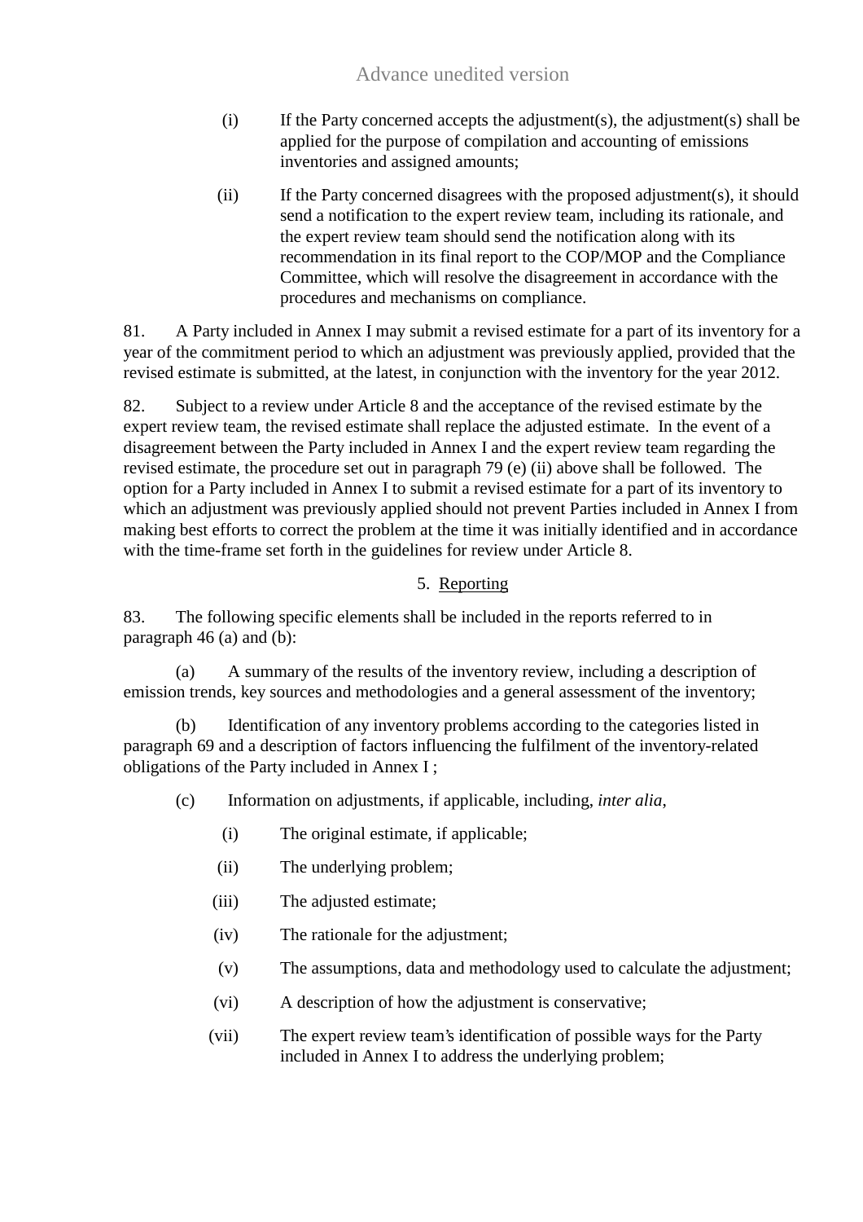(i) If the Party concerned accepts the adjustment(s), the adjustment(s) shall be applied for the purpose of compilation and accounting of emissions inventories and assigned amounts;

(ii) If the Party concerned disagrees with the proposed adjustment(s), it should send a notification to the expert review team, including its rationale, and the expert review team should send the notification along with its recommendation in its final report to the COP/MOP and the Compliance Committee, which will resolve the disagreement in accordance with the procedures and mechanisms on compliance.

81. A Party included in Annex I may submit a revised estimate for a part of its inventory for a year of the commitment period to which an adjustment was previously applied, provided that the revised estimate is submitted, at the latest, in conjunction with the inventory for the year 2012.

82. Subject to a review under Article 8 and the acceptance of the revised estimate by the expert review team, the revised estimate shall replace the adjusted estimate. In the event of a disagreement between the Party included in Annex I and the expert review team regarding the revised estimate, the procedure set out in paragraph 79 (e) (ii) above shall be followed. The option for a Party included in Annex I to submit a revised estimate for a part of its inventory to which an adjustment was previously applied should not prevent Parties included in Annex I from making best efforts to correct the problem at the time it was initially identified and in accordance with the time-frame set forth in the guidelines for review under Article 8.

### 5. Reporting

83. The following specific elements shall be included in the reports referred to in paragraph 46 (a) and (b):

(a) A summary of the results of the inventory review, including a description of emission trends, key sources and methodologies and a general assessment of the inventory;

(b) Identification of any inventory problems according to the categories listed in paragraph 69 and a description of factors influencing the fulfilment of the inventory-related obligations of the Party included in Annex I ;

(c) Information on adjustments, if applicable, including, *inter alia*,

(i) The original estimate, if applicable;

(ii) The underlying problem;

(iii) The adjusted estimate;

(iv) The rationale for the adjustment;

(v) The assumptions, data and methodology used to calculate the adjustment;

(vi) A description of how the adjustment is conservative;

(vii) The expert review team's identification of possible ways for the Party included in Annex I to address the underlying problem;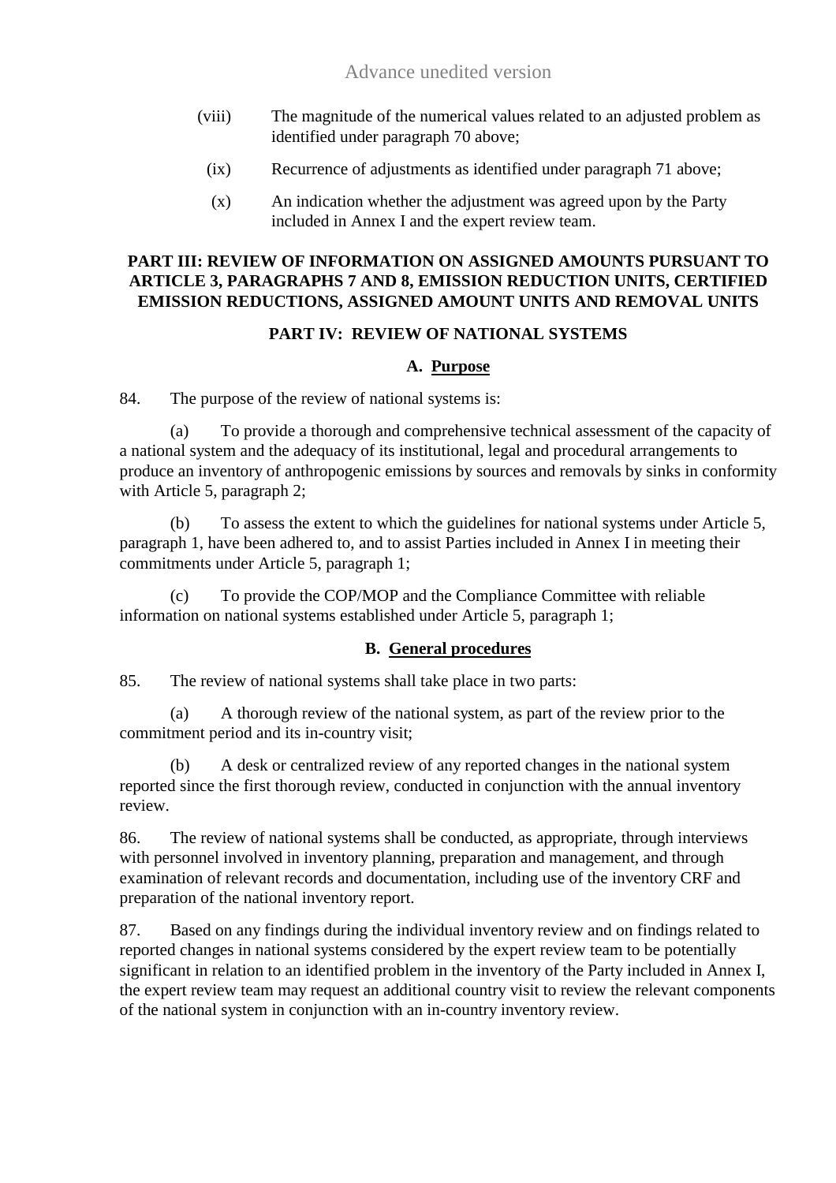(viii) The magnitude of the numerical values related to an adjusted problem as identified under paragraph 70 above;

(ix) Recurrence of adjustments as identified under paragraph 71 above;

(x) An indication whether the adjustment was agreed upon by the Party included in Annex I and the expert review team.

## PART III: REVIEW OF INFORMATION ON ASSIGNED AMOUNTS PURSUANT TO ARTICLE 3, PARAGRAPHS 7 AND 8, EMISSION REDUCTION UNITS, CERTIFIED EMISSION REDUCTIONS, ASSIGNED AMOUNT UNITS AND REMOVAL UNITS

## PART IV: REVIEW OF NATIONAL SYSTEMS

### A. Purpose

84. The purpose of the review of national systems is:

(a) To provide a thorough and comprehensive technical assessment of the capacity of a national system and the adequacy of its institutional, legal and procedural arrangements to produce an inventory of anthropogenic emissions by sources and removals by sinks in conformity with Article 5, paragraph 2;

(b) To assess the extent to which the guidelines for national systems under Article 5, paragraph 1, have been adhered to, and to assist Parties included in Annex I in meeting their commitments under Article 5, paragraph 1;

(c) To provide the COP/MOP and the Compliance Committee with reliable information on national systems established under Article 5, paragraph 1;

### B. General procedures

85. The review of national systems shall take place in two parts:

(a) A thorough review of the national system, as part of the review prior to the commitment period and its in-country visit;

(b) A desk or centralized review of any reported changes in the national system reported since the first thorough review, conducted in conjunction with the annual inventory review.

86. The review of national systems shall be conducted, as appropriate, through interviews with personnel involved in inventory planning, preparation and management, and through examination of relevant records and documentation, including use of the inventory CRF and preparation of the national inventory report.

87. Based on any findings during the individual inventory review and on findings related to reported changes in national systems considered by the expert review team to be potentially significant in relation to an identified problem in the inventory of the Party included in Annex I, the expert review team may request an additional country visit to review the relevant components of the national system in conjunction with an in-country inventory review.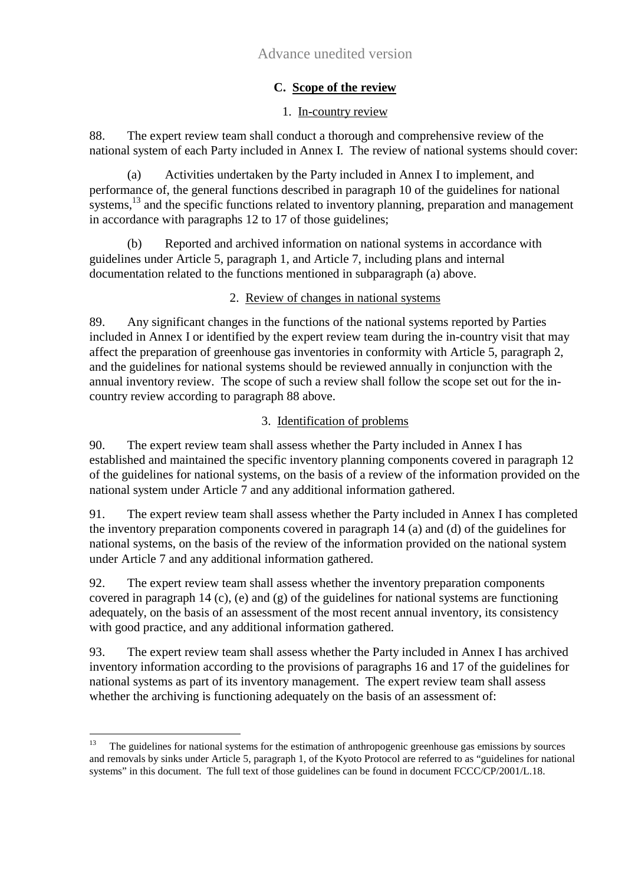### C. Scope of the review

#### 1. In-country review

88. The expert review team shall conduct a thorough and comprehensive review of the national system of each Party included in Annex I. The review of national systems should cover:

(a) Activities undertaken by the Party included in Annex I to implement, and performance of, the general functions described in paragraph 10 of the guidelines for national systems,[13] and the specific functions related to inventory planning, preparation and management in accordance with paragraphs 12 to 17 of those guidelines;

(b) Reported and archived information on national systems in accordance with guidelines under Article 5, paragraph 1, and Article 7, including plans and internal documentation related to the functions mentioned in subparagraph (a) above.

#### 2. Review of changes in national systems

89. Any significant changes in the functions of the national systems reported by Parties included in Annex I or identified by the expert review team during the in-country visit that may affect the preparation of greenhouse gas inventories in conformity with Article 5, paragraph 2, and the guidelines for national systems should be reviewed annually in conjunction with the annual inventory review. The scope of such a review shall follow the scope set out for the in-country review according to paragraph 88 above.

#### 3. Identification of problems

90. The expert review team shall assess whether the Party included in Annex I has established and maintained the specific inventory planning components covered in paragraph 12 of the guidelines for national systems, on the basis of a review of the information provided on the national system under Article 7 and any additional information gathered.

91. The expert review team shall assess whether the Party included in Annex I has completed the inventory preparation components covered in paragraph 14 (a) and (d) of the guidelines for national systems, on the basis of the review of the information provided on the national system under Article 7 and any additional information gathered.

92. The expert review team shall assess whether the inventory preparation components covered in paragraph 14 (c), (e) and (g) of the guidelines for national systems are functioning adequately, on the basis of an assessment of the most recent annual inventory, its consistency with good practice, and any additional information gathered.

93. The expert review team shall assess whether the Party included in Annex I has archived inventory information according to the provisions of paragraphs 16 and 17 of the guidelines for national systems as part of its inventory management. The expert review team shall assess whether the archiving is functioning adequately on the basis of an assessment of:

---

[13] The guidelines for national systems for the estimation of anthropogenic greenhouse gas emissions by sources and removals by sinks under Article 5, paragraph 1, of the Kyoto Protocol are referred to as "guidelines for national systems" in this document. The full text of those guidelines can be found in document FCCC/CP/2001/L.18.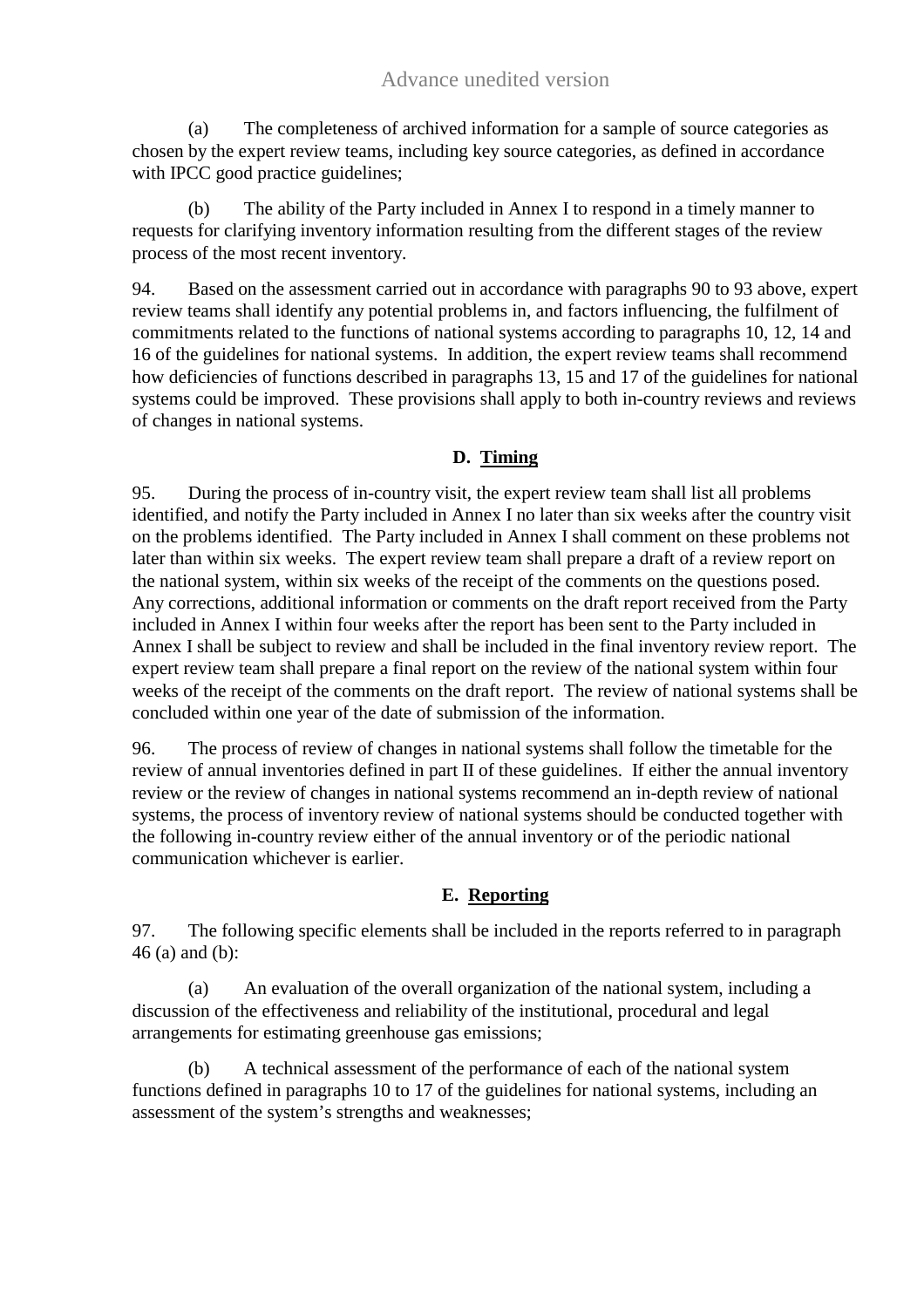(a) The completeness of archived information for a sample of source categories as chosen by the expert review teams, including key source categories, as defined in accordance with IPCC good practice guidelines;

(b) The ability of the Party included in Annex I to respond in a timely manner to requests for clarifying inventory information resulting from the different stages of the review process of the most recent inventory.

94. Based on the assessment carried out in accordance with paragraphs 90 to 93 above, expert review teams shall identify any potential problems in, and factors influencing, the fulfilment of commitments related to the functions of national systems according to paragraphs 10, 12, 14 and 16 of the guidelines for national systems. In addition, the expert review teams shall recommend how deficiencies of functions described in paragraphs 13, 15 and 17 of the guidelines for national systems could be improved. These provisions shall apply to both in-country reviews and reviews of changes in national systems.

### D. Timing

95. During the process of in-country visit, the expert review team shall list all problems identified, and notify the Party included in Annex I no later than six weeks after the country visit on the problems identified. The Party included in Annex I shall comment on these problems not later than within six weeks. The expert review team shall prepare a draft of a review report on the national system, within six weeks of the receipt of the comments on the questions posed. Any corrections, additional information or comments on the draft report received from the Party included in Annex I within four weeks after the report has been sent to the Party included in Annex I shall be subject to review and shall be included in the final inventory review report. The expert review team shall prepare a final report on the review of the national system within four weeks of the receipt of the comments on the draft report. The review of national systems shall be concluded within one year of the date of submission of the information.

96. The process of review of changes in national systems shall follow the timetable for the review of annual inventories defined in part II of these guidelines. If either the annual inventory review or the review of changes in national systems recommend an in-depth review of national systems, the process of inventory review of national systems should be conducted together with the following in-country review either of the annual inventory or of the periodic national communication whichever is earlier.

### E. Reporting

97. The following specific elements shall be included in the reports referred to in paragraph 46 (a) and (b):

(a) An evaluation of the overall organization of the national system, including a discussion of the effectiveness and reliability of the institutional, procedural and legal arrangements for estimating greenhouse gas emissions;

(b) A technical assessment of the performance of each of the national system functions defined in paragraphs 10 to 17 of the guidelines for national systems, including an assessment of the system's strengths and weaknesses;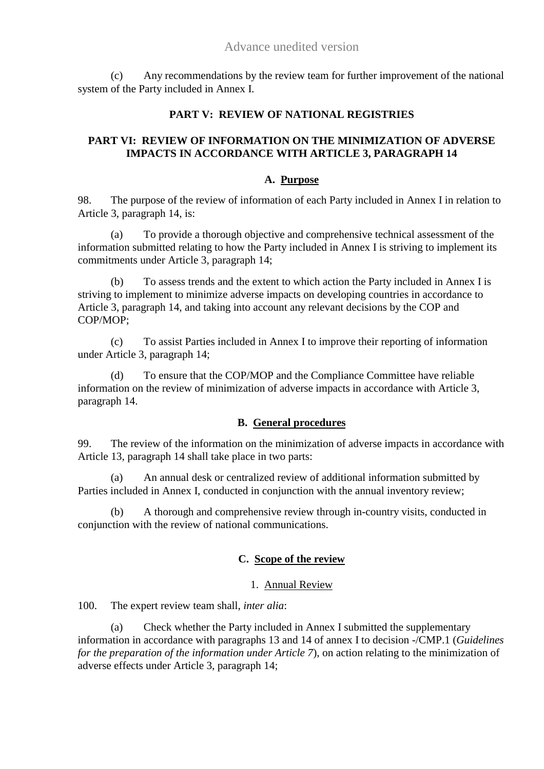(c) Any recommendations by the review team for further improvement of the national system of the Party included in Annex I.

## PART V: REVIEW OF NATIONAL REGISTRIES

## PART VI: REVIEW OF INFORMATION ON THE MINIMIZATION OF ADVERSE IMPACTS IN ACCORDANCE WITH ARTICLE 3, PARAGRAPH 14

### A. Purpose

98. The purpose of the review of information of each Party included in Annex I in relation to Article 3, paragraph 14, is:

(a) To provide a thorough objective and comprehensive technical assessment of the information submitted relating to how the Party included in Annex I is striving to implement its commitments under Article 3, paragraph 14;

(b) To assess trends and the extent to which action the Party included in Annex I is striving to implement to minimize adverse impacts on developing countries in accordance to Article 3, paragraph 14, and taking into account any relevant decisions by the COP and COP/MOP;

(c) To assist Parties included in Annex I to improve their reporting of information under Article 3, paragraph 14;

(d) To ensure that the COP/MOP and the Compliance Committee have reliable information on the review of minimization of adverse impacts in accordance with Article 3, paragraph 14.

### B. General procedures

99. The review of the information on the minimization of adverse impacts in accordance with Article 13, paragraph 14 shall take place in two parts:

(a) An annual desk or centralized review of additional information submitted by Parties included in Annex I, conducted in conjunction with the annual inventory review;

(b) A thorough and comprehensive review through in-country visits, conducted in conjunction with the review of national communications.

### C. Scope of the review

#### 1. Annual Review

100. The expert review team shall, *inter alia*:

(a) Check whether the Party included in Annex I submitted the supplementary information in accordance with paragraphs 13 and 14 of annex I to decision -/CMP.1 (*Guidelines for the preparation of the information under Article 7*), on action relating to the minimization of adverse effects under Article 3, paragraph 14;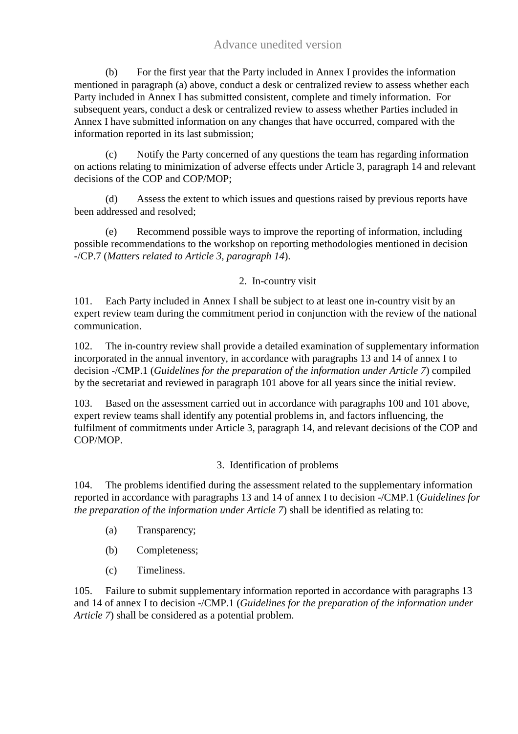(b) For the first year that the Party included in Annex I provides the information mentioned in paragraph (a) above, conduct a desk or centralized review to assess whether each Party included in Annex I has submitted consistent, complete and timely information. For subsequent years, conduct a desk or centralized review to assess whether Parties included in Annex I have submitted information on any changes that have occurred, compared with the information reported in its last submission;

(c) Notify the Party concerned of any questions the team has regarding information on actions relating to minimization of adverse effects under Article 3, paragraph 14 and relevant decisions of the COP and COP/MOP;

(d) Assess the extent to which issues and questions raised by previous reports have been addressed and resolved;

(e) Recommend possible ways to improve the reporting of information, including possible recommendations to the workshop on reporting methodologies mentioned in decision -/CP.7 (*Matters related to Article 3, paragraph 14*).

### 2. In-country visit

101. Each Party included in Annex I shall be subject to at least one in-country visit by an expert review team during the commitment period in conjunction with the review of the national communication.

102. The in-country review shall provide a detailed examination of supplementary information incorporated in the annual inventory, in accordance with paragraphs 13 and 14 of annex I to decision -/CMP.1 (*Guidelines for the preparation of the information under Article 7*) compiled by the secretariat and reviewed in paragraph 101 above for all years since the initial review.

103. Based on the assessment carried out in accordance with paragraphs 100 and 101 above, expert review teams shall identify any potential problems in, and factors influencing, the fulfilment of commitments under Article 3, paragraph 14, and relevant decisions of the COP and COP/MOP.

### 3. Identification of problems

104. The problems identified during the assessment related to the supplementary information reported in accordance with paragraphs 13 and 14 of annex I to decision -/CMP.1 (*Guidelines for the preparation of the information under Article 7*) shall be identified as relating to:

(a) Transparency;

(b) Completeness;

(c) Timeliness.

105. Failure to submit supplementary information reported in accordance with paragraphs 13 and 14 of annex I to decision -/CMP.1 (*Guidelines for the preparation of the information under Article 7*) shall be considered as a potential problem.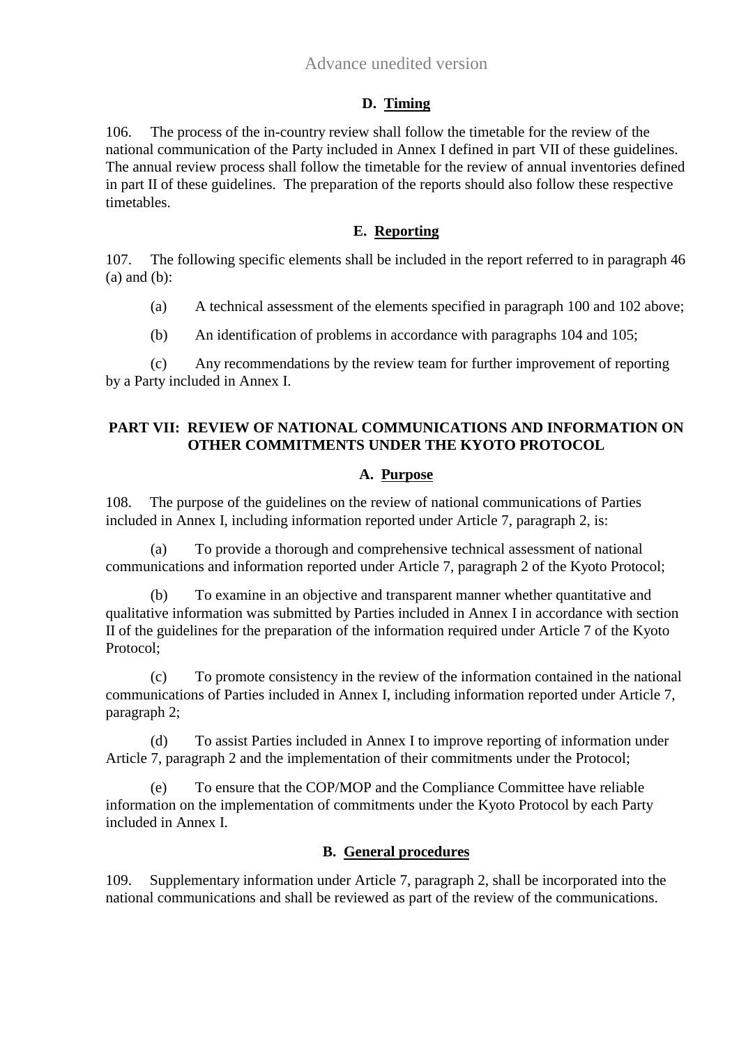### D. Timing

106. The process of the in-country review shall follow the timetable for the review of the national communication of the Party included in Annex I defined in part VII of these guidelines. The annual review process shall follow the timetable for the review of annual inventories defined in part II of these guidelines. The preparation of the reports should also follow these respective timetables.

### E. Reporting

107. The following specific elements shall be included in the report referred to in paragraph 46 (a) and (b):

(a) A technical assessment of the elements specified in paragraph 100 and 102 above;

(b) An identification of problems in accordance with paragraphs 104 and 105;

(c) Any recommendations by the review team for further improvement of reporting by a Party included in Annex I.

## PART VII: REVIEW OF NATIONAL COMMUNICATIONS AND INFORMATION ON OTHER COMMITMENTS UNDER THE KYOTO PROTOCOL

### A. Purpose

108. The purpose of the guidelines on the review of national communications of Parties included in Annex I, including information reported under Article 7, paragraph 2, is:

(a) To provide a thorough and comprehensive technical assessment of national communications and information reported under Article 7, paragraph 2 of the Kyoto Protocol;

(b) To examine in an objective and transparent manner whether quantitative and qualitative information was submitted by Parties included in Annex I in accordance with section II of the guidelines for the preparation of the information required under Article 7 of the Kyoto Protocol;

(c) To promote consistency in the review of the information contained in the national communications of Parties included in Annex I, including information reported under Article 7, paragraph 2;

(d) To assist Parties included in Annex I to improve reporting of information under Article 7, paragraph 2 and the implementation of their commitments under the Protocol;

(e) To ensure that the COP/MOP and the Compliance Committee have reliable information on the implementation of commitments under the Kyoto Protocol by each Party included in Annex I.

### B. General procedures

109. Supplementary information under Article 7, paragraph 2, shall be incorporated into the national communications and shall be reviewed as part of the review of the communications.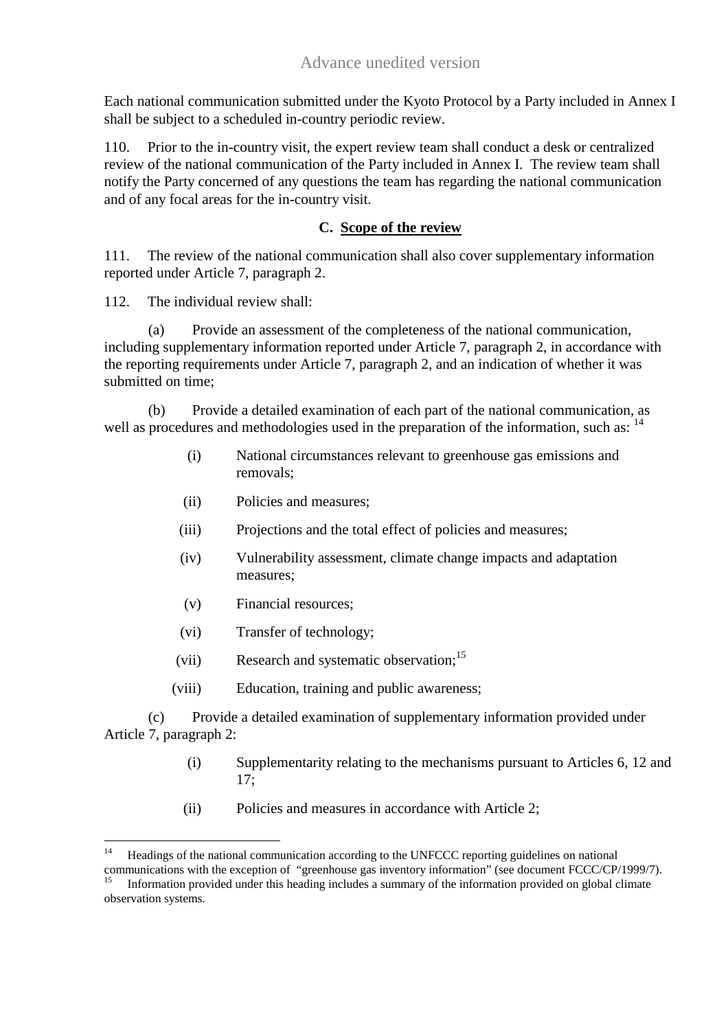Each national communication submitted under the Kyoto Protocol by a Party included in Annex I shall be subject to a scheduled in-country periodic review.

110. Prior to the in-country visit, the expert review team shall conduct a desk or centralized review of the national communication of the Party included in Annex I. The review team shall notify the Party concerned of any questions the team has regarding the national communication and of any focal areas for the in-country visit.

### C. Scope of the review

111. The review of the national communication shall also cover supplementary information reported under Article 7, paragraph 2.

112. The individual review shall:

(a) Provide an assessment of the completeness of the national communication, including supplementary information reported under Article 7, paragraph 2, in accordance with the reporting requirements under Article 7, paragraph 2, and an indication of whether it was submitted on time;

(b) Provide a detailed examination of each part of the national communication, as well as procedures and methodologies used in the preparation of the information, such as: [14]

(i) National circumstances relevant to greenhouse gas emissions and removals;

(ii) Policies and measures;

(iii) Projections and the total effect of policies and measures;

(iv) Vulnerability assessment, climate change impacts and adaptation measures;

(v) Financial resources;

(vi) Transfer of technology;

(vii) Research and systematic observation;[15]

(viii) Education, training and public awareness;

(c) Provide a detailed examination of supplementary information provided under Article 7, paragraph 2:

(i) Supplementarity relating to the mechanisms pursuant to Articles 6, 12 and 17;

(ii) Policies and measures in accordance with Article 2;

---

[14] Headings of the national communication according to the UNFCCC reporting guidelines on national communications with the exception of "greenhouse gas inventory information" (see document FCCC/CP/1999/7).

[15] Information provided under this heading includes a summary of the information provided on global climate observation systems.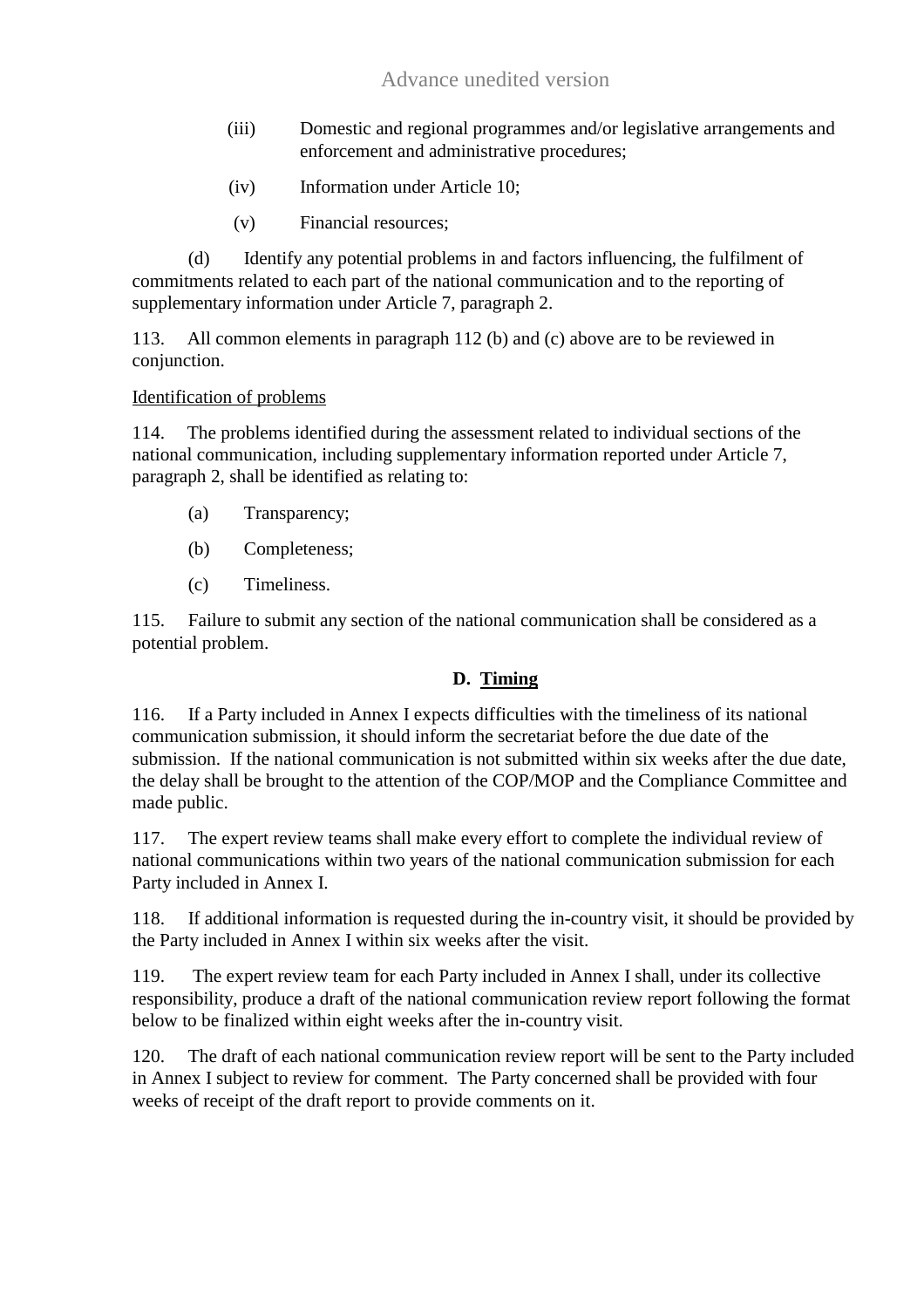(iii) Domestic and regional programmes and/or legislative arrangements and enforcement and administrative procedures;

(iv) Information under Article 10;

(v) Financial resources;

(d) Identify any potential problems in and factors influencing, the fulfilment of commitments related to each part of the national communication and to the reporting of supplementary information under Article 7, paragraph 2.

113. All common elements in paragraph 112 (b) and (c) above are to be reviewed in conjunction.

Identification of problems

114. The problems identified during the assessment related to individual sections of the national communication, including supplementary information reported under Article 7, paragraph 2, shall be identified as relating to:

(a) Transparency;

(b) Completeness;

(c) Timeliness.

115. Failure to submit any section of the national communication shall be considered as a potential problem.

### D. Timing

116. If a Party included in Annex I expects difficulties with the timeliness of its national communication submission, it should inform the secretariat before the due date of the submission. If the national communication is not submitted within six weeks after the due date, the delay shall be brought to the attention of the COP/MOP and the Compliance Committee and made public.

117. The expert review teams shall make every effort to complete the individual review of national communications within two years of the national communication submission for each Party included in Annex I.

118. If additional information is requested during the in-country visit, it should be provided by the Party included in Annex I within six weeks after the visit.

119. The expert review team for each Party included in Annex I shall, under its collective responsibility, produce a draft of the national communication review report following the format below to be finalized within eight weeks after the in-country visit.

120. The draft of each national communication review report will be sent to the Party included in Annex I subject to review for comment. The Party concerned shall be provided with four weeks of receipt of the draft report to provide comments on it.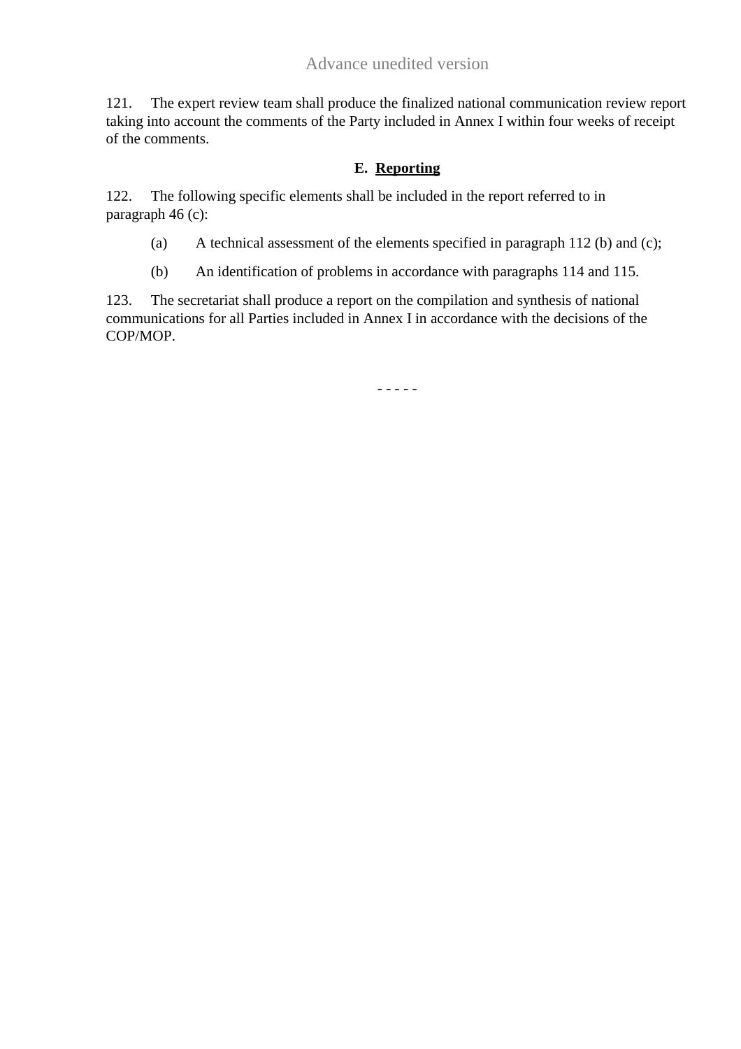121. The expert review team shall produce the finalized national communication review report taking into account the comments of the Party included in Annex I within four weeks of receipt of the comments.

### E. Reporting

122. The following specific elements shall be included in the report referred to in paragraph 46 (c):

(a) A technical assessment of the elements specified in paragraph 112 (b) and (c);

(b) An identification of problems in accordance with paragraphs 114 and 115.

123. The secretariat shall produce a report on the compilation and synthesis of national communications for all Parties included in Annex I in accordance with the decisions of the COP/MOP.

- - - - -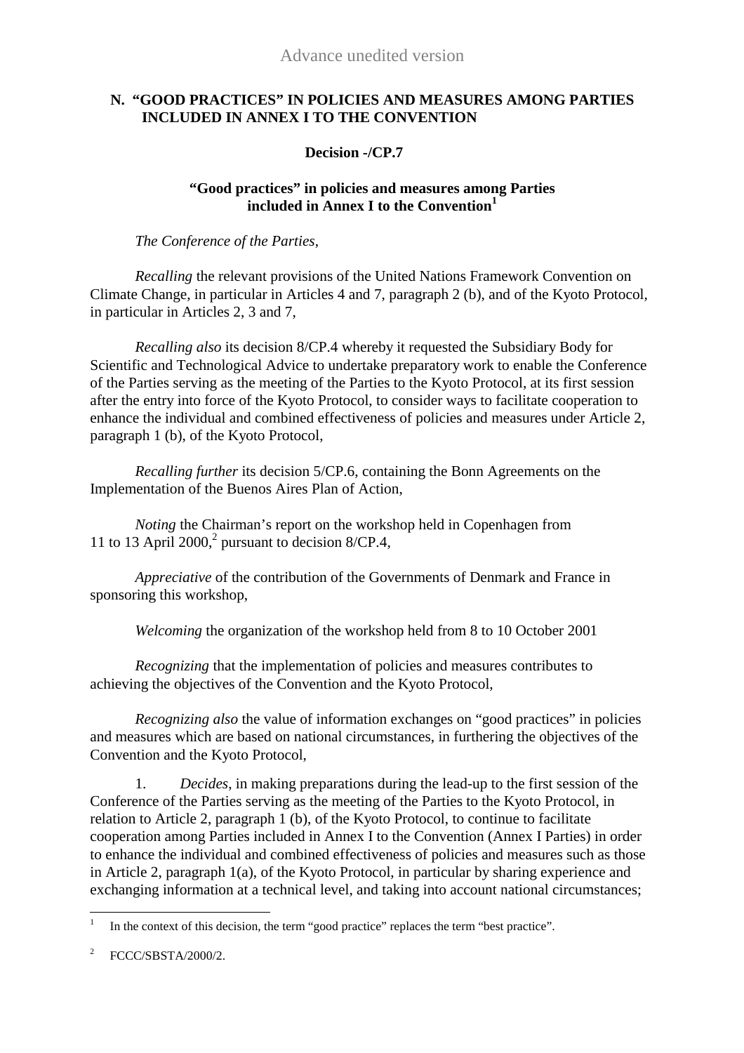Advance unedited version

## N. "GOOD PRACTICES" IN POLICIES AND MEASURES AMONG PARTIES INCLUDED IN ANNEX I TO THE CONVENTION

### Decision -/CP.7

### "Good practices" in policies and measures among Parties included in Annex I to the Convention[1]

*The Conference of the Parties*,

*Recalling* the relevant provisions of the United Nations Framework Convention on Climate Change, in particular in Articles 4 and 7, paragraph 2 (b), and of the Kyoto Protocol, in particular in Articles 2, 3 and 7,

*Recalling also* its decision 8/CP.4 whereby it requested the Subsidiary Body for Scientific and Technological Advice to undertake preparatory work to enable the Conference of the Parties serving as the meeting of the Parties to the Kyoto Protocol, at its first session after the entry into force of the Kyoto Protocol, to consider ways to facilitate cooperation to enhance the individual and combined effectiveness of policies and measures under Article 2, paragraph 1 (b), of the Kyoto Protocol,

*Recalling further* its decision 5/CP.6, containing the Bonn Agreements on the Implementation of the Buenos Aires Plan of Action,

*Noting* the Chairman's report on the workshop held in Copenhagen from 11 to 13 April 2000,[2] pursuant to decision 8/CP.4,

*Appreciative* of the contribution of the Governments of Denmark and France in sponsoring this workshop,

*Welcoming* the organization of the workshop held from 8 to 10 October 2001

*Recognizing* that the implementation of policies and measures contributes to achieving the objectives of the Convention and the Kyoto Protocol,

*Recognizing also* the value of information exchanges on "good practices" in policies and measures which are based on national circumstances, in furthering the objectives of the Convention and the Kyoto Protocol,

1. *Decides*, in making preparations during the lead-up to the first session of the Conference of the Parties serving as the meeting of the Parties to the Kyoto Protocol, in relation to Article 2, paragraph 1 (b), of the Kyoto Protocol, to continue to facilitate cooperation among Parties included in Annex I to the Convention (Annex I Parties) in order to enhance the individual and combined effectiveness of policies and measures such as those in Article 2, paragraph 1(a), of the Kyoto Protocol, in particular by sharing experience and exchanging information at a technical level, and taking into account national circumstances;

---

[1] In the context of this decision, the term "good practice" replaces the term "best practice".

[2] FCCC/SBSTA/2000/2.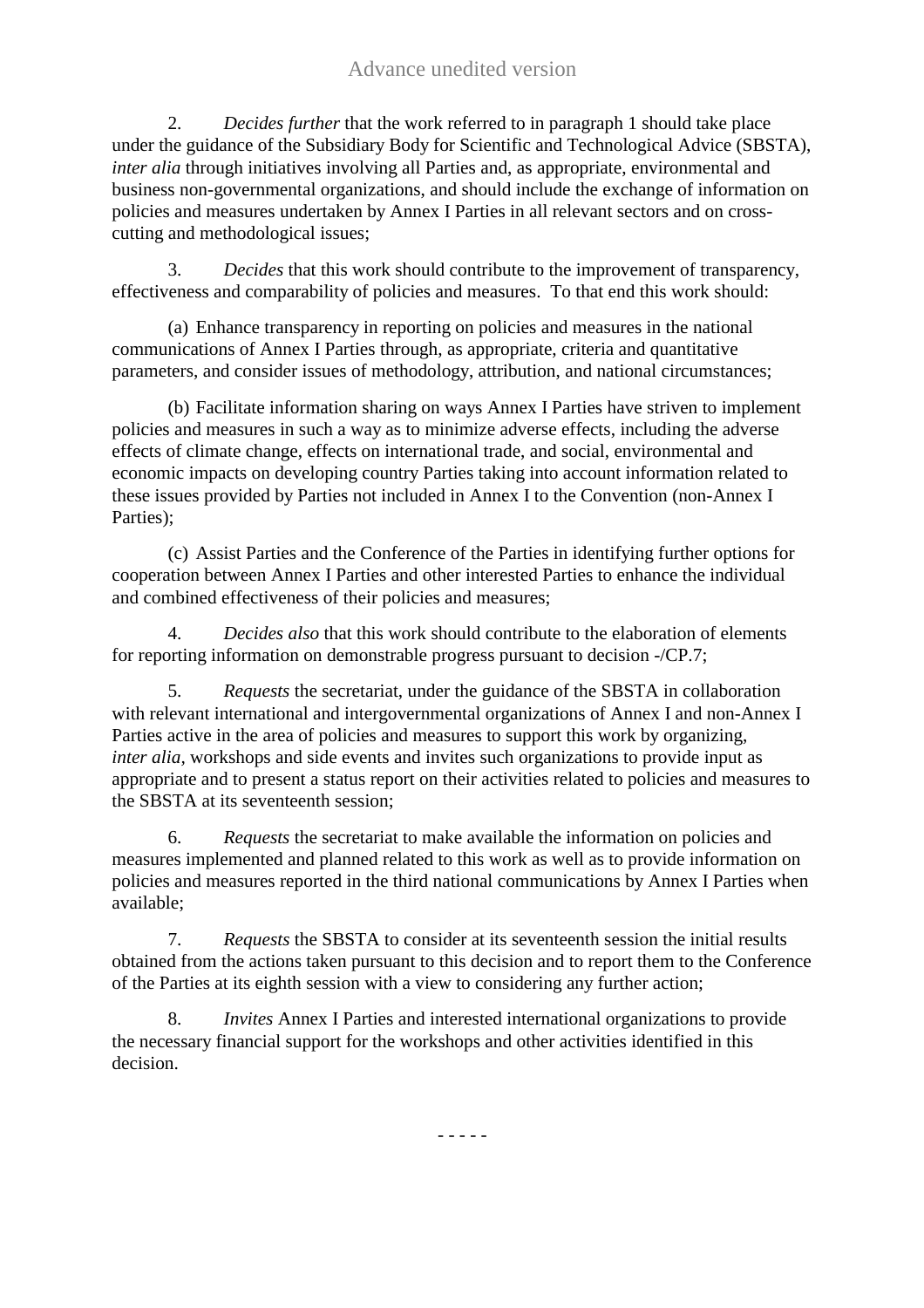2. *Decides further* that the work referred to in paragraph 1 should take place under the guidance of the Subsidiary Body for Scientific and Technological Advice (SBSTA), *inter alia* through initiatives involving all Parties and, as appropriate, environmental and business non-governmental organizations, and should include the exchange of information on policies and measures undertaken by Annex I Parties in all relevant sectors and on cross-cutting and methodological issues;

3. *Decides* that this work should contribute to the improvement of transparency, effectiveness and comparability of policies and measures. To that end this work should:

(a) Enhance transparency in reporting on policies and measures in the national communications of Annex I Parties through, as appropriate, criteria and quantitative parameters, and consider issues of methodology, attribution, and national circumstances;

(b) Facilitate information sharing on ways Annex I Parties have striven to implement policies and measures in such a way as to minimize adverse effects, including the adverse effects of climate change, effects on international trade, and social, environmental and economic impacts on developing country Parties taking into account information related to these issues provided by Parties not included in Annex I to the Convention (non-Annex I Parties);

(c) Assist Parties and the Conference of the Parties in identifying further options for cooperation between Annex I Parties and other interested Parties to enhance the individual and combined effectiveness of their policies and measures;

4. *Decides also* that this work should contribute to the elaboration of elements for reporting information on demonstrable progress pursuant to decision -/CP.7;

5. *Requests* the secretariat, under the guidance of the SBSTA in collaboration with relevant international and intergovernmental organizations of Annex I and non-Annex I Parties active in the area of policies and measures to support this work by organizing, *inter alia*, workshops and side events and invites such organizations to provide input as appropriate and to present a status report on their activities related to policies and measures to the SBSTA at its seventeenth session;

6. *Requests* the secretariat to make available the information on policies and measures implemented and planned related to this work as well as to provide information on policies and measures reported in the third national communications by Annex I Parties when available;

7. *Requests* the SBSTA to consider at its seventeenth session the initial results obtained from the actions taken pursuant to this decision and to report them to the Conference of the Parties at its eighth session with a view to considering any further action;

8. *Invites* Annex I Parties and interested international organizations to provide the necessary financial support for the workshops and other activities identified in this decision.

- - - - -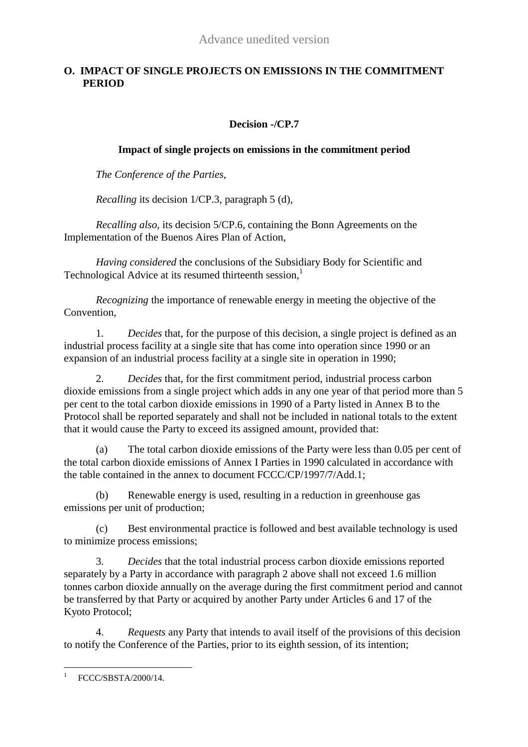## O. IMPACT OF SINGLE PROJECTS ON EMISSIONS IN THE COMMITMENT PERIOD

### Decision -/CP.7

### Impact of single projects on emissions in the commitment period

*The Conference of the Parties,*

*Recalling* its decision 1/CP.3, paragraph 5 (d),

*Recalling also,* its decision 5/CP.6, containing the Bonn Agreements on the Implementation of the Buenos Aires Plan of Action,

*Having considered* the conclusions of the Subsidiary Body for Scientific and Technological Advice at its resumed thirteenth session,[1]

*Recognizing* the importance of renewable energy in meeting the objective of the Convention,

1. *Decides* that, for the purpose of this decision, a single project is defined as an industrial process facility at a single site that has come into operation since 1990 or an expansion of an industrial process facility at a single site in operation in 1990;

2. *Decides* that, for the first commitment period, industrial process carbon dioxide emissions from a single project which adds in any one year of that period more than 5 per cent to the total carbon dioxide emissions in 1990 of a Party listed in Annex B to the Protocol shall be reported separately and shall not be included in national totals to the extent that it would cause the Party to exceed its assigned amount, provided that:

(a) The total carbon dioxide emissions of the Party were less than 0.05 per cent of the total carbon dioxide emissions of Annex I Parties in 1990 calculated in accordance with the table contained in the annex to document FCCC/CP/1997/7/Add.1;

(b) Renewable energy is used, resulting in a reduction in greenhouse gas emissions per unit of production;

(c) Best environmental practice is followed and best available technology is used to minimize process emissions;

3. *Decides* that the total industrial process carbon dioxide emissions reported separately by a Party in accordance with paragraph 2 above shall not exceed 1.6 million tonnes carbon dioxide annually on the average during the first commitment period and cannot be transferred by that Party or acquired by another Party under Articles 6 and 17 of the Kyoto Protocol;

4. *Requests* any Party that intends to avail itself of the provisions of this decision to notify the Conference of the Parties, prior to its eighth session, of its intention;

---

[1] FCCC/SBSTA/2000/14.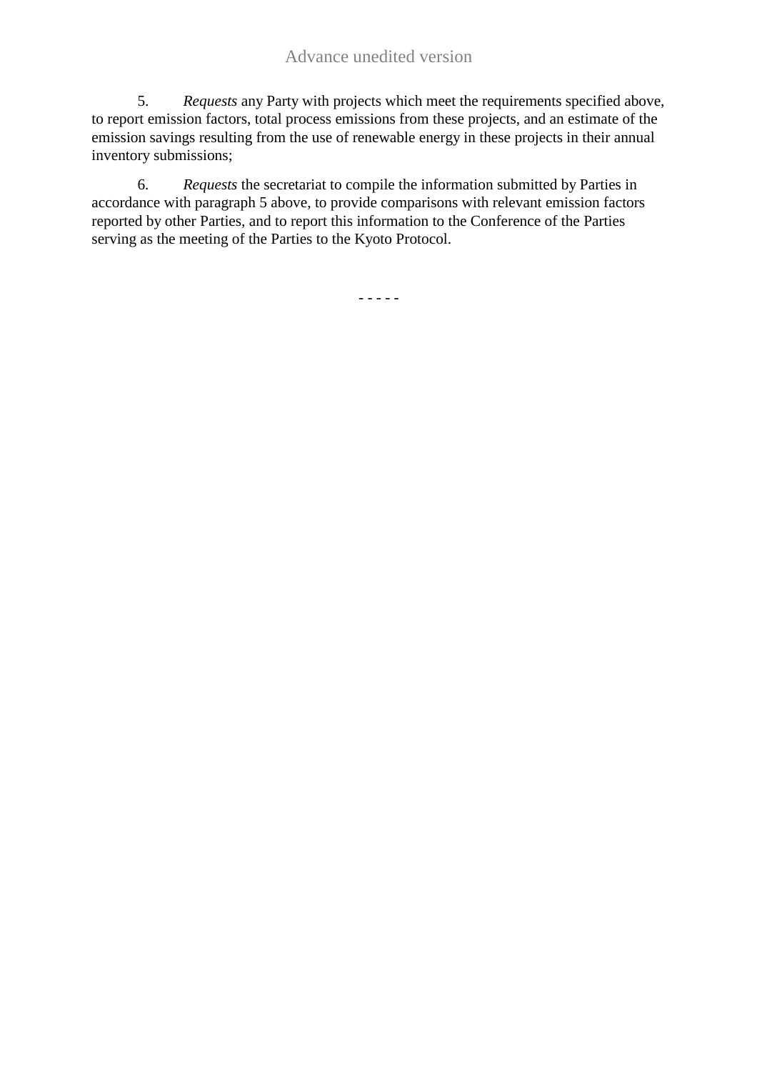5. *Requests* any Party with projects which meet the requirements specified above, to report emission factors, total process emissions from these projects, and an estimate of the emission savings resulting from the use of renewable energy in these projects in their annual inventory submissions;

6. *Requests* the secretariat to compile the information submitted by Parties in accordance with paragraph 5 above, to provide comparisons with relevant emission factors reported by other Parties, and to report this information to the Conference of the Parties serving as the meeting of the Parties to the Kyoto Protocol.

- - - - -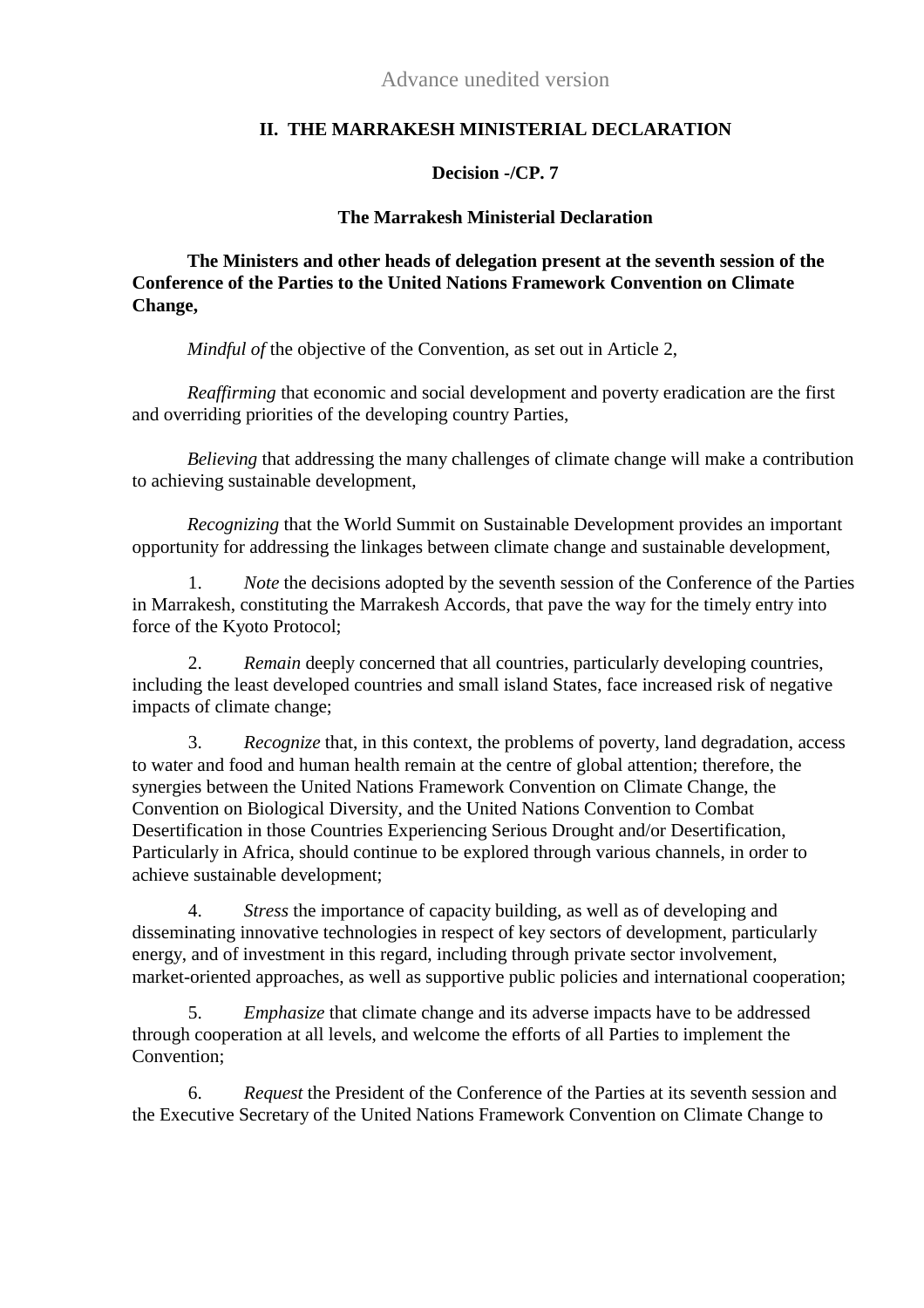Advance unedited version

## II. THE MARRAKESH MINISTERIAL DECLARATION

### Decision -/CP. 7

### The Marrakesh Ministerial Declaration

**The Ministers and other heads of delegation present at the seventh session of the Conference of the Parties to the United Nations Framework Convention on Climate Change,**

*Mindful of* the objective of the Convention, as set out in Article 2,

*Reaffirming* that economic and social development and poverty eradication are the first and overriding priorities of the developing country Parties,

*Believing* that addressing the many challenges of climate change will make a contribution to achieving sustainable development,

*Recognizing* that the World Summit on Sustainable Development provides an important opportunity for addressing the linkages between climate change and sustainable development,

1. *Note* the decisions adopted by the seventh session of the Conference of the Parties in Marrakesh, constituting the Marrakesh Accords, that pave the way for the timely entry into force of the Kyoto Protocol;

2. *Remain* deeply concerned that all countries, particularly developing countries, including the least developed countries and small island States, face increased risk of negative impacts of climate change;

3. *Recognize* that, in this context, the problems of poverty, land degradation, access to water and food and human health remain at the centre of global attention; therefore, the synergies between the United Nations Framework Convention on Climate Change, the Convention on Biological Diversity, and the United Nations Convention to Combat Desertification in those Countries Experiencing Serious Drought and/or Desertification, Particularly in Africa, should continue to be explored through various channels, in order to achieve sustainable development;

4. *Stress* the importance of capacity building, as well as of developing and disseminating innovative technologies in respect of key sectors of development, particularly energy, and of investment in this regard, including through private sector involvement, market-oriented approaches, as well as supportive public policies and international cooperation;

5. *Emphasize* that climate change and its adverse impacts have to be addressed through cooperation at all levels, and welcome the efforts of all Parties to implement the Convention;

6. *Request* the President of the Conference of the Parties at its seventh session and the Executive Secretary of the United Nations Framework Convention on Climate Change to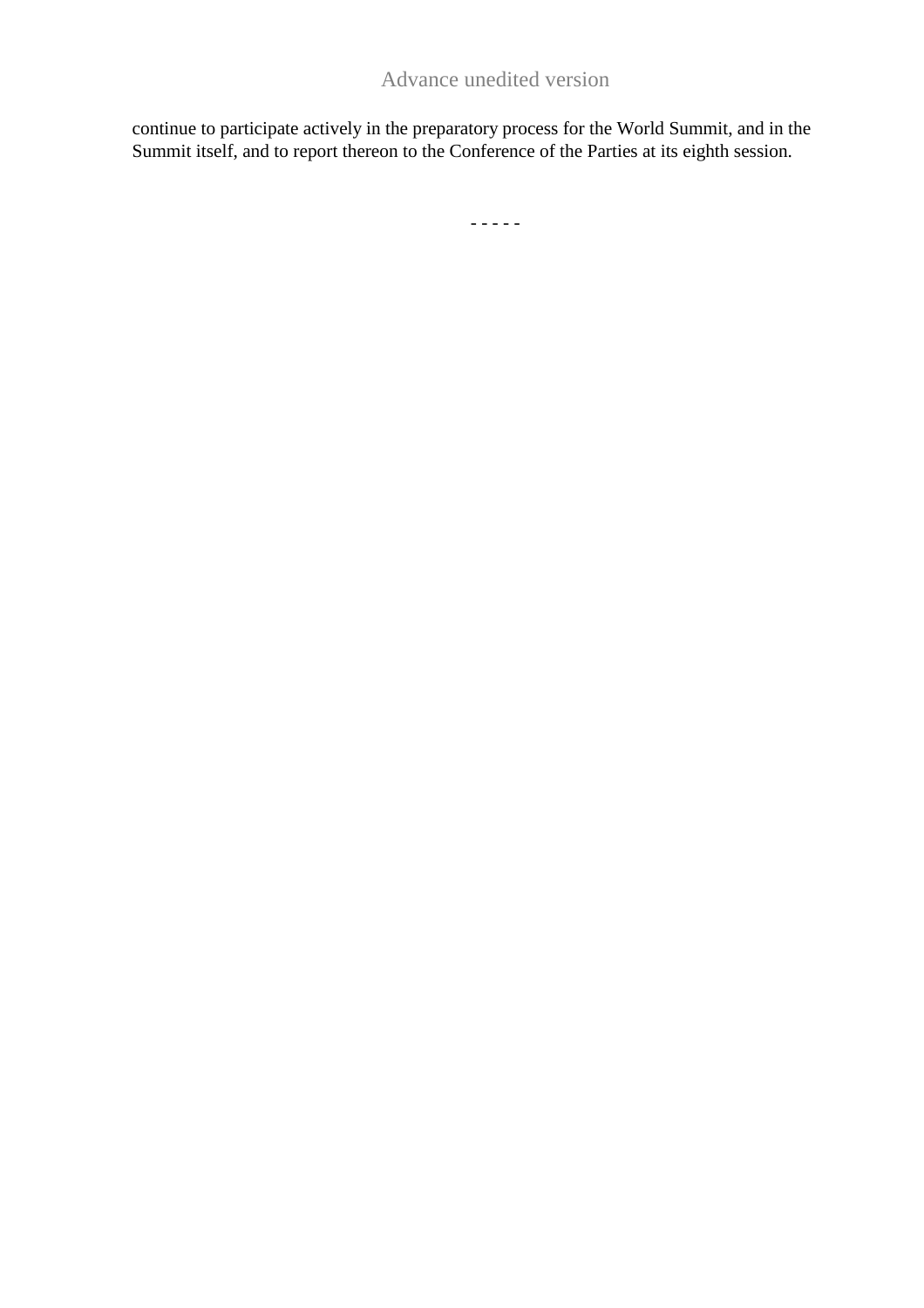continue to participate actively in the preparatory process for the World Summit, and in the Summit itself, and to report thereon to the Conference of the Parties at its eighth session.

- - - - -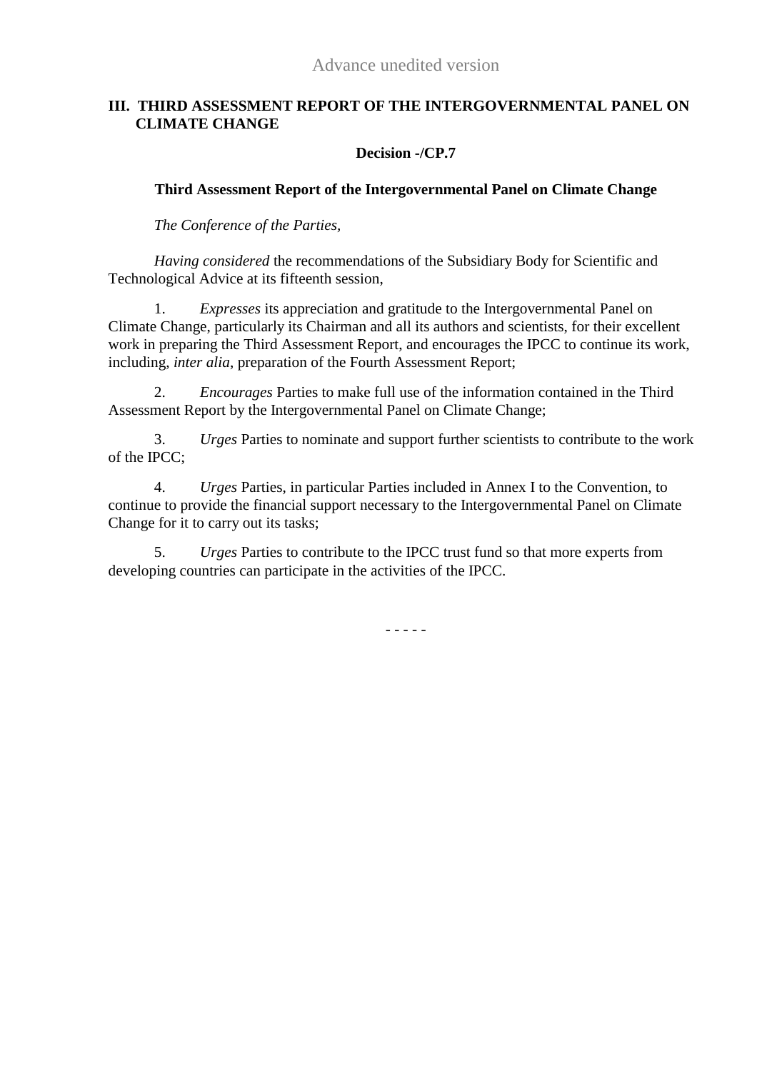Advance unedited version

## III. THIRD ASSESSMENT REPORT OF THE INTERGOVERNMENTAL PANEL ON CLIMATE CHANGE

**Decision -/CP.7**

**Third Assessment Report of the Intergovernmental Panel on Climate Change**

*The Conference of the Parties,*

*Having considered* the recommendations of the Subsidiary Body for Scientific and Technological Advice at its fifteenth session,

1. *Expresses* its appreciation and gratitude to the Intergovernmental Panel on Climate Change, particularly its Chairman and all its authors and scientists, for their excellent work in preparing the Third Assessment Report, and encourages the IPCC to continue its work, including, *inter alia*, preparation of the Fourth Assessment Report;

2. *Encourages* Parties to make full use of the information contained in the Third Assessment Report by the Intergovernmental Panel on Climate Change;

3. *Urges* Parties to nominate and support further scientists to contribute to the work of the IPCC;

4. *Urges* Parties, in particular Parties included in Annex I to the Convention, to continue to provide the financial support necessary to the Intergovernmental Panel on Climate Change for it to carry out its tasks;

5. *Urges* Parties to contribute to the IPCC trust fund so that more experts from developing countries can participate in the activities of the IPCC.

- - - - -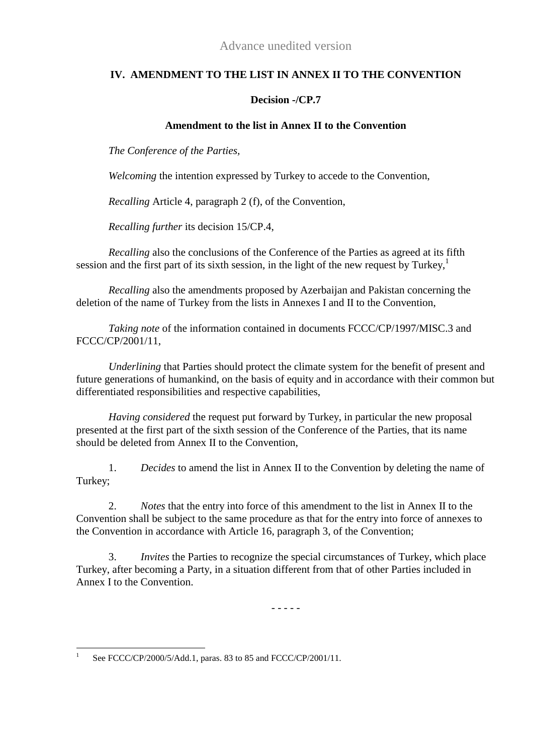Advance unedited version

## IV. AMENDMENT TO THE LIST IN ANNEX II TO THE CONVENTION

### Decision -/CP.7

### Amendment to the list in Annex II to the Convention

*The Conference of the Parties*,

*Welcoming* the intention expressed by Turkey to accede to the Convention,

*Recalling* Article 4, paragraph 2 (f), of the Convention,

*Recalling further* its decision 15/CP.4,

*Recalling* also the conclusions of the Conference of the Parties as agreed at its fifth session and the first part of its sixth session, in the light of the new request by Turkey,[1]

*Recalling* also the amendments proposed by Azerbaijan and Pakistan concerning the deletion of the name of Turkey from the lists in Annexes I and II to the Convention,

*Taking note* of the information contained in documents FCCC/CP/1997/MISC.3 and FCCC/CP/2001/11,

*Underlining* that Parties should protect the climate system for the benefit of present and future generations of humankind, on the basis of equity and in accordance with their common but differentiated responsibilities and respective capabilities,

*Having considered* the request put forward by Turkey, in particular the new proposal presented at the first part of the sixth session of the Conference of the Parties, that its name should be deleted from Annex II to the Convention,

1. *Decides* to amend the list in Annex II to the Convention by deleting the name of Turkey;

2. *Notes* that the entry into force of this amendment to the list in Annex II to the Convention shall be subject to the same procedure as that for the entry into force of annexes to the Convention in accordance with Article 16, paragraph 3, of the Convention;

3. *Invites* the Parties to recognize the special circumstances of Turkey, which place Turkey, after becoming a Party, in a situation different from that of other Parties included in Annex I to the Convention.

- - - - -

[1] See FCCC/CP/2000/5/Add.1, paras. 83 to 85 and FCCC/CP/2001/11.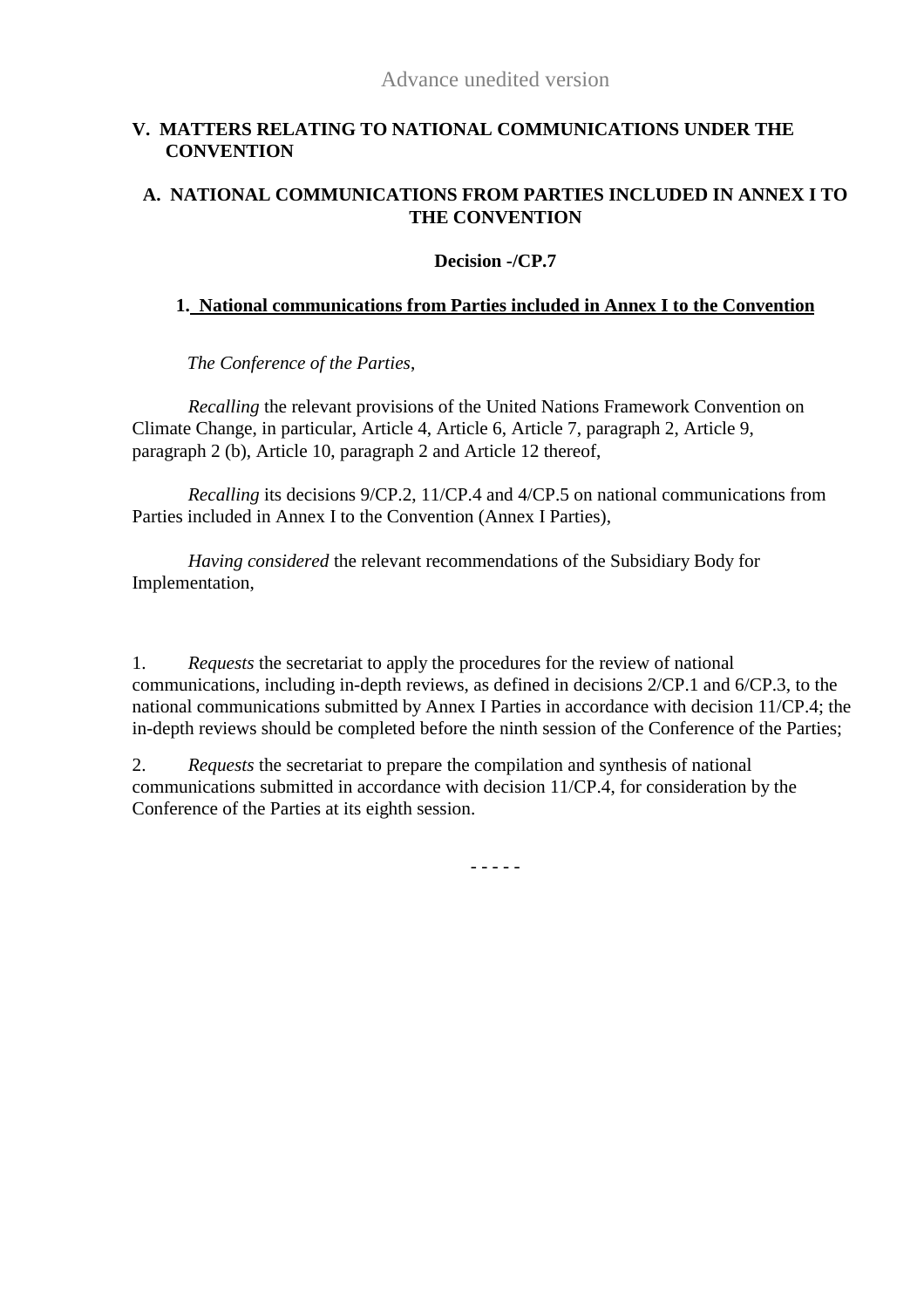Advance unedited version

## V. MATTERS RELATING TO NATIONAL COMMUNICATIONS UNDER THE CONVENTION

### A. NATIONAL COMMUNICATIONS FROM PARTIES INCLUDED IN ANNEX I TO THE CONVENTION

**Decision -/CP.7**

**1. National communications from Parties included in Annex I to the Convention**

*The Conference of the Parties*,

*Recalling* the relevant provisions of the United Nations Framework Convention on Climate Change, in particular, Article 4, Article 6, Article 7, paragraph 2, Article 9, paragraph 2 (b), Article 10, paragraph 2 and Article 12 thereof,

*Recalling* its decisions 9/CP.2, 11/CP.4 and 4/CP.5 on national communications from Parties included in Annex I to the Convention (Annex I Parties),

*Having considered* the relevant recommendations of the Subsidiary Body for Implementation,

1. *Requests* the secretariat to apply the procedures for the review of national communications, including in-depth reviews, as defined in decisions 2/CP.1 and 6/CP.3, to the national communications submitted by Annex I Parties in accordance with decision 11/CP.4; the in-depth reviews should be completed before the ninth session of the Conference of the Parties;

2. *Requests* the secretariat to prepare the compilation and synthesis of national communications submitted in accordance with decision 11/CP.4, for consideration by the Conference of the Parties at its eighth session.

- - - - -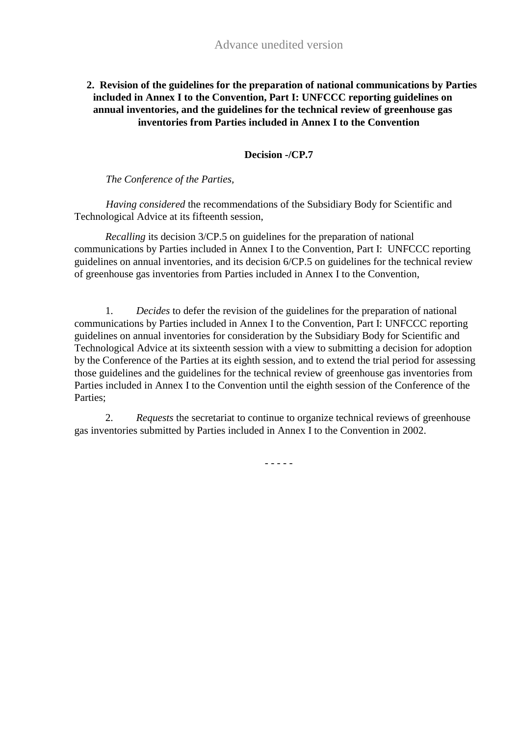Advance unedited version

## 2. Revision of the guidelines for the preparation of national communications by Parties included in Annex I to the Convention, Part I: UNFCCC reporting guidelines on annual inventories, and the guidelines for the technical review of greenhouse gas inventories from Parties included in Annex I to the Convention

### Decision -/CP.7

*The Conference of the Parties,*

*Having considered* the recommendations of the Subsidiary Body for Scientific and Technological Advice at its fifteenth session,

*Recalling* its decision 3/CP.5 on guidelines for the preparation of national communications by Parties included in Annex I to the Convention, Part I: UNFCCC reporting guidelines on annual inventories, and its decision 6/CP.5 on guidelines for the technical review of greenhouse gas inventories from Parties included in Annex I to the Convention,

1. *Decides* to defer the revision of the guidelines for the preparation of national communications by Parties included in Annex I to the Convention, Part I: UNFCCC reporting guidelines on annual inventories for consideration by the Subsidiary Body for Scientific and Technological Advice at its sixteenth session with a view to submitting a decision for adoption by the Conference of the Parties at its eighth session, and to extend the trial period for assessing those guidelines and the guidelines for the technical review of greenhouse gas inventories from Parties included in Annex I to the Convention until the eighth session of the Conference of the Parties;

2. *Requests* the secretariat to continue to organize technical reviews of greenhouse gas inventories submitted by Parties included in Annex I to the Convention in 2002.

- - - - -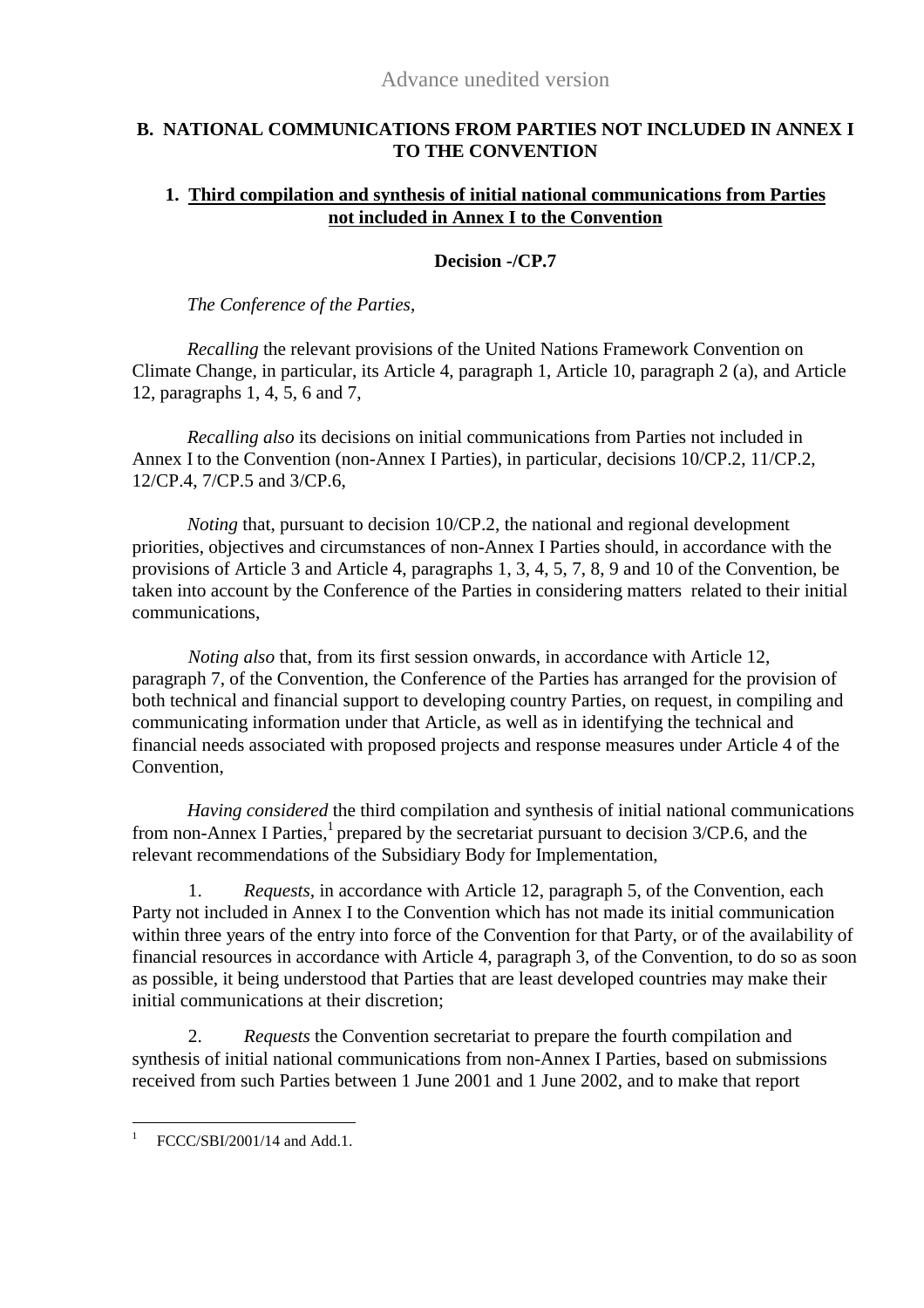Advance unedited version

## B. NATIONAL COMMUNICATIONS FROM PARTIES NOT INCLUDED IN ANNEX I TO THE CONVENTION

### 1. Third compilation and synthesis of initial national communications from Parties not included in Annex I to the Convention

**Decision -/CP.7**

*The Conference of the Parties*,

*Recalling* the relevant provisions of the United Nations Framework Convention on Climate Change, in particular, its Article 4, paragraph 1, Article 10, paragraph 2 (a), and Article 12, paragraphs 1, 4, 5, 6 and 7,

*Recalling also* its decisions on initial communications from Parties not included in Annex I to the Convention (non-Annex I Parties), in particular, decisions 10/CP.2, 11/CP.2, 12/CP.4, 7/CP.5 and 3/CP.6,

*Noting* that, pursuant to decision 10/CP.2, the national and regional development priorities, objectives and circumstances of non-Annex I Parties should, in accordance with the provisions of Article 3 and Article 4, paragraphs 1, 3, 4, 5, 7, 8, 9 and 10 of the Convention, be taken into account by the Conference of the Parties in considering matters related to their initial communications,

*Noting also* that, from its first session onwards, in accordance with Article 12, paragraph 7, of the Convention, the Conference of the Parties has arranged for the provision of both technical and financial support to developing country Parties, on request, in compiling and communicating information under that Article, as well as in identifying the technical and financial needs associated with proposed projects and response measures under Article 4 of the Convention,

*Having considered* the third compilation and synthesis of initial national communications from non-Annex I Parties,[1] prepared by the secretariat pursuant to decision 3/CP.6, and the relevant recommendations of the Subsidiary Body for Implementation,

1. *Requests*, in accordance with Article 12, paragraph 5, of the Convention, each Party not included in Annex I to the Convention which has not made its initial communication within three years of the entry into force of the Convention for that Party, or of the availability of financial resources in accordance with Article 4, paragraph 3, of the Convention, to do so as soon as possible, it being understood that Parties that are least developed countries may make their initial communications at their discretion;

2. *Requests* the Convention secretariat to prepare the fourth compilation and synthesis of initial national communications from non-Annex I Parties, based on submissions received from such Parties between 1 June 2001 and 1 June 2002, and to make that report

---

[1] FCCC/SBI/2001/14 and Add.1.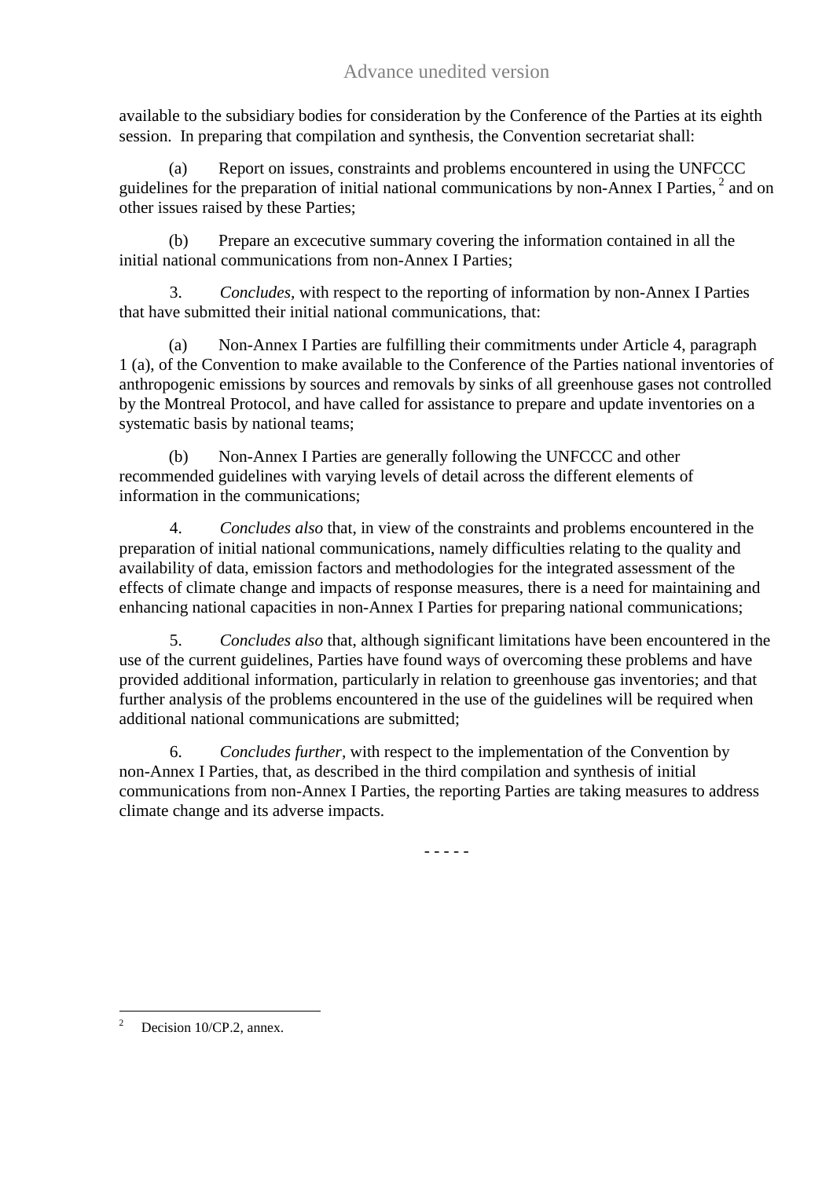available to the subsidiary bodies for consideration by the Conference of the Parties at its eighth session. In preparing that compilation and synthesis, the Convention secretariat shall:

(a) Report on issues, constraints and problems encountered in using the UNFCCC guidelines for the preparation of initial national communications by non-Annex I Parties, [2] and on other issues raised by these Parties;

(b) Prepare an excecutive summary covering the information contained in all the initial national communications from non-Annex I Parties;

3. *Concludes*, with respect to the reporting of information by non-Annex I Parties that have submitted their initial national communications, that:

(a) Non-Annex I Parties are fulfilling their commitments under Article 4, paragraph 1 (a), of the Convention to make available to the Conference of the Parties national inventories of anthropogenic emissions by sources and removals by sinks of all greenhouse gases not controlled by the Montreal Protocol, and have called for assistance to prepare and update inventories on a systematic basis by national teams;

(b) Non-Annex I Parties are generally following the UNFCCC and other recommended guidelines with varying levels of detail across the different elements of information in the communications;

4. *Concludes also* that, in view of the constraints and problems encountered in the preparation of initial national communications, namely difficulties relating to the quality and availability of data, emission factors and methodologies for the integrated assessment of the effects of climate change and impacts of response measures, there is a need for maintaining and enhancing national capacities in non-Annex I Parties for preparing national communications;

5. *Concludes also* that, although significant limitations have been encountered in the use of the current guidelines, Parties have found ways of overcoming these problems and have provided additional information, particularly in relation to greenhouse gas inventories; and that further analysis of the problems encountered in the use of the guidelines will be required when additional national communications are submitted;

6. *Concludes further*, with respect to the implementation of the Convention by non-Annex I Parties, that, as described in the third compilation and synthesis of initial communications from non-Annex I Parties, the reporting Parties are taking measures to address climate change and its adverse impacts.

- - - - -

[2] Decision 10/CP.2, annex.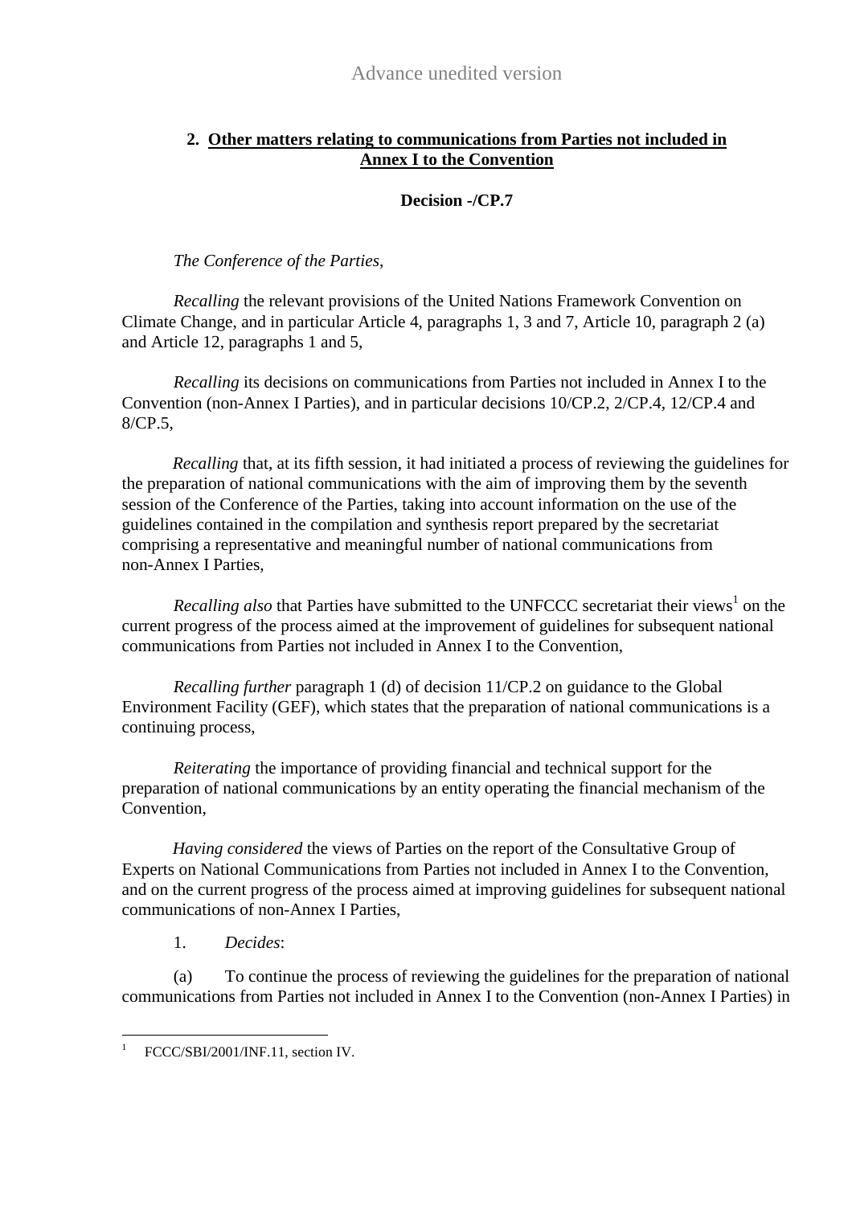## 2. Other matters relating to communications from Parties not included in Annex I to the Convention

### Decision -/CP.7

*The Conference of the Parties*,

*Recalling* the relevant provisions of the United Nations Framework Convention on Climate Change, and in particular Article 4, paragraphs 1, 3 and 7, Article 10, paragraph 2 (a) and Article 12, paragraphs 1 and 5,

*Recalling* its decisions on communications from Parties not included in Annex I to the Convention (non-Annex I Parties), and in particular decisions 10/CP.2, 2/CP.4, 12/CP.4 and 8/CP.5,

*Recalling* that, at its fifth session, it had initiated a process of reviewing the guidelines for the preparation of national communications with the aim of improving them by the seventh session of the Conference of the Parties, taking into account information on the use of the guidelines contained in the compilation and synthesis report prepared by the secretariat comprising a representative and meaningful number of national communications from non-Annex I Parties,

*Recalling also* that Parties have submitted to the UNFCCC secretariat their views[1] on the current progress of the process aimed at the improvement of guidelines for subsequent national communications from Parties not included in Annex I to the Convention,

*Recalling further* paragraph 1 (d) of decision 11/CP.2 on guidance to the Global Environment Facility (GEF), which states that the preparation of national communications is a continuing process,

*Reiterating* the importance of providing financial and technical support for the preparation of national communications by an entity operating the financial mechanism of the Convention,

*Having considered* the views of Parties on the report of the Consultative Group of Experts on National Communications from Parties not included in Annex I to the Convention, and on the current progress of the process aimed at improving guidelines for subsequent national communications of non-Annex I Parties,

1. *Decides*:

(a) To continue the process of reviewing the guidelines for the preparation of national communications from Parties not included in Annex I to the Convention (non-Annex I Parties) in

---

[1] FCCC/SBI/2001/INF.11, section IV.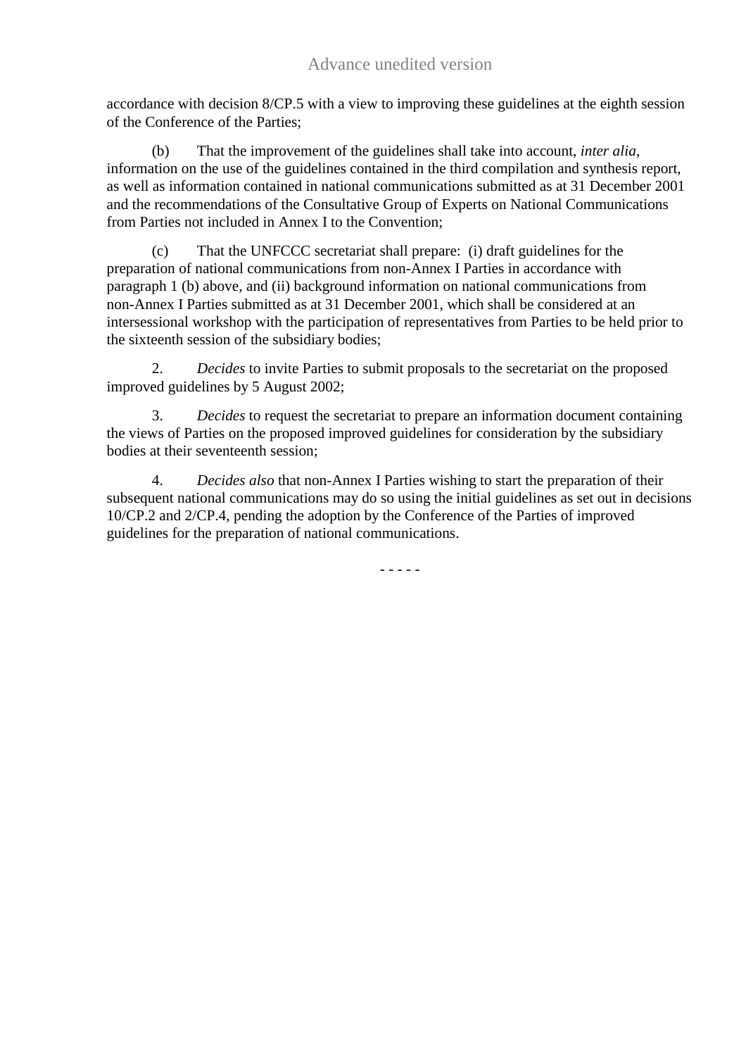accordance with decision 8/CP.5 with a view to improving these guidelines at the eighth session of the Conference of the Parties;

(b) That the improvement of the guidelines shall take into account, *inter alia*, information on the use of the guidelines contained in the third compilation and synthesis report, as well as information contained in national communications submitted as at 31 December 2001 and the recommendations of the Consultative Group of Experts on National Communications from Parties not included in Annex I to the Convention;

(c) That the UNFCCC secretariat shall prepare: (i) draft guidelines for the preparation of national communications from non-Annex I Parties in accordance with paragraph 1 (b) above, and (ii) background information on national communications from non-Annex I Parties submitted as at 31 December 2001, which shall be considered at an intersessional workshop with the participation of representatives from Parties to be held prior to the sixteenth session of the subsidiary bodies;

2. *Decides* to invite Parties to submit proposals to the secretariat on the proposed improved guidelines by 5 August 2002;

3. *Decides* to request the secretariat to prepare an information document containing the views of Parties on the proposed improved guidelines for consideration by the subsidiary bodies at their seventeenth session;

4. *Decides also* that non-Annex I Parties wishing to start the preparation of their subsequent national communications may do so using the initial guidelines as set out in decisions 10/CP.2 and 2/CP.4, pending the adoption by the Conference of the Parties of improved guidelines for the preparation of national communications.

- - - - -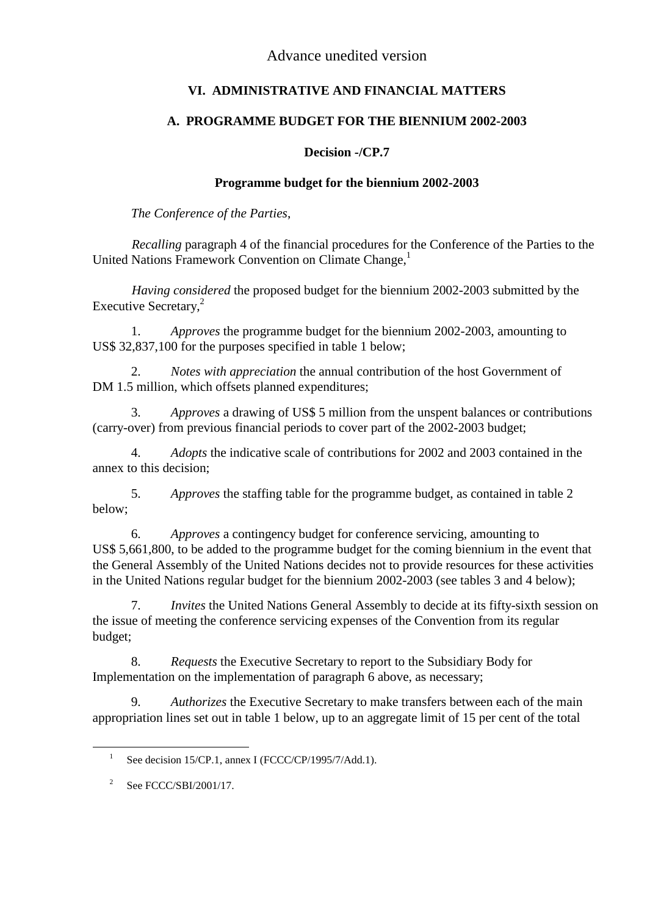Advance unedited version

## VI. ADMINISTRATIVE AND FINANCIAL MATTERS

### A. PROGRAMME BUDGET FOR THE BIENNIUM 2002-2003

**Decision -/CP.7**

**Programme budget for the biennium 2002-2003**

*The Conference of the Parties*,

*Recalling* paragraph 4 of the financial procedures for the Conference of the Parties to the United Nations Framework Convention on Climate Change,[1]

*Having considered* the proposed budget for the biennium 2002-2003 submitted by the Executive Secretary,[2]

1. *Approves* the programme budget for the biennium 2002-2003, amounting to US$ 32,837,100 for the purposes specified in table 1 below;

2. *Notes with appreciation* the annual contribution of the host Government of DM 1.5 million, which offsets planned expenditures;

3. *Approves* a drawing of US$ 5 million from the unspent balances or contributions (carry-over) from previous financial periods to cover part of the 2002-2003 budget;

4. *Adopts* the indicative scale of contributions for 2002 and 2003 contained in the annex to this decision;

5. *Approves* the staffing table for the programme budget, as contained in table 2 below;

6. *Approves* a contingency budget for conference servicing, amounting to US$ 5,661,800, to be added to the programme budget for the coming biennium in the event that the General Assembly of the United Nations decides not to provide resources for these activities in the United Nations regular budget for the biennium 2002-2003 (see tables 3 and 4 below);

7. *Invites* the United Nations General Assembly to decide at its fifty-sixth session on the issue of meeting the conference servicing expenses of the Convention from its regular budget;

8. *Requests* the Executive Secretary to report to the Subsidiary Body for Implementation on the implementation of paragraph 6 above, as necessary;

9. *Authorizes* the Executive Secretary to make transfers between each of the main appropriation lines set out in table 1 below, up to an aggregate limit of 15 per cent of the total

---

[1] See decision 15/CP.1, annex I (FCCC/CP/1995/7/Add.1).

[2] See FCCC/SBI/2001/17.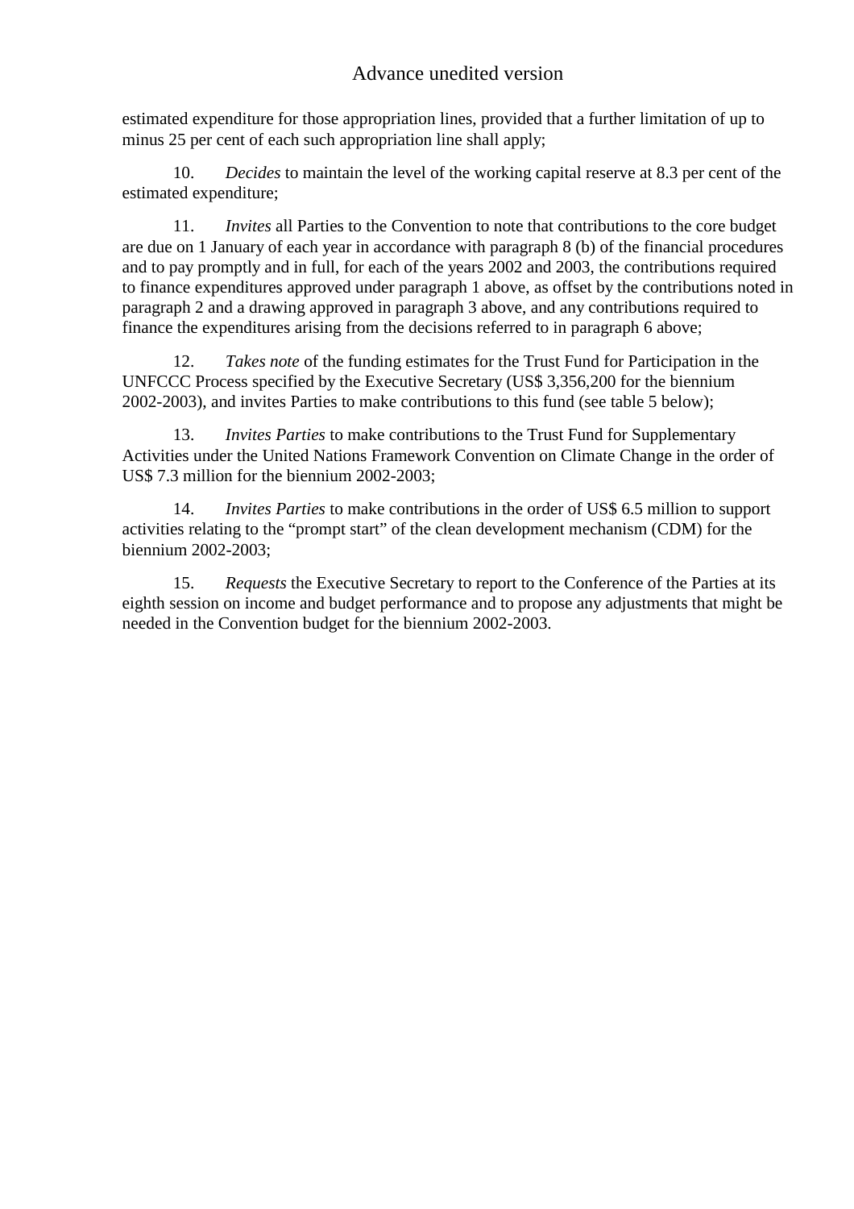estimated expenditure for those appropriation lines, provided that a further limitation of up to minus 25 per cent of each such appropriation line shall apply;

10. *Decides* to maintain the level of the working capital reserve at 8.3 per cent of the estimated expenditure;

11. *Invites* all Parties to the Convention to note that contributions to the core budget are due on 1 January of each year in accordance with paragraph 8 (b) of the financial procedures and to pay promptly and in full, for each of the years 2002 and 2003, the contributions required to finance expenditures approved under paragraph 1 above, as offset by the contributions noted in paragraph 2 and a drawing approved in paragraph 3 above, and any contributions required to finance the expenditures arising from the decisions referred to in paragraph 6 above;

12. *Takes note* of the funding estimates for the Trust Fund for Participation in the UNFCCC Process specified by the Executive Secretary (US$ 3,356,200 for the biennium 2002-2003), and invites Parties to make contributions to this fund (see table 5 below);

13. *Invites Parties* to make contributions to the Trust Fund for Supplementary Activities under the United Nations Framework Convention on Climate Change in the order of US$ 7.3 million for the biennium 2002-2003;

14. *Invites Parties* to make contributions in the order of US$ 6.5 million to support activities relating to the “prompt start” of the clean development mechanism (CDM) for the biennium 2002-2003;

15. *Requests* the Executive Secretary to report to the Conference of the Parties at its eighth session on income and budget performance and to propose any adjustments that might be needed in the Convention budget for the biennium 2002-2003.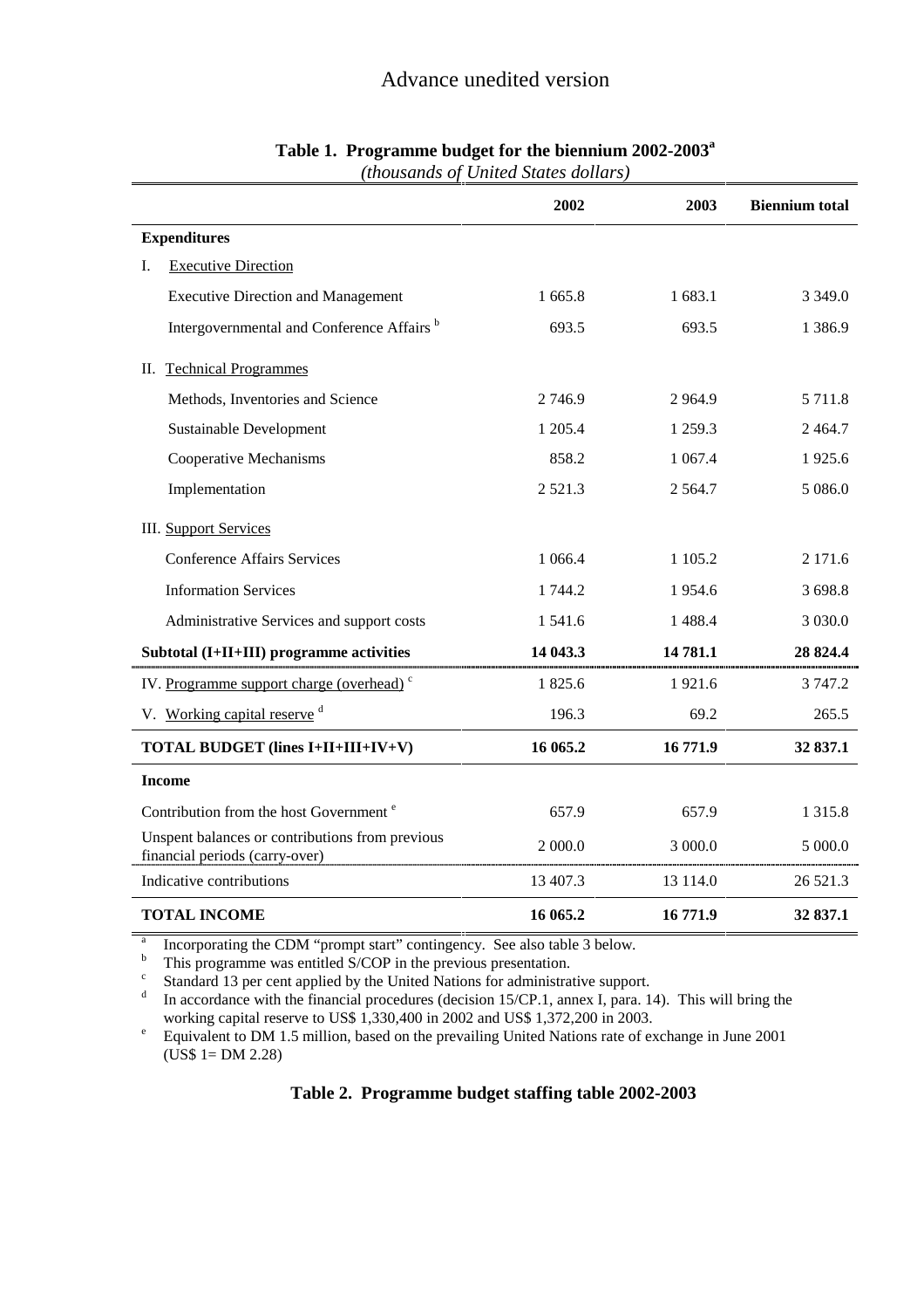Advance unedited version

**Table 1. Programme budget for the biennium 2002-2003[a]**
*(thousands of United States dollars)*

| | 2002 | 2003 | Biennium total |
|---|---|---|---|
| **Expenditures** | | | |
| I. Executive Direction | | | |
| Executive Direction and Management | 1 665.8 | 1 683.1 | 3 349.0 |
| Intergovernmental and Conference Affairs [b] | 693.5 | 693.5 | 1 386.9 |
| II. Technical Programmes | | | |
| Methods, Inventories and Science | 2 746.9 | 2 964.9 | 5 711.8 |
| Sustainable Development | 1 205.4 | 1 259.3 | 2 464.7 |
| Cooperative Mechanisms | 858.2 | 1 067.4 | 1 925.6 |
| Implementation | 2 521.3 | 2 564.7 | 5 086.0 |
| III. Support Services | | | |
| Conference Affairs Services | 1 066.4 | 1 105.2 | 2 171.6 |
| Information Services | 1 744.2 | 1 954.6 | 3 698.8 |
| Administrative Services and support costs | 1 541.6 | 1 488.4 | 3 030.0 |
| **Subtotal (I+II+III) programme activities** | **14 043.3** | **14 781.1** | **28 824.4** |
| IV. Programme support charge (overhead) [c] | 1 825.6 | 1 921.6 | 3 747.2 |
| V. Working capital reserve [d] | 196.3 | 69.2 | 265.5 |
| **TOTAL BUDGET (lines I+II+III+IV+V)** | **16 065.2** | **16 771.9** | **32 837.1** |
| **Income** | | | |
| Contribution from the host Government [e] | 657.9 | 657.9 | 1 315.8 |
| Unspent balances or contributions from previous financial periods (carry-over) | 2 000.0 | 3 000.0 | 5 000.0 |
| Indicative contributions | 13 407.3 | 13 114.0 | 26 521.3 |
| **TOTAL INCOME** | **16 065.2** | **16 771.9** | **32 837.1** |

[a] Incorporating the CDM "prompt start" contingency. See also table 3 below.
[b] This programme was entitled S/COP in the previous presentation.
[c] Standard 13 per cent applied by the United Nations for administrative support.
[d] In accordance with the financial procedures (decision 15/CP.1, annex I, para. 14). This will bring the working capital reserve to US$ 1,330,400 in 2002 and US$ 1,372,200 in 2003.
[e] Equivalent to DM 1.5 million, based on the prevailing United Nations rate of exchange in June 2001 (US$ 1= DM 2.28)

**Table 2. Programme budget staffing table 2002-2003**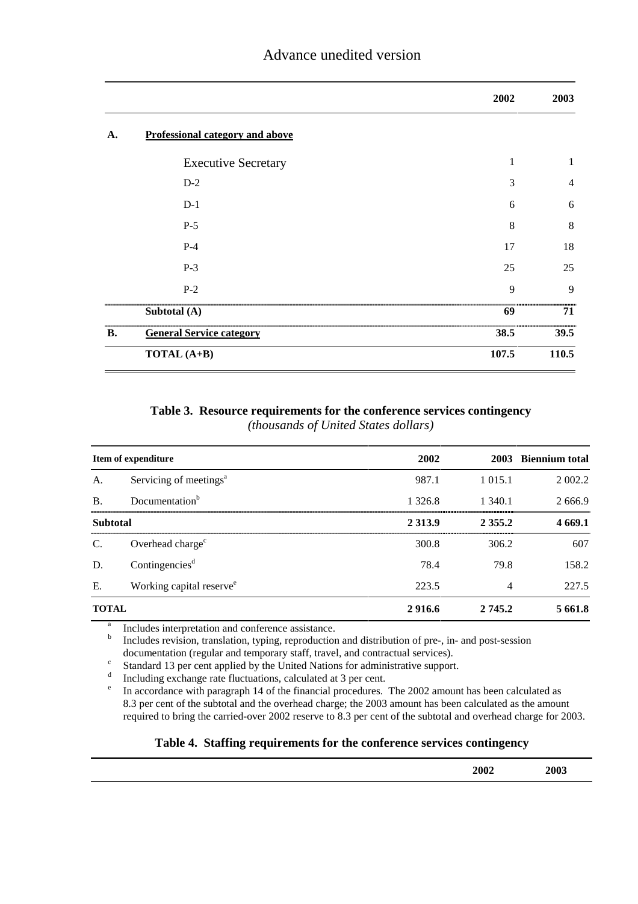Advance unedited version

| | | 2002 | 2003 |
|---|---|---|---|
| **A.** | **Professional category and above** | | |
| | Executive Secretary | 1 | 1 |
| | D-2 | 3 | 4 |
| | D-1 | 6 | 6 |
| | P-5 | 8 | 8 |
| | P-4 | 17 | 18 |
| | P-3 | 25 | 25 |
| | P-2 | 9 | 9 |
| | **Subtotal (A)** | **69** | **71** |
| **B.** | **General Service category** | **38.5** | **39.5** |
| | **TOTAL (A+B)** | **107.5** | **110.5** |

**Table 3. Resource requirements for the conference services contingency**
*(thousands of United States dollars)*

| Item of expenditure | | 2002 | 2003 | Biennium total |
|---|---|---|---|---|
| A. | Servicing of meetings[a] | 987.1 | 1 015.1 | 2 002.2 |
| B. | Documentation[b] | 1 326.8 | 1 340.1 | 2 666.9 |
| **Subtotal** | | **2 313.9** | **2 355.2** | **4 669.1** |
| C. | Overhead charge[c] | 300.8 | 306.2 | 607 |
| D. | Contingencies[d] | 78.4 | 79.8 | 158.2 |
| E. | Working capital reserve[e] | 223.5 | 4 | 227.5 |
| **TOTAL** | | **2 916.6** | **2 745.2** | **5 661.8** |

[a] Includes interpretation and conference assistance.
[b] Includes revision, translation, typing, reproduction and distribution of pre-, in- and post-session documentation (regular and temporary staff, travel, and contractual services).
[c] Standard 13 per cent applied by the United Nations for administrative support.
[d] Including exchange rate fluctuations, calculated at 3 per cent.
[e] In accordance with paragraph 14 of the financial procedures. The 2002 amount has been calculated as 8.3 per cent of the subtotal and the overhead charge; the 2003 amount has been calculated as the amount required to bring the carried-over 2002 reserve to 8.3 per cent of the subtotal and overhead charge for 2003.

**Table 4. Staffing requirements for the conference services contingency**

| | 2002 | 2003 |
|---|---|---|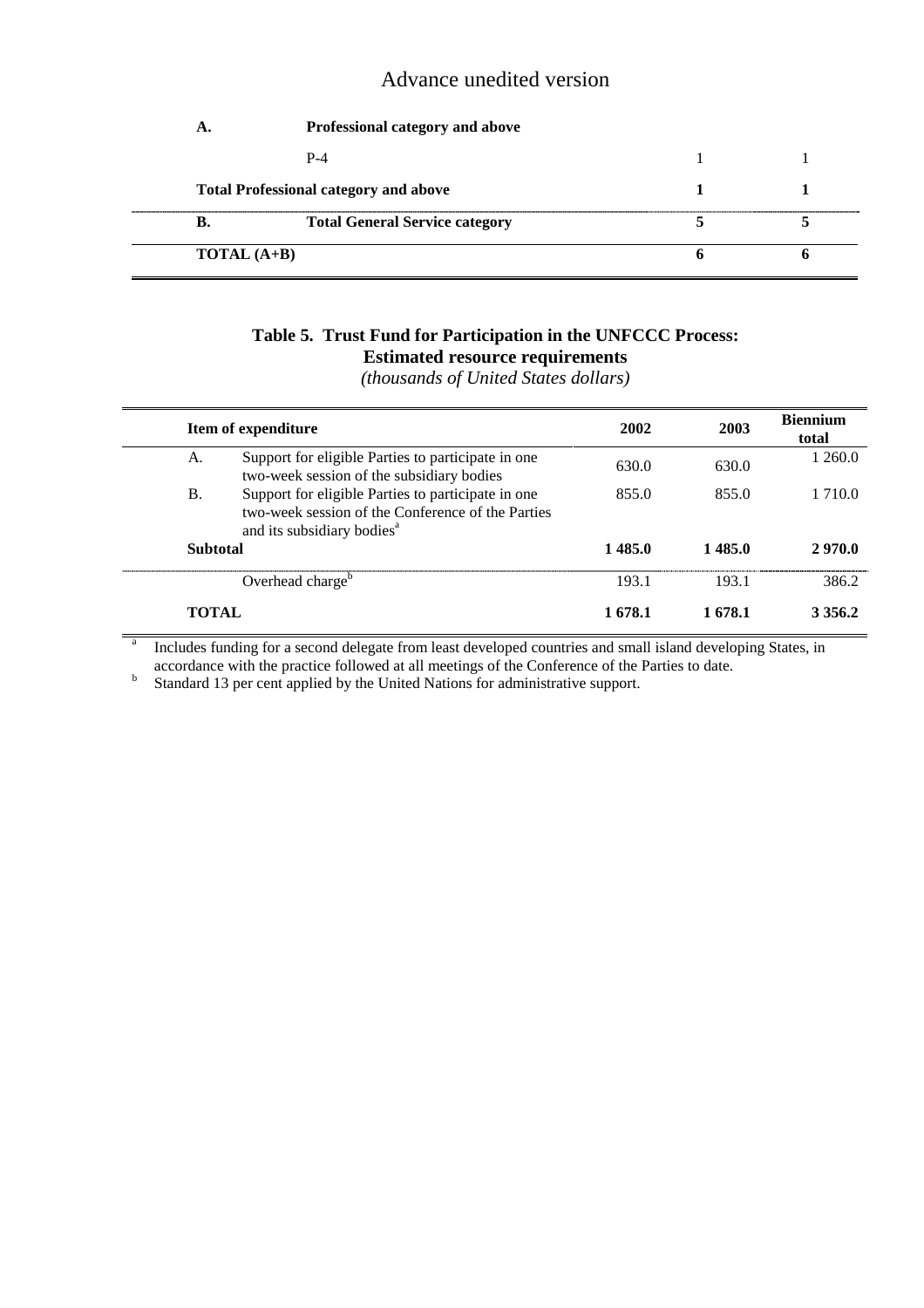| | | | |
|---|---|---|---|
| **A.** | **Professional category and above** | | |
| | P-4 | 1 | 1 |
| **Total Professional category and above** | | **1** | **1** |
| **B.** | **Total General Service category** | **5** | **5** |
| **TOTAL (A+B)** | | **6** | **6** |

**Table 5. Trust Fund for Participation in the UNFCCC Process: Estimated resource requirements**

*(thousands of United States dollars)*

| Item of expenditure | | 2002 | 2003 | Biennium total |
|---|---|---|---|---|
| A. | Support for eligible Parties to participate in one two-week session of the subsidiary bodies | 630.0 | 630.0 | 1 260.0 |
| B. | Support for eligible Parties to participate in one two-week session of the Conference of the Parties and its subsidiary bodies[a] | 855.0 | 855.0 | 1 710.0 |
| **Subtotal** | | **1 485.0** | **1 485.0** | **2 970.0** |
| | Overhead charge[b] | 193.1 | 193.1 | 386.2 |
| **TOTAL** | | **1 678.1** | **1 678.1** | **3 356.2** |

[a] Includes funding for a second delegate from least developed countries and small island developing States, in accordance with the practice followed at all meetings of the Conference of the Parties to date.

[b] Standard 13 per cent applied by the United Nations for administrative support.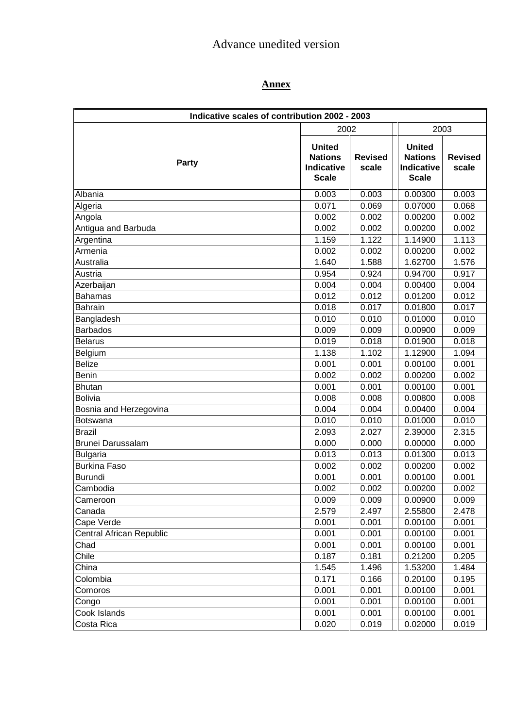Advance unedited version

## Annex

| Indicative scales of contribution 2002 - 2003 | | | | |
|---|---|---|---|---|
| | 2002 | | 2003 | |
| Party | United Nations Indicative Scale | Revised scale | United Nations Indicative Scale | Revised scale |
| Albania | 0.003 | 0.003 | 0.00300 | 0.003 |
| Algeria | 0.071 | 0.069 | 0.07000 | 0.068 |
| Angola | 0.002 | 0.002 | 0.00200 | 0.002 |
| Antigua and Barbuda | 0.002 | 0.002 | 0.00200 | 0.002 |
| Argentina | 1.159 | 1.122 | 1.14900 | 1.113 |
| Armenia | 0.002 | 0.002 | 0.00200 | 0.002 |
| Australia | 1.640 | 1.588 | 1.62700 | 1.576 |
| Austria | 0.954 | 0.924 | 0.94700 | 0.917 |
| Azerbaijan | 0.004 | 0.004 | 0.00400 | 0.004 |
| Bahamas | 0.012 | 0.012 | 0.01200 | 0.012 |
| Bahrain | 0.018 | 0.017 | 0.01800 | 0.017 |
| Bangladesh | 0.010 | 0.010 | 0.01000 | 0.010 |
| Barbados | 0.009 | 0.009 | 0.00900 | 0.009 |
| Belarus | 0.019 | 0.018 | 0.01900 | 0.018 |
| Belgium | 1.138 | 1.102 | 1.12900 | 1.094 |
| Belize | 0.001 | 0.001 | 0.00100 | 0.001 |
| Benin | 0.002 | 0.002 | 0.00200 | 0.002 |
| Bhutan | 0.001 | 0.001 | 0.00100 | 0.001 |
| Bolivia | 0.008 | 0.008 | 0.00800 | 0.008 |
| Bosnia and Herzegovina | 0.004 | 0.004 | 0.00400 | 0.004 |
| Botswana | 0.010 | 0.010 | 0.01000 | 0.010 |
| Brazil | 2.093 | 2.027 | 2.39000 | 2.315 |
| Brunei Darussalam | 0.000 | 0.000 | 0.00000 | 0.000 |
| Bulgaria | 0.013 | 0.013 | 0.01300 | 0.013 |
| Burkina Faso | 0.002 | 0.002 | 0.00200 | 0.002 |
| Burundi | 0.001 | 0.001 | 0.00100 | 0.001 |
| Cambodia | 0.002 | 0.002 | 0.00200 | 0.002 |
| Cameroon | 0.009 | 0.009 | 0.00900 | 0.009 |
| Canada | 2.579 | 2.497 | 2.55800 | 2.478 |
| Cape Verde | 0.001 | 0.001 | 0.00100 | 0.001 |
| Central African Republic | 0.001 | 0.001 | 0.00100 | 0.001 |
| Chad | 0.001 | 0.001 | 0.00100 | 0.001 |
| Chile | 0.187 | 0.181 | 0.21200 | 0.205 |
| China | 1.545 | 1.496 | 1.53200 | 1.484 |
| Colombia | 0.171 | 0.166 | 0.20100 | 0.195 |
| Comoros | 0.001 | 0.001 | 0.00100 | 0.001 |
| Congo | 0.001 | 0.001 | 0.00100 | 0.001 |
| Cook Islands | 0.001 | 0.001 | 0.00100 | 0.001 |
| Costa Rica | 0.020 | 0.019 | 0.02000 | 0.019 |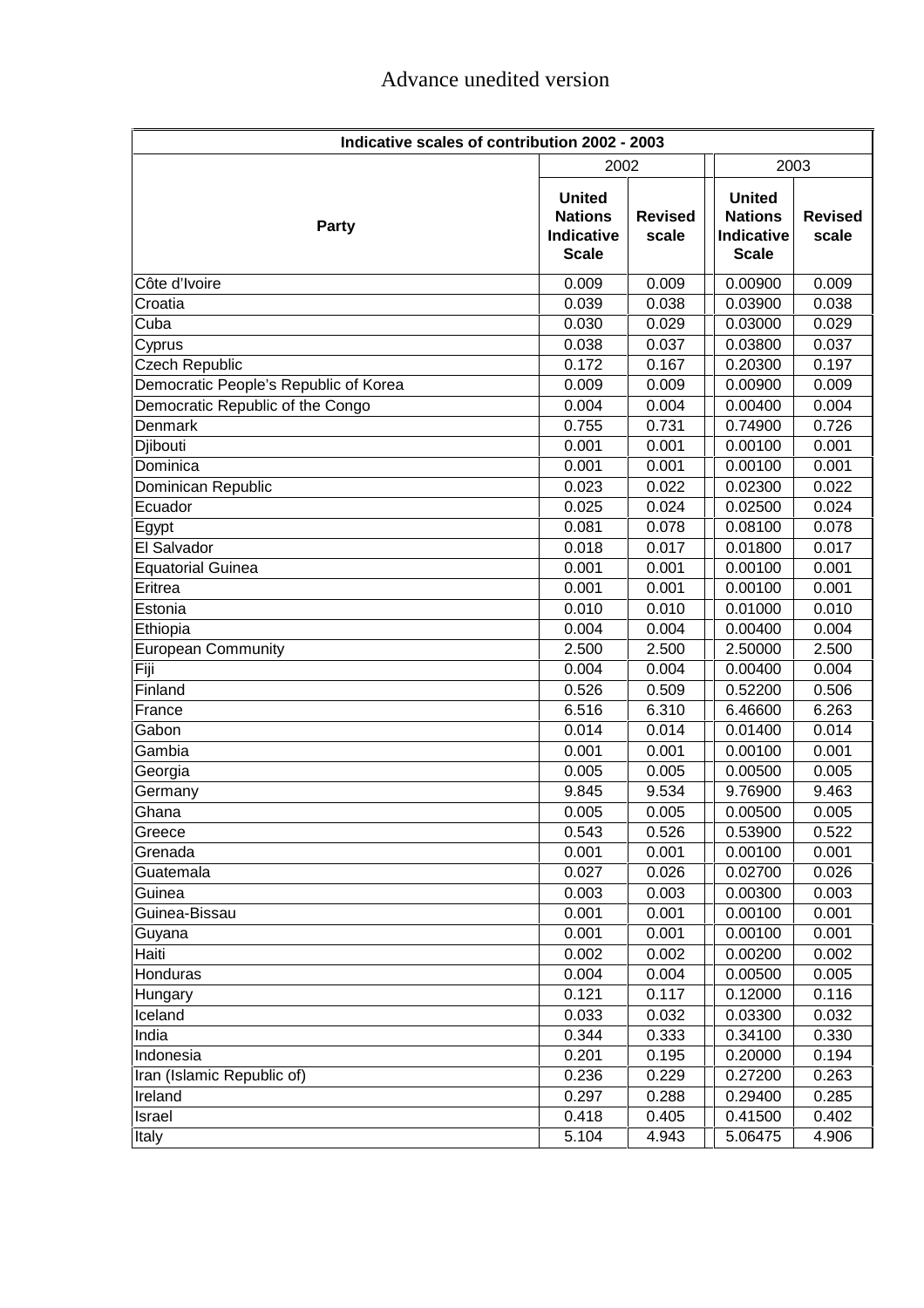Advance unedited version

| Indicative scales of contribution 2002 - 2003 | | | | |
|---|---|---|---|---|
| Party | 2002 | | 2003 | |
| | United Nations Indicative Scale | Revised scale | United Nations Indicative Scale | Revised scale |
| Côte d'Ivoire | 0.009 | 0.009 | 0.00900 | 0.009 |
| Croatia | 0.039 | 0.038 | 0.03900 | 0.038 |
| Cuba | 0.030 | 0.029 | 0.03000 | 0.029 |
| Cyprus | 0.038 | 0.037 | 0.03800 | 0.037 |
| Czech Republic | 0.172 | 0.167 | 0.20300 | 0.197 |
| Democratic People's Republic of Korea | 0.009 | 0.009 | 0.00900 | 0.009 |
| Democratic Republic of the Congo | 0.004 | 0.004 | 0.00400 | 0.004 |
| Denmark | 0.755 | 0.731 | 0.74900 | 0.726 |
| Djibouti | 0.001 | 0.001 | 0.00100 | 0.001 |
| Dominica | 0.001 | 0.001 | 0.00100 | 0.001 |
| Dominican Republic | 0.023 | 0.022 | 0.02300 | 0.022 |
| Ecuador | 0.025 | 0.024 | 0.02500 | 0.024 |
| Egypt | 0.081 | 0.078 | 0.08100 | 0.078 |
| El Salvador | 0.018 | 0.017 | 0.01800 | 0.017 |
| Equatorial Guinea | 0.001 | 0.001 | 0.00100 | 0.001 |
| Eritrea | 0.001 | 0.001 | 0.00100 | 0.001 |
| Estonia | 0.010 | 0.010 | 0.01000 | 0.010 |
| Ethiopia | 0.004 | 0.004 | 0.00400 | 0.004 |
| European Community | 2.500 | 2.500 | 2.50000 | 2.500 |
| Fiji | 0.004 | 0.004 | 0.00400 | 0.004 |
| Finland | 0.526 | 0.509 | 0.52200 | 0.506 |
| France | 6.516 | 6.310 | 6.46600 | 6.263 |
| Gabon | 0.014 | 0.014 | 0.01400 | 0.014 |
| Gambia | 0.001 | 0.001 | 0.00100 | 0.001 |
| Georgia | 0.005 | 0.005 | 0.00500 | 0.005 |
| Germany | 9.845 | 9.534 | 9.76900 | 9.463 |
| Ghana | 0.005 | 0.005 | 0.00500 | 0.005 |
| Greece | 0.543 | 0.526 | 0.53900 | 0.522 |
| Grenada | 0.001 | 0.001 | 0.00100 | 0.001 |
| Guatemala | 0.027 | 0.026 | 0.02700 | 0.026 |
| Guinea | 0.003 | 0.003 | 0.00300 | 0.003 |
| Guinea-Bissau | 0.001 | 0.001 | 0.00100 | 0.001 |
| Guyana | 0.001 | 0.001 | 0.00100 | 0.001 |
| Haiti | 0.002 | 0.002 | 0.00200 | 0.002 |
| Honduras | 0.004 | 0.004 | 0.00500 | 0.005 |
| Hungary | 0.121 | 0.117 | 0.12000 | 0.116 |
| Iceland | 0.033 | 0.032 | 0.03300 | 0.032 |
| India | 0.344 | 0.333 | 0.34100 | 0.330 |
| Indonesia | 0.201 | 0.195 | 0.20000 | 0.194 |
| Iran (Islamic Republic of) | 0.236 | 0.229 | 0.27200 | 0.263 |
| Ireland | 0.297 | 0.288 | 0.29400 | 0.285 |
| Israel | 0.418 | 0.405 | 0.41500 | 0.402 |
| Italy | 5.104 | 4.943 | 5.06475 | 4.906 |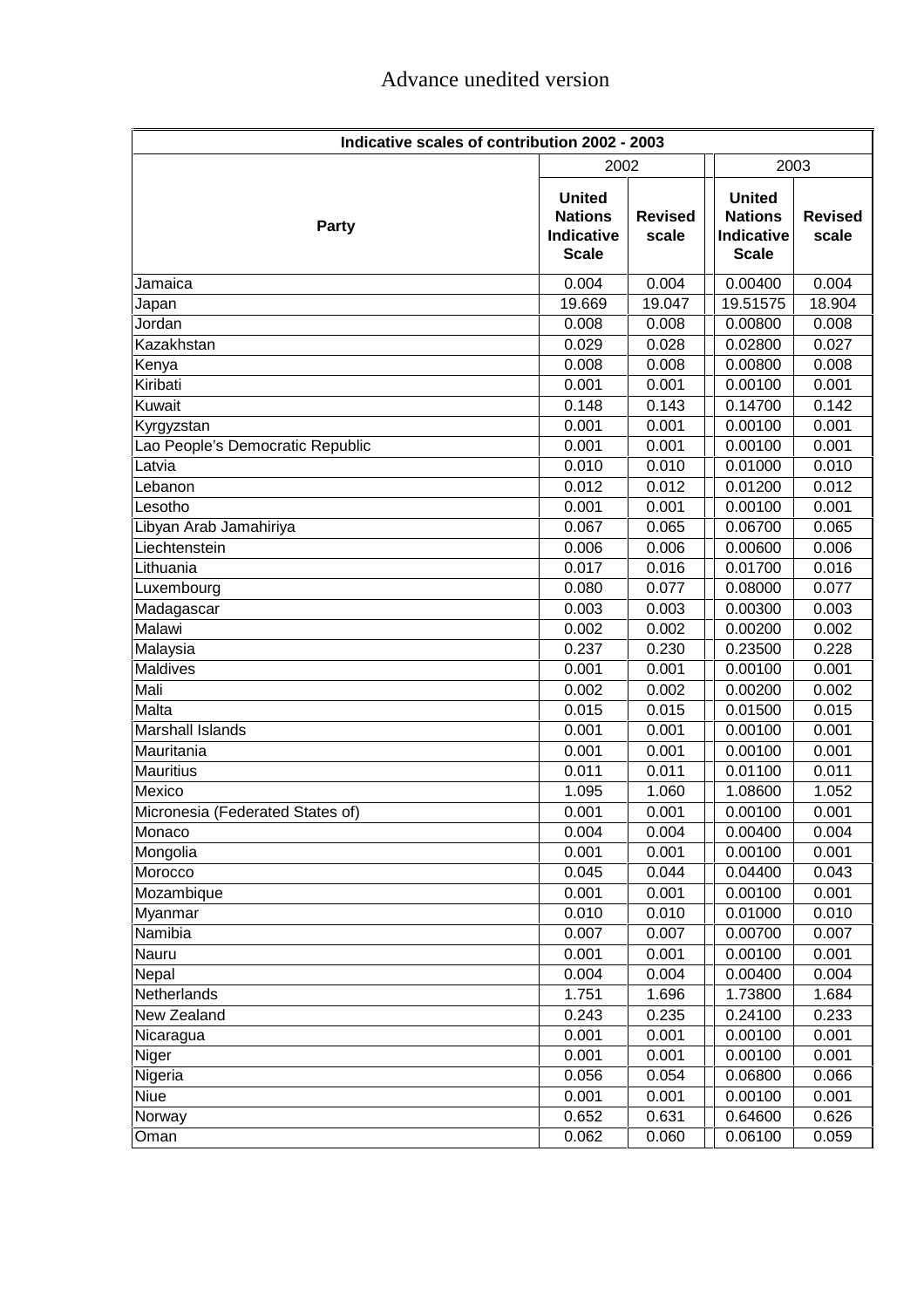Advance unedited version

| Indicative scales of contribution 2002 - 2003 | | | | |
|---|---|---|---|---|
| | 2002 | | 2003 | |
| **Party** | **United Nations Indicative Scale** | **Revised scale** | **United Nations Indicative Scale** | **Revised scale** |
| Jamaica | 0.004 | 0.004 | 0.00400 | 0.004 |
| Japan | 19.669 | 19.047 | 19.51575 | 18.904 |
| Jordan | 0.008 | 0.008 | 0.00800 | 0.008 |
| Kazakhstan | 0.029 | 0.028 | 0.02800 | 0.027 |
| Kenya | 0.008 | 0.008 | 0.00800 | 0.008 |
| Kiribati | 0.001 | 0.001 | 0.00100 | 0.001 |
| Kuwait | 0.148 | 0.143 | 0.14700 | 0.142 |
| Kyrgyzstan | 0.001 | 0.001 | 0.00100 | 0.001 |
| Lao People's Democratic Republic | 0.001 | 0.001 | 0.00100 | 0.001 |
| Latvia | 0.010 | 0.010 | 0.01000 | 0.010 |
| Lebanon | 0.012 | 0.012 | 0.01200 | 0.012 |
| Lesotho | 0.001 | 0.001 | 0.00100 | 0.001 |
| Libyan Arab Jamahiriya | 0.067 | 0.065 | 0.06700 | 0.065 |
| Liechtenstein | 0.006 | 0.006 | 0.00600 | 0.006 |
| Lithuania | 0.017 | 0.016 | 0.01700 | 0.016 |
| Luxembourg | 0.080 | 0.077 | 0.08000 | 0.077 |
| Madagascar | 0.003 | 0.003 | 0.00300 | 0.003 |
| Malawi | 0.002 | 0.002 | 0.00200 | 0.002 |
| Malaysia | 0.237 | 0.230 | 0.23500 | 0.228 |
| Maldives | 0.001 | 0.001 | 0.00100 | 0.001 |
| Mali | 0.002 | 0.002 | 0.00200 | 0.002 |
| Malta | 0.015 | 0.015 | 0.01500 | 0.015 |
| Marshall Islands | 0.001 | 0.001 | 0.00100 | 0.001 |
| Mauritania | 0.001 | 0.001 | 0.00100 | 0.001 |
| Mauritius | 0.011 | 0.011 | 0.01100 | 0.011 |
| Mexico | 1.095 | 1.060 | 1.08600 | 1.052 |
| Micronesia (Federated States of) | 0.001 | 0.001 | 0.00100 | 0.001 |
| Monaco | 0.004 | 0.004 | 0.00400 | 0.004 |
| Mongolia | 0.001 | 0.001 | 0.00100 | 0.001 |
| Morocco | 0.045 | 0.044 | 0.04400 | 0.043 |
| Mozambique | 0.001 | 0.001 | 0.00100 | 0.001 |
| Myanmar | 0.010 | 0.010 | 0.01000 | 0.010 |
| Namibia | 0.007 | 0.007 | 0.00700 | 0.007 |
| Nauru | 0.001 | 0.001 | 0.00100 | 0.001 |
| Nepal | 0.004 | 0.004 | 0.00400 | 0.004 |
| Netherlands | 1.751 | 1.696 | 1.73800 | 1.684 |
| New Zealand | 0.243 | 0.235 | 0.24100 | 0.233 |
| Nicaragua | 0.001 | 0.001 | 0.00100 | 0.001 |
| Niger | 0.001 | 0.001 | 0.00100 | 0.001 |
| Nigeria | 0.056 | 0.054 | 0.06800 | 0.066 |
| Niue | 0.001 | 0.001 | 0.00100 | 0.001 |
| Norway | 0.652 | 0.631 | 0.64600 | 0.626 |
| Oman | 0.062 | 0.060 | 0.06100 | 0.059 |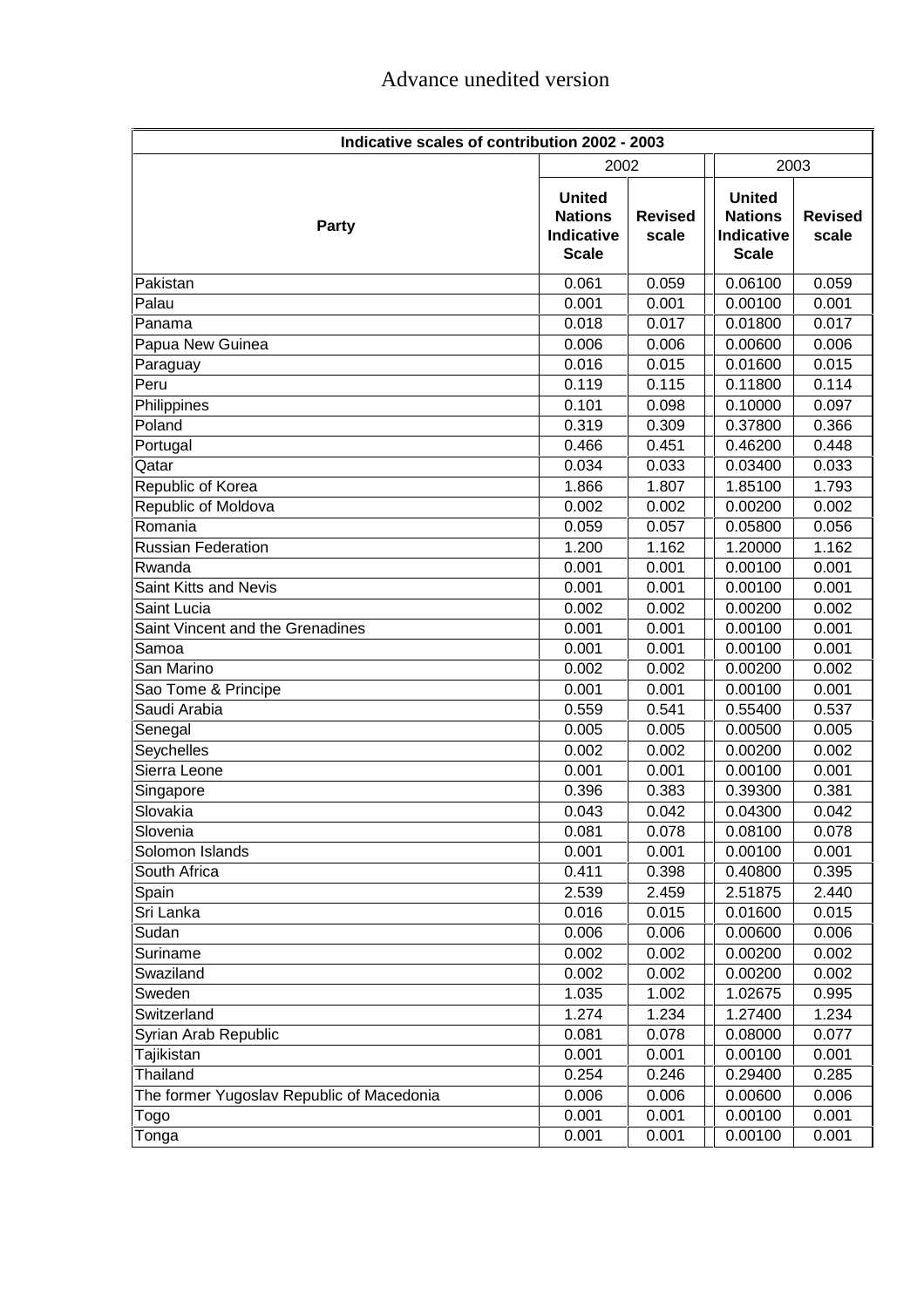Advance unedited version

| Indicative scales of contribution 2002 - 2003 | | | | |
|---|---|---|---|---|
| | 2002 | | 2003 | |
| Party | United Nations Indicative Scale | Revised scale | United Nations Indicative Scale | Revised scale |
| Pakistan | 0.061 | 0.059 | 0.06100 | 0.059 |
| Palau | 0.001 | 0.001 | 0.00100 | 0.001 |
| Panama | 0.018 | 0.017 | 0.01800 | 0.017 |
| Papua New Guinea | 0.006 | 0.006 | 0.00600 | 0.006 |
| Paraguay | 0.016 | 0.015 | 0.01600 | 0.015 |
| Peru | 0.119 | 0.115 | 0.11800 | 0.114 |
| Philippines | 0.101 | 0.098 | 0.10000 | 0.097 |
| Poland | 0.319 | 0.309 | 0.37800 | 0.366 |
| Portugal | 0.466 | 0.451 | 0.46200 | 0.448 |
| Qatar | 0.034 | 0.033 | 0.03400 | 0.033 |
| Republic of Korea | 1.866 | 1.807 | 1.85100 | 1.793 |
| Republic of Moldova | 0.002 | 0.002 | 0.00200 | 0.002 |
| Romania | 0.059 | 0.057 | 0.05800 | 0.056 |
| Russian Federation | 1.200 | 1.162 | 1.20000 | 1.162 |
| Rwanda | 0.001 | 0.001 | 0.00100 | 0.001 |
| Saint Kitts and Nevis | 0.001 | 0.001 | 0.00100 | 0.001 |
| Saint Lucia | 0.002 | 0.002 | 0.00200 | 0.002 |
| Saint Vincent and the Grenadines | 0.001 | 0.001 | 0.00100 | 0.001 |
| Samoa | 0.001 | 0.001 | 0.00100 | 0.001 |
| San Marino | 0.002 | 0.002 | 0.00200 | 0.002 |
| Sao Tome & Principe | 0.001 | 0.001 | 0.00100 | 0.001 |
| Saudi Arabia | 0.559 | 0.541 | 0.55400 | 0.537 |
| Senegal | 0.005 | 0.005 | 0.00500 | 0.005 |
| Seychelles | 0.002 | 0.002 | 0.00200 | 0.002 |
| Sierra Leone | 0.001 | 0.001 | 0.00100 | 0.001 |
| Singapore | 0.396 | 0.383 | 0.39300 | 0.381 |
| Slovakia | 0.043 | 0.042 | 0.04300 | 0.042 |
| Slovenia | 0.081 | 0.078 | 0.08100 | 0.078 |
| Solomon Islands | 0.001 | 0.001 | 0.00100 | 0.001 |
| South Africa | 0.411 | 0.398 | 0.40800 | 0.395 |
| Spain | 2.539 | 2.459 | 2.51875 | 2.440 |
| Sri Lanka | 0.016 | 0.015 | 0.01600 | 0.015 |
| Sudan | 0.006 | 0.006 | 0.00600 | 0.006 |
| Suriname | 0.002 | 0.002 | 0.00200 | 0.002 |
| Swaziland | 0.002 | 0.002 | 0.00200 | 0.002 |
| Sweden | 1.035 | 1.002 | 1.02675 | 0.995 |
| Switzerland | 1.274 | 1.234 | 1.27400 | 1.234 |
| Syrian Arab Republic | 0.081 | 0.078 | 0.08000 | 0.077 |
| Tajikistan | 0.001 | 0.001 | 0.00100 | 0.001 |
| Thailand | 0.254 | 0.246 | 0.29400 | 0.285 |
| The former Yugoslav Republic of Macedonia | 0.006 | 0.006 | 0.00600 | 0.006 |
| Togo | 0.001 | 0.001 | 0.00100 | 0.001 |
| Tonga | 0.001 | 0.001 | 0.00100 | 0.001 |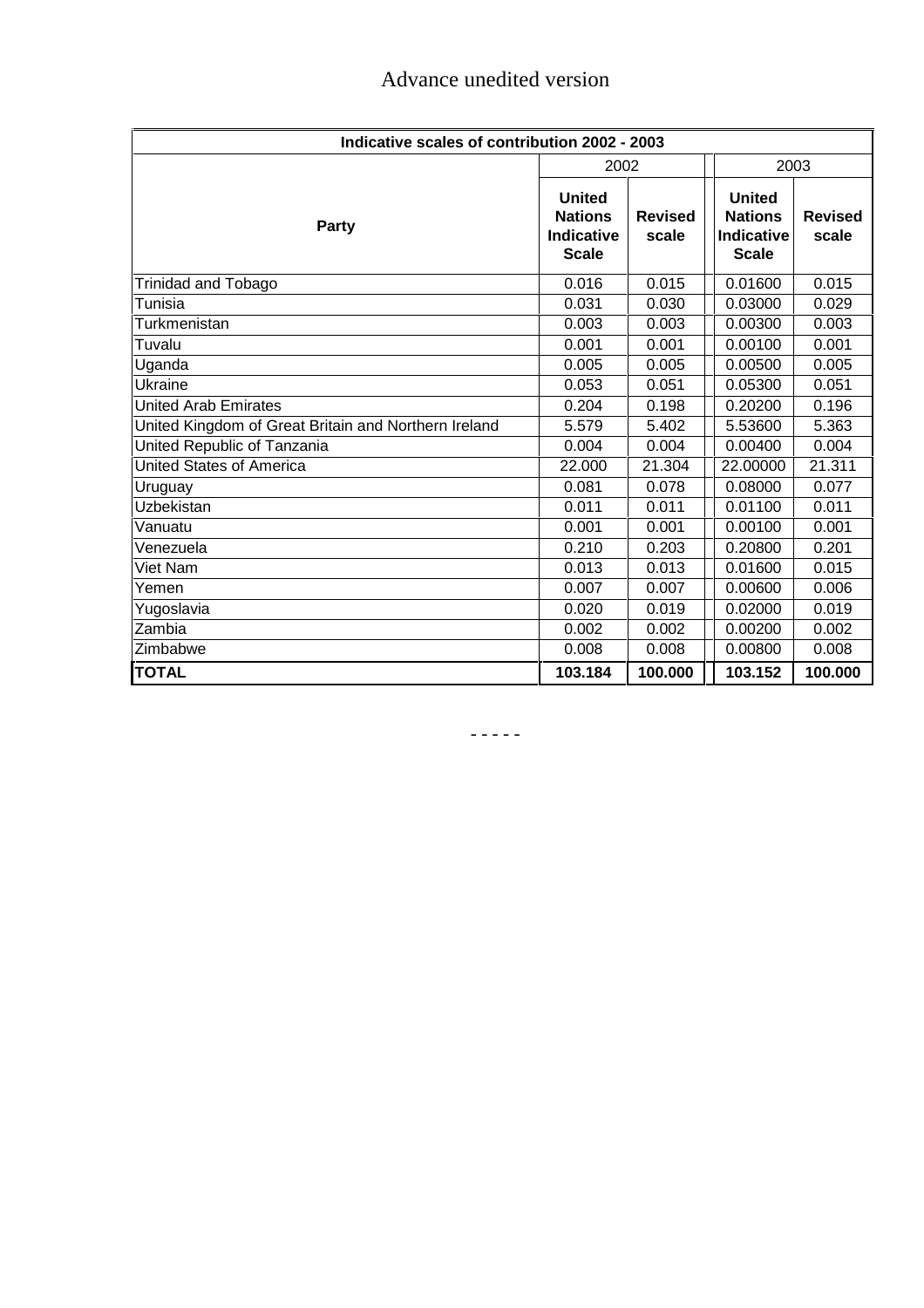Advance unedited version

| Indicative scales of contribution 2002 - 2003 | | | | |
|---|---|---|---|---|
| | 2002 | | 2003 | |
| **Party** | **United Nations Indicative Scale** | **Revised scale** | **United Nations Indicative Scale** | **Revised scale** |
| Trinidad and Tobago | 0.016 | 0.015 | 0.01600 | 0.015 |
| Tunisia | 0.031 | 0.030 | 0.03000 | 0.029 |
| Turkmenistan | 0.003 | 0.003 | 0.00300 | 0.003 |
| Tuvalu | 0.001 | 0.001 | 0.00100 | 0.001 |
| Uganda | 0.005 | 0.005 | 0.00500 | 0.005 |
| Ukraine | 0.053 | 0.051 | 0.05300 | 0.051 |
| United Arab Emirates | 0.204 | 0.198 | 0.20200 | 0.196 |
| United Kingdom of Great Britain and Northern Ireland | 5.579 | 5.402 | 5.53600 | 5.363 |
| United Republic of Tanzania | 0.004 | 0.004 | 0.00400 | 0.004 |
| United States of America | 22.000 | 21.304 | 22.00000 | 21.311 |
| Uruguay | 0.081 | 0.078 | 0.08000 | 0.077 |
| Uzbekistan | 0.011 | 0.011 | 0.01100 | 0.011 |
| Vanuatu | 0.001 | 0.001 | 0.00100 | 0.001 |
| Venezuela | 0.210 | 0.203 | 0.20800 | 0.201 |
| Viet Nam | 0.013 | 0.013 | 0.01600 | 0.015 |
| Yemen | 0.007 | 0.007 | 0.00600 | 0.006 |
| Yugoslavia | 0.020 | 0.019 | 0.02000 | 0.019 |
| Zambia | 0.002 | 0.002 | 0.00200 | 0.002 |
| Zimbabwe | 0.008 | 0.008 | 0.00800 | 0.008 |
| **TOTAL** | **103.184** | **100.000** | **103.152** | **100.000** |

- - - - -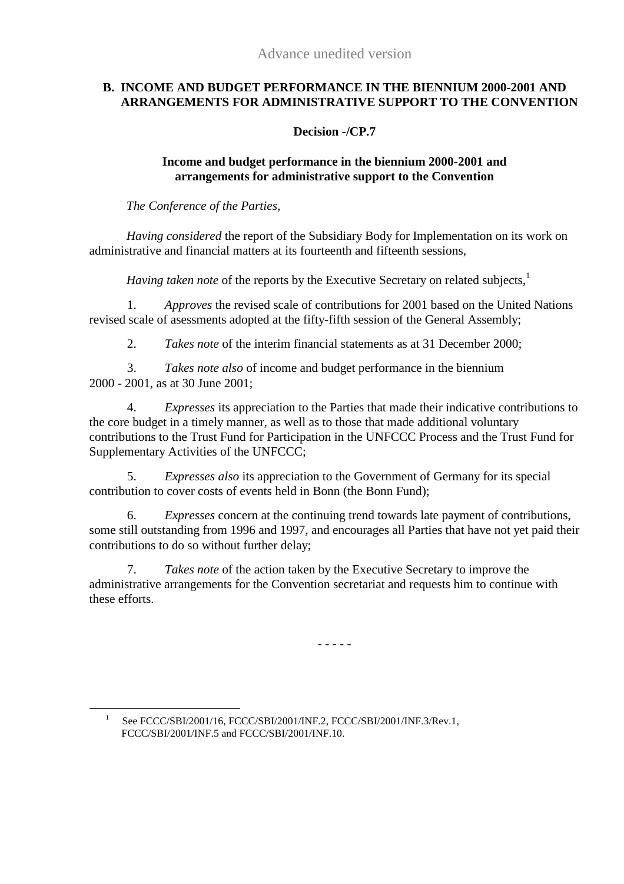Advance unedited version

## B. INCOME AND BUDGET PERFORMANCE IN THE BIENNIUM 2000-2001 AND ARRANGEMENTS FOR ADMINISTRATIVE SUPPORT TO THE CONVENTION

### Decision -/CP.7

### Income and budget performance in the biennium 2000-2001 and arrangements for administrative support to the Convention

*The Conference of the Parties,*

*Having considered* the report of the Subsidiary Body for Implementation on its work on administrative and financial matters at its fourteenth and fifteenth sessions,

*Having taken note* of the reports by the Executive Secretary on related subjects,[1]

1. *Approves* the revised scale of contributions for 2001 based on the United Nations revised scale of asessments adopted at the fifty-fifth session of the General Assembly;

2. *Takes note* of the interim financial statements as at 31 December 2000;

3. *Takes note also* of income and budget performance in the biennium 2000 - 2001, as at 30 June 2001;

4. *Expresses* its appreciation to the Parties that made their indicative contributions to the core budget in a timely manner, as well as to those that made additional voluntary contributions to the Trust Fund for Participation in the UNFCCC Process and the Trust Fund for Supplementary Activities of the UNFCCC;

5. *Expresses also* its appreciation to the Government of Germany for its special contribution to cover costs of events held in Bonn (the Bonn Fund);

6. *Expresses* concern at the continuing trend towards late payment of contributions, some still outstanding from 1996 and 1997, and encourages all Parties that have not yet paid their contributions to do so without further delay;

7. *Takes note* of the action taken by the Executive Secretary to improve the administrative arrangements for the Convention secretariat and requests him to continue with these efforts.

- - - - -

[1] See FCCC/SBI/2001/16, FCCC/SBI/2001/INF.2, FCCC/SBI/2001/INF.3/Rev.1, FCCC/SBI/2001/INF.5 and FCCC/SBI/2001/INF.10.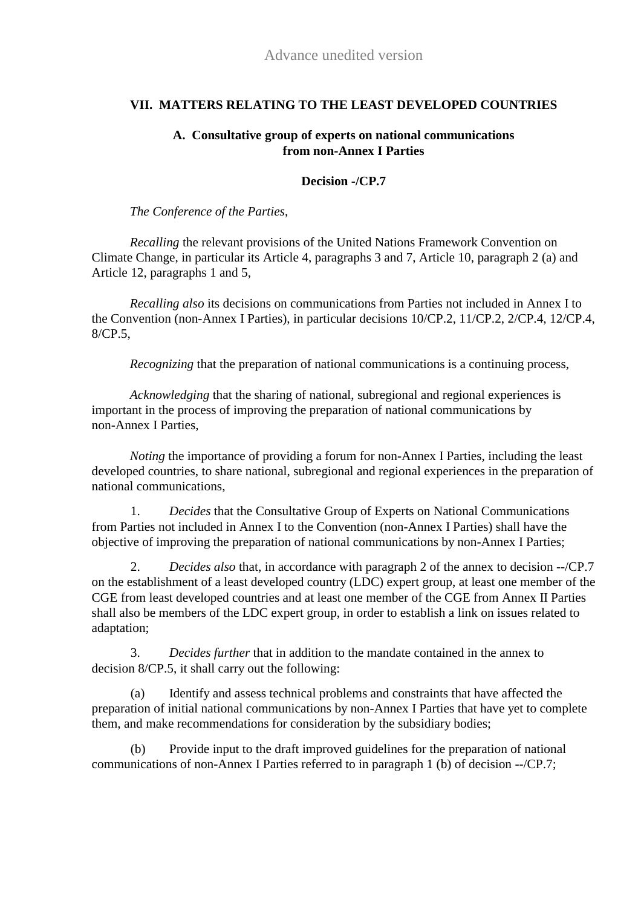Advance unedited version

## VII. MATTERS RELATING TO THE LEAST DEVELOPED COUNTRIES

### A. Consultative group of experts on national communications from non-Annex I Parties

**Decision -/CP.7**

*The Conference of the Parties*,

*Recalling* the relevant provisions of the United Nations Framework Convention on Climate Change, in particular its Article 4, paragraphs 3 and 7, Article 10, paragraph 2 (a) and Article 12, paragraphs 1 and 5,

*Recalling also* its decisions on communications from Parties not included in Annex I to the Convention (non-Annex I Parties), in particular decisions 10/CP.2, 11/CP.2, 2/CP.4, 12/CP.4, 8/CP.5,

*Recognizing* that the preparation of national communications is a continuing process,

*Acknowledging* that the sharing of national, subregional and regional experiences is important in the process of improving the preparation of national communications by non-Annex I Parties,

*Noting* the importance of providing a forum for non-Annex I Parties, including the least developed countries, to share national, subregional and regional experiences in the preparation of national communications,

1. *Decides* that the Consultative Group of Experts on National Communications from Parties not included in Annex I to the Convention (non-Annex I Parties) shall have the objective of improving the preparation of national communications by non-Annex I Parties;

2. *Decides also* that, in accordance with paragraph 2 of the annex to decision --/CP.7 on the establishment of a least developed country (LDC) expert group, at least one member of the CGE from least developed countries and at least one member of the CGE from Annex II Parties shall also be members of the LDC expert group, in order to establish a link on issues related to adaptation;

3. *Decides further* that in addition to the mandate contained in the annex to decision 8/CP.5, it shall carry out the following:

(a) Identify and assess technical problems and constraints that have affected the preparation of initial national communications by non-Annex I Parties that have yet to complete them, and make recommendations for consideration by the subsidiary bodies;

(b) Provide input to the draft improved guidelines for the preparation of national communications of non-Annex I Parties referred to in paragraph 1 (b) of decision --/CP.7;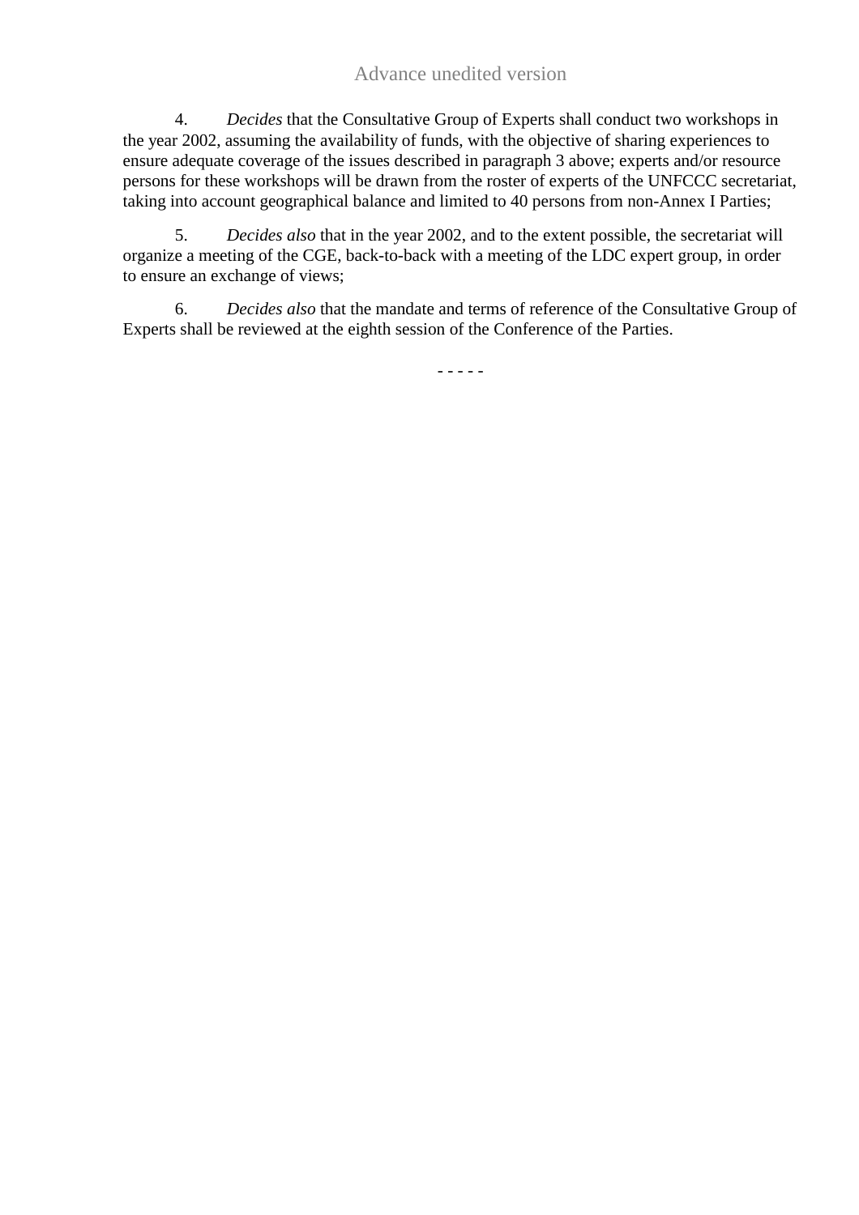4. *Decides* that the Consultative Group of Experts shall conduct two workshops in the year 2002, assuming the availability of funds, with the objective of sharing experiences to ensure adequate coverage of the issues described in paragraph 3 above; experts and/or resource persons for these workshops will be drawn from the roster of experts of the UNFCCC secretariat, taking into account geographical balance and limited to 40 persons from non-Annex I Parties;

5. *Decides also* that in the year 2002, and to the extent possible, the secretariat will organize a meeting of the CGE, back-to-back with a meeting of the LDC expert group, in order to ensure an exchange of views;

6. *Decides also* that the mandate and terms of reference of the Consultative Group of Experts shall be reviewed at the eighth session of the Conference of the Parties.

- - - - -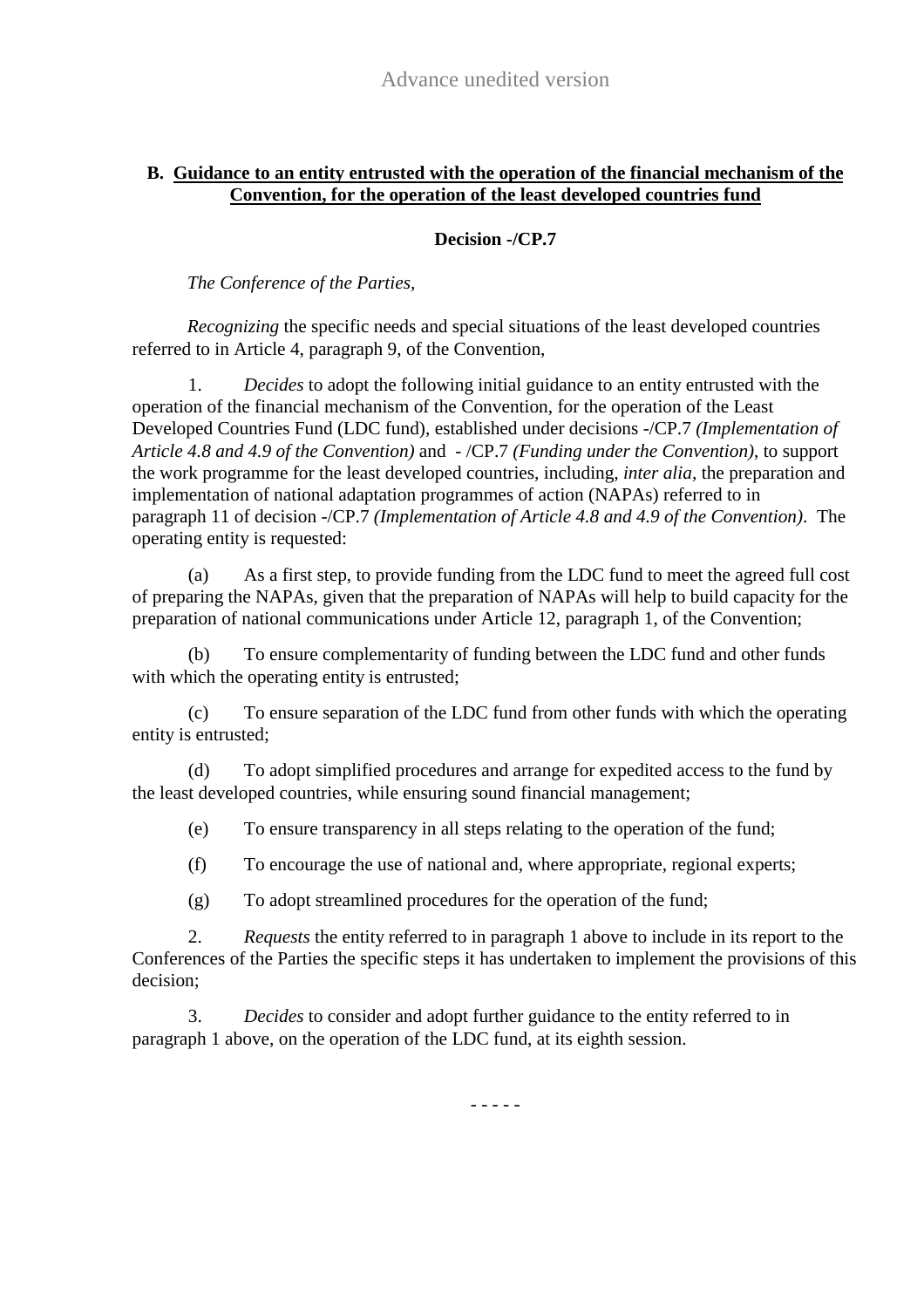Advance unedited version

## B. Guidance to an entity entrusted with the operation of the financial mechanism of the Convention, for the operation of the least developed countries fund

**Decision -/CP.7**

*The Conference of the Parties,*

*Recognizing* the specific needs and special situations of the least developed countries referred to in Article 4, paragraph 9, of the Convention,

1. *Decides* to adopt the following initial guidance to an entity entrusted with the operation of the financial mechanism of the Convention, for the operation of the Least Developed Countries Fund (LDC fund), established under decisions -/CP.7 *(Implementation of Article 4.8 and 4.9 of the Convention)* and - /CP.7 *(Funding under the Convention)*, to support the work programme for the least developed countries, including, *inter alia*, the preparation and implementation of national adaptation programmes of action (NAPAs) referred to in paragraph 11 of decision -/CP.7 *(Implementation of Article 4.8 and 4.9 of the Convention)*. The operating entity is requested:

(a) As a first step, to provide funding from the LDC fund to meet the agreed full cost of preparing the NAPAs, given that the preparation of NAPAs will help to build capacity for the preparation of national communications under Article 12, paragraph 1, of the Convention;

(b) To ensure complementarity of funding between the LDC fund and other funds with which the operating entity is entrusted;

(c) To ensure separation of the LDC fund from other funds with which the operating entity is entrusted;

(d) To adopt simplified procedures and arrange for expedited access to the fund by the least developed countries, while ensuring sound financial management;

(e) To ensure transparency in all steps relating to the operation of the fund;

(f) To encourage the use of national and, where appropriate, regional experts;

(g) To adopt streamlined procedures for the operation of the fund;

2. *Requests* the entity referred to in paragraph 1 above to include in its report to the Conferences of the Parties the specific steps it has undertaken to implement the provisions of this decision;

3. *Decides* to consider and adopt further guidance to the entity referred to in paragraph 1 above, on the operation of the LDC fund, at its eighth session.

- - - - -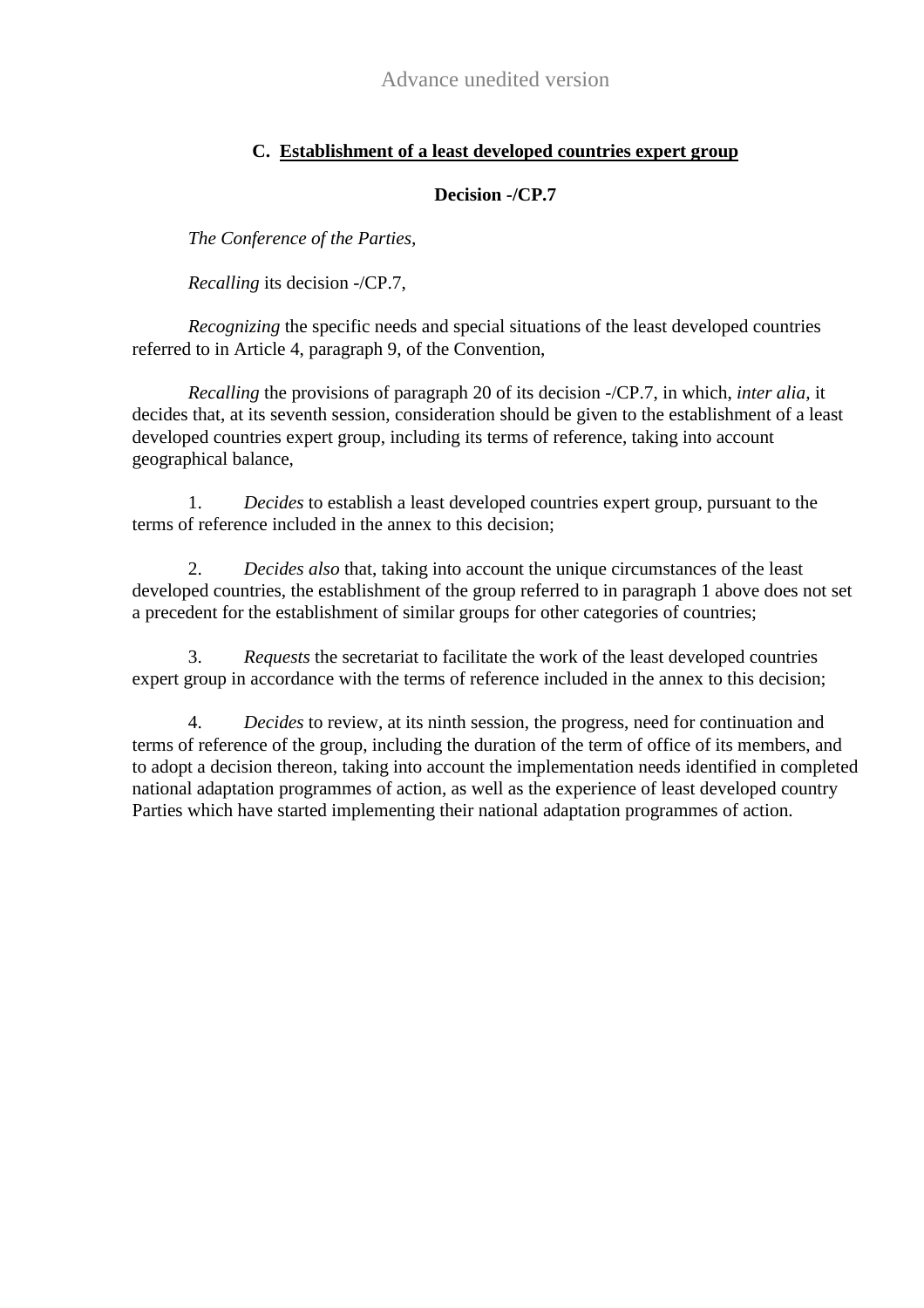Advance unedited version

### C. Establishment of a least developed countries expert group

**Decision -/CP.7**

*The Conference of the Parties*,

*Recalling* its decision -/CP.7,

*Recognizing* the specific needs and special situations of the least developed countries referred to in Article 4, paragraph 9, of the Convention,

*Recalling* the provisions of paragraph 20 of its decision -/CP.7, in which, *inter alia*, it decides that, at its seventh session, consideration should be given to the establishment of a least developed countries expert group, including its terms of reference, taking into account geographical balance,

1. *Decides* to establish a least developed countries expert group, pursuant to the terms of reference included in the annex to this decision;

2. *Decides also* that, taking into account the unique circumstances of the least developed countries, the establishment of the group referred to in paragraph 1 above does not set a precedent for the establishment of similar groups for other categories of countries;

3. *Requests* the secretariat to facilitate the work of the least developed countries expert group in accordance with the terms of reference included in the annex to this decision;

4. *Decides* to review, at its ninth session, the progress, need for continuation and terms of reference of the group, including the duration of the term of office of its members, and to adopt a decision thereon, taking into account the implementation needs identified in completed national adaptation programmes of action, as well as the experience of least developed country Parties which have started implementing their national adaptation programmes of action.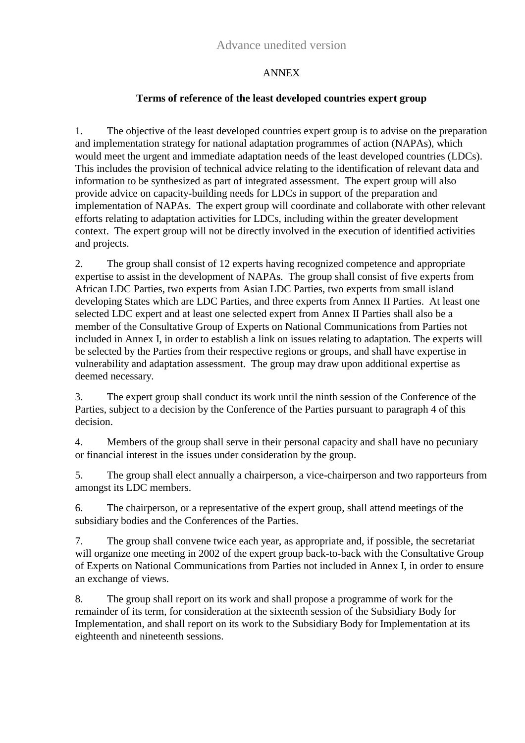Advance unedited version

ANNEX

**Terms of reference of the least developed countries expert group**

1. The objective of the least developed countries expert group is to advise on the preparation and implementation strategy for national adaptation programmes of action (NAPAs), which would meet the urgent and immediate adaptation needs of the least developed countries (LDCs). This includes the provision of technical advice relating to the identification of relevant data and information to be synthesized as part of integrated assessment. The expert group will also provide advice on capacity-building needs for LDCs in support of the preparation and implementation of NAPAs. The expert group will coordinate and collaborate with other relevant efforts relating to adaptation activities for LDCs, including within the greater development context. The expert group will not be directly involved in the execution of identified activities and projects.

2. The group shall consist of 12 experts having recognized competence and appropriate expertise to assist in the development of NAPAs. The group shall consist of five experts from African LDC Parties, two experts from Asian LDC Parties, two experts from small island developing States which are LDC Parties, and three experts from Annex II Parties. At least one selected LDC expert and at least one selected expert from Annex II Parties shall also be a member of the Consultative Group of Experts on National Communications from Parties not included in Annex I, in order to establish a link on issues relating to adaptation. The experts will be selected by the Parties from their respective regions or groups, and shall have expertise in vulnerability and adaptation assessment. The group may draw upon additional expertise as deemed necessary.

3. The expert group shall conduct its work until the ninth session of the Conference of the Parties, subject to a decision by the Conference of the Parties pursuant to paragraph 4 of this decision.

4. Members of the group shall serve in their personal capacity and shall have no pecuniary or financial interest in the issues under consideration by the group.

5. The group shall elect annually a chairperson, a vice-chairperson and two rapporteurs from amongst its LDC members.

6. The chairperson, or a representative of the expert group, shall attend meetings of the subsidiary bodies and the Conferences of the Parties.

7. The group shall convene twice each year, as appropriate and, if possible, the secretariat will organize one meeting in 2002 of the expert group back-to-back with the Consultative Group of Experts on National Communications from Parties not included in Annex I, in order to ensure an exchange of views.

8. The group shall report on its work and shall propose a programme of work for the remainder of its term, for consideration at the sixteenth session of the Subsidiary Body for Implementation, and shall report on its work to the Subsidiary Body for Implementation at its eighteenth and nineteenth sessions.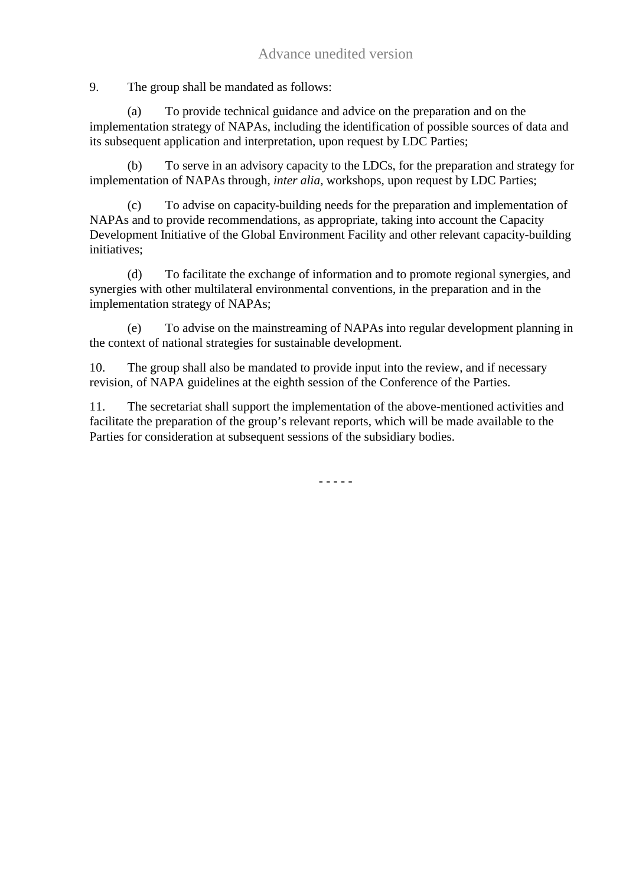9. The group shall be mandated as follows:

(a) To provide technical guidance and advice on the preparation and on the implementation strategy of NAPAs, including the identification of possible sources of data and its subsequent application and interpretation, upon request by LDC Parties;

(b) To serve in an advisory capacity to the LDCs, for the preparation and strategy for implementation of NAPAs through, *inter alia*, workshops, upon request by LDC Parties;

(c) To advise on capacity-building needs for the preparation and implementation of NAPAs and to provide recommendations, as appropriate, taking into account the Capacity Development Initiative of the Global Environment Facility and other relevant capacity-building initiatives;

(d) To facilitate the exchange of information and to promote regional synergies, and synergies with other multilateral environmental conventions, in the preparation and in the implementation strategy of NAPAs;

(e) To advise on the mainstreaming of NAPAs into regular development planning in the context of national strategies for sustainable development.

10. The group shall also be mandated to provide input into the review, and if necessary revision, of NAPA guidelines at the eighth session of the Conference of the Parties.

11. The secretariat shall support the implementation of the above-mentioned activities and facilitate the preparation of the group's relevant reports, which will be made available to the Parties for consideration at subsequent sessions of the subsidiary bodies.

- - - - -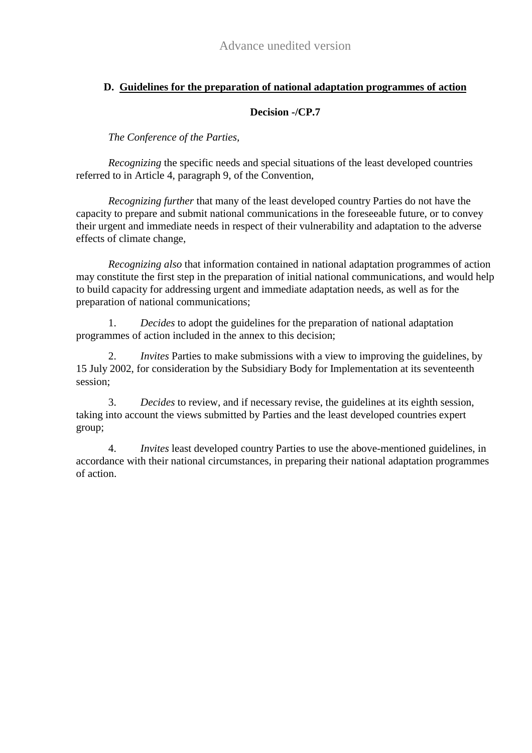Advance unedited version

## D. Guidelines for the preparation of national adaptation programmes of action

**Decision -/CP.7**

*The Conference of the Parties*,

*Recognizing* the specific needs and special situations of the least developed countries referred to in Article 4, paragraph 9, of the Convention,

*Recognizing further* that many of the least developed country Parties do not have the capacity to prepare and submit national communications in the foreseeable future, or to convey their urgent and immediate needs in respect of their vulnerability and adaptation to the adverse effects of climate change,

*Recognizing also* that information contained in national adaptation programmes of action may constitute the first step in the preparation of initial national communications, and would help to build capacity for addressing urgent and immediate adaptation needs, as well as for the preparation of national communications;

1. *Decides* to adopt the guidelines for the preparation of national adaptation programmes of action included in the annex to this decision;

2. *Invites* Parties to make submissions with a view to improving the guidelines, by 15 July 2002, for consideration by the Subsidiary Body for Implementation at its seventeenth session;

3. *Decides* to review, and if necessary revise, the guidelines at its eighth session, taking into account the views submitted by Parties and the least developed countries expert group;

4. *Invites* least developed country Parties to use the above-mentioned guidelines, in accordance with their national circumstances, in preparing their national adaptation programmes of action.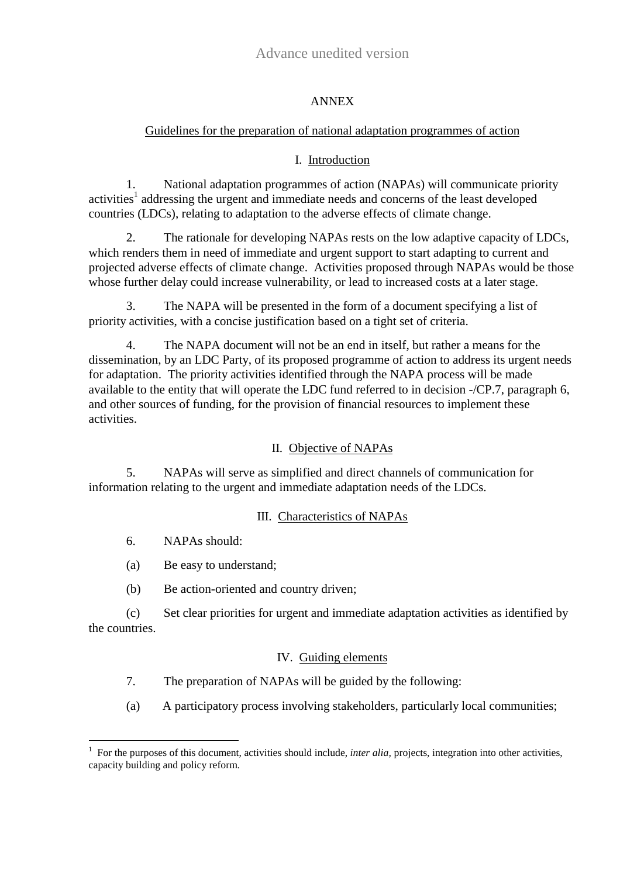Advance unedited version

ANNEX

## Guidelines for the preparation of national adaptation programmes of action

### I. Introduction

1. National adaptation programmes of action (NAPAs) will communicate priority activities[1] addressing the urgent and immediate needs and concerns of the least developed countries (LDCs), relating to adaptation to the adverse effects of climate change.

2. The rationale for developing NAPAs rests on the low adaptive capacity of LDCs, which renders them in need of immediate and urgent support to start adapting to current and projected adverse effects of climate change. Activities proposed through NAPAs would be those whose further delay could increase vulnerability, or lead to increased costs at a later stage.

3. The NAPA will be presented in the form of a document specifying a list of priority activities, with a concise justification based on a tight set of criteria.

4. The NAPA document will not be an end in itself, but rather a means for the dissemination, by an LDC Party, of its proposed programme of action to address its urgent needs for adaptation. The priority activities identified through the NAPA process will be made available to the entity that will operate the LDC fund referred to in decision -/CP.7, paragraph 6, and other sources of funding, for the provision of financial resources to implement these activities.

### II. Objective of NAPAs

5. NAPAs will serve as simplified and direct channels of communication for information relating to the urgent and immediate adaptation needs of the LDCs.

### III. Characteristics of NAPAs

6. NAPAs should:

(a) Be easy to understand;

(b) Be action-oriented and country driven;

(c) Set clear priorities for urgent and immediate adaptation activities as identified by the countries.

### IV. Guiding elements

7. The preparation of NAPAs will be guided by the following:

(a) A participatory process involving stakeholders, particularly local communities;

[1] For the purposes of this document, activities should include, *inter alia,* projects, integration into other activities, capacity building and policy reform.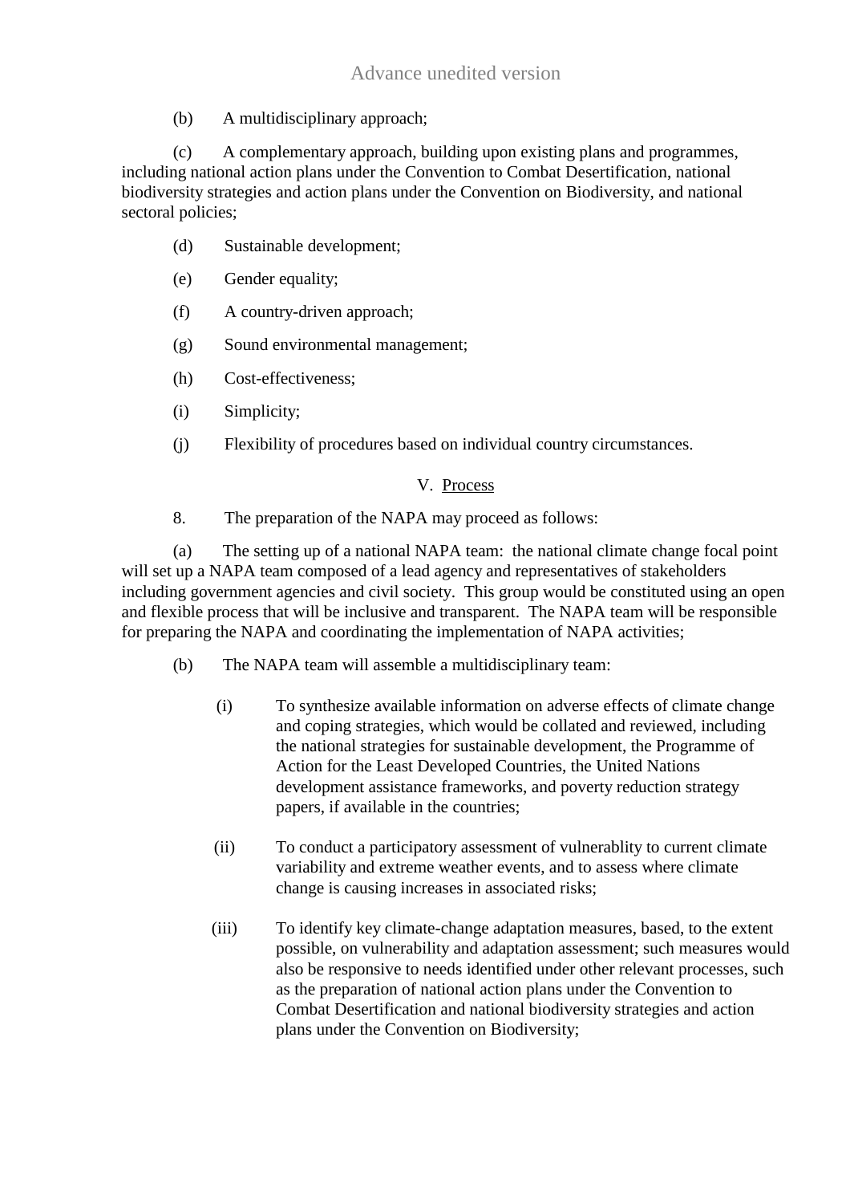(b) A multidisciplinary approach;

(c) A complementary approach, building upon existing plans and programmes, including national action plans under the Convention to Combat Desertification, national biodiversity strategies and action plans under the Convention on Biodiversity, and national sectoral policies;

(d) Sustainable development;

(e) Gender equality;

(f) A country-driven approach;

(g) Sound environmental management;

(h) Cost-effectiveness;

(i) Simplicity;

(j) Flexibility of procedures based on individual country circumstances.

## V. Process

8. The preparation of the NAPA may proceed as follows:

(a) The setting up of a national NAPA team: the national climate change focal point will set up a NAPA team composed of a lead agency and representatives of stakeholders including government agencies and civil society. This group would be constituted using an open and flexible process that will be inclusive and transparent. The NAPA team will be responsible for preparing the NAPA and coordinating the implementation of NAPA activities;

(b) The NAPA team will assemble a multidisciplinary team:

(i) To synthesize available information on adverse effects of climate change and coping strategies, which would be collated and reviewed, including the national strategies for sustainable development, the Programme of Action for the Least Developed Countries, the United Nations development assistance frameworks, and poverty reduction strategy papers, if available in the countries;

(ii) To conduct a participatory assessment of vulnerablity to current climate variability and extreme weather events, and to assess where climate change is causing increases in associated risks;

(iii) To identify key climate-change adaptation measures, based, to the extent possible, on vulnerability and adaptation assessment; such measures would also be responsive to needs identified under other relevant processes, such as the preparation of national action plans under the Convention to Combat Desertification and national biodiversity strategies and action plans under the Convention on Biodiversity;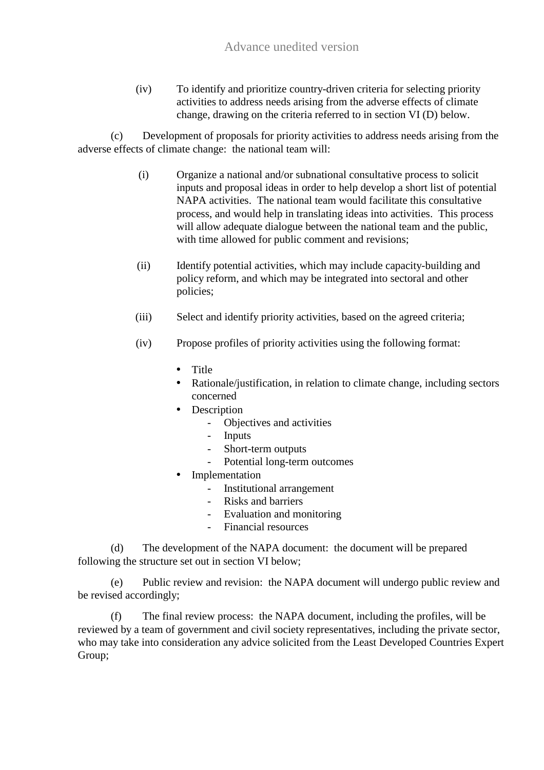(iv) To identify and prioritize country-driven criteria for selecting priority activities to address needs arising from the adverse effects of climate change, drawing on the criteria referred to in section VI (D) below.

(c) Development of proposals for priority activities to address needs arising from the adverse effects of climate change: the national team will:

(i) Organize a national and/or subnational consultative process to solicit inputs and proposal ideas in order to help develop a short list of potential NAPA activities. The national team would facilitate this consultative process, and would help in translating ideas into activities. This process will allow adequate dialogue between the national team and the public, with time allowed for public comment and revisions;

(ii) Identify potential activities, which may include capacity-building and policy reform, and which may be integrated into sectoral and other policies;

(iii) Select and identify priority activities, based on the agreed criteria;

(iv) Propose profiles of priority activities using the following format:

- Title
- Rationale/justification, in relation to climate change, including sectors concerned
- Description
    - Objectives and activities
    - Inputs
    - Short-term outputs
    - Potential long-term outcomes
- Implementation
    - Institutional arrangement
    - Risks and barriers
    - Evaluation and monitoring
    - Financial resources

(d) The development of the NAPA document: the document will be prepared following the structure set out in section VI below;

(e) Public review and revision: the NAPA document will undergo public review and be revised accordingly;

(f) The final review process: the NAPA document, including the profiles, will be reviewed by a team of government and civil society representatives, including the private sector, who may take into consideration any advice solicited from the Least Developed Countries Expert Group;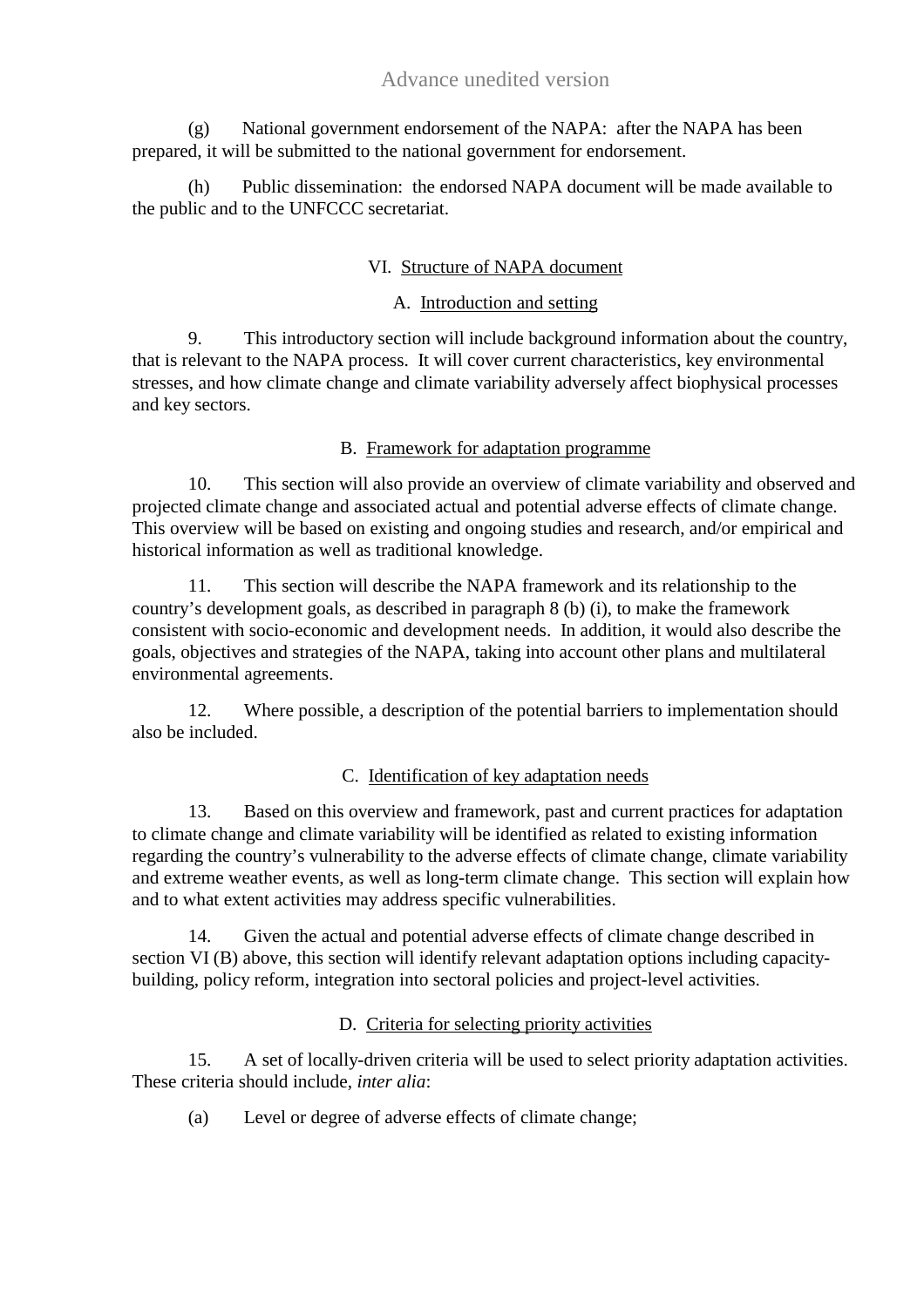(g) National government endorsement of the NAPA: after the NAPA has been prepared, it will be submitted to the national government for endorsement.

(h) Public dissemination: the endorsed NAPA document will be made available to the public and to the UNFCCC secretariat.

## VI. Structure of NAPA document

### A. Introduction and setting

9. This introductory section will include background information about the country, that is relevant to the NAPA process. It will cover current characteristics, key environmental stresses, and how climate change and climate variability adversely affect biophysical processes and key sectors.

### B. Framework for adaptation programme

10. This section will also provide an overview of climate variability and observed and projected climate change and associated actual and potential adverse effects of climate change. This overview will be based on existing and ongoing studies and research, and/or empirical and historical information as well as traditional knowledge.

11. This section will describe the NAPA framework and its relationship to the country's development goals, as described in paragraph 8 (b) (i), to make the framework consistent with socio-economic and development needs. In addition, it would also describe the goals, objectives and strategies of the NAPA, taking into account other plans and multilateral environmental agreements.

12. Where possible, a description of the potential barriers to implementation should also be included.

### C. Identification of key adaptation needs

13. Based on this overview and framework, past and current practices for adaptation to climate change and climate variability will be identified as related to existing information regarding the country's vulnerability to the adverse effects of climate change, climate variability and extreme weather events, as well as long-term climate change. This section will explain how and to what extent activities may address specific vulnerabilities.

14. Given the actual and potential adverse effects of climate change described in section VI (B) above, this section will identify relevant adaptation options including capacity-building, policy reform, integration into sectoral policies and project-level activities.

### D. Criteria for selecting priority activities

15. A set of locally-driven criteria will be used to select priority adaptation activities. These criteria should include, *inter alia*:

(a) Level or degree of adverse effects of climate change;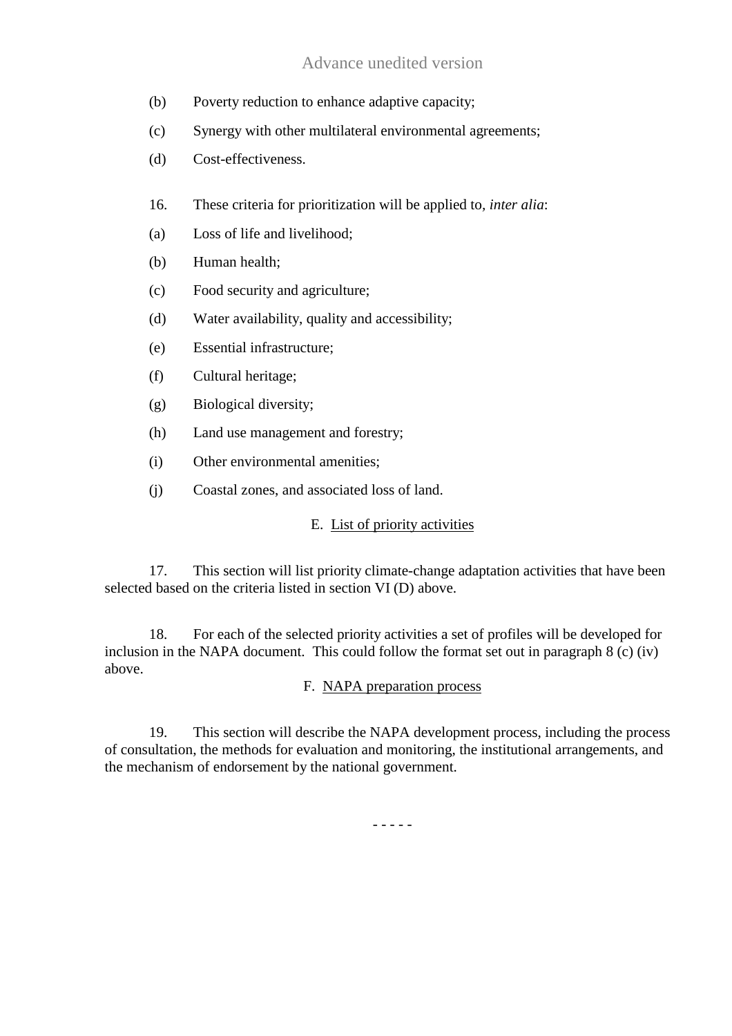(b) Poverty reduction to enhance adaptive capacity;

(c) Synergy with other multilateral environmental agreements;

(d) Cost-effectiveness.

16. These criteria for prioritization will be applied to, *inter alia*:

(a) Loss of life and livelihood;

(b) Human health;

(c) Food security and agriculture;

(d) Water availability, quality and accessibility;

(e) Essential infrastructure;

(f) Cultural heritage;

(g) Biological diversity;

(h) Land use management and forestry;

(i) Other environmental amenities;

(j) Coastal zones, and associated loss of land.

### E. List of priority activities

17. This section will list priority climate-change adaptation activities that have been selected based on the criteria listed in section VI (D) above.

18. For each of the selected priority activities a set of profiles will be developed for inclusion in the NAPA document. This could follow the format set out in paragraph 8 (c) (iv) above.

### F. NAPA preparation process

19. This section will describe the NAPA development process, including the process of consultation, the methods for evaluation and monitoring, the institutional arrangements, and the mechanism of endorsement by the national government.

- - - - -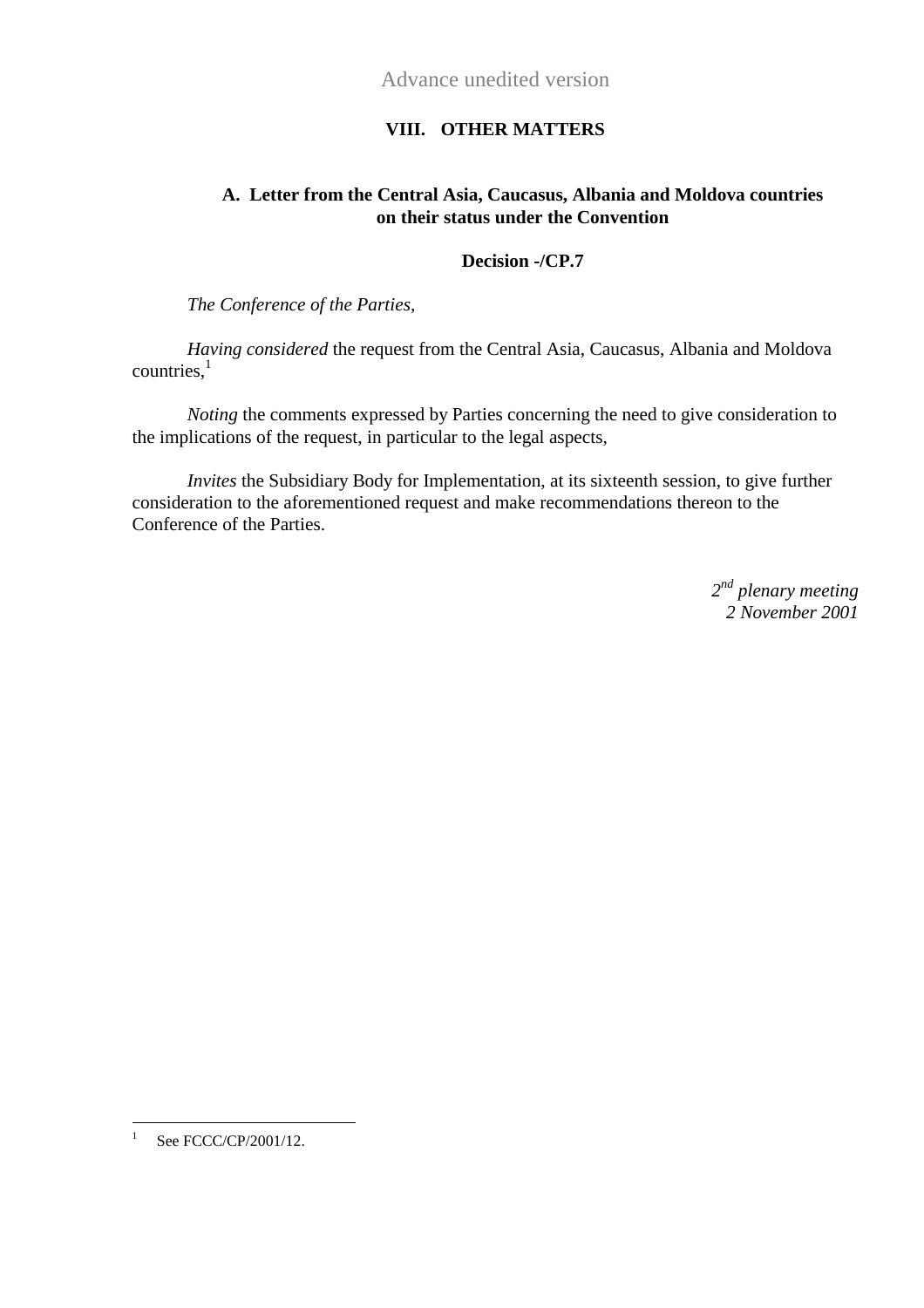Advance unedited version

## VIII. OTHER MATTERS

### A. Letter from the Central Asia, Caucasus, Albania and Moldova countries on their status under the Convention

**Decision -/CP.7**

*The Conference of the Parties,*

*Having considered* the request from the Central Asia, Caucasus, Albania and Moldova countries,[1]

*Noting* the comments expressed by Parties concerning the need to give consideration to the implications of the request, in particular to the legal aspects,

*Invites* the Subsidiary Body for Implementation, at its sixteenth session, to give further consideration to the aforementioned request and make recommendations thereon to the Conference of the Parties.

*2nd plenary meeting*
*2 November 2001*

---

[1] See FCCC/CP/2001/12.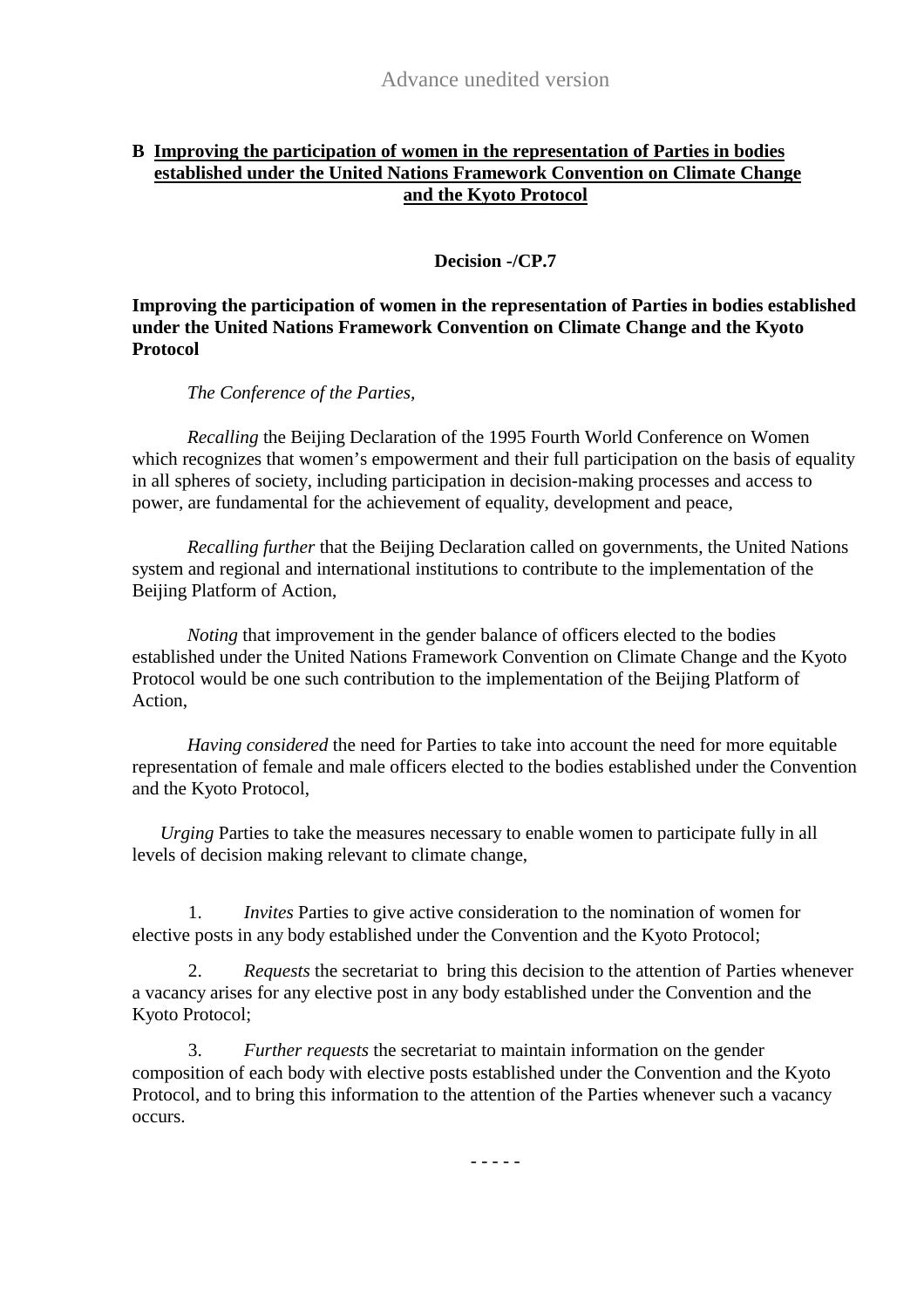Advance unedited version

## B Improving the participation of women in the representation of Parties in bodies established under the United Nations Framework Convention on Climate Change and the Kyoto Protocol

**Decision -/CP.7**

**Improving the participation of women in the representation of Parties in bodies established under the United Nations Framework Convention on Climate Change and the Kyoto Protocol**

*The Conference of the Parties,*

*Recalling* the Beijing Declaration of the 1995 Fourth World Conference on Women which recognizes that women's empowerment and their full participation on the basis of equality in all spheres of society, including participation in decision-making processes and access to power, are fundamental for the achievement of equality, development and peace,

*Recalling further* that the Beijing Declaration called on governments, the United Nations system and regional and international institutions to contribute to the implementation of the Beijing Platform of Action,

*Noting* that improvement in the gender balance of officers elected to the bodies established under the United Nations Framework Convention on Climate Change and the Kyoto Protocol would be one such contribution to the implementation of the Beijing Platform of Action,

*Having considered* the need for Parties to take into account the need for more equitable representation of female and male officers elected to the bodies established under the Convention and the Kyoto Protocol,

*Urging* Parties to take the measures necessary to enable women to participate fully in all levels of decision making relevant to climate change,

1. *Invites* Parties to give active consideration to the nomination of women for elective posts in any body established under the Convention and the Kyoto Protocol;

2. *Requests* the secretariat to bring this decision to the attention of Parties whenever a vacancy arises for any elective post in any body established under the Convention and the Kyoto Protocol;

3. *Further requests* the secretariat to maintain information on the gender composition of each body with elective posts established under the Convention and the Kyoto Protocol, and to bring this information to the attention of the Parties whenever such a vacancy occurs.

- - - - -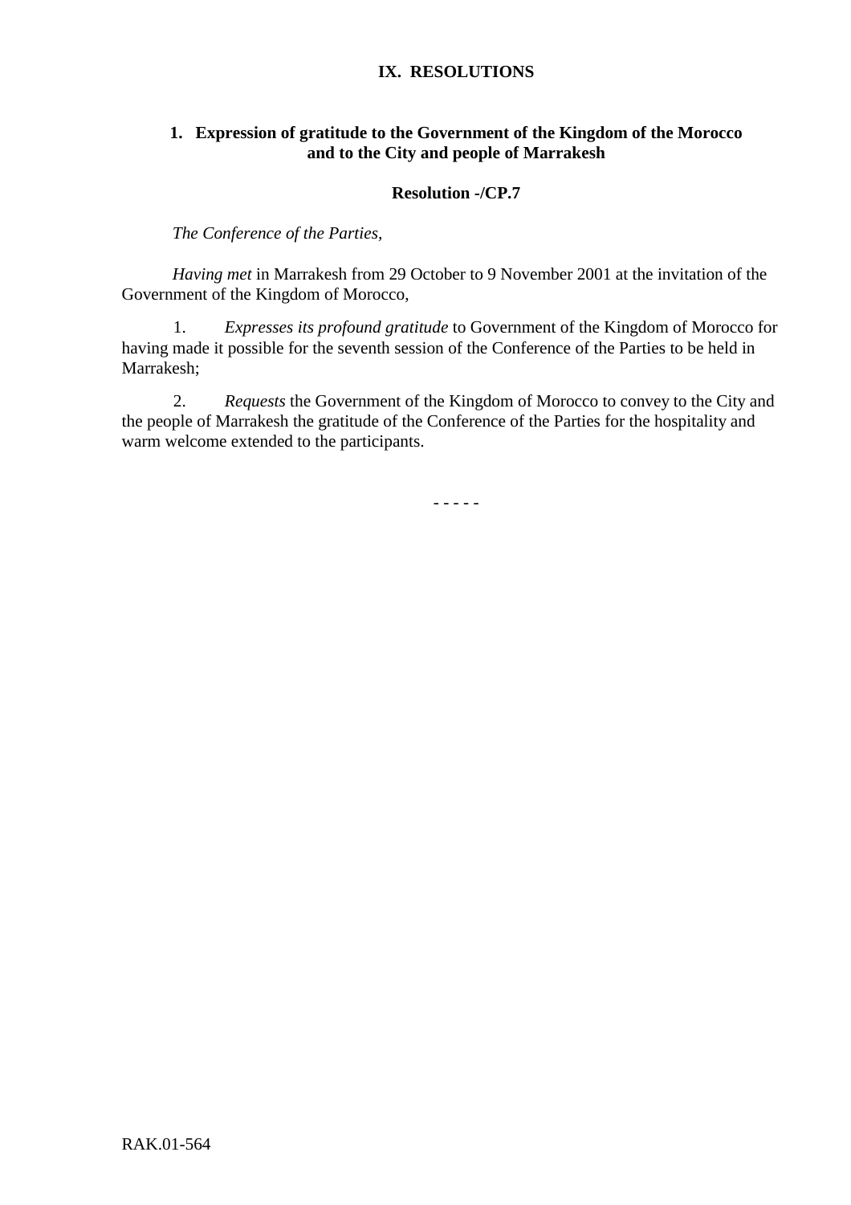# IX. RESOLUTIONS

## 1. Expression of gratitude to the Government of the Kingdom of the Morocco and to the City and people of Marrakesh

**Resolution -/CP.7**

*The Conference of the Parties,*

*Having met* in Marrakesh from 29 October to 9 November 2001 at the invitation of the Government of the Kingdom of Morocco,

1. *Expresses its profound gratitude* to Government of the Kingdom of Morocco for having made it possible for the seventh session of the Conference of the Parties to be held in Marrakesh;

2. *Requests* the Government of the Kingdom of Morocco to convey to the City and the people of Marrakesh the gratitude of the Conference of the Parties for the hospitality and warm welcome extended to the participants.

- - - - -

RAK.01-564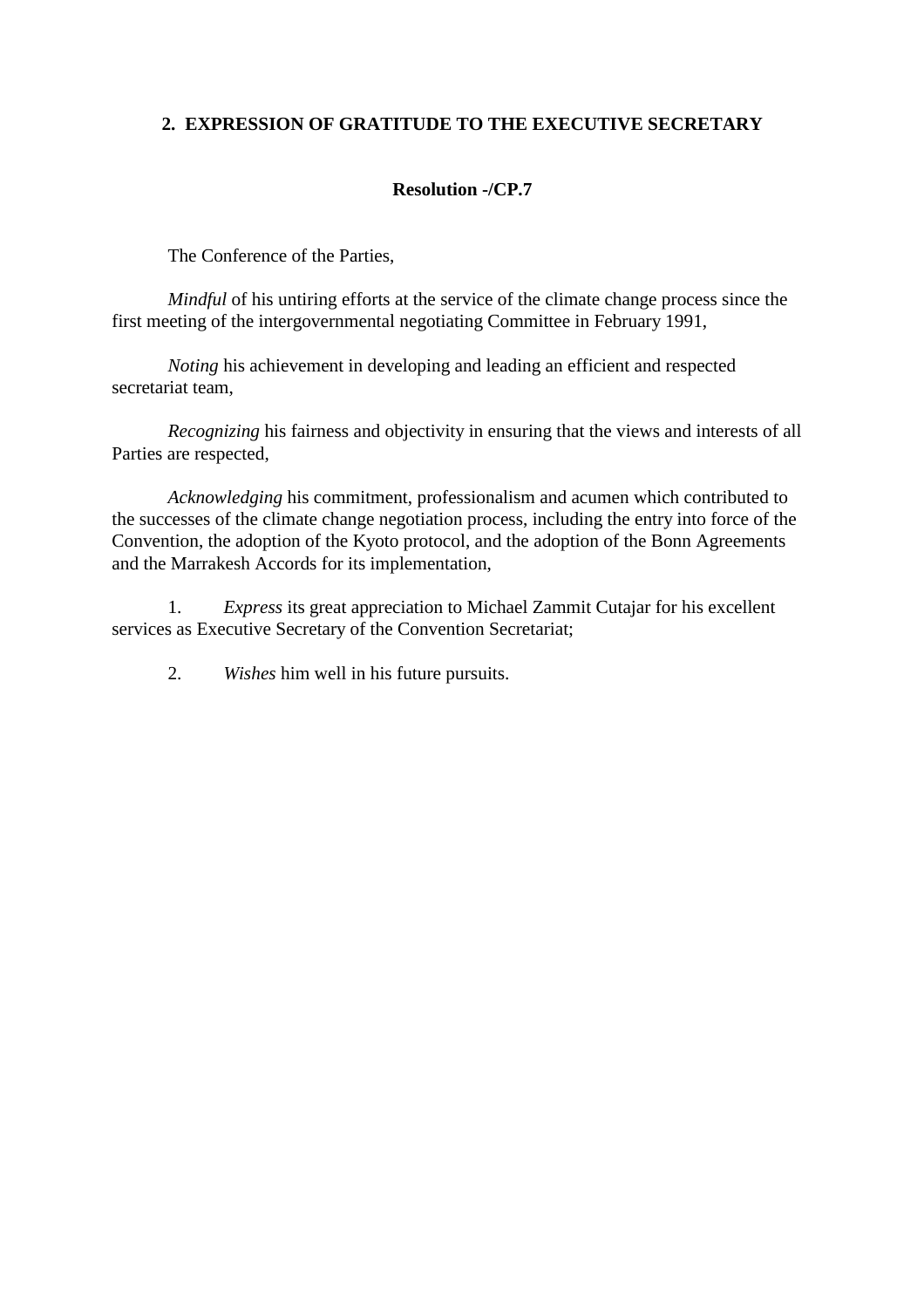## 2. EXPRESSION OF GRATITUDE TO THE EXECUTIVE SECRETARY

**Resolution -/CP.7**

The Conference of the Parties,

*Mindful* of his untiring efforts at the service of the climate change process since the first meeting of the intergovernmental negotiating Committee in February 1991,

*Noting* his achievement in developing and leading an efficient and respected secretariat team,

*Recognizing* his fairness and objectivity in ensuring that the views and interests of all Parties are respected,

*Acknowledging* his commitment, professionalism and acumen which contributed to the successes of the climate change negotiation process, including the entry into force of the Convention, the adoption of the Kyoto protocol, and the adoption of the Bonn Agreements and the Marrakesh Accords for its implementation,

1. *Express* its great appreciation to Michael Zammit Cutajar for his excellent services as Executive Secretary of the Convention Secretariat;

2. *Wishes* him well in his future pursuits.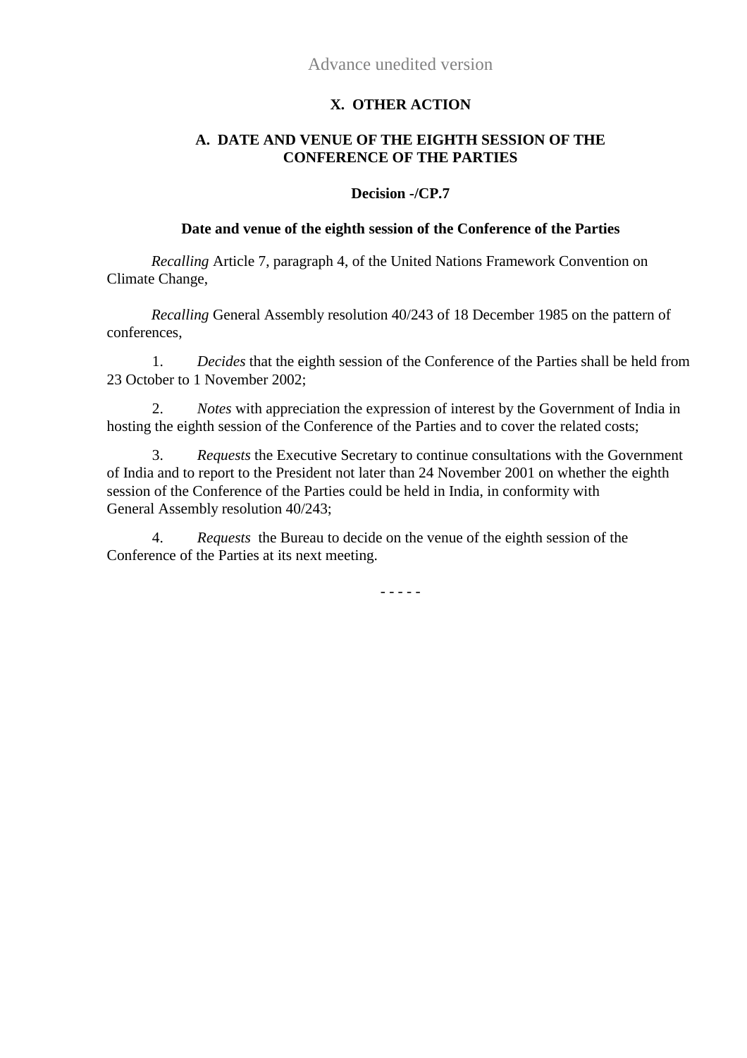Advance unedited version

## X. OTHER ACTION

### A. DATE AND VENUE OF THE EIGHTH SESSION OF THE CONFERENCE OF THE PARTIES

**Decision -/CP.7**

**Date and venue of the eighth session of the Conference of the Parties**

*Recalling* Article 7, paragraph 4, of the United Nations Framework Convention on Climate Change,

*Recalling* General Assembly resolution 40/243 of 18 December 1985 on the pattern of conferences,

1. *Decides* that the eighth session of the Conference of the Parties shall be held from 23 October to 1 November 2002;

2. *Notes* with appreciation the expression of interest by the Government of India in hosting the eighth session of the Conference of the Parties and to cover the related costs;

3. *Requests* the Executive Secretary to continue consultations with the Government of India and to report to the President not later than 24 November 2001 on whether the eighth session of the Conference of the Parties could be held in India, in conformity with General Assembly resolution 40/243;

4. *Requests* the Bureau to decide on the venue of the eighth session of the Conference of the Parties at its next meeting.

- - - - -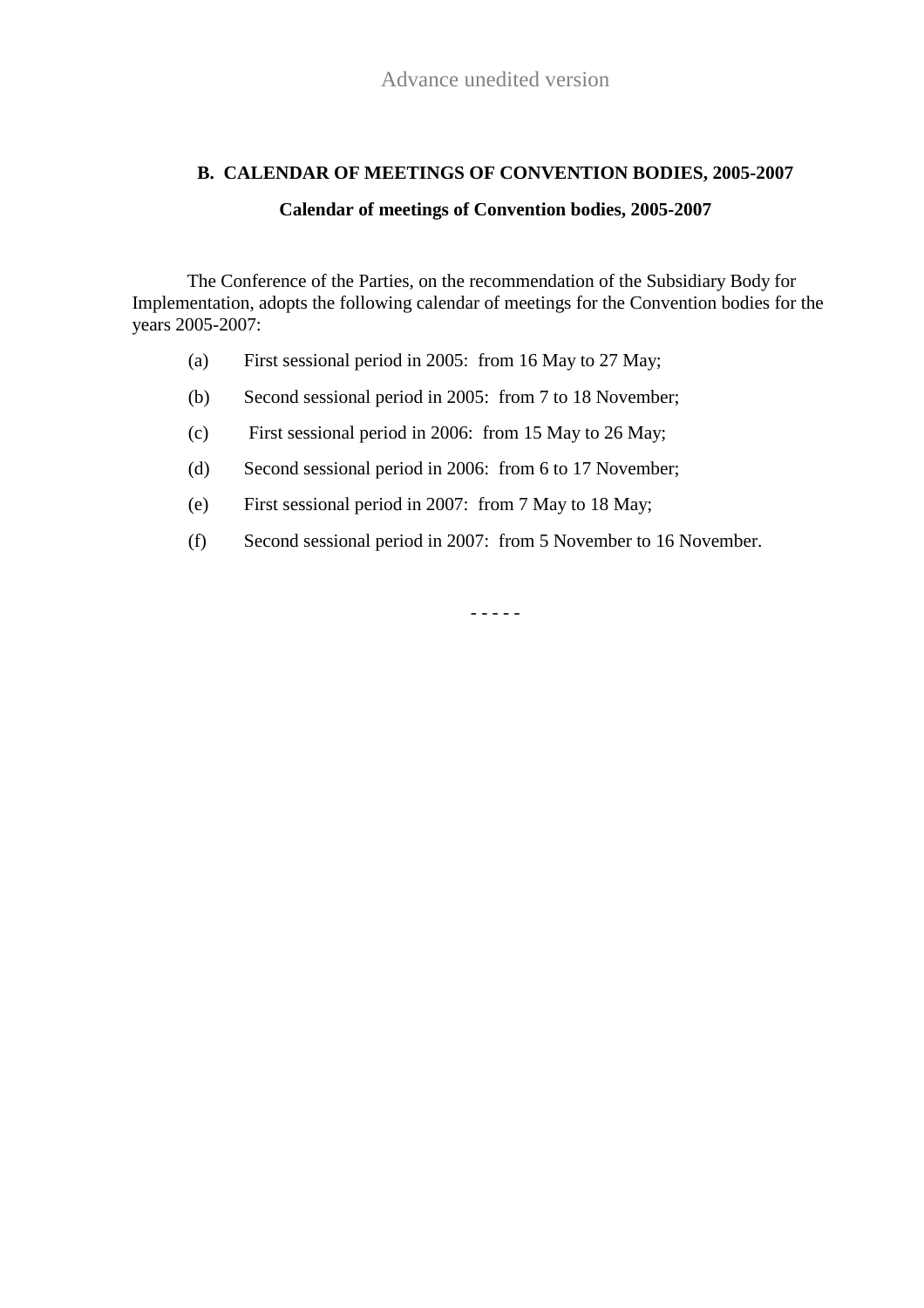Advance unedited version

## B. CALENDAR OF MEETINGS OF CONVENTION BODIES, 2005-2007

### Calendar of meetings of Convention bodies, 2005-2007

The Conference of the Parties, on the recommendation of the Subsidiary Body for Implementation, adopts the following calendar of meetings for the Convention bodies for the years 2005-2007:

(a) First sessional period in 2005: from 16 May to 27 May;

(b) Second sessional period in 2005: from 7 to 18 November;

(c) First sessional period in 2006: from 15 May to 26 May;

(d) Second sessional period in 2006: from 6 to 17 November;

(e) First sessional period in 2007: from 7 May to 18 May;

(f) Second sessional period in 2007: from 5 November to 16 November.

- - - - -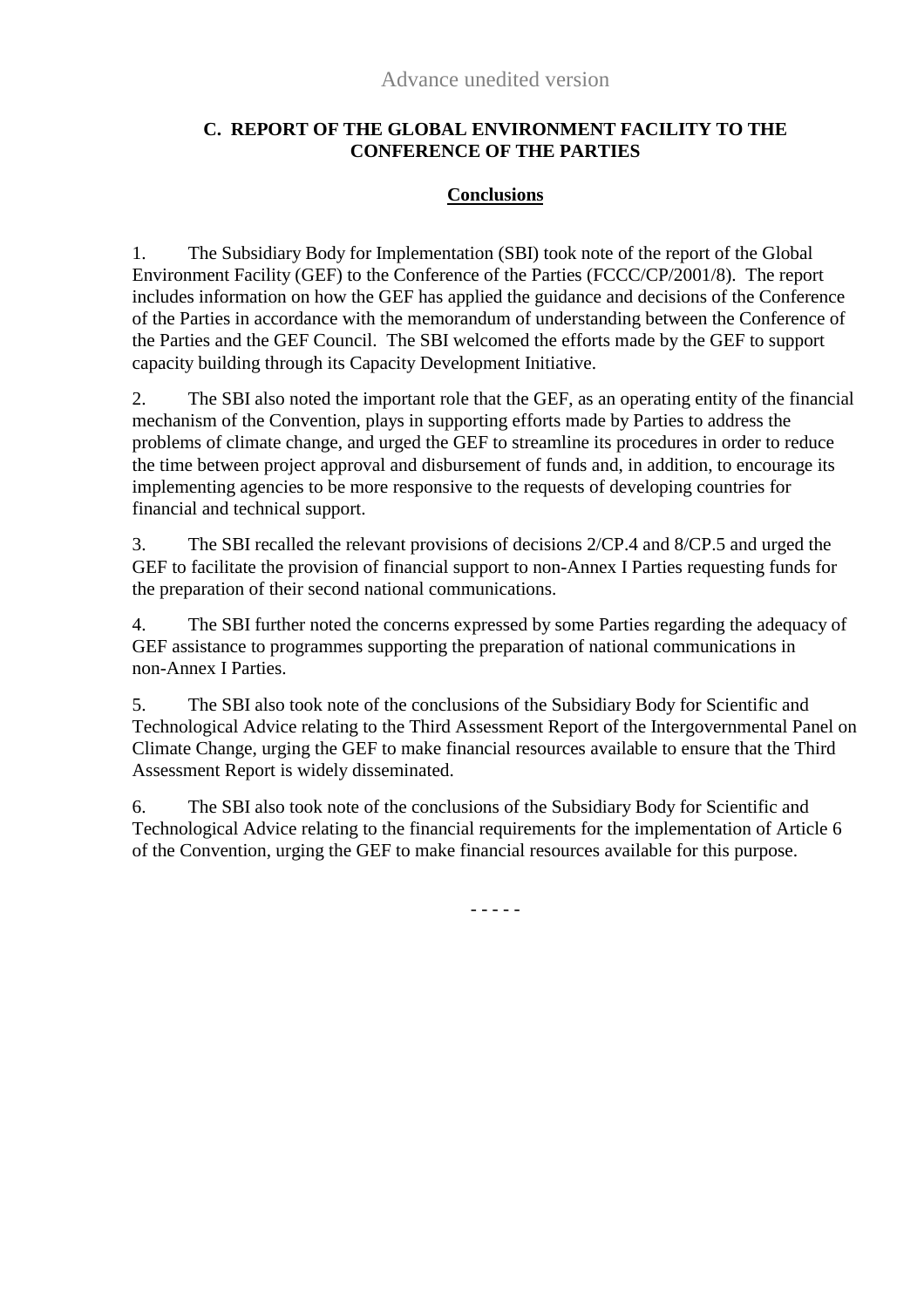Advance unedited version

## C. REPORT OF THE GLOBAL ENVIRONMENT FACILITY TO THE CONFERENCE OF THE PARTIES

### Conclusions

1. The Subsidiary Body for Implementation (SBI) took note of the report of the Global Environment Facility (GEF) to the Conference of the Parties (FCCC/CP/2001/8). The report includes information on how the GEF has applied the guidance and decisions of the Conference of the Parties in accordance with the memorandum of understanding between the Conference of the Parties and the GEF Council. The SBI welcomed the efforts made by the GEF to support capacity building through its Capacity Development Initiative.

2. The SBI also noted the important role that the GEF, as an operating entity of the financial mechanism of the Convention, plays in supporting efforts made by Parties to address the problems of climate change, and urged the GEF to streamline its procedures in order to reduce the time between project approval and disbursement of funds and, in addition, to encourage its implementing agencies to be more responsive to the requests of developing countries for financial and technical support.

3. The SBI recalled the relevant provisions of decisions 2/CP.4 and 8/CP.5 and urged the GEF to facilitate the provision of financial support to non-Annex I Parties requesting funds for the preparation of their second national communications.

4. The SBI further noted the concerns expressed by some Parties regarding the adequacy of GEF assistance to programmes supporting the preparation of national communications in non-Annex I Parties.

5. The SBI also took note of the conclusions of the Subsidiary Body for Scientific and Technological Advice relating to the Third Assessment Report of the Intergovernmental Panel on Climate Change, urging the GEF to make financial resources available to ensure that the Third Assessment Report is widely disseminated.

6. The SBI also took note of the conclusions of the Subsidiary Body for Scientific and Technological Advice relating to the financial requirements for the implementation of Article 6 of the Convention, urging the GEF to make financial resources available for this purpose.

- - - - -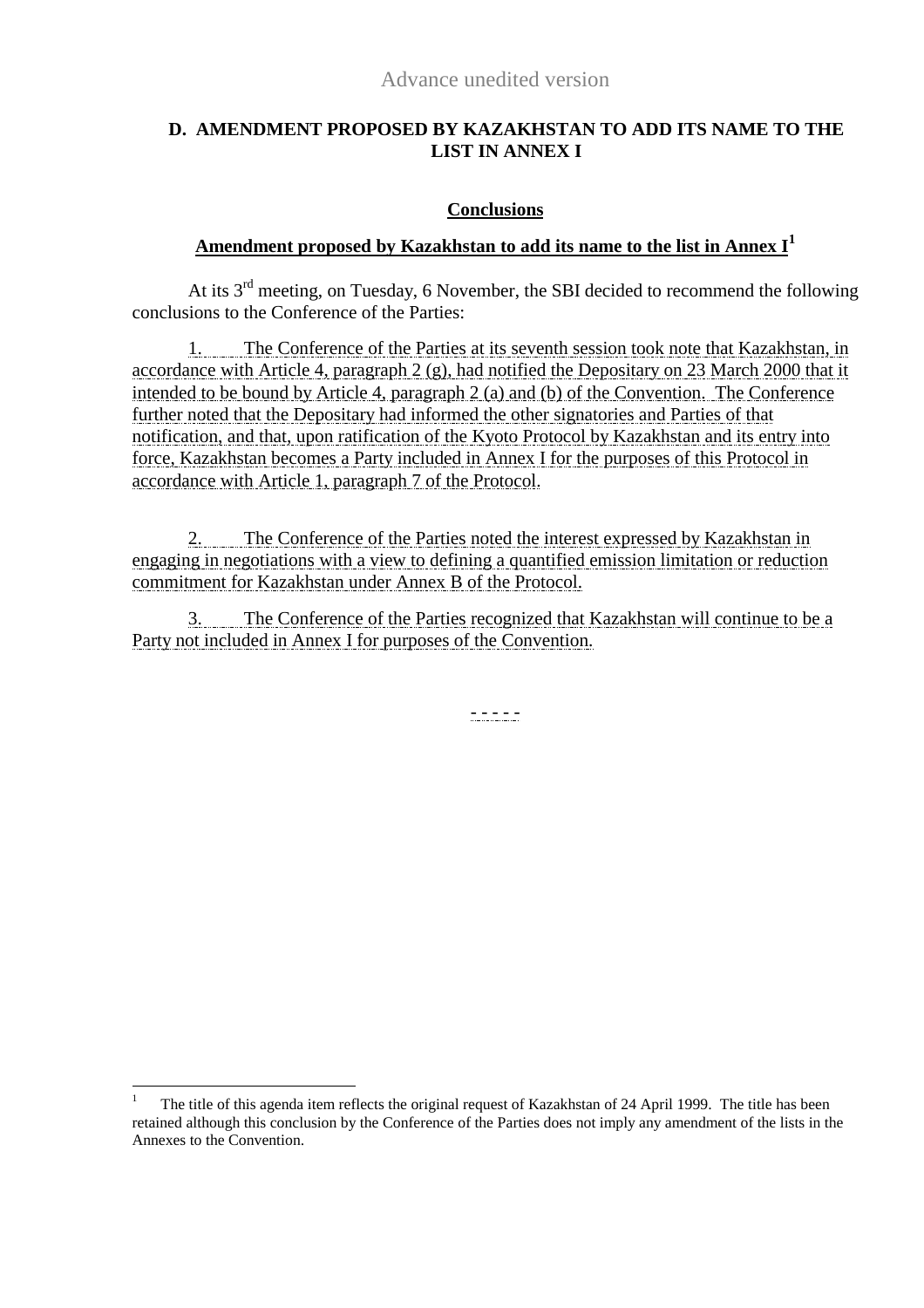Advance unedited version

## D. AMENDMENT PROPOSED BY KAZAKHSTAN TO ADD ITS NAME TO THE LIST IN ANNEX I

### Conclusions

### Amendment proposed by Kazakhstan to add its name to the list in Annex I[1]

At its 3rd meeting, on Tuesday, 6 November, the SBI decided to recommend the following conclusions to the Conference of the Parties:

1. The Conference of the Parties at its seventh session took note that Kazakhstan, in accordance with Article 4, paragraph 2 (g), had notified the Depositary on 23 March 2000 that it intended to be bound by Article 4, paragraph 2 (a) and (b) of the Convention. The Conference further noted that the Depositary had informed the other signatories and Parties of that notification, and that, upon ratification of the Kyoto Protocol by Kazakhstan and its entry into force, Kazakhstan becomes a Party included in Annex I for the purposes of this Protocol in accordance with Article 1, paragraph 7 of the Protocol.

2. The Conference of the Parties noted the interest expressed by Kazakhstan in engaging in negotiations with a view to defining a quantified emission limitation or reduction commitment for Kazakhstan under Annex B of the Protocol.

3. The Conference of the Parties recognized that Kazakhstan will continue to be a Party not included in Annex I for purposes of the Convention.

- - - - -

[1] The title of this agenda item reflects the original request of Kazakhstan of 24 April 1999. The title has been retained although this conclusion by the Conference of the Parties does not imply any amendment of the lists in the Annexes to the Convention.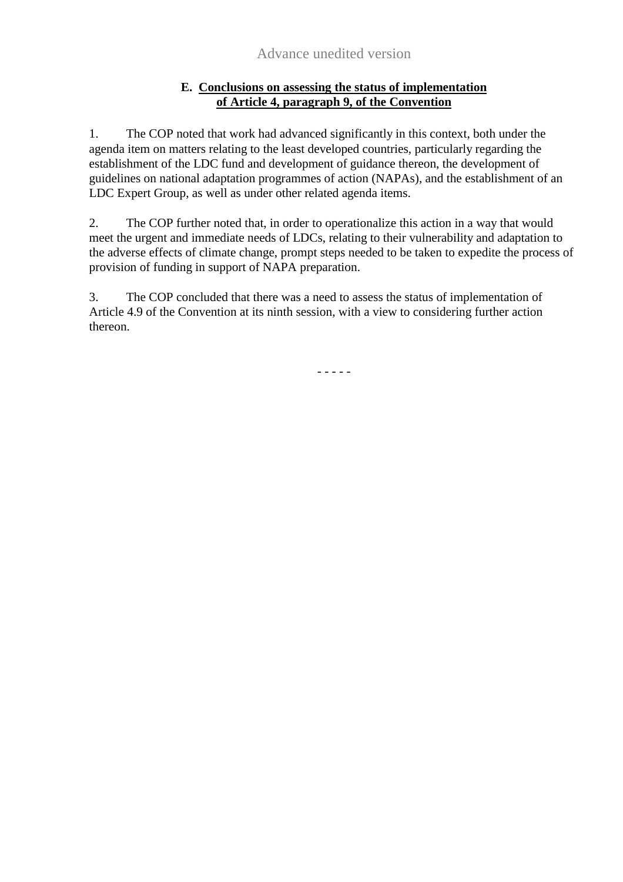Advance unedited version

### E. Conclusions on assessing the status of implementation of Article 4, paragraph 9, of the Convention

1. The COP noted that work had advanced significantly in this context, both under the agenda item on matters relating to the least developed countries, particularly regarding the establishment of the LDC fund and development of guidance thereon, the development of guidelines on national adaptation programmes of action (NAPAs), and the establishment of an LDC Expert Group, as well as under other related agenda items.

2. The COP further noted that, in order to operationalize this action in a way that would meet the urgent and immediate needs of LDCs, relating to their vulnerability and adaptation to the adverse effects of climate change, prompt steps needed to be taken to expedite the process of provision of funding in support of NAPA preparation.

3. The COP concluded that there was a need to assess the status of implementation of Article 4.9 of the Convention at its ninth session, with a view to considering further action thereon.

- - - - -